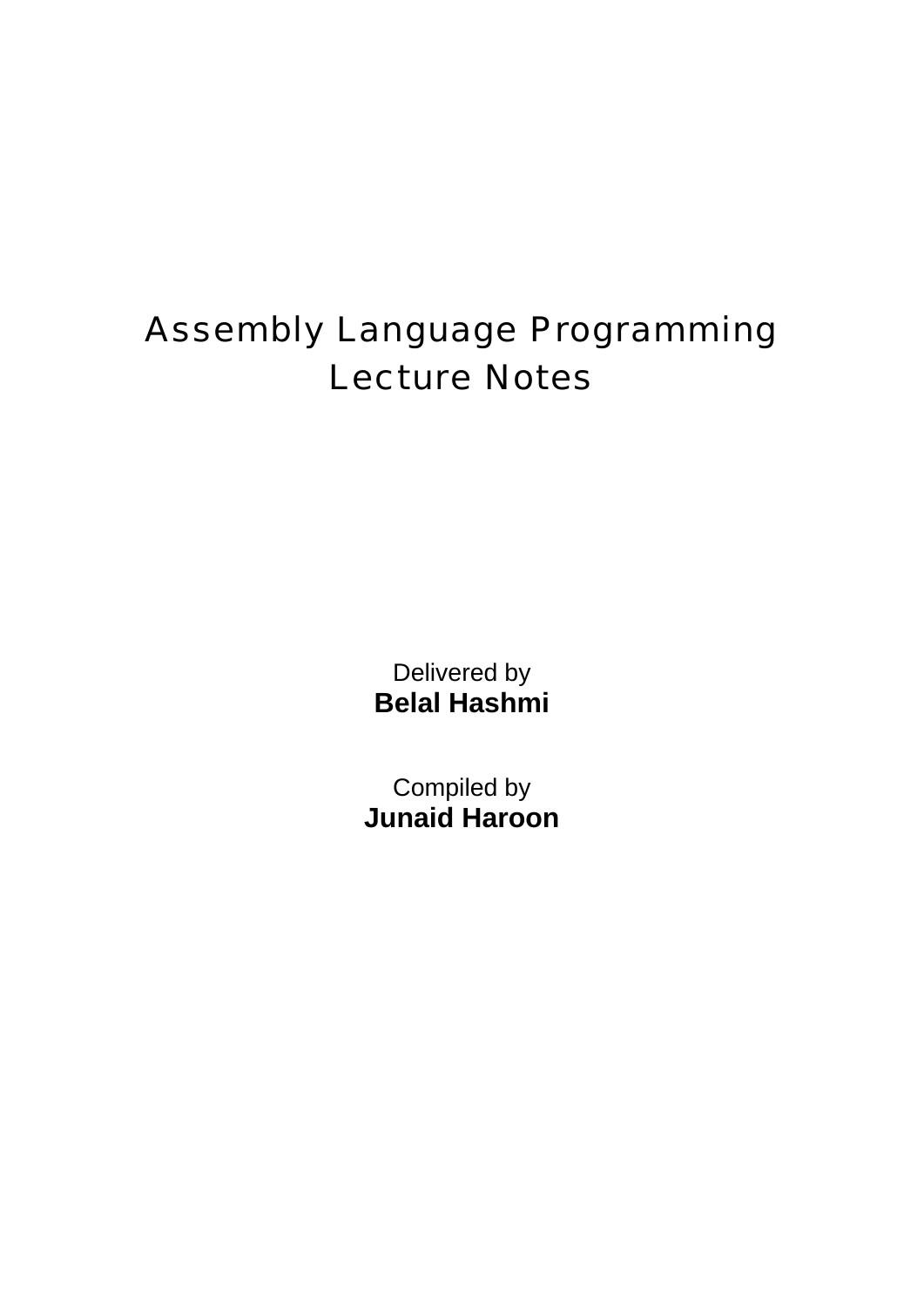# Assembly Language Programming Lecture Notes

Delivered by

**Belal Hashmi**

Compiled by

**Junaid Haroon**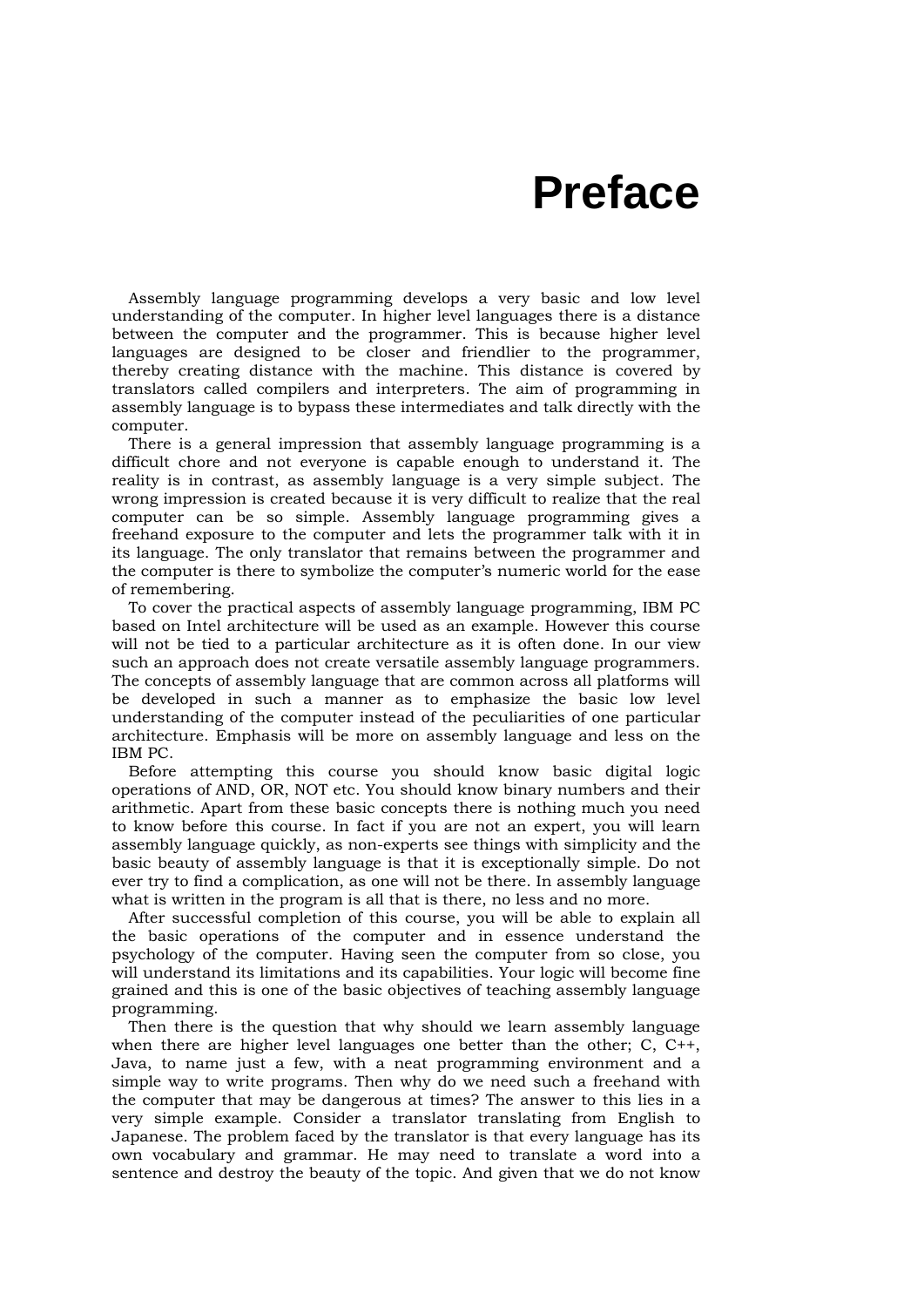# Preface

Assembly language programming develops a very basic and low level understanding of the computer. In higher level languages there is a distance between the computer and the programmer. This is because higher level languages are designed to be closer and friendlier to the programmer, thereby creating distance with the machine. This distance is covered by translators called compilers and interpreters. The aim of programming in assembly language is to bypass these intermediates and talk directly with the computer.

There is a general impression that assembly language programming is a difficult chore and not everyone is capable enough to understand it. The reality is in contrast, as assembly language is a very simple subject. The wrong impression is created because it is very difficult to realize that the real computer can be so simple. Assembly language programming gives a freehand exposure to the computer and lets the programmer talk with it in its language. The only translator that remains between the programmer and the computer is there to symbolize the computer's numeric world for the ease of remembering.

To cover the practical aspects of assembly language programming, IBM PC based on Intel architecture will be used as an example. However this course will not be tied to a particular architecture as it is often done. In our view such an approach does not create versatile assembly language programmers. The concepts of assembly language that are common across all platforms will be developed in such a manner as to emphasize the basic low level understanding of the computer instead of the peculiarities of one particular architecture. Emphasis will be more on assembly language and less on the IBM PC.

Before attempting this course you should know basic digital logic operations of AND, OR, NOT etc. You should know binary numbers and their arithmetic. Apart from these basic concepts there is nothing much you need to know before this course. In fact if you are not an expert, you will learn assembly language quickly, as non-experts see things with simplicity and the basic beauty of assembly language is that it is exceptionally simple. Do not ever try to find a complication, as one will not be there. In assembly language what is written in the program is all that is there, no less and no more.

After successful completion of this course, you will be able to explain all the basic operations of the computer and in essence understand the psychology of the computer. Having seen the computer from so close, you will understand its limitations and its capabilities. Your logic will become fine grained and this is one of the basic objectives of teaching assembly language programming.

Then there is the question that why should we learn assembly language when there are higher level languages one better than the other; C, C++, Java, to name just a few, with a neat programming environment and a simple way to write programs. Then why do we need such a freehand with the computer that may be dangerous at times? The answer to this lies in a very simple example. Consider a translator translating from English to Japanese. The problem faced by the translator is that every language has its own vocabulary and grammar. He may need to translate a word into a sentence and destroy the beauty of the topic. And given that we do not know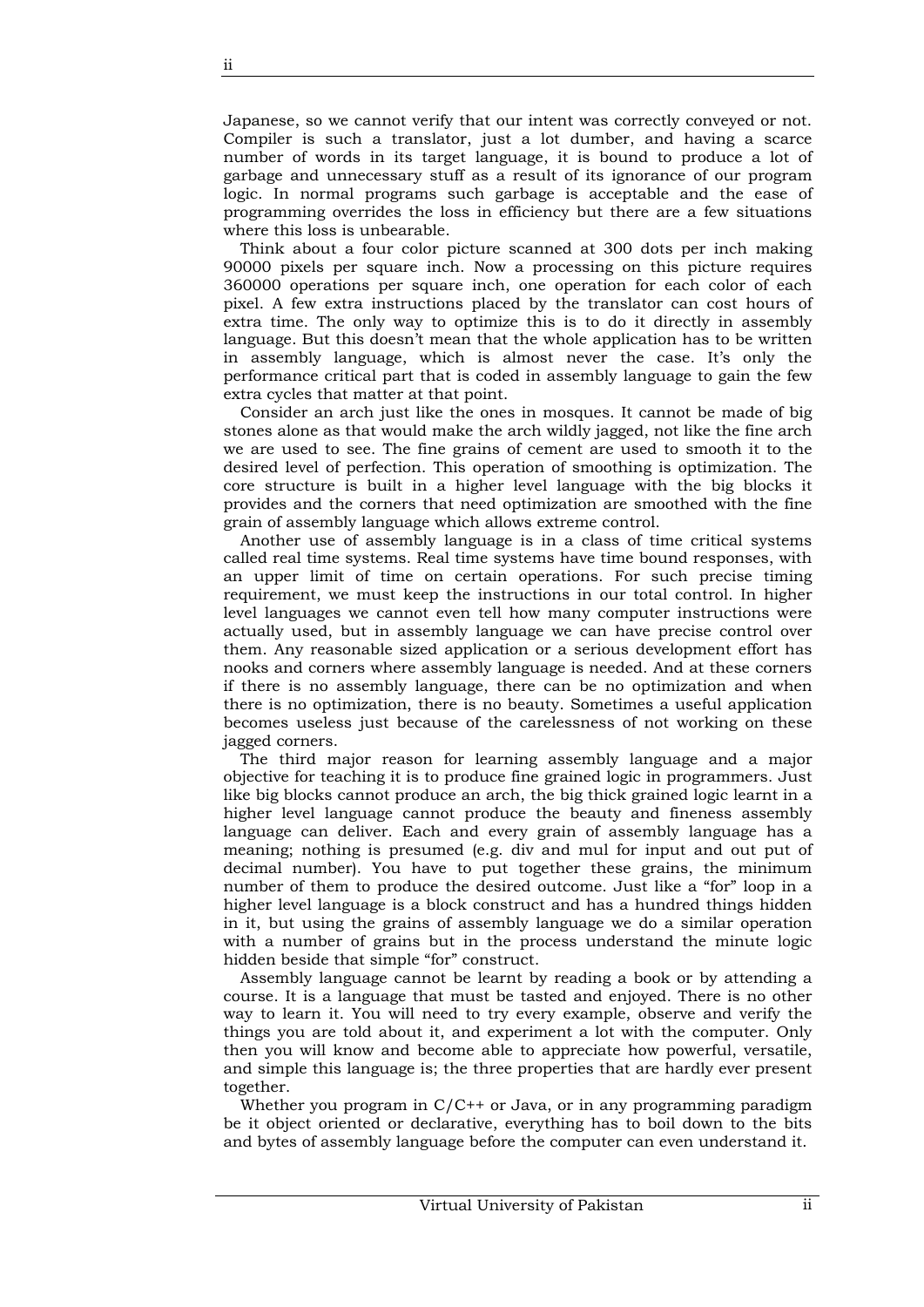Japanese, so we cannot verify that our intent was correctly conveyed or not. Compiler is such a translator, just a lot dumber, and having a scarce number of words in its target language, it is bound to produce a lot of garbage and unnecessary stuff as a result of its ignorance of our program logic. In normal programs such garbage is acceptable and the ease of programming overrides the loss in efficiency but there are a few situations where this loss is unbearable.

Think about a four color picture scanned at 300 dots per inch making 90000 pixels per square inch. Now a processing on this picture requires 360000 operations per square inch, one operation for each color of each pixel. A few extra instructions placed by the translator can cost hours of extra time. The only way to optimize this is to do it directly in assembly language. But this doesn't mean that the whole application has to be written in assembly language, which is almost never the case. It's only the performance critical part that is coded in assembly language to gain the few extra cycles that matter at that point.

Consider an arch just like the ones in mosques. It cannot be made of big stones alone as that would make the arch wildly jagged, not like the fine arch we are used to see. The fine grains of cement are used to smooth it to the desired level of perfection. This operation of smoothing is optimization. The core structure is built in a higher level language with the big blocks it provides and the corners that need optimization are smoothed with the fine grain of assembly language which allows extreme control.

Another use of assembly language is in a class of time critical systems called real time systems. Real time systems have time bound responses, with an upper limit of time on certain operations. For such precise timing requirement, we must keep the instructions in our total control. In higher level languages we cannot even tell how many computer instructions were actually used, but in assembly language we can have precise control over them. Any reasonable sized application or a serious development effort has nooks and corners where assembly language is needed. And at these corners if there is no assembly language, there can be no optimization and when there is no optimization, there is no beauty. Sometimes a useful application becomes useless just because of the carelessness of not working on these jagged corners.

The third major reason for learning assembly language and a major objective for teaching it is to produce fine grained logic in programmers. Just like big blocks cannot produce an arch, the big thick grained logic learnt in a higher level language cannot produce the beauty and fineness assembly language can deliver. Each and every grain of assembly language has a meaning; nothing is presumed (e.g. div and mul for input and out put of decimal number). You have to put together these grains, the minimum number of them to produce the desired outcome. Just like a "for" loop in a higher level language is a block construct and has a hundred things hidden in it, but using the grains of assembly language we do a similar operation with a number of grains but in the process understand the minute logic hidden beside that simple "for" construct.

Assembly language cannot be learnt by reading a book or by attending a course. It is a language that must be tasted and enjoyed. There is no other way to learn it. You will need to try every example, observe and verify the things you are told about it, and experiment a lot with the computer. Only then you will know and become able to appreciate how powerful, versatile, and simple this language is; the three properties that are hardly ever present together.

Whether you program in C/C++ or Java, or in any programming paradigm be it object oriented or declarative, everything has to boil down to the bits and bytes of assembly language before the computer can even understand it.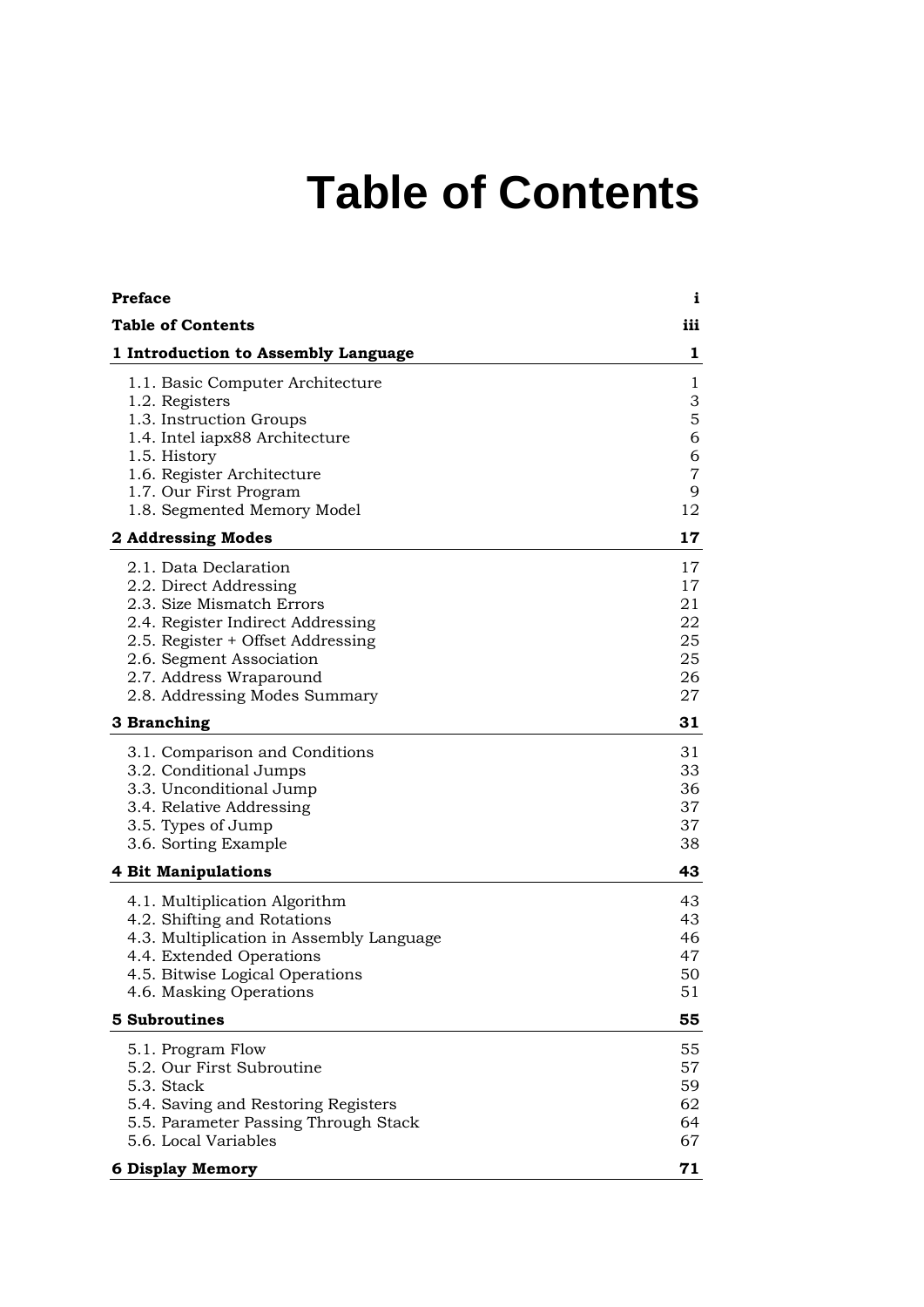# Table of Contents

| | |
|---|---|
| **Preface** | **i** |
| **Table of Contents** | **iii** |
| **1 Introduction to Assembly Language** | **1** |
| 1.1. Basic Computer Architecture | 1 |
| 1.2. Registers | 3 |
| 1.3. Instruction Groups | 5 |
| 1.4. Intel iapx88 Architecture | 6 |
| 1.5. History | 6 |
| 1.6. Register Architecture | 7 |
| 1.7. Our First Program | 9 |
| 1.8. Segmented Memory Model | 12 |
| **2 Addressing Modes** | **17** |
| 2.1. Data Declaration | 17 |
| 2.2. Direct Addressing | 17 |
| 2.3. Size Mismatch Errors | 21 |
| 2.4. Register Indirect Addressing | 22 |
| 2.5. Register + Offset Addressing | 25 |
| 2.6. Segment Association | 25 |
| 2.7. Address Wraparound | 26 |
| 2.8. Addressing Modes Summary | 27 |
| **3 Branching** | **31** |
| 3.1. Comparison and Conditions | 31 |
| 3.2. Conditional Jumps | 33 |
| 3.3. Unconditional Jump | 36 |
| 3.4. Relative Addressing | 37 |
| 3.5. Types of Jump | 37 |
| 3.6. Sorting Example | 38 |
| **4 Bit Manipulations** | **43** |
| 4.1. Multiplication Algorithm | 43 |
| 4.2. Shifting and Rotations | 43 |
| 4.3. Multiplication in Assembly Language | 46 |
| 4.4. Extended Operations | 47 |
| 4.5. Bitwise Logical Operations | 50 |
| 4.6. Masking Operations | 51 |
| **5 Subroutines** | **55** |
| 5.1. Program Flow | 55 |
| 5.2. Our First Subroutine | 57 |
| 5.3. Stack | 59 |
| 5.4. Saving and Restoring Registers | 62 |
| 5.5. Parameter Passing Through Stack | 64 |
| 5.6. Local Variables | 67 |
| **6 Display Memory** | **71** |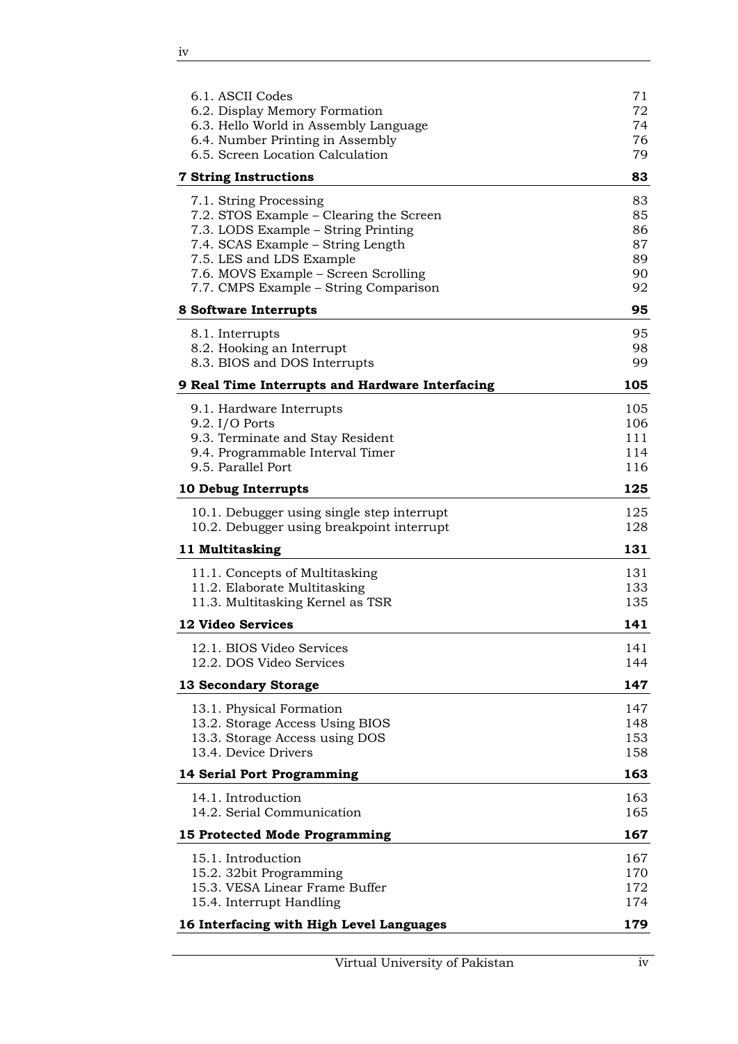| | |
|---|---|
| 6.1. ASCII Codes | 71 |
| 6.2. Display Memory Formation | 72 |
| 6.3. Hello World in Assembly Language | 74 |
| 6.4. Number Printing in Assembly | 76 |
| 6.5. Screen Location Calculation | 79 |
| **7 String Instructions** | **83** |
| 7.1. String Processing | 83 |
| 7.2. STOS Example – Clearing the Screen | 85 |
| 7.3. LODS Example – String Printing | 86 |
| 7.4. SCAS Example – String Length | 87 |
| 7.5. LES and LDS Example | 89 |
| 7.6. MOVS Example – Screen Scrolling | 90 |
| 7.7. CMPS Example – String Comparison | 92 |
| **8 Software Interrupts** | **95** |
| 8.1. Interrupts | 95 |
| 8.2. Hooking an Interrupt | 98 |
| 8.3. BIOS and DOS Interrupts | 99 |
| **9 Real Time Interrupts and Hardware Interfacing** | **105** |
| 9.1. Hardware Interrupts | 105 |
| 9.2. I/O Ports | 106 |
| 9.3. Terminate and Stay Resident | 111 |
| 9.4. Programmable Interval Timer | 114 |
| 9.5. Parallel Port | 116 |
| **10 Debug Interrupts** | **125** |
| 10.1. Debugger using single step interrupt | 125 |
| 10.2. Debugger using breakpoint interrupt | 128 |
| **11 Multitasking** | **131** |
| 11.1. Concepts of Multitasking | 131 |
| 11.2. Elaborate Multitasking | 133 |
| 11.3. Multitasking Kernel as TSR | 135 |
| **12 Video Services** | **141** |
| 12.1. BIOS Video Services | 141 |
| 12.2. DOS Video Services | 144 |
| **13 Secondary Storage** | **147** |
| 13.1. Physical Formation | 147 |
| 13.2. Storage Access Using BIOS | 148 |
| 13.3. Storage Access using DOS | 153 |
| 13.4. Device Drivers | 158 |
| **14 Serial Port Programming** | **163** |
| 14.1. Introduction | 163 |
| 14.2. Serial Communication | 165 |
| **15 Protected Mode Programming** | **167** |
| 15.1. Introduction | 167 |
| 15.2. 32bit Programming | 170 |
| 15.3. VESA Linear Frame Buffer | 172 |
| 15.4. Interrupt Handling | 174 |
| **16 Interfacing with High Level Languages** | **179** |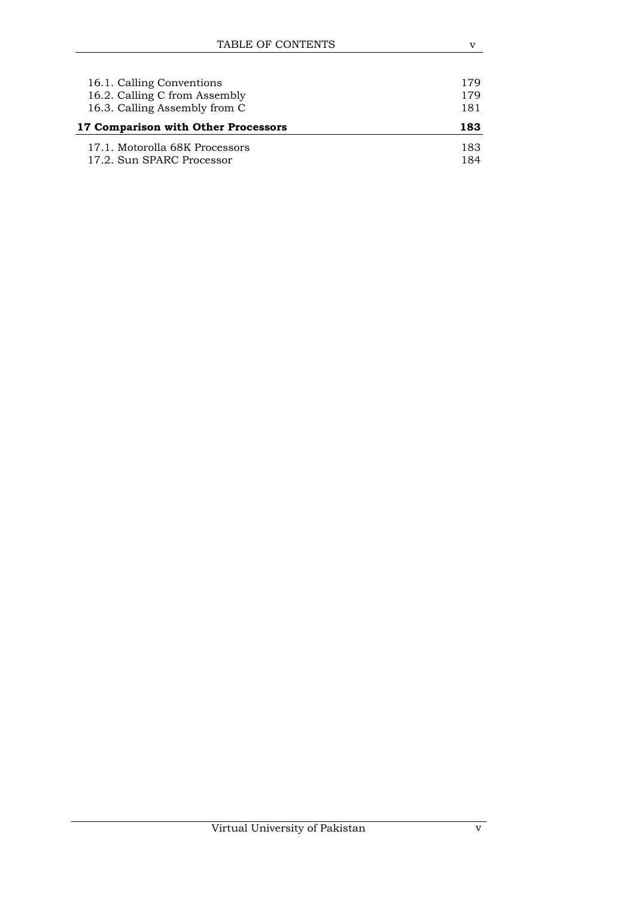16.1. Calling Conventions 179
16.2. Calling C from Assembly 179
16.3. Calling Assembly from C 181

**17 Comparison with Other Processors 183**

17.1. Motorolla 68K Processors 183
17.2. Sun SPARC Processor 184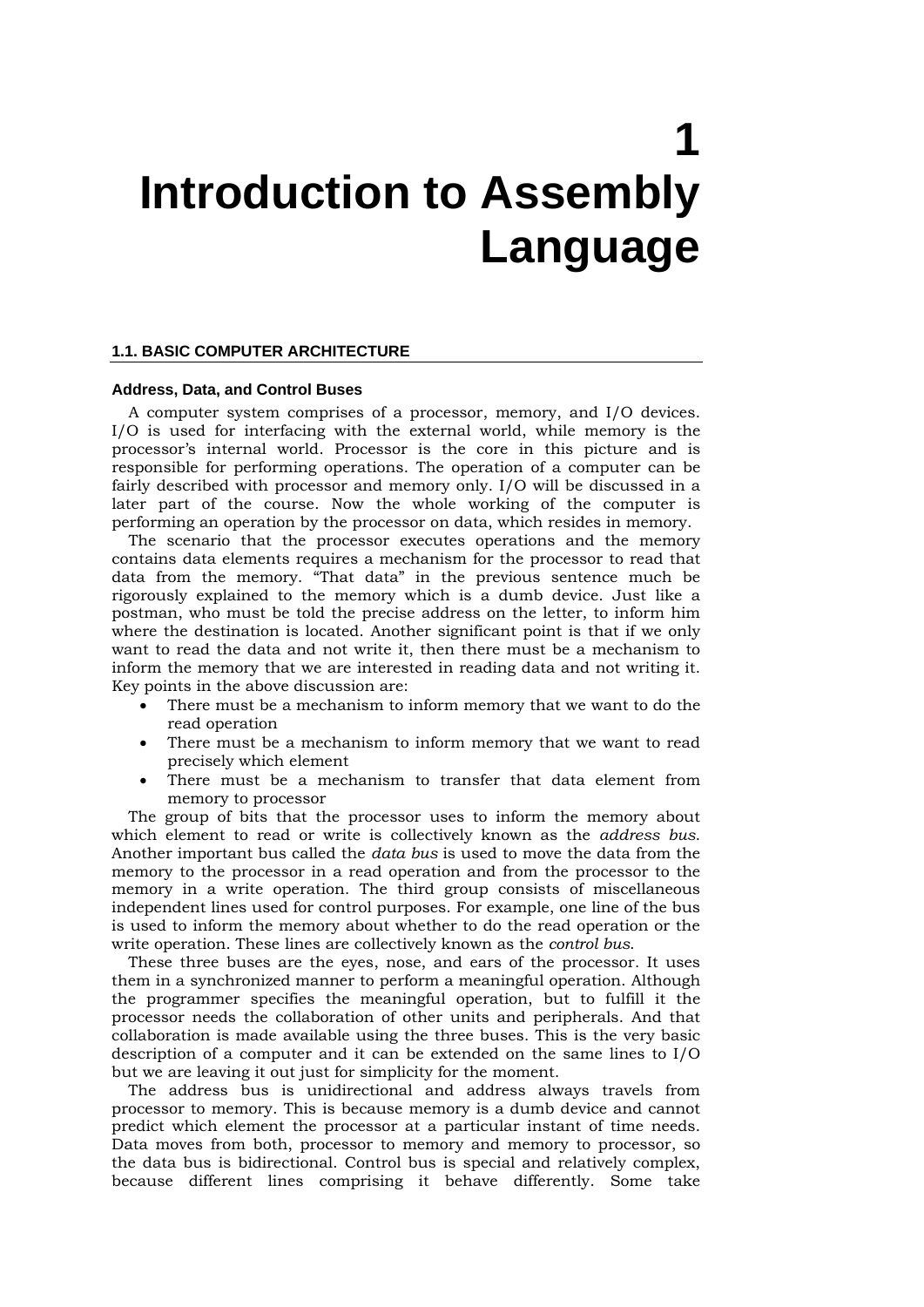# 1 Introduction to Assembly Language

## 1.1. BASIC COMPUTER ARCHITECTURE

### Address, Data, and Control Buses

A computer system comprises of a processor, memory, and I/O devices. I/O is used for interfacing with the external world, while memory is the processor's internal world. Processor is the core in this picture and is responsible for performing operations. The operation of a computer can be fairly described with processor and memory only. I/O will be discussed in a later part of the course. Now the whole working of the computer is performing an operation by the processor on data, which resides in memory.

The scenario that the processor executes operations and the memory contains data elements requires a mechanism for the processor to read that data from the memory. "That data" in the previous sentence much be rigorously explained to the memory which is a dumb device. Just like a postman, who must be told the precise address on the letter, to inform him where the destination is located. Another significant point is that if we only want to read the data and not write it, then there must be a mechanism to inform the memory that we are interested in reading data and not writing it. Key points in the above discussion are:

- There must be a mechanism to inform memory that we want to do the read operation
- There must be a mechanism to inform memory that we want to read precisely which element
- There must be a mechanism to transfer that data element from memory to processor

The group of bits that the processor uses to inform the memory about which element to read or write is collectively known as the *address bus*. Another important bus called the *data bus* is used to move the data from the memory to the processor in a read operation and from the processor to the memory in a write operation. The third group consists of miscellaneous independent lines used for control purposes. For example, one line of the bus is used to inform the memory about whether to do the read operation or the write operation. These lines are collectively known as the *control bus*.

These three buses are the eyes, nose, and ears of the processor. It uses them in a synchronized manner to perform a meaningful operation. Although the programmer specifies the meaningful operation, but to fulfill it the processor needs the collaboration of other units and peripherals. And that collaboration is made available using the three buses. This is the very basic description of a computer and it can be extended on the same lines to I/O but we are leaving it out just for simplicity for the moment.

The address bus is unidirectional and address always travels from processor to memory. This is because memory is a dumb device and cannot predict which element the processor at a particular instant of time needs. Data moves from both, processor to memory and memory to processor, so the data bus is bidirectional. Control bus is special and relatively complex, because different lines comprising it behave differently. Some take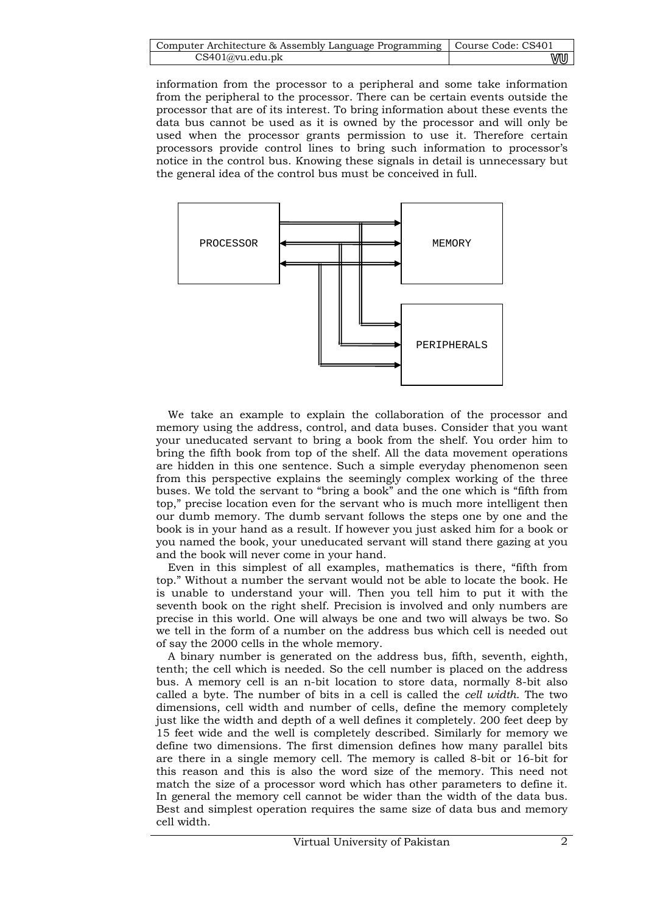information from the processor to a peripheral and some take information from the peripheral to the processor. There can be certain events outside the processor that are of its interest. To bring information about these events the data bus cannot be used as it is owned by the processor and will only be used when the processor grants permission to use it. Therefore certain processors provide control lines to bring such information to processor's notice in the control bus. Knowing these signals in detail is unnecessary but the general idea of the control bus must be conceived in full.

PROCESSOR MEMORY PERIPHERALS

We take an example to explain the collaboration of the processor and memory using the address, control, and data buses. Consider that you want your uneducated servant to bring a book from the shelf. You order him to bring the fifth book from top of the shelf. All the data movement operations are hidden in this one sentence. Such a simple everyday phenomenon seen from this perspective explains the seemingly complex working of the three buses. We told the servant to "bring a book" and the one which is "fifth from top," precise location even for the servant who is much more intelligent then our dumb memory. The dumb servant follows the steps one by one and the book is in your hand as a result. If however you just asked him for a book or you named the book, your uneducated servant will stand there gazing at you and the book will never come in your hand.

Even in this simplest of all examples, mathematics is there, "fifth from top." Without a number the servant would not be able to locate the book. He is unable to understand your will. Then you tell him to put it with the seventh book on the right shelf. Precision is involved and only numbers are precise in this world. One will always be one and two will always be two. So we tell in the form of a number on the address bus which cell is needed out of say the 2000 cells in the whole memory.

A binary number is generated on the address bus, fifth, seventh, eighth, tenth; the cell which is needed. So the cell number is placed on the address bus. A memory cell is an n-bit location to store data, normally 8-bit also called a byte. The number of bits in a cell is called the *cell width*. The two dimensions, cell width and number of cells, define the memory completely just like the width and depth of a well defines it completely. 200 feet deep by 15 feet wide and the well is completely described. Similarly for memory we define two dimensions. The first dimension defines how many parallel bits are there in a single memory cell. The memory is called 8-bit or 16-bit for this reason and this is also the word size of the memory. This need not match the size of a processor word which has other parameters to define it. In general the memory cell cannot be wider than the width of the data bus. Best and simplest operation requires the same size of data bus and memory cell width.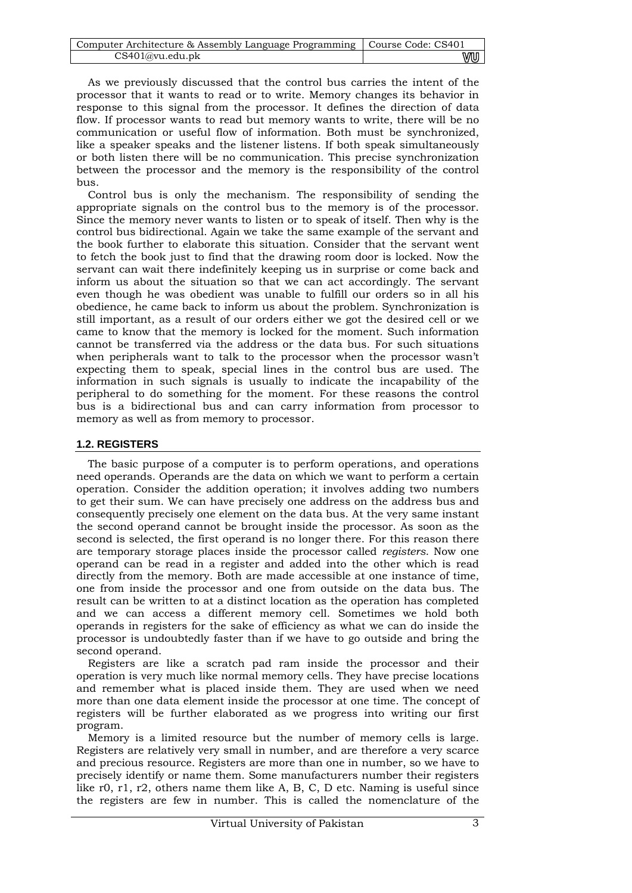As we previously discussed that the control bus carries the intent of the processor that it wants to read or to write. Memory changes its behavior in response to this signal from the processor. It defines the direction of data flow. If processor wants to read but memory wants to write, there will be no communication or useful flow of information. Both must be synchronized, like a speaker speaks and the listener listens. If both speak simultaneously or both listen there will be no communication. This precise synchronization between the processor and the memory is the responsibility of the control bus.

Control bus is only the mechanism. The responsibility of sending the appropriate signals on the control bus to the memory is of the processor. Since the memory never wants to listen or to speak of itself. Then why is the control bus bidirectional. Again we take the same example of the servant and the book further to elaborate this situation. Consider that the servant went to fetch the book just to find that the drawing room door is locked. Now the servant can wait there indefinitely keeping us in surprise or come back and inform us about the situation so that we can act accordingly. The servant even though he was obedient was unable to fulfill our orders so in all his obedience, he came back to inform us about the problem. Synchronization is still important, as a result of our orders either we got the desired cell or we came to know that the memory is locked for the moment. Such information cannot be transferred via the address or the data bus. For such situations when peripherals want to talk to the processor when the processor wasn't expecting them to speak, special lines in the control bus are used. The information in such signals is usually to indicate the incapability of the peripheral to do something for the moment. For these reasons the control bus is a bidirectional bus and can carry information from processor to memory as well as from memory to processor.

### 1.2. REGISTERS

The basic purpose of a computer is to perform operations, and operations need operands. Operands are the data on which we want to perform a certain operation. Consider the addition operation; it involves adding two numbers to get their sum. We can have precisely one address on the address bus and consequently precisely one element on the data bus. At the very same instant the second operand cannot be brought inside the processor. As soon as the second is selected, the first operand is no longer there. For this reason there are temporary storage places inside the processor called *registers*. Now one operand can be read in a register and added into the other which is read directly from the memory. Both are made accessible at one instance of time, one from inside the processor and one from outside on the data bus. The result can be written to at a distinct location as the operation has completed and we can access a different memory cell. Sometimes we hold both operands in registers for the sake of efficiency as what we can do inside the processor is undoubtedly faster than if we have to go outside and bring the second operand.

Registers are like a scratch pad ram inside the processor and their operation is very much like normal memory cells. They have precise locations and remember what is placed inside them. They are used when we need more than one data element inside the processor at one time. The concept of registers will be further elaborated as we progress into writing our first program.

Memory is a limited resource but the number of memory cells is large. Registers are relatively very small in number, and are therefore a very scarce and precious resource. Registers are more than one in number, so we have to precisely identify or name them. Some manufacturers number their registers like r0, r1, r2, others name them like A, B, C, D etc. Naming is useful since the registers are few in number. This is called the nomenclature of the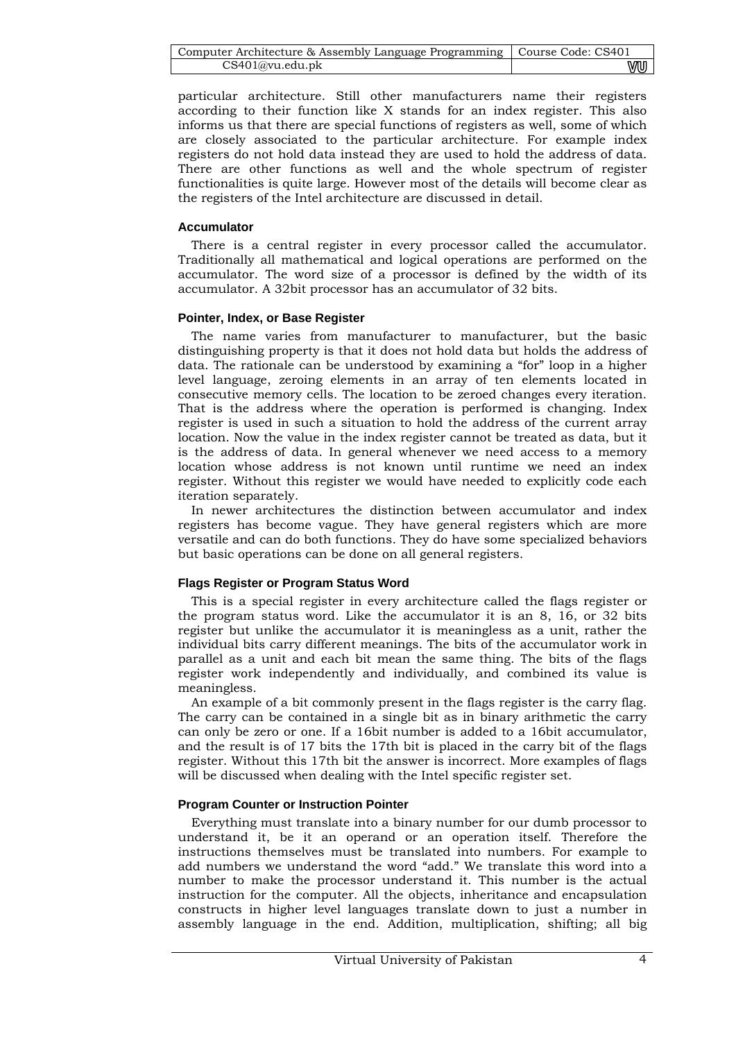particular architecture. Still other manufacturers name their registers according to their function like X stands for an index register. This also informs us that there are special functions of registers as well, some of which are closely associated to the particular architecture. For example index registers do not hold data instead they are used to hold the address of data. There are other functions as well and the whole spectrum of register functionalities is quite large. However most of the details will become clear as the registers of the Intel architecture are discussed in detail.

### Accumulator

There is a central register in every processor called the accumulator. Traditionally all mathematical and logical operations are performed on the accumulator. The word size of a processor is defined by the width of its accumulator. A 32bit processor has an accumulator of 32 bits.

### Pointer, Index, or Base Register

The name varies from manufacturer to manufacturer, but the basic distinguishing property is that it does not hold data but holds the address of data. The rationale can be understood by examining a "for" loop in a higher level language, zeroing elements in an array of ten elements located in consecutive memory cells. The location to be zeroed changes every iteration. That is the address where the operation is performed is changing. Index register is used in such a situation to hold the address of the current array location. Now the value in the index register cannot be treated as data, but it is the address of data. In general whenever we need access to a memory location whose address is not known until runtime we need an index register. Without this register we would have needed to explicitly code each iteration separately.

In newer architectures the distinction between accumulator and index registers has become vague. They have general registers which are more versatile and can do both functions. They do have some specialized behaviors but basic operations can be done on all general registers.

### Flags Register or Program Status Word

This is a special register in every architecture called the flags register or the program status word. Like the accumulator it is an 8, 16, or 32 bits register but unlike the accumulator it is meaningless as a unit, rather the individual bits carry different meanings. The bits of the accumulator work in parallel as a unit and each bit mean the same thing. The bits of the flags register work independently and individually, and combined its value is meaningless.

An example of a bit commonly present in the flags register is the carry flag. The carry can be contained in a single bit as in binary arithmetic the carry can only be zero or one. If a 16bit number is added to a 16bit accumulator, and the result is of 17 bits the 17th bit is placed in the carry bit of the flags register. Without this 17th bit the answer is incorrect. More examples of flags will be discussed when dealing with the Intel specific register set.

### Program Counter or Instruction Pointer

Everything must translate into a binary number for our dumb processor to understand it, be it an operand or an operation itself. Therefore the instructions themselves must be translated into numbers. For example to add numbers we understand the word "add." We translate this word into a number to make the processor understand it. This number is the actual instruction for the computer. All the objects, inheritance and encapsulation constructs in higher level languages translate down to just a number in assembly language in the end. Addition, multiplication, shifting; all big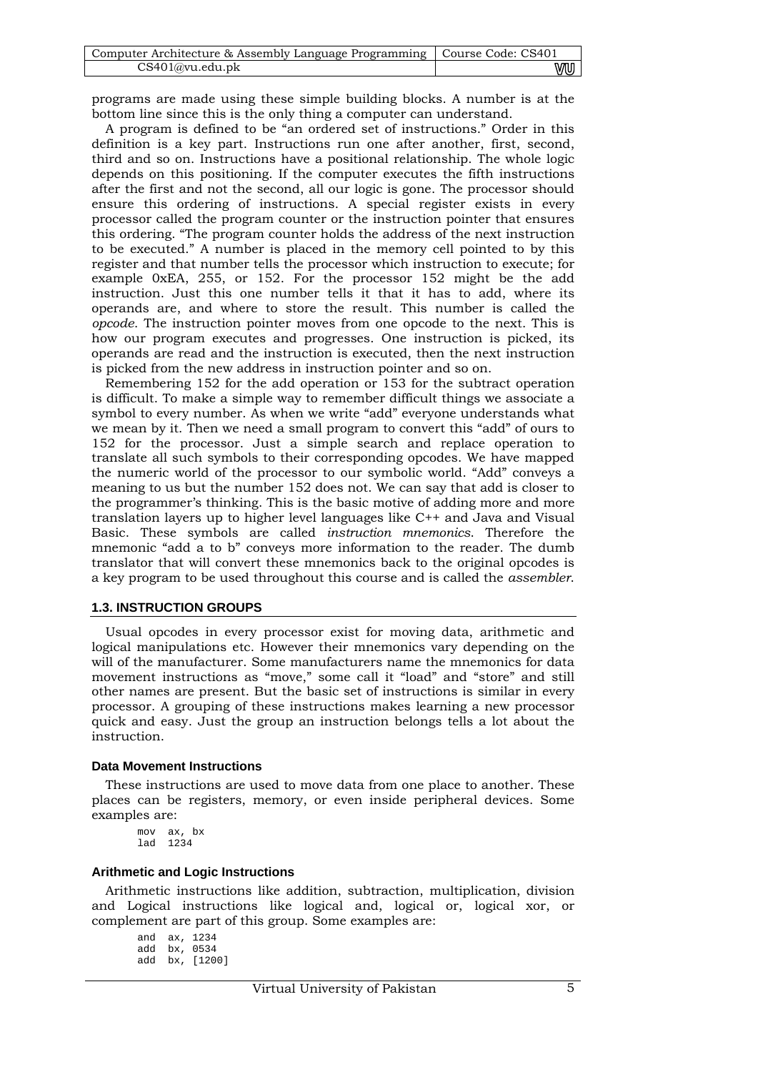programs are made using these simple building blocks. A number is at the bottom line since this is the only thing a computer can understand.

A program is defined to be "an ordered set of instructions." Order in this definition is a key part. Instructions run one after another, first, second, third and so on. Instructions have a positional relationship. The whole logic depends on this positioning. If the computer executes the fifth instructions after the first and not the second, all our logic is gone. The processor should ensure this ordering of instructions. A special register exists in every processor called the program counter or the instruction pointer that ensures this ordering. "The program counter holds the address of the next instruction to be executed." A number is placed in the memory cell pointed to by this register and that number tells the processor which instruction to execute; for example 0xEA, 255, or 152. For the processor 152 might be the add instruction. Just this one number tells it that it has to add, where its operands are, and where to store the result. This number is called the *opcode*. The instruction pointer moves from one opcode to the next. This is how our program executes and progresses. One instruction is picked, its operands are read and the instruction is executed, then the next instruction is picked from the new address in instruction pointer and so on.

Remembering 152 for the add operation or 153 for the subtract operation is difficult. To make a simple way to remember difficult things we associate a symbol to every number. As when we write "add" everyone understands what we mean by it. Then we need a small program to convert this "add" of ours to 152 for the processor. Just a simple search and replace operation to translate all such symbols to their corresponding opcodes. We have mapped the numeric world of the processor to our symbolic world. "Add" conveys a meaning to us but the number 152 does not. We can say that add is closer to the programmer's thinking. This is the basic motive of adding more and more translation layers up to higher level languages like C++ and Java and Visual Basic. These symbols are called *instruction mnemonics*. Therefore the mnemonic "add a to b" conveys more information to the reader. The dumb translator that will convert these mnemonics back to the original opcodes is a key program to be used throughout this course and is called the *assembler*.

## 1.3. INSTRUCTION GROUPS

Usual opcodes in every processor exist for moving data, arithmetic and logical manipulations etc. However their mnemonics vary depending on the will of the manufacturer. Some manufacturers name the mnemonics for data movement instructions as "move," some call it "load" and "store" and still other names are present. But the basic set of instructions is similar in every processor. A grouping of these instructions makes learning a new processor quick and easy. Just the group an instruction belongs tells a lot about the instruction.

### Data Movement Instructions

These instructions are used to move data from one place to another. These places can be registers, memory, or even inside peripheral devices. Some examples are:

```
mov  ax, bx
lad  1234
```

### Arithmetic and Logic Instructions

Arithmetic instructions like addition, subtraction, multiplication, division and Logical instructions like logical and, logical or, logical xor, or complement are part of this group. Some examples are:

```
and  ax, 1234
add  bx, 0534
add  bx, [1200]
```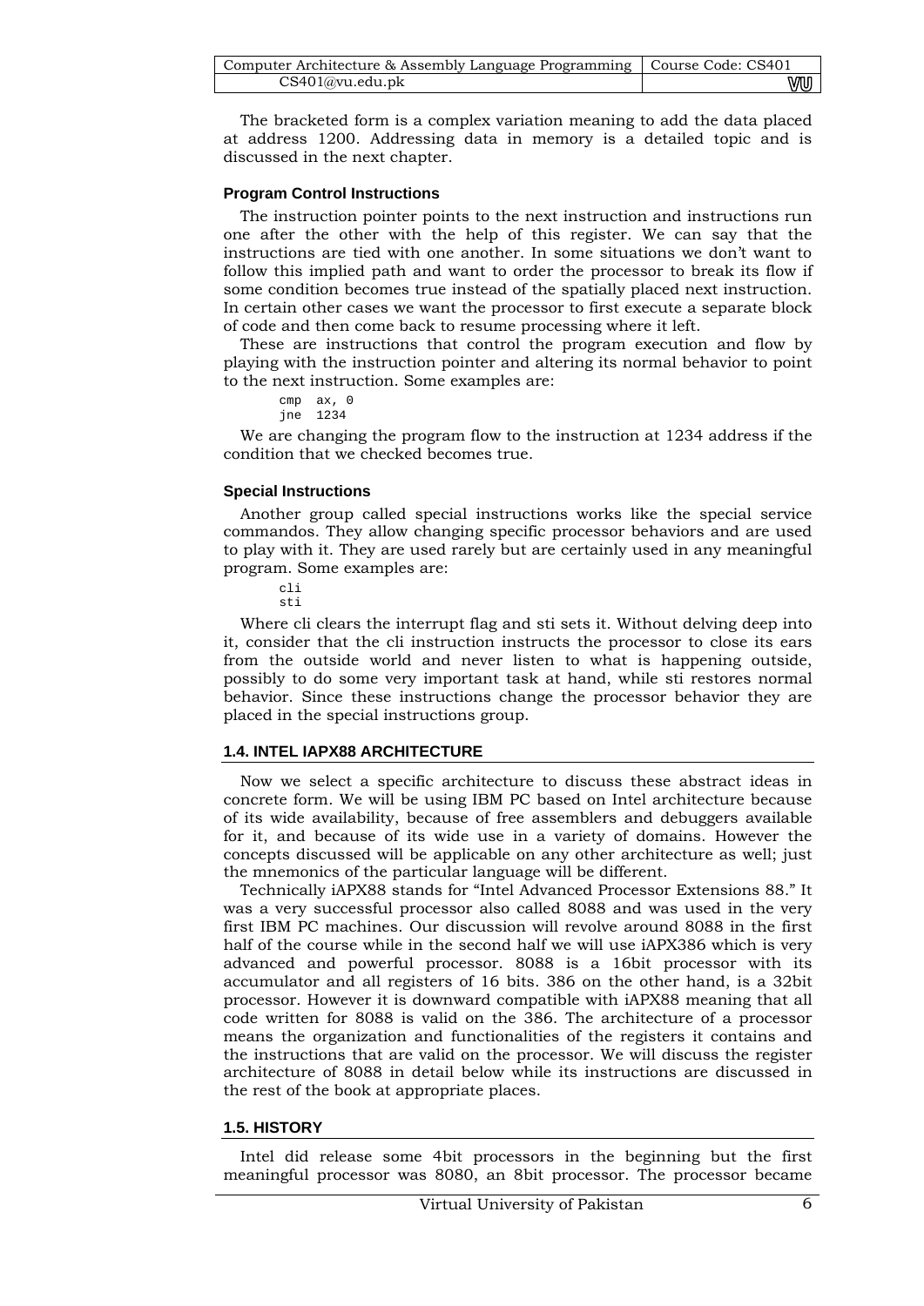The bracketed form is a complex variation meaning to add the data placed at address 1200. Addressing data in memory is a detailed topic and is discussed in the next chapter.

### Program Control Instructions

The instruction pointer points to the next instruction and instructions run one after the other with the help of this register. We can say that the instructions are tied with one another. In some situations we don't want to follow this implied path and want to order the processor to break its flow if some condition becomes true instead of the spatially placed next instruction. In certain other cases we want the processor to first execute a separate block of code and then come back to resume processing where it left.

These are instructions that control the program execution and flow by playing with the instruction pointer and altering its normal behavior to point to the next instruction. Some examples are:

```
cmp  ax, 0
jne  1234
```

We are changing the program flow to the instruction at 1234 address if the condition that we checked becomes true.

### Special Instructions

Another group called special instructions works like the special service commandos. They allow changing specific processor behaviors and are used to play with it. They are used rarely but are certainly used in any meaningful program. Some examples are:

```
cli
sti
```

Where cli clears the interrupt flag and sti sets it. Without delving deep into it, consider that the cli instruction instructs the processor to close its ears from the outside world and never listen to what is happening outside, possibly to do some very important task at hand, while sti restores normal behavior. Since these instructions change the processor behavior they are placed in the special instructions group.

## 1.4. INTEL IAPX88 ARCHITECTURE

Now we select a specific architecture to discuss these abstract ideas in concrete form. We will be using IBM PC based on Intel architecture because of its wide availability, because of free assemblers and debuggers available for it, and because of its wide use in a variety of domains. However the concepts discussed will be applicable on any other architecture as well; just the mnemonics of the particular language will be different.

Technically iAPX88 stands for "Intel Advanced Processor Extensions 88." It was a very successful processor also called 8088 and was used in the very first IBM PC machines. Our discussion will revolve around 8088 in the first half of the course while in the second half we will use iAPX386 which is very advanced and powerful processor. 8088 is a 16bit processor with its accumulator and all registers of 16 bits. 386 on the other hand, is a 32bit processor. However it is downward compatible with iAPX88 meaning that all code written for 8088 is valid on the 386. The architecture of a processor means the organization and functionalities of the registers it contains and the instructions that are valid on the processor. We will discuss the register architecture of 8088 in detail below while its instructions are discussed in the rest of the book at appropriate places.

## 1.5. HISTORY

Intel did release some 4bit processors in the beginning but the first meaningful processor was 8080, an 8bit processor. The processor became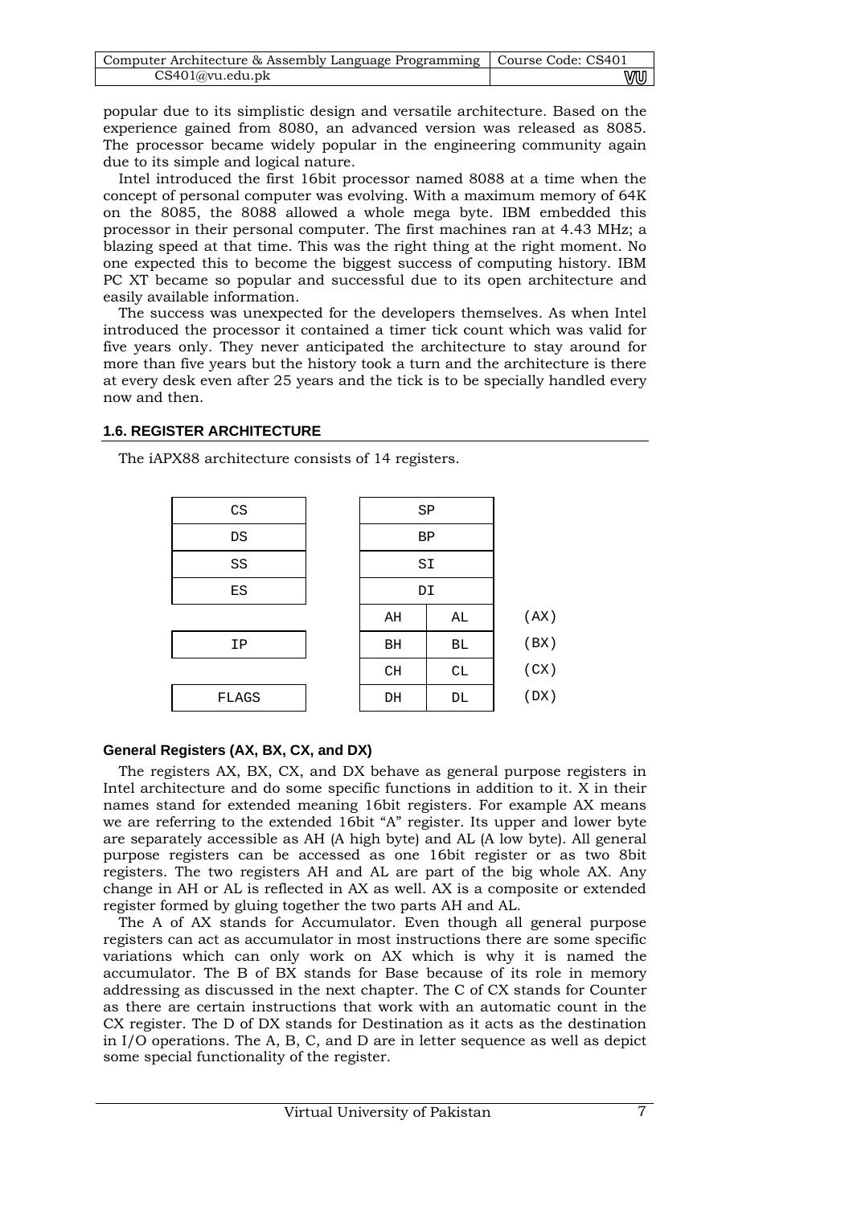popular due to its simplistic design and versatile architecture. Based on the experience gained from 8080, an advanced version was released as 8085. The processor became widely popular in the engineering community again due to its simple and logical nature.

Intel introduced the first 16bit processor named 8088 at a time when the concept of personal computer was evolving. With a maximum memory of 64K on the 8085, the 8088 allowed a whole mega byte. IBM embedded this processor in their personal computer. The first machines ran at 4.43 MHz; a blazing speed at that time. This was the right thing at the right moment. No one expected this to become the biggest success of computing history. IBM PC XT became so popular and successful due to its open architecture and easily available information.

The success was unexpected for the developers themselves. As when Intel introduced the processor it contained a timer tick count which was valid for five years only. They never anticipated the architecture to stay around for more than five years but the history took a turn and the architecture is there at every desk even after 25 years and the tick is to be specially handled every now and then.

## 1.6. REGISTER ARCHITECTURE

The iAPX88 architecture consists of 14 registers.

| | | | | |
|---|---|---|---|---|
| CS | | SP | | |
| DS | | BP | | |
| SS | | SI | | |
| ES | | DI | | |
| | | AH | AL | (AX) |
| IP | | BH | BL | (BX) |
| | | CH | CL | (CX) |
| FLAGS | | DH | DL | (DX) |

### General Registers (AX, BX, CX, and DX)

The registers AX, BX, CX, and DX behave as general purpose registers in Intel architecture and do some specific functions in addition to it. X in their names stand for extended meaning 16bit registers. For example AX means we are referring to the extended 16bit "A" register. Its upper and lower byte are separately accessible as AH (A high byte) and AL (A low byte). All general purpose registers can be accessed as one 16bit register or as two 8bit registers. The two registers AH and AL are part of the big whole AX. Any change in AH or AL is reflected in AX as well. AX is a composite or extended register formed by gluing together the two parts AH and AL.

The A of AX stands for Accumulator. Even though all general purpose registers can act as accumulator in most instructions there are some specific variations which can only work on AX which is why it is named the accumulator. The B of BX stands for Base because of its role in memory addressing as discussed in the next chapter. The C of CX stands for Counter as there are certain instructions that work with an automatic count in the CX register. The D of DX stands for Destination as it acts as the destination in I/O operations. The A, B, C, and D are in letter sequence as well as depict some special functionality of the register.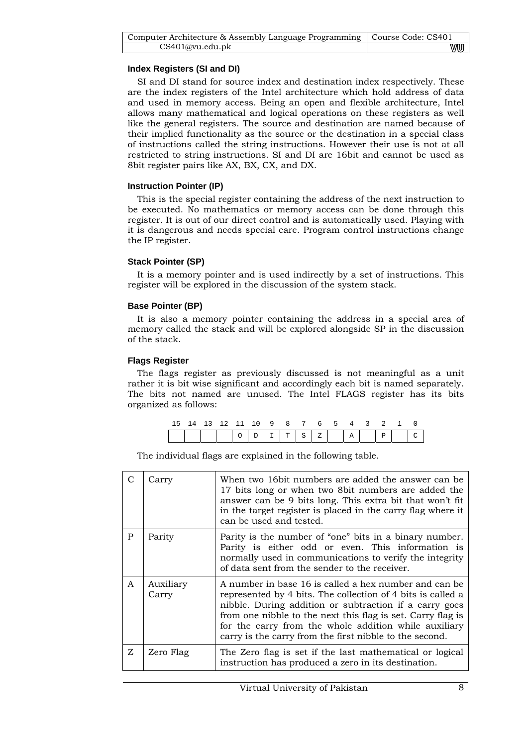### Index Registers (SI and DI)

SI and DI stand for source index and destination index respectively. These are the index registers of the Intel architecture which hold address of data and used in memory access. Being an open and flexible architecture, Intel allows many mathematical and logical operations on these registers as well like the general registers. The source and destination are named because of their implied functionality as the source or the destination in a special class of instructions called the string instructions. However their use is not at all restricted to string instructions. SI and DI are 16bit and cannot be used as 8bit register pairs like AX, BX, CX, and DX.

### Instruction Pointer (IP)

This is the special register containing the address of the next instruction to be executed. No mathematics or memory access can be done through this register. It is out of our direct control and is automatically used. Playing with it is dangerous and needs special care. Program control instructions change the IP register.

### Stack Pointer (SP)

It is a memory pointer and is used indirectly by a set of instructions. This register will be explored in the discussion of the system stack.

### Base Pointer (BP)

It is also a memory pointer containing the address in a special area of memory called the stack and will be explored alongside SP in the discussion of the stack.

### Flags Register

The flags register as previously discussed is not meaningful as a unit rather it is bit wise significant and accordingly each bit is named separately. The bits not named are unused. The Intel FLAGS register has its bits organized as follows:

| 15 | 14 | 13 | 12 | 11 | 10 | 9 | 8 | 7 | 6 | 5 | 4 | 3 | 2 | 1 | 0 |
|---|---|---|---|---|---|---|---|---|---|---|---|---|---|---|---|
| | | | | O | D | I | T | S | Z | | A | | P | | C |

The individual flags are explained in the following table.

| | | |
|---|---|---|
| C | Carry | When two 16bit numbers are added the answer can be 17 bits long or when two 8bit numbers are added the answer can be 9 bits long. This extra bit that won't fit in the target register is placed in the carry flag where it can be used and tested. |
| P | Parity | Parity is the number of "one" bits in a binary number. Parity is either odd or even. This information is normally used in communications to verify the integrity of data sent from the sender to the receiver. |
| A | Auxiliary Carry | A number in base 16 is called a hex number and can be represented by 4 bits. The collection of 4 bits is called a nibble. During addition or subtraction if a carry goes from one nibble to the next this flag is set. Carry flag is for the carry from the whole addition while auxiliary carry is the carry from the first nibble to the second. |
| Z | Zero Flag | The Zero flag is set if the last mathematical or logical instruction has produced a zero in its destination. |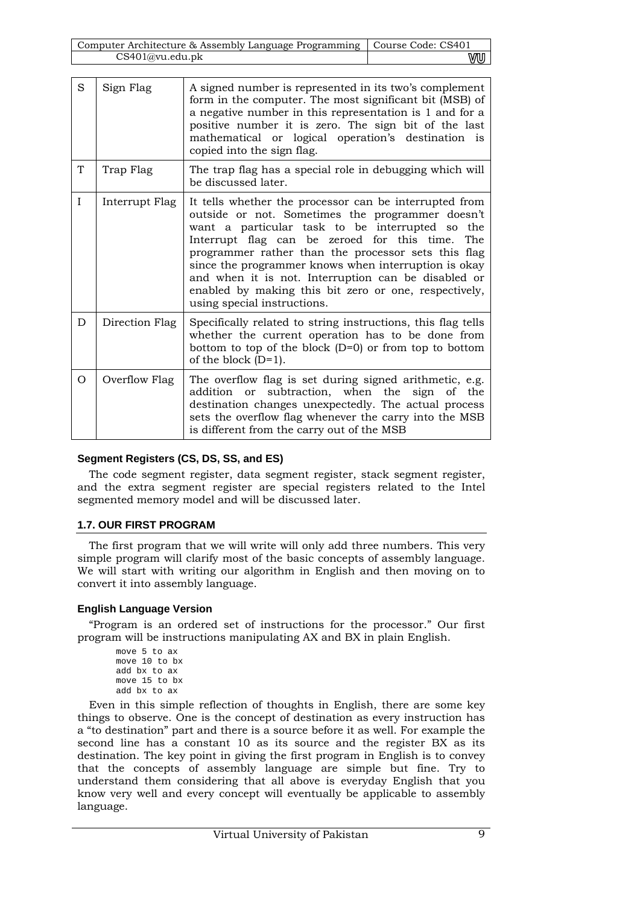| S | Sign Flag | A signed number is represented in its two's complement form in the computer. The most significant bit (MSB) of a negative number in this representation is 1 and for a positive number it is zero. The sign bit of the last mathematical or logical operation's destination is copied into the sign flag. |
|---|---|---|
| T | Trap Flag | The trap flag has a special role in debugging which will be discussed later. |
| I | Interrupt Flag | It tells whether the processor can be interrupted from outside or not. Sometimes the programmer doesn't want a particular task to be interrupted so the Interrupt flag can be zeroed for this time. The programmer rather than the processor sets this flag since the programmer knows when interruption is okay and when it is not. Interruption can be disabled or enabled by making this bit zero or one, respectively, using special instructions. |
| D | Direction Flag | Specifically related to string instructions, this flag tells whether the current operation has to be done from bottom to top of the block (D=0) or from top to bottom of the block (D=1). |
| O | Overflow Flag | The overflow flag is set during signed arithmetic, e.g. addition or subtraction, when the sign of the destination changes unexpectedly. The actual process sets the overflow flag whenever the carry into the MSB is different from the carry out of the MSB |

### Segment Registers (CS, DS, SS, and ES)

The code segment register, data segment register, stack segment register, and the extra segment register are special registers related to the Intel segmented memory model and will be discussed later.

## 1.7. OUR FIRST PROGRAM

The first program that we will write will only add three numbers. This very simple program will clarify most of the basic concepts of assembly language. We will start with writing our algorithm in English and then moving on to convert it into assembly language.

### English Language Version

"Program is an ordered set of instructions for the processor." Our first program will be instructions manipulating AX and BX in plain English.

```
move 5 to ax
move 10 to bx
add bx to ax
move 15 to bx
add bx to ax
```

Even in this simple reflection of thoughts in English, there are some key things to observe. One is the concept of destination as every instruction has a "to destination" part and there is a source before it as well. For example the second line has a constant 10 as its source and the register BX as its destination. The key point in giving the first program in English is to convey that the concepts of assembly language are simple but fine. Try to understand them considering that all above is everyday English that you know very well and every concept will eventually be applicable to assembly language.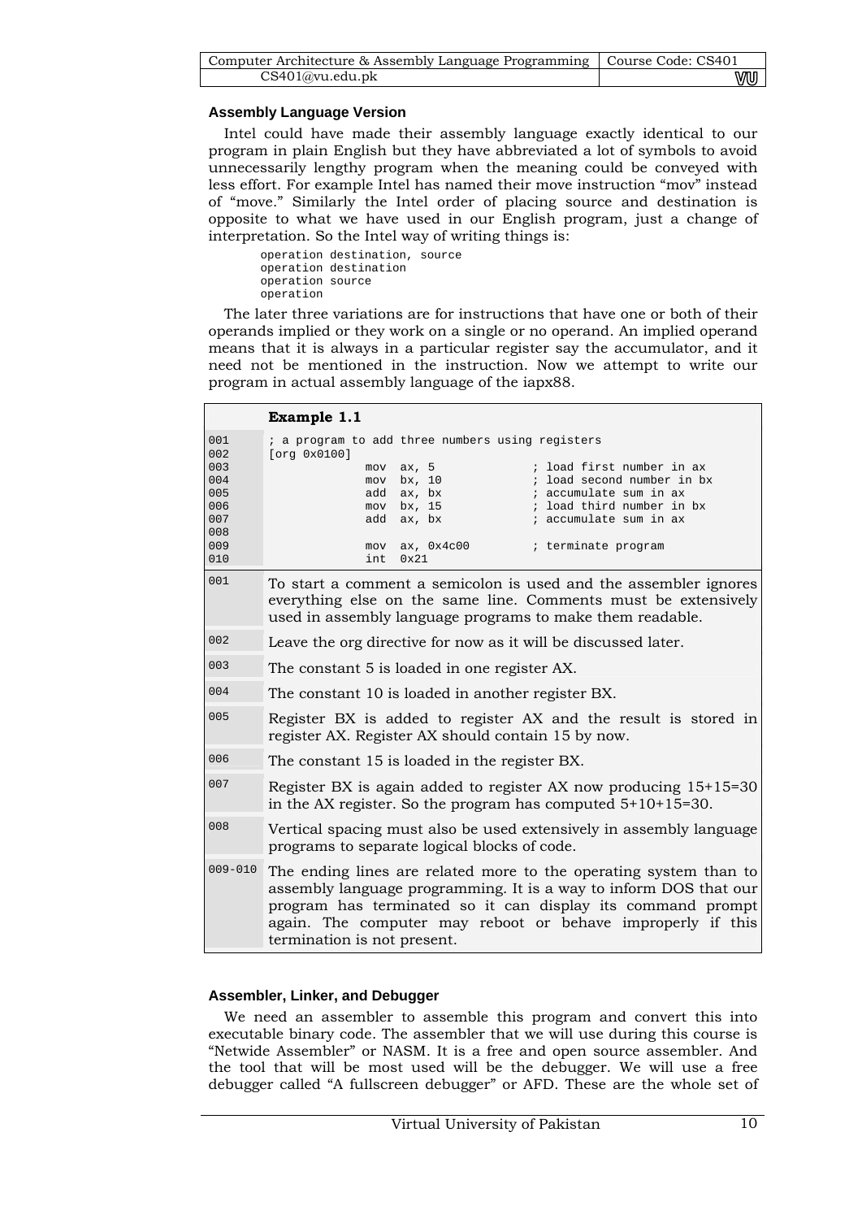### Assembly Language Version

Intel could have made their assembly language exactly identical to our program in plain English but they have abbreviated a lot of symbols to avoid unnecessarily lengthy program when the meaning could be conveyed with less effort. For example Intel has named their move instruction "mov" instead of "move." Similarly the Intel order of placing source and destination is opposite to what we have used in our English program, just a change of interpretation. So the Intel way of writing things is:

```
operation destination, source
operation destination
operation source
operation
```

The later three variations are for instructions that have one or both of their operands implied or they work on a single or no operand. An implied operand means that it is always in a particular register say the accumulator, and it need not be mentioned in the instruction. Now we attempt to write our program in actual assembly language of the iapx88.

**Example 1.1**

```
001     ; a program to add three numbers using registers
002     [org 0x0100]
003                  mov  ax, 5             ; load first number in ax
004                  mov  bx, 10            ; load second number in bx
005                  add  ax, bx            ; accumulate sum in ax
006                  mov  bx, 15            ; load third number in bx
007                  add  ax, bx            ; accumulate sum in ax
008
009                  mov  ax, 0x4c00        ; terminate program
010                  int  0x21
```

| | |
|---|---|
| 001 | To start a comment a semicolon is used and the assembler ignores everything else on the same line. Comments must be extensively used in assembly language programs to make them readable. |
| 002 | Leave the org directive for now as it will be discussed later. |
| 003 | The constant 5 is loaded in one register AX. |
| 004 | The constant 10 is loaded in another register BX. |
| 005 | Register BX is added to register AX and the result is stored in register AX. Register AX should contain 15 by now. |
| 006 | The constant 15 is loaded in the register BX. |
| 007 | Register BX is again added to register AX now producing 15+15=30 in the AX register. So the program has computed 5+10+15=30. |
| 008 | Vertical spacing must also be used extensively in assembly language programs to separate logical blocks of code. |
| 009-010 | The ending lines are related more to the operating system than to assembly language programming. It is a way to inform DOS that our program has terminated so it can display its command prompt again. The computer may reboot or behave improperly if this termination is not present. |

### Assembler, Linker, and Debugger

We need an assembler to assemble this program and convert this into executable binary code. The assembler that we will use during this course is "Netwide Assembler" or NASM. It is a free and open source assembler. And the tool that will be most used will be the debugger. We will use a free debugger called "A fullscreen debugger" or AFD. These are the whole set of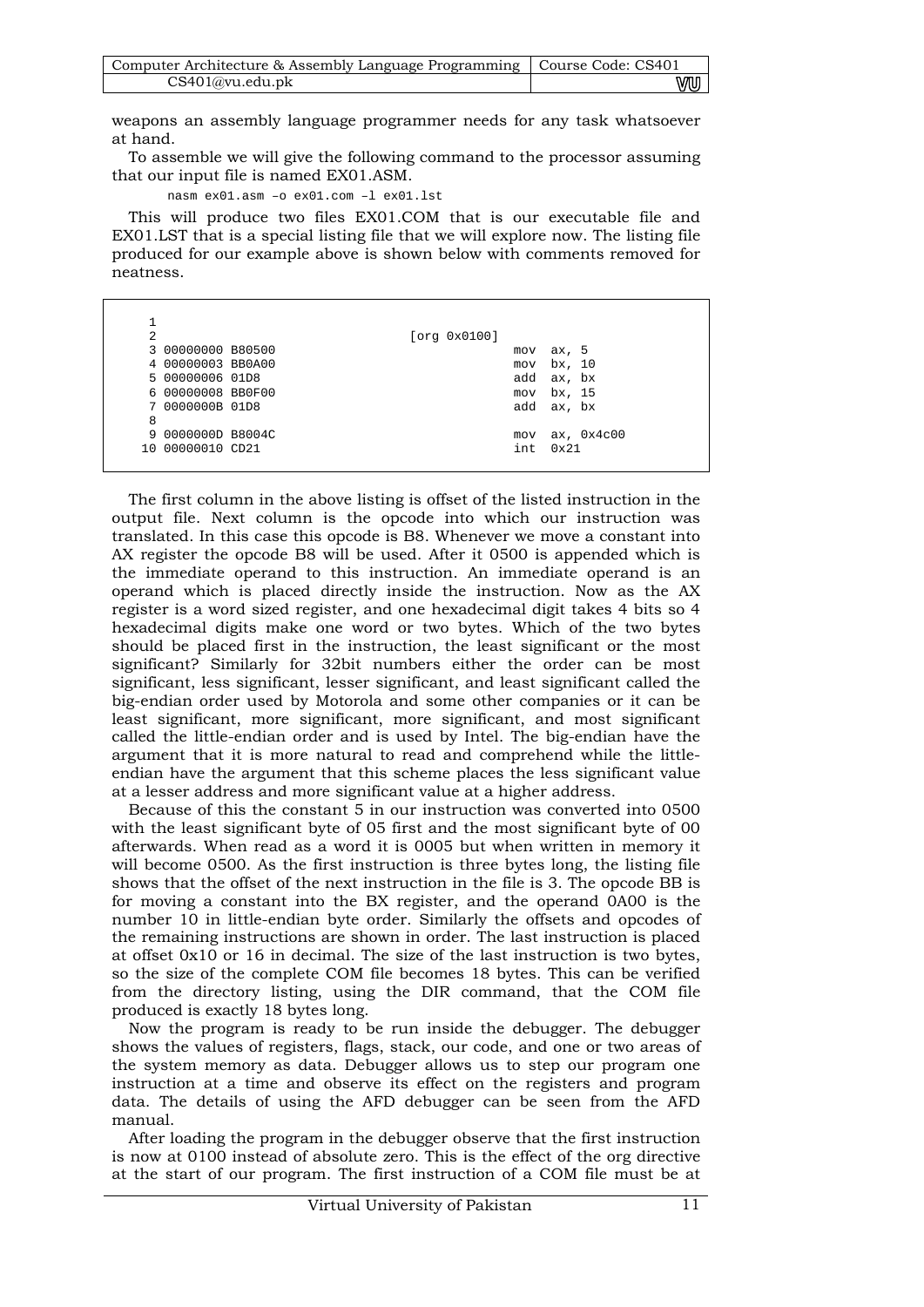weapons an assembly language programmer needs for any task whatsoever at hand.

To assemble we will give the following command to the processor assuming that our input file is named EX01.ASM.

```
nasm ex01.asm –o ex01.com –l ex01.lst
```

This will produce two files EX01.COM that is our executable file and EX01.LST that is a special listing file that we will explore now. The listing file produced for our example above is shown below with comments removed for neatness.

```
 1
 2                                  [org 0x0100]
 3 00000000 B80500                              mov  ax, 5
 4 00000003 BB0A00                              mov  bx, 10
 5 00000006 01D8                                add  ax, bx
 6 00000008 BB0F00                              mov  bx, 15
 7 0000000B 01D8                                add  ax, bx
 8
 9 0000000D B8004C                              mov  ax, 0x4c00
10 00000010 CD21                                int  0x21
```

The first column in the above listing is offset of the listed instruction in the output file. Next column is the opcode into which our instruction was translated. In this case this opcode is B8. Whenever we move a constant into AX register the opcode B8 will be used. After it 0500 is appended which is the immediate operand to this instruction. An immediate operand is an operand which is placed directly inside the instruction. Now as the AX register is a word sized register, and one hexadecimal digit takes 4 bits so 4 hexadecimal digits make one word or two bytes. Which of the two bytes should be placed first in the instruction, the least significant or the most significant? Similarly for 32bit numbers either the order can be most significant, less significant, lesser significant, and least significant called the big-endian order used by Motorola and some other companies or it can be least significant, more significant, more significant, and most significant called the little-endian order and is used by Intel. The big-endian have the argument that it is more natural to read and comprehend while the little-endian have the argument that this scheme places the less significant value at a lesser address and more significant value at a higher address.

Because of this the constant 5 in our instruction was converted into 0500 with the least significant byte of 05 first and the most significant byte of 00 afterwards. When read as a word it is 0005 but when written in memory it will become 0500. As the first instruction is three bytes long, the listing file shows that the offset of the next instruction in the file is 3. The opcode BB is for moving a constant into the BX register, and the operand 0A00 is the number 10 in little-endian byte order. Similarly the offsets and opcodes of the remaining instructions are shown in order. The last instruction is placed at offset 0x10 or 16 in decimal. The size of the last instruction is two bytes, so the size of the complete COM file becomes 18 bytes. This can be verified from the directory listing, using the DIR command, that the COM file produced is exactly 18 bytes long.

Now the program is ready to be run inside the debugger. The debugger shows the values of registers, flags, stack, our code, and one or two areas of the system memory as data. Debugger allows us to step our program one instruction at a time and observe its effect on the registers and program data. The details of using the AFD debugger can be seen from the AFD manual.

After loading the program in the debugger observe that the first instruction is now at 0100 instead of absolute zero. This is the effect of the org directive at the start of our program. The first instruction of a COM file must be at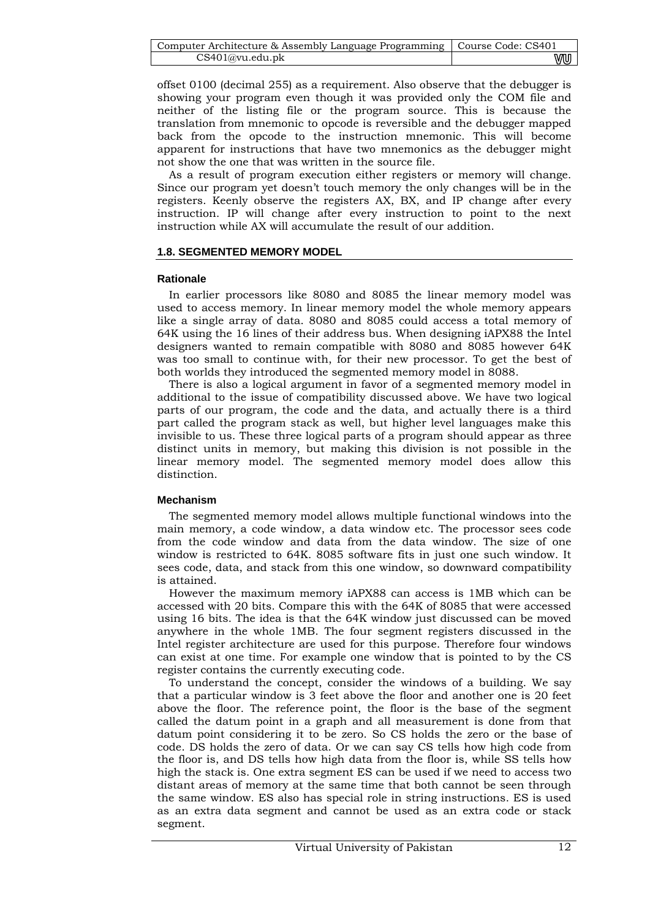offset 0100 (decimal 255) as a requirement. Also observe that the debugger is showing your program even though it was provided only the COM file and neither of the listing file or the program source. This is because the translation from mnemonic to opcode is reversible and the debugger mapped back from the opcode to the instruction mnemonic. This will become apparent for instructions that have two mnemonics as the debugger might not show the one that was written in the source file.

As a result of program execution either registers or memory will change. Since our program yet doesn't touch memory the only changes will be in the registers. Keenly observe the registers AX, BX, and IP change after every instruction. IP will change after every instruction to point to the next instruction while AX will accumulate the result of our addition.

## 1.8. SEGMENTED MEMORY MODEL

### Rationale

In earlier processors like 8080 and 8085 the linear memory model was used to access memory. In linear memory model the whole memory appears like a single array of data. 8080 and 8085 could access a total memory of 64K using the 16 lines of their address bus. When designing iAPX88 the Intel designers wanted to remain compatible with 8080 and 8085 however 64K was too small to continue with, for their new processor. To get the best of both worlds they introduced the segmented memory model in 8088.

There is also a logical argument in favor of a segmented memory model in additional to the issue of compatibility discussed above. We have two logical parts of our program, the code and the data, and actually there is a third part called the program stack as well, but higher level languages make this invisible to us. These three logical parts of a program should appear as three distinct units in memory, but making this division is not possible in the linear memory model. The segmented memory model does allow this distinction.

### Mechanism

The segmented memory model allows multiple functional windows into the main memory, a code window, a data window etc. The processor sees code from the code window and data from the data window. The size of one window is restricted to 64K. 8085 software fits in just one such window. It sees code, data, and stack from this one window, so downward compatibility is attained.

However the maximum memory iAPX88 can access is 1MB which can be accessed with 20 bits. Compare this with the 64K of 8085 that were accessed using 16 bits. The idea is that the 64K window just discussed can be moved anywhere in the whole 1MB. The four segment registers discussed in the Intel register architecture are used for this purpose. Therefore four windows can exist at one time. For example one window that is pointed to by the CS register contains the currently executing code.

To understand the concept, consider the windows of a building. We say that a particular window is 3 feet above the floor and another one is 20 feet above the floor. The reference point, the floor is the base of the segment called the datum point in a graph and all measurement is done from that datum point considering it to be zero. So CS holds the zero or the base of code. DS holds the zero of data. Or we can say CS tells how high code from the floor is, and DS tells how high data from the floor is, while SS tells how high the stack is. One extra segment ES can be used if we need to access two distant areas of memory at the same time that both cannot be seen through the same window. ES also has special role in string instructions. ES is used as an extra data segment and cannot be used as an extra code or stack segment.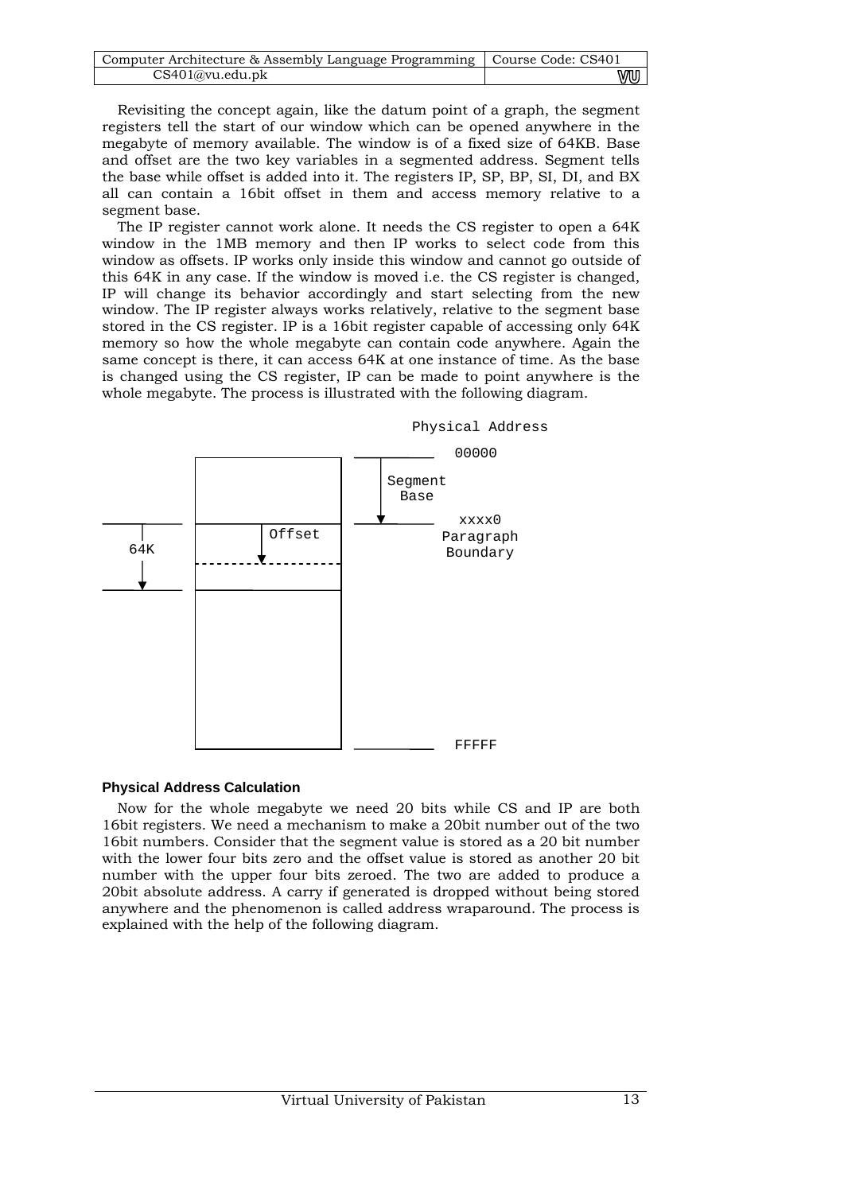Revisiting the concept again, like the datum point of a graph, the segment registers tell the start of our window which can be opened anywhere in the megabyte of memory available. The window is of a fixed size of 64KB. Base and offset are the two key variables in a segmented address. Segment tells the base while offset is added into it. The registers IP, SP, BP, SI, DI, and BX all can contain a 16bit offset in them and access memory relative to a segment base.

The IP register cannot work alone. It needs the CS register to open a 64K window in the 1MB memory and then IP works to select code from this window as offsets. IP works only inside this window and cannot go outside of this 64K in any case. If the window is moved i.e. the CS register is changed, IP will change its behavior accordingly and start selecting from the new window. The IP register always works relatively, relative to the segment base stored in the CS register. IP is a 16bit register capable of accessing only 64K memory so how the whole megabyte can contain code anywhere. Again the same concept is there, it can access 64K at one instance of time. As the base is changed using the CS register, IP can be made to point anywhere is the whole megabyte. The process is illustrated with the following diagram.

```
                                 Physical Address
              ___________        _________  00000
             |           |      |
             |           |      | Segment
             |           |      |   Base
 ________    |___________|      v_________  xxxx0
  |          |     |Offset|                 Paragraph
 64K         |-----v------|                 Boundary
  v_______   |____________|
             |            |
             |            |
             |            |
             |____________|      _________  FFFFF
```

### Physical Address Calculation

Now for the whole megabyte we need 20 bits while CS and IP are both 16bit registers. We need a mechanism to make a 20bit number out of the two 16bit numbers. Consider that the segment value is stored as a 20 bit number with the lower four bits zero and the offset value is stored as another 20 bit number with the upper four bits zeroed. The two are added to produce a 20bit absolute address. A carry if generated is dropped without being stored anywhere and the phenomenon is called address wraparound. The process is explained with the help of the following diagram.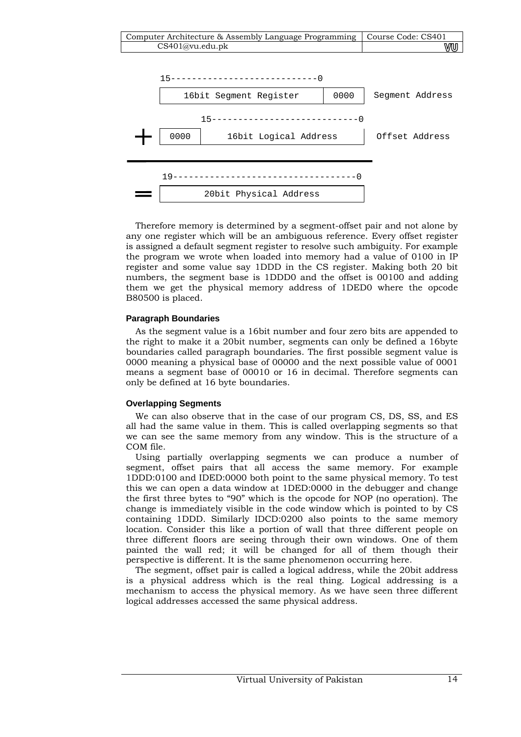```
       15---------------------------0
      | 16bit Segment Register | 0000 |  Segment Address

            15---------------------------0
 +    | 0000 |  16bit Logical Address  |  Offset Address
 ______________________________________________

       19----------------------------------0
 =    |        20bit Physical Address        |
```

Therefore memory is determined by a segment-offset pair and not alone by any one register which will be an ambiguous reference. Every offset register is assigned a default segment register to resolve such ambiguity. For example the program we wrote when loaded into memory had a value of 0100 in IP register and some value say 1DDD in the CS register. Making both 20 bit numbers, the segment base is 1DDD0 and the offset is 00100 and adding them we get the physical memory address of 1DED0 where the opcode B80500 is placed.

#### Paragraph Boundaries

As the segment value is a 16bit number and four zero bits are appended to the right to make it a 20bit number, segments can only be defined a 16byte boundaries called paragraph boundaries. The first possible segment value is 0000 meaning a physical base of 00000 and the next possible value of 0001 means a segment base of 00010 or 16 in decimal. Therefore segments can only be defined at 16 byte boundaries.

#### Overlapping Segments

We can also observe that in the case of our program CS, DS, SS, and ES all had the same value in them. This is called overlapping segments so that we can see the same memory from any window. This is the structure of a COM file.

Using partially overlapping segments we can produce a number of segment, offset pairs that all access the same memory. For example 1DDD:0100 and IDED:0000 both point to the same physical memory. To test this we can open a data window at 1DED:0000 in the debugger and change the first three bytes to "90" which is the opcode for NOP (no operation). The change is immediately visible in the code window which is pointed to by CS containing 1DDD. Similarly IDCD:0200 also points to the same memory location. Consider this like a portion of wall that three different people on three different floors are seeing through their own windows. One of them painted the wall red; it will be changed for all of them though their perspective is different. It is the same phenomenon occurring here.

The segment, offset pair is called a logical address, while the 20bit address is a physical address which is the real thing. Logical addressing is a mechanism to access the physical memory. As we have seen three different logical addresses accessed the same physical address.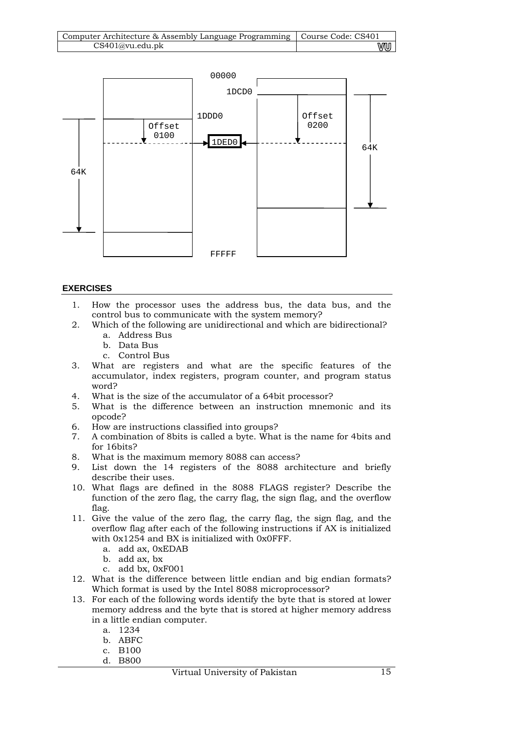00000

1DCD0

1DDD0

Offset 0100

1DED0

Offset 0200

64K

64K

FFFFF

**EXERCISES**

1. How the processor uses the address bus, the data bus, and the control bus to communicate with the system memory?
2. Which of the following are unidirectional and which are bidirectional?
   a. Address Bus
   b. Data Bus
   c. Control Bus
3. What are registers and what are the specific features of the accumulator, index registers, program counter, and program status word?
4. What is the size of the accumulator of a 64bit processor?
5. What is the difference between an instruction mnemonic and its opcode?
6. How are instructions classified into groups?
7. A combination of 8bits is called a byte. What is the name for 4bits and for 16bits?
8. What is the maximum memory 8088 can access?
9. List down the 14 registers of the 8088 architecture and briefly describe their uses.
10. What flags are defined in the 8088 FLAGS register? Describe the function of the zero flag, the carry flag, the sign flag, and the overflow flag.
11. Give the value of the zero flag, the carry flag, the sign flag, and the overflow flag after each of the following instructions if AX is initialized with 0x1254 and BX is initialized with 0x0FFF.
    a. add ax, 0xEDAB
    b. add ax, bx
    c. add bx, 0xF001
12. What is the difference between little endian and big endian formats? Which format is used by the Intel 8088 microprocessor?
13. For each of the following words identify the byte that is stored at lower memory address and the byte that is stored at higher memory address in a little endian computer.
    a. 1234
    b. ABFC
    c. B100
    d. B800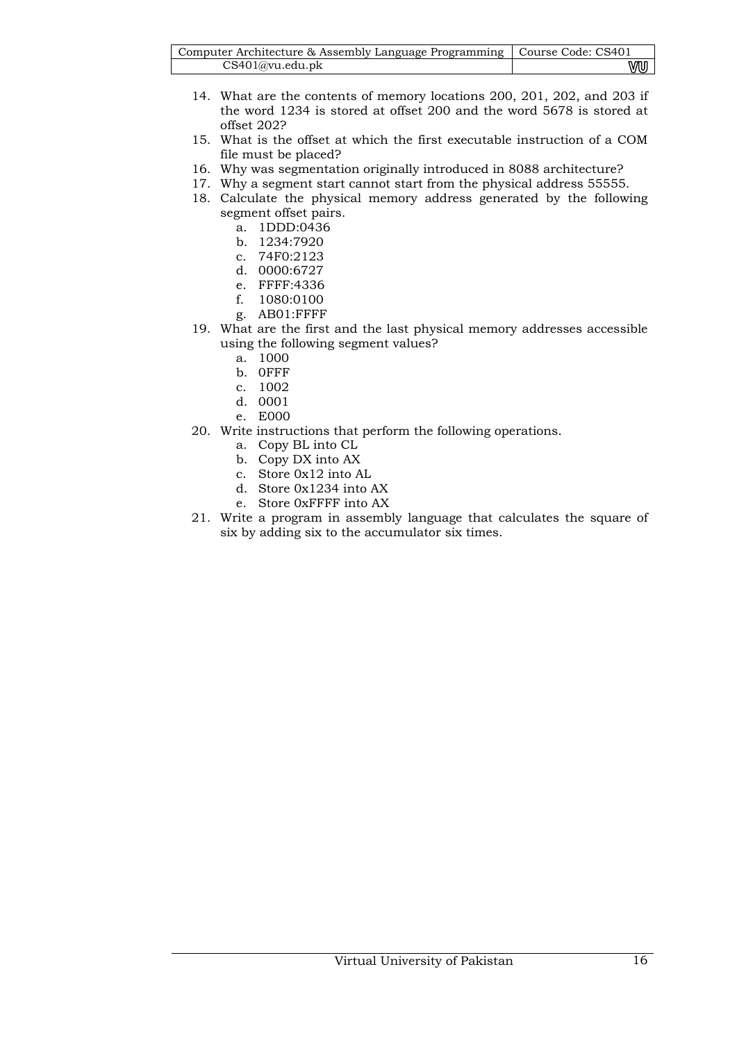14. What are the contents of memory locations 200, 201, 202, and 203 if the word 1234 is stored at offset 200 and the word 5678 is stored at offset 202?
15. What is the offset at which the first executable instruction of a COM file must be placed?
16. Why was segmentation originally introduced in 8088 architecture?
17. Why a segment start cannot start from the physical address 55555.
18. Calculate the physical memory address generated by the following segment offset pairs.
    a. 1DDD:0436
    b. 1234:7920
    c. 74F0:2123
    d. 0000:6727
    e. FFFF:4336
    f. 1080:0100
    g. AB01:FFFF
19. What are the first and the last physical memory addresses accessible using the following segment values?
    a. 1000
    b. 0FFF
    c. 1002
    d. 0001
    e. E000
20. Write instructions that perform the following operations.
    a. Copy BL into CL
    b. Copy DX into AX
    c. Store 0x12 into AL
    d. Store 0x1234 into AX
    e. Store 0xFFFF into AX
21. Write a program in assembly language that calculates the square of six by adding six to the accumulator six times.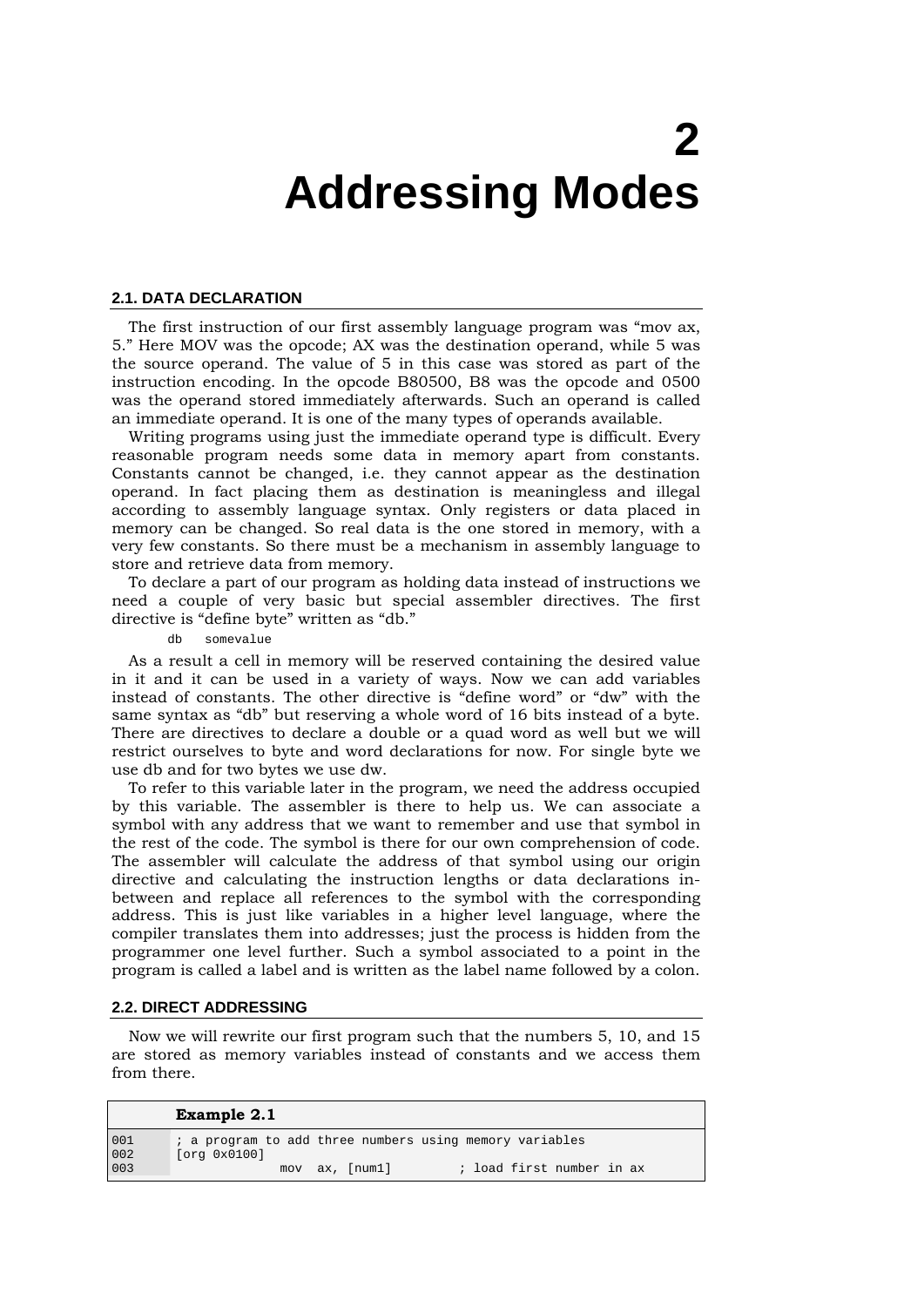# 2 Addressing Modes

## 2.1. DATA DECLARATION

The first instruction of our first assembly language program was "mov ax, 5." Here MOV was the opcode; AX was the destination operand, while 5 was the source operand. The value of 5 in this case was stored as part of the instruction encoding. In the opcode B80500, B8 was the opcode and 0500 was the operand stored immediately afterwards. Such an operand is called an immediate operand. It is one of the many types of operands available.

Writing programs using just the immediate operand type is difficult. Every reasonable program needs some data in memory apart from constants. Constants cannot be changed, i.e. they cannot appear as the destination operand. In fact placing them as destination is meaningless and illegal according to assembly language syntax. Only registers or data placed in memory can be changed. So real data is the one stored in memory, with a very few constants. So there must be a mechanism in assembly language to store and retrieve data from memory.

To declare a part of our program as holding data instead of instructions we need a couple of very basic but special assembler directives. The first directive is "define byte" written as "db."

```
db    somevalue
```

As a result a cell in memory will be reserved containing the desired value in it and it can be used in a variety of ways. Now we can add variables instead of constants. The other directive is "define word" or "dw" with the same syntax as "db" but reserving a whole word of 16 bits instead of a byte. There are directives to declare a double or a quad word as well but we will restrict ourselves to byte and word declarations for now. For single byte we use db and for two bytes we use dw.

To refer to this variable later in the program, we need the address occupied by this variable. The assembler is there to help us. We can associate a symbol with any address that we want to remember and use that symbol in the rest of the code. The symbol is there for our own comprehension of code. The assembler will calculate the address of that symbol using our origin directive and calculating the instruction lengths or data declarations in-between and replace all references to the symbol with the corresponding address. This is just like variables in a higher level language, where the compiler translates them into addresses; just the process is hidden from the programmer one level further. Such a symbol associated to a point in the program is called a label and is written as the label name followed by a colon.

## 2.2. DIRECT ADDRESSING

Now we will rewrite our first program such that the numbers 5, 10, and 15 are stored as memory variables instead of constants and we access them from there.

**Example 2.1**

```
001     ; a program to add three numbers using memory variables
002     [org 0x0100]
003                     mov  ax, [num1]         ; load first number in ax
```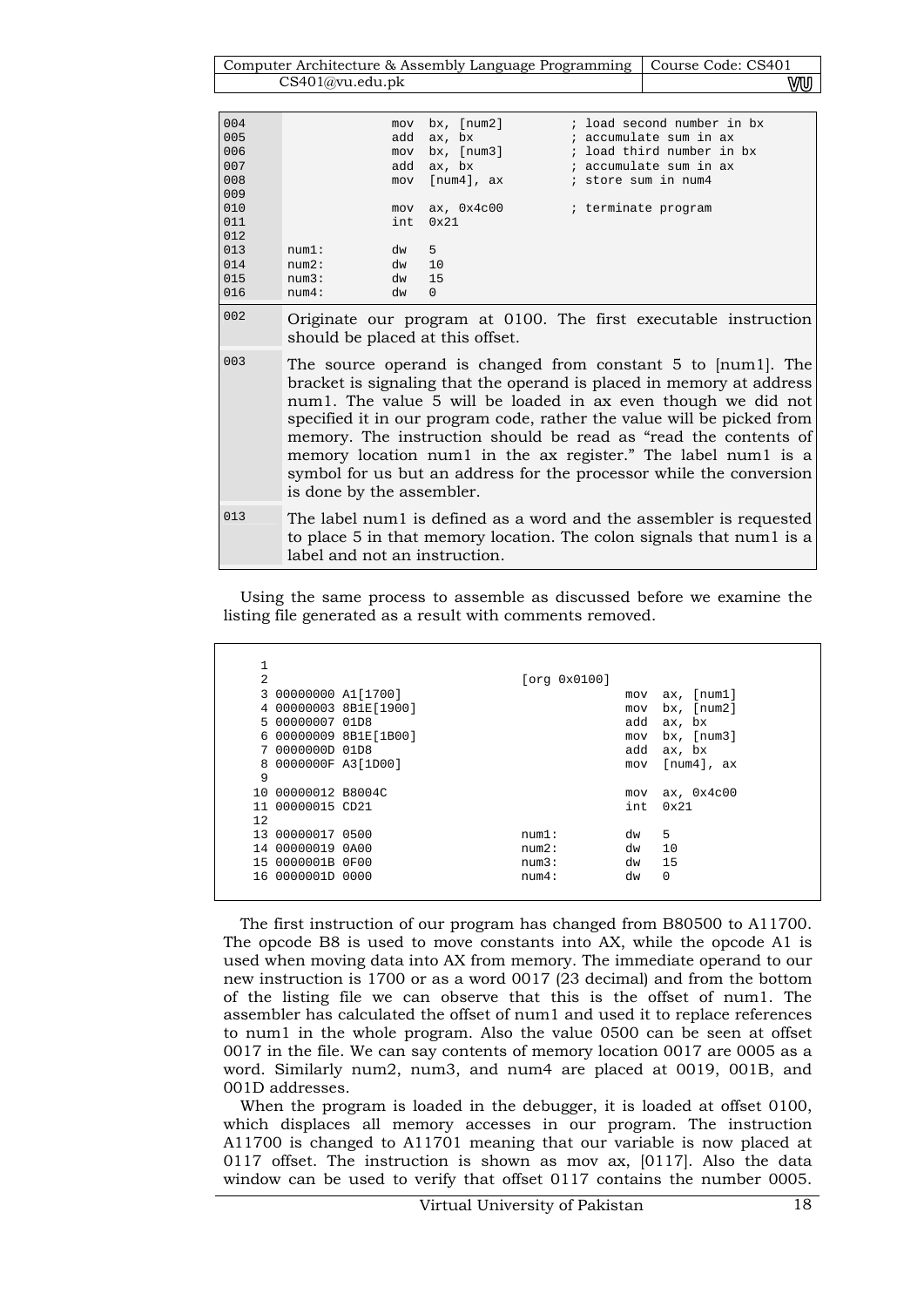```
004              mov  bx, [num2]        ; load second number in bx
005              add  ax, bx            ; accumulate sum in ax
006              mov  bx, [num3]        ; load third number in bx
007              add  ax, bx            ; accumulate sum in ax
008              mov  [num4], ax        ; store sum in num4
009
010              mov  ax, 0x4c00        ; terminate program
011              int  0x21
012
013   num1:      dw   5
014   num2:      dw   10
015   num3:      dw   15
016   num4:      dw   0
```

| | |
|---|---|
| 002 | Originate our program at 0100. The first executable instruction should be placed at this offset. |
| 003 | The source operand is changed from constant 5 to [num1]. The bracket is signaling that the operand is placed in memory at address num1. The value 5 will be loaded in ax even though we did not specified it in our program code, rather the value will be picked from memory. The instruction should be read as "read the contents of memory location num1 in the ax register." The label num1 is a symbol for us but an address for the processor while the conversion is done by the assembler. |
| 013 | The label num1 is defined as a word and the assembler is requested to place 5 in that memory location. The colon signals that num1 is a label and not an instruction. |

Using the same process to assemble as discussed before we examine the listing file generated as a result with comments removed.

```
 1
 2                                  [org 0x0100]
 3 00000000 A1[1700]                            mov  ax, [num1]
 4 00000003 8B1E[1900]                          mov  bx, [num2]
 5 00000007 01D8                                add  ax, bx
 6 00000009 8B1E[1B00]                          mov  bx, [num3]
 7 0000000D 01D8                                add  ax, bx
 8 0000000F A3[1D00]                            mov  [num4], ax
 9
10 00000012 B8004C                              mov  ax, 0x4c00
11 00000015 CD21                                int  0x21
12
13 00000017 0500                    num1:       dw   5
14 00000019 0A00                    num2:       dw   10
15 0000001B 0F00                    num3:       dw   15
16 0000001D 0000                    num4:       dw   0
```

The first instruction of our program has changed from B80500 to A11700. The opcode B8 is used to move constants into AX, while the opcode A1 is used when moving data into AX from memory. The immediate operand to our new instruction is 1700 or as a word 0017 (23 decimal) and from the bottom of the listing file we can observe that this is the offset of num1. The assembler has calculated the offset of num1 and used it to replace references to num1 in the whole program. Also the value 0500 can be seen at offset 0017 in the file. We can say contents of memory location 0017 are 0005 as a word. Similarly num2, num3, and num4 are placed at 0019, 001B, and 001D addresses.

When the program is loaded in the debugger, it is loaded at offset 0100, which displaces all memory accesses in our program. The instruction A11700 is changed to A11701 meaning that our variable is now placed at 0117 offset. The instruction is shown as mov ax, [0117]. Also the data window can be used to verify that offset 0117 contains the number 0005.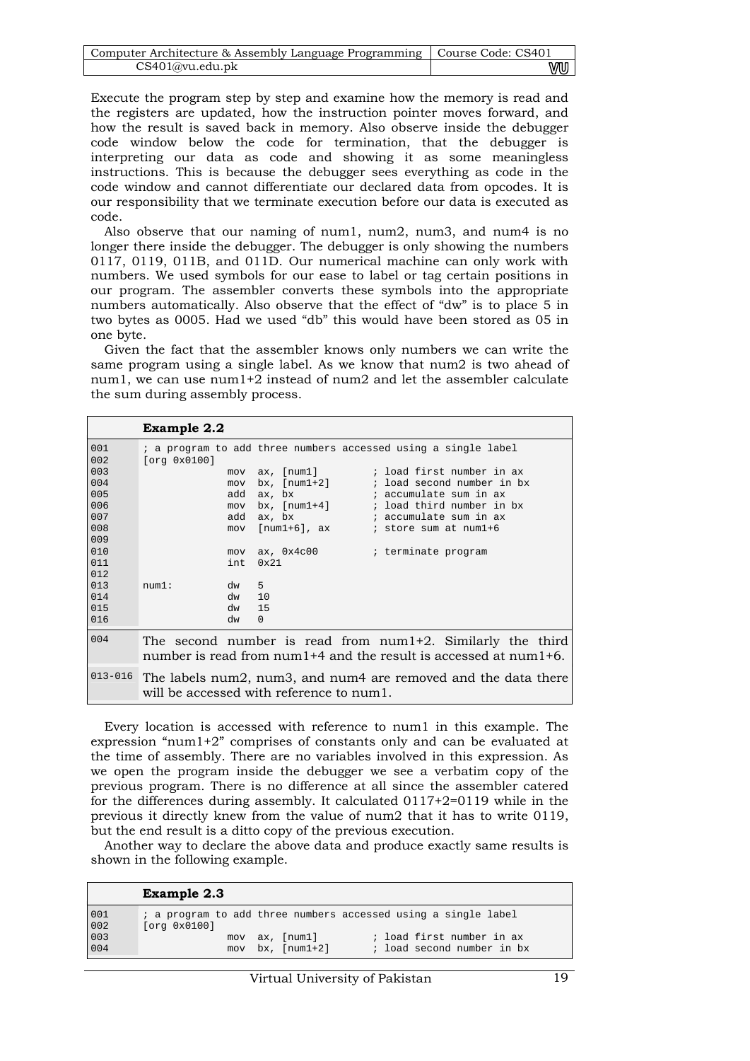Execute the program step by step and examine how the memory is read and the registers are updated, how the instruction pointer moves forward, and how the result is saved back in memory. Also observe inside the debugger code window below the code for termination, that the debugger is interpreting our data as code and showing it as some meaningless instructions. This is because the debugger sees everything as code in the code window and cannot differentiate our declared data from opcodes. It is our responsibility that we terminate execution before our data is executed as code.

Also observe that our naming of num1, num2, num3, and num4 is no longer there inside the debugger. The debugger is only showing the numbers 0117, 0119, 011B, and 011D. Our numerical machine can only work with numbers. We used symbols for our ease to label or tag certain positions in our program. The assembler converts these symbols into the appropriate numbers automatically. Also observe that the effect of "dw" is to place 5 in two bytes as 0005. Had we used "db" this would have been stored as 05 in one byte.

Given the fact that the assembler knows only numbers we can write the same program using a single label. As we know that num2 is two ahead of num1, we can use num1+2 instead of num2 and let the assembler calculate the sum during assembly process.

**Example 2.2**

```
001   ; a program to add three numbers accessed using a single label
002   [org 0x0100]
003                 mov  ax, [num1]        ; load first number in ax
004                 mov  bx, [num1+2]      ; load second number in bx
005                 add  ax, bx            ; accumulate sum in ax
006                 mov  bx, [num1+4]      ; load third number in bx
007                 add  ax, bx            ; accumulate sum in ax
008                 mov  [num1+6], ax      ; store sum at num1+6
009
010                 mov  ax, 0x4c00        ; terminate program
011                 int  0x21
012
013   num1:         dw   5
014                 dw   10
015                 dw   15
016                 dw   0
```

| | |
|---|---|
| 004 | The second number is read from num1+2. Similarly the third number is read from num1+4 and the result is accessed at num1+6. |
| 013-016 | The labels num2, num3, and num4 are removed and the data there will be accessed with reference to num1. |

Every location is accessed with reference to num1 in this example. The expression "num1+2" comprises of constants only and can be evaluated at the time of assembly. There are no variables involved in this expression. As we open the program inside the debugger we see a verbatim copy of the previous program. There is no difference at all since the assembler catered for the differences during assembly. It calculated 0117+2=0119 while in the previous it directly knew from the value of num2 that it has to write 0119, but the end result is a ditto copy of the previous execution.

Another way to declare the above data and produce exactly same results is shown in the following example.

**Example 2.3**

```
001   ; a program to add three numbers accessed using a single label
002   [org 0x0100]
003                 mov  ax, [num1]        ; load first number in ax
004                 mov  bx, [num1+2]      ; load second number in bx
```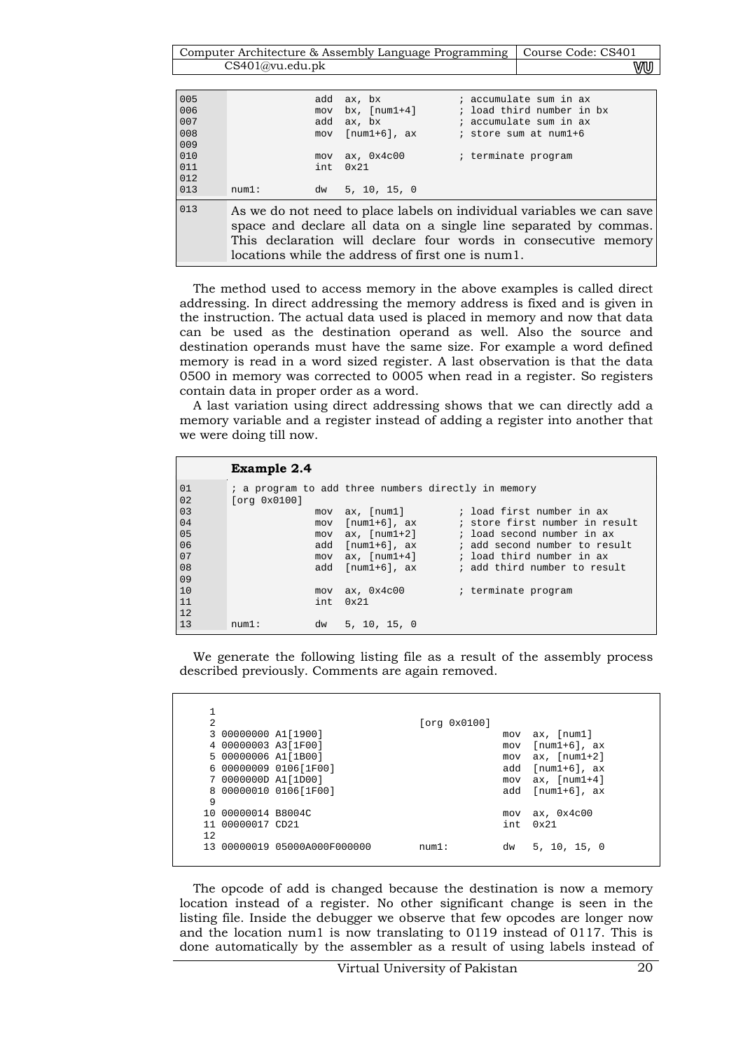```
005                 add  ax, bx             ; accumulate sum in ax
006                 mov  bx, [num1+4]       ; load third number in bx
007                 add  ax, bx             ; accumulate sum in ax
008                 mov  [num1+6], ax       ; store sum at num1+6
009
010                 mov  ax, 0x4c00         ; terminate program
011                 int  0x21
012
013  num1:          dw   5, 10, 15, 0
```

| | |
|---|---|
| 013 | As we do not need to place labels on individual variables we can save space and declare all data on a single line separated by commas. This declaration will declare four words in consecutive memory locations while the address of first one is num1. |

The method used to access memory in the above examples is called direct addressing. In direct addressing the memory address is fixed and is given in the instruction. The actual data used is placed in memory and now that data can be used as the destination operand as well. Also the source and destination operands must have the same size. For example a word defined memory is read in a word sized register. A last observation is that the data 0500 in memory was corrected to 0005 when read in a register. So registers contain data in proper order as a word.

A last variation using direct addressing shows that we can directly add a memory variable and a register instead of adding a register into another that we were doing till now.

**Example 2.4**

```
01   ; a program to add three numbers directly in memory
02   [org 0x0100]
03                  mov  ax, [num1]         ; load first number in ax
04                  mov  [num1+6], ax       ; store first number in result
05                  mov  ax, [num1+2]       ; load second number in ax
06                  add  [num1+6], ax       ; add second number to result
07                  mov  ax, [num1+4]       ; load third number in ax
08                  add  [num1+6], ax       ; add third number to result
09
10                  mov  ax, 0x4c00         ; terminate program
11                  int  0x21
12
13   num1:          dw   5, 10, 15, 0
```

We generate the following listing file as a result of the assembly process described previously. Comments are again removed.

```
 1
 2                                      [org 0x0100]
 3 00000000 A1[1900]                                   mov  ax, [num1]
 4 00000003 A3[1F00]                                   mov  [num1+6], ax
 5 00000006 A1[1B00]                                   mov  ax, [num1+2]
 6 00000009 0106[1F00]                                 add  [num1+6], ax
 7 0000000D A1[1D00]                                   mov  ax, [num1+4]
 8 00000010 0106[1F00]                                 add  [num1+6], ax
 9
10 00000014 B8004C                                     mov  ax, 0x4c00
11 00000017 CD21                                       int  0x21
12
13 00000019 05000A000F000000            num1:          dw   5, 10, 15, 0
```

The opcode of add is changed because the destination is now a memory location instead of a register. No other significant change is seen in the listing file. Inside the debugger we observe that few opcodes are longer now and the location num1 is now translating to 0119 instead of 0117. This is done automatically by the assembler as a result of using labels instead of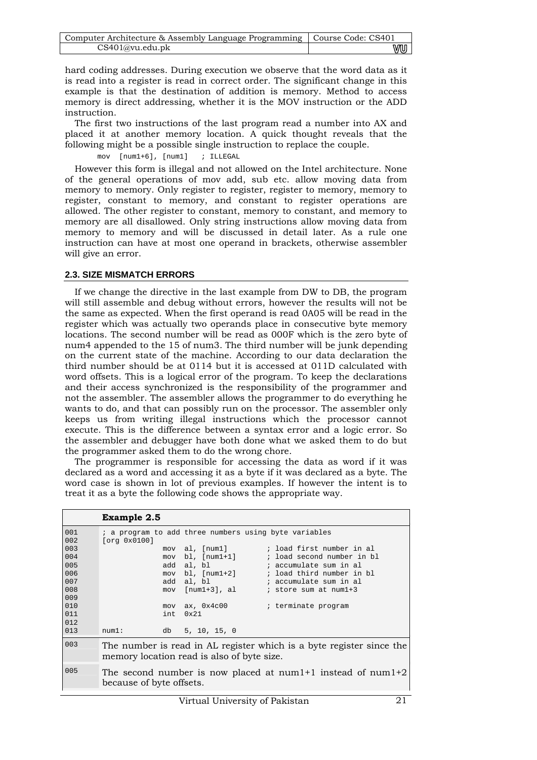hard coding addresses. During execution we observe that the word data as it is read into a register is read in correct order. The significant change in this example is that the destination of addition is memory. Method to access memory is direct addressing, whether it is the MOV instruction or the ADD instruction.

The first two instructions of the last program read a number into AX and placed it at another memory location. A quick thought reveals that the following might be a possible single instruction to replace the couple.

```
mov  [num1+6], [num1]   ; ILLEGAL
```

However this form is illegal and not allowed on the Intel architecture. None of the general operations of mov add, sub etc. allow moving data from memory to memory. Only register to register, register to memory, memory to register, constant to memory, and constant to register operations are allowed. The other register to constant, memory to constant, and memory to memory are all disallowed. Only string instructions allow moving data from memory to memory and will be discussed in detail later. As a rule one instruction can have at most one operand in brackets, otherwise assembler will give an error.

### 2.3. SIZE MISMATCH ERRORS

If we change the directive in the last example from DW to DB, the program will still assemble and debug without errors, however the results will not be the same as expected. When the first operand is read 0A05 will be read in the register which was actually two operands place in consecutive byte memory locations. The second number will be read as 000F which is the zero byte of num4 appended to the 15 of num3. The third number will be junk depending on the current state of the machine. According to our data declaration the third number should be at 0114 but it is accessed at 011D calculated with word offsets. This is a logical error of the program. To keep the declarations and their access synchronized is the responsibility of the programmer and not the assembler. The assembler allows the programmer to do everything he wants to do, and that can possibly run on the processor. The assembler only keeps us from writing illegal instructions which the processor cannot execute. This is the difference between a syntax error and a logic error. So the assembler and debugger have both done what we asked them to do but the programmer asked them to do the wrong chore.

The programmer is responsible for accessing the data as word if it was declared as a word and accessing it as a byte if it was declared as a byte. The word case is shown in lot of previous examples. If however the intent is to treat it as a byte the following code shows the appropriate way.

**Example 2.5**

```
001  ; a program to add three numbers using byte variables
002  [org 0x0100]
003                mov  al, [num1]         ; load first number in al
004                mov  bl, [num1+1]       ; load second number in bl
005                add  al, bl             ; accumulate sum in al
006                mov  bl, [num1+2]       ; load third number in bl
007                add  al, bl             ; accumulate sum in al
008                mov  [num1+3], al       ; store sum at num1+3
009
010                mov  ax, 0x4c00         ; terminate program
011                int  0x21
012
013  num1:         db   5, 10, 15, 0
```

| | |
|---|---|
| 003 | The number is read in AL register which is a byte register since the memory location read is also of byte size. |
| 005 | The second number is now placed at num1+1 instead of num1+2 because of byte offsets. |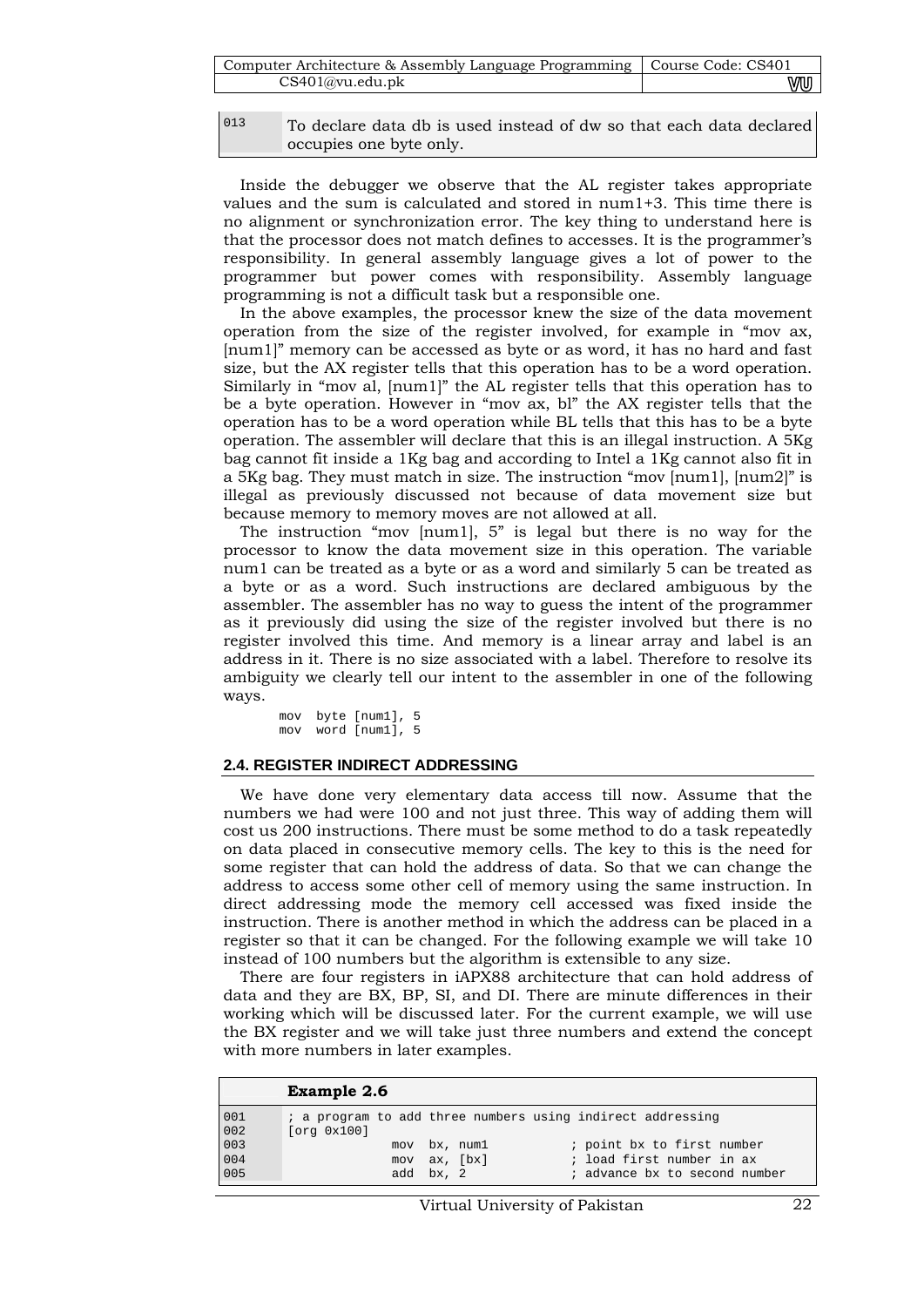| | |
|---|---|
| 013 | To declare data db is used instead of dw so that each data declared occupies one byte only. |

Inside the debugger we observe that the AL register takes appropriate values and the sum is calculated and stored in num1+3. This time there is no alignment or synchronization error. The key thing to understand here is that the processor does not match defines to accesses. It is the programmer's responsibility. In general assembly language gives a lot of power to the programmer but power comes with responsibility. Assembly language programming is not a difficult task but a responsible one.

In the above examples, the processor knew the size of the data movement operation from the size of the register involved, for example in "mov ax, [num1]" memory can be accessed as byte or as word, it has no hard and fast size, but the AX register tells that this operation has to be a word operation. Similarly in "mov al, [num1]" the AL register tells that this operation has to be a byte operation. However in "mov ax, bl" the AX register tells that the operation has to be a word operation while BL tells that this has to be a byte operation. The assembler will declare that this is an illegal instruction. A 5Kg bag cannot fit inside a 1Kg bag and according to Intel a 1Kg cannot also fit in a 5Kg bag. They must match in size. The instruction "mov [num1], [num2]" is illegal as previously discussed not because of data movement size but because memory to memory moves are not allowed at all.

The instruction "mov [num1], 5" is legal but there is no way for the processor to know the data movement size in this operation. The variable num1 can be treated as a byte or as a word and similarly 5 can be treated as a byte or as a word. Such instructions are declared ambiguous by the assembler. The assembler has no way to guess the intent of the programmer as it previously did using the size of the register involved but there is no register involved this time. And memory is a linear array and label is an address in it. There is no size associated with a label. Therefore to resolve its ambiguity we clearly tell our intent to the assembler in one of the following ways.

```
mov  byte [num1], 5
mov  word [num1], 5
```

### 2.4. REGISTER INDIRECT ADDRESSING

We have done very elementary data access till now. Assume that the numbers we had were 100 and not just three. This way of adding them will cost us 200 instructions. There must be some method to do a task repeatedly on data placed in consecutive memory cells. The key to this is the need for some register that can hold the address of data. So that we can change the address to access some other cell of memory using the same instruction. In direct addressing mode the memory cell accessed was fixed inside the instruction. There is another method in which the address can be placed in a register so that it can be changed. For the following example we will take 10 instead of 100 numbers but the algorithm is extensible to any size.

There are four registers in iAPX88 architecture that can hold address of data and they are BX, BP, SI, and DI. There are minute differences in their working which will be discussed later. For the current example, we will use the BX register and we will take just three numbers and extend the concept with more numbers in later examples.

**Example 2.6**

```
001  ; a program to add three numbers using indirect addressing
002  [org 0x100]
003            mov  bx, num1         ; point bx to first number
004            mov  ax, [bx]         ; load first number in ax
005            add  bx, 2            ; advance bx to second number
```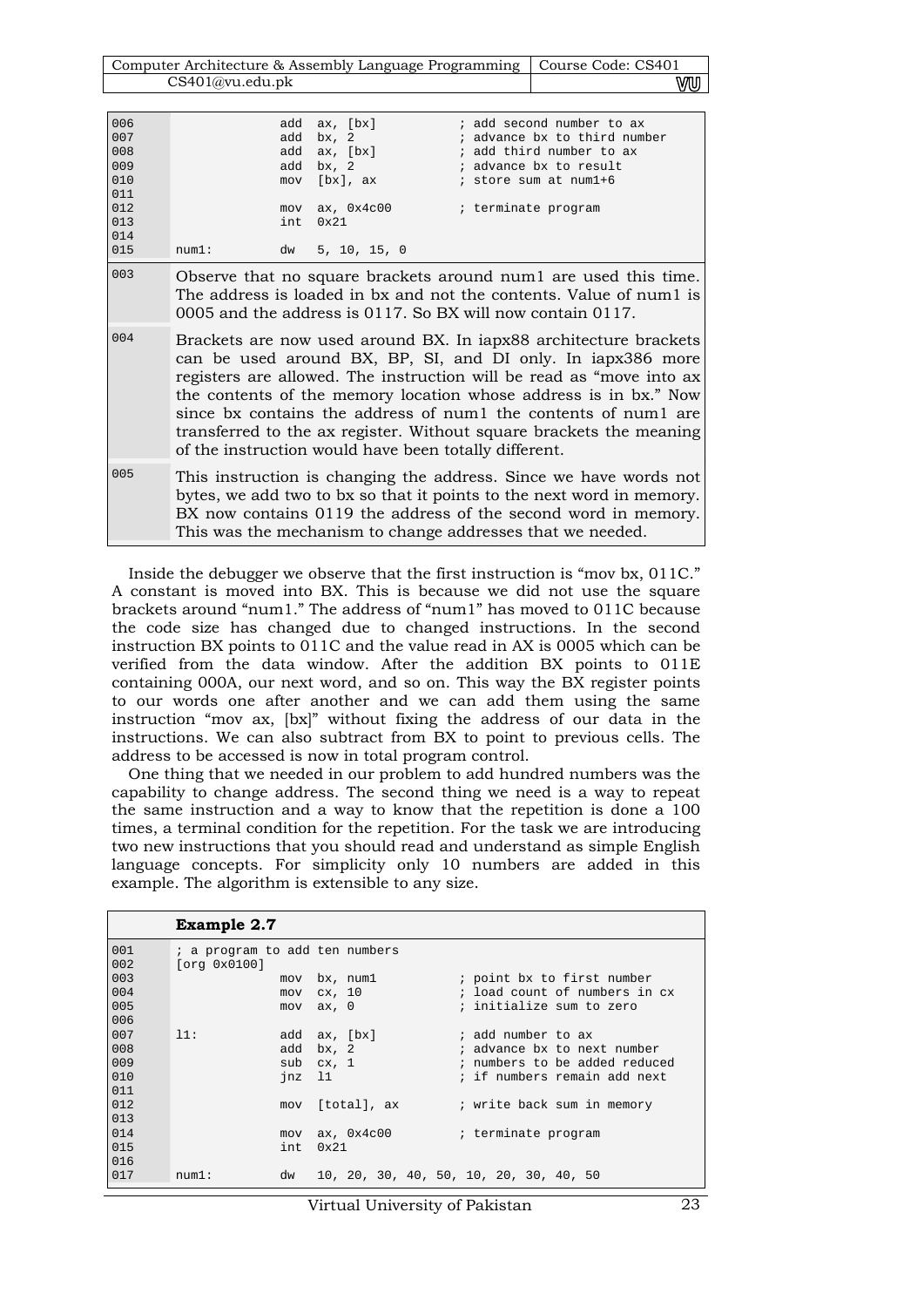```
006                 add  ax, [bx]           ; add second number to ax
007                 add  bx, 2              ; advance bx to third number
008                 add  ax, [bx]           ; add third number to ax
009                 add  bx, 2              ; advance bx to result
010                 mov  [bx], ax           ; store sum at num1+6
011
012                 mov  ax, 0x4c00         ; terminate program
013                 int  0x21
014
015     num1:       dw   5, 10, 15, 0
```

| | |
|---|---|
| 003 | Observe that no square brackets around num1 are used this time. The address is loaded in bx and not the contents. Value of num1 is 0005 and the address is 0117. So BX will now contain 0117. |
| 004 | Brackets are now used around BX. In iapx88 architecture brackets can be used around BX, BP, SI, and DI only. In iapx386 more registers are allowed. The instruction will be read as "move into ax the contents of the memory location whose address is in bx." Now since bx contains the address of num1 the contents of num1 are transferred to the ax register. Without square brackets the meaning of the instruction would have been totally different. |
| 005 | This instruction is changing the address. Since we have words not bytes, we add two to bx so that it points to the next word in memory. BX now contains 0119 the address of the second word in memory. This was the mechanism to change addresses that we needed. |

Inside the debugger we observe that the first instruction is "mov bx, 011C." A constant is moved into BX. This is because we did not use the square brackets around "num1." The address of "num1" has moved to 011C because the code size has changed due to changed instructions. In the second instruction BX points to 011C and the value read in AX is 0005 which can be verified from the data window. After the addition BX points to 011E containing 000A, our next word, and so on. This way the BX register points to our words one after another and we can add them using the same instruction "mov ax, [bx]" without fixing the address of our data in the instructions. We can also subtract from BX to point to previous cells. The address to be accessed is now in total program control.

One thing that we needed in our problem to add hundred numbers was the capability to change address. The second thing we need is a way to repeat the same instruction and a way to know that the repetition is done a 100 times, a terminal condition for the repetition. For the task we are introducing two new instructions that you should read and understand as simple English language concepts. For simplicity only 10 numbers are added in this example. The algorithm is extensible to any size.

**Example 2.7**

```
001     ; a program to add ten numbers
002     [org 0x0100]
003                 mov  bx, num1           ; point bx to first number
004                 mov  cx, 10             ; load count of numbers in cx
005                 mov  ax, 0              ; initialize sum to zero
006
007     l1:         add  ax, [bx]           ; add number to ax
008                 add  bx, 2              ; advance bx to next number
009                 sub  cx, 1              ; numbers to be added reduced
010                 jnz  l1                 ; if numbers remain add next
011
012                 mov  [total], ax        ; write back sum in memory
013
014                 mov  ax, 0x4c00         ; terminate program
015                 int  0x21
016
017     num1:       dw   10, 20, 30, 40, 50, 10, 20, 30, 40, 50
```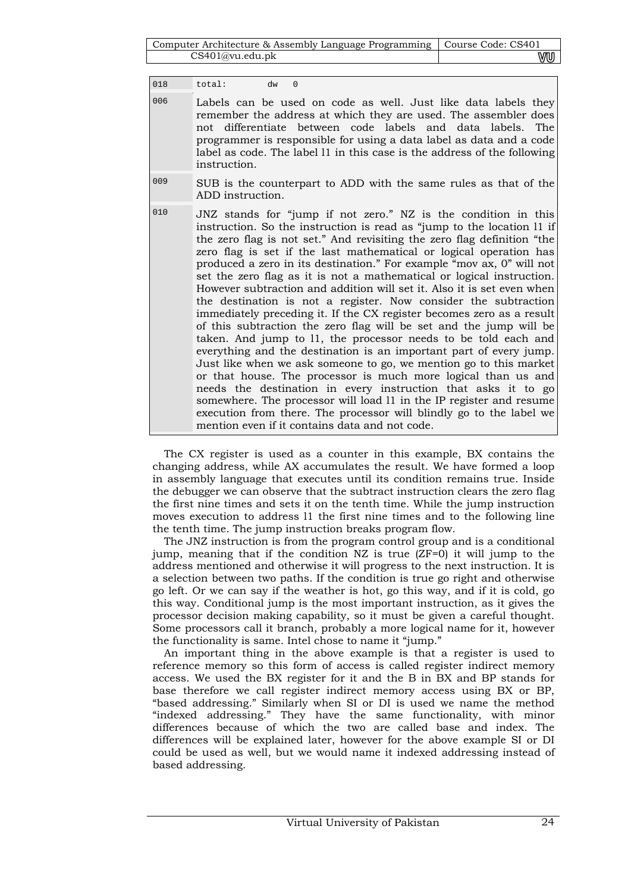```
018    total:      dw   0
```

| | |
|---|---|
| 006 | Labels can be used on code as well. Just like data labels they remember the address at which they are used. The assembler does not differentiate between code labels and data labels. The programmer is responsible for using a data label as data and a code label as code. The label l1 in this case is the address of the following instruction. |
| 009 | SUB is the counterpart to ADD with the same rules as that of the ADD instruction. |
| 010 | JNZ stands for "jump if not zero." NZ is the condition in this instruction. So the instruction is read as "jump to the location l1 if the zero flag is not set." And revisiting the zero flag definition "the zero flag is set if the last mathematical or logical operation has produced a zero in its destination." For example "mov ax, 0" will not set the zero flag as it is not a mathematical or logical instruction. However subtraction and addition will set it. Also it is set even when the destination is not a register. Now consider the subtraction immediately preceding it. If the CX register becomes zero as a result of this subtraction the zero flag will be set and the jump will be taken. And jump to l1, the processor needs to be told each and everything and the destination is an important part of every jump. Just like when we ask someone to go, we mention go to this market or that house. The processor is much more logical than us and needs the destination in every instruction that asks it to go somewhere. The processor will load l1 in the IP register and resume execution from there. The processor will blindly go to the label we mention even if it contains data and not code. |

The CX register is used as a counter in this example, BX contains the changing address, while AX accumulates the result. We have formed a loop in assembly language that executes until its condition remains true. Inside the debugger we can observe that the subtract instruction clears the zero flag the first nine times and sets it on the tenth time. While the jump instruction moves execution to address l1 the first nine times and to the following line the tenth time. The jump instruction breaks program flow.

The JNZ instruction is from the program control group and is a conditional jump, meaning that if the condition NZ is true (ZF=0) it will jump to the address mentioned and otherwise it will progress to the next instruction. It is a selection between two paths. If the condition is true go right and otherwise go left. Or we can say if the weather is hot, go this way, and if it is cold, go this way. Conditional jump is the most important instruction, as it gives the processor decision making capability, so it must be given a careful thought. Some processors call it branch, probably a more logical name for it, however the functionality is same. Intel chose to name it "jump."

An important thing in the above example is that a register is used to reference memory so this form of access is called register indirect memory access. We used the BX register for it and the B in BX and BP stands for base therefore we call register indirect memory access using BX or BP, "based addressing." Similarly when SI or DI is used we name the method "indexed addressing." They have the same functionality, with minor differences because of which the two are called base and index. The differences will be explained later, however for the above example SI or DI could be used as well, but we would name it indexed addressing instead of based addressing.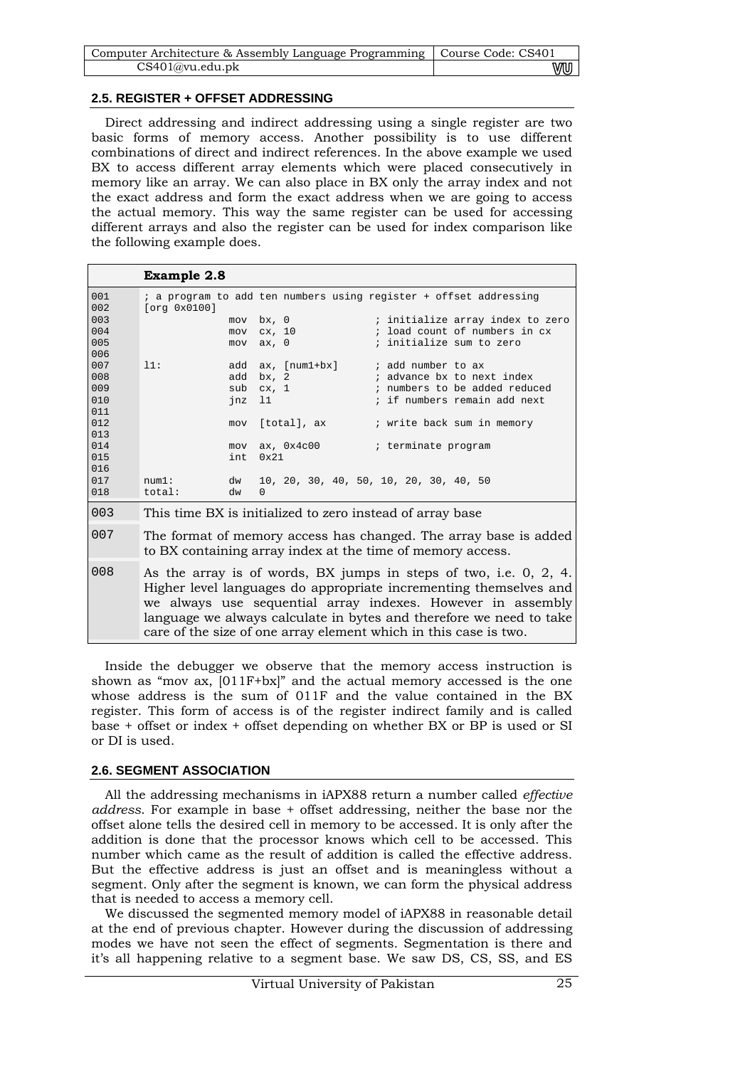## 2.5. REGISTER + OFFSET ADDRESSING

Direct addressing and indirect addressing using a single register are two basic forms of memory access. Another possibility is to use different combinations of direct and indirect references. In the above example we used BX to access different array elements which were placed consecutively in memory like an array. We can also place in BX only the array index and not the exact address and form the exact address when we are going to access the actual memory. This way the same register can be used for accessing different arrays and also the register can be used for index comparison like the following example does.

**Example 2.8**

```
001  ; a program to add ten numbers using register + offset addressing
002  [org 0x0100]
003                mov  bx, 0              ; initialize array index to zero
004                mov  cx, 10             ; load count of numbers in cx
005                mov  ax, 0              ; initialize sum to zero
006
007  l1:           add  ax, [num1+bx]      ; add number to ax
008                add  bx, 2              ; advance bx to next index
009                sub  cx, 1              ; numbers to be added reduced
010                jnz  l1                 ; if numbers remain add next
011
012                mov  [total], ax        ; write back sum in memory
013
014                mov  ax, 0x4c00         ; terminate program
015                int  0x21
016
017  num1:         dw   10, 20, 30, 40, 50, 10, 20, 30, 40, 50
018  total:        dw   0
```

| | |
|---|---|
| 003 | This time BX is initialized to zero instead of array base |
| 007 | The format of memory access has changed. The array base is added to BX containing array index at the time of memory access. |
| 008 | As the array is of words, BX jumps in steps of two, i.e. 0, 2, 4. Higher level languages do appropriate incrementing themselves and we always use sequential array indexes. However in assembly language we always calculate in bytes and therefore we need to take care of the size of one array element which in this case is two. |

Inside the debugger we observe that the memory access instruction is shown as "mov ax, [011F+bx]" and the actual memory accessed is the one whose address is the sum of 011F and the value contained in the BX register. This form of access is of the register indirect family and is called base + offset or index + offset depending on whether BX or BP is used or SI or DI is used.

## 2.6. SEGMENT ASSOCIATION

All the addressing mechanisms in iAPX88 return a number called *effective address*. For example in base + offset addressing, neither the base nor the offset alone tells the desired cell in memory to be accessed. It is only after the addition is done that the processor knows which cell to be accessed. This number which came as the result of addition is called the effective address. But the effective address is just an offset and is meaningless without a segment. Only after the segment is known, we can form the physical address that is needed to access a memory cell.

We discussed the segmented memory model of iAPX88 in reasonable detail at the end of previous chapter. However during the discussion of addressing modes we have not seen the effect of segments. Segmentation is there and it's all happening relative to a segment base. We saw DS, CS, SS, and ES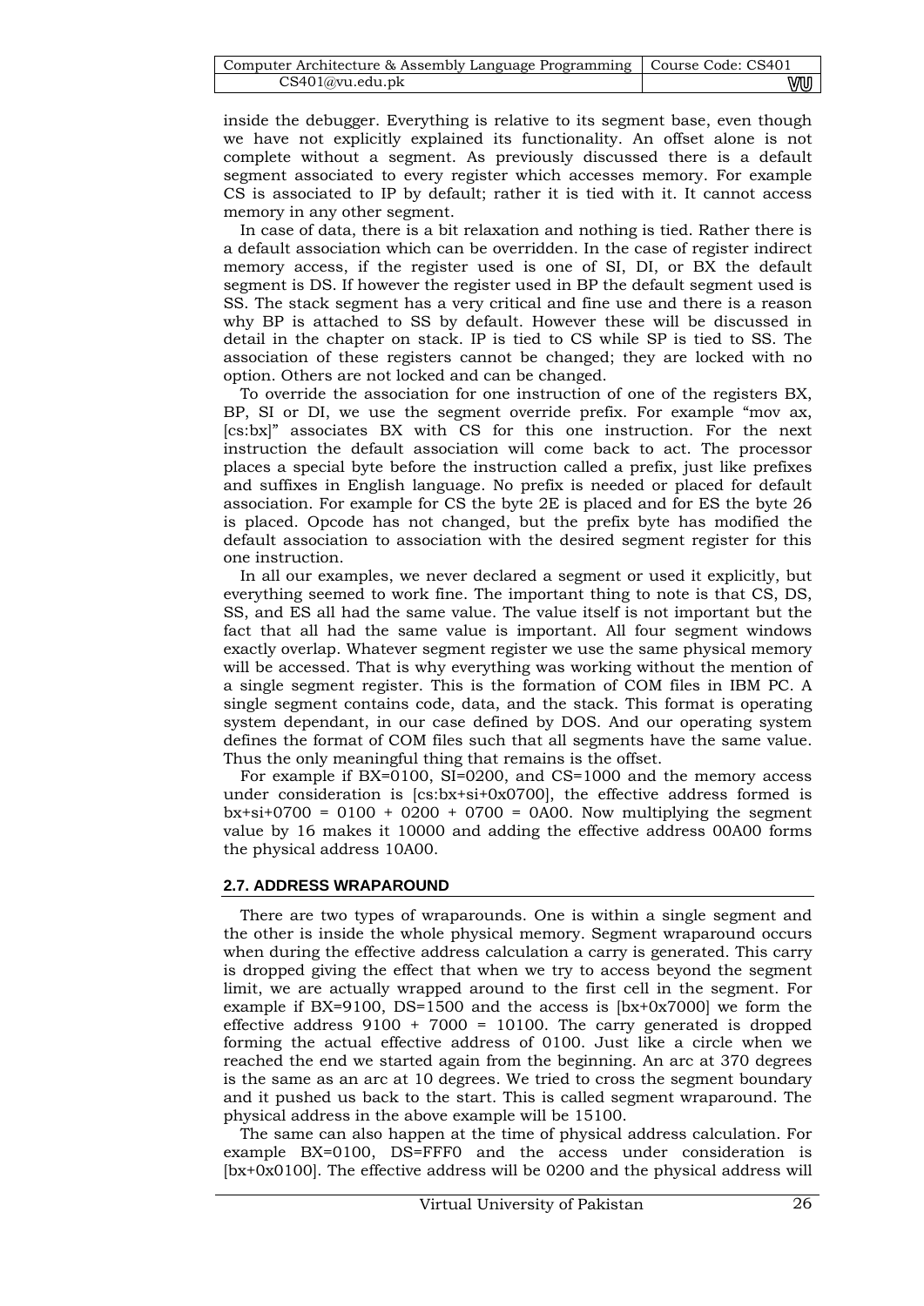inside the debugger. Everything is relative to its segment base, even though we have not explicitly explained its functionality. An offset alone is not complete without a segment. As previously discussed there is a default segment associated to every register which accesses memory. For example CS is associated to IP by default; rather it is tied with it. It cannot access memory in any other segment.

In case of data, there is a bit relaxation and nothing is tied. Rather there is a default association which can be overridden. In the case of register indirect memory access, if the register used is one of SI, DI, or BX the default segment is DS. If however the register used in BP the default segment used is SS. The stack segment has a very critical and fine use and there is a reason why BP is attached to SS by default. However these will be discussed in detail in the chapter on stack. IP is tied to CS while SP is tied to SS. The association of these registers cannot be changed; they are locked with no option. Others are not locked and can be changed.

To override the association for one instruction of one of the registers BX, BP, SI or DI, we use the segment override prefix. For example "mov ax, [cs:bx]" associates BX with CS for this one instruction. For the next instruction the default association will come back to act. The processor places a special byte before the instruction called a prefix, just like prefixes and suffixes in English language. No prefix is needed or placed for default association. For example for CS the byte 2E is placed and for ES the byte 26 is placed. Opcode has not changed, but the prefix byte has modified the default association to association with the desired segment register for this one instruction.

In all our examples, we never declared a segment or used it explicitly, but everything seemed to work fine. The important thing to note is that CS, DS, SS, and ES all had the same value. The value itself is not important but the fact that all had the same value is important. All four segment windows exactly overlap. Whatever segment register we use the same physical memory will be accessed. That is why everything was working without the mention of a single segment register. This is the formation of COM files in IBM PC. A single segment contains code, data, and the stack. This format is operating system dependant, in our case defined by DOS. And our operating system defines the format of COM files such that all segments have the same value. Thus the only meaningful thing that remains is the offset.

For example if BX=0100, SI=0200, and CS=1000 and the memory access under consideration is [cs:bx+si+0x0700], the effective address formed is bx+si+0700 = 0100 + 0200 + 0700 = 0A00. Now multiplying the segment value by 16 makes it 10000 and adding the effective address 00A00 forms the physical address 10A00.

### 2.7. ADDRESS WRAPAROUND

There are two types of wraparounds. One is within a single segment and the other is inside the whole physical memory. Segment wraparound occurs when during the effective address calculation a carry is generated. This carry is dropped giving the effect that when we try to access beyond the segment limit, we are actually wrapped around to the first cell in the segment. For example if BX=9100, DS=1500 and the access is [bx+0x7000] we form the effective address 9100 + 7000 = 10100. The carry generated is dropped forming the actual effective address of 0100. Just like a circle when we reached the end we started again from the beginning. An arc at 370 degrees is the same as an arc at 10 degrees. We tried to cross the segment boundary and it pushed us back to the start. This is called segment wraparound. The physical address in the above example will be 15100.

The same can also happen at the time of physical address calculation. For example BX=0100, DS=FFF0 and the access under consideration is [bx+0x0100]. The effective address will be 0200 and the physical address will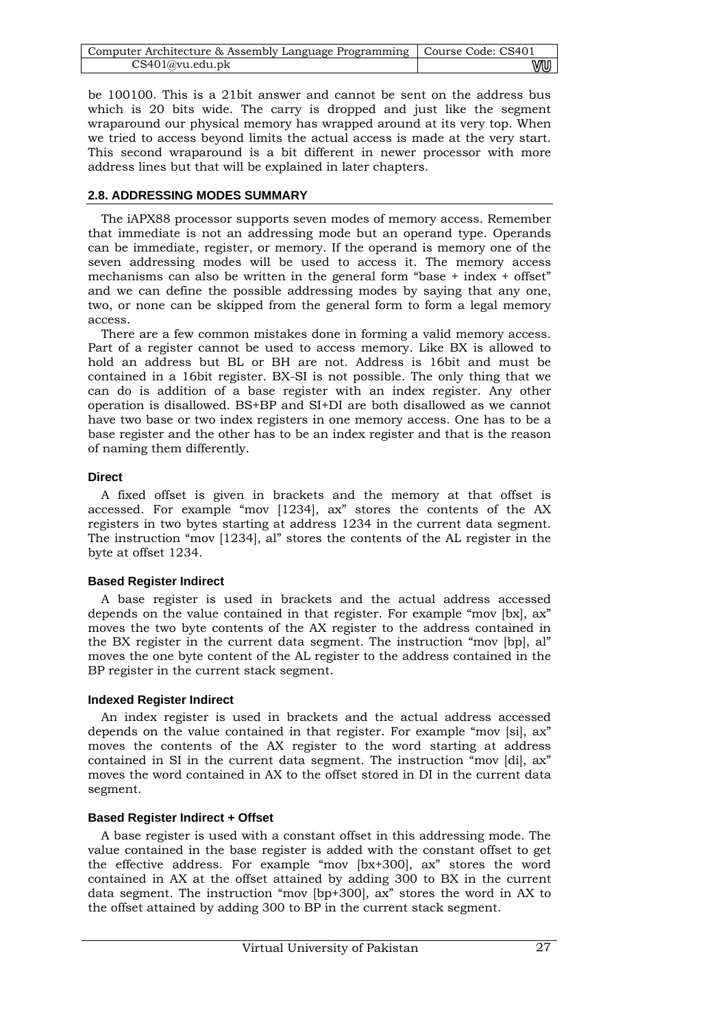be 100100. This is a 21bit answer and cannot be sent on the address bus which is 20 bits wide. The carry is dropped and just like the segment wraparound our physical memory has wrapped around at its very top. When we tried to access beyond limits the actual access is made at the very start. This second wraparound is a bit different in newer processor with more address lines but that will be explained in later chapters.

## 2.8. ADDRESSING MODES SUMMARY

The iAPX88 processor supports seven modes of memory access. Remember that immediate is not an addressing mode but an operand type. Operands can be immediate, register, or memory. If the operand is memory one of the seven addressing modes will be used to access it. The memory access mechanisms can also be written in the general form "base + index + offset" and we can define the possible addressing modes by saying that any one, two, or none can be skipped from the general form to form a legal memory access.

There are a few common mistakes done in forming a valid memory access. Part of a register cannot be used to access memory. Like BX is allowed to hold an address but BL or BH are not. Address is 16bit and must be contained in a 16bit register. BX-SI is not possible. The only thing that we can do is addition of a base register with an index register. Any other operation is disallowed. BS+BP and SI+DI are both disallowed as we cannot have two base or two index registers in one memory access. One has to be a base register and the other has to be an index register and that is the reason of naming them differently.

### Direct

A fixed offset is given in brackets and the memory at that offset is accessed. For example "mov [1234], ax" stores the contents of the AX registers in two bytes starting at address 1234 in the current data segment. The instruction "mov [1234], al" stores the contents of the AL register in the byte at offset 1234.

### Based Register Indirect

A base register is used in brackets and the actual address accessed depends on the value contained in that register. For example "mov [bx], ax" moves the two byte contents of the AX register to the address contained in the BX register in the current data segment. The instruction "mov [bp], al" moves the one byte content of the AL register to the address contained in the BP register in the current stack segment.

### Indexed Register Indirect

An index register is used in brackets and the actual address accessed depends on the value contained in that register. For example "mov [si], ax" moves the contents of the AX register to the word starting at address contained in SI in the current data segment. The instruction "mov [di], ax" moves the word contained in AX to the offset stored in DI in the current data segment.

### Based Register Indirect + Offset

A base register is used with a constant offset in this addressing mode. The value contained in the base register is added with the constant offset to get the effective address. For example "mov [bx+300], ax" stores the word contained in AX at the offset attained by adding 300 to BX in the current data segment. The instruction "mov [bp+300], ax" stores the word in AX to the offset attained by adding 300 to BP in the current stack segment.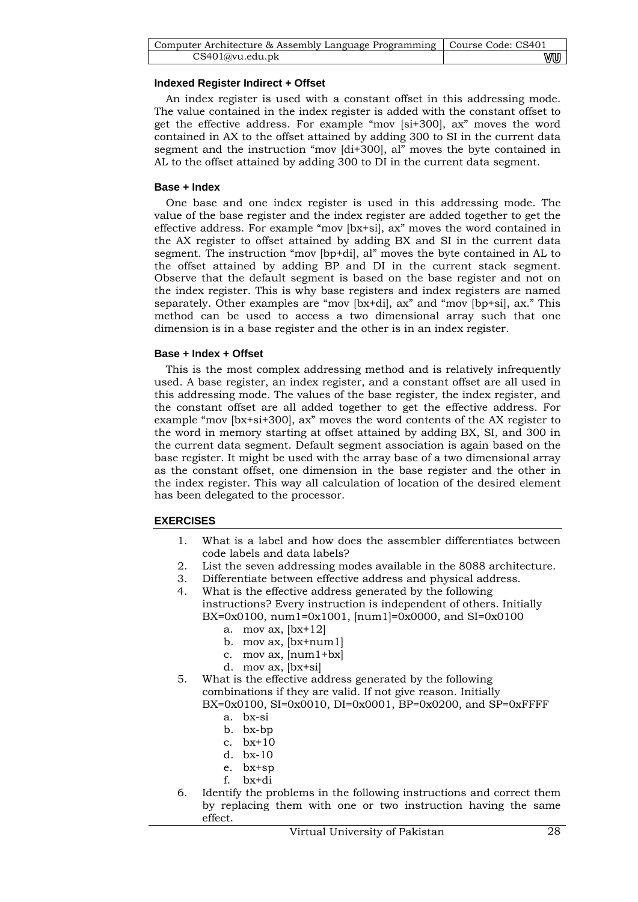### Indexed Register Indirect + Offset

An index register is used with a constant offset in this addressing mode. The value contained in the index register is added with the constant offset to get the effective address. For example "mov [si+300], ax" moves the word contained in AX to the offset attained by adding 300 to SI in the current data segment and the instruction "mov [di+300], al" moves the byte contained in AL to the offset attained by adding 300 to DI in the current data segment.

### Base + Index

One base and one index register is used in this addressing mode. The value of the base register and the index register are added together to get the effective address. For example "mov [bx+si], ax" moves the word contained in the AX register to offset attained by adding BX and SI in the current data segment. The instruction "mov [bp+di], al" moves the byte contained in AL to the offset attained by adding BP and DI in the current stack segment. Observe that the default segment is based on the base register and not on the index register. This is why base registers and index registers are named separately. Other examples are "mov [bx+di], ax" and "mov [bp+si], ax." This method can be used to access a two dimensional array such that one dimension is in a base register and the other is in an index register.

### Base + Index + Offset

This is the most complex addressing method and is relatively infrequently used. A base register, an index register, and a constant offset are all used in this addressing mode. The values of the base register, the index register, and the constant offset are all added together to get the effective address. For example "mov [bx+si+300], ax" moves the word contents of the AX register to the word in memory starting at offset attained by adding BX, SI, and 300 in the current data segment. Default segment association is again based on the base register. It might be used with the array base of a two dimensional array as the constant offset, one dimension in the base register and the other in the index register. This way all calculation of location of the desired element has been delegated to the processor.

## EXERCISES

1. What is a label and how does the assembler differentiates between code labels and data labels?
2. List the seven addressing modes available in the 8088 architecture.
3. Differentiate between effective address and physical address.
4. What is the effective address generated by the following instructions? Every instruction is independent of others. Initially BX=0x0100, num1=0x1001, [num1]=0x0000, and SI=0x0100
    a. mov ax, [bx+12]
    b. mov ax, [bx+num1]
    c. mov ax, [num1+bx]
    d. mov ax, [bx+si]
5. What is the effective address generated by the following combinations if they are valid. If not give reason. Initially BX=0x0100, SI=0x0010, DI=0x0001, BP=0x0200, and SP=0xFFFF
    a. bx-si
    b. bx-bp
    c. bx+10
    d. bx-10
    e. bx+sp
    f. bx+di
6. Identify the problems in the following instructions and correct them by replacing them with one or two instruction having the same effect.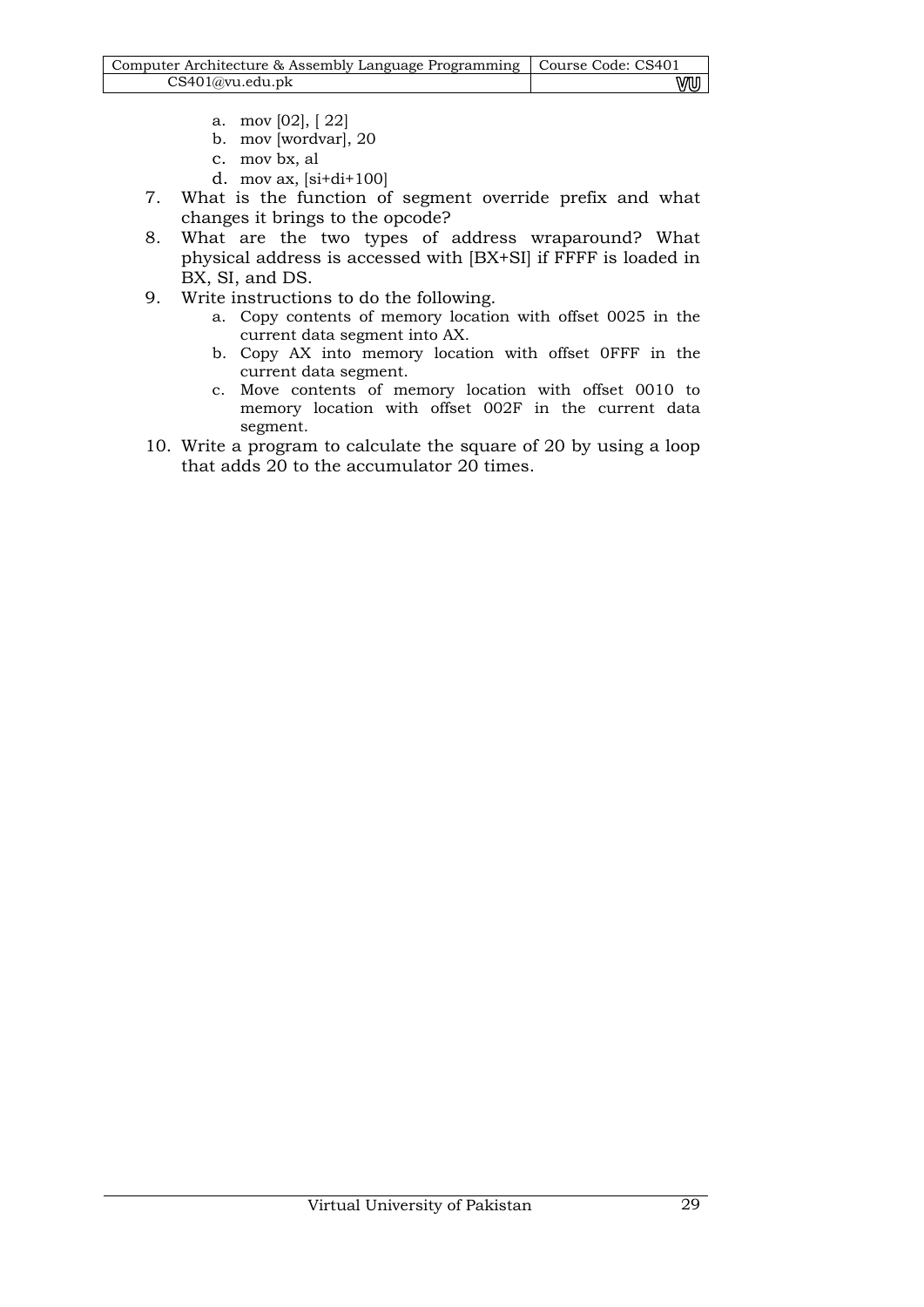a. mov [02], [ 22]
b. mov [wordvar], 20
c. mov bx, al
d. mov ax, [si+di+100]

7. What is the function of segment override prefix and what changes it brings to the opcode?
8. What are the two types of address wraparound? What physical address is accessed with [BX+SI] if FFFF is loaded in BX, SI, and DS.
9. Write instructions to do the following.
   a. Copy contents of memory location with offset 0025 in the current data segment into AX.
   b. Copy AX into memory location with offset 0FFF in the current data segment.
   c. Move contents of memory location with offset 0010 to memory location with offset 002F in the current data segment.
10. Write a program to calculate the square of 20 by using a loop that adds 20 to the accumulator 20 times.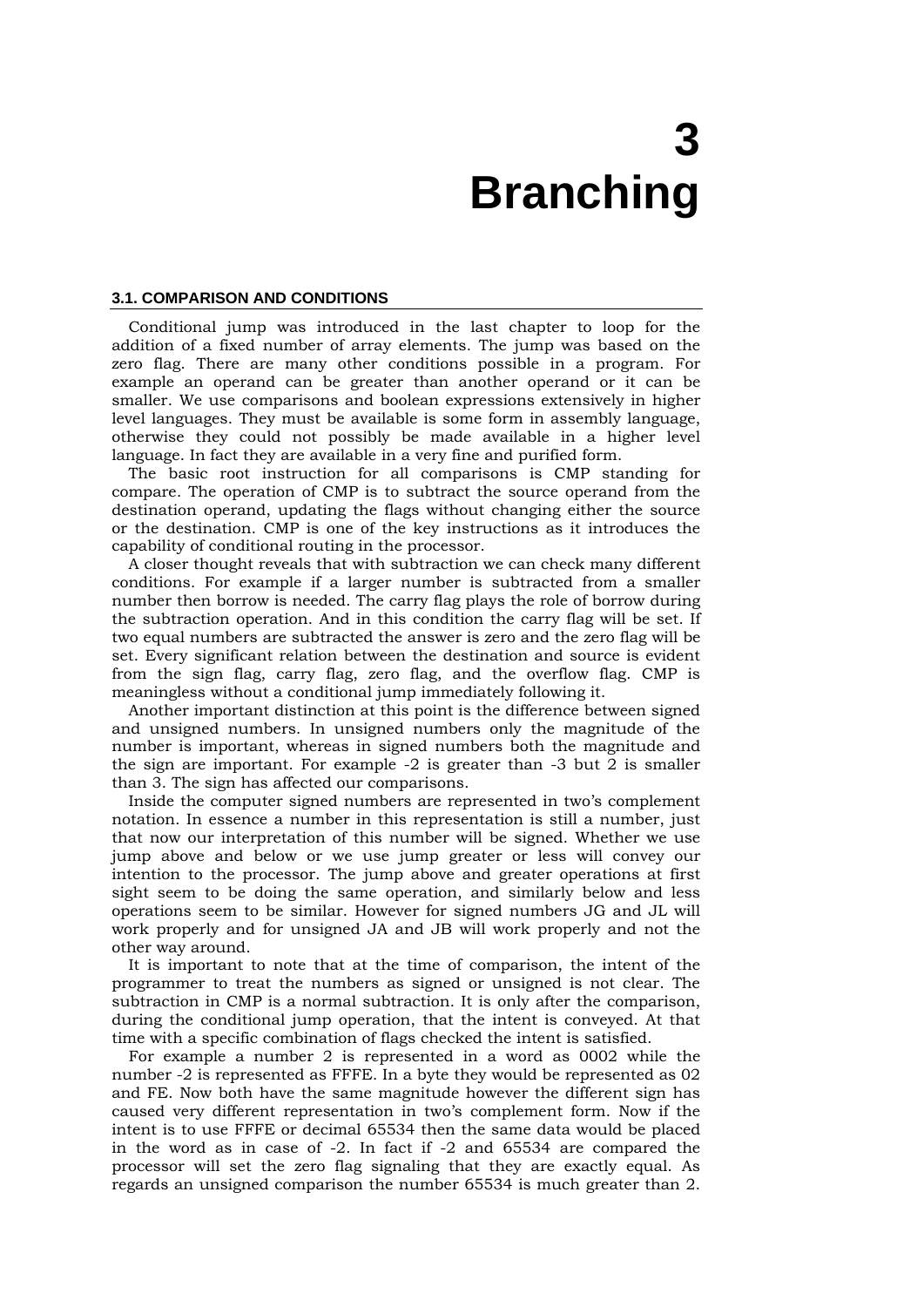# 3 Branching

## 3.1. COMPARISON AND CONDITIONS

Conditional jump was introduced in the last chapter to loop for the addition of a fixed number of array elements. The jump was based on the zero flag. There are many other conditions possible in a program. For example an operand can be greater than another operand or it can be smaller. We use comparisons and boolean expressions extensively in higher level languages. They must be available is some form in assembly language, otherwise they could not possibly be made available in a higher level language. In fact they are available in a very fine and purified form.

The basic root instruction for all comparisons is CMP standing for compare. The operation of CMP is to subtract the source operand from the destination operand, updating the flags without changing either the source or the destination. CMP is one of the key instructions as it introduces the capability of conditional routing in the processor.

A closer thought reveals that with subtraction we can check many different conditions. For example if a larger number is subtracted from a smaller number then borrow is needed. The carry flag plays the role of borrow during the subtraction operation. And in this condition the carry flag will be set. If two equal numbers are subtracted the answer is zero and the zero flag will be set. Every significant relation between the destination and source is evident from the sign flag, carry flag, zero flag, and the overflow flag. CMP is meaningless without a conditional jump immediately following it.

Another important distinction at this point is the difference between signed and unsigned numbers. In unsigned numbers only the magnitude of the number is important, whereas in signed numbers both the magnitude and the sign are important. For example -2 is greater than -3 but 2 is smaller than 3. The sign has affected our comparisons.

Inside the computer signed numbers are represented in two's complement notation. In essence a number in this representation is still a number, just that now our interpretation of this number will be signed. Whether we use jump above and below or we use jump greater or less will convey our intention to the processor. The jump above and greater operations at first sight seem to be doing the same operation, and similarly below and less operations seem to be similar. However for signed numbers JG and JL will work properly and for unsigned JA and JB will work properly and not the other way around.

It is important to note that at the time of comparison, the intent of the programmer to treat the numbers as signed or unsigned is not clear. The subtraction in CMP is a normal subtraction. It is only after the comparison, during the conditional jump operation, that the intent is conveyed. At that time with a specific combination of flags checked the intent is satisfied.

For example a number 2 is represented in a word as 0002 while the number -2 is represented as FFFE. In a byte they would be represented as 02 and FE. Now both have the same magnitude however the different sign has caused very different representation in two's complement form. Now if the intent is to use FFFE or decimal 65534 then the same data would be placed in the word as in case of -2. In fact if -2 and 65534 are compared the processor will set the zero flag signaling that they are exactly equal. As regards an unsigned comparison the number 65534 is much greater than 2.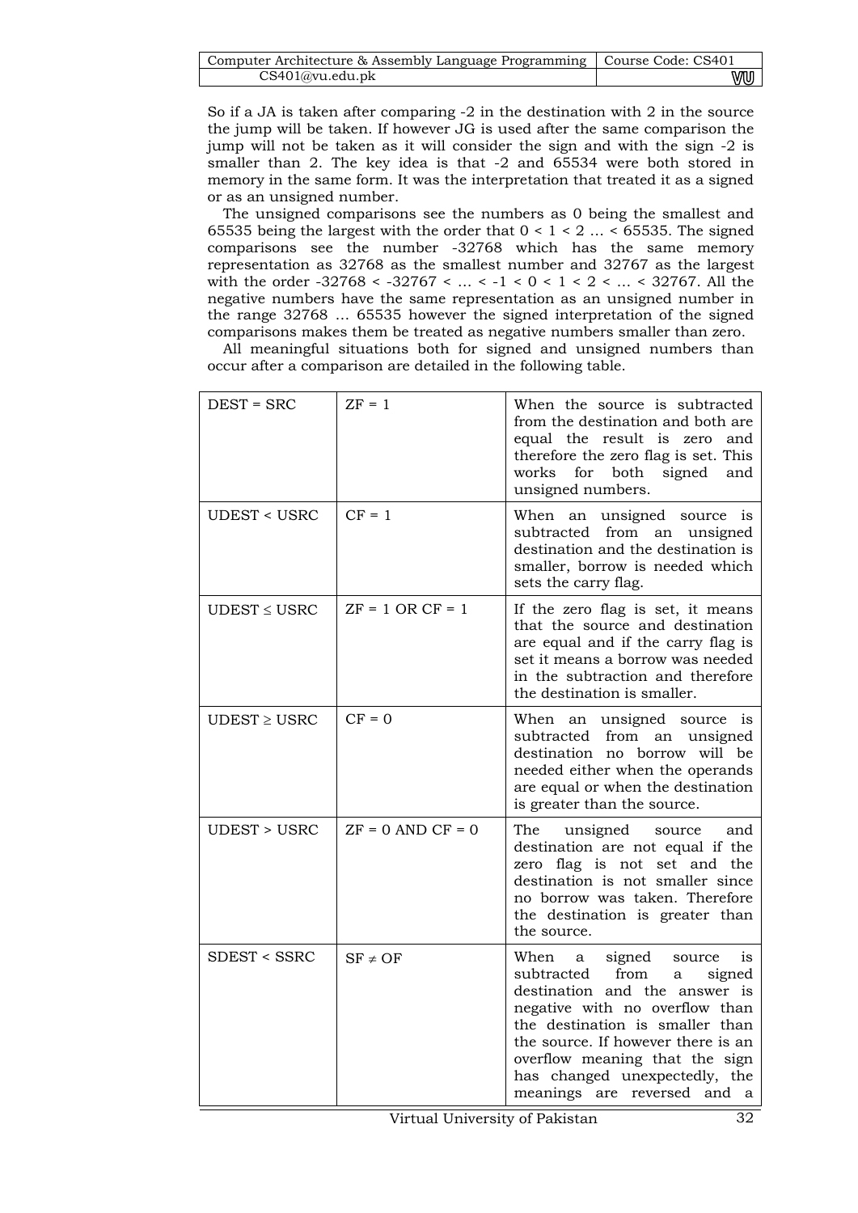So if a JA is taken after comparing -2 in the destination with 2 in the source the jump will be taken. If however JG is used after the same comparison the jump will not be taken as it will consider the sign and with the sign -2 is smaller than 2. The key idea is that -2 and 65534 were both stored in memory in the same form. It was the interpretation that treated it as a signed or as an unsigned number.

The unsigned comparisons see the numbers as 0 being the smallest and 65535 being the largest with the order that 0 < 1 < 2 … < 65535. The signed comparisons see the number -32768 which has the same memory representation as 32768 as the smallest number and 32767 as the largest with the order -32768 < -32767 < … < -1 < 0 < 1 < 2 < … < 32767. All the negative numbers have the same representation as an unsigned number in the range 32768 … 65535 however the signed interpretation of the signed comparisons makes them be treated as negative numbers smaller than zero.

All meaningful situations both for signed and unsigned numbers than occur after a comparison are detailed in the following table.

| | | |
|---|---|---|
| DEST = SRC | ZF = 1 | When the source is subtracted from the destination and both are equal the result is zero and therefore the zero flag is set. This works for both signed and unsigned numbers. |
| UDEST < USRC | CF = 1 | When an unsigned source is subtracted from an unsigned destination and the destination is smaller, borrow is needed which sets the carry flag. |
| UDEST ≤ USRC | ZF = 1 OR CF = 1 | If the zero flag is set, it means that the source and destination are equal and if the carry flag is set it means a borrow was needed in the subtraction and therefore the destination is smaller. |
| UDEST ≥ USRC | CF = 0 | When an unsigned source is subtracted from an unsigned destination no borrow will be needed either when the operands are equal or when the destination is greater than the source. |
| UDEST > USRC | ZF = 0 AND CF = 0 | The unsigned source and destination are not equal if the zero flag is not set and the destination is not smaller since no borrow was taken. Therefore the destination is greater than the source. |
| SDEST < SSRC | SF ≠ OF | When a signed source is subtracted from a signed destination and the answer is negative with no overflow than the destination is smaller than the source. If however there is an overflow meaning that the sign has changed unexpectedly, the meanings are reversed and a |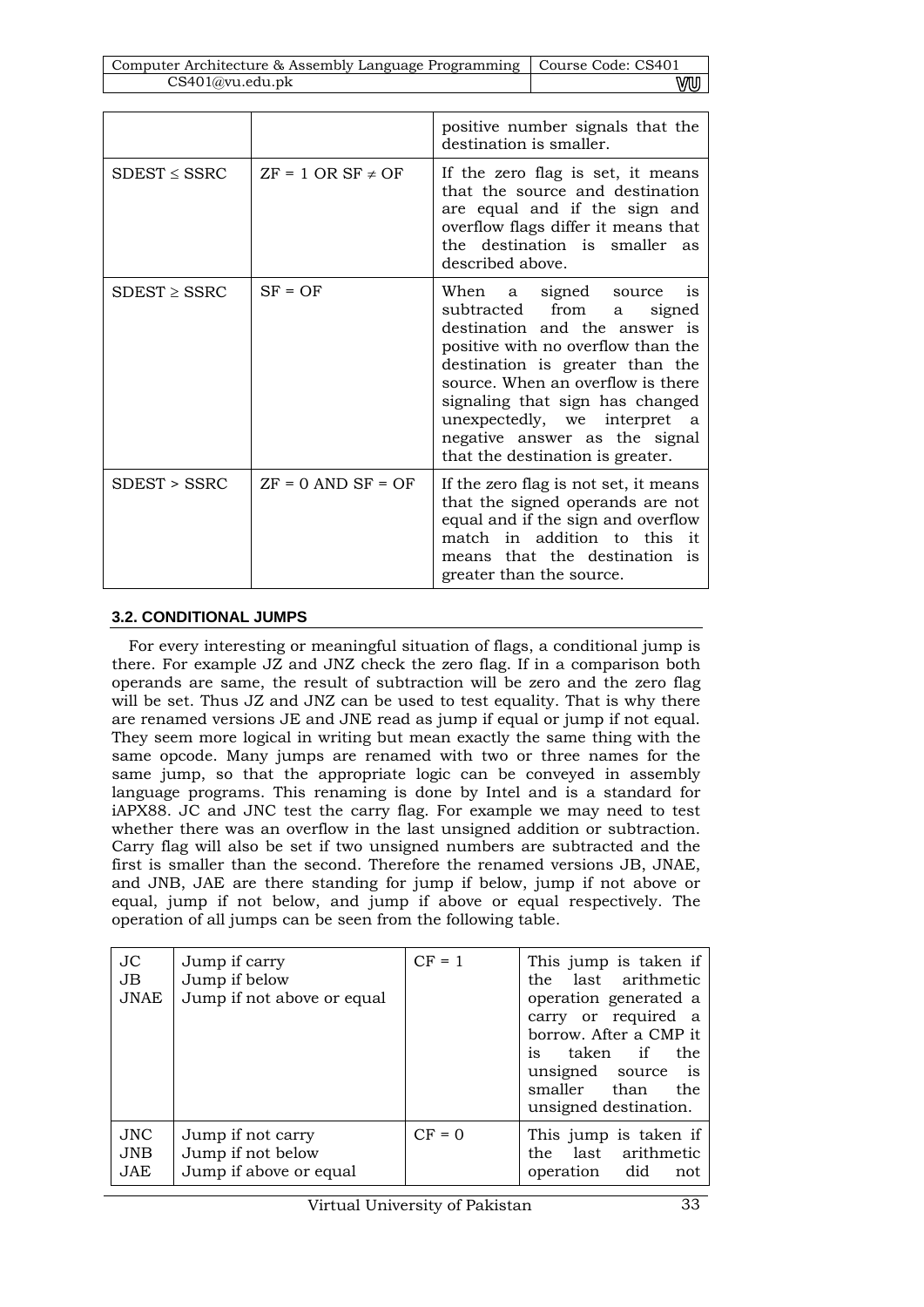|  |  | positive number signals that the destination is smaller. |
|---|---|---|
| SDEST ≤ SSRC | ZF = 1 OR SF ≠ OF | If the zero flag is set, it means that the source and destination are equal and if the sign and overflow flags differ it means that the destination is smaller as described above. |
| SDEST ≥ SSRC | SF = OF | When a signed source is subtracted from a signed destination and the answer is positive with no overflow than the destination is greater than the source. When an overflow is there signaling that sign has changed unexpectedly, we interpret a negative answer as the signal that the destination is greater. |
| SDEST > SSRC | ZF = 0 AND SF = OF | If the zero flag is not set, it means that the signed operands are not equal and if the sign and overflow match in addition to this it means that the destination is greater than the source. |

### 3.2. CONDITIONAL JUMPS

For every interesting or meaningful situation of flags, a conditional jump is there. For example JZ and JNZ check the zero flag. If in a comparison both operands are same, the result of subtraction will be zero and the zero flag will be set. Thus JZ and JNZ can be used to test equality. That is why there are renamed versions JE and JNE read as jump if equal or jump if not equal. They seem more logical in writing but mean exactly the same thing with the same opcode. Many jumps are renamed with two or three names for the same jump, so that the appropriate logic can be conveyed in assembly language programs. This renaming is done by Intel and is a standard for iAPX88. JC and JNC test the carry flag. For example we may need to test whether there was an overflow in the last unsigned addition or subtraction. Carry flag will also be set if two unsigned numbers are subtracted and the first is smaller than the second. Therefore the renamed versions JB, JNAE, and JNB, JAE are there standing for jump if below, jump if not above or equal, jump if not below, and jump if above or equal respectively. The operation of all jumps can be seen from the following table.

| JC<br>JB<br>JNAE | Jump if carry<br>Jump if below<br>Jump if not above or equal | CF = 1 | This jump is taken if the last arithmetic operation generated a carry or required a borrow. After a CMP it is taken if the unsigned source is smaller than the unsigned destination. |
|---|---|---|---|
| JNC<br>JNB<br>JAE | Jump if not carry<br>Jump if not below<br>Jump if above or equal | CF = 0 | This jump is taken if the last arithmetic operation did not |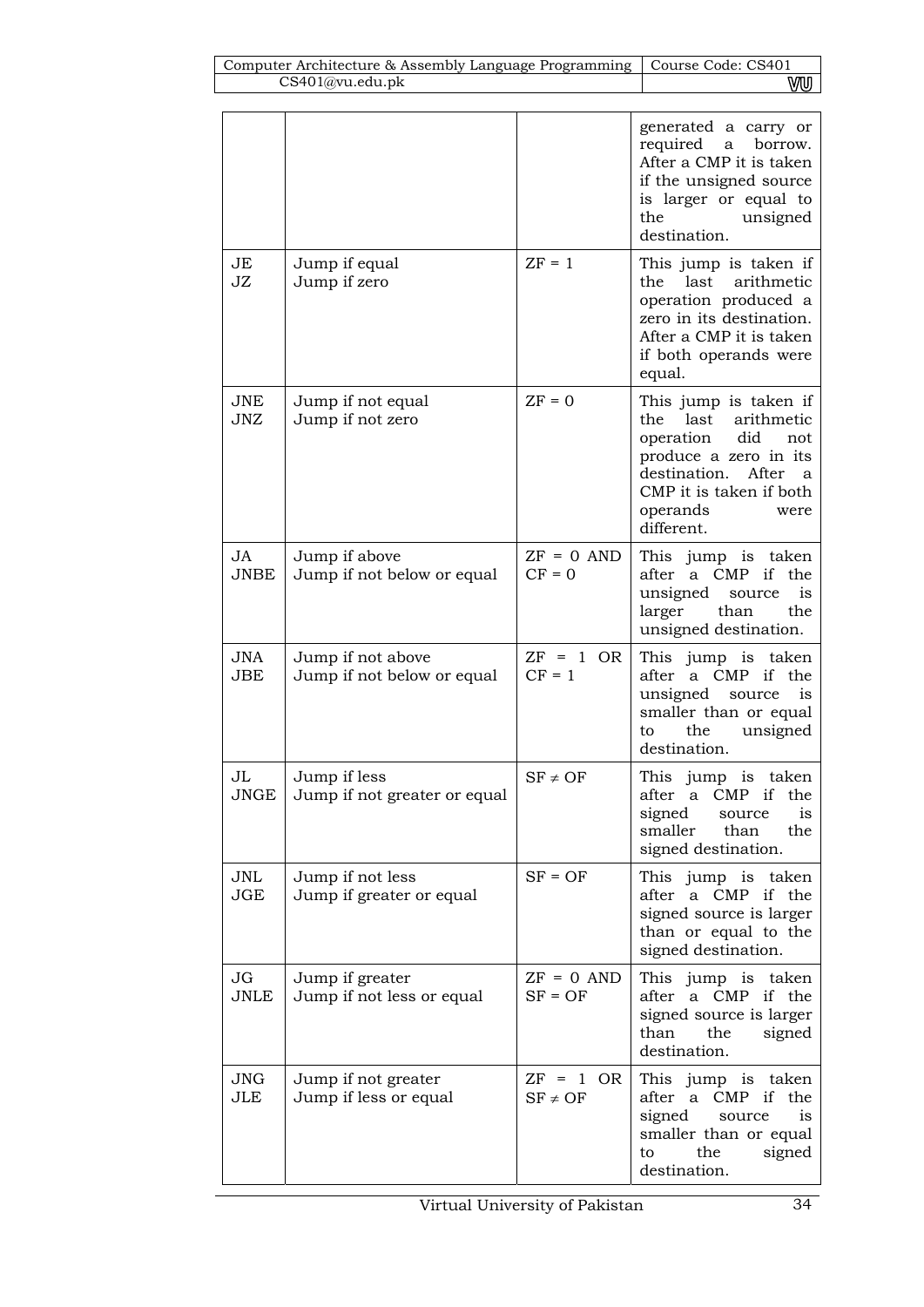| | | | |
|---|---|---|---|
| | | | generated a carry or required a borrow. After a CMP it is taken if the unsigned source is larger or equal to the unsigned destination. |
| JE<br>JZ | Jump if equal<br>Jump if zero | ZF = 1 | This jump is taken if the last arithmetic operation produced a zero in its destination. After a CMP it is taken if both operands were equal. |
| JNE<br>JNZ | Jump if not equal<br>Jump if not zero | ZF = 0 | This jump is taken if the last arithmetic operation did not produce a zero in its destination. After a CMP it is taken if both operands were different. |
| JA<br>JNBE | Jump if above<br>Jump if not below or equal | ZF = 0 AND CF = 0 | This jump is taken after a CMP if the unsigned source is larger than the unsigned destination. |
| JNA<br>JBE | Jump if not above<br>Jump if not below or equal | ZF = 1 OR CF = 1 | This jump is taken after a CMP if the unsigned source is smaller than or equal to the unsigned destination. |
| JL<br>JNGE | Jump if less<br>Jump if not greater or equal | SF ≠ OF | This jump is taken after a CMP if the signed source is smaller than the signed destination. |
| JNL<br>JGE | Jump if not less<br>Jump if greater or equal | SF = OF | This jump is taken after a CMP if the signed source is larger than or equal to the signed destination. |
| JG<br>JNLE | Jump if greater<br>Jump if not less or equal | ZF = 0 AND SF = OF | This jump is taken after a CMP if the signed source is larger than the signed destination. |
| JNG<br>JLE | Jump if not greater<br>Jump if less or equal | ZF = 1 OR SF ≠ OF | This jump is taken after a CMP if the signed source is smaller than or equal to the signed destination. |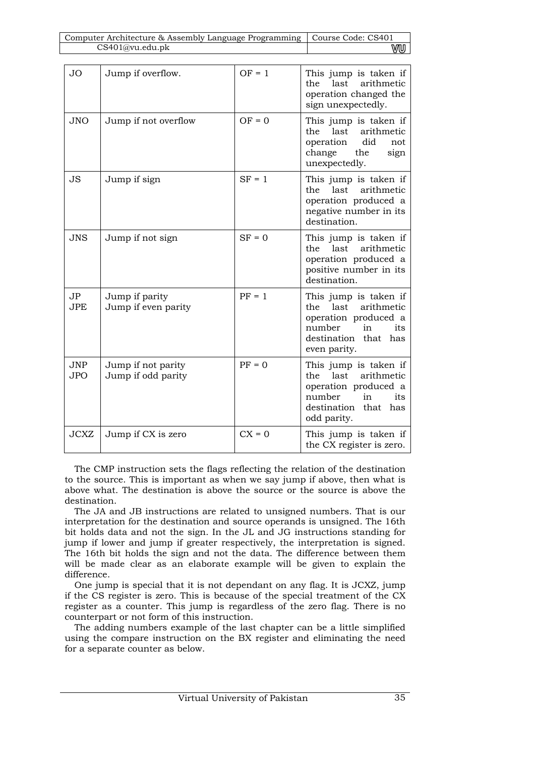| | | | |
|---|---|---|---|
| JO | Jump if overflow. | OF = 1 | This jump is taken if the last arithmetic operation changed the sign unexpectedly. |
| JNO | Jump if not overflow | OF = 0 | This jump is taken if the last arithmetic operation did not change the sign unexpectedly. |
| JS | Jump if sign | SF = 1 | This jump is taken if the last arithmetic operation produced a negative number in its destination. |
| JNS | Jump if not sign | SF = 0 | This jump is taken if the last arithmetic operation produced a positive number in its destination. |
| JP<br>JPE | Jump if parity<br>Jump if even parity | PF = 1 | This jump is taken if the last arithmetic operation produced a number in its destination that has even parity. |
| JNP<br>JPO | Jump if not parity<br>Jump if odd parity | PF = 0 | This jump is taken if the last arithmetic operation produced a number in its destination that has odd parity. |
| JCXZ | Jump if CX is zero | CX = 0 | This jump is taken if the CX register is zero. |

The CMP instruction sets the flags reflecting the relation of the destination to the source. This is important as when we say jump if above, then what is above what. The destination is above the source or the source is above the destination.

The JA and JB instructions are related to unsigned numbers. That is our interpretation for the destination and source operands is unsigned. The 16th bit holds data and not the sign. In the JL and JG instructions standing for jump if lower and jump if greater respectively, the interpretation is signed. The 16th bit holds the sign and not the data. The difference between them will be made clear as an elaborate example will be given to explain the difference.

One jump is special that it is not dependant on any flag. It is JCXZ, jump if the CS register is zero. This is because of the special treatment of the CX register as a counter. This jump is regardless of the zero flag. There is no counterpart or not form of this instruction.

The adding numbers example of the last chapter can be a little simplified using the compare instruction on the BX register and eliminating the need for a separate counter as below.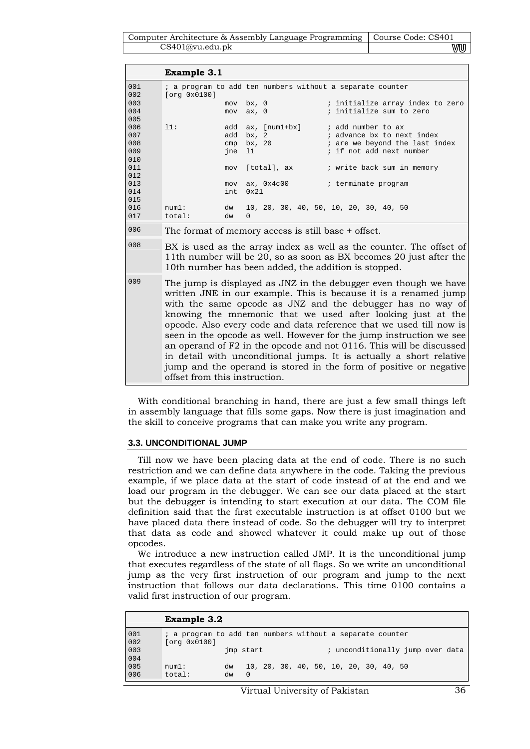**Example 3.1**

```
001	; a program to add ten numbers without a separate counter
002	[org 0x0100]
003	              mov  bx, 0              ; initialize array index to zero
004	              mov  ax, 0              ; initialize sum to zero
005
006	l1:           add  ax, [num1+bx]      ; add number to ax
007	              add  bx, 2              ; advance bx to next index
008	              cmp  bx, 20             ; are we beyond the last index
009	              jne  l1                 ; if not add next number
010
011	              mov  [total], ax        ; write back sum in memory
012
013	              mov  ax, 0x4c00         ; terminate program
014	              int  0x21
015
016	num1:         dw   10, 20, 30, 40, 50, 10, 20, 30, 40, 50
017	total:        dw   0
```

| | |
|---|---|
| 006 | The format of memory access is still base + offset. |
| 008 | BX is used as the array index as well as the counter. The offset of 11th number will be 20, so as soon as BX becomes 20 just after the 10th number has been added, the addition is stopped. |
| 009 | The jump is displayed as JNZ in the debugger even though we have written JNE in our example. This is because it is a renamed jump with the same opcode as JNZ and the debugger has no way of knowing the mnemonic that we used after looking just at the opcode. Also every code and data reference that we used till now is seen in the opcode as well. However for the jump instruction we see an operand of F2 in the opcode and not 0116. This will be discussed in detail with unconditional jumps. It is actually a short relative jump and the operand is stored in the form of positive or negative offset from this instruction. |

With conditional branching in hand, there are just a few small things left in assembly language that fills some gaps. Now there is just imagination and the skill to conceive programs that can make you write any program.

### 3.3. UNCONDITIONAL JUMP

Till now we have been placing data at the end of code. There is no such restriction and we can define data anywhere in the code. Taking the previous example, if we place data at the start of code instead of at the end and we load our program in the debugger. We can see our data placed at the start but the debugger is intending to start execution at our data. The COM file definition said that the first executable instruction is at offset 0100 but we have placed data there instead of code. So the debugger will try to interpret that data as code and showed whatever it could make up out of those opcodes.

We introduce a new instruction called JMP. It is the unconditional jump that executes regardless of the state of all flags. So we write an unconditional jump as the very first instruction of our program and jump to the next instruction that follows our data declarations. This time 0100 contains a valid first instruction of our program.

**Example 3.2**

```
001	; a program to add ten numbers without a separate counter
002	[org 0x0100]
003	              jmp start               ; unconditionally jump over data
004
005	num1:         dw   10, 20, 30, 40, 50, 10, 20, 30, 40, 50
006	total:        dw   0
```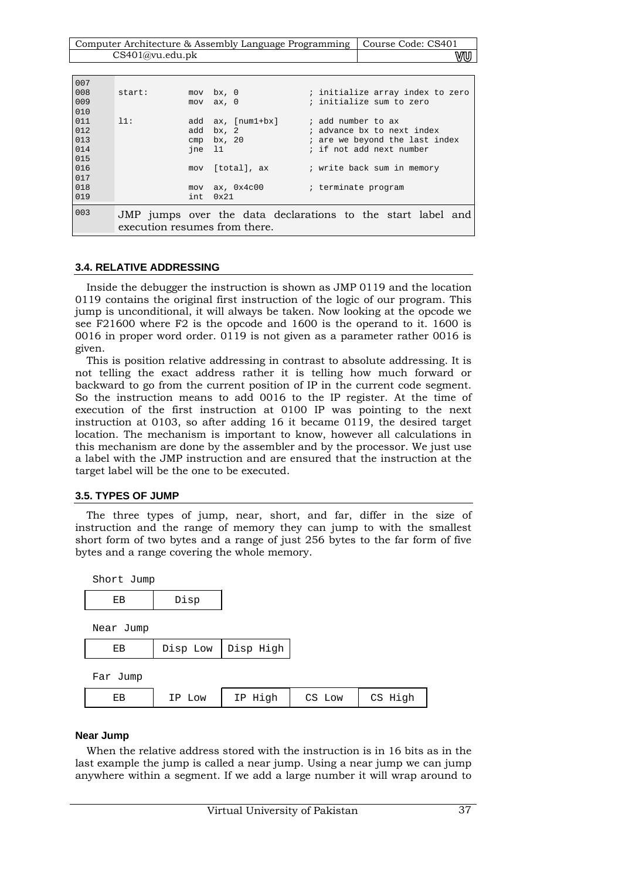```
007
008     start:      mov  bx, 0              ; initialize array index to zero
009                 mov  ax, 0              ; initialize sum to zero
010
011     l1:         add  ax, [num1+bx]      ; add number to ax
012                 add  bx, 2              ; advance bx to next index
013                 cmp  bx, 20             ; are we beyond the last index
014                 jne  l1                 ; if not add next number
015
016                 mov  [total], ax        ; write back sum in memory
017
018                 mov  ax, 0x4c00         ; terminate program
019                 int  0x21
```

| | |
|---|---|
| 003 | JMP jumps over the data declarations to the start label and execution resumes from there. |

### 3.4. RELATIVE ADDRESSING

Inside the debugger the instruction is shown as JMP 0119 and the location 0119 contains the original first instruction of the logic of our program. This jump is unconditional, it will always be taken. Now looking at the opcode we see F21600 where F2 is the opcode and 1600 is the operand to it. 1600 is 0016 in proper word order. 0119 is not given as a parameter rather 0016 is given.

This is position relative addressing in contrast to absolute addressing. It is not telling the exact address rather it is telling how much forward or backward to go from the current position of IP in the current code segment. So the instruction means to add 0016 to the IP register. At the time of execution of the first instruction at 0100 IP was pointing to the next instruction at 0103, so after adding 16 it became 0119, the desired target location. The mechanism is important to know, however all calculations in this mechanism are done by the assembler and by the processor. We just use a label with the JMP instruction and are ensured that the instruction at the target label will be the one to be executed.

### 3.5. TYPES OF JUMP

The three types of jump, near, short, and far, differ in the size of instruction and the range of memory they can jump to with the smallest short form of two bytes and a range of just 256 bytes to the far form of five bytes and a range covering the whole memory.

Short Jump

| EB | Disp |
|---|---|

Near Jump

| EB | Disp Low | Disp High |
|---|---|---|

Far Jump

| EB | IP Low | IP High | CS Low | CS High |
|---|---|---|---|---|

#### Near Jump

When the relative address stored with the instruction is in 16 bits as in the last example the jump is called a near jump. Using a near jump we can jump anywhere within a segment. If we add a large number it will wrap around to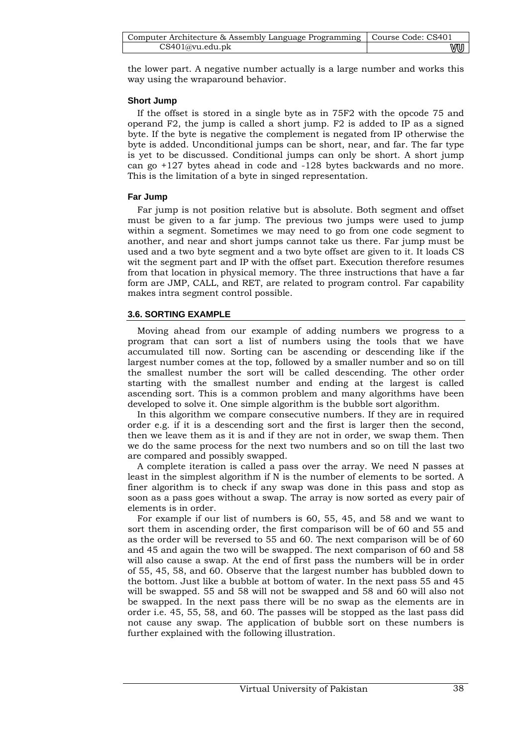the lower part. A negative number actually is a large number and works this way using the wraparound behavior.

### Short Jump

If the offset is stored in a single byte as in 75F2 with the opcode 75 and operand F2, the jump is called a short jump. F2 is added to IP as a signed byte. If the byte is negative the complement is negated from IP otherwise the byte is added. Unconditional jumps can be short, near, and far. The far type is yet to be discussed. Conditional jumps can only be short. A short jump can go +127 bytes ahead in code and -128 bytes backwards and no more. This is the limitation of a byte in singed representation.

### Far Jump

Far jump is not position relative but is absolute. Both segment and offset must be given to a far jump. The previous two jumps were used to jump within a segment. Sometimes we may need to go from one code segment to another, and near and short jumps cannot take us there. Far jump must be used and a two byte segment and a two byte offset are given to it. It loads CS wit the segment part and IP with the offset part. Execution therefore resumes from that location in physical memory. The three instructions that have a far form are JMP, CALL, and RET, are related to program control. Far capability makes intra segment control possible.

## 3.6. SORTING EXAMPLE

Moving ahead from our example of adding numbers we progress to a program that can sort a list of numbers using the tools that we have accumulated till now. Sorting can be ascending or descending like if the largest number comes at the top, followed by a smaller number and so on till the smallest number the sort will be called descending. The other order starting with the smallest number and ending at the largest is called ascending sort. This is a common problem and many algorithms have been developed to solve it. One simple algorithm is the bubble sort algorithm.

In this algorithm we compare consecutive numbers. If they are in required order e.g. if it is a descending sort and the first is larger then the second, then we leave them as it is and if they are not in order, we swap them. Then we do the same process for the next two numbers and so on till the last two are compared and possibly swapped.

A complete iteration is called a pass over the array. We need N passes at least in the simplest algorithm if N is the number of elements to be sorted. A finer algorithm is to check if any swap was done in this pass and stop as soon as a pass goes without a swap. The array is now sorted as every pair of elements is in order.

For example if our list of numbers is 60, 55, 45, and 58 and we want to sort them in ascending order, the first comparison will be of 60 and 55 and as the order will be reversed to 55 and 60. The next comparison will be of 60 and 45 and again the two will be swapped. The next comparison of 60 and 58 will also cause a swap. At the end of first pass the numbers will be in order of 55, 45, 58, and 60. Observe that the largest number has bubbled down to the bottom. Just like a bubble at bottom of water. In the next pass 55 and 45 will be swapped. 55 and 58 will not be swapped and 58 and 60 will also not be swapped. In the next pass there will be no swap as the elements are in order i.e. 45, 55, 58, and 60. The passes will be stopped as the last pass did not cause any swap. The application of bubble sort on these numbers is further explained with the following illustration.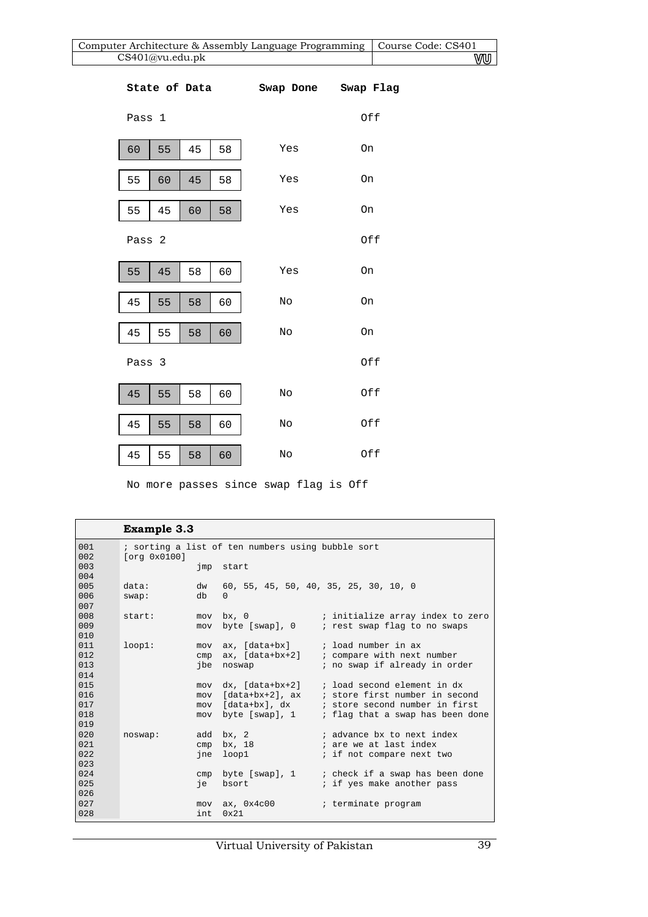| State of Data | Swap Done | Swap Flag |
|---|---|---|
| Pass 1 | | Off |
| 60 55 45 58 | Yes | On |
| 55 60 45 58 | Yes | On |
| 55 45 60 58 | Yes | On |
| Pass 2 | | Off |
| 55 45 58 60 | Yes | On |
| 45 55 58 60 | No | On |
| 45 55 58 60 | No | On |
| Pass 3 | | Off |
| 45 55 58 60 | No | Off |
| 45 55 58 60 | No | Off |
| 45 55 58 60 | No | Off |

No more passes since swap flag is Off

**Example 3.3**

```
001     ; sorting a list of ten numbers using bubble sort
002     [org 0x0100]
003                  jmp  start
004
005     data:        dw   60, 55, 45, 50, 40, 35, 25, 30, 10, 0
006     swap:        db   0
007
008     start:       mov  bx, 0               ; initialize array index to zero
009                  mov  byte [swap], 0      ; rest swap flag to no swaps
010
011     loop1:       mov  ax, [data+bx]       ; load number in ax
012                  cmp  ax, [data+bx+2]     ; compare with next number
013                  jbe  noswap              ; no swap if already in order
014
015                  mov  dx, [data+bx+2]     ; load second element in dx
016                  mov  [data+bx+2], ax     ; store first number in second
017                  mov  [data+bx], dx       ; store second number in first
018                  mov  byte [swap], 1      ; flag that a swap has been done
019
020     noswap:      add  bx, 2               ; advance bx to next index
021                  cmp  bx, 18              ; are we at last index
022                  jne  loop1               ; if not compare next two
023
024                  cmp  byte [swap], 1      ; check if a swap has been done
025                  je   bsort               ; if yes make another pass
026
027                  mov  ax, 0x4c00          ; terminate program
028                  int  0x21
```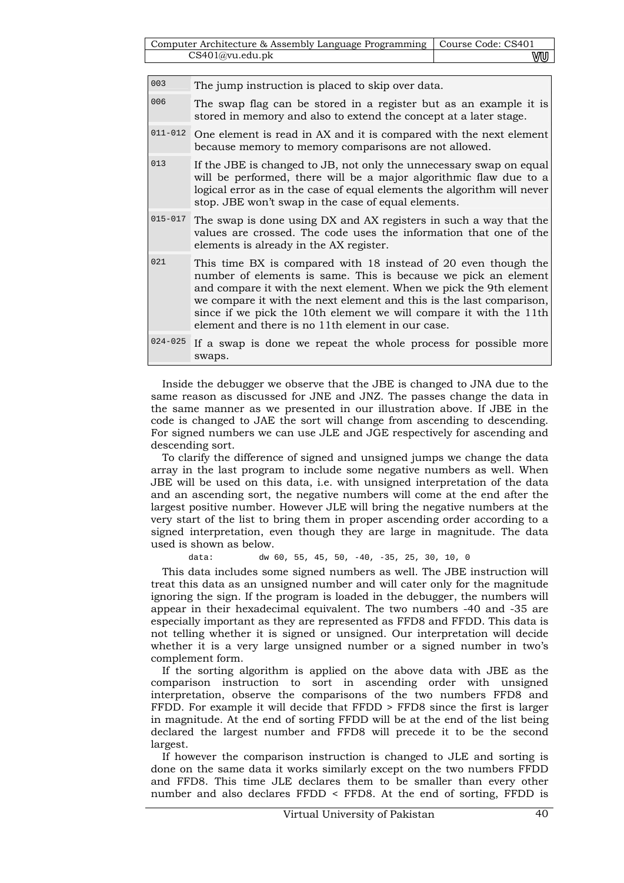| | |
|---|---|
| 003 | The jump instruction is placed to skip over data. |
| 006 | The swap flag can be stored in a register but as an example it is stored in memory and also to extend the concept at a later stage. |
| 011-012 | One element is read in AX and it is compared with the next element because memory to memory comparisons are not allowed. |
| 013 | If the JBE is changed to JB, not only the unnecessary swap on equal will be performed, there will be a major algorithmic flaw due to a logical error as in the case of equal elements the algorithm will never stop. JBE won't swap in the case of equal elements. |
| 015-017 | The swap is done using DX and AX registers in such a way that the values are crossed. The code uses the information that one of the elements is already in the AX register. |
| 021 | This time BX is compared with 18 instead of 20 even though the number of elements is same. This is because we pick an element and compare it with the next element. When we pick the 9th element we compare it with the next element and this is the last comparison, since if we pick the 10th element we will compare it with the 11th element and there is no 11th element in our case. |
| 024-025 | If a swap is done we repeat the whole process for possible more swaps. |

Inside the debugger we observe that the JBE is changed to JNA due to the same reason as discussed for JNE and JNZ. The passes change the data in the same manner as we presented in our illustration above. If JBE in the code is changed to JAE the sort will change from ascending to descending. For signed numbers we can use JLE and JGE respectively for ascending and descending sort.

To clarify the difference of signed and unsigned jumps we change the data array in the last program to include some negative numbers as well. When JBE will be used on this data, i.e. with unsigned interpretation of the data and an ascending sort, the negative numbers will come at the end after the largest positive number. However JLE will bring the negative numbers at the very start of the list to bring them in proper ascending order according to a signed interpretation, even though they are large in magnitude. The data used is shown as below.

```
data:        dw 60, 55, 45, 50, -40, -35, 25, 30, 10, 0
```

This data includes some signed numbers as well. The JBE instruction will treat this data as an unsigned number and will cater only for the magnitude ignoring the sign. If the program is loaded in the debugger, the numbers will appear in their hexadecimal equivalent. The two numbers -40 and -35 are especially important as they are represented as FFD8 and FFDD. This data is not telling whether it is signed or unsigned. Our interpretation will decide whether it is a very large unsigned number or a signed number in two's complement form.

If the sorting algorithm is applied on the above data with JBE as the comparison instruction to sort in ascending order with unsigned interpretation, observe the comparisons of the two numbers FFD8 and FFDD. For example it will decide that FFDD > FFD8 since the first is larger in magnitude. At the end of sorting FFDD will be at the end of the list being declared the largest number and FFD8 will precede it to be the second largest.

If however the comparison instruction is changed to JLE and sorting is done on the same data it works similarly except on the two numbers FFDD and FFD8. This time JLE declares them to be smaller than every other number and also declares FFDD < FFD8. At the end of sorting, FFDD is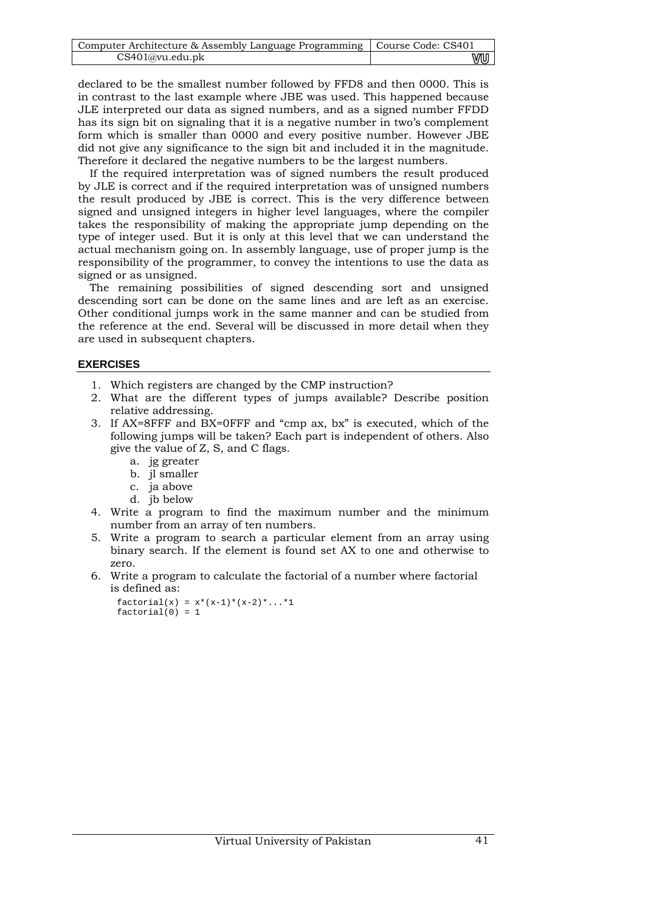declared to be the smallest number followed by FFD8 and then 0000. This is in contrast to the last example where JBE was used. This happened because JLE interpreted our data as signed numbers, and as a signed number FFDD has its sign bit on signaling that it is a negative number in two's complement form which is smaller than 0000 and every positive number. However JBE did not give any significance to the sign bit and included it in the magnitude. Therefore it declared the negative numbers to be the largest numbers.

If the required interpretation was of signed numbers the result produced by JLE is correct and if the required interpretation was of unsigned numbers the result produced by JBE is correct. This is the very difference between signed and unsigned integers in higher level languages, where the compiler takes the responsibility of making the appropriate jump depending on the type of integer used. But it is only at this level that we can understand the actual mechanism going on. In assembly language, use of proper jump is the responsibility of the programmer, to convey the intentions to use the data as signed or as unsigned.

The remaining possibilities of signed descending sort and unsigned descending sort can be done on the same lines and are left as an exercise. Other conditional jumps work in the same manner and can be studied from the reference at the end. Several will be discussed in more detail when they are used in subsequent chapters.

## EXERCISES

1. Which registers are changed by the CMP instruction?
2. What are the different types of jumps available? Describe position relative addressing.
3. If AX=8FFF and BX=0FFF and "cmp ax, bx" is executed, which of the following jumps will be taken? Each part is independent of others. Also give the value of Z, S, and C flags.
   a. jg greater
   b. jl smaller
   c. ja above
   d. jb below
4. Write a program to find the maximum number and the minimum number from an array of ten numbers.
5. Write a program to search a particular element from an array using binary search. If the element is found set AX to one and otherwise to zero.
6. Write a program to calculate the factorial of a number where factorial is defined as:

```
factorial(x) = x*(x-1)*(x-2)*...*1
factorial(0) = 1
```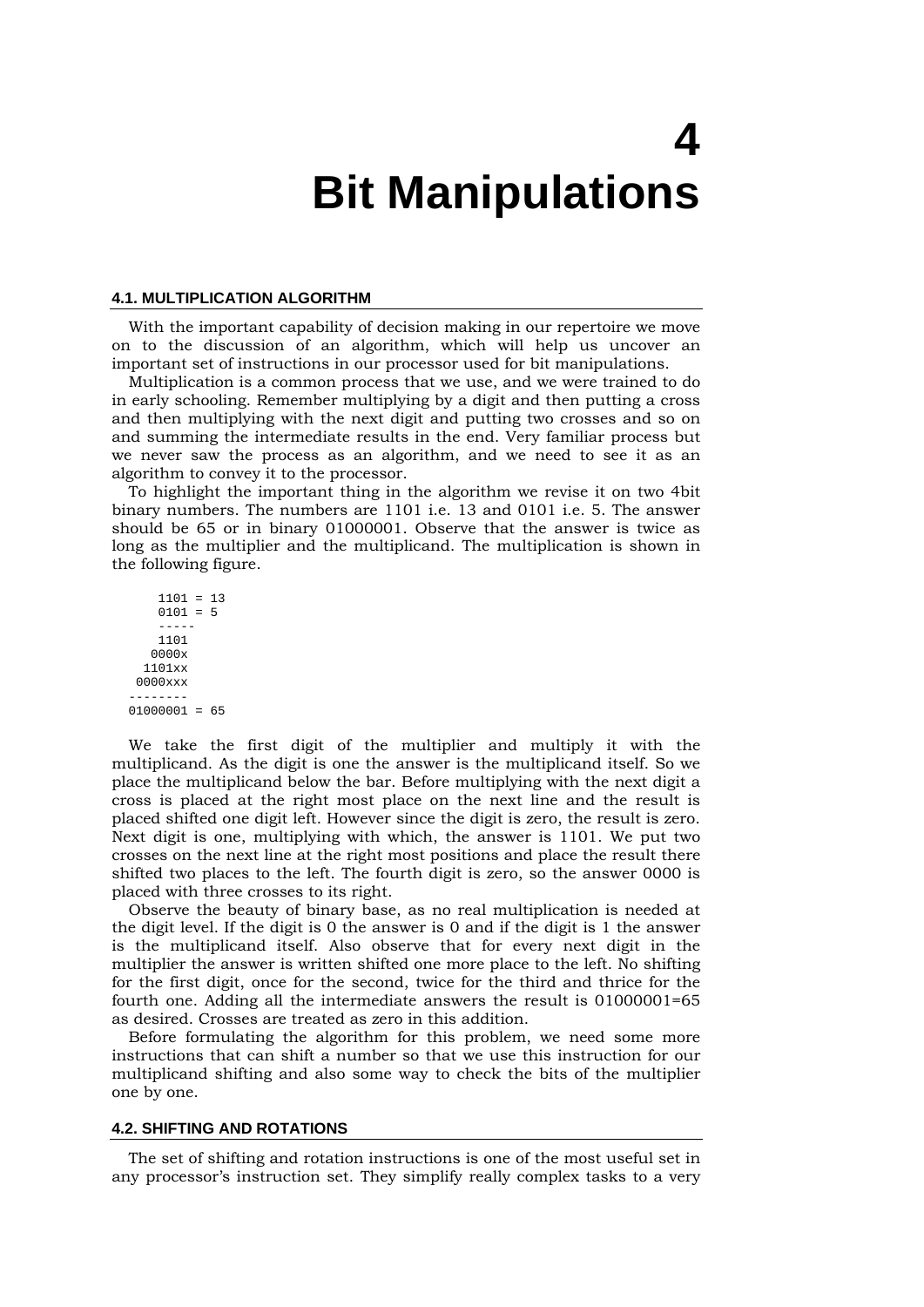# 4 Bit Manipulations

## 4.1. MULTIPLICATION ALGORITHM

With the important capability of decision making in our repertoire we move on to the discussion of an algorithm, which will help us uncover an important set of instructions in our processor used for bit manipulations.

Multiplication is a common process that we use, and we were trained to do in early schooling. Remember multiplying by a digit and then putting a cross and then multiplying with the next digit and putting two crosses and so on and summing the intermediate results in the end. Very familiar process but we never saw the process as an algorithm, and we need to see it as an algorithm to convey it to the processor.

To highlight the important thing in the algorithm we revise it on two 4bit binary numbers. The numbers are 1101 i.e. 13 and 0101 i.e. 5. The answer should be 65 or in binary 01000001. Observe that the answer is twice as long as the multiplier and the multiplicand. The multiplication is shown in the following figure.

```
    1101 = 13
    0101 = 5
    -----
    1101
   0000x
  1101xx
 0000xxx
--------
01000001 = 65
```

We take the first digit of the multiplier and multiply it with the multiplicand. As the digit is one the answer is the multiplicand itself. So we place the multiplicand below the bar. Before multiplying with the next digit a cross is placed at the right most place on the next line and the result is placed shifted one digit left. However since the digit is zero, the result is zero. Next digit is one, multiplying with which, the answer is 1101. We put two crosses on the next line at the right most positions and place the result there shifted two places to the left. The fourth digit is zero, so the answer 0000 is placed with three crosses to its right.

Observe the beauty of binary base, as no real multiplication is needed at the digit level. If the digit is 0 the answer is 0 and if the digit is 1 the answer is the multiplicand itself. Also observe that for every next digit in the multiplier the answer is written shifted one more place to the left. No shifting for the first digit, once for the second, twice for the third and thrice for the fourth one. Adding all the intermediate answers the result is 01000001=65 as desired. Crosses are treated as zero in this addition.

Before formulating the algorithm for this problem, we need some more instructions that can shift a number so that we use this instruction for our multiplicand shifting and also some way to check the bits of the multiplier one by one.

## 4.2. SHIFTING AND ROTATIONS

The set of shifting and rotation instructions is one of the most useful set in any processor's instruction set. They simplify really complex tasks to a very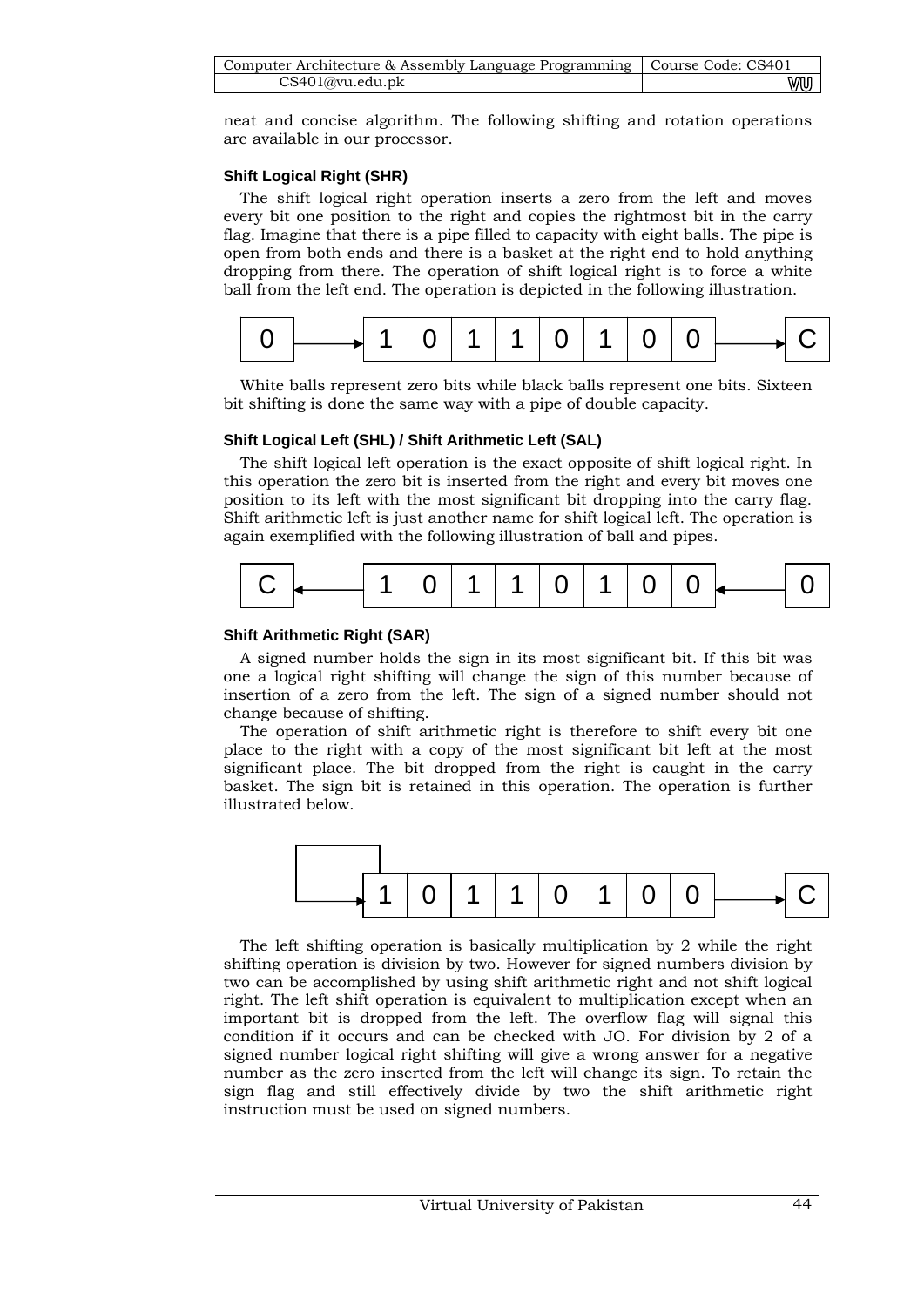neat and concise algorithm. The following shifting and rotation operations are available in our processor.

### Shift Logical Right (SHR)

The shift logical right operation inserts a zero from the left and moves every bit one position to the right and copies the rightmost bit in the carry flag. Imagine that there is a pipe filled to capacity with eight balls. The pipe is open from both ends and there is a basket at the right end to hold anything dropping from there. The operation of shift logical right is to force a white ball from the left end. The operation is depicted in the following illustration.

```
0 ----> | 1 | 0 | 1 | 1 | 0 | 1 | 0 | 0 | ----> C
```

White balls represent zero bits while black balls represent one bits. Sixteen bit shifting is done the same way with a pipe of double capacity.

### Shift Logical Left (SHL) / Shift Arithmetic Left (SAL)

The shift logical left operation is the exact opposite of shift logical right. In this operation the zero bit is inserted from the right and every bit moves one position to its left with the most significant bit dropping into the carry flag. Shift arithmetic left is just another name for shift logical left. The operation is again exemplified with the following illustration of ball and pipes.

```
C <---- | 1 | 0 | 1 | 1 | 0 | 1 | 0 | 0 | <---- 0
```

### Shift Arithmetic Right (SAR)

A signed number holds the sign in its most significant bit. If this bit was one a logical right shifting will change the sign of this number because of insertion of a zero from the left. The sign of a signed number should not change because of shifting.

The operation of shift arithmetic right is therefore to shift every bit one place to the right with a copy of the most significant bit left at the most significant place. The bit dropped from the right is caught in the carry basket. The sign bit is retained in this operation. The operation is further illustrated below.

```
 +-----+
 |     v
 +---> | 1 | 0 | 1 | 1 | 0 | 1 | 0 | 0 | ----> C
```

The left shifting operation is basically multiplication by 2 while the right shifting operation is division by two. However for signed numbers division by two can be accomplished by using shift arithmetic right and not shift logical right. The left shift operation is equivalent to multiplication except when an important bit is dropped from the left. The overflow flag will signal this condition if it occurs and can be checked with JO. For division by 2 of a signed number logical right shifting will give a wrong answer for a negative number as the zero inserted from the left will change its sign. To retain the sign flag and still effectively divide by two the shift arithmetic right instruction must be used on signed numbers.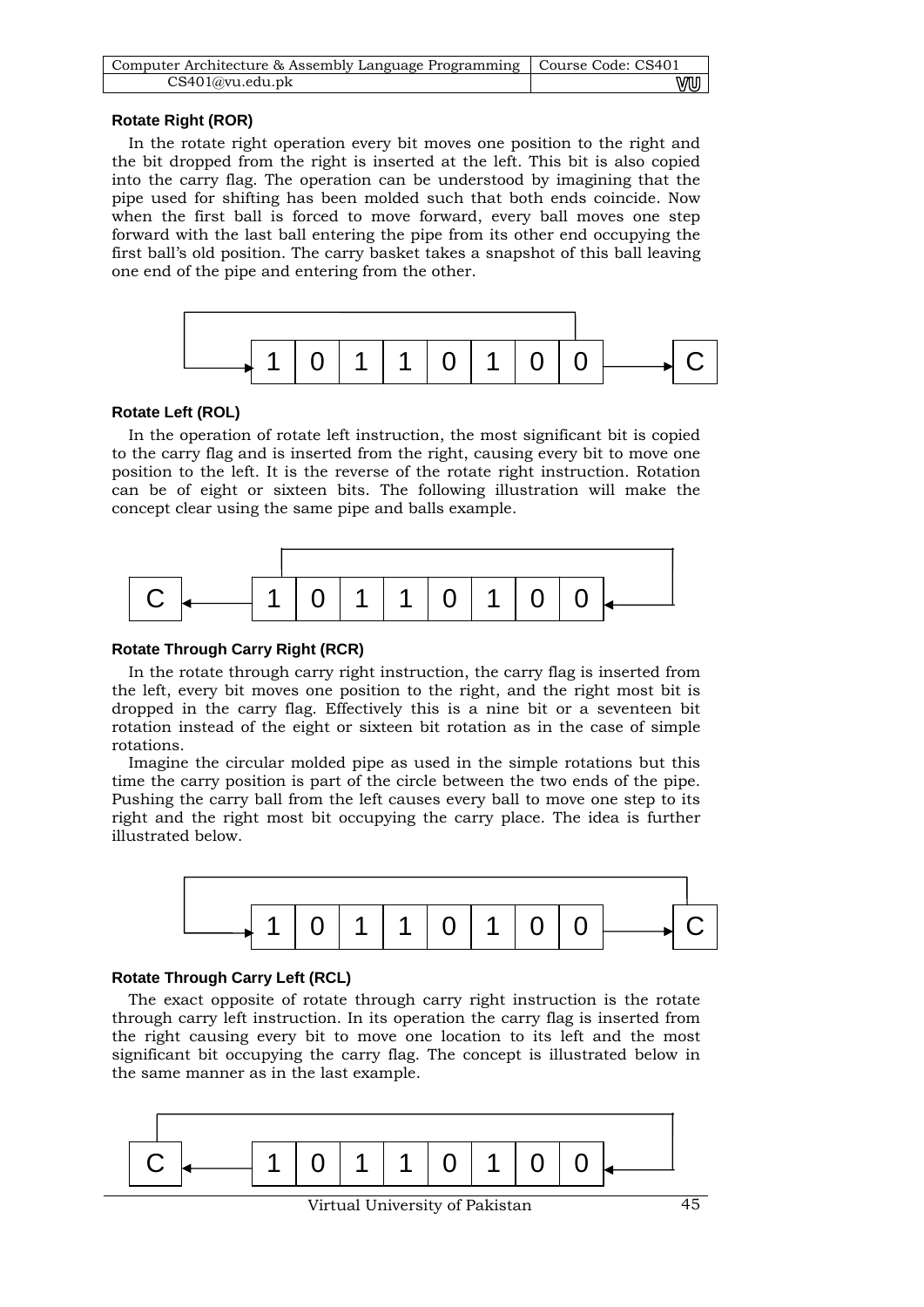### Rotate Right (ROR)

In the rotate right operation every bit moves one position to the right and the bit dropped from the right is inserted at the left. This bit is also copied into the carry flag. The operation can be understood by imagining that the pipe used for shifting has been molded such that both ends coincide. Now when the first ball is forced to move forward, every ball moves one step forward with the last ball entering the pipe from its other end occupying the first ball's old position. The carry basket takes a snapshot of this ball leaving one end of the pipe and entering from the other.

| 1 | 0 | 1 | 1 | 0 | 1 | 0 | 0 | → | C |
|---|---|---|---|---|---|---|---|---|---|

### Rotate Left (ROL)

In the operation of rotate left instruction, the most significant bit is copied to the carry flag and is inserted from the right, causing every bit to move one position to the left. It is the reverse of the rotate right instruction. Rotation can be of eight or sixteen bits. The following illustration will make the concept clear using the same pipe and balls example.

| C | ← | 1 | 0 | 1 | 1 | 0 | 1 | 0 | 0 |
|---|---|---|---|---|---|---|---|---|---|

### Rotate Through Carry Right (RCR)

In the rotate through carry right instruction, the carry flag is inserted from the left, every bit moves one position to the right, and the right most bit is dropped in the carry flag. Effectively this is a nine bit or a seventeen bit rotation instead of the eight or sixteen bit rotation as in the case of simple rotations.

Imagine the circular molded pipe as used in the simple rotations but this time the carry position is part of the circle between the two ends of the pipe. Pushing the carry ball from the left causes every ball to move one step to its right and the right most bit occupying the carry place. The idea is further illustrated below.

| 1 | 0 | 1 | 1 | 0 | 1 | 0 | 0 | → | C |
|---|---|---|---|---|---|---|---|---|---|

### Rotate Through Carry Left (RCL)

The exact opposite of rotate through carry right instruction is the rotate through carry left instruction. In its operation the carry flag is inserted from the right causing every bit to move one location to its left and the most significant bit occupying the carry flag. The concept is illustrated below in the same manner as in the last example.

| C | ← | 1 | 0 | 1 | 1 | 0 | 1 | 0 | 0 |
|---|---|---|---|---|---|---|---|---|---|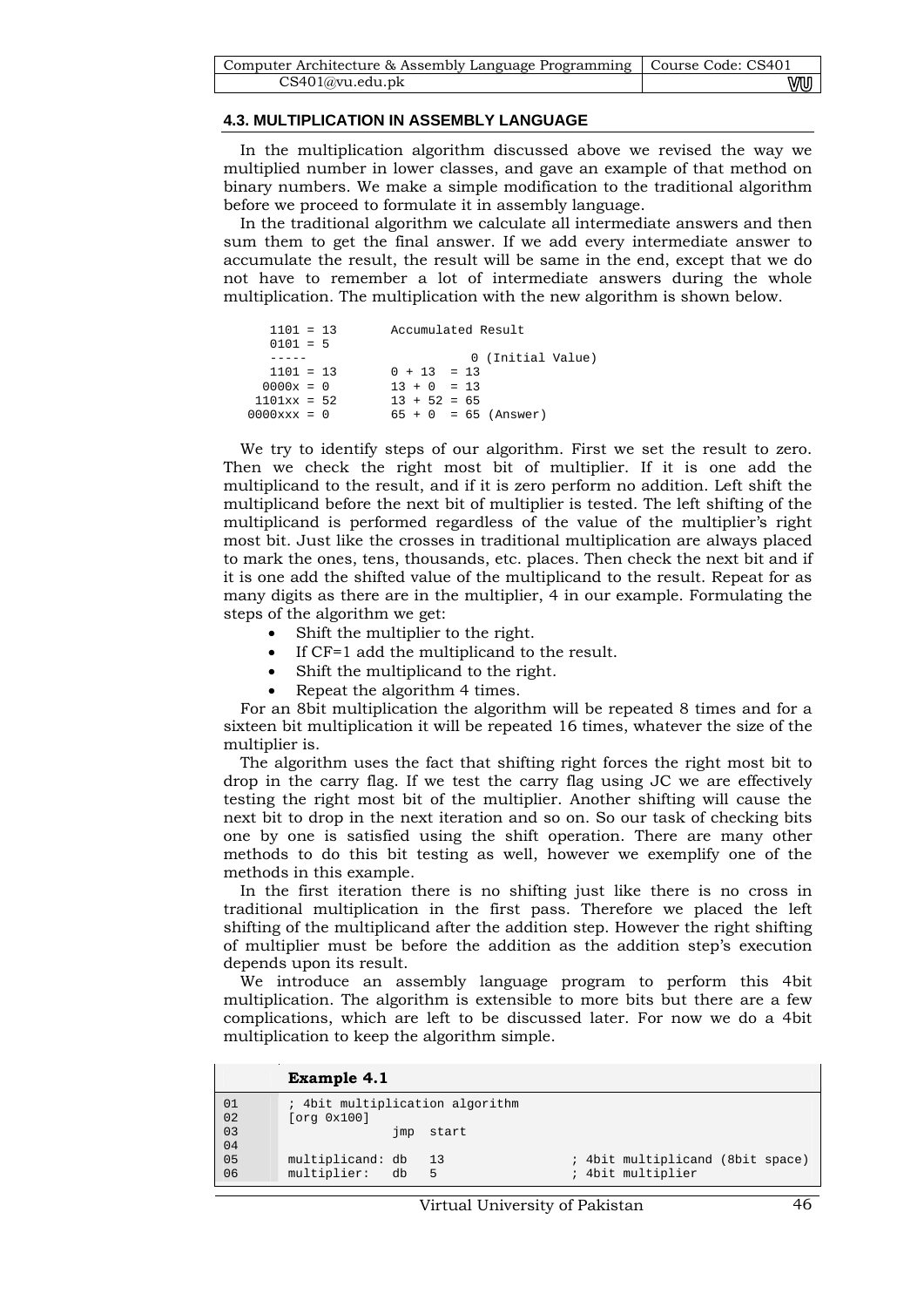### 4.3. MULTIPLICATION IN ASSEMBLY LANGUAGE

In the multiplication algorithm discussed above we revised the way we multiplied number in lower classes, and gave an example of that method on binary numbers. We make a simple modification to the traditional algorithm before we proceed to formulate it in assembly language.

In the traditional algorithm we calculate all intermediate answers and then sum them to get the final answer. If we add every intermediate answer to accumulate the result, the result will be same in the end, except that we do not have to remember a lot of intermediate answers during the whole multiplication. The multiplication with the new algorithm is shown below.

```
    1101 = 13       Accumulated Result
    0101 = 5
    -----                       0 (Initial Value)
    1101 = 13       0 + 13  = 13
   0000x = 0        13 + 0  = 13
  1101xx = 52       13 + 52 = 65
 0000xxx = 0        65 + 0  = 65 (Answer)
```

We try to identify steps of our algorithm. First we set the result to zero. Then we check the right most bit of multiplier. If it is one add the multiplicand to the result, and if it is zero perform no addition. Left shift the multiplicand before the next bit of multiplier is tested. The left shifting of the multiplicand is performed regardless of the value of the multiplier's right most bit. Just like the crosses in traditional multiplication are always placed to mark the ones, tens, thousands, etc. places. Then check the next bit and if it is one add the shifted value of the multiplicand to the result. Repeat for as many digits as there are in the multiplier, 4 in our example. Formulating the steps of the algorithm we get:

- Shift the multiplier to the right.
- If CF=1 add the multiplicand to the result.
- Shift the multiplicand to the right.
- Repeat the algorithm 4 times.

For an 8bit multiplication the algorithm will be repeated 8 times and for a sixteen bit multiplication it will be repeated 16 times, whatever the size of the multiplier is.

The algorithm uses the fact that shifting right forces the right most bit to drop in the carry flag. If we test the carry flag using JC we are effectively testing the right most bit of the multiplier. Another shifting will cause the next bit to drop in the next iteration and so on. So our task of checking bits one by one is satisfied using the shift operation. There are many other methods to do this bit testing as well, however we exemplify one of the methods in this example.

In the first iteration there is no shifting just like there is no cross in traditional multiplication in the first pass. Therefore we placed the left shifting of the multiplicand after the addition step. However the right shifting of multiplier must be before the addition as the addition step's execution depends upon its result.

We introduce an assembly language program to perform this 4bit multiplication. The algorithm is extensible to more bits but there are a few complications, which are left to be discussed later. For now we do a 4bit multiplication to keep the algorithm simple.

**Example 4.1**

```
01    ; 4bit multiplication algorithm
02    [org 0x100]
03                  jmp  start
04
05    multiplicand: db   13                ; 4bit multiplicand (8bit space)
06    multiplier:   db   5                 ; 4bit multiplier
```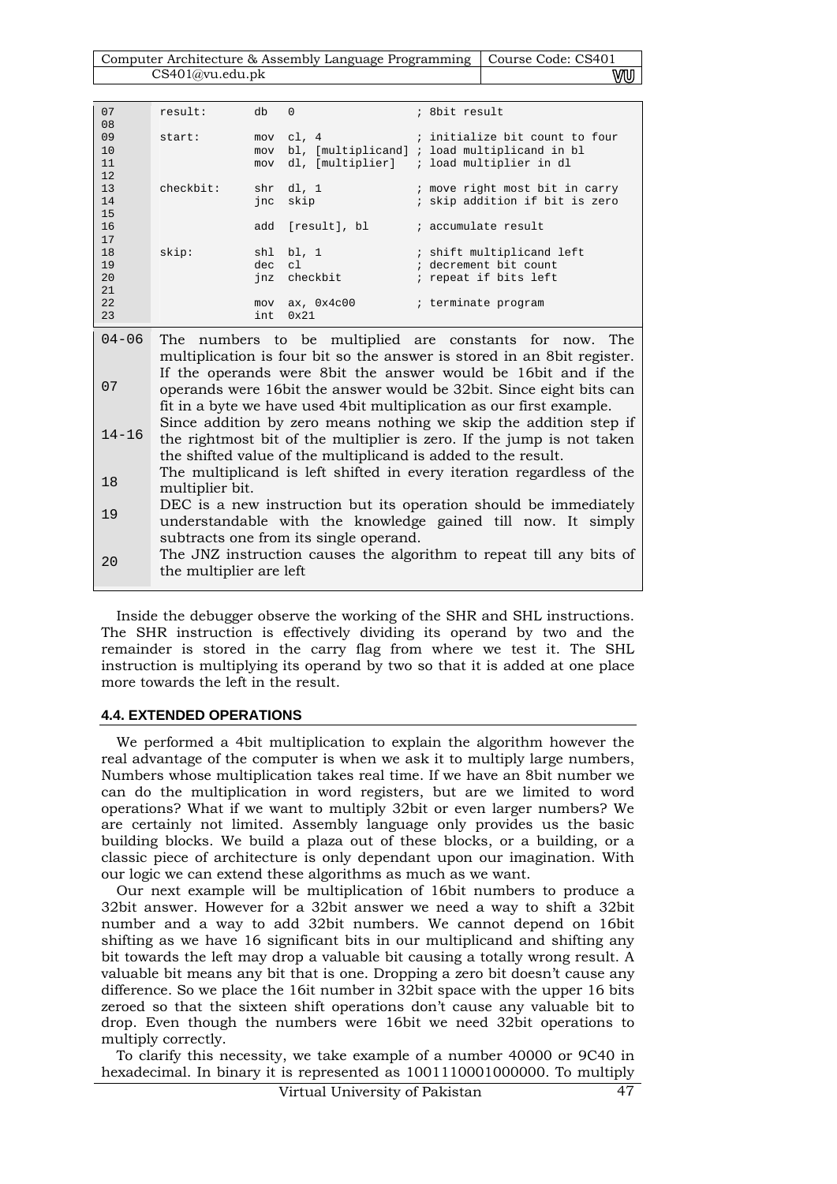```
07      result:      db   0                    ; 8bit result
08
09      start:       mov  cl, 4                ; initialize bit count to four
10                   mov  bl, [multiplicand]   ; load multiplicand in bl
11                   mov  dl, [multiplier]     ; load multiplier in dl
12
13      checkbit:    shr  dl, 1                ; move right most bit in carry
14                   jnc  skip                 ; skip addition if bit is zero
15
16                   add  [result], bl         ; accumulate result
17
18      skip:        shl  bl, 1                ; shift multiplicand left
19                   dec  cl                   ; decrement bit count
20                   jnz  checkbit             ; repeat if bits left
21
22                   mov  ax, 0x4c00           ; terminate program
23                   int  0x21
```

| | |
|---|---|
| 04-06 | The numbers to be multiplied are constants for now. The multiplication is four bit so the answer is stored in an 8bit register. |
| 07 | If the operands were 8bit the answer would be 16bit and if the operands were 16bit the answer would be 32bit. Since eight bits can fit in a byte we have used 4bit multiplication as our first example. |
| 14-16 | Since addition by zero means nothing we skip the addition step if the rightmost bit of the multiplier is zero. If the jump is not taken the shifted value of the multiplicand is added to the result. |
| 18 | The multiplicand is left shifted in every iteration regardless of the multiplier bit. |
| 19 | DEC is a new instruction but its operation should be immediately understandable with the knowledge gained till now. It simply subtracts one from its single operand. |
| 20 | The JNZ instruction causes the algorithm to repeat till any bits of the multiplier are left |

Inside the debugger observe the working of the SHR and SHL instructions. The SHR instruction is effectively dividing its operand by two and the remainder is stored in the carry flag from where we test it. The SHL instruction is multiplying its operand by two so that it is added at one place more towards the left in the result.

### 4.4. EXTENDED OPERATIONS

We performed a 4bit multiplication to explain the algorithm however the real advantage of the computer is when we ask it to multiply large numbers, Numbers whose multiplication takes real time. If we have an 8bit number we can do the multiplication in word registers, but are we limited to word operations? What if we want to multiply 32bit or even larger numbers? We are certainly not limited. Assembly language only provides us the basic building blocks. We build a plaza out of these blocks, or a building, or a classic piece of architecture is only dependant upon our imagination. With our logic we can extend these algorithms as much as we want.

Our next example will be multiplication of 16bit numbers to produce a 32bit answer. However for a 32bit answer we need a way to shift a 32bit number and a way to add 32bit numbers. We cannot depend on 16bit shifting as we have 16 significant bits in our multiplicand and shifting any bit towards the left may drop a valuable bit causing a totally wrong result. A valuable bit means any bit that is one. Dropping a zero bit doesn't cause any difference. So we place the 16it number in 32bit space with the upper 16 bits zeroed so that the sixteen shift operations don't cause any valuable bit to drop. Even though the numbers were 16bit we need 32bit operations to multiply correctly.

To clarify this necessity, we take example of a number 40000 or 9C40 in hexadecimal. In binary it is represented as 1001110001000000. To multiply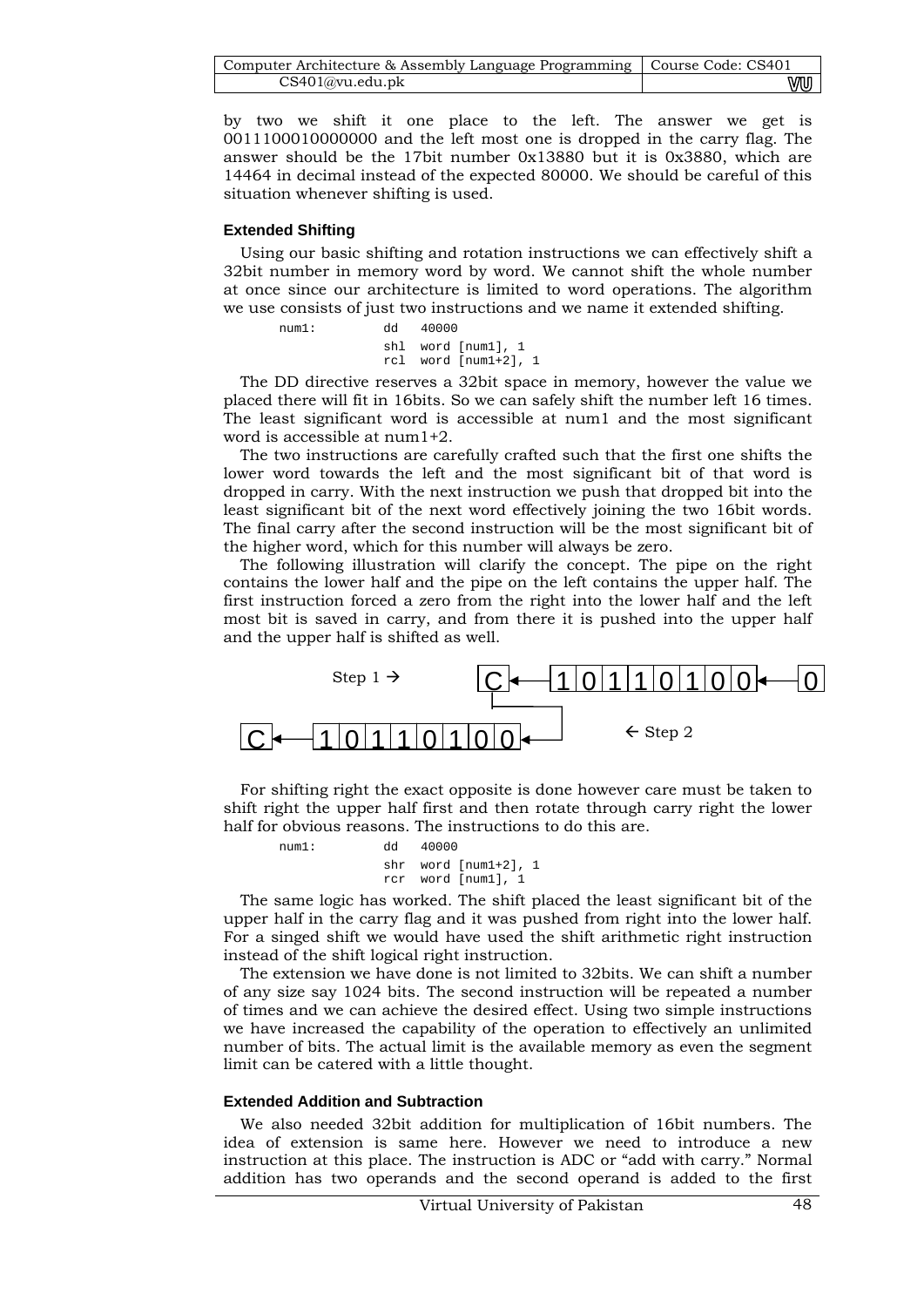by two we shift it one place to the left. The answer we get is 0011100010000000 and the left most one is dropped in the carry flag. The answer should be the 17bit number 0x13880 but it is 0x3880, which are 14464 in decimal instead of the expected 80000. We should be careful of this situation whenever shifting is used.

### Extended Shifting

Using our basic shifting and rotation instructions we can effectively shift a 32bit number in memory word by word. We cannot shift the whole number at once since our architecture is limited to word operations. The algorithm we use consists of just two instructions and we name it extended shifting.

```
num1:        dd   40000
             shl  word [num1], 1
             rcl  word [num1+2], 1
```

The DD directive reserves a 32bit space in memory, however the value we placed there will fit in 16bits. So we can safely shift the number left 16 times. The least significant word is accessible at num1 and the most significant word is accessible at num1+2.

The two instructions are carefully crafted such that the first one shifts the lower word towards the left and the most significant bit of that word is dropped in carry. With the next instruction we push that dropped bit into the least significant bit of the next word effectively joining the two 16bit words. The final carry after the second instruction will be the most significant bit of the higher word, which for this number will always be zero.

The following illustration will clarify the concept. The pipe on the right contains the lower half and the pipe on the left contains the upper half. The first instruction forced a zero from the right into the lower half and the left most bit is saved in carry, and from there it is pushed into the upper half and the upper half is shifted as well.

```
Step 1 →           C ← 1 0 1 1 0 1 0 0 ← 0

C ← 1 0 1 1 0 1 0 0 ←          ← Step 2
```

For shifting right the exact opposite is done however care must be taken to shift right the upper half first and then rotate through carry right the lower half for obvious reasons. The instructions to do this are.

```
num1:        dd   40000
             shr  word [num1+2], 1
             rcr  word [num1], 1
```

The same logic has worked. The shift placed the least significant bit of the upper half in the carry flag and it was pushed from right into the lower half. For a singed shift we would have used the shift arithmetic right instruction instead of the shift logical right instruction.

The extension we have done is not limited to 32bits. We can shift a number of any size say 1024 bits. The second instruction will be repeated a number of times and we can achieve the desired effect. Using two simple instructions we have increased the capability of the operation to effectively an unlimited number of bits. The actual limit is the available memory as even the segment limit can be catered with a little thought.

### Extended Addition and Subtraction

We also needed 32bit addition for multiplication of 16bit numbers. The idea of extension is same here. However we need to introduce a new instruction at this place. The instruction is ADC or "add with carry." Normal addition has two operands and the second operand is added to the first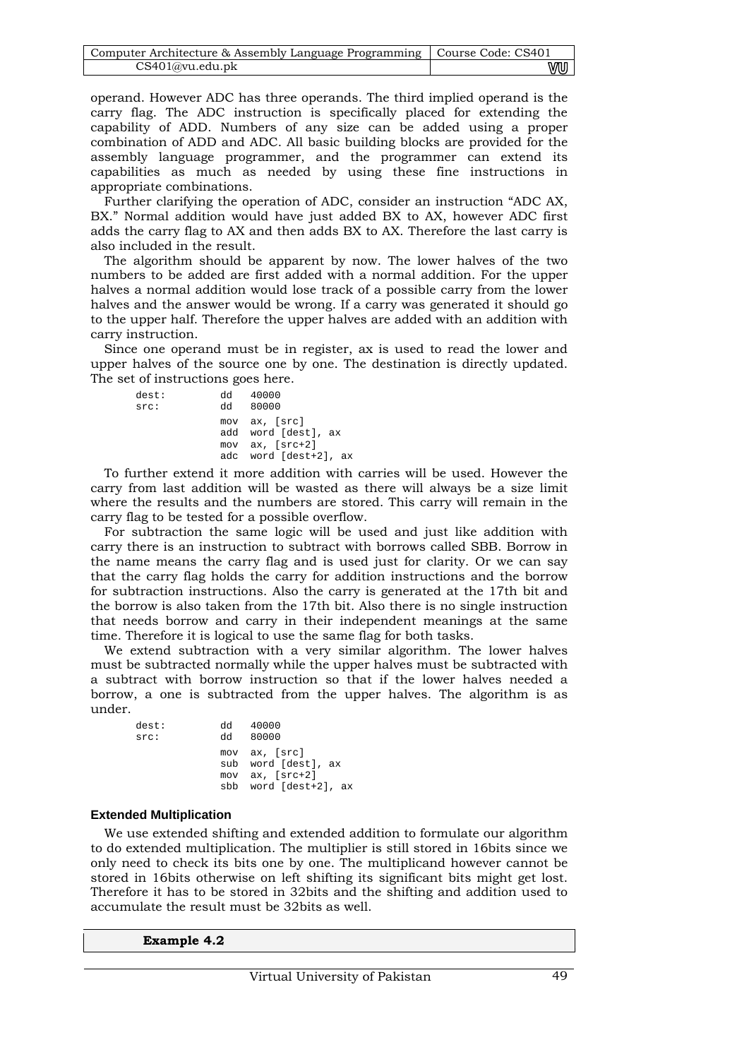operand. However ADC has three operands. The third implied operand is the carry flag. The ADC instruction is specifically placed for extending the capability of ADD. Numbers of any size can be added using a proper combination of ADD and ADC. All basic building blocks are provided for the assembly language programmer, and the programmer can extend its capabilities as much as needed by using these fine instructions in appropriate combinations.

Further clarifying the operation of ADC, consider an instruction "ADC AX, BX." Normal addition would have just added BX to AX, however ADC first adds the carry flag to AX and then adds BX to AX. Therefore the last carry is also included in the result.

The algorithm should be apparent by now. The lower halves of the two numbers to be added are first added with a normal addition. For the upper halves a normal addition would lose track of a possible carry from the lower halves and the answer would be wrong. If a carry was generated it should go to the upper half. Therefore the upper halves are added with an addition with carry instruction.

Since one operand must be in register, ax is used to read the lower and upper halves of the source one by one. The destination is directly updated. The set of instructions goes here.

```
dest:       dd   40000
src:        dd   80000

            mov  ax, [src]
            add  word [dest], ax
            mov  ax, [src+2]
            adc  word [dest+2], ax
```

To further extend it more addition with carries will be used. However the carry from last addition will be wasted as there will always be a size limit where the results and the numbers are stored. This carry will remain in the carry flag to be tested for a possible overflow.

For subtraction the same logic will be used and just like addition with carry there is an instruction to subtract with borrows called SBB. Borrow in the name means the carry flag and is used just for clarity. Or we can say that the carry flag holds the carry for addition instructions and the borrow for subtraction instructions. Also the carry is generated at the 17th bit and the borrow is also taken from the 17th bit. Also there is no single instruction that needs borrow and carry in their independent meanings at the same time. Therefore it is logical to use the same flag for both tasks.

We extend subtraction with a very similar algorithm. The lower halves must be subtracted normally while the upper halves must be subtracted with a subtract with borrow instruction so that if the lower halves needed a borrow, a one is subtracted from the upper halves. The algorithm is as under.

```
dest:       dd   40000
src:        dd   80000

            mov  ax, [src]
            sub  word [dest], ax
            mov  ax, [src+2]
            sbb  word [dest+2], ax
```

### Extended Multiplication

We use extended shifting and extended addition to formulate our algorithm to do extended multiplication. The multiplier is still stored in 16bits since we only need to check its bits one by one. The multiplicand however cannot be stored in 16bits otherwise on left shifting its significant bits might get lost. Therefore it has to be stored in 32bits and the shifting and addition used to accumulate the result must be 32bits as well.

**Example 4.2**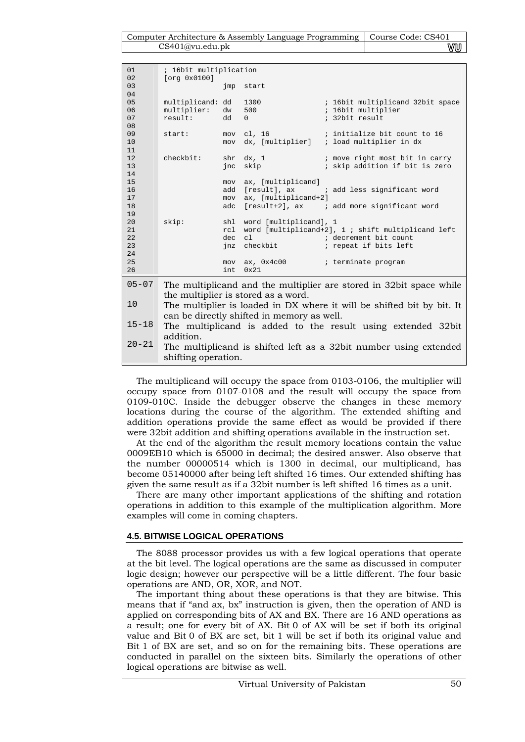```
01      ; 16bit multiplication
02      [org 0x0100]
03                      jmp  start
04
05      multiplicand: dd   1300              ; 16bit multiplicand 32bit space
06      multiplier:   dw   500               ; 16bit multiplier
07      result:       dd   0                 ; 32bit result
08
09      start:        mov  cl, 16            ; initialize bit count to 16
10                    mov  dx, [multiplier]  ; load multiplier in dx
11
12      checkbit:     shr  dx, 1             ; move right most bit in carry
13                    jnc  skip              ; skip addition if bit is zero
14
15                    mov  ax, [multiplicand]
16                    add  [result], ax      ; add less significant word
17                    mov  ax, [multiplicand+2]
18                    adc  [result+2], ax    ; add more significant word
19
20      skip:         shl  word [multiplicand], 1
21                    rcl  word [multiplicand+2], 1 ; shift multiplicand left
22                    dec  cl                ; decrement bit count
23                    jnz  checkbit          ; repeat if bits left
24
25                    mov  ax, 0x4c00        ; terminate program
26                    int  0x21
```

| | |
|---|---|
| 05-07 | The multiplicand and the multiplier are stored in 32bit space while the multiplier is stored as a word. |
| 10 | The multiplier is loaded in DX where it will be shifted bit by bit. It can be directly shifted in memory as well. |
| 15-18 | The multiplicand is added to the result using extended 32bit addition. |
| 20-21 | The multiplicand is shifted left as a 32bit number using extended shifting operation. |

The multiplicand will occupy the space from 0103-0106, the multiplier will occupy space from 0107-0108 and the result will occupy the space from 0109-010C. Inside the debugger observe the changes in these memory locations during the course of the algorithm. The extended shifting and addition operations provide the same effect as would be provided if there were 32bit addition and shifting operations available in the instruction set.

At the end of the algorithm the result memory locations contain the value 0009EB10 which is 65000 in decimal; the desired answer. Also observe that the number 00000514 which is 1300 in decimal, our multiplicand, has become 05140000 after being left shifted 16 times. Our extended shifting has given the same result as if a 32bit number is left shifted 16 times as a unit.

There are many other important applications of the shifting and rotation operations in addition to this example of the multiplication algorithm. More examples will come in coming chapters.

### 4.5. BITWISE LOGICAL OPERATIONS

The 8088 processor provides us with a few logical operations that operate at the bit level. The logical operations are the same as discussed in computer logic design; however our perspective will be a little different. The four basic operations are AND, OR, XOR, and NOT.

The important thing about these operations is that they are bitwise. This means that if "and ax, bx" instruction is given, then the operation of AND is applied on corresponding bits of AX and BX. There are 16 AND operations as a result; one for every bit of AX. Bit 0 of AX will be set if both its original value and Bit 0 of BX are set, bit 1 will be set if both its original value and Bit 1 of BX are set, and so on for the remaining bits. These operations are conducted in parallel on the sixteen bits. Similarly the operations of other logical operations are bitwise as well.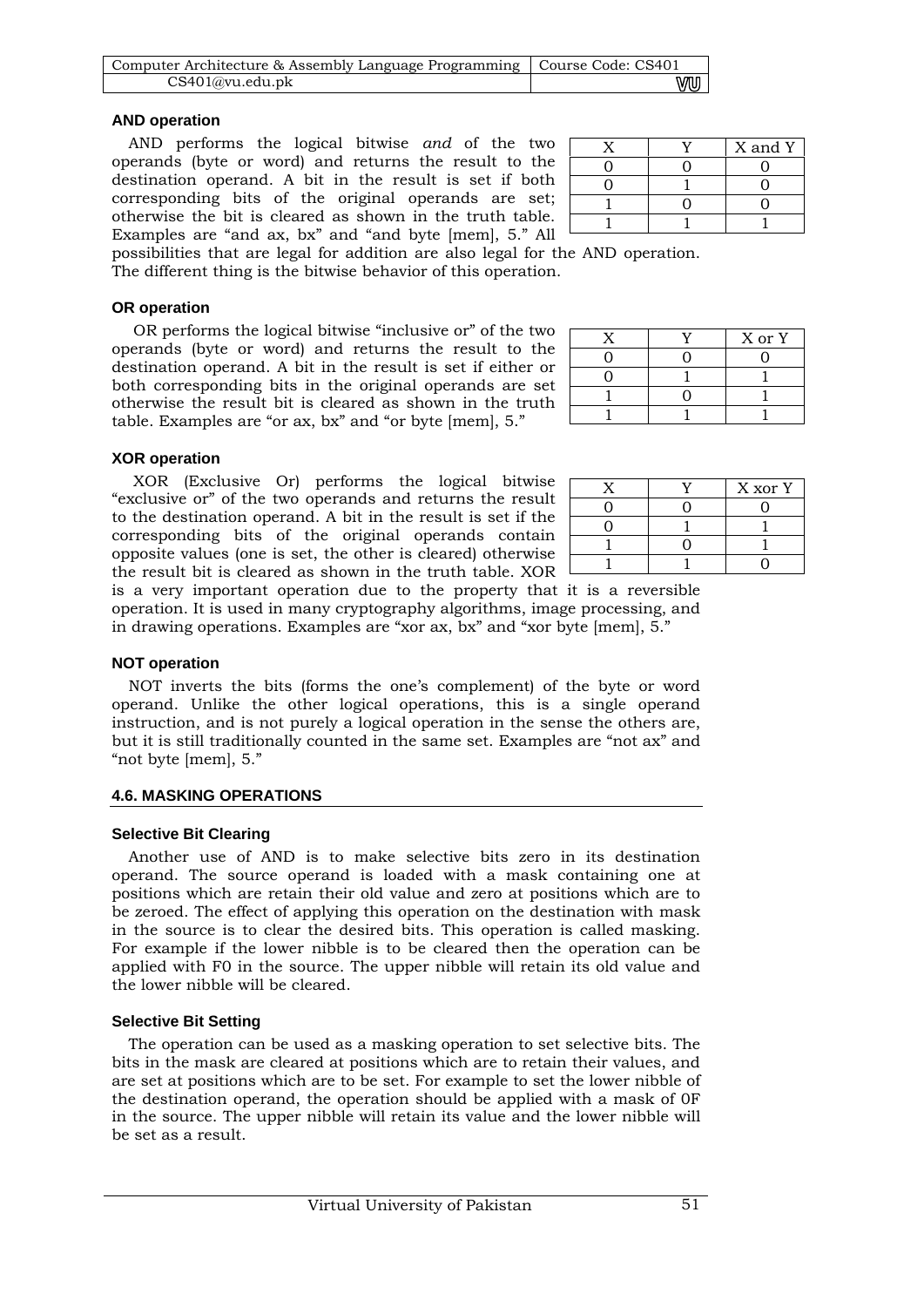### AND operation

AND performs the logical bitwise *and* of the two operands (byte or word) and returns the result to the destination operand. A bit in the result is set if both corresponding bits of the original operands are set; otherwise the bit is cleared as shown in the truth table. Examples are "and ax, bx" and "and byte [mem], 5." All possibilities that are legal for addition are also legal for the AND operation. The different thing is the bitwise behavior of this operation.

| X | Y | X and Y |
|---|---|---|
| 0 | 0 | 0 |
| 0 | 1 | 0 |
| 1 | 0 | 0 |
| 1 | 1 | 1 |

### OR operation

OR performs the logical bitwise "inclusive or" of the two operands (byte or word) and returns the result to the destination operand. A bit in the result is set if either or both corresponding bits in the original operands are set otherwise the result bit is cleared as shown in the truth table. Examples are "or ax, bx" and "or byte [mem], 5."

| X | Y | X or Y |
|---|---|---|
| 0 | 0 | 0 |
| 0 | 1 | 1 |
| 1 | 0 | 1 |
| 1 | 1 | 1 |

### XOR operation

XOR (Exclusive Or) performs the logical bitwise "exclusive or" of the two operands and returns the result to the destination operand. A bit in the result is set if the corresponding bits of the original operands contain opposite values (one is set, the other is cleared) otherwise the result bit is cleared as shown in the truth table. XOR is a very important operation due to the property that it is a reversible operation. It is used in many cryptography algorithms, image processing, and in drawing operations. Examples are "xor ax, bx" and "xor byte [mem], 5."

| X | Y | X xor Y |
|---|---|---|
| 0 | 0 | 0 |
| 0 | 1 | 1 |
| 1 | 0 | 1 |
| 1 | 1 | 0 |

### NOT operation

NOT inverts the bits (forms the one's complement) of the byte or word operand. Unlike the other logical operations, this is a single operand instruction, and is not purely a logical operation in the sense the others are, but it is still traditionally counted in the same set. Examples are "not ax" and "not byte [mem], 5."

## 4.6. MASKING OPERATIONS

### Selective Bit Clearing

Another use of AND is to make selective bits zero in its destination operand. The source operand is loaded with a mask containing one at positions which are retain their old value and zero at positions which are to be zeroed. The effect of applying this operation on the destination with mask in the source is to clear the desired bits. This operation is called masking. For example if the lower nibble is to be cleared then the operation can be applied with F0 in the source. The upper nibble will retain its old value and the lower nibble will be cleared.

### Selective Bit Setting

The operation can be used as a masking operation to set selective bits. The bits in the mask are cleared at positions which are to retain their values, and are set at positions which are to be set. For example to set the lower nibble of the destination operand, the operation should be applied with a mask of 0F in the source. The upper nibble will retain its value and the lower nibble will be set as a result.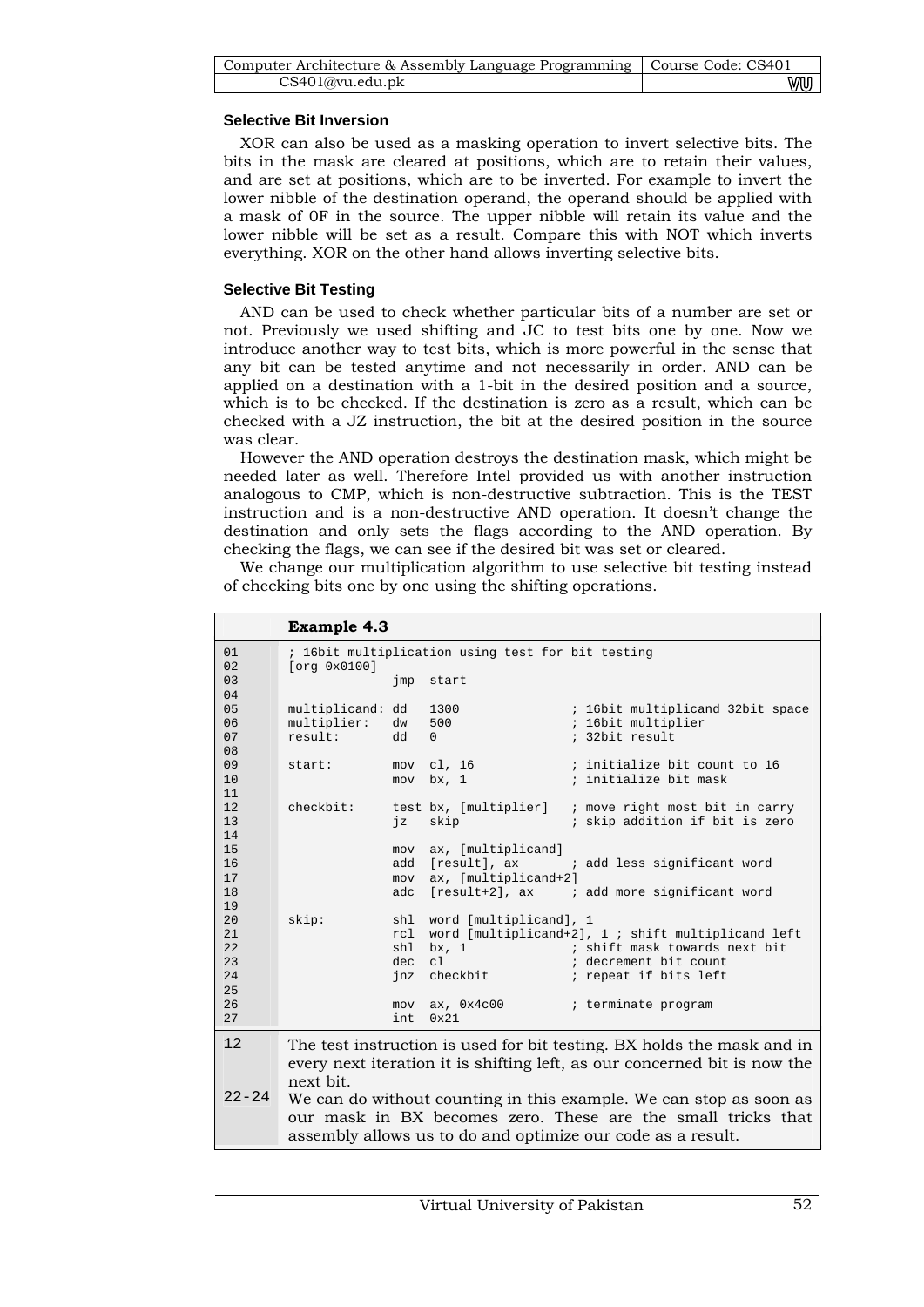### Selective Bit Inversion

XOR can also be used as a masking operation to invert selective bits. The bits in the mask are cleared at positions, which are to retain their values, and are set at positions, which are to be inverted. For example to invert the lower nibble of the destination operand, the operand should be applied with a mask of 0F in the source. The upper nibble will retain its value and the lower nibble will be set as a result. Compare this with NOT which inverts everything. XOR on the other hand allows inverting selective bits.

### Selective Bit Testing

AND can be used to check whether particular bits of a number are set or not. Previously we used shifting and JC to test bits one by one. Now we introduce another way to test bits, which is more powerful in the sense that any bit can be tested anytime and not necessarily in order. AND can be applied on a destination with a 1-bit in the desired position and a source, which is to be checked. If the destination is zero as a result, which can be checked with a JZ instruction, the bit at the desired position in the source was clear.

However the AND operation destroys the destination mask, which might be needed later as well. Therefore Intel provided us with another instruction analogous to CMP, which is non-destructive subtraction. This is the TEST instruction and is a non-destructive AND operation. It doesn't change the destination and only sets the flags according to the AND operation. By checking the flags, we can see if the desired bit was set or cleared.

We change our multiplication algorithm to use selective bit testing instead of checking bits one by one using the shifting operations.

**Example 4.3**

```
01  ; 16bit multiplication using test for bit testing
02  [org 0x0100]
03                  jmp  start
04
05  multiplicand: dd   1300              ; 16bit multiplicand 32bit space
06  multiplier:   dw   500               ; 16bit multiplier
07  result:       dd   0                 ; 32bit result
08
09  start:        mov  cl, 16            ; initialize bit count to 16
10                mov  bx, 1             ; initialize bit mask
11
12  checkbit:     test bx, [multiplier]  ; move right most bit in carry
13                jz   skip              ; skip addition if bit is zero
14
15                mov  ax, [multiplicand]
16                add  [result], ax      ; add less significant word
17                mov  ax, [multiplicand+2]
18                adc  [result+2], ax    ; add more significant word
19
20  skip:         shl  word [multiplicand], 1
21                rcl  word [multiplicand+2], 1 ; shift multiplicand left
22                shl  bx, 1             ; shift mask towards next bit
23                dec  cl                ; decrement bit count
24                jnz  checkbit          ; repeat if bits left
25
26                mov  ax, 0x4c00        ; terminate program
27                int  0x21
```

| | |
|---|---|
| 12 | The test instruction is used for bit testing. BX holds the mask and in every next iteration it is shifting left, as our concerned bit is now the next bit. |
| 22-24 | We can do without counting in this example. We can stop as soon as our mask in BX becomes zero. These are the small tricks that assembly allows us to do and optimize our code as a result. |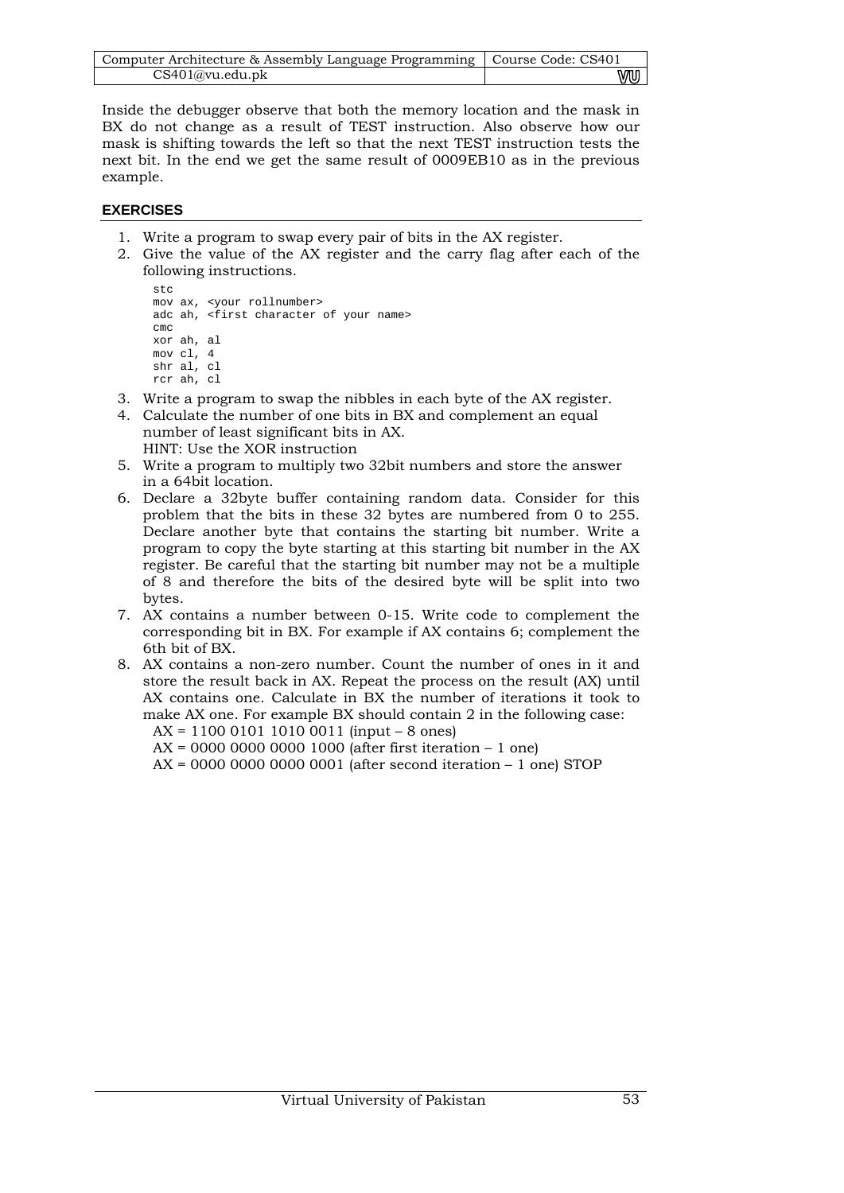Inside the debugger observe that both the memory location and the mask in BX do not change as a result of TEST instruction. Also observe how our mask is shifting towards the left so that the next TEST instruction tests the next bit. In the end we get the same result of 0009EB10 as in the previous example.

## EXERCISES

1. Write a program to swap every pair of bits in the AX register.
2. Give the value of the AX register and the carry flag after each of the following instructions.

```
stc
mov ax, <your rollnumber>
adc ah, <first character of your name>
cmc
xor ah, al
mov cl, 4
shr al, cl
rcr ah, cl
```

3. Write a program to swap the nibbles in each byte of the AX register.
4. Calculate the number of one bits in BX and complement an equal number of least significant bits in AX.
   HINT: Use the XOR instruction
5. Write a program to multiply two 32bit numbers and store the answer in a 64bit location.
6. Declare a 32byte buffer containing random data. Consider for this problem that the bits in these 32 bytes are numbered from 0 to 255. Declare another byte that contains the starting bit number. Write a program to copy the byte starting at this starting bit number in the AX register. Be careful that the starting bit number may not be a multiple of 8 and therefore the bits of the desired byte will be split into two bytes.
7. AX contains a number between 0-15. Write code to complement the corresponding bit in BX. For example if AX contains 6; complement the 6th bit of BX.
8. AX contains a non-zero number. Count the number of ones in it and store the result back in AX. Repeat the process on the result (AX) until AX contains one. Calculate in BX the number of iterations it took to make AX one. For example BX should contain 2 in the following case:
   AX = 1100 0101 1010 0011 (input – 8 ones)
   AX = 0000 0000 0000 1000 (after first iteration – 1 one)
   AX = 0000 0000 0000 0001 (after second iteration – 1 one) STOP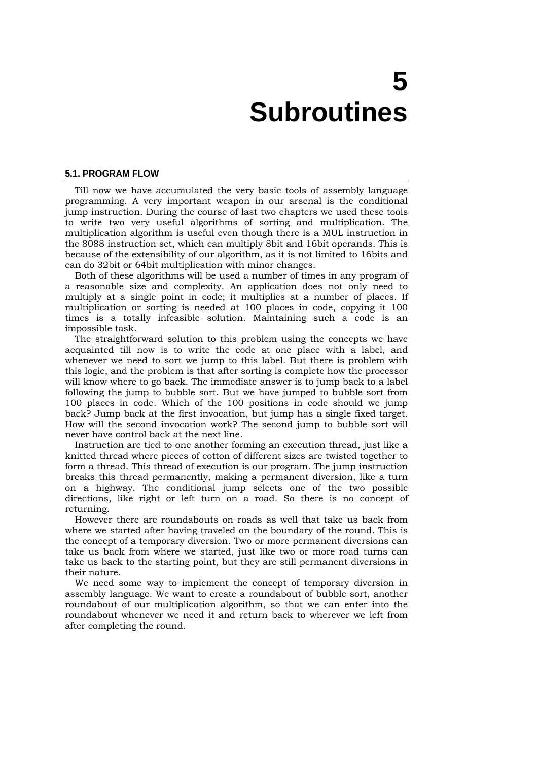# 5 Subroutines

## 5.1. PROGRAM FLOW

Till now we have accumulated the very basic tools of assembly language programming. A very important weapon in our arsenal is the conditional jump instruction. During the course of last two chapters we used these tools to write two very useful algorithms of sorting and multiplication. The multiplication algorithm is useful even though there is a MUL instruction in the 8088 instruction set, which can multiply 8bit and 16bit operands. This is because of the extensibility of our algorithm, as it is not limited to 16bits and can do 32bit or 64bit multiplication with minor changes.

Both of these algorithms will be used a number of times in any program of a reasonable size and complexity. An application does not only need to multiply at a single point in code; it multiplies at a number of places. If multiplication or sorting is needed at 100 places in code, copying it 100 times is a totally infeasible solution. Maintaining such a code is an impossible task.

The straightforward solution to this problem using the concepts we have acquainted till now is to write the code at one place with a label, and whenever we need to sort we jump to this label. But there is problem with this logic, and the problem is that after sorting is complete how the processor will know where to go back. The immediate answer is to jump back to a label following the jump to bubble sort. But we have jumped to bubble sort from 100 places in code. Which of the 100 positions in code should we jump back? Jump back at the first invocation, but jump has a single fixed target. How will the second invocation work? The second jump to bubble sort will never have control back at the next line.

Instruction are tied to one another forming an execution thread, just like a knitted thread where pieces of cotton of different sizes are twisted together to form a thread. This thread of execution is our program. The jump instruction breaks this thread permanently, making a permanent diversion, like a turn on a highway. The conditional jump selects one of the two possible directions, like right or left turn on a road. So there is no concept of returning.

However there are roundabouts on roads as well that take us back from where we started after having traveled on the boundary of the round. This is the concept of a temporary diversion. Two or more permanent diversions can take us back from where we started, just like two or more road turns can take us back to the starting point, but they are still permanent diversions in their nature.

We need some way to implement the concept of temporary diversion in assembly language. We want to create a roundabout of bubble sort, another roundabout of our multiplication algorithm, so that we can enter into the roundabout whenever we need it and return back to wherever we left from after completing the round.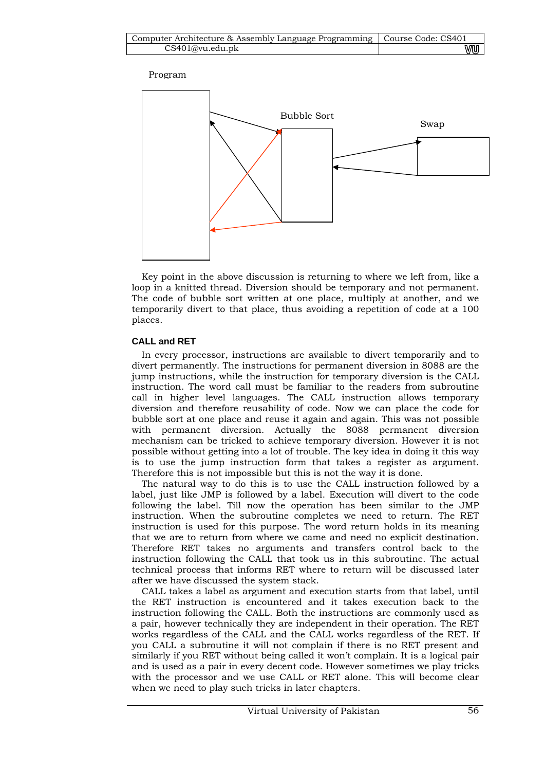Program

Bubble Sort

Swap

Key point in the above discussion is returning to where we left from, like a loop in a knitted thread. Diversion should be temporary and not permanent. The code of bubble sort written at one place, multiply at another, and we temporarily divert to that place, thus avoiding a repetition of code at a 100 places.

### CALL and RET

In every processor, instructions are available to divert temporarily and to divert permanently. The instructions for permanent diversion in 8088 are the jump instructions, while the instruction for temporary diversion is the CALL instruction. The word call must be familiar to the readers from subroutine call in higher level languages. The CALL instruction allows temporary diversion and therefore reusability of code. Now we can place the code for bubble sort at one place and reuse it again and again. This was not possible with permanent diversion. Actually the 8088 permanent diversion mechanism can be tricked to achieve temporary diversion. However it is not possible without getting into a lot of trouble. The key idea in doing it this way is to use the jump instruction form that takes a register as argument. Therefore this is not impossible but this is not the way it is done.

The natural way to do this is to use the CALL instruction followed by a label, just like JMP is followed by a label. Execution will divert to the code following the label. Till now the operation has been similar to the JMP instruction. When the subroutine completes we need to return. The RET instruction is used for this purpose. The word return holds in its meaning that we are to return from where we came and need no explicit destination. Therefore RET takes no arguments and transfers control back to the instruction following the CALL that took us in this subroutine. The actual technical process that informs RET where to return will be discussed later after we have discussed the system stack.

CALL takes a label as argument and execution starts from that label, until the RET instruction is encountered and it takes execution back to the instruction following the CALL. Both the instructions are commonly used as a pair, however technically they are independent in their operation. The RET works regardless of the CALL and the CALL works regardless of the RET. If you CALL a subroutine it will not complain if there is no RET present and similarly if you RET without being called it won't complain. It is a logical pair and is used as a pair in every decent code. However sometimes we play tricks with the processor and we use CALL or RET alone. This will become clear when we need to play such tricks in later chapters.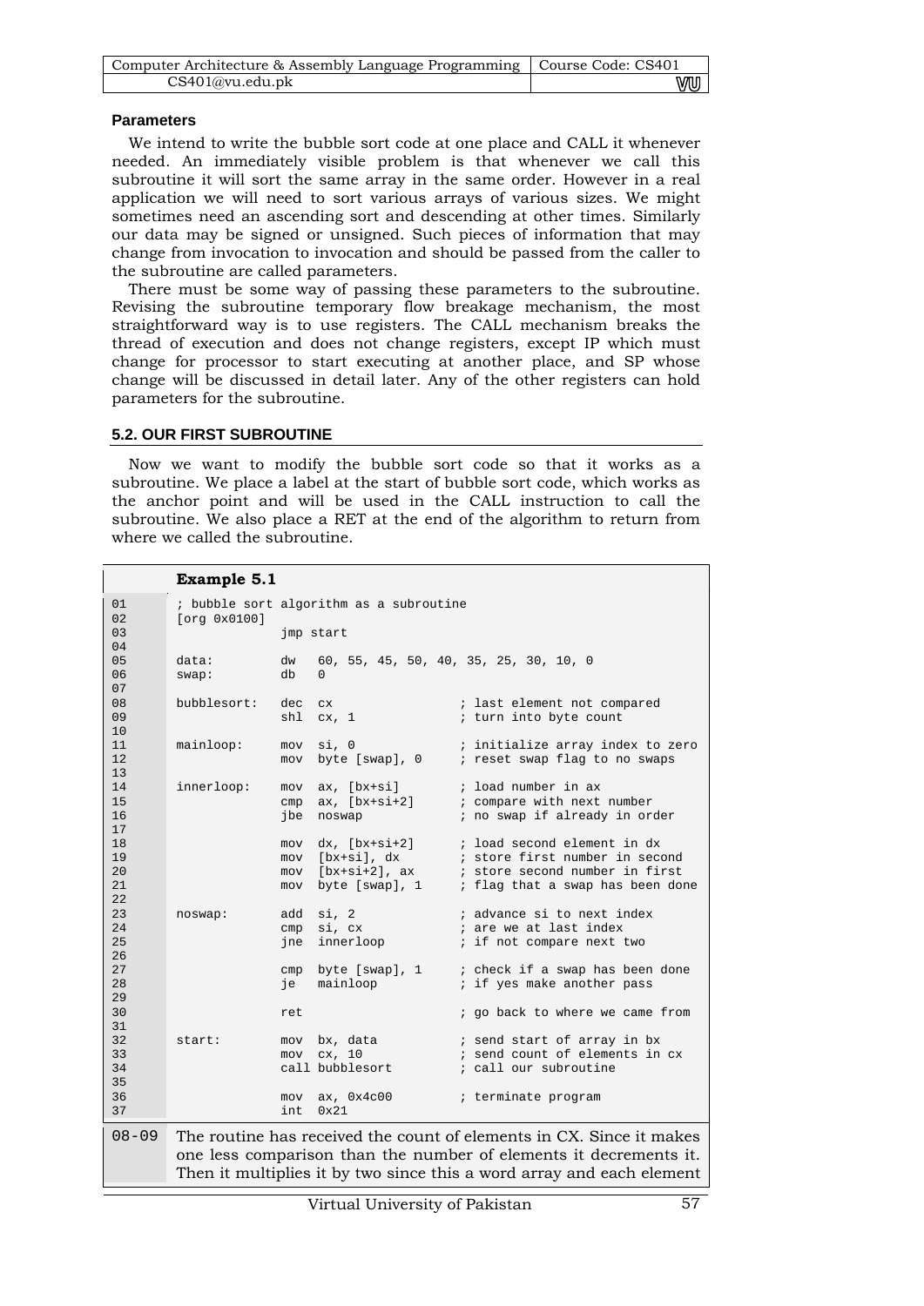### Parameters

We intend to write the bubble sort code at one place and CALL it whenever needed. An immediately visible problem is that whenever we call this subroutine it will sort the same array in the same order. However in a real application we will need to sort various arrays of various sizes. We might sometimes need an ascending sort and descending at other times. Similarly our data may be signed or unsigned. Such pieces of information that may change from invocation to invocation and should be passed from the caller to the subroutine are called parameters.

There must be some way of passing these parameters to the subroutine. Revising the subroutine temporary flow breakage mechanism, the most straightforward way is to use registers. The CALL mechanism breaks the thread of execution and does not change registers, except IP which must change for processor to start executing at another place, and SP whose change will be discussed in detail later. Any of the other registers can hold parameters for the subroutine.

## 5.2. OUR FIRST SUBROUTINE

Now we want to modify the bubble sort code so that it works as a subroutine. We place a label at the start of bubble sort code, which works as the anchor point and will be used in the CALL instruction to call the subroutine. We also place a RET at the end of the algorithm to return from where we called the subroutine.

**Example 5.1**

```
01  ; bubble sort algorithm as a subroutine
02  [org 0x0100]
03                jmp start
04
05  data:         dw   60, 55, 45, 50, 40, 35, 25, 30, 10, 0
06  swap:         db   0
07
08  bubblesort:   dec  cx                  ; last element not compared
09                shl  cx, 1               ; turn into byte count
10
11  mainloop:     mov  si, 0               ; initialize array index to zero
12                mov  byte [swap], 0      ; reset swap flag to no swaps
13
14  innerloop:    mov  ax, [bx+si]         ; load number in ax
15                cmp  ax, [bx+si+2]       ; compare with next number
16                jbe  noswap              ; no swap if already in order
17
18                mov  dx, [bx+si+2]       ; load second element in dx
19                mov  [bx+si], dx         ; store first number in second
20                mov  [bx+si+2], ax       ; store second number in first
21                mov  byte [swap], 1      ; flag that a swap has been done
22
23  noswap:       add  si, 2               ; advance si to next index
24                cmp  si, cx              ; are we at last index
25                jne  innerloop           ; if not compare next two
26
27                cmp  byte [swap], 1      ; check if a swap has been done
28                je   mainloop            ; if yes make another pass
29
30                ret                      ; go back to where we came from
31
32  start:        mov  bx, data            ; send start of array in bx
33                mov  cx, 10              ; send count of elements in cx
34                call bubblesort          ; call our subroutine
35
36                mov  ax, 0x4c00          ; terminate program
37                int  0x21
```

08-09 The routine has received the count of elements in CX. Since it makes one less comparison than the number of elements it decrements it. Then it multiplies it by two since this a word array and each element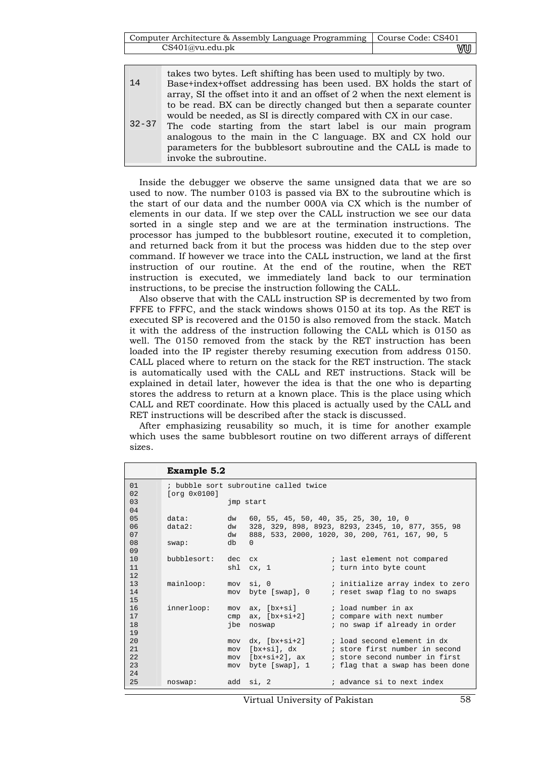| | |
|---|---|
| | takes two bytes. Left shifting has been used to multiply by two. |
| 14 | Base+index+offset addressing has been used. BX holds the start of array, SI the offset into it and an offset of 2 when the next element is to be read. BX can be directly changed but then a separate counter would be needed, as SI is directly compared with CX in our case. |
| 32-37 | The code starting from the start label is our main program analogous to the main in the C language. BX and CX hold our parameters for the bubblesort subroutine and the CALL is made to invoke the subroutine. |

Inside the debugger we observe the same unsigned data that we are so used to now. The number 0103 is passed via BX to the subroutine which is the start of our data and the number 000A via CX which is the number of elements in our data. If we step over the CALL instruction we see our data sorted in a single step and we are at the termination instructions. The processor has jumped to the bubblesort routine, executed it to completion, and returned back from it but the process was hidden due to the step over command. If however we trace into the CALL instruction, we land at the first instruction of our routine. At the end of the routine, when the RET instruction is executed, we immediately land back to our termination instructions, to be precise the instruction following the CALL.

Also observe that with the CALL instruction SP is decremented by two from FFFE to FFFC, and the stack windows shows 0150 at its top. As the RET is executed SP is recovered and the 0150 is also removed from the stack. Match it with the address of the instruction following the CALL which is 0150 as well. The 0150 removed from the stack by the RET instruction has been loaded into the IP register thereby resuming execution from address 0150. CALL placed where to return on the stack for the RET instruction. The stack is automatically used with the CALL and RET instructions. Stack will be explained in detail later, however the idea is that the one who is departing stores the address to return at a known place. This is the place using which CALL and RET coordinate. How this placed is actually used by the CALL and RET instructions will be described after the stack is discussed.

After emphasizing reusability so much, it is time for another example which uses the same bubblesort routine on two different arrays of different sizes.

**Example 5.2**

```
01        ; bubble sort subroutine called twice
02        [org 0x0100]
03                      jmp start
04
05        data:         dw   60, 55, 45, 50, 40, 35, 25, 30, 10, 0
06        data2:        dw   328, 329, 898, 8923, 8293, 2345, 10, 877, 355, 98
07                      dw   888, 533, 2000, 1020, 30, 200, 761, 167, 90, 5
08        swap:         db   0
09
10        bubblesort:   dec  cx                  ; last element not compared
11                      shl  cx, 1               ; turn into byte count
12
13        mainloop:     mov  si, 0               ; initialize array index to zero
14                      mov  byte [swap], 0      ; reset swap flag to no swaps
15
16        innerloop:    mov  ax, [bx+si]         ; load number in ax
17                      cmp  ax, [bx+si+2]       ; compare with next number
18                      jbe  noswap              ; no swap if already in order
19
20                      mov  dx, [bx+si+2]       ; load second element in dx
21                      mov  [bx+si], dx         ; store first number in second
22                      mov  [bx+si+2], ax       ; store second number in first
23                      mov  byte [swap], 1      ; flag that a swap has been done
24
25        noswap:       add  si, 2               ; advance si to next index
```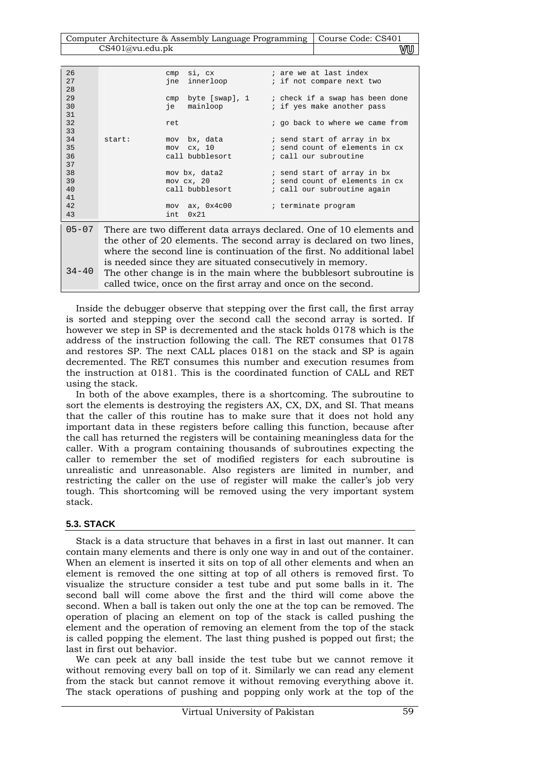```
26                cmp  si, cx             ; are we at last index
27                jne  innerloop          ; if not compare next two
28
29                cmp  byte [swap], 1     ; check if a swap has been done
30                je   mainloop           ; if yes make another pass
31
32                ret                     ; go back to where we came from
33
34  start:        mov  bx, data           ; send start of array in bx
35                mov  cx, 10             ; send count of elements in cx
36                call bubblesort         ; call our subroutine
37
38                mov bx, data2           ; send start of array in bx
39                mov cx, 20              ; send count of elements in cx
40                call bubblesort         ; call our subroutine again
41
42                mov  ax, 0x4c00         ; terminate program
43                int  0x21
```

| | |
|---|---|
| 05-07 | There are two different data arrays declared. One of 10 elements and the other of 20 elements. The second array is declared on two lines, where the second line is continuation of the first. No additional label is needed since they are situated consecutively in memory. |
| 34-40 | The other change is in the main where the bubblesort subroutine is called twice, once on the first array and once on the second. |

Inside the debugger observe that stepping over the first call, the first array is sorted and stepping over the second call the second array is sorted. If however we step in SP is decremented and the stack holds 0178 which is the address of the instruction following the call. The RET consumes that 0178 and restores SP. The next CALL places 0181 on the stack and SP is again decremented. The RET consumes this number and execution resumes from the instruction at 0181. This is the coordinated function of CALL and RET using the stack.

In both of the above examples, there is a shortcoming. The subroutine to sort the elements is destroying the registers AX, CX, DX, and SI. That means that the caller of this routine has to make sure that it does not hold any important data in these registers before calling this function, because after the call has returned the registers will be containing meaningless data for the caller. With a program containing thousands of subroutines expecting the caller to remember the set of modified registers for each subroutine is unrealistic and unreasonable. Also registers are limited in number, and restricting the caller on the use of register will make the caller's job very tough. This shortcoming will be removed using the very important system stack.

## 5.3. STACK

Stack is a data structure that behaves in a first in last out manner. It can contain many elements and there is only one way in and out of the container. When an element is inserted it sits on top of all other elements and when an element is removed the one sitting at top of all others is removed first. To visualize the structure consider a test tube and put some balls in it. The second ball will come above the first and the third will come above the second. When a ball is taken out only the one at the top can be removed. The operation of placing an element on top of the stack is called pushing the element and the operation of removing an element from the top of the stack is called popping the element. The last thing pushed is popped out first; the last in first out behavior.

We can peek at any ball inside the test tube but we cannot remove it without removing every ball on top of it. Similarly we can read any element from the stack but cannot remove it without removing everything above it. The stack operations of pushing and popping only work at the top of the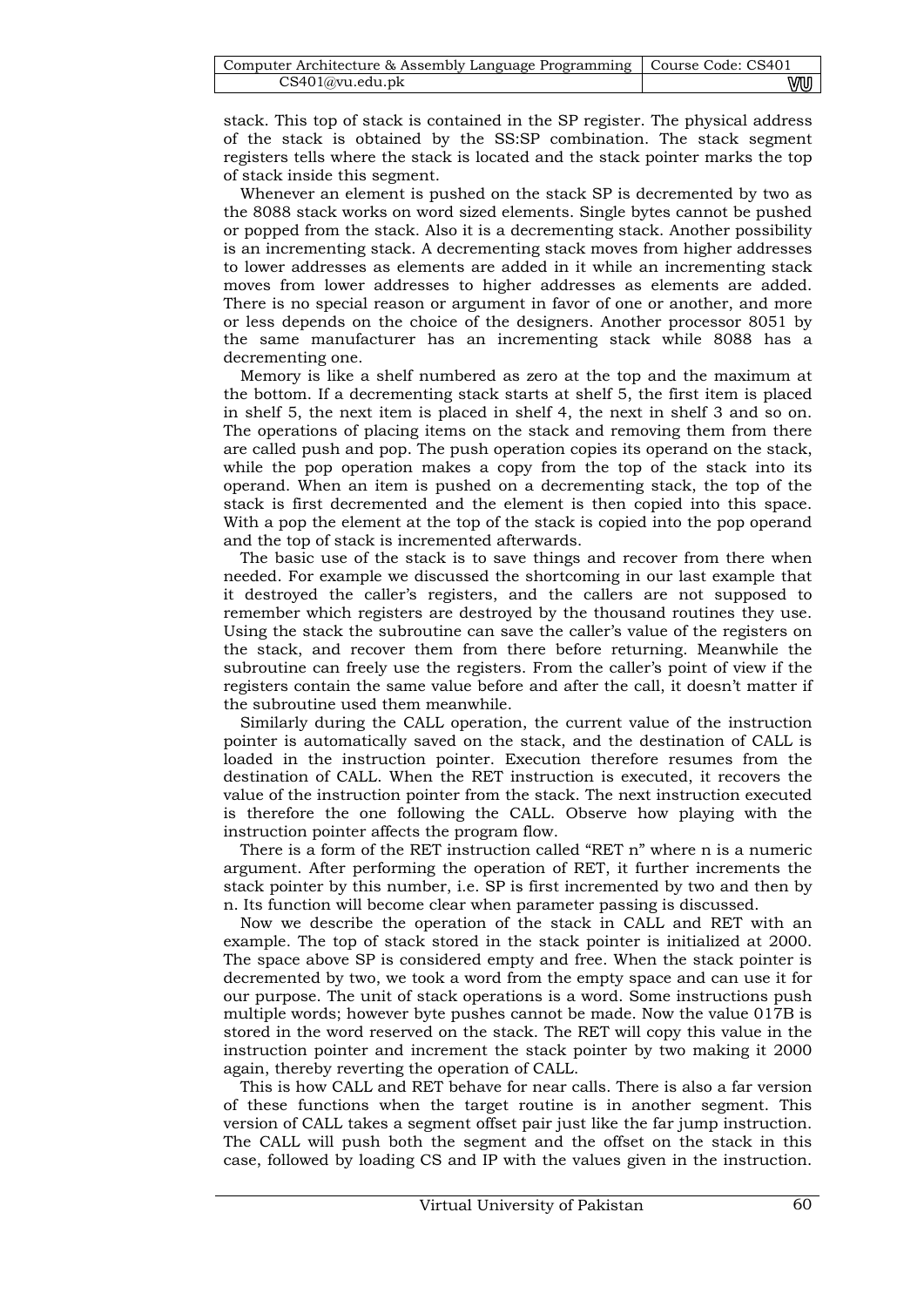stack. This top of stack is contained in the SP register. The physical address of the stack is obtained by the SS:SP combination. The stack segment registers tells where the stack is located and the stack pointer marks the top of stack inside this segment.

Whenever an element is pushed on the stack SP is decremented by two as the 8088 stack works on word sized elements. Single bytes cannot be pushed or popped from the stack. Also it is a decrementing stack. Another possibility is an incrementing stack. A decrementing stack moves from higher addresses to lower addresses as elements are added in it while an incrementing stack moves from lower addresses to higher addresses as elements are added. There is no special reason or argument in favor of one or another, and more or less depends on the choice of the designers. Another processor 8051 by the same manufacturer has an incrementing stack while 8088 has a decrementing one.

Memory is like a shelf numbered as zero at the top and the maximum at the bottom. If a decrementing stack starts at shelf 5, the first item is placed in shelf 5, the next item is placed in shelf 4, the next in shelf 3 and so on. The operations of placing items on the stack and removing them from there are called push and pop. The push operation copies its operand on the stack, while the pop operation makes a copy from the top of the stack into its operand. When an item is pushed on a decrementing stack, the top of the stack is first decremented and the element is then copied into this space. With a pop the element at the top of the stack is copied into the pop operand and the top of stack is incremented afterwards.

The basic use of the stack is to save things and recover from there when needed. For example we discussed the shortcoming in our last example that it destroyed the caller's registers, and the callers are not supposed to remember which registers are destroyed by the thousand routines they use. Using the stack the subroutine can save the caller's value of the registers on the stack, and recover them from there before returning. Meanwhile the subroutine can freely use the registers. From the caller's point of view if the registers contain the same value before and after the call, it doesn't matter if the subroutine used them meanwhile.

Similarly during the CALL operation, the current value of the instruction pointer is automatically saved on the stack, and the destination of CALL is loaded in the instruction pointer. Execution therefore resumes from the destination of CALL. When the RET instruction is executed, it recovers the value of the instruction pointer from the stack. The next instruction executed is therefore the one following the CALL. Observe how playing with the instruction pointer affects the program flow.

There is a form of the RET instruction called "RET n" where n is a numeric argument. After performing the operation of RET, it further increments the stack pointer by this number, i.e. SP is first incremented by two and then by n. Its function will become clear when parameter passing is discussed.

Now we describe the operation of the stack in CALL and RET with an example. The top of stack stored in the stack pointer is initialized at 2000. The space above SP is considered empty and free. When the stack pointer is decremented by two, we took a word from the empty space and can use it for our purpose. The unit of stack operations is a word. Some instructions push multiple words; however byte pushes cannot be made. Now the value 017B is stored in the word reserved on the stack. The RET will copy this value in the instruction pointer and increment the stack pointer by two making it 2000 again, thereby reverting the operation of CALL.

This is how CALL and RET behave for near calls. There is also a far version of these functions when the target routine is in another segment. This version of CALL takes a segment offset pair just like the far jump instruction. The CALL will push both the segment and the offset on the stack in this case, followed by loading CS and IP with the values given in the instruction.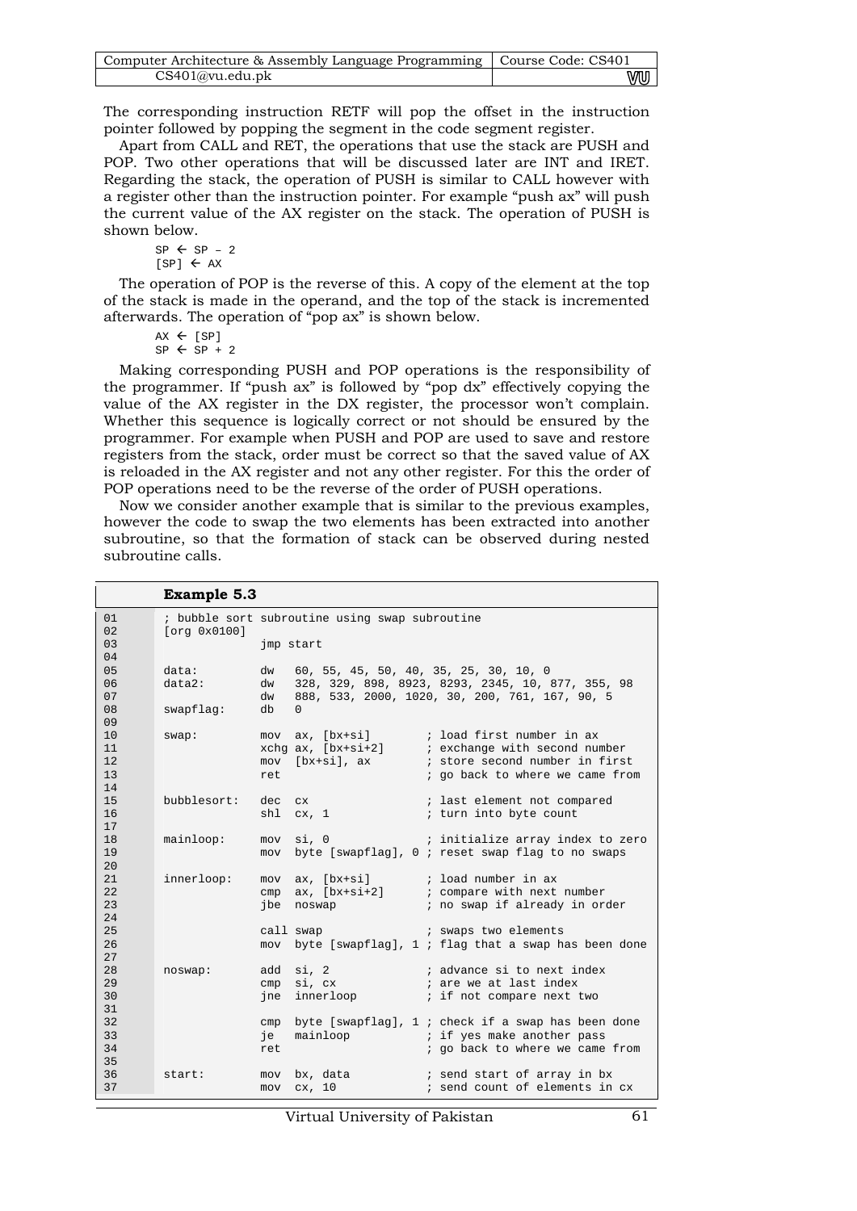The corresponding instruction RETF will pop the offset in the instruction pointer followed by popping the segment in the code segment register.

Apart from CALL and RET, the operations that use the stack are PUSH and POP. Two other operations that will be discussed later are INT and IRET. Regarding the stack, the operation of PUSH is similar to CALL however with a register other than the instruction pointer. For example "push ax" will push the current value of the AX register on the stack. The operation of PUSH is shown below.

```
SP ← SP – 2
[SP] ← AX
```

The operation of POP is the reverse of this. A copy of the element at the top of the stack is made in the operand, and the top of the stack is incremented afterwards. The operation of "pop ax" is shown below.

```
AX ← [SP]
SP ← SP + 2
```

Making corresponding PUSH and POP operations is the responsibility of the programmer. If "push ax" is followed by "pop dx" effectively copying the value of the AX register in the DX register, the processor won't complain. Whether this sequence is logically correct or not should be ensured by the programmer. For example when PUSH and POP are used to save and restore registers from the stack, order must be correct so that the saved value of AX is reloaded in the AX register and not any other register. For this the order of POP operations need to be the reverse of the order of PUSH operations.

Now we consider another example that is similar to the previous examples, however the code to swap the two elements has been extracted into another subroutine, so that the formation of stack can be observed during nested subroutine calls.

**Example 5.3**

```
01      ; bubble sort subroutine using swap subroutine
02      [org 0x0100]
03                   jmp start
04
05      data:        dw   60, 55, 45, 50, 40, 35, 25, 30, 10, 0
06      data2:       dw   328, 329, 898, 8923, 8293, 2345, 10, 877, 355, 98
07                   dw   888, 533, 2000, 1020, 30, 200, 761, 167, 90, 5
08      swapflag:    db   0
09
10      swap:        mov  ax, [bx+si]       ; load first number in ax
11                   xchg ax, [bx+si+2]     ; exchange with second number
12                   mov  [bx+si], ax       ; store second number in first
13                   ret                    ; go back to where we came from
14
15      bubblesort:  dec  cx                ; last element not compared
16                   shl  cx, 1             ; turn into byte count
17
18      mainloop:    mov  si, 0             ; initialize array index to zero
19                   mov  byte [swapflag], 0 ; reset swap flag to no swaps
20
21      innerloop:   mov  ax, [bx+si]       ; load number in ax
22                   cmp  ax, [bx+si+2]     ; compare with next number
23                   jbe  noswap            ; no swap if already in order
24
25                   call swap              ; swaps two elements
26                   mov  byte [swapflag], 1 ; flag that a swap has been done
27
28      noswap:      add  si, 2             ; advance si to next index
29                   cmp  si, cx            ; are we at last index
30                   jne  innerloop         ; if not compare next two
31
32                   cmp  byte [swapflag], 1 ; check if a swap has been done
33                   je   mainloop          ; if yes make another pass
34                   ret                    ; go back to where we came from
35
36      start:       mov  bx, data          ; send start of array in bx
37                   mov  cx, 10            ; send count of elements in cx
```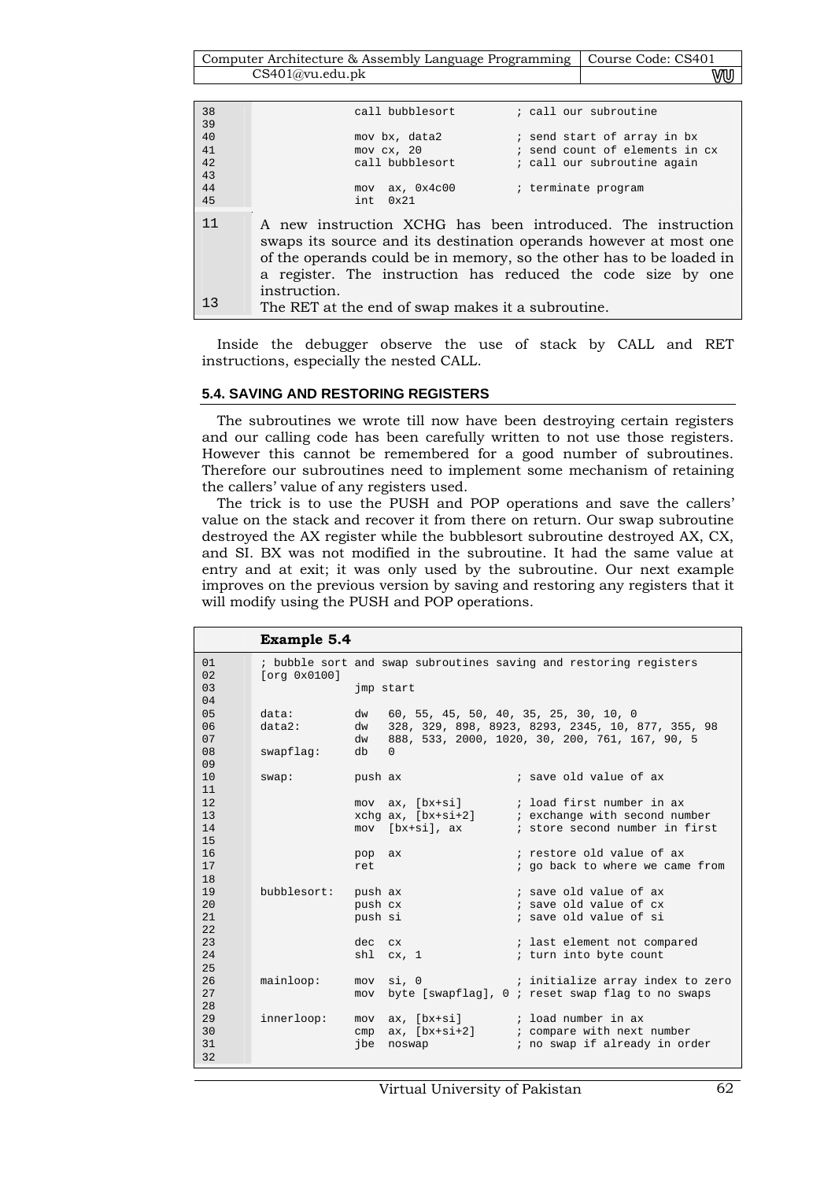```
38              call bubblesort         ; call our subroutine
39
40              mov bx, data2           ; send start of array in bx
41              mov cx, 20              ; send count of elements in cx
42              call bubblesort         ; call our subroutine again
43
44              mov  ax, 0x4c00         ; terminate program
45              int  0x21
```

11 A new instruction XCHG has been introduced. The instruction swaps its source and its destination operands however at most one of the operands could be in memory, so the other has to be loaded in a register. The instruction has reduced the code size by one instruction.

13 The RET at the end of swap makes it a subroutine.

Inside the debugger observe the use of stack by CALL and RET instructions, especially the nested CALL.

### 5.4. SAVING AND RESTORING REGISTERS

The subroutines we wrote till now have been destroying certain registers and our calling code has been carefully written to not use those registers. However this cannot be remembered for a good number of subroutines. Therefore our subroutines need to implement some mechanism of retaining the callers' value of any registers used.

The trick is to use the PUSH and POP operations and save the callers' value on the stack and recover it from there on return. Our swap subroutine destroyed the AX register while the bubblesort subroutine destroyed AX, CX, and SI. BX was not modified in the subroutine. It had the same value at entry and at exit; it was only used by the subroutine. Our next example improves on the previous version by saving and restoring any registers that it will modify using the PUSH and POP operations.

**Example 5.4**

```
01  ; bubble sort and swap subroutines saving and restoring registers
02  [org 0x0100]
03              jmp start
04
05  data:       dw   60, 55, 45, 50, 40, 35, 25, 30, 10, 0
06  data2:      dw   328, 329, 898, 8923, 8293, 2345, 10, 877, 355, 98
07              dw   888, 533, 2000, 1020, 30, 200, 761, 167, 90, 5
08  swapflag:   db   0
09
10  swap:       push ax                 ; save old value of ax
11
12              mov  ax, [bx+si]        ; load first number in ax
13              xchg ax, [bx+si+2]      ; exchange with second number
14              mov  [bx+si], ax        ; store second number in first
15
16              pop  ax                 ; restore old value of ax
17              ret                     ; go back to where we came from
18
19  bubblesort: push ax                 ; save old value of ax
20              push cx                 ; save old value of cx
21              push si                 ; save old value of si
22
23              dec  cx                 ; last element not compared
24              shl  cx, 1              ; turn into byte count
25
26  mainloop:   mov  si, 0              ; initialize array index to zero
27              mov  byte [swapflag], 0 ; reset swap flag to no swaps
28
29  innerloop:  mov  ax, [bx+si]        ; load number in ax
30              cmp  ax, [bx+si+2]      ; compare with next number
31              jbe  noswap             ; no swap if already in order
32
```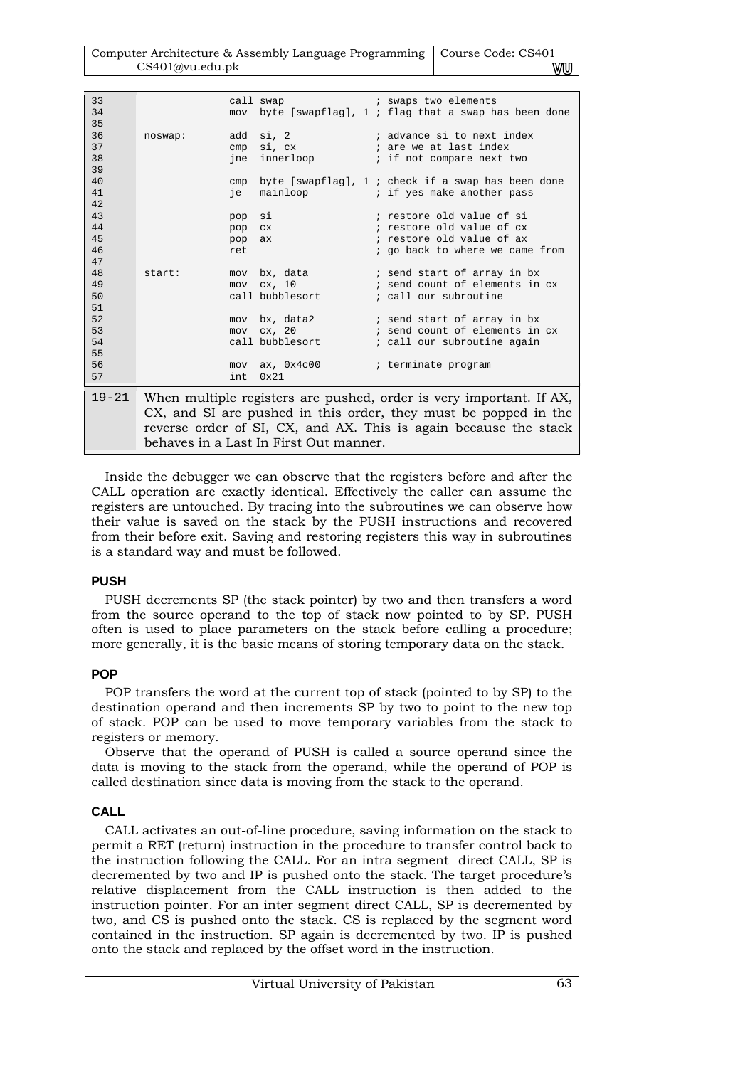```
33                    call swap              ; swaps two elements
34                    mov  byte [swapflag], 1 ; flag that a swap has been done
35
36      noswap:       add  si, 2             ; advance si to next index
37                    cmp  si, cx            ; are we at last index
38                    jne  innerloop         ; if not compare next two
39
40                    cmp  byte [swapflag], 1 ; check if a swap has been done
41                    je   mainloop          ; if yes make another pass
42
43                    pop  si                ; restore old value of si
44                    pop  cx                ; restore old value of cx
45                    pop  ax                ; restore old value of ax
46                    ret                    ; go back to where we came from
47
48      start:        mov  bx, data          ; send start of array in bx
49                    mov  cx, 10            ; send count of elements in cx
50                    call bubblesort        ; call our subroutine
51
52                    mov  bx, data2         ; send start of array in bx
53                    mov  cx, 20            ; send count of elements in cx
54                    call bubblesort        ; call our subroutine again
55
56                    mov  ax, 0x4c00        ; terminate program
57                    int  0x21
```

| | |
|---|---|
| 19-21 | When multiple registers are pushed, order is very important. If AX, CX, and SI are pushed in this order, they must be popped in the reverse order of SI, CX, and AX. This is again because the stack behaves in a Last In First Out manner. |

Inside the debugger we can observe that the registers before and after the CALL operation are exactly identical. Effectively the caller can assume the registers are untouched. By tracing into the subroutines we can observe how their value is saved on the stack by the PUSH instructions and recovered from their before exit. Saving and restoring registers this way in subroutines is a standard way and must be followed.

#### PUSH

PUSH decrements SP (the stack pointer) by two and then transfers a word from the source operand to the top of stack now pointed to by SP. PUSH often is used to place parameters on the stack before calling a procedure; more generally, it is the basic means of storing temporary data on the stack.

#### POP

POP transfers the word at the current top of stack (pointed to by SP) to the destination operand and then increments SP by two to point to the new top of stack. POP can be used to move temporary variables from the stack to registers or memory.

Observe that the operand of PUSH is called a source operand since the data is moving to the stack from the operand, while the operand of POP is called destination since data is moving from the stack to the operand.

#### CALL

CALL activates an out-of-line procedure, saving information on the stack to permit a RET (return) instruction in the procedure to transfer control back to the instruction following the CALL. For an intra segment direct CALL, SP is decremented by two and IP is pushed onto the stack. The target procedure's relative displacement from the CALL instruction is then added to the instruction pointer. For an inter segment direct CALL, SP is decremented by two, and CS is pushed onto the stack. CS is replaced by the segment word contained in the instruction. SP again is decremented by two. IP is pushed onto the stack and replaced by the offset word in the instruction.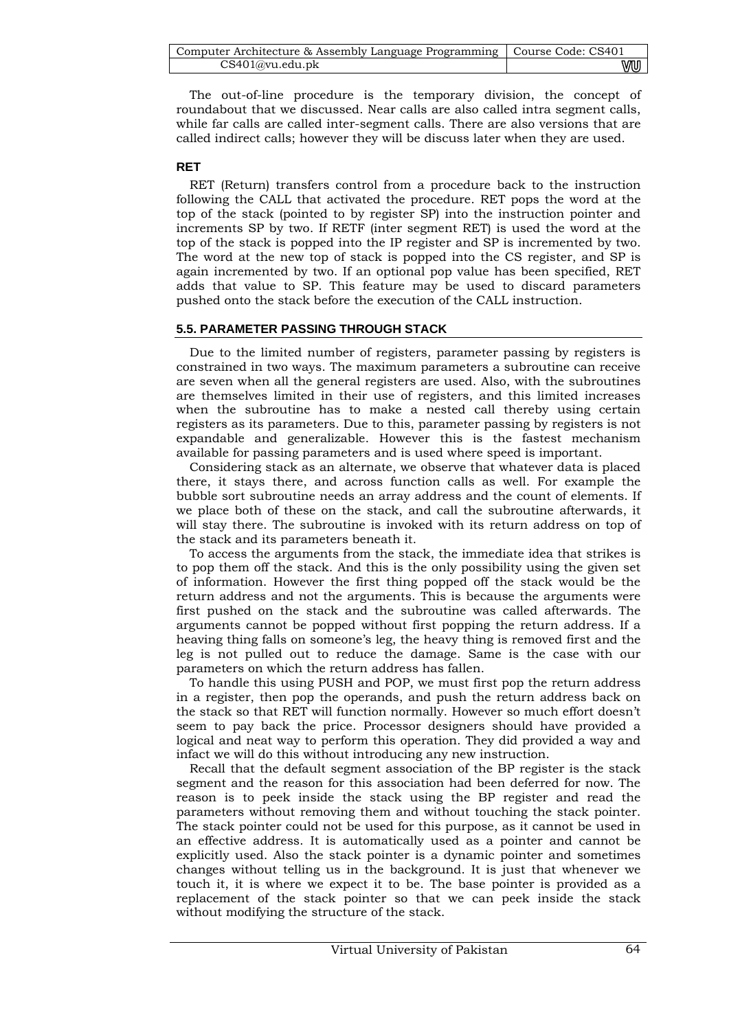The out-of-line procedure is the temporary division, the concept of roundabout that we discussed. Near calls are also called intra segment calls, while far calls are called inter-segment calls. There are also versions that are called indirect calls; however they will be discuss later when they are used.

### RET

RET (Return) transfers control from a procedure back to the instruction following the CALL that activated the procedure. RET pops the word at the top of the stack (pointed to by register SP) into the instruction pointer and increments SP by two. If RETF (inter segment RET) is used the word at the top of the stack is popped into the IP register and SP is incremented by two. The word at the new top of stack is popped into the CS register, and SP is again incremented by two. If an optional pop value has been specified, RET adds that value to SP. This feature may be used to discard parameters pushed onto the stack before the execution of the CALL instruction.

## 5.5. PARAMETER PASSING THROUGH STACK

Due to the limited number of registers, parameter passing by registers is constrained in two ways. The maximum parameters a subroutine can receive are seven when all the general registers are used. Also, with the subroutines are themselves limited in their use of registers, and this limited increases when the subroutine has to make a nested call thereby using certain registers as its parameters. Due to this, parameter passing by registers is not expandable and generalizable. However this is the fastest mechanism available for passing parameters and is used where speed is important.

Considering stack as an alternate, we observe that whatever data is placed there, it stays there, and across function calls as well. For example the bubble sort subroutine needs an array address and the count of elements. If we place both of these on the stack, and call the subroutine afterwards, it will stay there. The subroutine is invoked with its return address on top of the stack and its parameters beneath it.

To access the arguments from the stack, the immediate idea that strikes is to pop them off the stack. And this is the only possibility using the given set of information. However the first thing popped off the stack would be the return address and not the arguments. This is because the arguments were first pushed on the stack and the subroutine was called afterwards. The arguments cannot be popped without first popping the return address. If a heaving thing falls on someone's leg, the heavy thing is removed first and the leg is not pulled out to reduce the damage. Same is the case with our parameters on which the return address has fallen.

To handle this using PUSH and POP, we must first pop the return address in a register, then pop the operands, and push the return address back on the stack so that RET will function normally. However so much effort doesn't seem to pay back the price. Processor designers should have provided a logical and neat way to perform this operation. They did provided a way and infact we will do this without introducing any new instruction.

Recall that the default segment association of the BP register is the stack segment and the reason for this association had been deferred for now. The reason is to peek inside the stack using the BP register and read the parameters without removing them and without touching the stack pointer. The stack pointer could not be used for this purpose, as it cannot be used in an effective address. It is automatically used as a pointer and cannot be explicitly used. Also the stack pointer is a dynamic pointer and sometimes changes without telling us in the background. It is just that whenever we touch it, it is where we expect it to be. The base pointer is provided as a replacement of the stack pointer so that we can peek inside the stack without modifying the structure of the stack.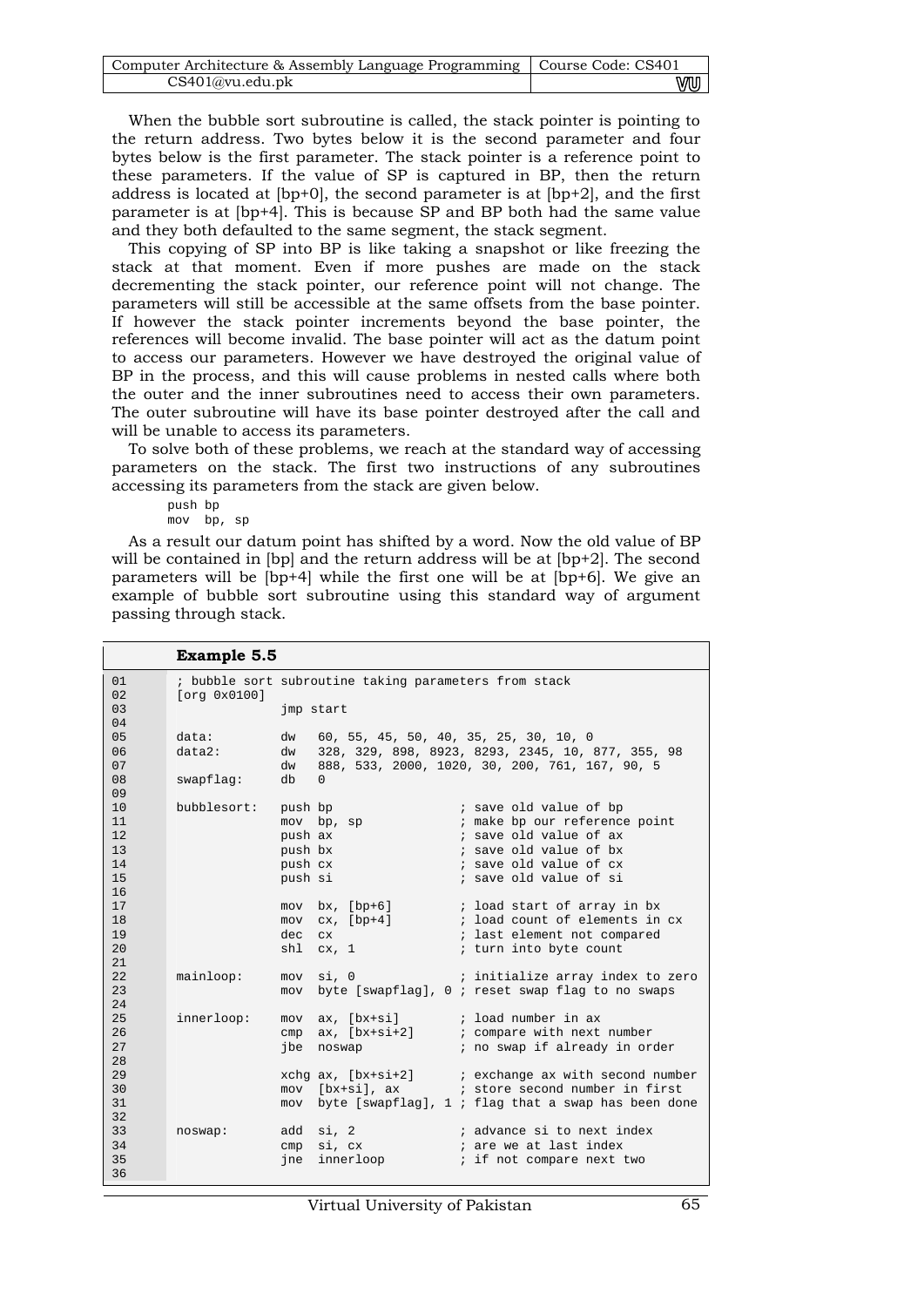When the bubble sort subroutine is called, the stack pointer is pointing to the return address. Two bytes below it is the second parameter and four bytes below is the first parameter. The stack pointer is a reference point to these parameters. If the value of SP is captured in BP, then the return address is located at [bp+0], the second parameter is at [bp+2], and the first parameter is at [bp+4]. This is because SP and BP both had the same value and they both defaulted to the same segment, the stack segment.

This copying of SP into BP is like taking a snapshot or like freezing the stack at that moment. Even if more pushes are made on the stack decrementing the stack pointer, our reference point will not change. The parameters will still be accessible at the same offsets from the base pointer. If however the stack pointer increments beyond the base pointer, the references will become invalid. The base pointer will act as the datum point to access our parameters. However we have destroyed the original value of BP in the process, and this will cause problems in nested calls where both the outer and the inner subroutines need to access their own parameters. The outer subroutine will have its base pointer destroyed after the call and will be unable to access its parameters.

To solve both of these problems, we reach at the standard way of accessing parameters on the stack. The first two instructions of any subroutines accessing its parameters from the stack are given below.

```
push bp
mov  bp, sp
```

As a result our datum point has shifted by a word. Now the old value of BP will be contained in [bp] and the return address will be at [bp+2]. The second parameters will be [bp+4] while the first one will be at [bp+6]. We give an example of bubble sort subroutine using this standard way of argument passing through stack.

**Example 5.5**

```
01      ; bubble sort subroutine taking parameters from stack
02      [org 0x0100]
03                   jmp start
04
05      data:        dw   60, 55, 45, 50, 40, 35, 25, 30, 10, 0
06      data2:       dw   328, 329, 898, 8923, 8293, 2345, 10, 877, 355, 98
07                   dw   888, 533, 2000, 1020, 30, 200, 761, 167, 90, 5
08      swapflag:    db   0
09
10      bubblesort:  push bp                 ; save old value of bp
11                   mov  bp, sp             ; make bp our reference point
12                   push ax                 ; save old value of ax
13                   push bx                 ; save old value of bx
14                   push cx                 ; save old value of cx
15                   push si                 ; save old value of si
16
17                   mov  bx, [bp+6]         ; load start of array in bx
18                   mov  cx, [bp+4]         ; load count of elements in cx
19                   dec  cx                 ; last element not compared
20                   shl  cx, 1              ; turn into byte count
21
22      mainloop:    mov  si, 0              ; initialize array index to zero
23                   mov  byte [swapflag], 0 ; reset swap flag to no swaps
24
25      innerloop:   mov  ax, [bx+si]        ; load number in ax
26                   cmp  ax, [bx+si+2]      ; compare with next number
27                   jbe  noswap             ; no swap if already in order
28
29                   xchg ax, [bx+si+2]      ; exchange ax with second number
30                   mov  [bx+si], ax        ; store second number in first
31                   mov  byte [swapflag], 1 ; flag that a swap has been done
32
33      noswap:      add  si, 2              ; advance si to next index
34                   cmp  si, cx             ; are we at last index
35                   jne  innerloop          ; if not compare next two
36
```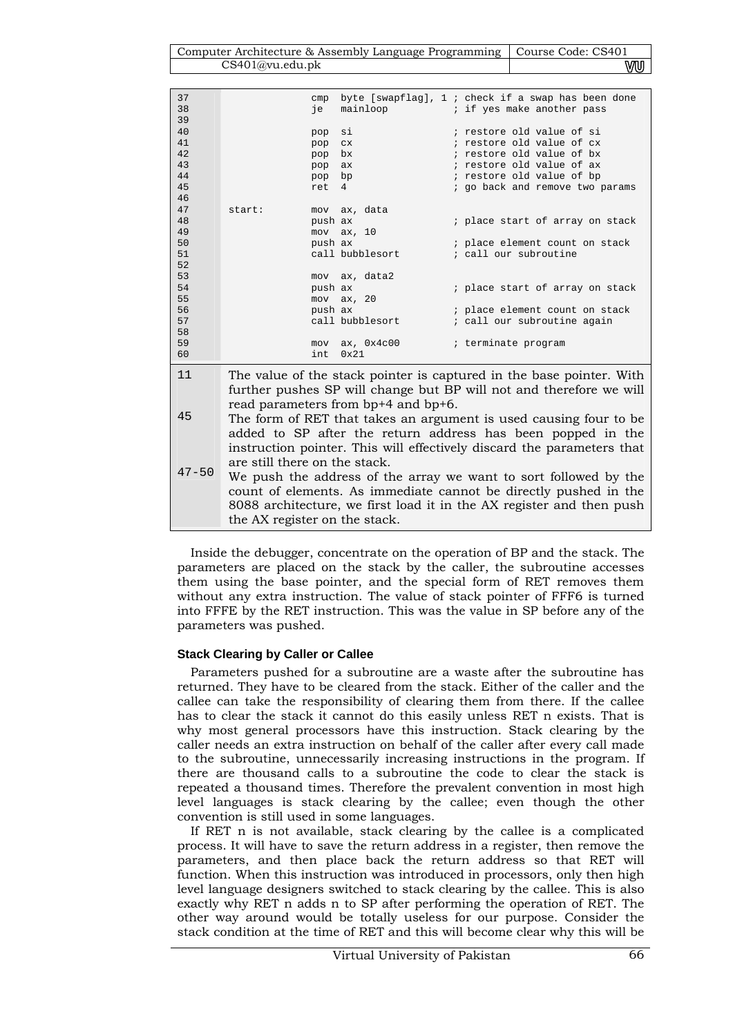```
37                  cmp  byte [swapflag], 1 ; check if a swap has been done
38                  je   mainloop           ; if yes make another pass
39
40                  pop  si                 ; restore old value of si
41                  pop  cx                 ; restore old value of cx
42                  pop  bx                 ; restore old value of bx
43                  pop  ax                 ; restore old value of ax
44                  pop  bp                 ; restore old value of bp
45                  ret  4                  ; go back and remove two params
46
47   start:         mov  ax, data
48                  push ax                 ; place start of array on stack
49                  mov  ax, 10
50                  push ax                 ; place element count on stack
51                  call bubblesort         ; call our subroutine
52
53                  mov  ax, data2
54                  push ax                 ; place start of array on stack
55                  mov  ax, 20
56                  push ax                 ; place element count on stack
57                  call bubblesort         ; call our subroutine again
58
59                  mov  ax, 0x4c00         ; terminate program
60                  int  0x21
```

| | |
|---|---|
| 11 | The value of the stack pointer is captured in the base pointer. With further pushes SP will change but BP will not and therefore we will read parameters from bp+4 and bp+6. |
| 45 | The form of RET that takes an argument is used causing four to be added to SP after the return address has been popped in the instruction pointer. This will effectively discard the parameters that are still there on the stack. |
| 47-50 | We push the address of the array we want to sort followed by the count of elements. As immediate cannot be directly pushed in the 8088 architecture, we first load it in the AX register and then push the AX register on the stack. |

Inside the debugger, concentrate on the operation of BP and the stack. The parameters are placed on the stack by the caller, the subroutine accesses them using the base pointer, and the special form of RET removes them without any extra instruction. The value of stack pointer of FFF6 is turned into FFFE by the RET instruction. This was the value in SP before any of the parameters was pushed.

### Stack Clearing by Caller or Callee

Parameters pushed for a subroutine are a waste after the subroutine has returned. They have to be cleared from the stack. Either of the caller and the callee can take the responsibility of clearing them from there. If the callee has to clear the stack it cannot do this easily unless RET n exists. That is why most general processors have this instruction. Stack clearing by the caller needs an extra instruction on behalf of the caller after every call made to the subroutine, unnecessarily increasing instructions in the program. If there are thousand calls to a subroutine the code to clear the stack is repeated a thousand times. Therefore the prevalent convention in most high level languages is stack clearing by the callee; even though the other convention is still used in some languages.

If RET n is not available, stack clearing by the callee is a complicated process. It will have to save the return address in a register, then remove the parameters, and then place back the return address so that RET will function. When this instruction was introduced in processors, only then high level language designers switched to stack clearing by the callee. This is also exactly why RET n adds n to SP after performing the operation of RET. The other way around would be totally useless for our purpose. Consider the stack condition at the time of RET and this will become clear why this will be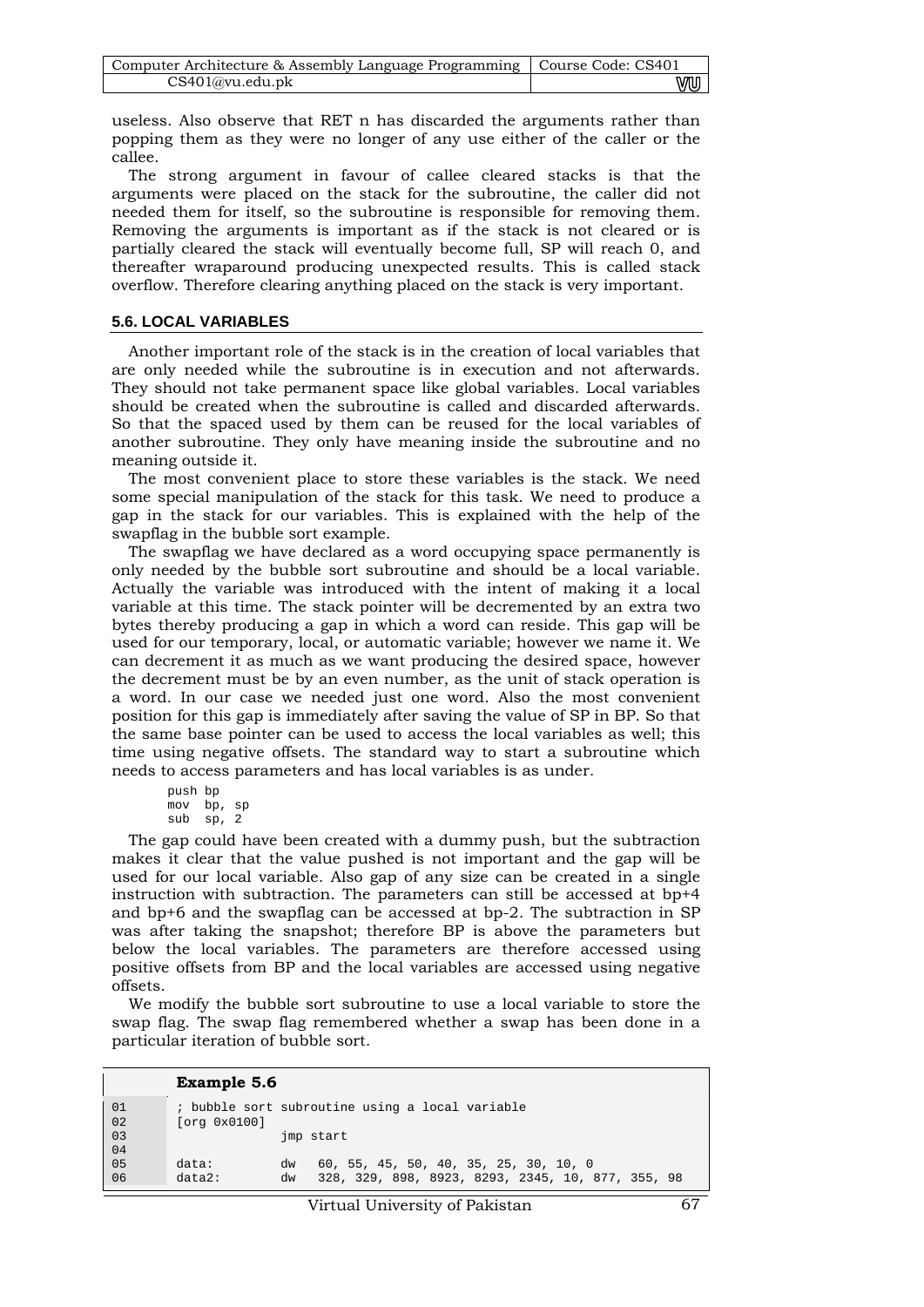useless. Also observe that RET n has discarded the arguments rather than popping them as they were no longer of any use either of the caller or the callee.

The strong argument in favour of callee cleared stacks is that the arguments were placed on the stack for the subroutine, the caller did not needed them for itself, so the subroutine is responsible for removing them. Removing the arguments is important as if the stack is not cleared or is partially cleared the stack will eventually become full, SP will reach 0, and thereafter wraparound producing unexpected results. This is called stack overflow. Therefore clearing anything placed on the stack is very important.

## 5.6. LOCAL VARIABLES

Another important role of the stack is in the creation of local variables that are only needed while the subroutine is in execution and not afterwards. They should not take permanent space like global variables. Local variables should be created when the subroutine is called and discarded afterwards. So that the spaced used by them can be reused for the local variables of another subroutine. They only have meaning inside the subroutine and no meaning outside it.

The most convenient place to store these variables is the stack. We need some special manipulation of the stack for this task. We need to produce a gap in the stack for our variables. This is explained with the help of the swapflag in the bubble sort example.

The swapflag we have declared as a word occupying space permanently is only needed by the bubble sort subroutine and should be a local variable. Actually the variable was introduced with the intent of making it a local variable at this time. The stack pointer will be decremented by an extra two bytes thereby producing a gap in which a word can reside. This gap will be used for our temporary, local, or automatic variable; however we name it. We can decrement it as much as we want producing the desired space, however the decrement must be by an even number, as the unit of stack operation is a word. In our case we needed just one word. Also the most convenient position for this gap is immediately after saving the value of SP in BP. So that the same base pointer can be used to access the local variables as well; this time using negative offsets. The standard way to start a subroutine which needs to access parameters and has local variables is as under.

```
push bp
mov  bp, sp
sub  sp, 2
```

The gap could have been created with a dummy push, but the subtraction makes it clear that the value pushed is not important and the gap will be used for our local variable. Also gap of any size can be created in a single instruction with subtraction. The parameters can still be accessed at bp+4 and bp+6 and the swapflag can be accessed at bp-2. The subtraction in SP was after taking the snapshot; therefore BP is above the parameters but below the local variables. The parameters are therefore accessed using positive offsets from BP and the local variables are accessed using negative offsets.

We modify the bubble sort subroutine to use a local variable to store the swap flag. The swap flag remembered whether a swap has been done in a particular iteration of bubble sort.

**Example 5.6**

```
01    ; bubble sort subroutine using a local variable
02    [org 0x0100]
03                  jmp start
04
05    data:         dw   60, 55, 45, 50, 40, 35, 25, 30, 10, 0
06    data2:        dw   328, 329, 898, 8923, 8293, 2345, 10, 877, 355, 98
```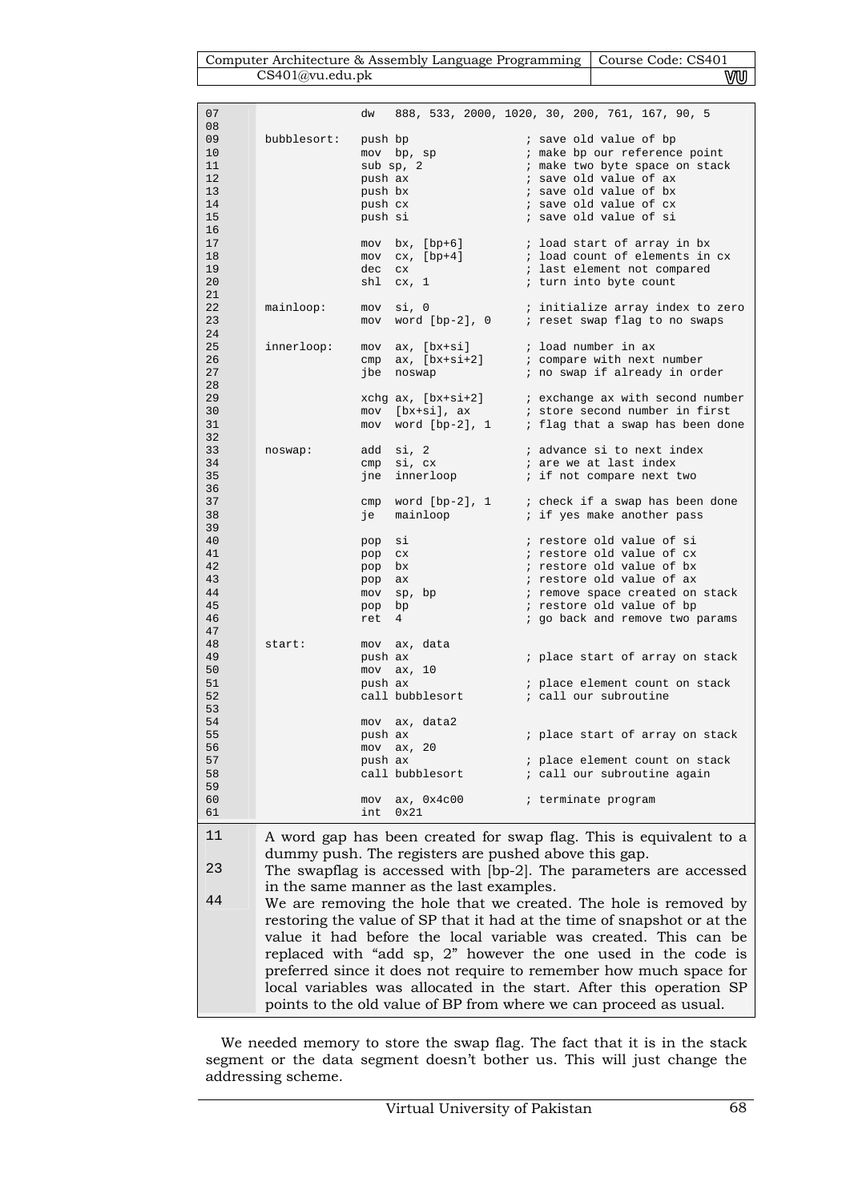```
07                  dw   888, 533, 2000, 1020, 30, 200, 761, 167, 90, 5
08
09   bubblesort:    push bp                  ; save old value of bp
10                  mov  bp, sp              ; make bp our reference point
11                  sub sp, 2                ; make two byte space on stack
12                  push ax                  ; save old value of ax
13                  push bx                  ; save old value of bx
14                  push cx                  ; save old value of cx
15                  push si                  ; save old value of si
16
17                  mov  bx, [bp+6]          ; load start of array in bx
18                  mov  cx, [bp+4]          ; load count of elements in cx
19                  dec  cx                  ; last element not compared
20                  shl  cx, 1               ; turn into byte count
21
22   mainloop:      mov  si, 0               ; initialize array index to zero
23                  mov  word [bp-2], 0      ; reset swap flag to no swaps
24
25   innerloop:     mov  ax, [bx+si]         ; load number in ax
26                  cmp  ax, [bx+si+2]       ; compare with next number
27                  jbe  noswap              ; no swap if already in order
28
29                  xchg ax, [bx+si+2]       ; exchange ax with second number
30                  mov  [bx+si], ax         ; store second number in first
31                  mov  word [bp-2], 1      ; flag that a swap has been done
32
33   noswap:        add  si, 2               ; advance si to next index
34                  cmp  si, cx              ; are we at last index
35                  jne  innerloop           ; if not compare next two
36
37                  cmp  word [bp-2], 1      ; check if a swap has been done
38                  je   mainloop            ; if yes make another pass
39
40                  pop  si                  ; restore old value of si
41                  pop  cx                  ; restore old value of cx
42                  pop  bx                  ; restore old value of bx
43                  pop  ax                  ; restore old value of ax
44                  mov  sp, bp              ; remove space created on stack
45                  pop  bp                  ; restore old value of bp
46                  ret  4                   ; go back and remove two params
47
48   start:         mov  ax, data
49                  push ax                  ; place start of array on stack
50                  mov  ax, 10
51                  push ax                  ; place element count on stack
52                  call bubblesort          ; call our subroutine
53
54                  mov  ax, data2
55                  push ax                  ; place start of array on stack
56                  mov  ax, 20
57                  push ax                  ; place element count on stack
58                  call bubblesort          ; call our subroutine again
59
60                  mov  ax, 0x4c00          ; terminate program
61                  int  0x21
```

| | |
|---|---|
| 11 | A word gap has been created for swap flag. This is equivalent to a dummy push. The registers are pushed above this gap. |
| 23 | The swapflag is accessed with [bp-2]. The parameters are accessed in the same manner as the last examples. |
| 44 | We are removing the hole that we created. The hole is removed by restoring the value of SP that it had at the time of snapshot or at the value it had before the local variable was created. This can be replaced with "add sp, 2" however the one used in the code is preferred since it does not require to remember how much space for local variables was allocated in the start. After this operation SP points to the old value of BP from where we can proceed as usual. |

We needed memory to store the swap flag. The fact that it is in the stack segment or the data segment doesn't bother us. This will just change the addressing scheme.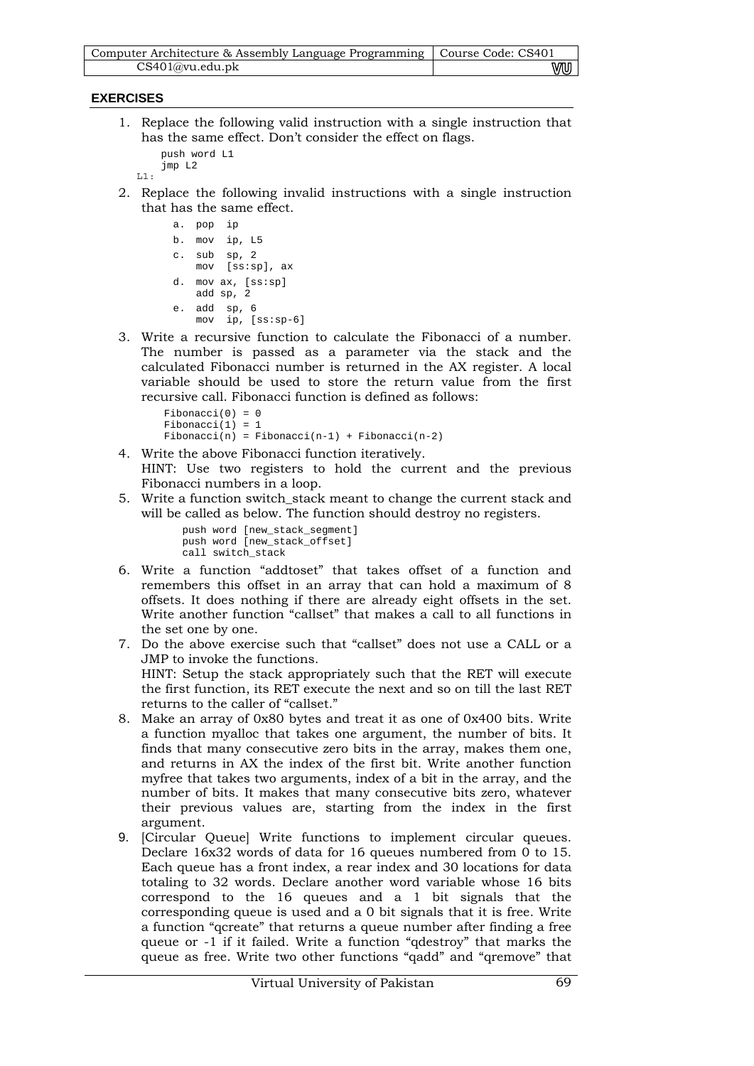## EXERCISES

1. Replace the following valid instruction with a single instruction that has the same effect. Don't consider the effect on flags.

```
    push word L1
    jmp L2
L1:
```

2. Replace the following invalid instructions with a single instruction that has the same effect.

```
a.  pop  ip
b.  mov  ip, L5
c.  sub  sp, 2
    mov  [ss:sp], ax
d.  mov ax, [ss:sp]
    add sp, 2
e.  add  sp, 6
    mov  ip, [ss:sp-6]
```

3. Write a recursive function to calculate the Fibonacci of a number. The number is passed as a parameter via the stack and the calculated Fibonacci number is returned in the AX register. A local variable should be used to store the return value from the first recursive call. Fibonacci function is defined as follows:

```
Fibonacci(0) = 0
Fibonacci(1) = 1
Fibonacci(n) = Fibonacci(n-1) + Fibonacci(n-2)
```

4. Write the above Fibonacci function iteratively.
   HINT: Use two registers to hold the current and the previous Fibonacci numbers in a loop.
5. Write a function switch_stack meant to change the current stack and will be called as below. The function should destroy no registers.

```
push word [new_stack_segment]
push word [new_stack_offset]
call switch_stack
```

6. Write a function "addtoset" that takes offset of a function and remembers this offset in an array that can hold a maximum of 8 offsets. It does nothing if there are already eight offsets in the set. Write another function "callset" that makes a call to all functions in the set one by one.
7. Do the above exercise such that "callset" does not use a CALL or a JMP to invoke the functions.
   HINT: Setup the stack appropriately such that the RET will execute the first function, its RET execute the next and so on till the last RET returns to the caller of "callset."
8. Make an array of 0x80 bytes and treat it as one of 0x400 bits. Write a function myalloc that takes one argument, the number of bits. It finds that many consecutive zero bits in the array, makes them one, and returns in AX the index of the first bit. Write another function myfree that takes two arguments, index of a bit in the array, and the number of bits. It makes that many consecutive bits zero, whatever their previous values are, starting from the index in the first argument.
9. [Circular Queue] Write functions to implement circular queues. Declare 16x32 words of data for 16 queues numbered from 0 to 15. Each queue has a front index, a rear index and 30 locations for data totaling to 32 words. Declare another word variable whose 16 bits correspond to the 16 queues and a 1 bit signals that the corresponding queue is used and a 0 bit signals that it is free. Write a function "qcreate" that returns a queue number after finding a free queue or -1 if it failed. Write a function "qdestroy" that marks the queue as free. Write two other functions "qadd" and "qremove" that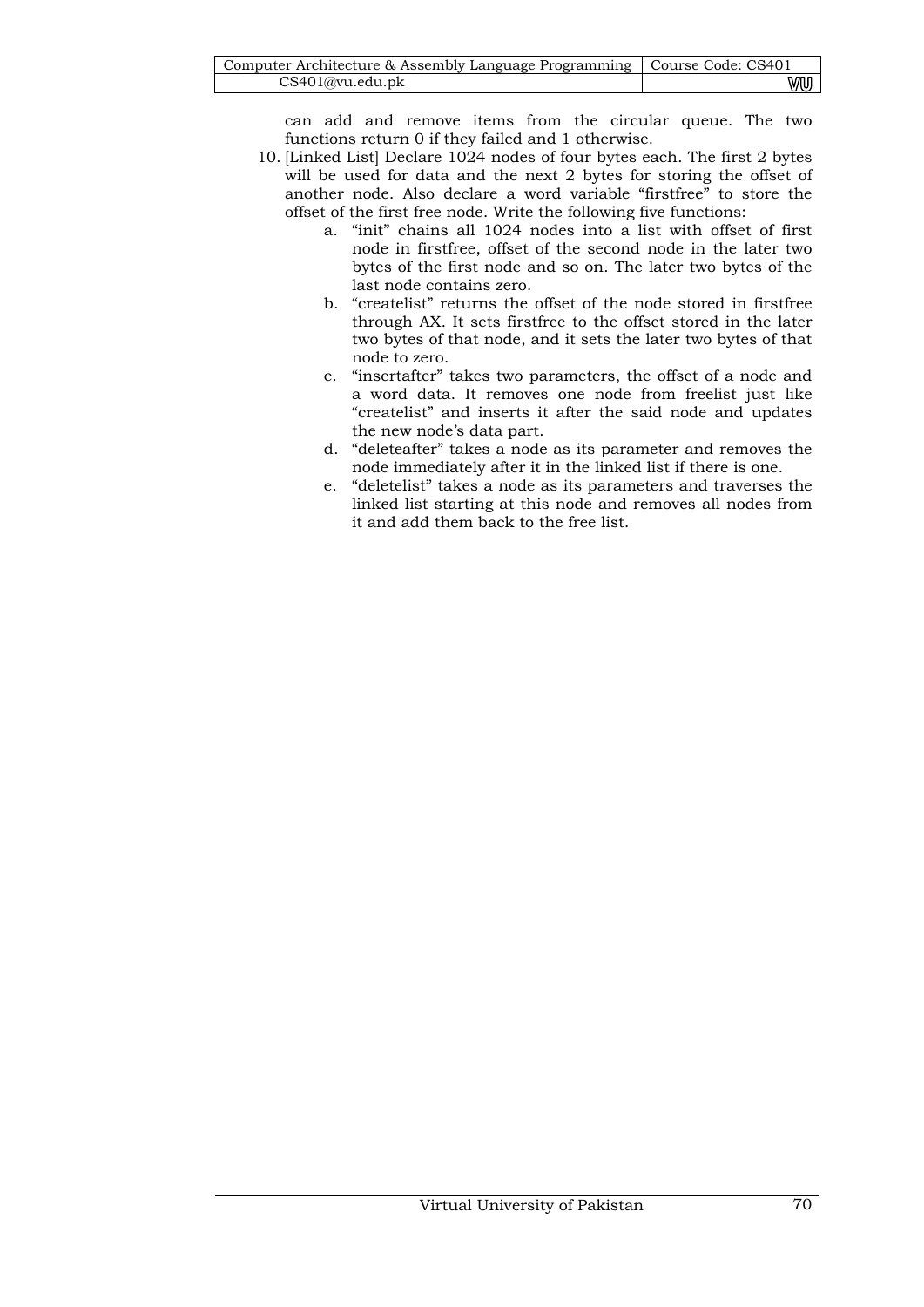can add and remove items from the circular queue. The two functions return 0 if they failed and 1 otherwise.

10. [Linked List] Declare 1024 nodes of four bytes each. The first 2 bytes will be used for data and the next 2 bytes for storing the offset of another node. Also declare a word variable "firstfree" to store the offset of the first free node. Write the following five functions:
    a. "init" chains all 1024 nodes into a list with offset of first node in firstfree, offset of the second node in the later two bytes of the first node and so on. The later two bytes of the last node contains zero.
    b. "createlist" returns the offset of the node stored in firstfree through AX. It sets firstfree to the offset stored in the later two bytes of that node, and it sets the later two bytes of that node to zero.
    c. "insertafter" takes two parameters, the offset of a node and a word data. It removes one node from freelist just like "createlist" and inserts it after the said node and updates the new node's data part.
    d. "deleteafter" takes a node as its parameter and removes the node immediately after it in the linked list if there is one.
    e. "deletelist" takes a node as its parameters and traverses the linked list starting at this node and removes all nodes from it and add them back to the free list.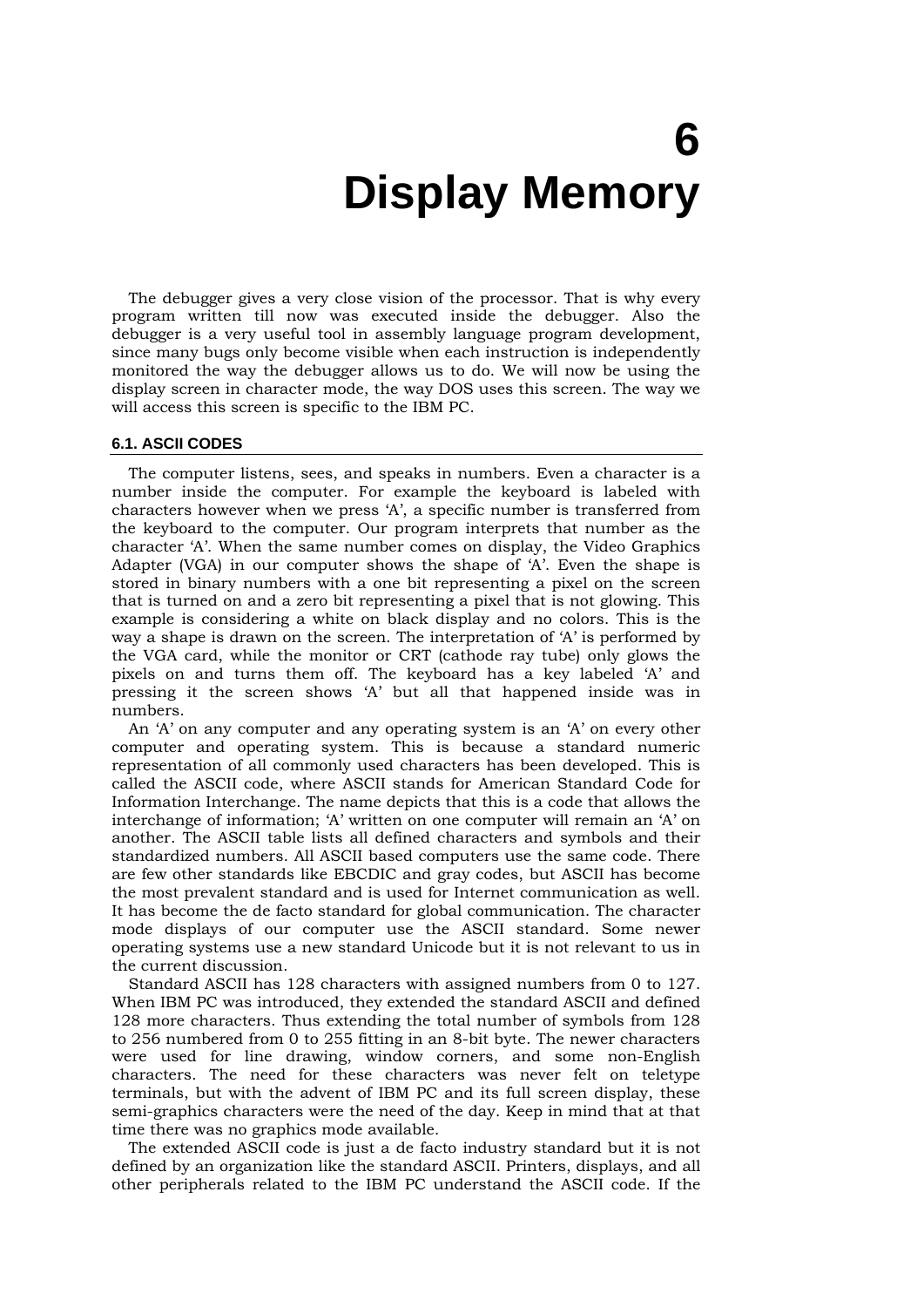# 6 Display Memory

The debugger gives a very close vision of the processor. That is why every program written till now was executed inside the debugger. Also the debugger is a very useful tool in assembly language program development, since many bugs only become visible when each instruction is independently monitored the way the debugger allows us to do. We will now be using the display screen in character mode, the way DOS uses this screen. The way we will access this screen is specific to the IBM PC.

## 6.1. ASCII CODES

The computer listens, sees, and speaks in numbers. Even a character is a number inside the computer. For example the keyboard is labeled with characters however when we press 'A', a specific number is transferred from the keyboard to the computer. Our program interprets that number as the character 'A'. When the same number comes on display, the Video Graphics Adapter (VGA) in our computer shows the shape of 'A'. Even the shape is stored in binary numbers with a one bit representing a pixel on the screen that is turned on and a zero bit representing a pixel that is not glowing. This example is considering a white on black display and no colors. This is the way a shape is drawn on the screen. The interpretation of 'A' is performed by the VGA card, while the monitor or CRT (cathode ray tube) only glows the pixels on and turns them off. The keyboard has a key labeled 'A' and pressing it the screen shows 'A' but all that happened inside was in numbers.

An 'A' on any computer and any operating system is an 'A' on every other computer and operating system. This is because a standard numeric representation of all commonly used characters has been developed. This is called the ASCII code, where ASCII stands for American Standard Code for Information Interchange. The name depicts that this is a code that allows the interchange of information; 'A' written on one computer will remain an 'A' on another. The ASCII table lists all defined characters and symbols and their standardized numbers. All ASCII based computers use the same code. There are few other standards like EBCDIC and gray codes, but ASCII has become the most prevalent standard and is used for Internet communication as well. It has become the de facto standard for global communication. The character mode displays of our computer use the ASCII standard. Some newer operating systems use a new standard Unicode but it is not relevant to us in the current discussion.

Standard ASCII has 128 characters with assigned numbers from 0 to 127. When IBM PC was introduced, they extended the standard ASCII and defined 128 more characters. Thus extending the total number of symbols from 128 to 256 numbered from 0 to 255 fitting in an 8-bit byte. The newer characters were used for line drawing, window corners, and some non-English characters. The need for these characters was never felt on teletype terminals, but with the advent of IBM PC and its full screen display, these semi-graphics characters were the need of the day. Keep in mind that at that time there was no graphics mode available.

The extended ASCII code is just a de facto industry standard but it is not defined by an organization like the standard ASCII. Printers, displays, and all other peripherals related to the IBM PC understand the ASCII code. If the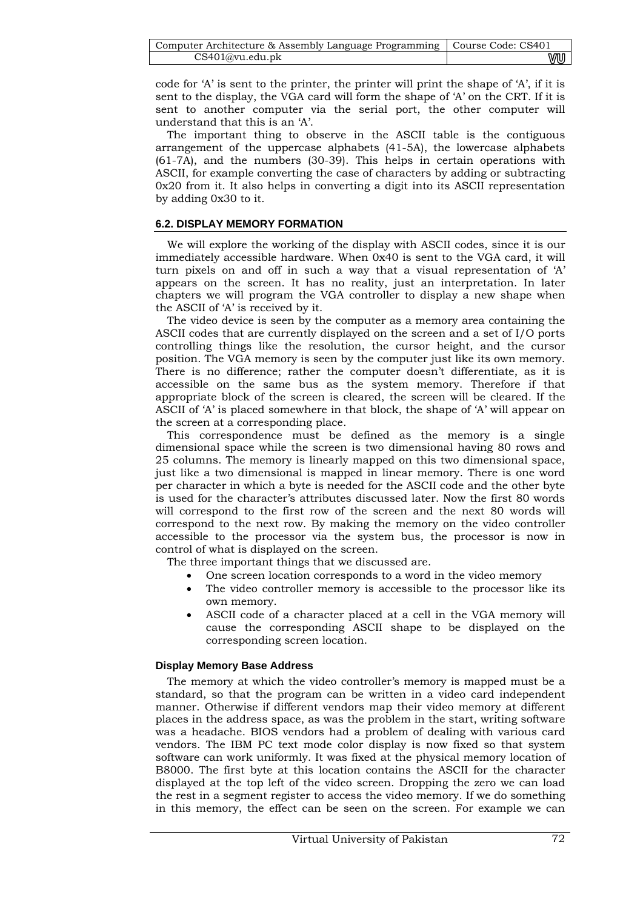code for 'A' is sent to the printer, the printer will print the shape of 'A', if it is sent to the display, the VGA card will form the shape of 'A' on the CRT. If it is sent to another computer via the serial port, the other computer will understand that this is an 'A'.

The important thing to observe in the ASCII table is the contiguous arrangement of the uppercase alphabets (41-5A), the lowercase alphabets (61-7A), and the numbers (30-39). This helps in certain operations with ASCII, for example converting the case of characters by adding or subtracting 0x20 from it. It also helps in converting a digit into its ASCII representation by adding 0x30 to it.

## 6.2. DISPLAY MEMORY FORMATION

We will explore the working of the display with ASCII codes, since it is our immediately accessible hardware. When 0x40 is sent to the VGA card, it will turn pixels on and off in such a way that a visual representation of 'A' appears on the screen. It has no reality, just an interpretation. In later chapters we will program the VGA controller to display a new shape when the ASCII of 'A' is received by it.

The video device is seen by the computer as a memory area containing the ASCII codes that are currently displayed on the screen and a set of I/O ports controlling things like the resolution, the cursor height, and the cursor position. The VGA memory is seen by the computer just like its own memory. There is no difference; rather the computer doesn't differentiate, as it is accessible on the same bus as the system memory. Therefore if that appropriate block of the screen is cleared, the screen will be cleared. If the ASCII of 'A' is placed somewhere in that block, the shape of 'A' will appear on the screen at a corresponding place.

This correspondence must be defined as the memory is a single dimensional space while the screen is two dimensional having 80 rows and 25 columns. The memory is linearly mapped on this two dimensional space, just like a two dimensional is mapped in linear memory. There is one word per character in which a byte is needed for the ASCII code and the other byte is used for the character's attributes discussed later. Now the first 80 words will correspond to the first row of the screen and the next 80 words will correspond to the next row. By making the memory on the video controller accessible to the processor via the system bus, the processor is now in control of what is displayed on the screen.

The three important things that we discussed are.

- One screen location corresponds to a word in the video memory
- The video controller memory is accessible to the processor like its own memory.
- ASCII code of a character placed at a cell in the VGA memory will cause the corresponding ASCII shape to be displayed on the corresponding screen location.

### Display Memory Base Address

The memory at which the video controller's memory is mapped must be a standard, so that the program can be written in a video card independent manner. Otherwise if different vendors map their video memory at different places in the address space, as was the problem in the start, writing software was a headache. BIOS vendors had a problem of dealing with various card vendors. The IBM PC text mode color display is now fixed so that system software can work uniformly. It was fixed at the physical memory location of B8000. The first byte at this location contains the ASCII for the character displayed at the top left of the video screen. Dropping the zero we can load the rest in a segment register to access the video memory. If we do something in this memory, the effect can be seen on the screen. For example we can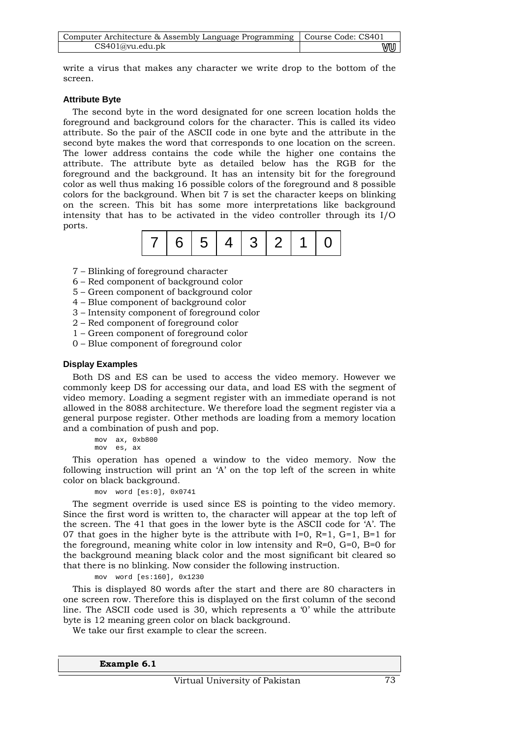write a virus that makes any character we write drop to the bottom of the screen.

### Attribute Byte

The second byte in the word designated for one screen location holds the foreground and background colors for the character. This is called its video attribute. So the pair of the ASCII code in one byte and the attribute in the second byte makes the word that corresponds to one location on the screen. The lower address contains the code while the higher one contains the attribute. The attribute byte as detailed below has the RGB for the foreground and the background. It has an intensity bit for the foreground color as well thus making 16 possible colors of the foreground and 8 possible colors for the background. When bit 7 is set the character keeps on blinking on the screen. This bit has some more interpretations like background intensity that has to be activated in the video controller through its I/O ports.

| 7 | 6 | 5 | 4 | 3 | 2 | 1 | 0 |
|---|---|---|---|---|---|---|---|

7 – Blinking of foreground character
6 – Red component of background color
5 – Green component of background color
4 – Blue component of background color
3 – Intensity component of foreground color
2 – Red component of foreground color
1 – Green component of foreground color
0 – Blue component of foreground color

### Display Examples

Both DS and ES can be used to access the video memory. However we commonly keep DS for accessing our data, and load ES with the segment of video memory. Loading a segment register with an immediate operand is not allowed in the 8088 architecture. We therefore load the segment register via a general purpose register. Other methods are loading from a memory location and a combination of push and pop.

```
mov  ax, 0xb800
mov  es, ax
```

This operation has opened a window to the video memory. Now the following instruction will print an 'A' on the top left of the screen in white color on black background.

```
mov  word [es:0], 0x0741
```

The segment override is used since ES is pointing to the video memory. Since the first word is written to, the character will appear at the top left of the screen. The 41 that goes in the lower byte is the ASCII code for 'A'. The 07 that goes in the higher byte is the attribute with I=0, R=1, G=1, B=1 for the foreground, meaning white color in low intensity and R=0, G=0, B=0 for the background meaning black color and the most significant bit cleared so that there is no blinking. Now consider the following instruction.

```
mov  word [es:160], 0x1230
```

This is displayed 80 words after the start and there are 80 characters in one screen row. Therefore this is displayed on the first column of the second line. The ASCII code used is 30, which represents a '0' while the attribute byte is 12 meaning green color on black background.

We take our first example to clear the screen.

**Example 6.1**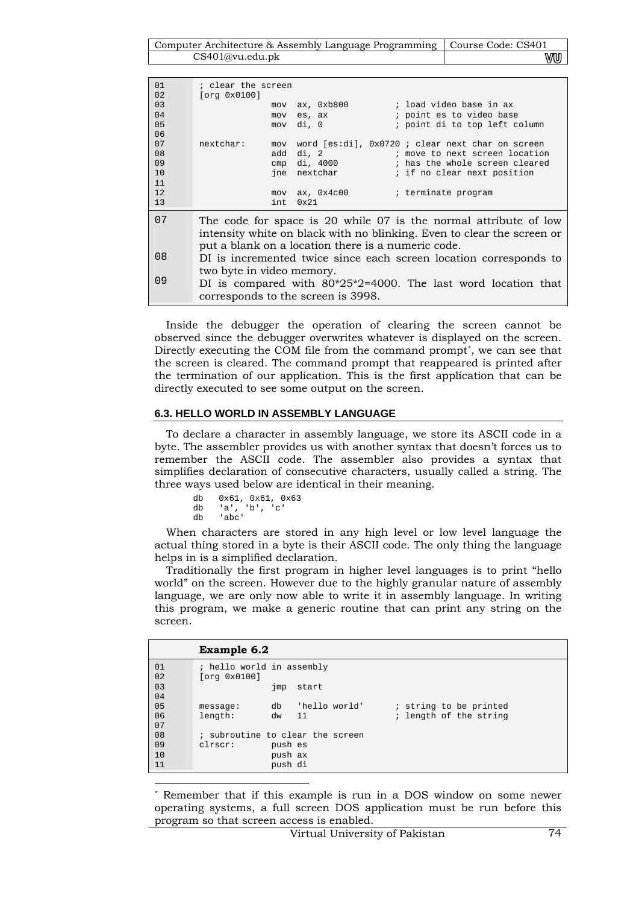```
01      ; clear the screen
02      [org 0x0100]
03                    mov  ax, 0xb800          ; load video base in ax
04                    mov  es, ax              ; point es to video base
05                    mov  di, 0               ; point di to top left column
06
07      nextchar:     mov  word [es:di], 0x0720 ; clear next char on screen
08                    add  di, 2               ; move to next screen location
09                    cmp  di, 4000            ; has the whole screen cleared
10                    jne  nextchar            ; if no clear next position
11
12                    mov  ax, 0x4c00          ; terminate program
13                    int  0x21
```

| | |
|---|---|
| 07 | The code for space is 20 while 07 is the normal attribute of low intensity white on black with no blinking. Even to clear the screen or put a blank on a location there is a numeric code. |
| 08 | DI is incremented twice since each screen location corresponds to two byte in video memory. |
| 09 | DI is compared with 80*25*2=4000. The last word location that corresponds to the screen is 3998. |

Inside the debugger the operation of clearing the screen cannot be observed since the debugger overwrites whatever is displayed on the screen. Directly executing the COM file from the command prompt*, we can see that the screen is cleared. The command prompt that reappeared is printed after the termination of our application. This is the first application that can be directly executed to see some output on the screen.

### 6.3. HELLO WORLD IN ASSEMBLY LANGUAGE

To declare a character in assembly language, we store its ASCII code in a byte. The assembler provides us with another syntax that doesn't forces us to remember the ASCII code. The assembler also provides a syntax that simplifies declaration of consecutive characters, usually called a string. The three ways used below are identical in their meaning.

```
db   0x61, 0x61, 0x63
db   'a', 'b', 'c'
db   'abc'
```

When characters are stored in any high level or low level language the actual thing stored in a byte is their ASCII code. The only thing the language helps in is a simplified declaration.

Traditionally the first program in higher level languages is to print "hello world" on the screen. However due to the highly granular nature of assembly language, we are only now able to write it in assembly language. In writing this program, we make a generic routine that can print any string on the screen.

**Example 6.2**

```
01      ; hello world in assembly
02      [org 0x0100]
03                    jmp  start
04
05      message:      db   'hello world'      ; string to be printed
06      length:       dw   11                 ; length of the string
07
08      ; subroutine to clear the screen
09      clrscr:       push es
10                    push ax
11                    push di
```

* Remember that if this example is run in a DOS window on some newer operating systems, a full screen DOS application must be run before this program so that screen access is enabled.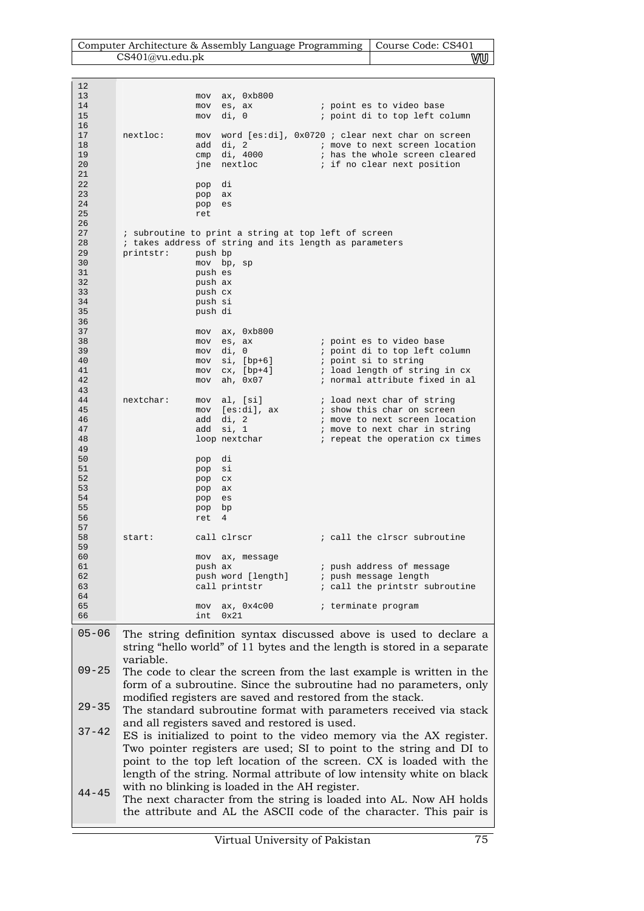```
12
13                mov  ax, 0xb800
14                mov  es, ax              ; point es to video base
15                mov  di, 0               ; point di to top left column
16
17  nextloc:      mov  word [es:di], 0x0720 ; clear next char on screen
18                add  di, 2               ; move to next screen location
19                cmp  di, 4000            ; has the whole screen cleared
20                jne  nextloc             ; if no clear next position
21
22                pop  di
23                pop  ax
24                pop  es
25                ret
26
27  ; subroutine to print a string at top left of screen
28  ; takes address of string and its length as parameters
29  printstr:     push bp
30                mov  bp, sp
31                push es
32                push ax
33                push cx
34                push si
35                push di
36
37                mov  ax, 0xb800
38                mov  es, ax              ; point es to video base
39                mov  di, 0               ; point di to top left column
40                mov  si, [bp+6]          ; point si to string
41                mov  cx, [bp+4]          ; load length of string in cx
42                mov  ah, 0x07            ; normal attribute fixed in al
43
44  nextchar:     mov  al, [si]            ; load next char of string
45                mov  [es:di], ax         ; show this char on screen
46                add  di, 2               ; move to next screen location
47                add  si, 1               ; move to next char in string
48                loop nextchar            ; repeat the operation cx times
49
50                pop  di
51                pop  si
52                pop  cx
53                pop  ax
54                pop  es
55                pop  bp
56                ret  4
57
58  start:        call clrscr              ; call the clrscr subroutine
59
60                mov  ax, message
61                push ax                  ; push address of message
62                push word [length]       ; push message length
63                call printstr            ; call the printstr subroutine
64
65                mov  ax, 0x4c00          ; terminate program
66                int  0x21
```

| | |
|---|---|
| 05-06 | The string definition syntax discussed above is used to declare a string "hello world" of 11 bytes and the length is stored in a separate variable. |
| 09-25 | The code to clear the screen from the last example is written in the form of a subroutine. Since the subroutine had no parameters, only modified registers are saved and restored from the stack. |
| 29-35 | The standard subroutine format with parameters received via stack and all registers saved and restored is used. |
| 37-42 | ES is initialized to point to the video memory via the AX register. Two pointer registers are used; SI to point to the string and DI to point to the top left location of the screen. CX is loaded with the length of the string. Normal attribute of low intensity white on black with no blinking is loaded in the AH register. |
| 44-45 | The next character from the string is loaded into AL. Now AH holds the attribute and AL the ASCII code of the character. This pair is |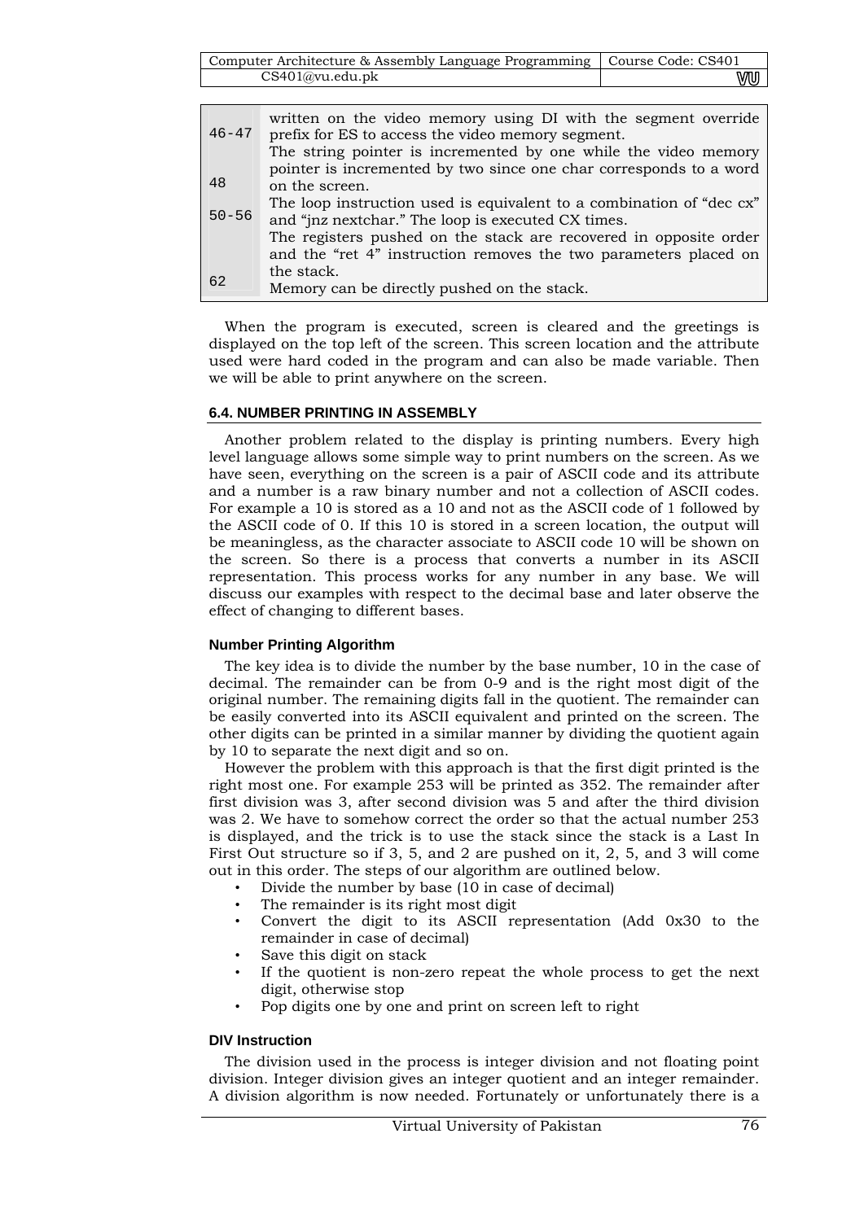| | |
|---|---|
| 46-47 | written on the video memory using DI with the segment override prefix for ES to access the video memory segment. |
| 48 | The string pointer is incremented by one while the video memory pointer is incremented by two since one char corresponds to a word on the screen. |
| 50-56 | The loop instruction used is equivalent to a combination of "dec cx" and "jnz nextchar." The loop is executed CX times. |
| 62 | The registers pushed on the stack are recovered in opposite order and the "ret 4" instruction removes the two parameters placed on the stack.<br>Memory can be directly pushed on the stack. |

When the program is executed, screen is cleared and the greetings is displayed on the top left of the screen. This screen location and the attribute used were hard coded in the program and can also be made variable. Then we will be able to print anywhere on the screen.

### 6.4. NUMBER PRINTING IN ASSEMBLY

Another problem related to the display is printing numbers. Every high level language allows some simple way to print numbers on the screen. As we have seen, everything on the screen is a pair of ASCII code and its attribute and a number is a raw binary number and not a collection of ASCII codes. For example a 10 is stored as a 10 and not as the ASCII code of 1 followed by the ASCII code of 0. If this 10 is stored in a screen location, the output will be meaningless, as the character associate to ASCII code 10 will be shown on the screen. So there is a process that converts a number in its ASCII representation. This process works for any number in any base. We will discuss our examples with respect to the decimal base and later observe the effect of changing to different bases.

#### Number Printing Algorithm

The key idea is to divide the number by the base number, 10 in the case of decimal. The remainder can be from 0-9 and is the right most digit of the original number. The remaining digits fall in the quotient. The remainder can be easily converted into its ASCII equivalent and printed on the screen. The other digits can be printed in a similar manner by dividing the quotient again by 10 to separate the next digit and so on.

However the problem with this approach is that the first digit printed is the right most one. For example 253 will be printed as 352. The remainder after first division was 3, after second division was 5 and after the third division was 2. We have to somehow correct the order so that the actual number 253 is displayed, and the trick is to use the stack since the stack is a Last In First Out structure so if 3, 5, and 2 are pushed on it, 2, 5, and 3 will come out in this order. The steps of our algorithm are outlined below.

- Divide the number by base (10 in case of decimal)
- The remainder is its right most digit
- Convert the digit to its ASCII representation (Add 0x30 to the remainder in case of decimal)
- Save this digit on stack
- If the quotient is non-zero repeat the whole process to get the next digit, otherwise stop
- Pop digits one by one and print on screen left to right

#### DIV Instruction

The division used in the process is integer division and not floating point division. Integer division gives an integer quotient and an integer remainder. A division algorithm is now needed. Fortunately or unfortunately there is a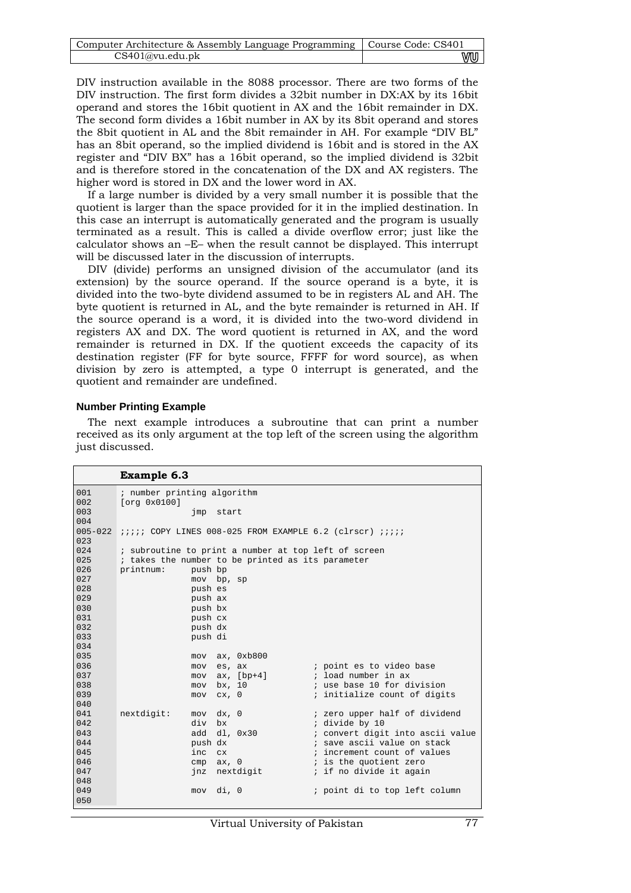DIV instruction available in the 8088 processor. There are two forms of the DIV instruction. The first form divides a 32bit number in DX:AX by its 16bit operand and stores the 16bit quotient in AX and the 16bit remainder in DX. The second form divides a 16bit number in AX by its 8bit operand and stores the 8bit quotient in AL and the 8bit remainder in AH. For example "DIV BL" has an 8bit operand, so the implied dividend is 16bit and is stored in the AX register and "DIV BX" has a 16bit operand, so the implied dividend is 32bit and is therefore stored in the concatenation of the DX and AX registers. The higher word is stored in DX and the lower word in AX.

If a large number is divided by a very small number it is possible that the quotient is larger than the space provided for it in the implied destination. In this case an interrupt is automatically generated and the program is usually terminated as a result. This is called a divide overflow error; just like the calculator shows an –E– when the result cannot be displayed. This interrupt will be discussed later in the discussion of interrupts.

DIV (divide) performs an unsigned division of the accumulator (and its extension) by the source operand. If the source operand is a byte, it is divided into the two-byte dividend assumed to be in registers AL and AH. The byte quotient is returned in AL, and the byte remainder is returned in AH. If the source operand is a word, it is divided into the two-word dividend in registers AX and DX. The word quotient is returned in AX, and the word remainder is returned in DX. If the quotient exceeds the capacity of its destination register (FF for byte source, FFFF for word source), as when division by zero is attempted, a type 0 interrupt is generated, and the quotient and remainder are undefined.

### Number Printing Example

The next example introduces a subroutine that can print a number received as its only argument at the top left of the screen using the algorithm just discussed.

**Example 6.3**

```
001        ; number printing algorithm
002        [org 0x0100]
003                     jmp  start
004
005-022    ;;;;; COPY LINES 008-025 FROM EXAMPLE 6.2 (clrscr) ;;;;;
023
024        ; subroutine to print a number at top left of screen
025        ; takes the number to be printed as its parameter
026        printnum:    push bp
027                     mov  bp, sp
028                     push es
029                     push ax
030                     push bx
031                     push cx
032                     push dx
033                     push di
034
035                     mov  ax, 0xb800
036                     mov  es, ax            ; point es to video base
037                     mov  ax, [bp+4]        ; load number in ax
038                     mov  bx, 10            ; use base 10 for division
039                     mov  cx, 0             ; initialize count of digits
040
041        nextdigit:   mov  dx, 0             ; zero upper half of dividend
042                     div  bx                ; divide by 10
043                     add  dl, 0x30          ; convert digit into ascii value
044                     push dx                ; save ascii value on stack
045                     inc  cx                ; increment count of values
046                     cmp  ax, 0             ; is the quotient zero
047                     jnz  nextdigit         ; if no divide it again
048
049                     mov  di, 0             ; point di to top left column
050
```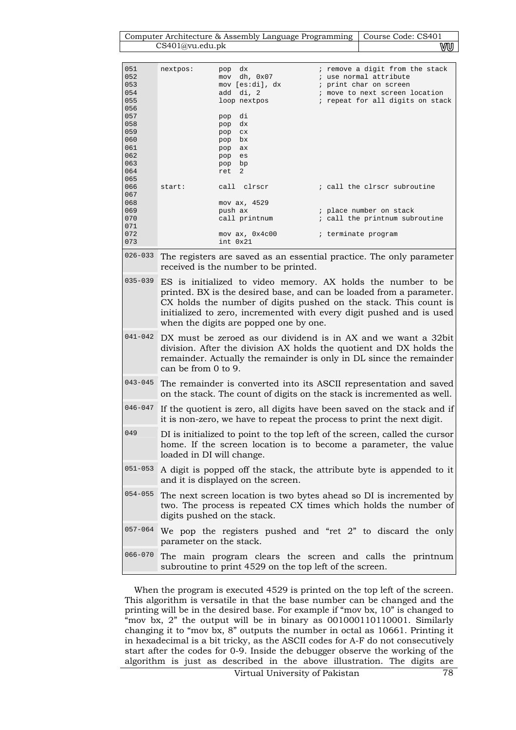```
051    nextpos:    pop  dx                ; remove a digit from the stack
052                mov  dh, 0x07          ; use normal attribute
053                mov [es:di], dx        ; print char on screen
054                add  di, 2             ; move to next screen location
055                loop nextpos           ; repeat for all digits on stack
056
057                pop  di
058                pop  dx
059                pop  cx
060                pop  bx
061                pop  ax
062                pop  es
063                pop  bp
064                ret  2
065
066    start:      call  clrscr           ; call the clrscr subroutine
067
068                mov ax, 4529
069                push ax                ; place number on stack
070                call printnum          ; call the printnum subroutine
071
072                mov ax, 0x4c00         ; terminate program
073                int 0x21
```

| | |
|---|---|
| 026-033 | The registers are saved as an essential practice. The only parameter received is the number to be printed. |
| 035-039 | ES is initialized to video memory. AX holds the number to be printed. BX is the desired base, and can be loaded from a parameter. CX holds the number of digits pushed on the stack. This count is initialized to zero, incremented with every digit pushed and is used when the digits are popped one by one. |
| 041-042 | DX must be zeroed as our dividend is in AX and we want a 32bit division. After the division AX holds the quotient and DX holds the remainder. Actually the remainder is only in DL since the remainder can be from 0 to 9. |
| 043-045 | The remainder is converted into its ASCII representation and saved on the stack. The count of digits on the stack is incremented as well. |
| 046-047 | If the quotient is zero, all digits have been saved on the stack and if it is non-zero, we have to repeat the process to print the next digit. |
| 049 | DI is initialized to point to the top left of the screen, called the cursor home. If the screen location is to become a parameter, the value loaded in DI will change. |
| 051-053 | A digit is popped off the stack, the attribute byte is appended to it and it is displayed on the screen. |
| 054-055 | The next screen location is two bytes ahead so DI is incremented by two. The process is repeated CX times which holds the number of digits pushed on the stack. |
| 057-064 | We pop the registers pushed and "ret 2" to discard the only parameter on the stack. |
| 066-070 | The main program clears the screen and calls the printnum subroutine to print 4529 on the top left of the screen. |

When the program is executed 4529 is printed on the top left of the screen. This algorithm is versatile in that the base number can be changed and the printing will be in the desired base. For example if "mov bx, 10" is changed to "mov bx, 2" the output will be in binary as 001000110110001. Similarly changing it to "mov bx, 8" outputs the number in octal as 10661. Printing it in hexadecimal is a bit tricky, as the ASCII codes for A-F do not consecutively start after the codes for 0-9. Inside the debugger observe the working of the algorithm is just as described in the above illustration. The digits are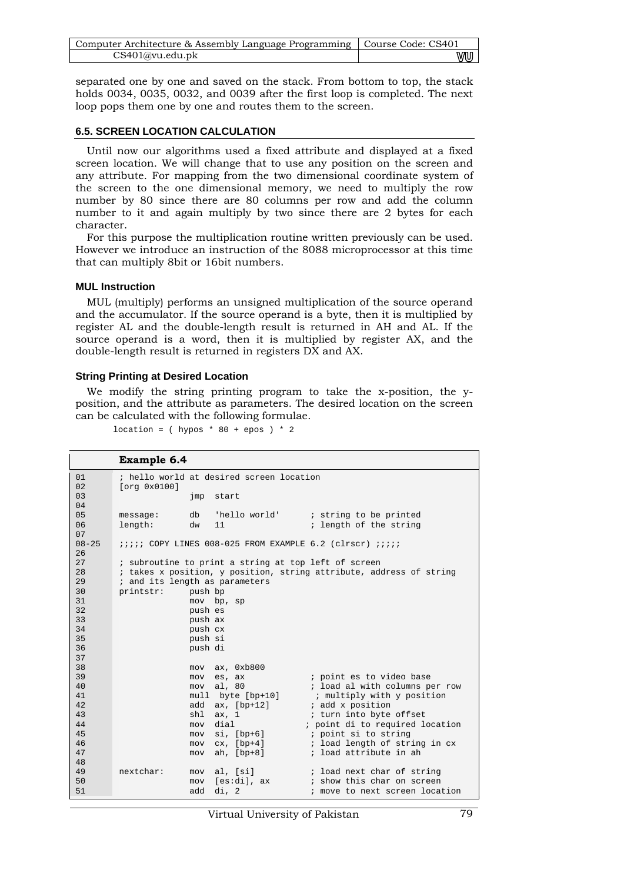separated one by one and saved on the stack. From bottom to top, the stack holds 0034, 0035, 0032, and 0039 after the first loop is completed. The next loop pops them one by one and routes them to the screen.

### 6.5. SCREEN LOCATION CALCULATION

Until now our algorithms used a fixed attribute and displayed at a fixed screen location. We will change that to use any position on the screen and any attribute. For mapping from the two dimensional coordinate system of the screen to the one dimensional memory, we need to multiply the row number by 80 since there are 80 columns per row and add the column number to it and again multiply by two since there are 2 bytes for each character.

For this purpose the multiplication routine written previously can be used. However we introduce an instruction of the 8088 microprocessor at this time that can multiply 8bit or 16bit numbers.

#### MUL Instruction

MUL (multiply) performs an unsigned multiplication of the source operand and the accumulator. If the source operand is a byte, then it is multiplied by register AL and the double-length result is returned in AH and AL. If the source operand is a word, then it is multiplied by register AX, and the double-length result is returned in registers DX and AX.

#### String Printing at Desired Location

We modify the string printing program to take the x-position, the y-position, and the attribute as parameters. The desired location on the screen can be calculated with the following formulae.

```
location = ( hypos * 80 + epos ) * 2
```

**Example 6.4**

```
01      ; hello world at desired screen location
02      [org 0x0100]
03                  jmp  start
04
05      message:    db   'hello world'     ; string to be printed
06      length:     dw   11                ; length of the string
07
08-25   ;;;;; COPY LINES 008-025 FROM EXAMPLE 6.2 (clrscr) ;;;;;
26
27      ; subroutine to print a string at top left of screen
28      ; takes x position, y position, string attribute, address of string
29      ; and its length as parameters
30      printstr:   push bp
31                  mov  bp, sp
32                  push es
33                  push ax
34                  push cx
35                  push si
36                  push di
37
38                  mov  ax, 0xb800
39                  mov  es, ax            ; point es to video base
40                  mov  al, 80            ; load al with columns per row
41                  mull  byte [bp+10]     ; multiply with y position
42                  add  ax, [bp+12]       ; add x position
43                  shl  ax, 1             ; turn into byte offset
44                  mov  dial             ; point di to required location
45                  mov  si, [bp+6]        ; point si to string
46                  mov  cx, [bp+4]        ; load length of string in cx
47                  mov  ah, [bp+8]        ; load attribute in ah
48
49      nextchar:   mov  al, [si]          ; load next char of string
50                  mov  [es:di], ax       ; show this char on screen
51                  add  di, 2             ; move to next screen location
```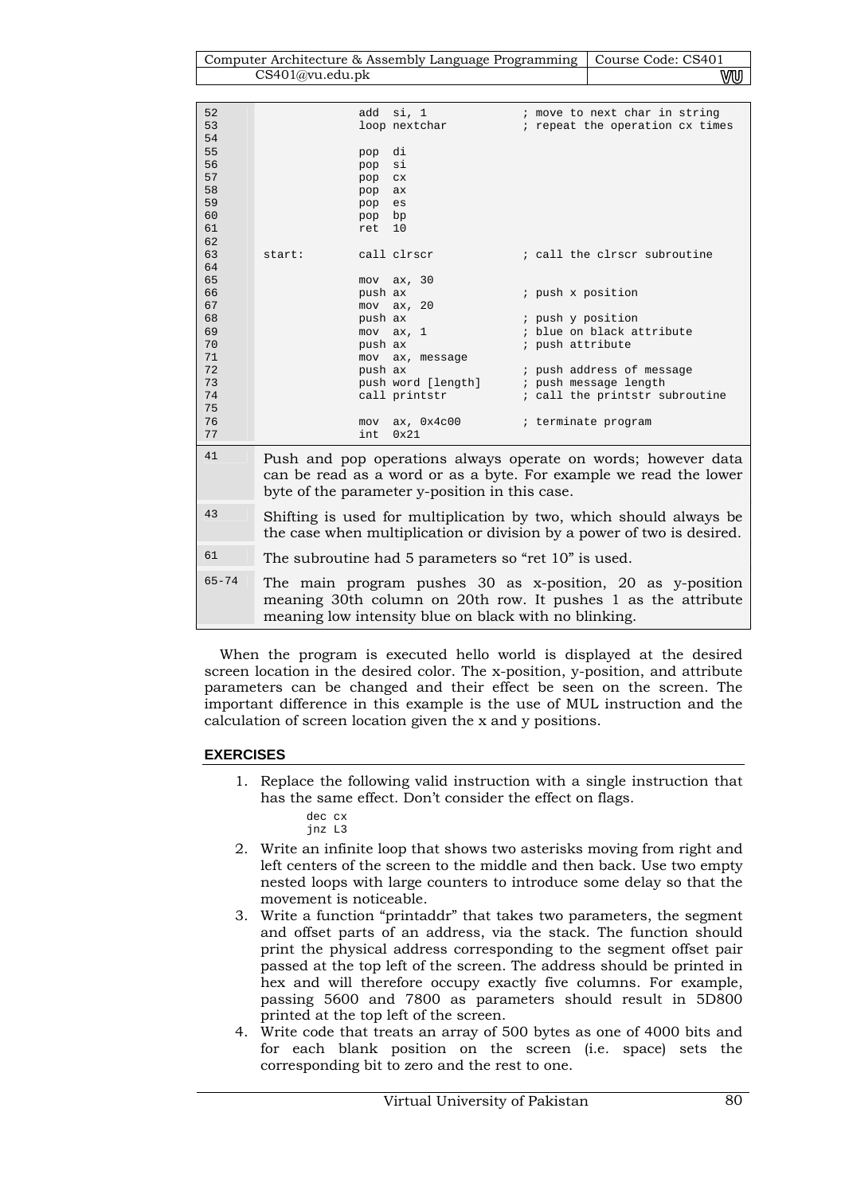```
52              add  si, 1              ; move to next char in string
53              loop nextchar           ; repeat the operation cx times
54
55              pop  di
56              pop  si
57              pop  cx
58              pop  ax
59              pop  es
60              pop  bp
61              ret  10
62
63  start:      call clrscr             ; call the clrscr subroutine
64
65              mov  ax, 30
66              push ax                 ; push x position
67              mov  ax, 20
68              push ax                 ; push y position
69              mov  ax, 1              ; blue on black attribute
70              push ax                 ; push attribute
71              mov  ax, message
72              push ax                 ; push address of message
73              push word [length]      ; push message length
74              call printstr           ; call the printstr subroutine
75
76              mov  ax, 0x4c00         ; terminate program
77              int  0x21
```

| | |
|---|---|
| 41 | Push and pop operations always operate on words; however data can be read as a word or as a byte. For example we read the lower byte of the parameter y-position in this case. |
| 43 | Shifting is used for multiplication by two, which should always be the case when multiplication or division by a power of two is desired. |
| 61 | The subroutine had 5 parameters so "ret 10" is used. |
| 65-74 | The main program pushes 30 as x-position, 20 as y-position meaning 30th column on 20th row. It pushes 1 as the attribute meaning low intensity blue on black with no blinking. |

When the program is executed hello world is displayed at the desired screen location in the desired color. The x-position, y-position, and attribute parameters can be changed and their effect be seen on the screen. The important difference in this example is the use of MUL instruction and the calculation of screen location given the x and y positions.

## EXERCISES

1. Replace the following valid instruction with a single instruction that has the same effect. Don't consider the effect on flags.

```
dec cx
jnz L3
```

2. Write an infinite loop that shows two asterisks moving from right and left centers of the screen to the middle and then back. Use two empty nested loops with large counters to introduce some delay so that the movement is noticeable.
3. Write a function "printaddr" that takes two parameters, the segment and offset parts of an address, via the stack. The function should print the physical address corresponding to the segment offset pair passed at the top left of the screen. The address should be printed in hex and will therefore occupy exactly five columns. For example, passing 5600 and 7800 as parameters should result in 5D800 printed at the top left of the screen.
4. Write code that treats an array of 500 bytes as one of 4000 bits and for each blank position on the screen (i.e. space) sets the corresponding bit to zero and the rest to one.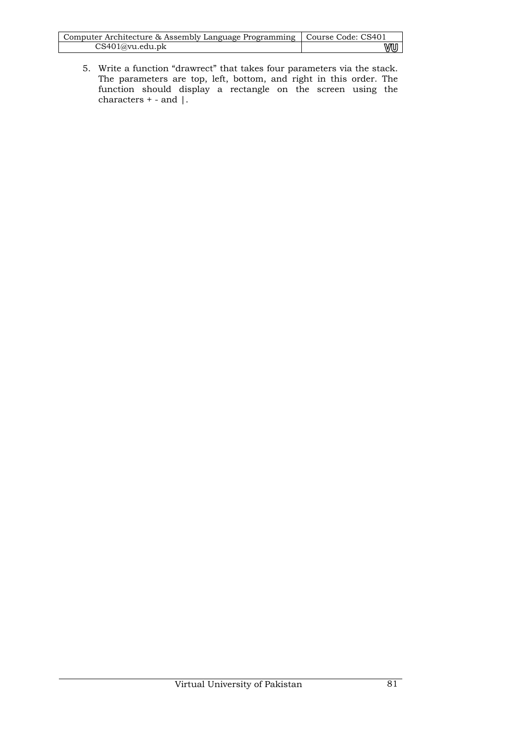5. Write a function “drawrect” that takes four parameters via the stack. The parameters are top, left, bottom, and right in this order. The function should display a rectangle on the screen using the characters + - and |.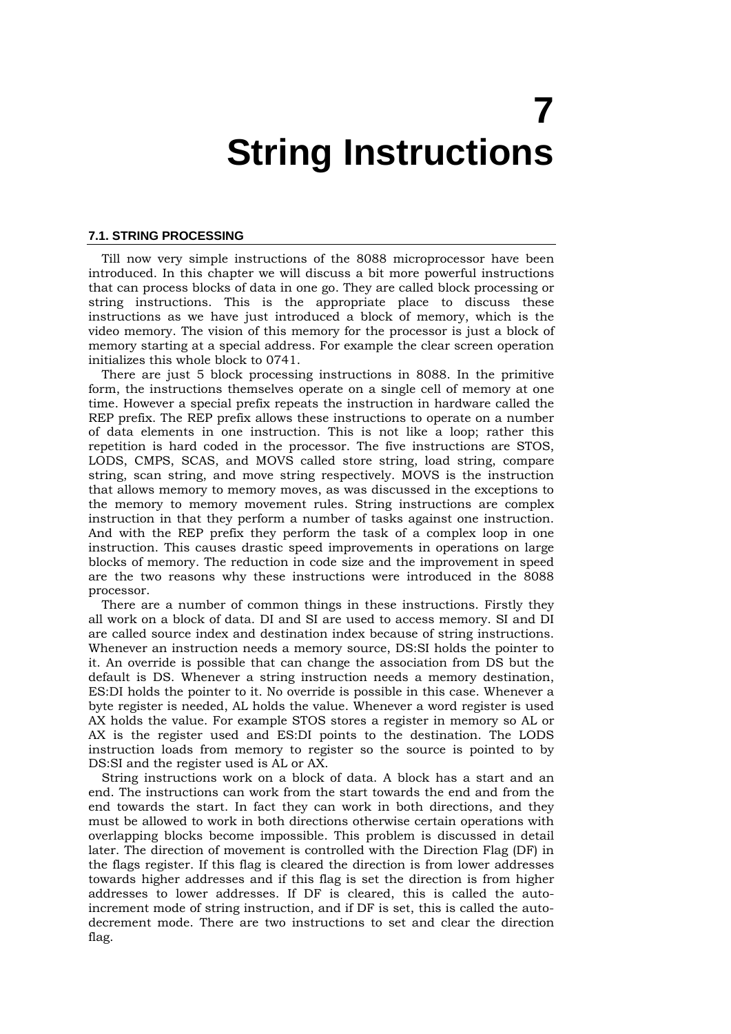# 7 String Instructions

## 7.1. STRING PROCESSING

Till now very simple instructions of the 8088 microprocessor have been introduced. In this chapter we will discuss a bit more powerful instructions that can process blocks of data in one go. They are called block processing or string instructions. This is the appropriate place to discuss these instructions as we have just introduced a block of memory, which is the video memory. The vision of this memory for the processor is just a block of memory starting at a special address. For example the clear screen operation initializes this whole block to 0741.

There are just 5 block processing instructions in 8088. In the primitive form, the instructions themselves operate on a single cell of memory at one time. However a special prefix repeats the instruction in hardware called the REP prefix. The REP prefix allows these instructions to operate on a number of data elements in one instruction. This is not like a loop; rather this repetition is hard coded in the processor. The five instructions are STOS, LODS, CMPS, SCAS, and MOVS called store string, load string, compare string, scan string, and move string respectively. MOVS is the instruction that allows memory to memory moves, as was discussed in the exceptions to the memory to memory movement rules. String instructions are complex instruction in that they perform a number of tasks against one instruction. And with the REP prefix they perform the task of a complex loop in one instruction. This causes drastic speed improvements in operations on large blocks of memory. The reduction in code size and the improvement in speed are the two reasons why these instructions were introduced in the 8088 processor.

There are a number of common things in these instructions. Firstly they all work on a block of data. DI and SI are used to access memory. SI and DI are called source index and destination index because of string instructions. Whenever an instruction needs a memory source, DS:SI holds the pointer to it. An override is possible that can change the association from DS but the default is DS. Whenever a string instruction needs a memory destination, ES:DI holds the pointer to it. No override is possible in this case. Whenever a byte register is needed, AL holds the value. Whenever a word register is used AX holds the value. For example STOS stores a register in memory so AL or AX is the register used and ES:DI points to the destination. The LODS instruction loads from memory to register so the source is pointed to by DS:SI and the register used is AL or AX.

String instructions work on a block of data. A block has a start and an end. The instructions can work from the start towards the end and from the end towards the start. In fact they can work in both directions, and they must be allowed to work in both directions otherwise certain operations with overlapping blocks become impossible. This problem is discussed in detail later. The direction of movement is controlled with the Direction Flag (DF) in the flags register. If this flag is cleared the direction is from lower addresses towards higher addresses and if this flag is set the direction is from higher addresses to lower addresses. If DF is cleared, this is called the auto-increment mode of string instruction, and if DF is set, this is called the auto-decrement mode. There are two instructions to set and clear the direction flag.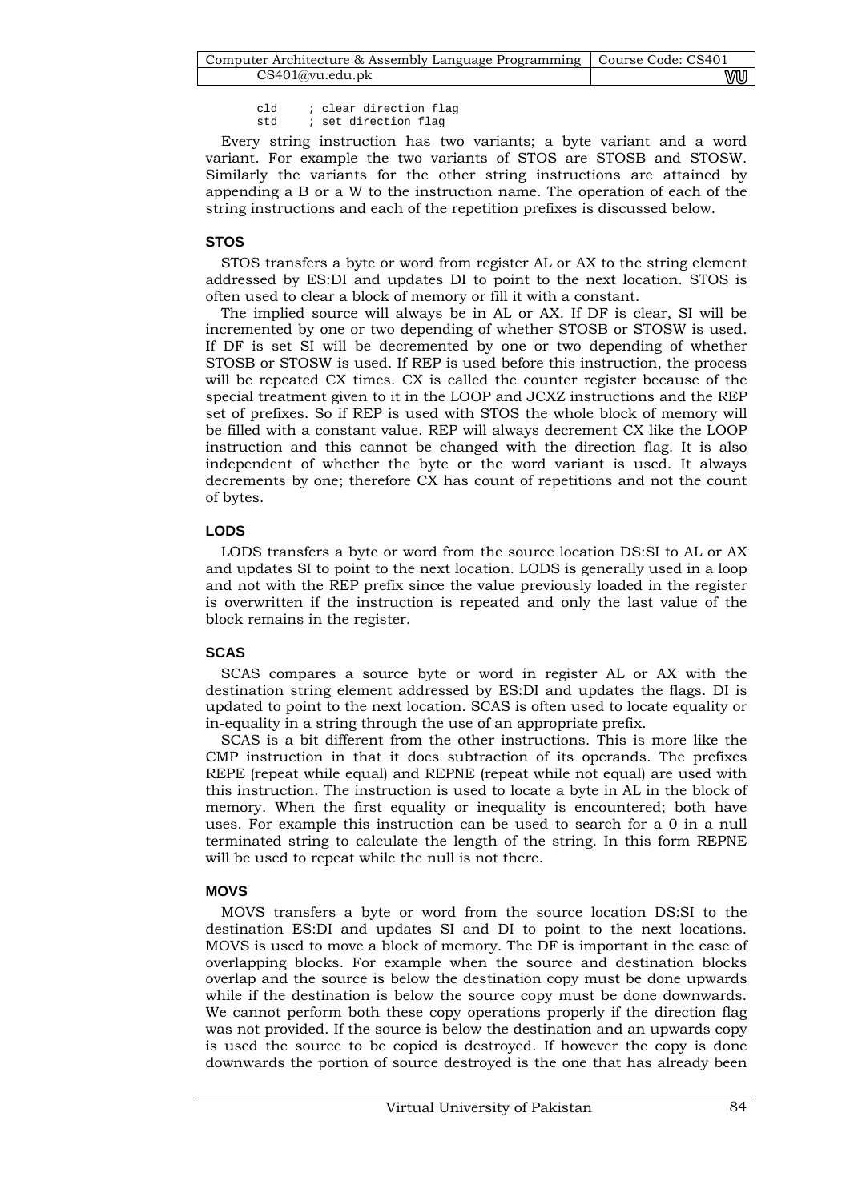```
cld    ; clear direction flag
std    ; set direction flag
```

Every string instruction has two variants; a byte variant and a word variant. For example the two variants of STOS are STOSB and STOSW. Similarly the variants for the other string instructions are attained by appending a B or a W to the instruction name. The operation of each of the string instructions and each of the repetition prefixes is discussed below.

### STOS

STOS transfers a byte or word from register AL or AX to the string element addressed by ES:DI and updates DI to point to the next location. STOS is often used to clear a block of memory or fill it with a constant.

The implied source will always be in AL or AX. If DF is clear, SI will be incremented by one or two depending of whether STOSB or STOSW is used. If DF is set SI will be decremented by one or two depending of whether STOSB or STOSW is used. If REP is used before this instruction, the process will be repeated CX times. CX is called the counter register because of the special treatment given to it in the LOOP and JCXZ instructions and the REP set of prefixes. So if REP is used with STOS the whole block of memory will be filled with a constant value. REP will always decrement CX like the LOOP instruction and this cannot be changed with the direction flag. It is also independent of whether the byte or the word variant is used. It always decrements by one; therefore CX has count of repetitions and not the count of bytes.

### LODS

LODS transfers a byte or word from the source location DS:SI to AL or AX and updates SI to point to the next location. LODS is generally used in a loop and not with the REP prefix since the value previously loaded in the register is overwritten if the instruction is repeated and only the last value of the block remains in the register.

### SCAS

SCAS compares a source byte or word in register AL or AX with the destination string element addressed by ES:DI and updates the flags. DI is updated to point to the next location. SCAS is often used to locate equality or in-equality in a string through the use of an appropriate prefix.

SCAS is a bit different from the other instructions. This is more like the CMP instruction in that it does subtraction of its operands. The prefixes REPE (repeat while equal) and REPNE (repeat while not equal) are used with this instruction. The instruction is used to locate a byte in AL in the block of memory. When the first equality or inequality is encountered; both have uses. For example this instruction can be used to search for a 0 in a null terminated string to calculate the length of the string. In this form REPNE will be used to repeat while the null is not there.

### MOVS

MOVS transfers a byte or word from the source location DS:SI to the destination ES:DI and updates SI and DI to point to the next locations. MOVS is used to move a block of memory. The DF is important in the case of overlapping blocks. For example when the source and destination blocks overlap and the source is below the destination copy must be done upwards while if the destination is below the source copy must be done downwards. We cannot perform both these copy operations properly if the direction flag was not provided. If the source is below the destination and an upwards copy is used the source to be copied is destroyed. If however the copy is done downwards the portion of source destroyed is the one that has already been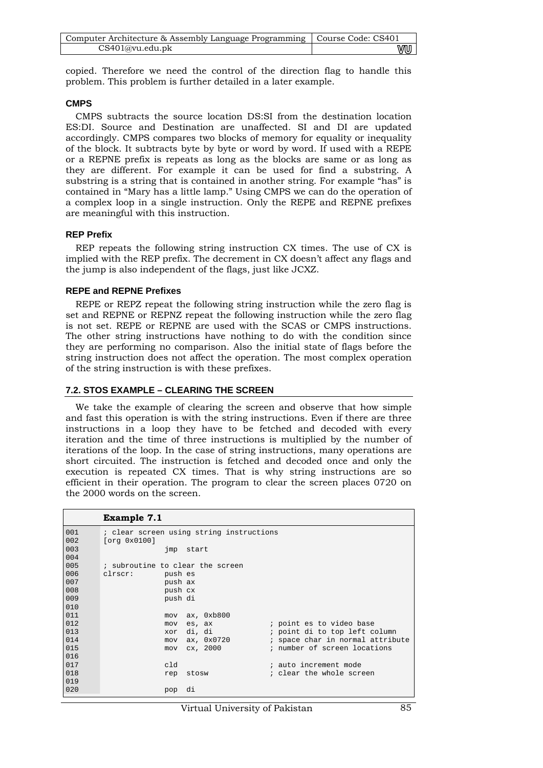copied. Therefore we need the control of the direction flag to handle this problem. This problem is further detailed in a later example.

### CMPS

CMPS subtracts the source location DS:SI from the destination location ES:DI. Source and Destination are unaffected. SI and DI are updated accordingly. CMPS compares two blocks of memory for equality or inequality of the block. It subtracts byte by byte or word by word. If used with a REPE or a REPNE prefix is repeats as long as the blocks are same or as long as they are different. For example it can be used for find a substring. A substring is a string that is contained in another string. For example "has" is contained in "Mary has a little lamp." Using CMPS we can do the operation of a complex loop in a single instruction. Only the REPE and REPNE prefixes are meaningful with this instruction.

### REP Prefix

REP repeats the following string instruction CX times. The use of CX is implied with the REP prefix. The decrement in CX doesn't affect any flags and the jump is also independent of the flags, just like JCXZ.

### REPE and REPNE Prefixes

REPE or REPZ repeat the following string instruction while the zero flag is set and REPNE or REPNZ repeat the following instruction while the zero flag is not set. REPE or REPNE are used with the SCAS or CMPS instructions. The other string instructions have nothing to do with the condition since they are performing no comparison. Also the initial state of flags before the string instruction does not affect the operation. The most complex operation of the string instruction is with these prefixes.

## 7.2. STOS EXAMPLE – CLEARING THE SCREEN

We take the example of clearing the screen and observe that how simple and fast this operation is with the string instructions. Even if there are three instructions in a loop they have to be fetched and decoded with every iteration and the time of three instructions is multiplied by the number of iterations of the loop. In the case of string instructions, many operations are short circuited. The instruction is fetched and decoded once and only the execution is repeated CX times. That is why string instructions are so efficient in their operation. The program to clear the screen places 0720 on the 2000 words on the screen.

**Example 7.1**

```
001     ; clear screen using string instructions
002     [org 0x0100]
003                 jmp  start
004
005     ; subroutine to clear the screen
006     clrscr:     push es
007                 push ax
008                 push cx
009                 push di
010
011                 mov  ax, 0xb800
012                 mov  es, ax             ; point es to video base
013                 xor  di, di             ; point di to top left column
014                 mov  ax, 0x0720         ; space char in normal attribute
015                 mov  cx, 2000           ; number of screen locations
016
017                 cld                     ; auto increment mode
018                 rep  stosw              ; clear the whole screen
019
020                 pop  di
```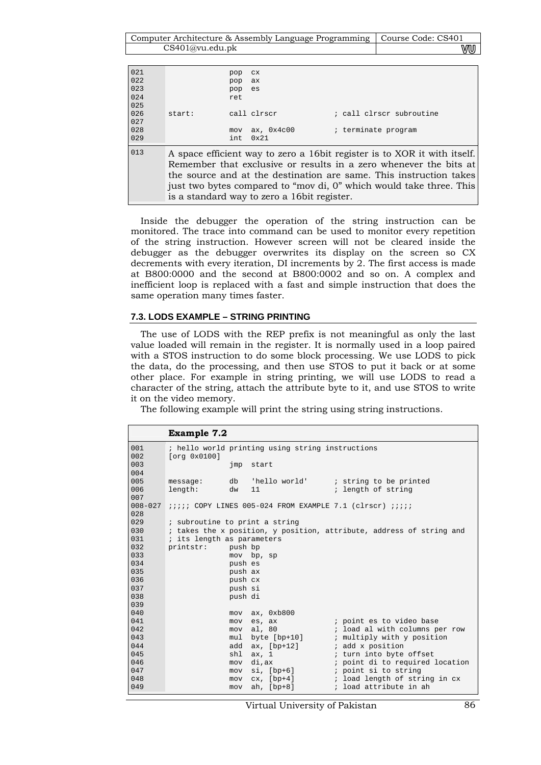```
021                 pop  cx
022                 pop  ax
023                 pop  es
024                 ret
025
026     start:      call clrscr             ; call clrscr subroutine
027
028                 mov  ax, 0x4c00         ; terminate program
029                 int  0x21
```

013 A space efficient way to zero a 16bit register is to XOR it with itself. Remember that exclusive or results in a zero whenever the bits at the source and at the destination are same. This instruction takes just two bytes compared to "mov di, 0" which would take three. This is a standard way to zero a 16bit register.

Inside the debugger the operation of the string instruction can be monitored. The trace into command can be used to monitor every repetition of the string instruction. However screen will not be cleared inside the debugger as the debugger overwrites its display on the screen so CX decrements with every iteration, DI increments by 2. The first access is made at B800:0000 and the second at B800:0002 and so on. A complex and inefficient loop is replaced with a fast and simple instruction that does the same operation many times faster.

### 7.3. LODS EXAMPLE – STRING PRINTING

The use of LODS with the REP prefix is not meaningful as only the last value loaded will remain in the register. It is normally used in a loop paired with a STOS instruction to do some block processing. We use LODS to pick the data, do the processing, and then use STOS to put it back or at some other place. For example in string printing, we will use LODS to read a character of the string, attach the attribute byte to it, and use STOS to write it on the video memory.

The following example will print the string using string instructions.

**Example 7.2**

```
001     ; hello world printing using string instructions
002     [org 0x0100]
003                 jmp  start
004
005     message:    db   'hello world'      ; string to be printed
006     length:     dw   11                 ; length of string
007
008-027 ;;;;; COPY LINES 005-024 FROM EXAMPLE 7.1 (clrscr) ;;;;;
028
029     ; subroutine to print a string
030     ; takes the x position, y position, attribute, address of string and
031     ; its length as parameters
032     printstr:   push bp
033                 mov  bp, sp
034                 push es
035                 push ax
036                 push cx
037                 push si
038                 push di
039
040                 mov  ax, 0xb800
041                 mov  es, ax             ; point es to video base
042                 mov  al, 80             ; load al with columns per row
043                 mul  byte [bp+10]       ; multiply with y position
044                 add  ax, [bp+12]        ; add x position
045                 shl  ax, 1              ; turn into byte offset
046                 mov  di,ax              ; point di to required location
047                 mov  si, [bp+6]         ; point si to string
048                 mov  cx, [bp+4]         ; load length of string in cx
049                 mov  ah, [bp+8]         ; load attribute in ah
```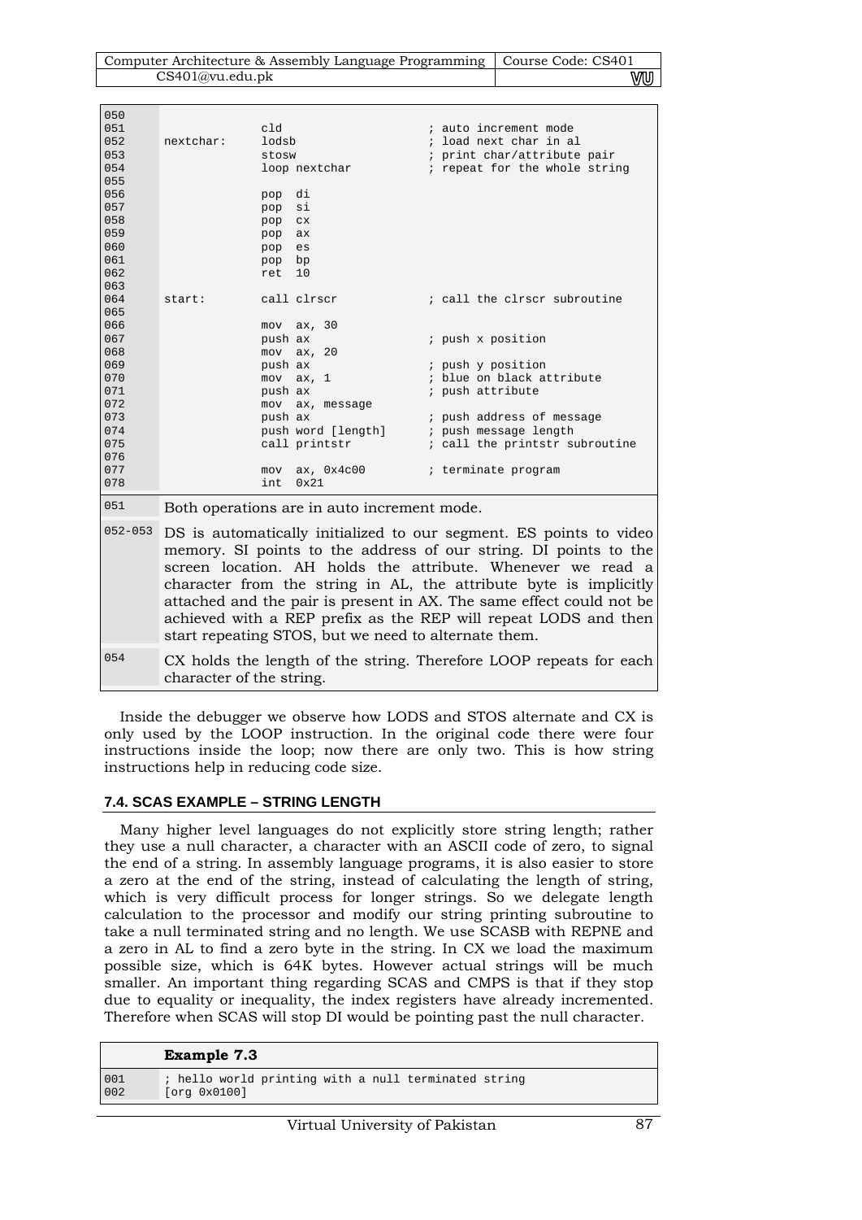```
050
051                 cld                         ; auto increment mode
052     nextchar:   lodsb                       ; load next char in al
053                 stosw                       ; print char/attribute pair
054                 loop nextchar               ; repeat for the whole string
055
056                 pop  di
057                 pop  si
058                 pop  cx
059                 pop  ax
060                 pop  es
061                 pop  bp
062                 ret  10
063
064     start:      call clrscr                 ; call the clrscr subroutine
065
066                 mov  ax, 30
067                 push ax                     ; push x position
068                 mov  ax, 20
069                 push ax                     ; push y position
070                 mov  ax, 1                  ; blue on black attribute
071                 push ax                     ; push attribute
072                 mov  ax, message
073                 push ax                     ; push address of message
074                 push word [length]          ; push message length
075                 call printstr               ; call the printstr subroutine
076
077                 mov  ax, 0x4c00             ; terminate program
078                 int  0x21
```

| | |
|---|---|
| 051 | Both operations are in auto increment mode. |
| 052-053 | DS is automatically initialized to our segment. ES points to video memory. SI points to the address of our string. DI points to the screen location. AH holds the attribute. Whenever we read a character from the string in AL, the attribute byte is implicitly attached and the pair is present in AX. The same effect could not be achieved with a REP prefix as the REP will repeat LODS and then start repeating STOS, but we need to alternate them. |
| 054 | CX holds the length of the string. Therefore LOOP repeats for each character of the string. |

Inside the debugger we observe how LODS and STOS alternate and CX is only used by the LOOP instruction. In the original code there were four instructions inside the loop; now there are only two. This is how string instructions help in reducing code size.

### 7.4. SCAS EXAMPLE – STRING LENGTH

Many higher level languages do not explicitly store string length; rather they use a null character, a character with an ASCII code of zero, to signal the end of a string. In assembly language programs, it is also easier to store a zero at the end of the string, instead of calculating the length of string, which is very difficult process for longer strings. So we delegate length calculation to the processor and modify our string printing subroutine to take a null terminated string and no length. We use SCASB with REPNE and a zero in AL to find a zero byte in the string. In CX we load the maximum possible size, which is 64K bytes. However actual strings will be much smaller. An important thing regarding SCAS and CMPS is that if they stop due to equality or inequality, the index registers have already incremented. Therefore when SCAS will stop DI would be pointing past the null character.

**Example 7.3**

```
001     ; hello world printing with a null terminated string
002     [org 0x0100]
```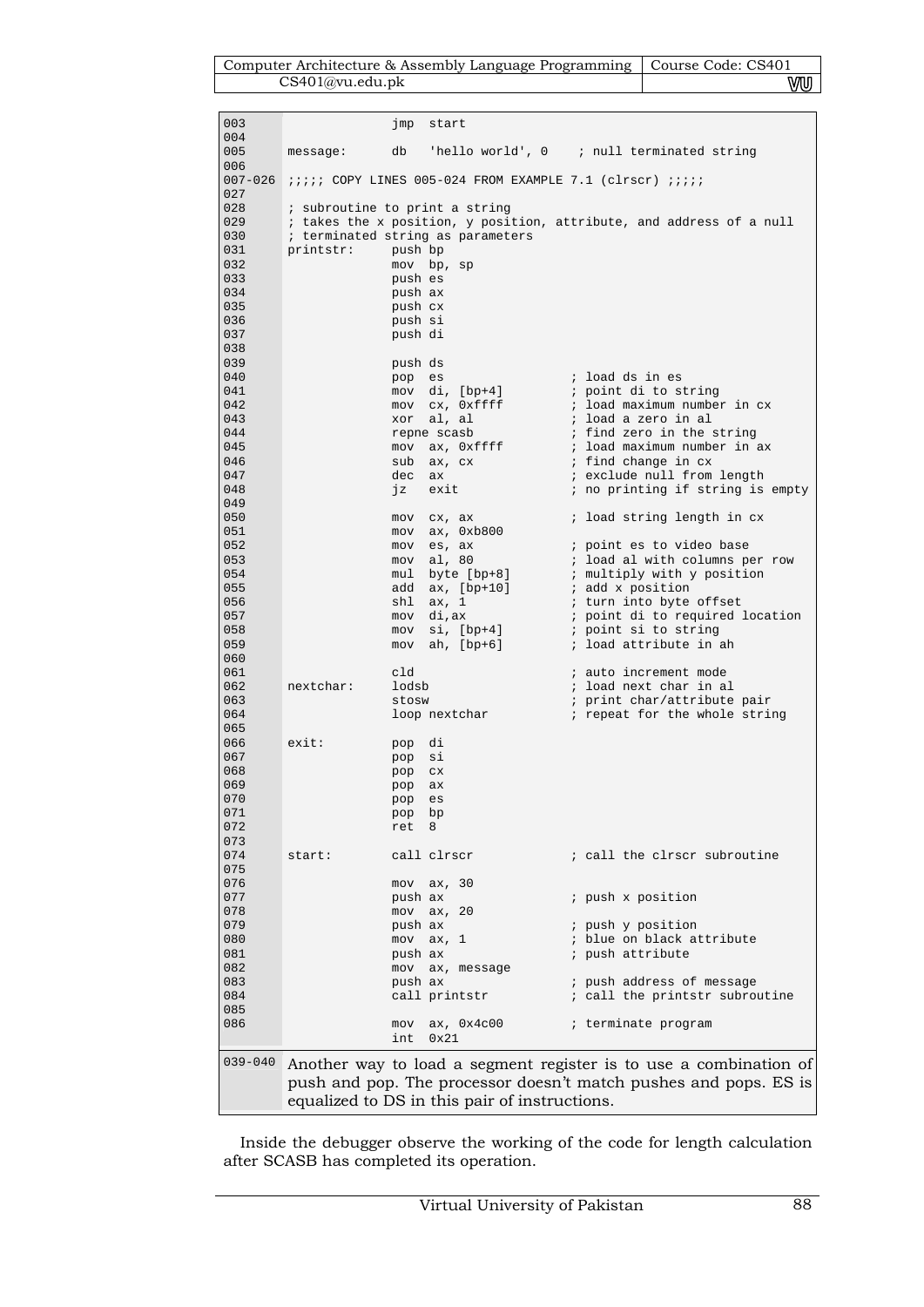```
003                 jmp  start
004
005    message:     db   'hello world', 0    ; null terminated string
006
007-026 ;;;;; COPY LINES 005-024 FROM EXAMPLE 7.1 (clrscr) ;;;;;
027
028    ; subroutine to print a string
029    ; takes the x position, y position, attribute, and address of a null
030    ; terminated string as parameters
031    printstr:    push bp
032                 mov  bp, sp
033                 push es
034                 push ax
035                 push cx
036                 push si
037                 push di
038
039                 push ds
040                 pop  es                 ; load ds in es
041                 mov  di, [bp+4]         ; point di to string
042                 mov  cx, 0xffff         ; load maximum number in cx
043                 xor  al, al             ; load a zero in al
044                 repne scasb             ; find zero in the string
045                 mov  ax, 0xffff         ; load maximum number in ax
046                 sub  ax, cx             ; find change in cx
047                 dec  ax                 ; exclude null from length
048                 jz   exit               ; no printing if string is empty
049
050                 mov  cx, ax             ; load string length in cx
051                 mov  ax, 0xb800
052                 mov  es, ax             ; point es to video base
053                 mov  al, 80             ; load al with columns per row
054                 mul  byte [bp+8]        ; multiply with y position
055                 add  ax, [bp+10]        ; add x position
056                 shl  ax, 1              ; turn into byte offset
057                 mov  di,ax              ; point di to required location
058                 mov  si, [bp+4]         ; point si to string
059                 mov  ah, [bp+6]         ; load attribute in ah
060
061                 cld                     ; auto increment mode
062    nextchar:    lodsb                   ; load next char in al
063                 stosw                   ; print char/attribute pair
064                 loop nextchar           ; repeat for the whole string
065
066    exit:        pop  di
067                 pop  si
068                 pop  cx
069                 pop  ax
070                 pop  es
071                 pop  bp
072                 ret  8
073
074    start:       call clrscr             ; call the clrscr subroutine
075
076                 mov  ax, 30
077                 push ax                 ; push x position
078                 mov  ax, 20
079                 push ax                 ; push y position
080                 mov  ax, 1              ; blue on black attribute
081                 push ax                 ; push attribute
082                 mov  ax, message
083                 push ax                 ; push address of message
084                 call printstr           ; call the printstr subroutine
085
086                 mov  ax, 0x4c00         ; terminate program
                    int  0x21
```

039-040 Another way to load a segment register is to use a combination of push and pop. The processor doesn't match pushes and pops. ES is equalized to DS in this pair of instructions.

Inside the debugger observe the working of the code for length calculation after SCASB has completed its operation.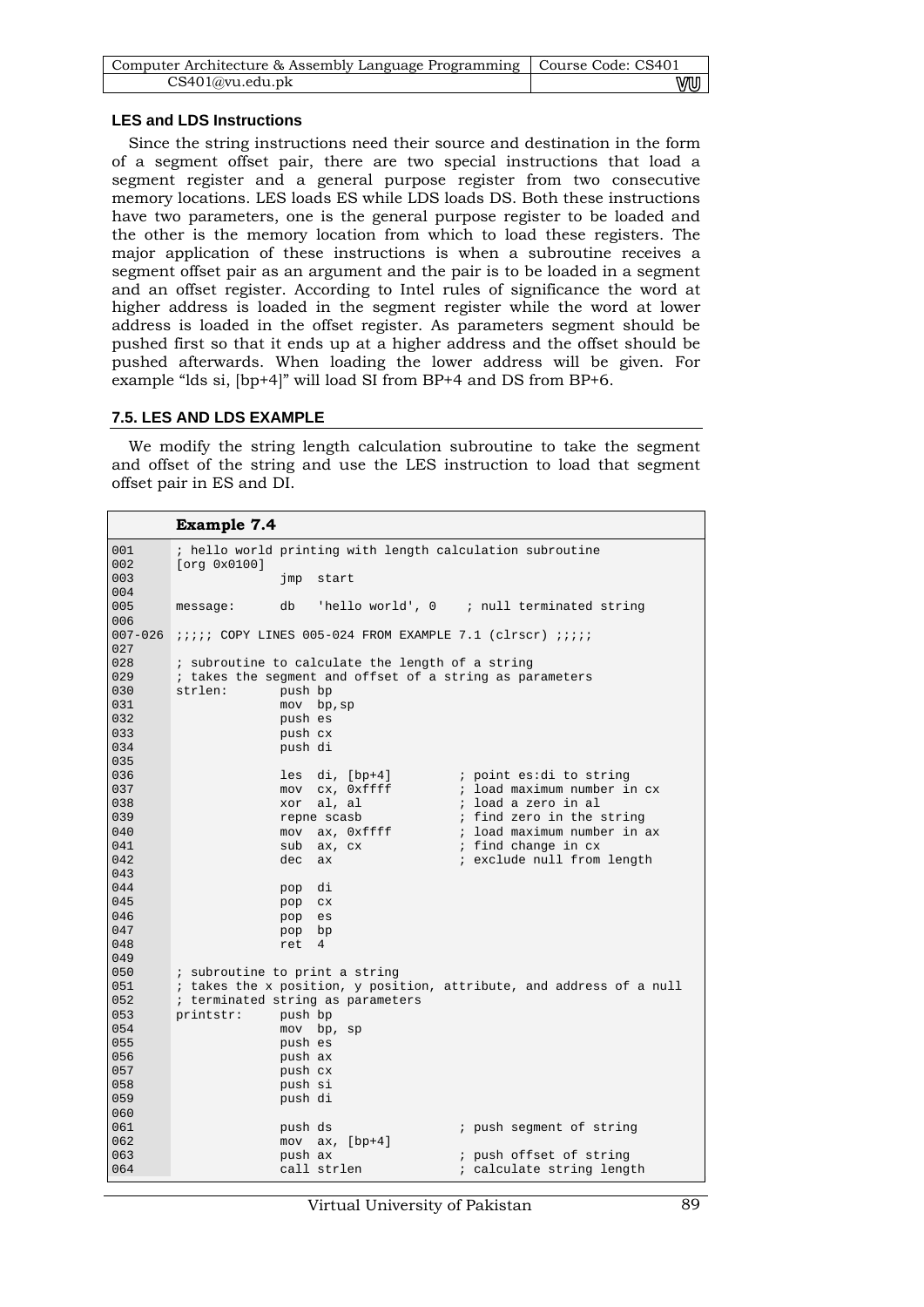### LES and LDS Instructions

Since the string instructions need their source and destination in the form of a segment offset pair, there are two special instructions that load a segment register and a general purpose register from two consecutive memory locations. LES loads ES while LDS loads DS. Both these instructions have two parameters, one is the general purpose register to be loaded and the other is the memory location from which to load these registers. The major application of these instructions is when a subroutine receives a segment offset pair as an argument and the pair is to be loaded in a segment and an offset register. According to Intel rules of significance the word at higher address is loaded in the segment register while the word at lower address is loaded in the offset register. As parameters segment should be pushed first so that it ends up at a higher address and the offset should be pushed afterwards. When loading the lower address will be given. For example "lds si, [bp+4]" will load SI from BP+4 and DS from BP+6.

## 7.5. LES AND LDS EXAMPLE

We modify the string length calculation subroutine to take the segment and offset of the string and use the LES instruction to load that segment offset pair in ES and DI.

**Example 7.4**

```
001      ; hello world printing with length calculation subroutine
002      [org 0x0100]
003                   jmp  start
004
005      message:     db   'hello world', 0    ; null terminated string
006
007-026  ;;;;; COPY LINES 005-024 FROM EXAMPLE 7.1 (clrscr) ;;;;;
027
028      ; subroutine to calculate the length of a string
029      ; takes the segment and offset of a string as parameters
030      strlen:      push bp
031                   mov  bp,sp
032                   push es
033                   push cx
034                   push di
035
036                   les  di, [bp+4]         ; point es:di to string
037                   mov  cx, 0xffff         ; load maximum number in cx
038                   xor  al, al             ; load a zero in al
039                   repne scasb             ; find zero in the string
040                   mov  ax, 0xffff         ; load maximum number in ax
041                   sub  ax, cx             ; find change in cx
042                   dec  ax                 ; exclude null from length
043
044                   pop  di
045                   pop  cx
046                   pop  es
047                   pop  bp
048                   ret  4
049
050      ; subroutine to print a string
051      ; takes the x position, y position, attribute, and address of a null
052      ; terminated string as parameters
053      printstr:    push bp
054                   mov  bp, sp
055                   push es
056                   push ax
057                   push cx
058                   push si
059                   push di
060
061                   push ds                 ; push segment of string
062                   mov  ax, [bp+4]
063                   push ax                 ; push offset of string
064                   call strlen             ; calculate string length
```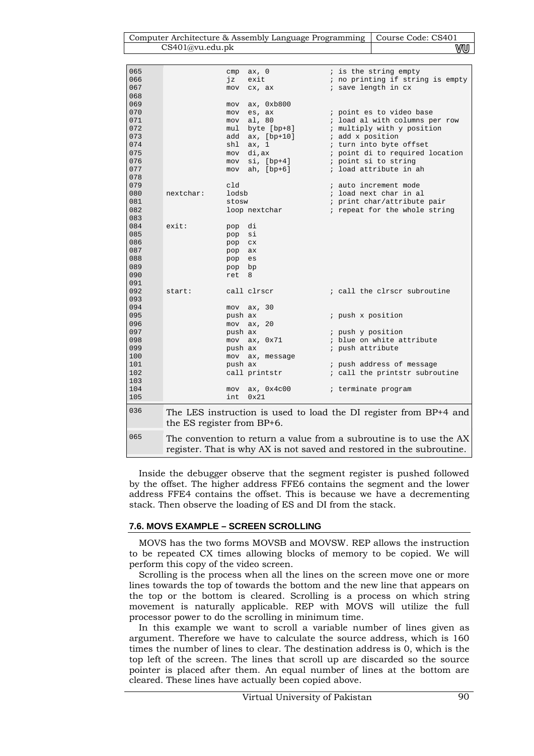```
065                cmp  ax, 0              ; is the string empty
066                jz   exit               ; no printing if string is empty
067                mov  cx, ax             ; save length in cx
068
069                mov  ax, 0xb800
070                mov  es, ax             ; point es to video base
071                mov  al, 80             ; load al with columns per row
072                mul  byte [bp+8]        ; multiply with y position
073                add  ax, [bp+10]        ; add x position
074                shl  ax, 1              ; turn into byte offset
075                mov  di,ax              ; point di to required location
076                mov  si, [bp+4]         ; point si to string
077                mov  ah, [bp+6]         ; load attribute in ah
078
079                cld                     ; auto increment mode
080  nextchar:     lodsb                   ; load next char in al
081                stosw                   ; print char/attribute pair
082                loop nextchar           ; repeat for the whole string
083
084  exit:         pop  di
085                pop  si
086                pop  cx
087                pop  ax
088                pop  es
089                pop  bp
090                ret  8
091
092  start:        call clrscr             ; call the clrscr subroutine
093
094                mov  ax, 30
095                push ax                 ; push x position
096                mov  ax, 20
097                push ax                 ; push y position
098                mov  ax, 0x71           ; blue on white attribute
099                push ax                 ; push attribute
100                mov  ax, message
101                push ax                 ; push address of message
102                call printstr           ; call the printstr subroutine
103
104                mov  ax, 0x4c00         ; terminate program
105                int  0x21
```

| | |
|---|---|
| 036 | The LES instruction is used to load the DI register from BP+4 and the ES register from BP+6. |
| 065 | The convention to return a value from a subroutine is to use the AX register. That is why AX is not saved and restored in the subroutine. |

Inside the debugger observe that the segment register is pushed followed by the offset. The higher address FFE6 contains the segment and the lower address FFE4 contains the offset. This is because we have a decrementing stack. Then observe the loading of ES and DI from the stack.

### 7.6. MOVS EXAMPLE – SCREEN SCROLLING

MOVS has the two forms MOVSB and MOVSW. REP allows the instruction to be repeated CX times allowing blocks of memory to be copied. We will perform this copy of the video screen.

Scrolling is the process when all the lines on the screen move one or more lines towards the top of towards the bottom and the new line that appears on the top or the bottom is cleared. Scrolling is a process on which string movement is naturally applicable. REP with MOVS will utilize the full processor power to do the scrolling in minimum time.

In this example we want to scroll a variable number of lines given as argument. Therefore we have to calculate the source address, which is 160 times the number of lines to clear. The destination address is 0, which is the top left of the screen. The lines that scroll up are discarded so the source pointer is placed after them. An equal number of lines at the bottom are cleared. These lines have actually been copied above.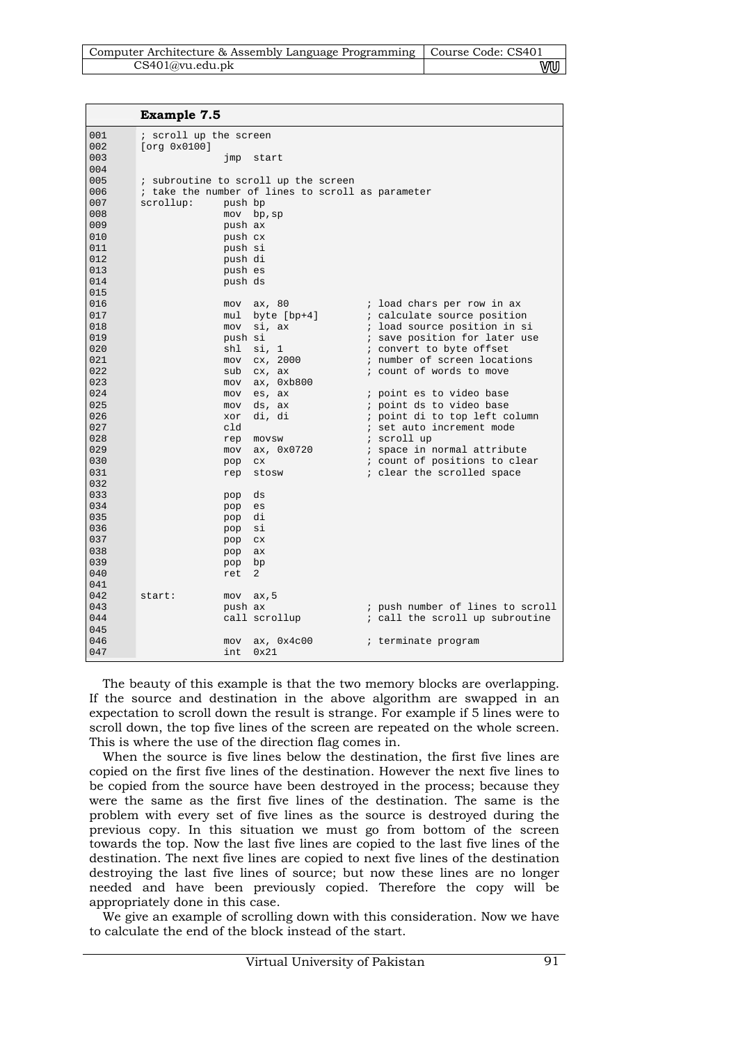### Example 7.5

```
001     ; scroll up the screen
002     [org 0x0100]
003                 jmp  start
004
005     ; subroutine to scroll up the screen
006     ; take the number of lines to scroll as parameter
007     scrollup:   push bp
008                 mov  bp,sp
009                 push ax
010                 push cx
011                 push si
012                 push di
013                 push es
014                 push ds
015
016                 mov  ax, 80              ; load chars per row in ax
017                 mul  byte [bp+4]         ; calculate source position
018                 mov  si, ax              ; load source position in si
019                 push si                  ; save position for later use
020                 shl  si, 1               ; convert to byte offset
021                 mov  cx, 2000            ; number of screen locations
022                 sub  cx, ax              ; count of words to move
023                 mov  ax, 0xb800
024                 mov  es, ax              ; point es to video base
025                 mov  ds, ax              ; point ds to video base
026                 xor  di, di              ; point di to top left column
027                 cld                      ; set auto increment mode
028                 rep  movsw               ; scroll up
029                 mov  ax, 0x0720          ; space in normal attribute
030                 pop  cx                  ; count of positions to clear
031                 rep  stosw               ; clear the scrolled space
032
033                 pop  ds
034                 pop  es
035                 pop  di
036                 pop  si
037                 pop  cx
038                 pop  ax
039                 pop  bp
040                 ret  2
041
042     start:      mov  ax,5
043                 push ax                  ; push number of lines to scroll
044                 call scrollup            ; call the scroll up subroutine
045
046                 mov  ax, 0x4c00          ; terminate program
047                 int  0x21
```

The beauty of this example is that the two memory blocks are overlapping. If the source and destination in the above algorithm are swapped in an expectation to scroll down the result is strange. For example if 5 lines were to scroll down, the top five lines of the screen are repeated on the whole screen. This is where the use of the direction flag comes in.

When the source is five lines below the destination, the first five lines are copied on the first five lines of the destination. However the next five lines to be copied from the source have been destroyed in the process; because they were the same as the first five lines of the destination. The same is the problem with every set of five lines as the source is destroyed during the previous copy. In this situation we must go from bottom of the screen towards the top. Now the last five lines are copied to the last five lines of the destination. The next five lines are copied to next five lines of the destination destroying the last five lines of source; but now these lines are no longer needed and have been previously copied. Therefore the copy will be appropriately done in this case.

We give an example of scrolling down with this consideration. Now we have to calculate the end of the block instead of the start.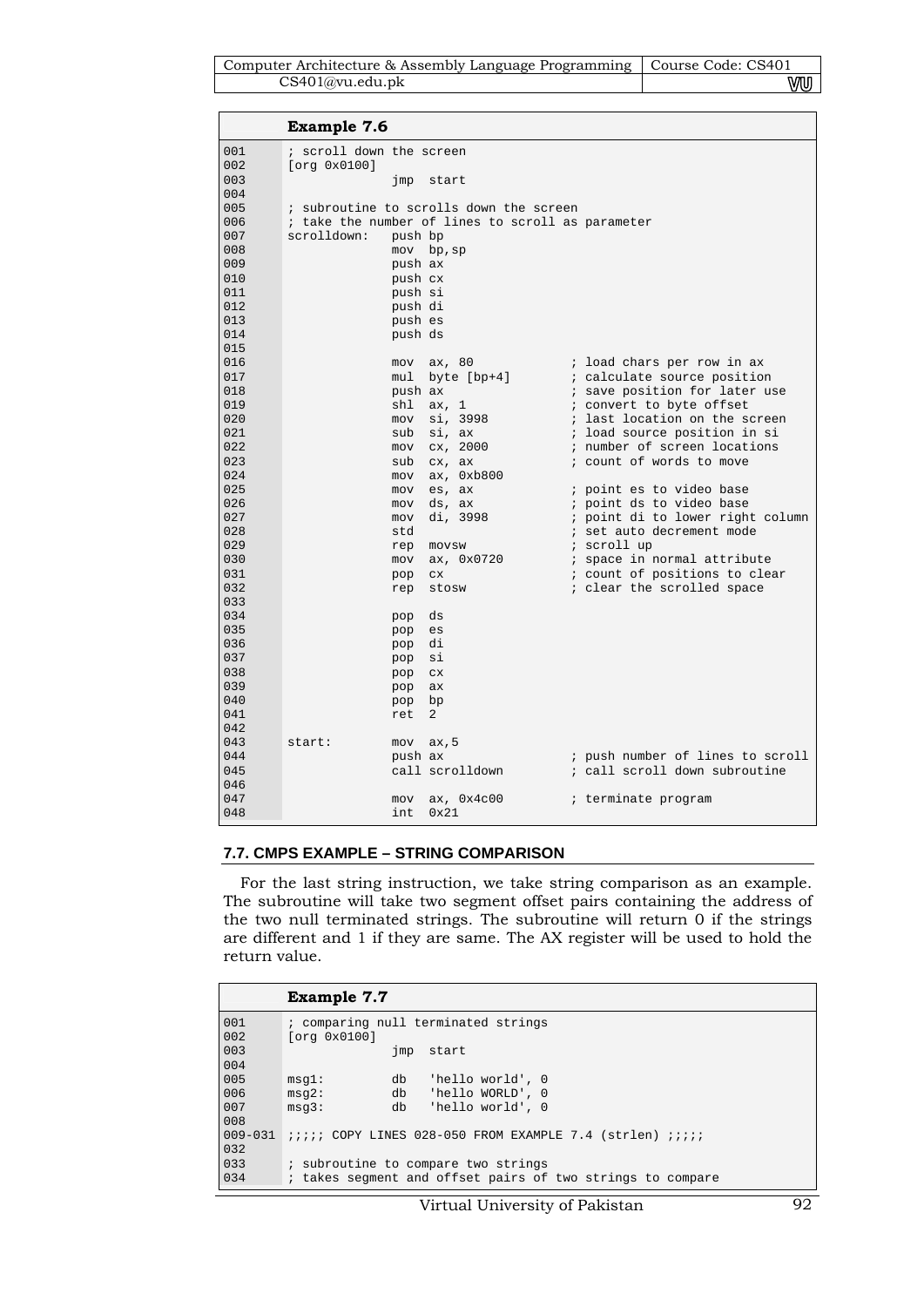**Example 7.6**

```
001     ; scroll down the screen
002     [org 0x0100]
003                   jmp  start
004
005     ; subroutine to scrolls down the screen
006     ; take the number of lines to scroll as parameter
007     scrolldown:   push bp
008                   mov  bp,sp
009                   push ax
010                   push cx
011                   push si
012                   push di
013                   push es
014                   push ds
015
016                   mov  ax, 80            ; load chars per row in ax
017                   mul  byte [bp+4]       ; calculate source position
018                   push ax                ; save position for later use
019                   shl  ax, 1             ; convert to byte offset
020                   mov  si, 3998          ; last location on the screen
021                   sub  si, ax            ; load source position in si
022                   mov  cx, 2000          ; number of screen locations
023                   sub  cx, ax            ; count of words to move
024                   mov  ax, 0xb800
025                   mov  es, ax            ; point es to video base
026                   mov  ds, ax            ; point ds to video base
027                   mov  di, 3998          ; point di to lower right column
028                   std                    ; set auto decrement mode
029                   rep  movsw             ; scroll up
030                   mov  ax, 0x0720        ; space in normal attribute
031                   pop  cx                ; count of positions to clear
032                   rep  stosw             ; clear the scrolled space
033
034                   pop  ds
035                   pop  es
036                   pop  di
037                   pop  si
038                   pop  cx
039                   pop  ax
040                   pop  bp
041                   ret  2
042
043     start:        mov  ax,5
044                   push ax                ; push number of lines to scroll
045                   call scrolldown        ; call scroll down subroutine
046
047                   mov  ax, 0x4c00        ; terminate program
048                   int  0x21
```

### 7.7. CMPS EXAMPLE – STRING COMPARISON

For the last string instruction, we take string comparison as an example. The subroutine will take two segment offset pairs containing the address of the two null terminated strings. The subroutine will return 0 if the strings are different and 1 if they are same. The AX register will be used to hold the return value.

**Example 7.7**

```
001     ; comparing null terminated strings
002     [org 0x0100]
003                   jmp  start
004
005     msg1:         db   'hello world', 0
006     msg2:         db   'hello WORLD', 0
007     msg3:         db   'hello world', 0
008
009-031 ;;;;; COPY LINES 028-050 FROM EXAMPLE 7.4 (strlen) ;;;;;
032
033     ; subroutine to compare two strings
034     ; takes segment and offset pairs of two strings to compare
```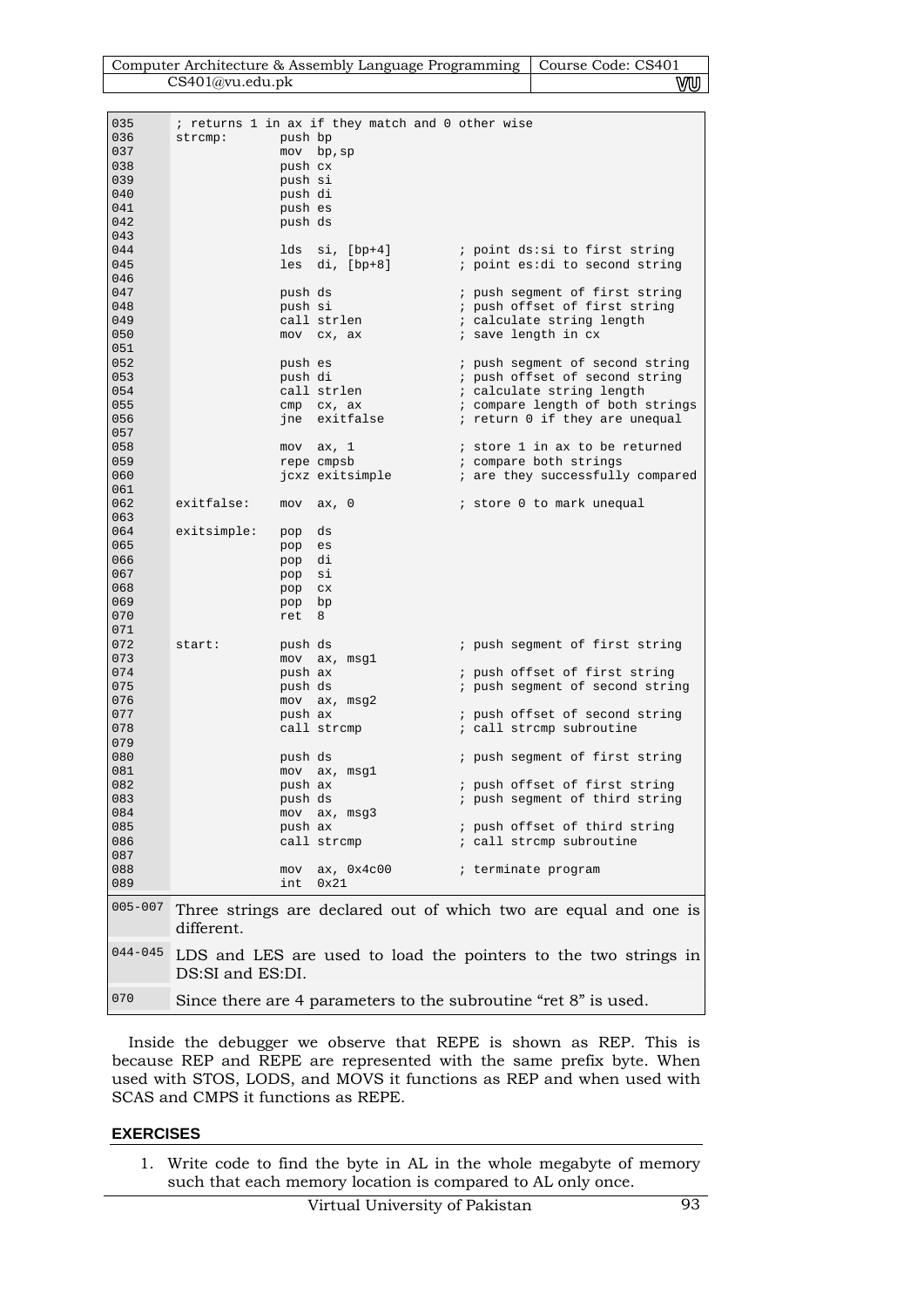```
035     ; returns 1 in ax if they match and 0 other wise
036     strcmp:       push bp
037                   mov  bp,sp
038                   push cx
039                   push si
040                   push di
041                   push es
042                   push ds
043
044                   lds  si, [bp+4]        ; point ds:si to first string
045                   les  di, [bp+8]        ; point es:di to second string
046
047                   push ds                ; push segment of first string
048                   push si                ; push offset of first string
049                   call strlen            ; calculate string length
050                   mov  cx, ax            ; save length in cx
051
052                   push es                ; push segment of second string
053                   push di                ; push offset of second string
054                   call strlen            ; calculate string length
055                   cmp  cx, ax            ; compare length of both strings
056                   jne  exitfalse         ; return 0 if they are unequal
057
058                   mov  ax, 1             ; store 1 in ax to be returned
059                   repe cmpsb             ; compare both strings
060                   jcxz exitsimple        ; are they successfully compared
061
062     exitfalse:    mov  ax, 0             ; store 0 to mark unequal
063
064     exitsimple:   pop  ds
065                   pop  es
066                   pop  di
067                   pop  si
068                   pop  cx
069                   pop  bp
070                   ret  8
071
072     start:        push ds                ; push segment of first string
073                   mov  ax, msg1
074                   push ax                ; push offset of first string
075                   push ds                ; push segment of second string
076                   mov  ax, msg2
077                   push ax                ; push offset of second string
078                   call strcmp            ; call strcmp subroutine
079
080                   push ds                ; push segment of first string
081                   mov  ax, msg1
082                   push ax                ; push offset of first string
083                   push ds                ; push segment of third string
084                   mov  ax, msg3
085                   push ax                ; push offset of third string
086                   call strcmp            ; call strcmp subroutine
087
088                   mov  ax, 0x4c00        ; terminate program
089                   int  0x21
```

| | |
|---|---|
| 005-007 | Three strings are declared out of which two are equal and one is different. |
| 044-045 | LDS and LES are used to load the pointers to the two strings in DS:SI and ES:DI. |
| 070 | Since there are 4 parameters to the subroutine "ret 8" is used. |

Inside the debugger we observe that REPE is shown as REP. This is because REP and REPE are represented with the same prefix byte. When used with STOS, LODS, and MOVS it functions as REP and when used with SCAS and CMPS it functions as REPE.

## EXERCISES

1. Write code to find the byte in AL in the whole megabyte of memory such that each memory location is compared to AL only once.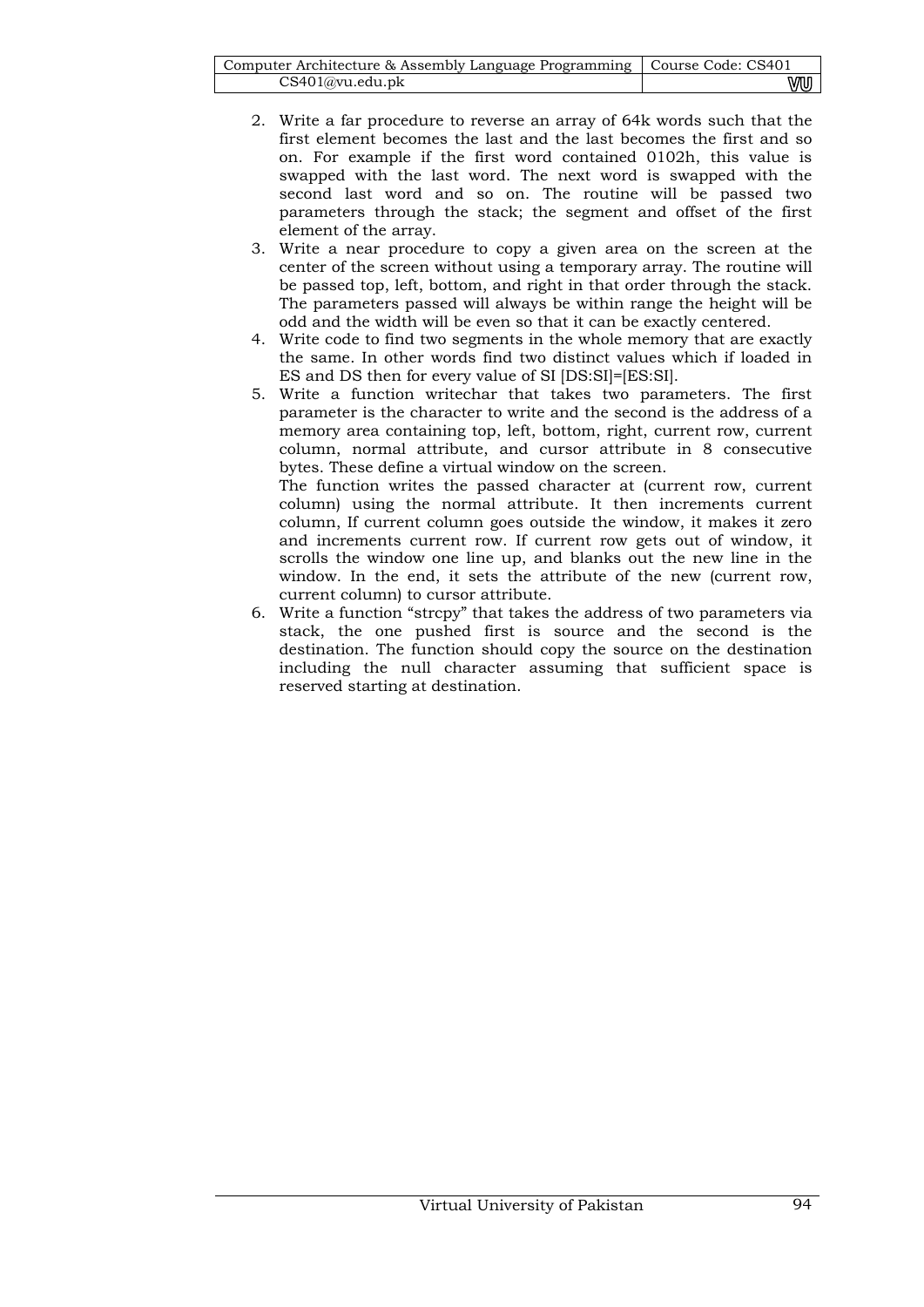2. Write a far procedure to reverse an array of 64k words such that the first element becomes the last and the last becomes the first and so on. For example if the first word contained 0102h, this value is swapped with the last word. The next word is swapped with the second last word and so on. The routine will be passed two parameters through the stack; the segment and offset of the first element of the array.
3. Write a near procedure to copy a given area on the screen at the center of the screen without using a temporary array. The routine will be passed top, left, bottom, and right in that order through the stack. The parameters passed will always be within range the height will be odd and the width will be even so that it can be exactly centered.
4. Write code to find two segments in the whole memory that are exactly the same. In other words find two distinct values which if loaded in ES and DS then for every value of SI [DS:SI]=[ES:SI].
5. Write a function writechar that takes two parameters. The first parameter is the character to write and the second is the address of a memory area containing top, left, bottom, right, current row, current column, normal attribute, and cursor attribute in 8 consecutive bytes. These define a virtual window on the screen.
   The function writes the passed character at (current row, current column) using the normal attribute. It then increments current column, If current column goes outside the window, it makes it zero and increments current row. If current row gets out of window, it scrolls the window one line up, and blanks out the new line in the window. In the end, it sets the attribute of the new (current row, current column) to cursor attribute.
6. Write a function "strcpy" that takes the address of two parameters via stack, the one pushed first is source and the second is the destination. The function should copy the source on the destination including the null character assuming that sufficient space is reserved starting at destination.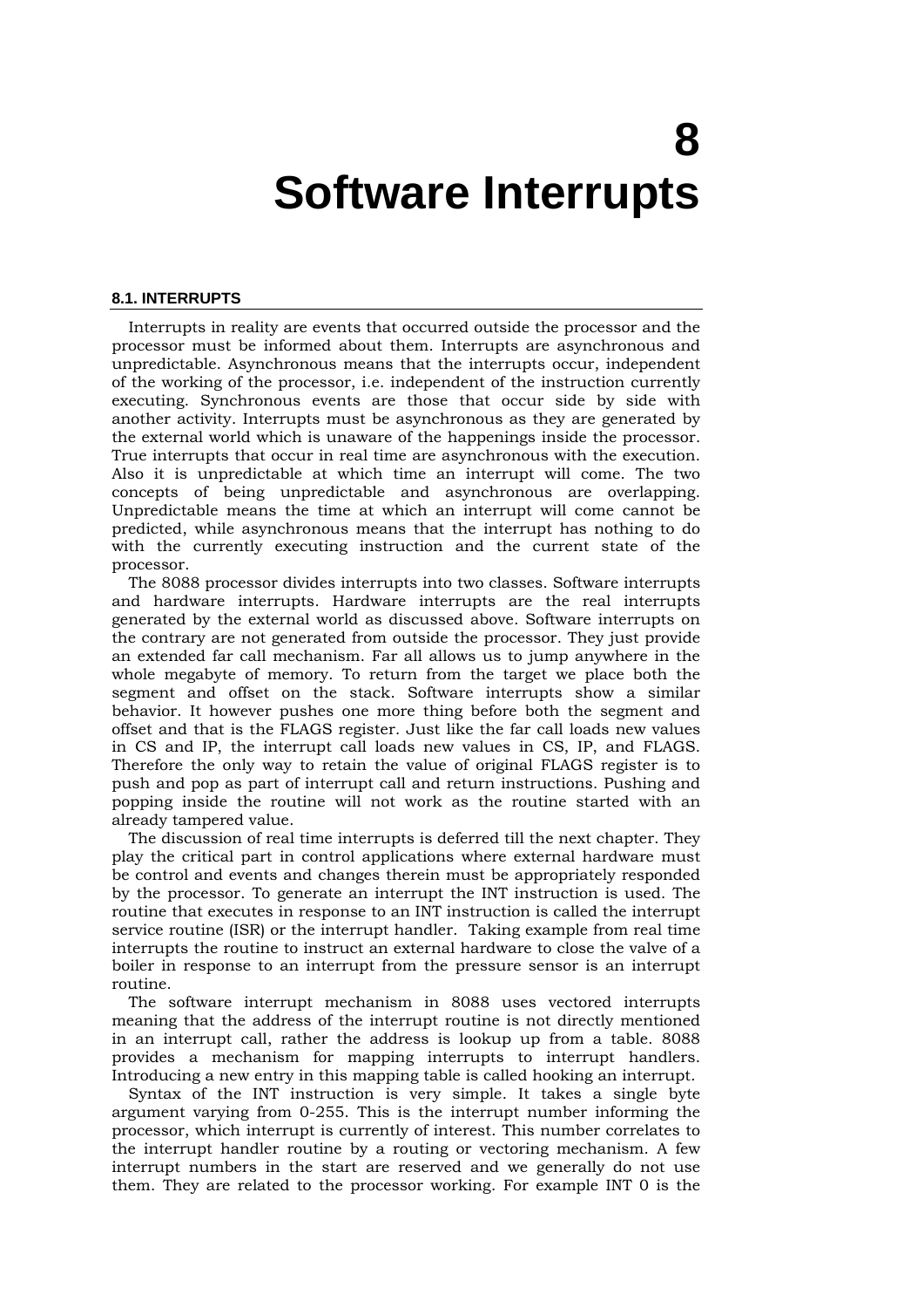# 8
# Software Interrupts

### 8.1. INTERRUPTS

Interrupts in reality are events that occurred outside the processor and the processor must be informed about them. Interrupts are asynchronous and unpredictable. Asynchronous means that the interrupts occur, independent of the working of the processor, i.e. independent of the instruction currently executing. Synchronous events are those that occur side by side with another activity. Interrupts must be asynchronous as they are generated by the external world which is unaware of the happenings inside the processor. True interrupts that occur in real time are asynchronous with the execution. Also it is unpredictable at which time an interrupt will come. The two concepts of being unpredictable and asynchronous are overlapping. Unpredictable means the time at which an interrupt will come cannot be predicted, while asynchronous means that the interrupt has nothing to do with the currently executing instruction and the current state of the processor.

The 8088 processor divides interrupts into two classes. Software interrupts and hardware interrupts. Hardware interrupts are the real interrupts generated by the external world as discussed above. Software interrupts on the contrary are not generated from outside the processor. They just provide an extended far call mechanism. Far all allows us to jump anywhere in the whole megabyte of memory. To return from the target we place both the segment and offset on the stack. Software interrupts show a similar behavior. It however pushes one more thing before both the segment and offset and that is the FLAGS register. Just like the far call loads new values in CS and IP, the interrupt call loads new values in CS, IP, and FLAGS. Therefore the only way to retain the value of original FLAGS register is to push and pop as part of interrupt call and return instructions. Pushing and popping inside the routine will not work as the routine started with an already tampered value.

The discussion of real time interrupts is deferred till the next chapter. They play the critical part in control applications where external hardware must be control and events and changes therein must be appropriately responded by the processor. To generate an interrupt the INT instruction is used. The routine that executes in response to an INT instruction is called the interrupt service routine (ISR) or the interrupt handler. Taking example from real time interrupts the routine to instruct an external hardware to close the valve of a boiler in response to an interrupt from the pressure sensor is an interrupt routine.

The software interrupt mechanism in 8088 uses vectored interrupts meaning that the address of the interrupt routine is not directly mentioned in an interrupt call, rather the address is lookup up from a table. 8088 provides a mechanism for mapping interrupts to interrupt handlers. Introducing a new entry in this mapping table is called hooking an interrupt.

Syntax of the INT instruction is very simple. It takes a single byte argument varying from 0-255. This is the interrupt number informing the processor, which interrupt is currently of interest. This number correlates to the interrupt handler routine by a routing or vectoring mechanism. A few interrupt numbers in the start are reserved and we generally do not use them. They are related to the processor working. For example INT 0 is the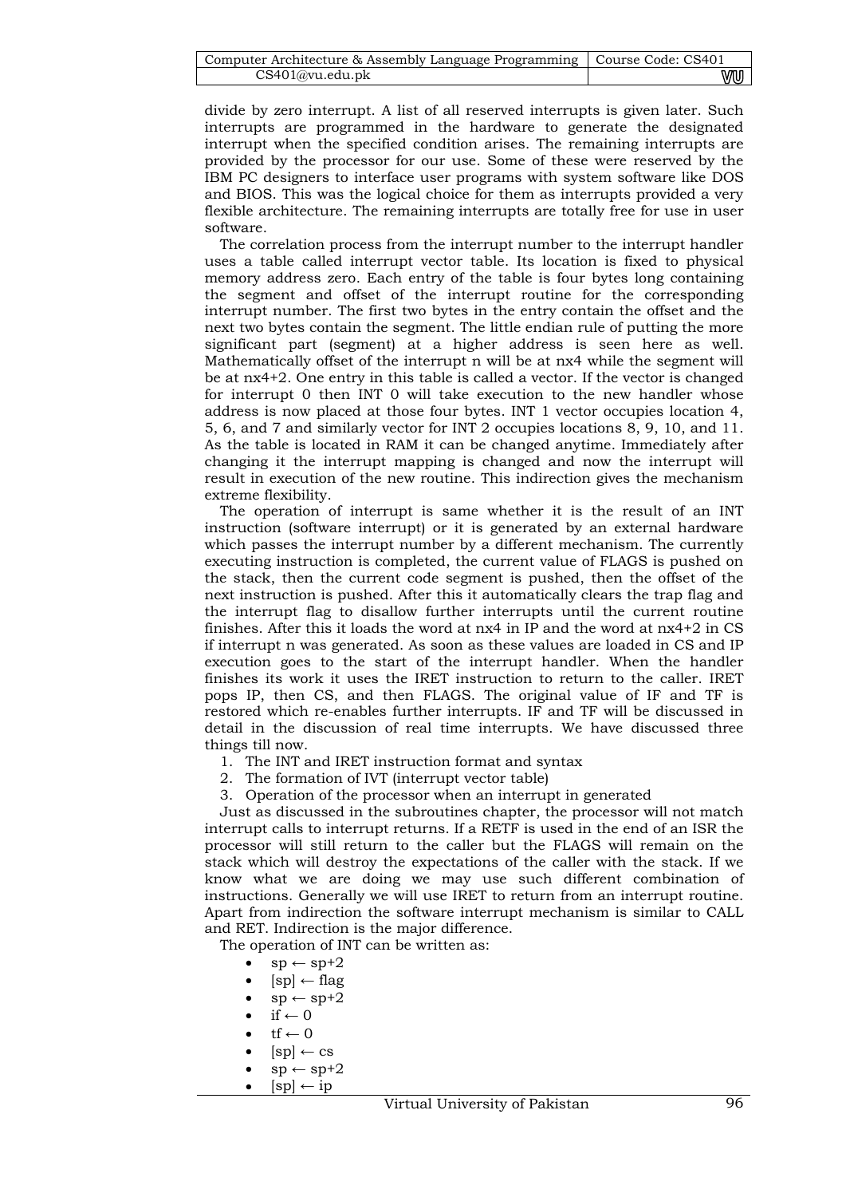divide by zero interrupt. A list of all reserved interrupts is given later. Such interrupts are programmed in the hardware to generate the designated interrupt when the specified condition arises. The remaining interrupts are provided by the processor for our use. Some of these were reserved by the IBM PC designers to interface user programs with system software like DOS and BIOS. This was the logical choice for them as interrupts provided a very flexible architecture. The remaining interrupts are totally free for use in user software.

The correlation process from the interrupt number to the interrupt handler uses a table called interrupt vector table. Its location is fixed to physical memory address zero. Each entry of the table is four bytes long containing the segment and offset of the interrupt routine for the corresponding interrupt number. The first two bytes in the entry contain the offset and the next two bytes contain the segment. The little endian rule of putting the more significant part (segment) at a higher address is seen here as well. Mathematically offset of the interrupt n will be at nx4 while the segment will be at nx4+2. One entry in this table is called a vector. If the vector is changed for interrupt 0 then INT 0 will take execution to the new handler whose address is now placed at those four bytes. INT 1 vector occupies location 4, 5, 6, and 7 and similarly vector for INT 2 occupies locations 8, 9, 10, and 11. As the table is located in RAM it can be changed anytime. Immediately after changing it the interrupt mapping is changed and now the interrupt will result in execution of the new routine. This indirection gives the mechanism extreme flexibility.

The operation of interrupt is same whether it is the result of an INT instruction (software interrupt) or it is generated by an external hardware which passes the interrupt number by a different mechanism. The currently executing instruction is completed, the current value of FLAGS is pushed on the stack, then the current code segment is pushed, then the offset of the next instruction is pushed. After this it automatically clears the trap flag and the interrupt flag to disallow further interrupts until the current routine finishes. After this it loads the word at nx4 in IP and the word at nx4+2 in CS if interrupt n was generated. As soon as these values are loaded in CS and IP execution goes to the start of the interrupt handler. When the handler finishes its work it uses the IRET instruction to return to the caller. IRET pops IP, then CS, and then FLAGS. The original value of IF and TF is restored which re-enables further interrupts. IF and TF will be discussed in detail in the discussion of real time interrupts. We have discussed three things till now.

1. The INT and IRET instruction format and syntax
2. The formation of IVT (interrupt vector table)
3. Operation of the processor when an interrupt in generated

Just as discussed in the subroutines chapter, the processor will not match interrupt calls to interrupt returns. If a RETF is used in the end of an ISR the processor will still return to the caller but the FLAGS will remain on the stack which will destroy the expectations of the caller with the stack. If we know what we are doing we may use such different combination of instructions. Generally we will use IRET to return from an interrupt routine. Apart from indirection the software interrupt mechanism is similar to CALL and RET. Indirection is the major difference.

The operation of INT can be written as:

- sp ← sp+2
- [sp] ← flag
- sp ← sp+2
- if ← 0
- tf ← 0
- [sp] ← cs
- sp ← sp+2
- [sp] ← ip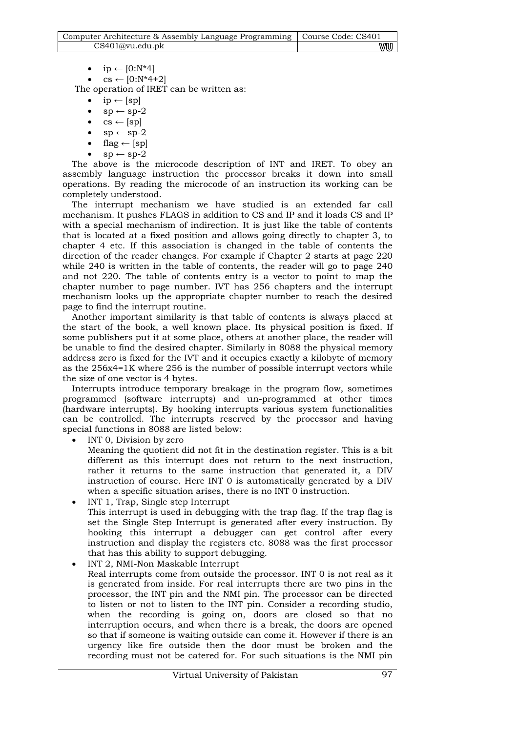- ip ← [0:N*4]
- cs ← [0:N*4+2]

The operation of IRET can be written as:

- ip ← [sp]
- sp ← sp-2
- cs ← [sp]
- sp ← sp-2
- flag ← [sp]
- sp ← sp-2

The above is the microcode description of INT and IRET. To obey an assembly language instruction the processor breaks it down into small operations. By reading the microcode of an instruction its working can be completely understood.

The interrupt mechanism we have studied is an extended far call mechanism. It pushes FLAGS in addition to CS and IP and it loads CS and IP with a special mechanism of indirection. It is just like the table of contents that is located at a fixed position and allows going directly to chapter 3, to chapter 4 etc. If this association is changed in the table of contents the direction of the reader changes. For example if Chapter 2 starts at page 220 while 240 is written in the table of contents, the reader will go to page 240 and not 220. The table of contents entry is a vector to point to map the chapter number to page number. IVT has 256 chapters and the interrupt mechanism looks up the appropriate chapter number to reach the desired page to find the interrupt routine.

Another important similarity is that table of contents is always placed at the start of the book, a well known place. Its physical position is fixed. If some publishers put it at some place, others at another place, the reader will be unable to find the desired chapter. Similarly in 8088 the physical memory address zero is fixed for the IVT and it occupies exactly a kilobyte of memory as the 256x4=1K where 256 is the number of possible interrupt vectors while the size of one vector is 4 bytes.

Interrupts introduce temporary breakage in the program flow, sometimes programmed (software interrupts) and un-programmed at other times (hardware interrupts). By hooking interrupts various system functionalities can be controlled. The interrupts reserved by the processor and having special functions in 8088 are listed below:

- INT 0, Division by zero
  Meaning the quotient did not fit in the destination register. This is a bit different as this interrupt does not return to the next instruction, rather it returns to the same instruction that generated it, a DIV instruction of course. Here INT 0 is automatically generated by a DIV when a specific situation arises, there is no INT 0 instruction.
- INT 1, Trap, Single step Interrupt
  This interrupt is used in debugging with the trap flag. If the trap flag is set the Single Step Interrupt is generated after every instruction. By hooking this interrupt a debugger can get control after every instruction and display the registers etc. 8088 was the first processor that has this ability to support debugging.
- INT 2, NMI-Non Maskable Interrupt
  Real interrupts come from outside the processor. INT 0 is not real as it is generated from inside. For real interrupts there are two pins in the processor, the INT pin and the NMI pin. The processor can be directed to listen or not to listen to the INT pin. Consider a recording studio, when the recording is going on, doors are closed so that no interruption occurs, and when there is a break, the doors are opened so that if someone is waiting outside can come it. However if there is an urgency like fire outside then the door must be broken and the recording must not be catered for. For such situations is the NMI pin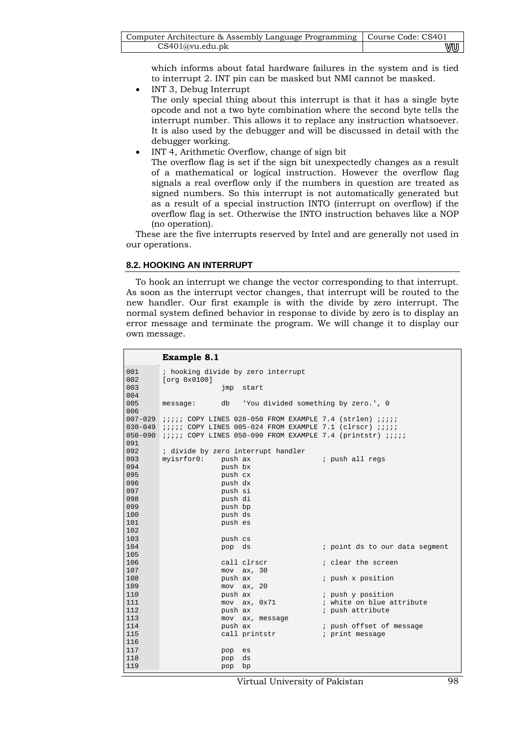which informs about fatal hardware failures in the system and is tied to interrupt 2. INT pin can be masked but NMI cannot be masked.

- INT 3, Debug Interrupt
  The only special thing about this interrupt is that it has a single byte opcode and not a two byte combination where the second byte tells the interrupt number. This allows it to replace any instruction whatsoever. It is also used by the debugger and will be discussed in detail with the debugger working.
- INT 4, Arithmetic Overflow, change of sign bit
  The overflow flag is set if the sign bit unexpectedly changes as a result of a mathematical or logical instruction. However the overflow flag signals a real overflow only if the numbers in question are treated as signed numbers. So this interrupt is not automatically generated but as a result of a special instruction INTO (interrupt on overflow) if the overflow flag is set. Otherwise the INTO instruction behaves like a NOP (no operation).

These are the five interrupts reserved by Intel and are generally not used in our operations.

## 8.2. HOOKING AN INTERRUPT

To hook an interrupt we change the vector corresponding to that interrupt. As soon as the interrupt vector changes, that interrupt will be routed to the new handler. Our first example is with the divide by zero interrupt. The normal system defined behavior in response to divide by zero is to display an error message and terminate the program. We will change it to display our own message.

**Example 8.1**

```
001      ; hooking divide by zero interrupt
002      [org 0x0100]
003                    jmp  start
004
005      message:      db   'You divided something by zero.', 0
006
007-029  ;;;;; COPY LINES 028-050 FROM EXAMPLE 7.4 (strlen) ;;;;;
030-049  ;;;;; COPY LINES 005-024 FROM EXAMPLE 7.1 (clrscr) ;;;;;
050-090  ;;;;; COPY LINES 050-090 FROM EXAMPLE 7.4 (printstr) ;;;;;
091
092      ; divide by zero interrupt handler
093      myisrfor0:    push ax                 ; push all regs
094                    push bx
095                    push cx
096                    push dx
097                    push si
098                    push di
099                    push bp
100                    push ds
101                    push es
102
103                    push cs
104                    pop  ds                 ; point ds to our data segment
105
106                    call clrscr             ; clear the screen
107                    mov  ax, 30
108                    push ax                 ; push x position
109                    mov  ax, 20
110                    push ax                 ; push y position
111                    mov  ax, 0x71           ; white on blue attribute
112                    push ax                 ; push attribute
113                    mov  ax, message
114                    push ax                 ; push offset of message
115                    call printstr           ; print message
116
117                    pop  es
118                    pop  ds
119                    pop  bp
```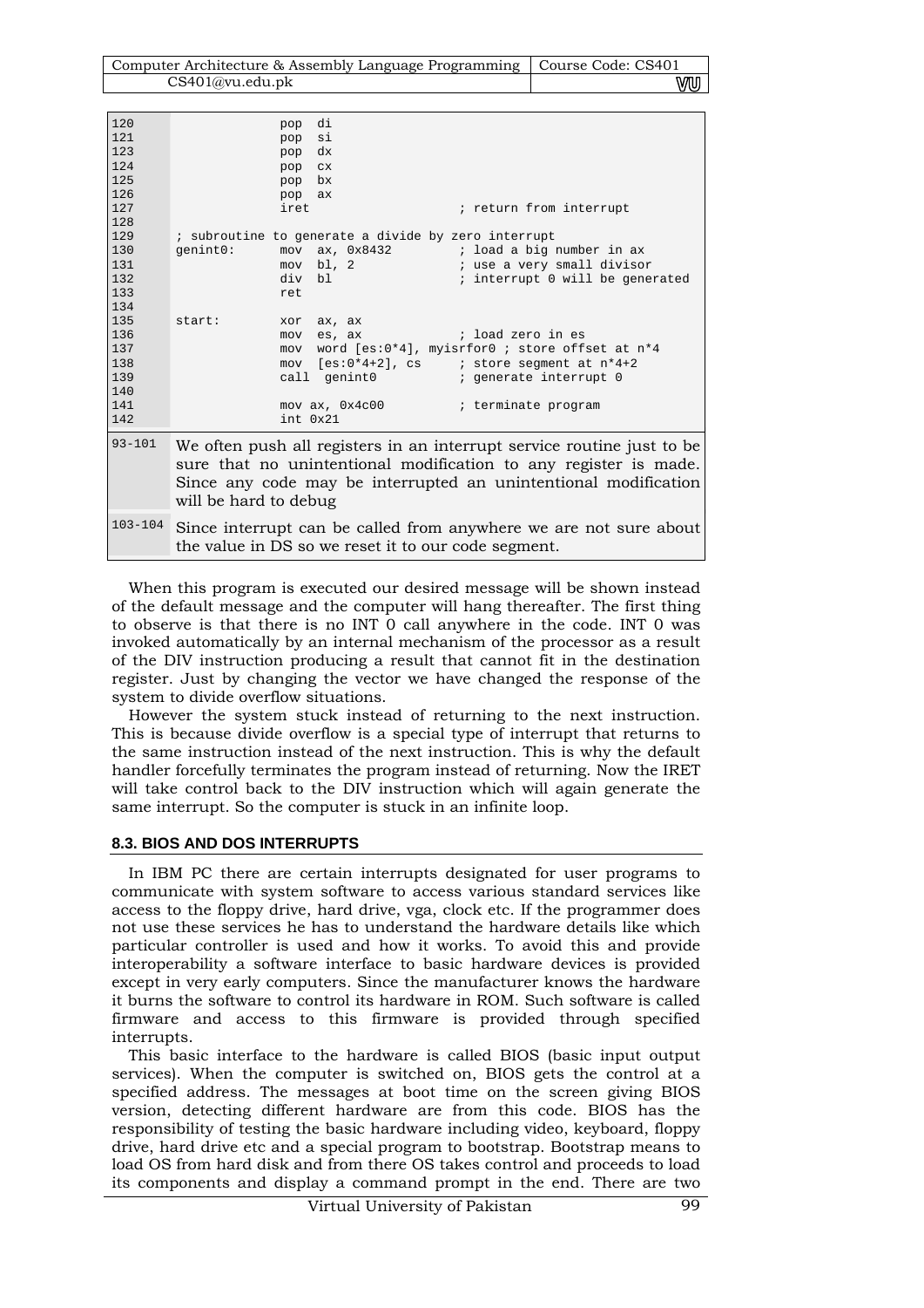```
120                 pop  di
121                 pop  si
123                 pop  dx
124                 pop  cx
125                 pop  bx
126                 pop  ax
127                 iret                    ; return from interrupt
128
129       ; subroutine to generate a divide by zero interrupt
130       genint0:      mov  ax, 0x8432        ; load a big number in ax
131                     mov  bl, 2             ; use a very small divisor
132                     div  bl                ; interrupt 0 will be generated
133                     ret
134
135       start:        xor  ax, ax
136                     mov  es, ax            ; load zero in es
137                     mov  word [es:0*4], myisrfor0 ; store offset at n*4
138                     mov  [es:0*4+2], cs    ; store segment at n*4+2
139                     call  genint0          ; generate interrupt 0
140
141                     mov ax, 0x4c00         ; terminate program
142                     int 0x21
```

| | |
|---|---|
| 93-101 | We often push all registers in an interrupt service routine just to be sure that no unintentional modification to any register is made. Since any code may be interrupted an unintentional modification will be hard to debug |
| 103-104 | Since interrupt can be called from anywhere we are not sure about the value in DS so we reset it to our code segment. |

When this program is executed our desired message will be shown instead of the default message and the computer will hang thereafter. The first thing to observe is that there is no INT 0 call anywhere in the code. INT 0 was invoked automatically by an internal mechanism of the processor as a result of the DIV instruction producing a result that cannot fit in the destination register. Just by changing the vector we have changed the response of the system to divide overflow situations.

However the system stuck instead of returning to the next instruction. This is because divide overflow is a special type of interrupt that returns to the same instruction instead of the next instruction. This is why the default handler forcefully terminates the program instead of returning. Now the IRET will take control back to the DIV instruction which will again generate the same interrupt. So the computer is stuck in an infinite loop.

### 8.3. BIOS AND DOS INTERRUPTS

In IBM PC there are certain interrupts designated for user programs to communicate with system software to access various standard services like access to the floppy drive, hard drive, vga, clock etc. If the programmer does not use these services he has to understand the hardware details like which particular controller is used and how it works. To avoid this and provide interoperability a software interface to basic hardware devices is provided except in very early computers. Since the manufacturer knows the hardware it burns the software to control its hardware in ROM. Such software is called firmware and access to this firmware is provided through specified interrupts.

This basic interface to the hardware is called BIOS (basic input output services). When the computer is switched on, BIOS gets the control at a specified address. The messages at boot time on the screen giving BIOS version, detecting different hardware are from this code. BIOS has the responsibility of testing the basic hardware including video, keyboard, floppy drive, hard drive etc and a special program to bootstrap. Bootstrap means to load OS from hard disk and from there OS takes control and proceeds to load its components and display a command prompt in the end. There are two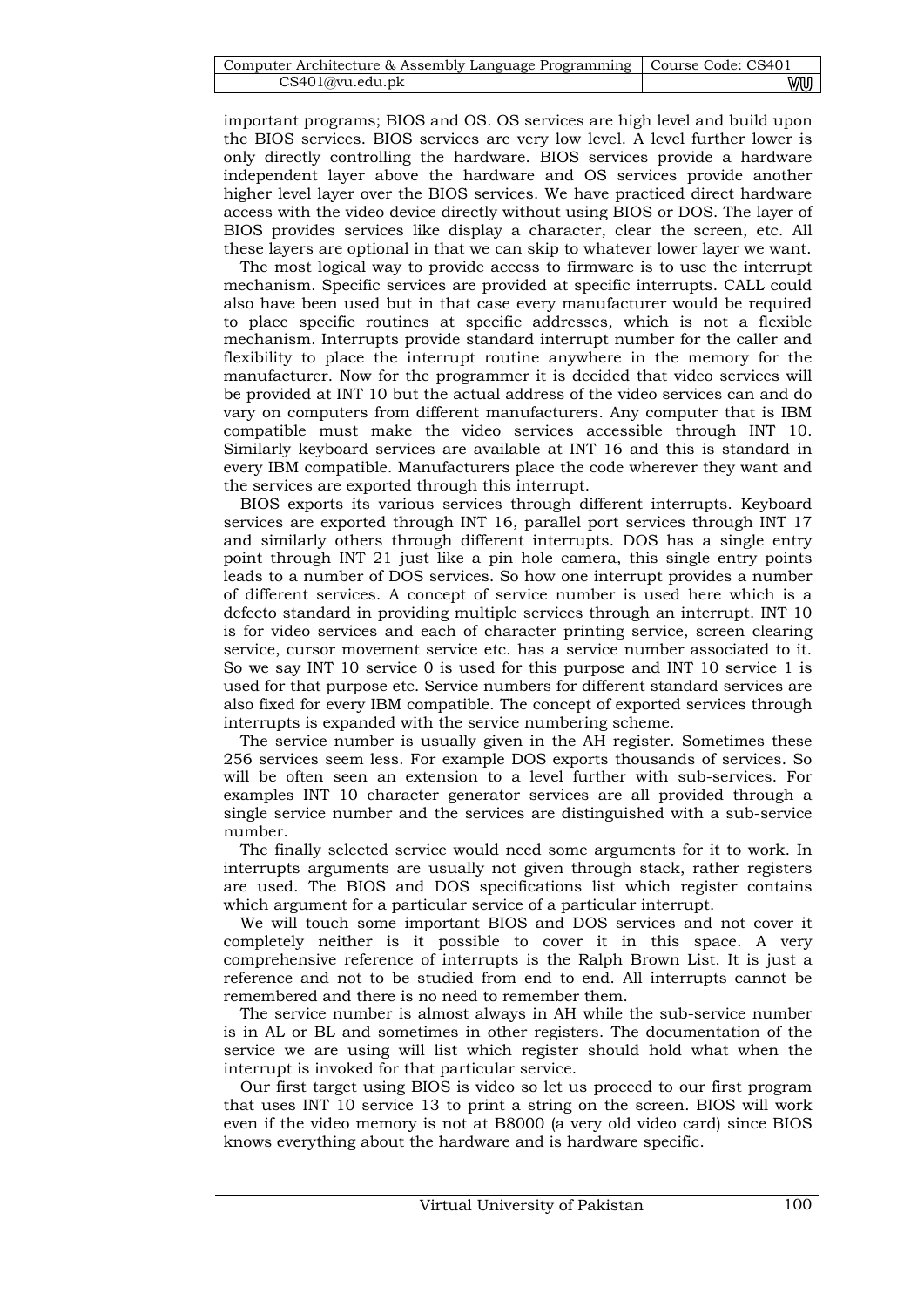important programs; BIOS and OS. OS services are high level and build upon the BIOS services. BIOS services are very low level. A level further lower is only directly controlling the hardware. BIOS services provide a hardware independent layer above the hardware and OS services provide another higher level layer over the BIOS services. We have practiced direct hardware access with the video device directly without using BIOS or DOS. The layer of BIOS provides services like display a character, clear the screen, etc. All these layers are optional in that we can skip to whatever lower layer we want.

The most logical way to provide access to firmware is to use the interrupt mechanism. Specific services are provided at specific interrupts. CALL could also have been used but in that case every manufacturer would be required to place specific routines at specific addresses, which is not a flexible mechanism. Interrupts provide standard interrupt number for the caller and flexibility to place the interrupt routine anywhere in the memory for the manufacturer. Now for the programmer it is decided that video services will be provided at INT 10 but the actual address of the video services can and do vary on computers from different manufacturers. Any computer that is IBM compatible must make the video services accessible through INT 10. Similarly keyboard services are available at INT 16 and this is standard in every IBM compatible. Manufacturers place the code wherever they want and the services are exported through this interrupt.

BIOS exports its various services through different interrupts. Keyboard services are exported through INT 16, parallel port services through INT 17 and similarly others through different interrupts. DOS has a single entry point through INT 21 just like a pin hole camera, this single entry points leads to a number of DOS services. So how one interrupt provides a number of different services. A concept of service number is used here which is a defecto standard in providing multiple services through an interrupt. INT 10 is for video services and each of character printing service, screen clearing service, cursor movement service etc. has a service number associated to it. So we say INT 10 service 0 is used for this purpose and INT 10 service 1 is used for that purpose etc. Service numbers for different standard services are also fixed for every IBM compatible. The concept of exported services through interrupts is expanded with the service numbering scheme.

The service number is usually given in the AH register. Sometimes these 256 services seem less. For example DOS exports thousands of services. So will be often seen an extension to a level further with sub-services. For examples INT 10 character generator services are all provided through a single service number and the services are distinguished with a sub-service number.

The finally selected service would need some arguments for it to work. In interrupts arguments are usually not given through stack, rather registers are used. The BIOS and DOS specifications list which register contains which argument for a particular service of a particular interrupt.

We will touch some important BIOS and DOS services and not cover it completely neither is it possible to cover it in this space. A very comprehensive reference of interrupts is the Ralph Brown List. It is just a reference and not to be studied from end to end. All interrupts cannot be remembered and there is no need to remember them.

The service number is almost always in AH while the sub-service number is in AL or BL and sometimes in other registers. The documentation of the service we are using will list which register should hold what when the interrupt is invoked for that particular service.

Our first target using BIOS is video so let us proceed to our first program that uses INT 10 service 13 to print a string on the screen. BIOS will work even if the video memory is not at B8000 (a very old video card) since BIOS knows everything about the hardware and is hardware specific.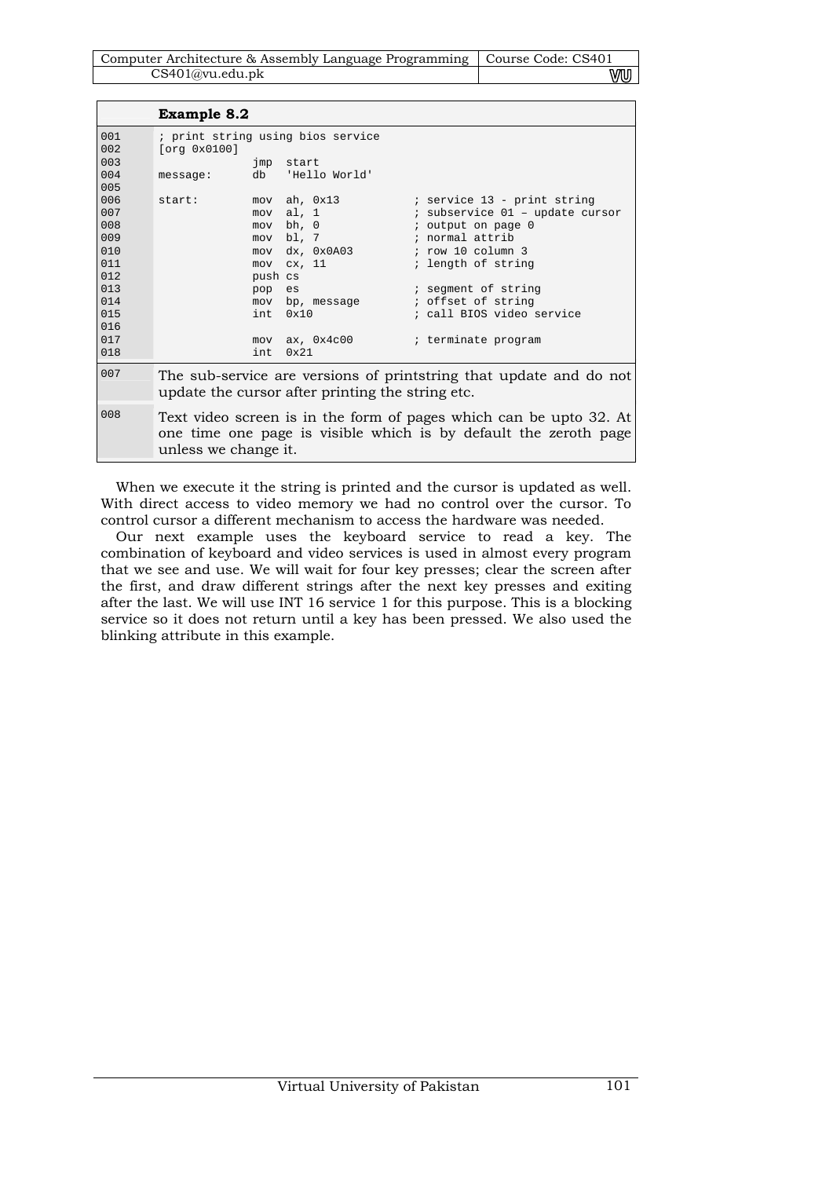**Example 8.2**

```
001    ; print string using bios service
002    [org 0x0100]
003                 jmp  start
004    message:     db   'Hello World'
005
006    start:       mov  ah, 0x13          ; service 13 - print string
007                 mov  al, 1             ; subservice 01 – update cursor
008                 mov  bh, 0             ; output on page 0
009                 mov  bl, 7             ; normal attrib
010                 mov  dx, 0x0A03        ; row 10 column 3
011                 mov  cx, 11            ; length of string
012                 push cs
013                 pop  es                ; segment of string
014                 mov  bp, message       ; offset of string
015                 int  0x10              ; call BIOS video service
016
017                 mov  ax, 0x4c00        ; terminate program
018                 int  0x21
```

| | |
|---|---|
| 007 | The sub-service are versions of printstring that update and do not update the cursor after printing the string etc. |
| 008 | Text video screen is in the form of pages which can be upto 32. At one time one page is visible which is by default the zeroth page unless we change it. |

When we execute it the string is printed and the cursor is updated as well. With direct access to video memory we had no control over the cursor. To control cursor a different mechanism to access the hardware was needed.

Our next example uses the keyboard service to read a key. The combination of keyboard and video services is used in almost every program that we see and use. We will wait for four key presses; clear the screen after the first, and draw different strings after the next key presses and exiting after the last. We will use INT 16 service 1 for this purpose. This is a blocking service so it does not return until a key has been pressed. We also used the blinking attribute in this example.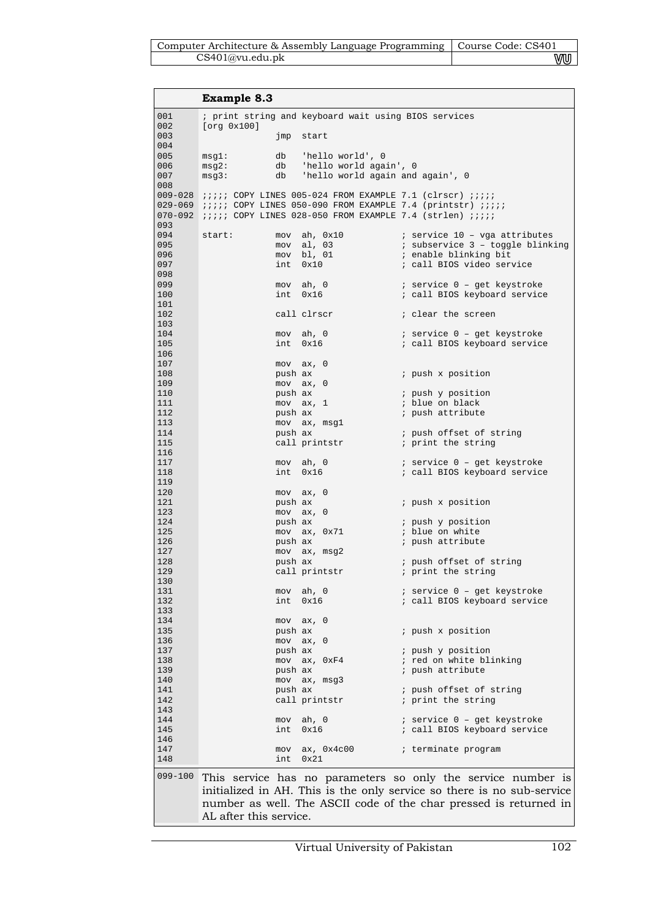**Example 8.3**

```
001      ; print string and keyboard wait using BIOS services
002      [org 0x100]
003                    jmp  start
004
005      msg1:         db   'hello world', 0
006      msg2:         db   'hello world again', 0
007      msg3:         db   'hello world again and again', 0
008
009-028  ;;;;; COPY LINES 005-024 FROM EXAMPLE 7.1 (clrscr) ;;;;;
029-069  ;;;;; COPY LINES 050-090 FROM EXAMPLE 7.4 (printstr) ;;;;;
070-092  ;;;;; COPY LINES 028-050 FROM EXAMPLE 7.4 (strlen) ;;;;;
093
094      start:        mov  ah, 0x10           ; service 10 – vga attributes
095                    mov  al, 03             ; subservice 3 – toggle blinking
096                    mov  bl, 01             ; enable blinking bit
097                    int  0x10               ; call BIOS video service
098
099                    mov  ah, 0              ; service 0 – get keystroke
100                    int  0x16               ; call BIOS keyboard service
101
102                    call clrscr             ; clear the screen
103
104                    mov  ah, 0              ; service 0 – get keystroke
105                    int  0x16               ; call BIOS keyboard service
106
107                    mov  ax, 0
108                    push ax                 ; push x position
109                    mov  ax, 0
110                    push ax                 ; push y position
111                    mov  ax, 1              ; blue on black
112                    push ax                 ; push attribute
113                    mov  ax, msg1
114                    push ax                 ; push offset of string
115                    call printstr           ; print the string
116
117                    mov  ah, 0              ; service 0 – get keystroke
118                    int  0x16               ; call BIOS keyboard service
119
120                    mov  ax, 0
121                    push ax                 ; push x position
123                    mov  ax, 0
124                    push ax                 ; push y position
125                    mov  ax, 0x71           ; blue on white
126                    push ax                 ; push attribute
127                    mov  ax, msg2
128                    push ax                 ; push offset of string
129                    call printstr           ; print the string
130
131                    mov  ah, 0              ; service 0 – get keystroke
132                    int  0x16               ; call BIOS keyboard service
133
134                    mov  ax, 0
135                    push ax                 ; push x position
136                    mov  ax, 0
137                    push ax                 ; push y position
138                    mov  ax, 0xF4           ; red on white blinking
139                    push ax                 ; push attribute
140                    mov  ax, msg3
141                    push ax                 ; push offset of string
142                    call printstr           ; print the string
143
144                    mov  ah, 0              ; service 0 – get keystroke
145                    int  0x16               ; call BIOS keyboard service
146
147                    mov  ax, 0x4c00         ; terminate program
148                    int  0x21
```

099-100 This service has no parameters so only the service number is initialized in AH. This is the only service so there is no sub-service number as well. The ASCII code of the char pressed is returned in AL after this service.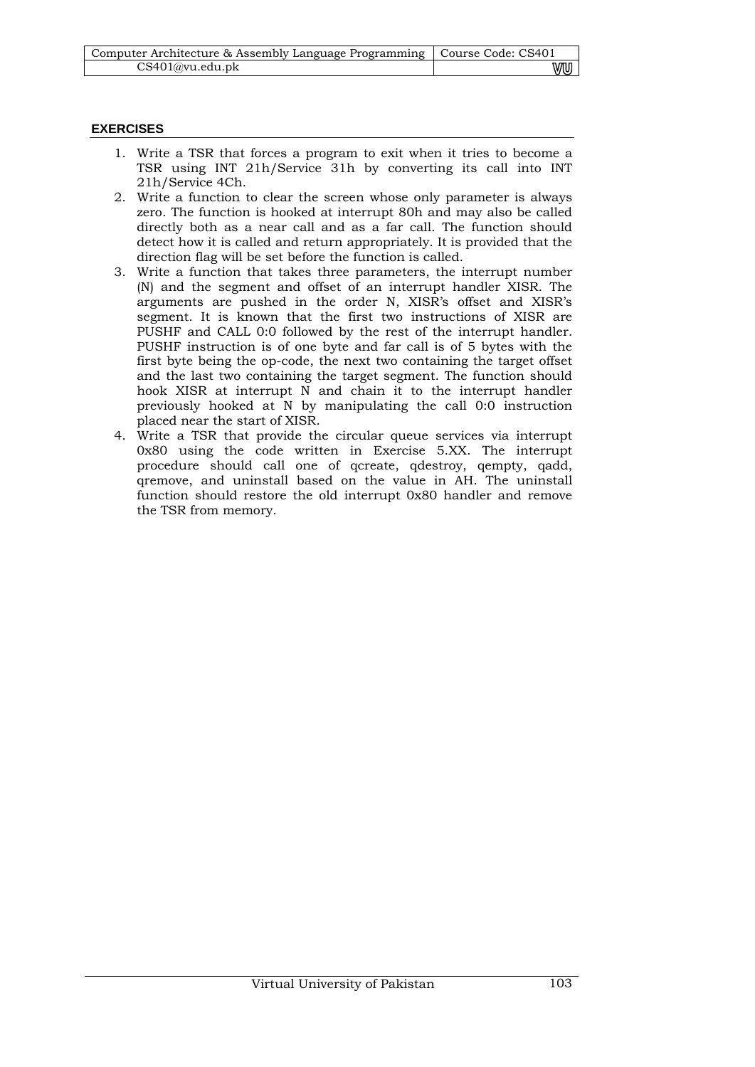## EXERCISES

1. Write a TSR that forces a program to exit when it tries to become a TSR using INT 21h/Service 31h by converting its call into INT 21h/Service 4Ch.
2. Write a function to clear the screen whose only parameter is always zero. The function is hooked at interrupt 80h and may also be called directly both as a near call and as a far call. The function should detect how it is called and return appropriately. It is provided that the direction flag will be set before the function is called.
3. Write a function that takes three parameters, the interrupt number (N) and the segment and offset of an interrupt handler XISR. The arguments are pushed in the order N, XISR's offset and XISR's segment. It is known that the first two instructions of XISR are PUSHF and CALL 0:0 followed by the rest of the interrupt handler. PUSHF instruction is of one byte and far call is of 5 bytes with the first byte being the op-code, the next two containing the target offset and the last two containing the target segment. The function should hook XISR at interrupt N and chain it to the interrupt handler previously hooked at N by manipulating the call 0:0 instruction placed near the start of XISR.
4. Write a TSR that provide the circular queue services via interrupt 0x80 using the code written in Exercise 5.XX. The interrupt procedure should call one of qcreate, qdestroy, qempty, qadd, qremove, and uninstall based on the value in AH. The uninstall function should restore the old interrupt 0x80 handler and remove the TSR from memory.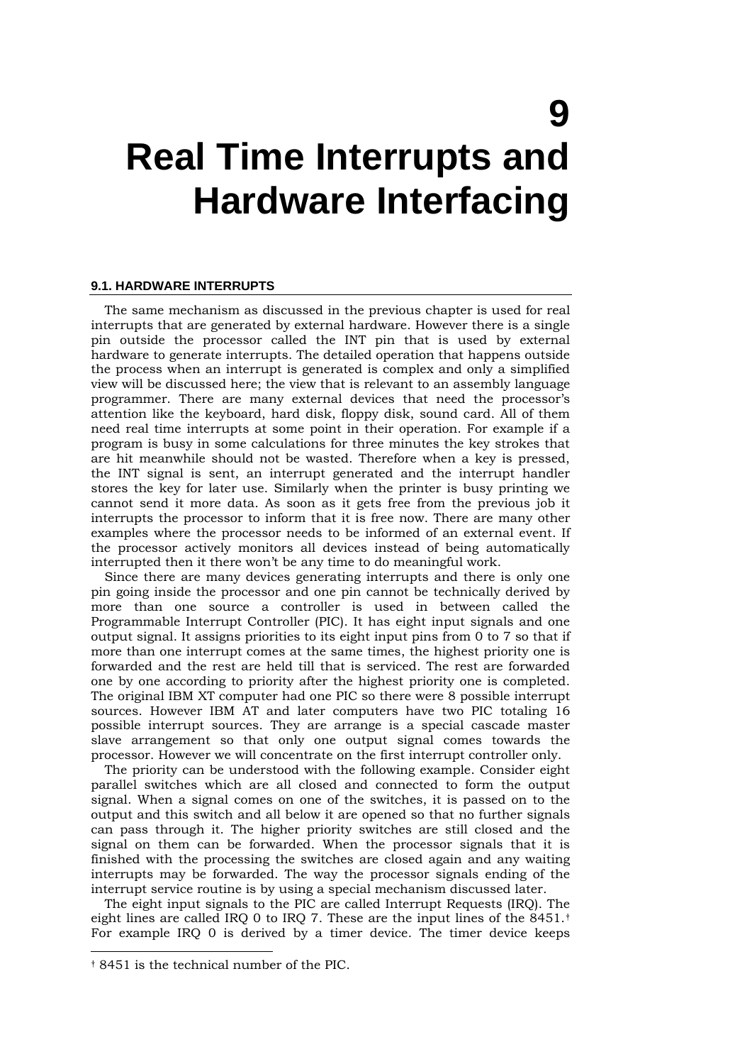# 9 Real Time Interrupts and Hardware Interfacing

## 9.1. HARDWARE INTERRUPTS

The same mechanism as discussed in the previous chapter is used for real interrupts that are generated by external hardware. However there is a single pin outside the processor called the INT pin that is used by external hardware to generate interrupts. The detailed operation that happens outside the process when an interrupt is generated is complex and only a simplified view will be discussed here; the view that is relevant to an assembly language programmer. There are many external devices that need the processor's attention like the keyboard, hard disk, floppy disk, sound card. All of them need real time interrupts at some point in their operation. For example if a program is busy in some calculations for three minutes the key strokes that are hit meanwhile should not be wasted. Therefore when a key is pressed, the INT signal is sent, an interrupt generated and the interrupt handler stores the key for later use. Similarly when the printer is busy printing we cannot send it more data. As soon as it gets free from the previous job it interrupts the processor to inform that it is free now. There are many other examples where the processor needs to be informed of an external event. If the processor actively monitors all devices instead of being automatically interrupted then it there won't be any time to do meaningful work.

Since there are many devices generating interrupts and there is only one pin going inside the processor and one pin cannot be technically derived by more than one source a controller is used in between called the Programmable Interrupt Controller (PIC). It has eight input signals and one output signal. It assigns priorities to its eight input pins from 0 to 7 so that if more than one interrupt comes at the same times, the highest priority one is forwarded and the rest are held till that is serviced. The rest are forwarded one by one according to priority after the highest priority one is completed. The original IBM XT computer had one PIC so there were 8 possible interrupt sources. However IBM AT and later computers have two PIC totaling 16 possible interrupt sources. They are arrange is a special cascade master slave arrangement so that only one output signal comes towards the processor. However we will concentrate on the first interrupt controller only.

The priority can be understood with the following example. Consider eight parallel switches which are all closed and connected to form the output signal. When a signal comes on one of the switches, it is passed on to the output and this switch and all below it are opened so that no further signals can pass through it. The higher priority switches are still closed and the signal on them can be forwarded. When the processor signals that it is finished with the processing the switches are closed again and any waiting interrupts may be forwarded. The way the processor signals ending of the interrupt service routine is by using a special mechanism discussed later.

The eight input signals to the PIC are called Interrupt Requests (IRQ). The eight lines are called IRQ 0 to IRQ 7. These are the input lines of the 8451.† For example IRQ 0 is derived by a timer device. The timer device keeps

† 8451 is the technical number of the PIC.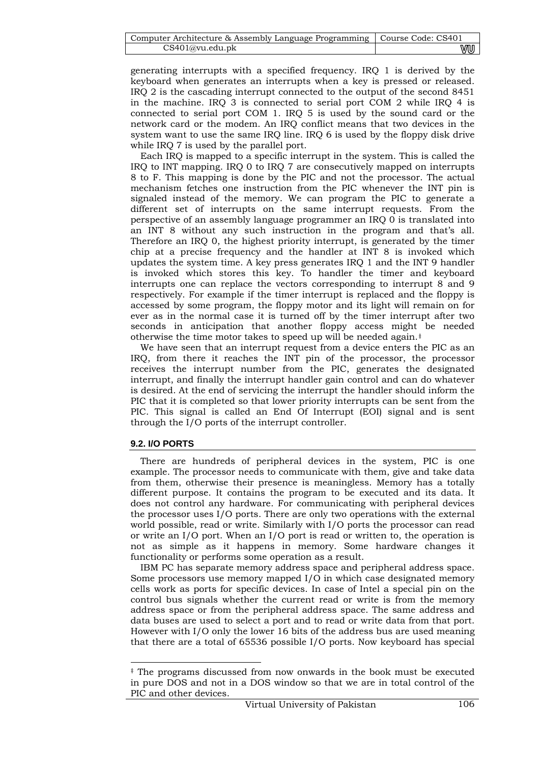generating interrupts with a specified frequency. IRQ 1 is derived by the keyboard when generates an interrupts when a key is pressed or released. IRQ 2 is the cascading interrupt connected to the output of the second 8451 in the machine. IRQ 3 is connected to serial port COM 2 while IRQ 4 is connected to serial port COM 1. IRQ 5 is used by the sound card or the network card or the modem. An IRQ conflict means that two devices in the system want to use the same IRQ line. IRQ 6 is used by the floppy disk drive while IRQ 7 is used by the parallel port.

Each IRQ is mapped to a specific interrupt in the system. This is called the IRQ to INT mapping. IRQ 0 to IRQ 7 are consecutively mapped on interrupts 8 to F. This mapping is done by the PIC and not the processor. The actual mechanism fetches one instruction from the PIC whenever the INT pin is signaled instead of the memory. We can program the PIC to generate a different set of interrupts on the same interrupt requests. From the perspective of an assembly language programmer an IRQ 0 is translated into an INT 8 without any such instruction in the program and that's all. Therefore an IRQ 0, the highest priority interrupt, is generated by the timer chip at a precise frequency and the handler at INT 8 is invoked which updates the system time. A key press generates IRQ 1 and the INT 9 handler is invoked which stores this key. To handler the timer and keyboard interrupts one can replace the vectors corresponding to interrupt 8 and 9 respectively. For example if the timer interrupt is replaced and the floppy is accessed by some program, the floppy motor and its light will remain on for ever as in the normal case it is turned off by the timer interrupt after two seconds in anticipation that another floppy access might be needed otherwise the time motor takes to speed up will be needed again.‡

We have seen that an interrupt request from a device enters the PIC as an IRQ, from there it reaches the INT pin of the processor, the processor receives the interrupt number from the PIC, generates the designated interrupt, and finally the interrupt handler gain control and can do whatever is desired. At the end of servicing the interrupt the handler should inform the PIC that it is completed so that lower priority interrupts can be sent from the PIC. This signal is called an End Of Interrupt (EOI) signal and is sent through the I/O ports of the interrupt controller.

### 9.2. I/O PORTS

There are hundreds of peripheral devices in the system, PIC is one example. The processor needs to communicate with them, give and take data from them, otherwise their presence is meaningless. Memory has a totally different purpose. It contains the program to be executed and its data. It does not control any hardware. For communicating with peripheral devices the processor uses I/O ports. There are only two operations with the external world possible, read or write. Similarly with I/O ports the processor can read or write an I/O port. When an I/O port is read or written to, the operation is not as simple as it happens in memory. Some hardware changes it functionality or performs some operation as a result.

IBM PC has separate memory address space and peripheral address space. Some processors use memory mapped I/O in which case designated memory cells work as ports for specific devices. In case of Intel a special pin on the control bus signals whether the current read or write is from the memory address space or from the peripheral address space. The same address and data buses are used to select a port and to read or write data from that port. However with I/O only the lower 16 bits of the address bus are used meaning that there are a total of 65536 possible I/O ports. Now keyboard has special

‡ The programs discussed from now onwards in the book must be executed in pure DOS and not in a DOS window so that we are in total control of the PIC and other devices.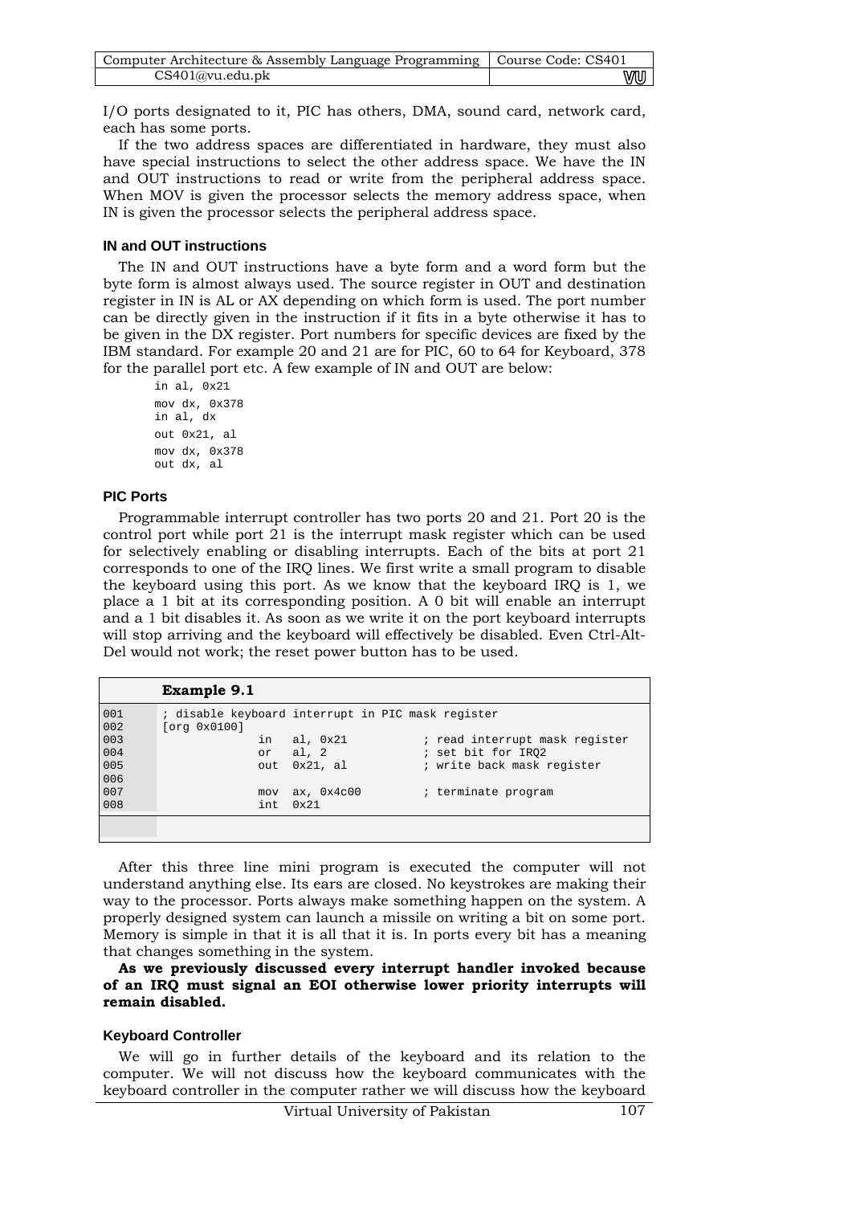I/O ports designated to it, PIC has others, DMA, sound card, network card, each has some ports.

If the two address spaces are differentiated in hardware, they must also have special instructions to select the other address space. We have the IN and OUT instructions to read or write from the peripheral address space. When MOV is given the processor selects the memory address space, when IN is given the processor selects the peripheral address space.

### IN and OUT instructions

The IN and OUT instructions have a byte form and a word form but the byte form is almost always used. The source register in OUT and destination register in IN is AL or AX depending on which form is used. The port number can be directly given in the instruction if it fits in a byte otherwise it has to be given in the DX register. Port numbers for specific devices are fixed by the IBM standard. For example 20 and 21 are for PIC, 60 to 64 for Keyboard, 378 for the parallel port etc. A few example of IN and OUT are below:

```
in al, 0x21
mov dx, 0x378
in al, dx
out 0x21, al
mov dx, 0x378
out dx, al
```

### PIC Ports

Programmable interrupt controller has two ports 20 and 21. Port 20 is the control port while port 21 is the interrupt mask register which can be used for selectively enabling or disabling interrupts. Each of the bits at port 21 corresponds to one of the IRQ lines. We first write a small program to disable the keyboard using this port. As we know that the keyboard IRQ is 1, we place a 1 bit at its corresponding position. A 0 bit will enable an interrupt and a 1 bit disables it. As soon as we write it on the port keyboard interrupts will stop arriving and the keyboard will effectively be disabled. Even Ctrl-Alt-Del would not work; the reset power button has to be used.

**Example 9.1**

```
001    ; disable keyboard interrupt in PIC mask register
002    [org 0x0100]
003                  in   al, 0x21           ; read interrupt mask register
004                  or   al, 2              ; set bit for IRQ2
005                  out  0x21, al           ; write back mask register
006
007                  mov  ax, 0x4c00         ; terminate program
008                  int  0x21
```

After this three line mini program is executed the computer will not understand anything else. Its ears are closed. No keystrokes are making their way to the processor. Ports always make something happen on the system. A properly designed system can launch a missile on writing a bit on some port. Memory is simple in that it is all that it is. In ports every bit has a meaning that changes something in the system.

**As we previously discussed every interrupt handler invoked because of an IRQ must signal an EOI otherwise lower priority interrupts will remain disabled.**

### Keyboard Controller

We will go in further details of the keyboard and its relation to the computer. We will not discuss how the keyboard communicates with the keyboard controller in the computer rather we will discuss how the keyboard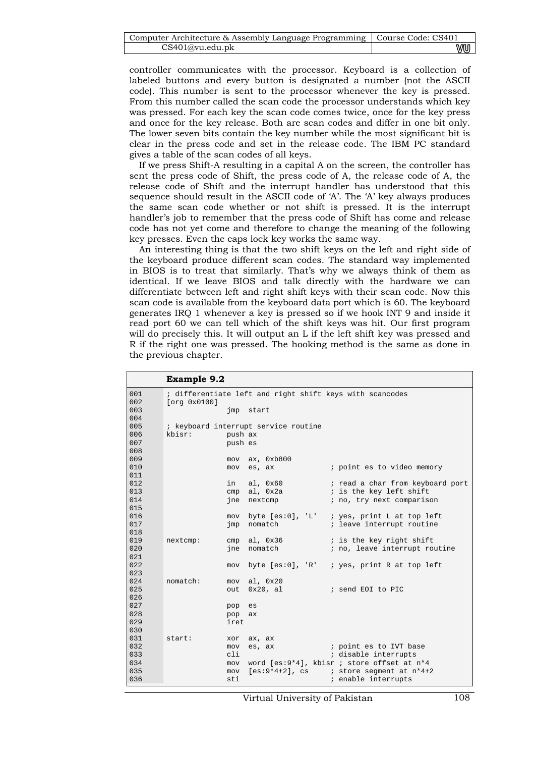controller communicates with the processor. Keyboard is a collection of labeled buttons and every button is designated a number (not the ASCII code). This number is sent to the processor whenever the key is pressed. From this number called the scan code the processor understands which key was pressed. For each key the scan code comes twice, once for the key press and once for the key release. Both are scan codes and differ in one bit only. The lower seven bits contain the key number while the most significant bit is clear in the press code and set in the release code. The IBM PC standard gives a table of the scan codes of all keys.

If we press Shift-A resulting in a capital A on the screen, the controller has sent the press code of Shift, the press code of A, the release code of A, the release code of Shift and the interrupt handler has understood that this sequence should result in the ASCII code of 'A'. The 'A' key always produces the same scan code whether or not shift is pressed. It is the interrupt handler's job to remember that the press code of Shift has come and release code has not yet come and therefore to change the meaning of the following key presses. Even the caps lock key works the same way.

An interesting thing is that the two shift keys on the left and right side of the keyboard produce different scan codes. The standard way implemented in BIOS is to treat that similarly. That's why we always think of them as identical. If we leave BIOS and talk directly with the hardware we can differentiate between left and right shift keys with their scan code. Now this scan code is available from the keyboard data port which is 60. The keyboard generates IRQ 1 whenever a key is pressed so if we hook INT 9 and inside it read port 60 we can tell which of the shift keys was hit. Our first program will do precisely this. It will output an L if the left shift key was pressed and R if the right one was pressed. The hooking method is the same as done in the previous chapter.

**Example 9.2**

```
001     ; differentiate left and right shift keys with scancodes
002     [org 0x0100]
003                     jmp  start
004
005     ; keyboard interrupt service routine
006     kbisr:          push ax
007                     push es
008
009                     mov  ax, 0xb800
010                     mov  es, ax             ; point es to video memory
011
012                     in   al, 0x60           ; read a char from keyboard port
013                     cmp  al, 0x2a           ; is the key left shift
014                     jne  nextcmp            ; no, try next comparison
015
016                     mov  byte [es:0], 'L'   ; yes, print L at top left
017                     jmp  nomatch            ; leave interrupt routine
018
019     nextcmp:        cmp  al, 0x36           ; is the key right shift
020                     jne  nomatch            ; no, leave interrupt routine
021
022                     mov  byte [es:0], 'R'   ; yes, print R at top left
023
024     nomatch:        mov  al, 0x20
025                     out  0x20, al           ; send EOI to PIC
026
027                     pop  es
028                     pop  ax
029                     iret
030
031     start:          xor  ax, ax
032                     mov  es, ax             ; point es to IVT base
033                     cli                     ; disable interrupts
034                     mov  word [es:9*4], kbisr ; store offset at n*4
035                     mov  [es:9*4+2], cs     ; store segment at n*4+2
036                     sti                     ; enable interrupts
```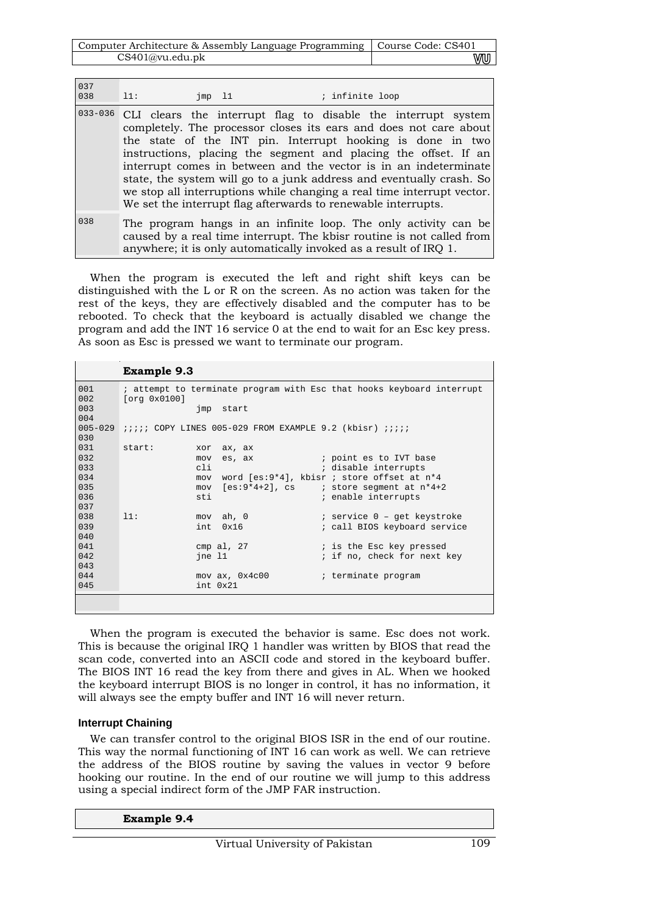```
037
038     l1:         jmp  l1                 ; infinite loop
```

| | |
|---|---|
| 033-036 | CLI clears the interrupt flag to disable the interrupt system completely. The processor closes its ears and does not care about the state of the INT pin. Interrupt hooking is done in two instructions, placing the segment and placing the offset. If an interrupt comes in between and the vector is in an indeterminate state, the system will go to a junk address and eventually crash. So we stop all interruptions while changing a real time interrupt vector. We set the interrupt flag afterwards to renewable interrupts. |
| 038 | The program hangs in an infinite loop. The only activity can be caused by a real time interrupt. The kbisr routine is not called from anywhere; it is only automatically invoked as a result of IRQ 1. |

When the program is executed the left and right shift keys can be distinguished with the L or R on the screen. As no action was taken for the rest of the keys, they are effectively disabled and the computer has to be rebooted. To check that the keyboard is actually disabled we change the program and add the INT 16 service 0 at the end to wait for an Esc key press. As soon as Esc is pressed we want to terminate our program.

**Example 9.3**

```
001     ; attempt to terminate program with Esc that hooks keyboard interrupt
002     [org 0x0100]
003                 jmp  start
004
005-029 ;;;;; COPY LINES 005-029 FROM EXAMPLE 9.2 (kbisr) ;;;;;
030
031     start:      xor  ax, ax
032                 mov  es, ax             ; point es to IVT base
033                 cli                     ; disable interrupts
034                 mov  word [es:9*4], kbisr ; store offset at n*4
035                 mov  [es:9*4+2], cs     ; store segment at n*4+2
036                 sti                     ; enable interrupts
037
038     l1:         mov  ah, 0              ; service 0 – get keystroke
039                 int  0x16               ; call BIOS keyboard service
040
041                 cmp al, 27              ; is the Esc key pressed
042                 jne l1                  ; if no, check for next key
043
044                 mov ax, 0x4c00          ; terminate program
045                 int 0x21
```

When the program is executed the behavior is same. Esc does not work. This is because the original IRQ 1 handler was written by BIOS that read the scan code, converted into an ASCII code and stored in the keyboard buffer. The BIOS INT 16 read the key from there and gives in AL. When we hooked the keyboard interrupt BIOS is no longer in control, it has no information, it will always see the empty buffer and INT 16 will never return.

### Interrupt Chaining

We can transfer control to the original BIOS ISR in the end of our routine. This way the normal functioning of INT 16 can work as well. We can retrieve the address of the BIOS routine by saving the values in vector 9 before hooking our routine. In the end of our routine we will jump to this address using a special indirect form of the JMP FAR instruction.

**Example 9.4**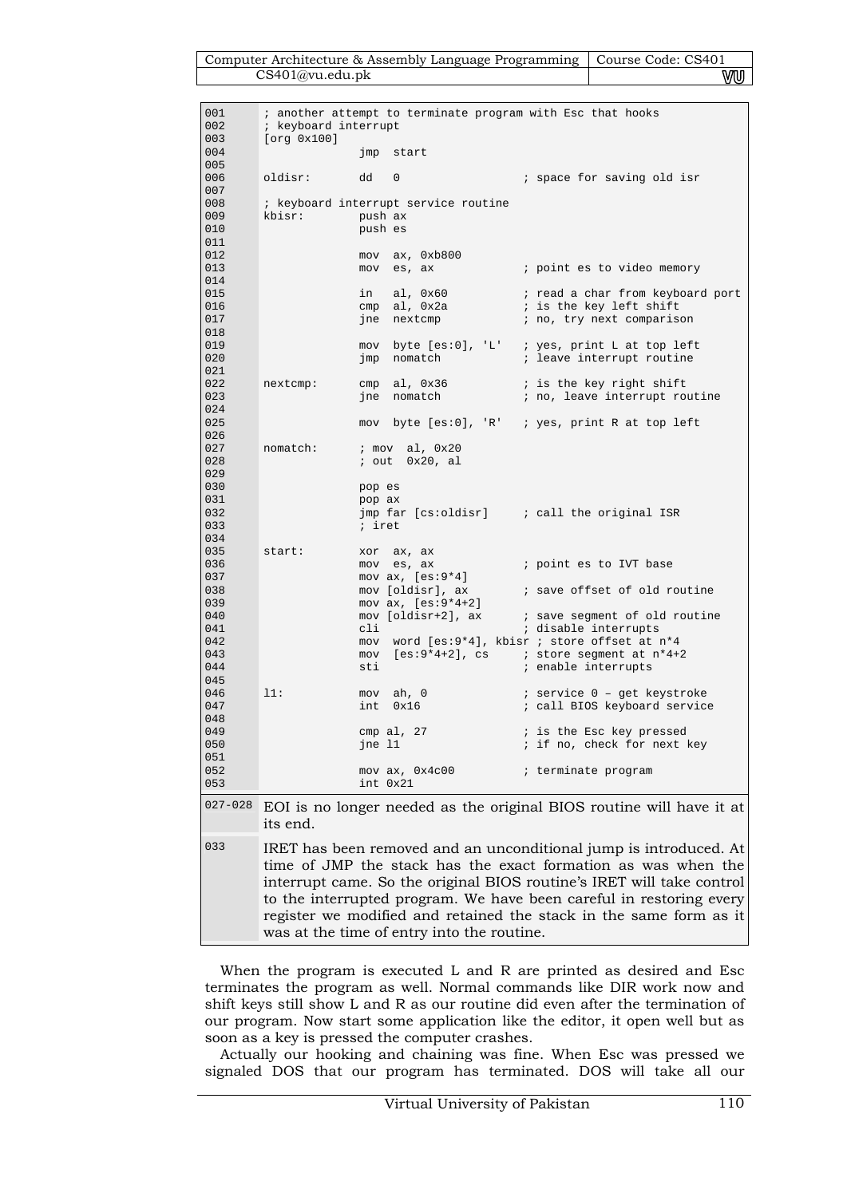```
001	; another attempt to terminate program with Esc that hooks
002	; keyboard interrupt
003	[org 0x100]
004	              jmp  start
005
006	oldisr:       dd   0                  ; space for saving old isr
007
008	; keyboard interrupt service routine
009	kbisr:        push ax
010	              push es
011
012	              mov  ax, 0xb800
013	              mov  es, ax             ; point es to video memory
014
015	              in   al, 0x60           ; read a char from keyboard port
016	              cmp  al, 0x2a           ; is the key left shift
017	              jne  nextcmp            ; no, try next comparison
018
019	              mov  byte [es:0], 'L'   ; yes, print L at top left
020	              jmp  nomatch            ; leave interrupt routine
021
022	nextcmp:      cmp  al, 0x36           ; is the key right shift
023	              jne  nomatch            ; no, leave interrupt routine
024
025	              mov  byte [es:0], 'R'   ; yes, print R at top left
026
027	nomatch:      ; mov  al, 0x20
028	              ; out  0x20, al
029
030	              pop es
031	              pop ax
032	              jmp far [cs:oldisr]     ; call the original ISR
033	              ; iret
034
035	start:        xor  ax, ax
036	              mov  es, ax             ; point es to IVT base
037	              mov ax, [es:9*4]
038	              mov [oldisr], ax        ; save offset of old routine
039	              mov ax, [es:9*4+2]
040	              mov [oldisr+2], ax      ; save segment of old routine
041	              cli                     ; disable interrupts
042	              mov  word [es:9*4], kbisr ; store offset at n*4
043	              mov  [es:9*4+2], cs     ; store segment at n*4+2
044	              sti                     ; enable interrupts
045
046	l1:           mov  ah, 0              ; service 0 – get keystroke
047	              int  0x16               ; call BIOS keyboard service
048
049	              cmp al, 27              ; is the Esc key pressed
050	              jne l1                  ; if no, check for next key
051
052	              mov ax, 0x4c00          ; terminate program
053	              int 0x21
```

| | |
|---|---|
| 027-028 | EOI is no longer needed as the original BIOS routine will have it at its end. |
| 033 | IRET has been removed and an unconditional jump is introduced. At time of JMP the stack has the exact formation as was when the interrupt came. So the original BIOS routine's IRET will take control to the interrupted program. We have been careful in restoring every register we modified and retained the stack in the same form as it was at the time of entry into the routine. |

When the program is executed L and R are printed as desired and Esc terminates the program as well. Normal commands like DIR work now and shift keys still show L and R as our routine did even after the termination of our program. Now start some application like the editor, it open well but as soon as a key is pressed the computer crashes.

Actually our hooking and chaining was fine. When Esc was pressed we signaled DOS that our program has terminated. DOS will take all our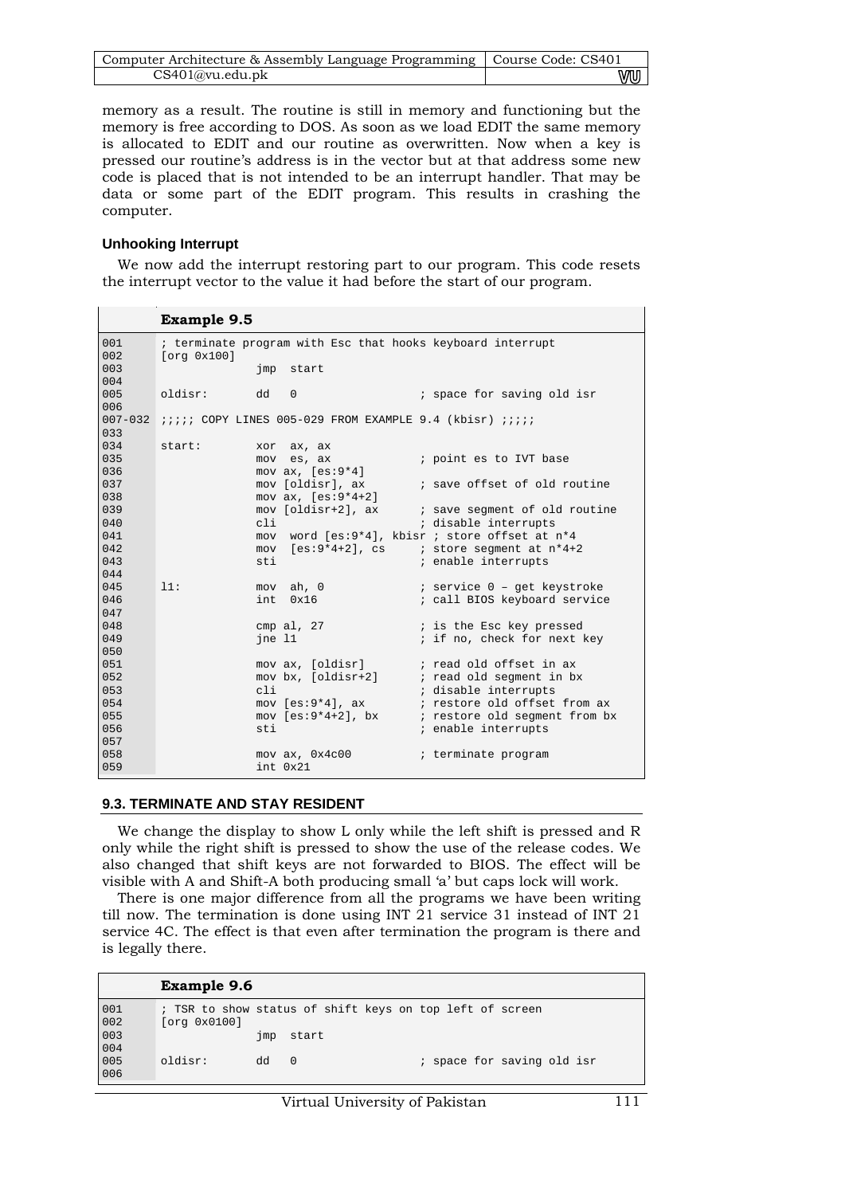memory as a result. The routine is still in memory and functioning but the memory is free according to DOS. As soon as we load EDIT the same memory is allocated to EDIT and our routine as overwritten. Now when a key is pressed our routine's address is in the vector but at that address some new code is placed that is not intended to be an interrupt handler. That may be data or some part of the EDIT program. This results in crashing the computer.

#### Unhooking Interrupt

We now add the interrupt restoring part to our program. This code resets the interrupt vector to the value it had before the start of our program.

**Example 9.5**

```
001       ; terminate program with Esc that hooks keyboard interrupt
002       [org 0x100]
003                     jmp  start
004
005       oldisr:       dd   0                   ; space for saving old isr
006
007-032   ;;;;; COPY LINES 005-029 FROM EXAMPLE 9.4 (kbisr) ;;;;;
033
034       start:        xor  ax, ax
035                     mov  es, ax              ; point es to IVT base
036                     mov ax, [es:9*4]
037                     mov [oldisr], ax         ; save offset of old routine
038                     mov ax, [es:9*4+2]
039                     mov [oldisr+2], ax       ; save segment of old routine
040                     cli                      ; disable interrupts
041                     mov  word [es:9*4], kbisr ; store offset at n*4
042                     mov  [es:9*4+2], cs      ; store segment at n*4+2
043                     sti                      ; enable interrupts
044
045       l1:           mov  ah, 0               ; service 0 – get keystroke
046                     int  0x16                ; call BIOS keyboard service
047
048                     cmp al, 27               ; is the Esc key pressed
049                     jne l1                   ; if no, check for next key
050
051                     mov ax, [oldisr]         ; read old offset in ax
052                     mov bx, [oldisr+2]       ; read old segment in bx
053                     cli                      ; disable interrupts
054                     mov [es:9*4], ax         ; restore old offset from ax
055                     mov [es:9*4+2], bx       ; restore old segment from bx
056                     sti                      ; enable interrupts
057
058                     mov ax, 0x4c00           ; terminate program
059                     int 0x21
```

### 9.3. TERMINATE AND STAY RESIDENT

We change the display to show L only while the left shift is pressed and R only while the right shift is pressed to show the use of the release codes. We also changed that shift keys are not forwarded to BIOS. The effect will be visible with A and Shift-A both producing small 'a' but caps lock will work.

There is one major difference from all the programs we have been writing till now. The termination is done using INT 21 service 31 instead of INT 21 service 4C. The effect is that even after termination the program is there and is legally there.

**Example 9.6**

```
001       ; TSR to show status of shift keys on top left of screen
002       [org 0x0100]
003                     jmp  start
004
005       oldisr:       dd   0                   ; space for saving old isr
006
```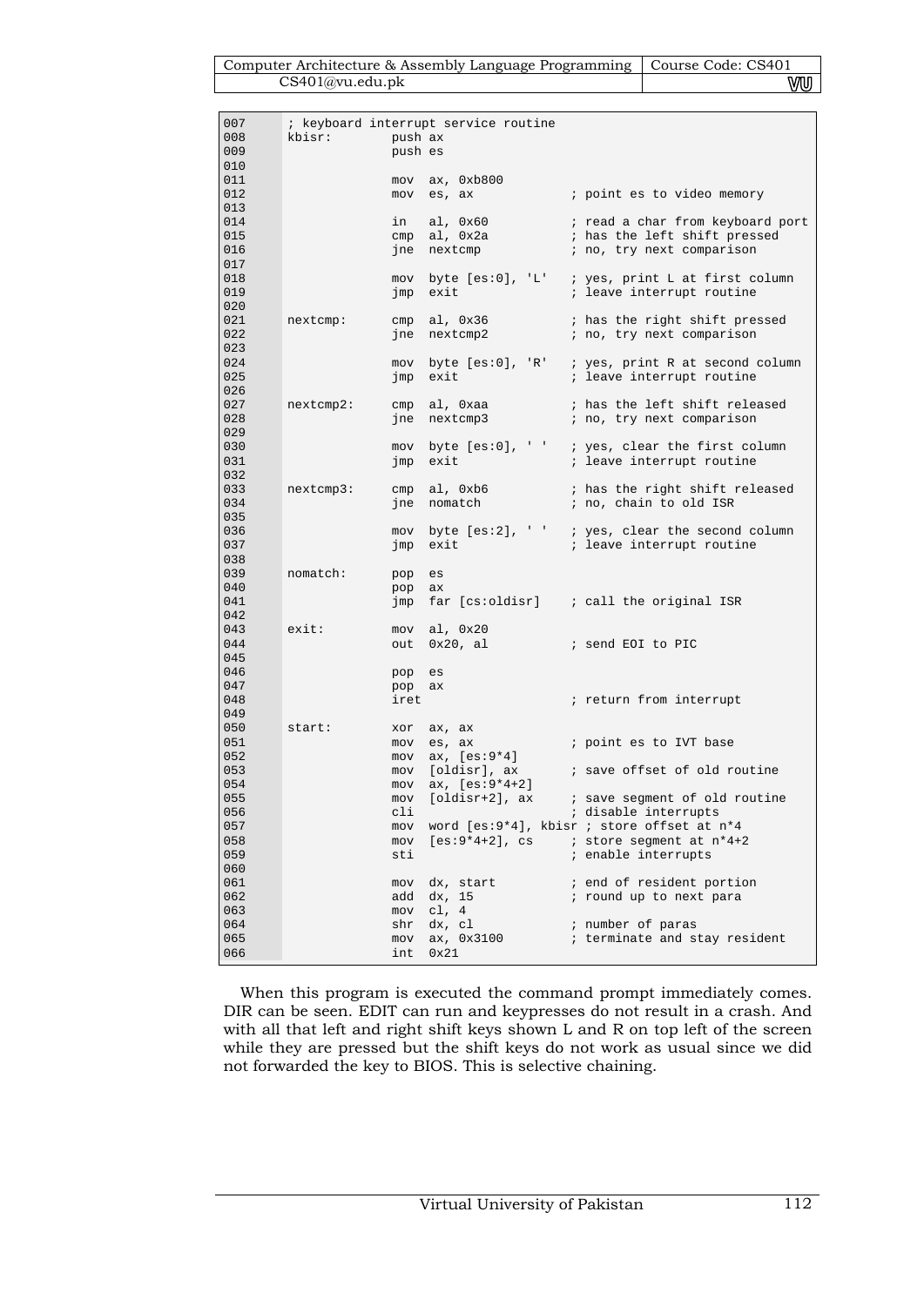```
007     ; keyboard interrupt service routine
008     kbisr:      push ax
009                 push es
010
011                 mov  ax, 0xb800
012                 mov  es, ax             ; point es to video memory
013
014                 in   al, 0x60           ; read a char from keyboard port
015                 cmp  al, 0x2a           ; has the left shift pressed
016                 jne  nextcmp            ; no, try next comparison
017
018                 mov  byte [es:0], 'L'   ; yes, print L at first column
019                 jmp  exit               ; leave interrupt routine
020
021     nextcmp:    cmp  al, 0x36           ; has the right shift pressed
022                 jne  nextcmp2           ; no, try next comparison
023
024                 mov  byte [es:0], 'R'   ; yes, print R at second column
025                 jmp  exit               ; leave interrupt routine
026
027     nextcmp2:   cmp  al, 0xaa           ; has the left shift released
028                 jne  nextcmp3           ; no, try next comparison
029
030                 mov  byte [es:0], ' '   ; yes, clear the first column
031                 jmp  exit               ; leave interrupt routine
032
033     nextcmp3:   cmp  al, 0xb6           ; has the right shift released
034                 jne  nomatch            ; no, chain to old ISR
035
036                 mov  byte [es:2], ' '   ; yes, clear the second column
037                 jmp  exit               ; leave interrupt routine
038
039     nomatch:    pop  es
040                 pop  ax
041                 jmp  far [cs:oldisr]    ; call the original ISR
042
043     exit:       mov  al, 0x20
044                 out  0x20, al           ; send EOI to PIC
045
046                 pop  es
047                 pop  ax
048                 iret                    ; return from interrupt
049
050     start:      xor  ax, ax
051                 mov  es, ax             ; point es to IVT base
052                 mov  ax, [es:9*4]
053                 mov  [oldisr], ax       ; save offset of old routine
054                 mov  ax, [es:9*4+2]
055                 mov  [oldisr+2], ax     ; save segment of old routine
056                 cli                     ; disable interrupts
057                 mov  word [es:9*4], kbisr ; store offset at n*4
058                 mov  [es:9*4+2], cs     ; store segment at n*4+2
059                 sti                     ; enable interrupts
060
061                 mov  dx, start          ; end of resident portion
062                 add  dx, 15             ; round up to next para
063                 mov  cl, 4
064                 shr  dx, cl             ; number of paras
065                 mov  ax, 0x3100         ; terminate and stay resident
066                 int  0x21
```

When this program is executed the command prompt immediately comes. DIR can be seen. EDIT can run and keypresses do not result in a crash. And with all that left and right shift keys shown L and R on top left of the screen while they are pressed but the shift keys do not work as usual since we did not forwarded the key to BIOS. This is selective chaining.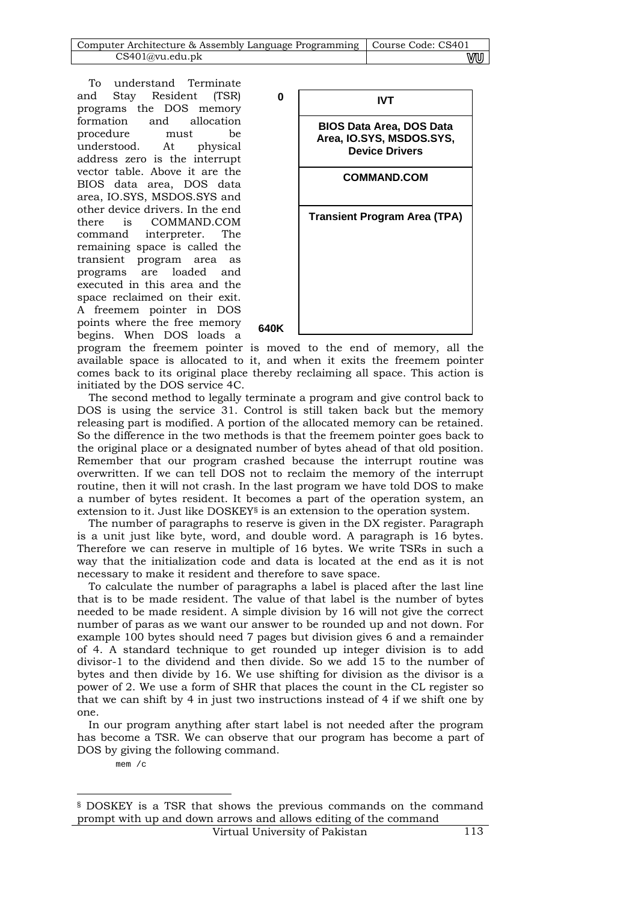To understand Terminate and Stay Resident (TSR) programs the DOS memory formation and allocation procedure must be understood. At physical address zero is the interrupt vector table. Above it are the BIOS data area, DOS data area, IO.SYS, MSDOS.SYS and other device drivers. In the end there is COMMAND.COM command interpreter. The remaining space is called the transient program area as programs are loaded and executed in this area and the space reclaimed on their exit. A freemem pointer in DOS points where the free memory begins. When DOS loads a program the freemem pointer is moved to the end of memory, all the available space is allocated to it, and when it exits the freemem pointer comes back to its original place thereby reclaiming all space. This action is initiated by the DOS service 4C.

| Address | Memory Region |
|---|---|
| 0 | IVT |
| | BIOS Data Area, DOS Data Area, IO.SYS, MSDOS.SYS, Device Drivers |
| | COMMAND.COM |
| | Transient Program Area (TPA) |
| 640K | |

The second method to legally terminate a program and give control back to DOS is using the service 31. Control is still taken back but the memory releasing part is modified. A portion of the allocated memory can be retained. So the difference in the two methods is that the freemem pointer goes back to the original place or a designated number of bytes ahead of that old position. Remember that our program crashed because the interrupt routine was overwritten. If we can tell DOS not to reclaim the memory of the interrupt routine, then it will not crash. In the last program we have told DOS to make a number of bytes resident. It becomes a part of the operation system, an extension to it. Just like DOSKEY[§] is an extension to the operation system.

The number of paragraphs to reserve is given in the DX register. Paragraph is a unit just like byte, word, and double word. A paragraph is 16 bytes. Therefore we can reserve in multiple of 16 bytes. We write TSRs in such a way that the initialization code and data is located at the end as it is not necessary to make it resident and therefore to save space.

To calculate the number of paragraphs a label is placed after the last line that is to be made resident. The value of that label is the number of bytes needed to be made resident. A simple division by 16 will not give the correct number of paras as we want our answer to be rounded up and not down. For example 100 bytes should need 7 pages but division gives 6 and a remainder of 4. A standard technique to get rounded up integer division is to add divisor-1 to the dividend and then divide. So we add 15 to the number of bytes and then divide by 16. We use shifting for division as the divisor is a power of 2. We use a form of SHR that places the count in the CL register so that we can shift by 4 in just two instructions instead of 4 if we shift one by one.

In our program anything after start label is not needed after the program has become a TSR. We can observe that our program has become a part of DOS by giving the following command.

```
mem /c
```

---

[§] DOSKEY is a TSR that shows the previous commands on the command prompt with up and down arrows and allows editing of the command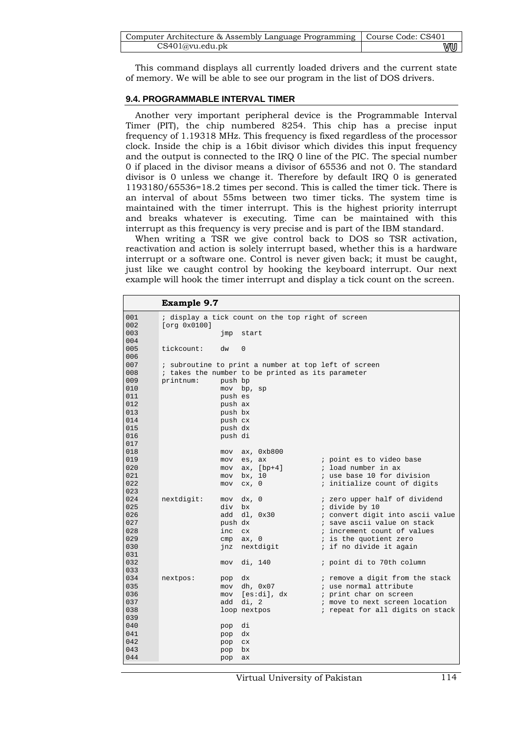This command displays all currently loaded drivers and the current state of memory. We will be able to see our program in the list of DOS drivers.

### 9.4. PROGRAMMABLE INTERVAL TIMER

Another very important peripheral device is the Programmable Interval Timer (PIT), the chip numbered 8254. This chip has a precise input frequency of 1.19318 MHz. This frequency is fixed regardless of the processor clock. Inside the chip is a 16bit divisor which divides this input frequency and the output is connected to the IRQ 0 line of the PIC. The special number 0 if placed in the divisor means a divisor of 65536 and not 0. The standard divisor is 0 unless we change it. Therefore by default IRQ 0 is generated 1193180/65536=18.2 times per second. This is called the timer tick. There is an interval of about 55ms between two timer ticks. The system time is maintained with the timer interrupt. This is the highest priority interrupt and breaks whatever is executing. Time can be maintained with this interrupt as this frequency is very precise and is part of the IBM standard.

When writing a TSR we give control back to DOS so TSR activation, reactivation and action is solely interrupt based, whether this is a hardware interrupt or a software one. Control is never given back; it must be caught, just like we caught control by hooking the keyboard interrupt. Our next example will hook the timer interrupt and display a tick count on the screen.

**Example 9.7**

```
001   ; display a tick count on the top right of screen
002   [org 0x0100]
003                 jmp  start
004
005   tickcount:    dw   0
006
007   ; subroutine to print a number at top left of screen
008   ; takes the number to be printed as its parameter
009   printnum:     push bp
010                 mov  bp, sp
011                 push es
012                 push ax
013                 push bx
014                 push cx
015                 push dx
016                 push di
017
018                 mov  ax, 0xb800
019                 mov  es, ax              ; point es to video base
020                 mov  ax, [bp+4]          ; load number in ax
021                 mov  bx, 10              ; use base 10 for division
022                 mov  cx, 0               ; initialize count of digits
023
024   nextdigit:    mov  dx, 0               ; zero upper half of dividend
025                 div  bx                  ; divide by 10
026                 add  dl, 0x30            ; convert digit into ascii value
027                 push dx                  ; save ascii value on stack
028                 inc  cx                  ; increment count of values
029                 cmp  ax, 0               ; is the quotient zero
030                 jnz  nextdigit           ; if no divide it again
031
032                 mov  di, 140             ; point di to 70th column
033
034   nextpos:      pop  dx                  ; remove a digit from the stack
035                 mov  dh, 0x07            ; use normal attribute
036                 mov  [es:di], dx         ; print char on screen
037                 add  di, 2               ; move to next screen location
038                 loop nextpos             ; repeat for all digits on stack
039
040                 pop  di
041                 pop  dx
042                 pop  cx
043                 pop  bx
044                 pop  ax
```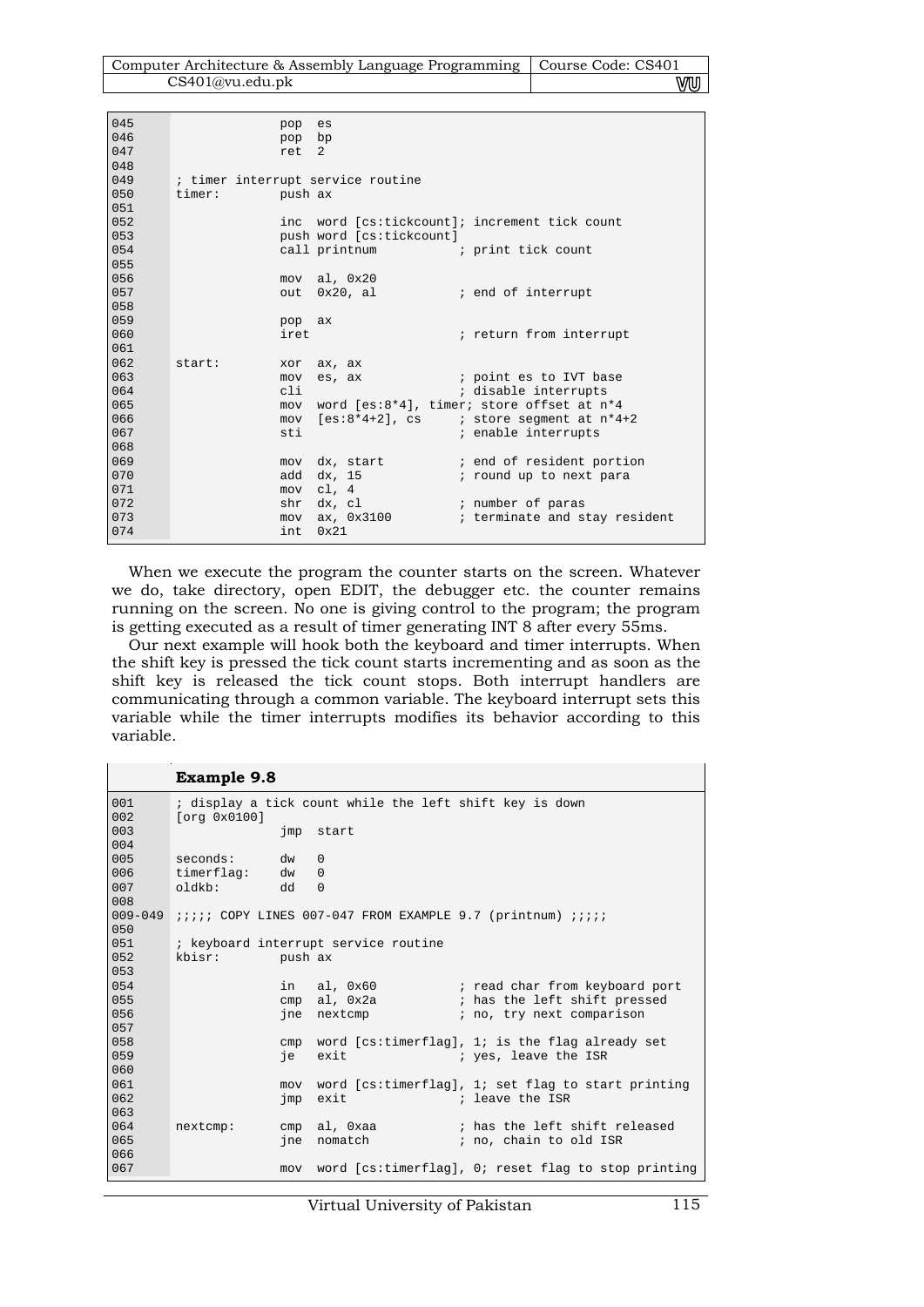```
045                 pop  es
046                 pop  bp
047                 ret  2
048
049     ; timer interrupt service routine
050     timer:      push ax
051
052                 inc  word [cs:tickcount]; increment tick count
053                 push word [cs:tickcount]
054                 call printnum           ; print tick count
055
056                 mov  al, 0x20
057                 out  0x20, al           ; end of interrupt
058
059                 pop  ax
060                 iret                    ; return from interrupt
061
062     start:      xor  ax, ax
063                 mov  es, ax             ; point es to IVT base
064                 cli                     ; disable interrupts
065                 mov  word [es:8*4], timer; store offset at n*4
066                 mov  [es:8*4+2], cs     ; store segment at n*4+2
067                 sti                     ; enable interrupts
068
069                 mov  dx, start          ; end of resident portion
070                 add  dx, 15             ; round up to next para
071                 mov  cl, 4
072                 shr  dx, cl             ; number of paras
073                 mov  ax, 0x3100         ; terminate and stay resident
074                 int  0x21
```

When we execute the program the counter starts on the screen. Whatever we do, take directory, open EDIT, the debugger etc. the counter remains running on the screen. No one is giving control to the program; the program is getting executed as a result of timer generating INT 8 after every 55ms.

Our next example will hook both the keyboard and timer interrupts. When the shift key is pressed the tick count starts incrementing and as soon as the shift key is released the tick count stops. Both interrupt handlers are communicating through a common variable. The keyboard interrupt sets this variable while the timer interrupts modifies its behavior according to this variable.

**Example 9.8**

```
001     ; display a tick count while the left shift key is down
002     [org 0x0100]
003                 jmp  start
004
005     seconds:    dw   0
006     timerflag:  dw   0
007     oldkb:      dd   0
008
009-049 ;;;;; COPY LINES 007-047 FROM EXAMPLE 9.7 (printnum) ;;;;;
050
051     ; keyboard interrupt service routine
052     kbisr:      push ax
053
054                 in   al, 0x60           ; read char from keyboard port
055                 cmp  al, 0x2a           ; has the left shift pressed
056                 jne  nextcmp            ; no, try next comparison
057
058                 cmp  word [cs:timerflag], 1; is the flag already set
059                 je   exit               ; yes, leave the ISR
060
061                 mov  word [cs:timerflag], 1; set flag to start printing
062                 jmp  exit               ; leave the ISR
063
064     nextcmp:    cmp  al, 0xaa           ; has the left shift released
065                 jne  nomatch            ; no, chain to old ISR
066
067                 mov  word [cs:timerflag], 0; reset flag to stop printing
```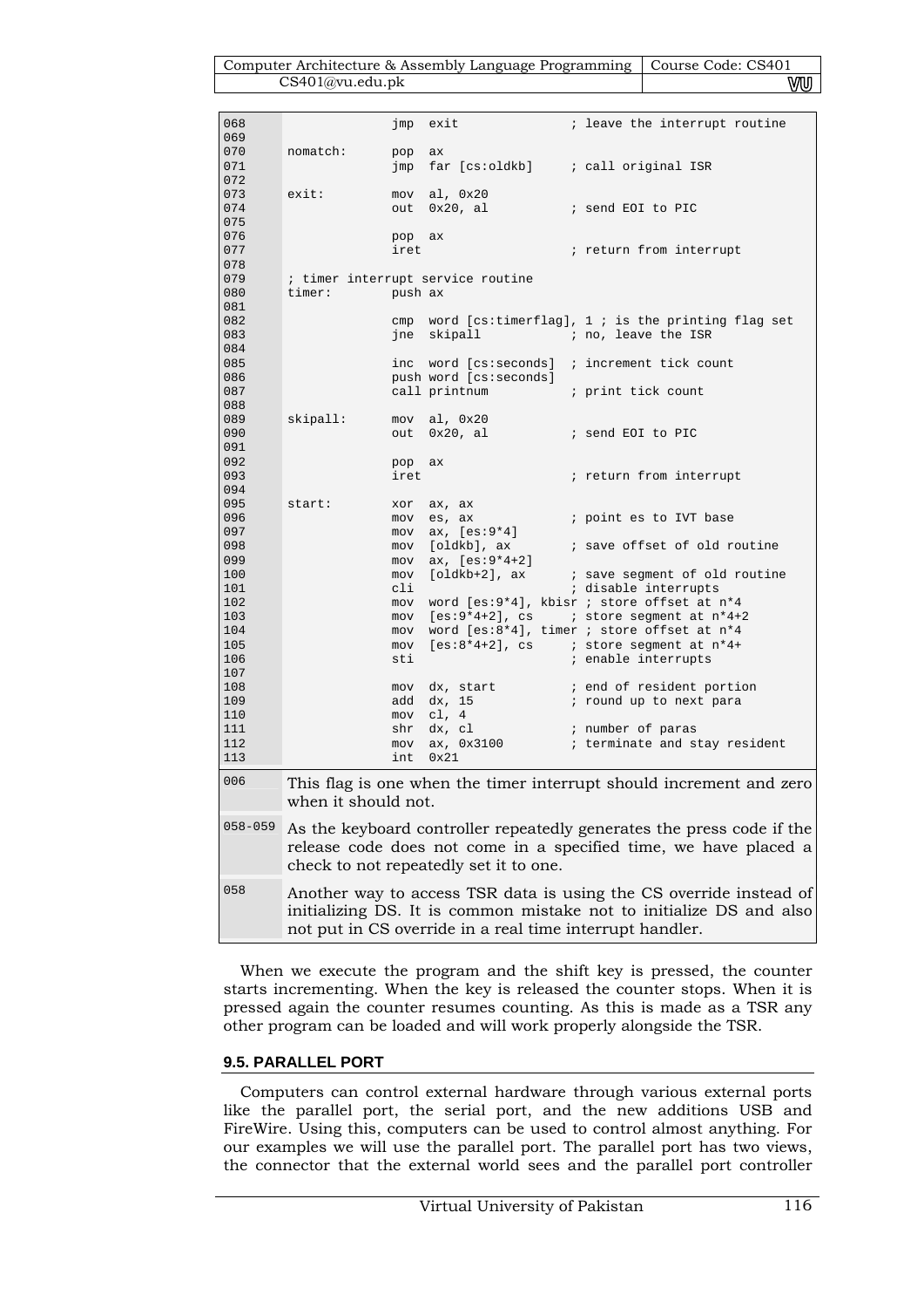```
068                 jmp  exit              ; leave the interrupt routine
069
070     nomatch:    pop  ax
071                 jmp  far [cs:oldkb]    ; call original ISR
072
073     exit:       mov  al, 0x20
074                 out  0x20, al          ; send EOI to PIC
075
076                 pop  ax
077                 iret                   ; return from interrupt
078
079     ; timer interrupt service routine
080     timer:      push ax
081
082                 cmp  word [cs:timerflag], 1 ; is the printing flag set
083                 jne  skipall           ; no, leave the ISR
084
085                 inc  word [cs:seconds] ; increment tick count
086                 push word [cs:seconds]
087                 call printnum          ; print tick count
088
089     skipall:    mov  al, 0x20
090                 out  0x20, al          ; send EOI to PIC
091
092                 pop  ax
093                 iret                   ; return from interrupt
094
095     start:      xor  ax, ax
096                 mov  es, ax            ; point es to IVT base
097                 mov  ax, [es:9*4]
098                 mov  [oldkb], ax       ; save offset of old routine
099                 mov  ax, [es:9*4+2]
100                 mov  [oldkb+2], ax     ; save segment of old routine
101                 cli                    ; disable interrupts
102                 mov  word [es:9*4], kbisr ; store offset at n*4
103                 mov  [es:9*4+2], cs    ; store segment at n*4+2
104                 mov  word [es:8*4], timer ; store offset at n*4
105                 mov  [es:8*4+2], cs    ; store segment at n*4+
106                 sti                    ; enable interrupts
107
108                 mov  dx, start         ; end of resident portion
109                 add  dx, 15            ; round up to next para
110                 mov  cl, 4
111                 shr  dx, cl            ; number of paras
112                 mov  ax, 0x3100        ; terminate and stay resident
113                 int  0x21
```

| | |
|---|---|
| 006 | This flag is one when the timer interrupt should increment and zero when it should not. |
| 058-059 | As the keyboard controller repeatedly generates the press code if the release code does not come in a specified time, we have placed a check to not repeatedly set it to one. |
| 058 | Another way to access TSR data is using the CS override instead of initializing DS. It is common mistake not to initialize DS and also not put in CS override in a real time interrupt handler. |

When we execute the program and the shift key is pressed, the counter starts incrementing. When the key is released the counter stops. When it is pressed again the counter resumes counting. As this is made as a TSR any other program can be loaded and will work properly alongside the TSR.

### 9.5. PARALLEL PORT

Computers can control external hardware through various external ports like the parallel port, the serial port, and the new additions USB and FireWire. Using this, computers can be used to control almost anything. For our examples we will use the parallel port. The parallel port has two views, the connector that the external world sees and the parallel port controller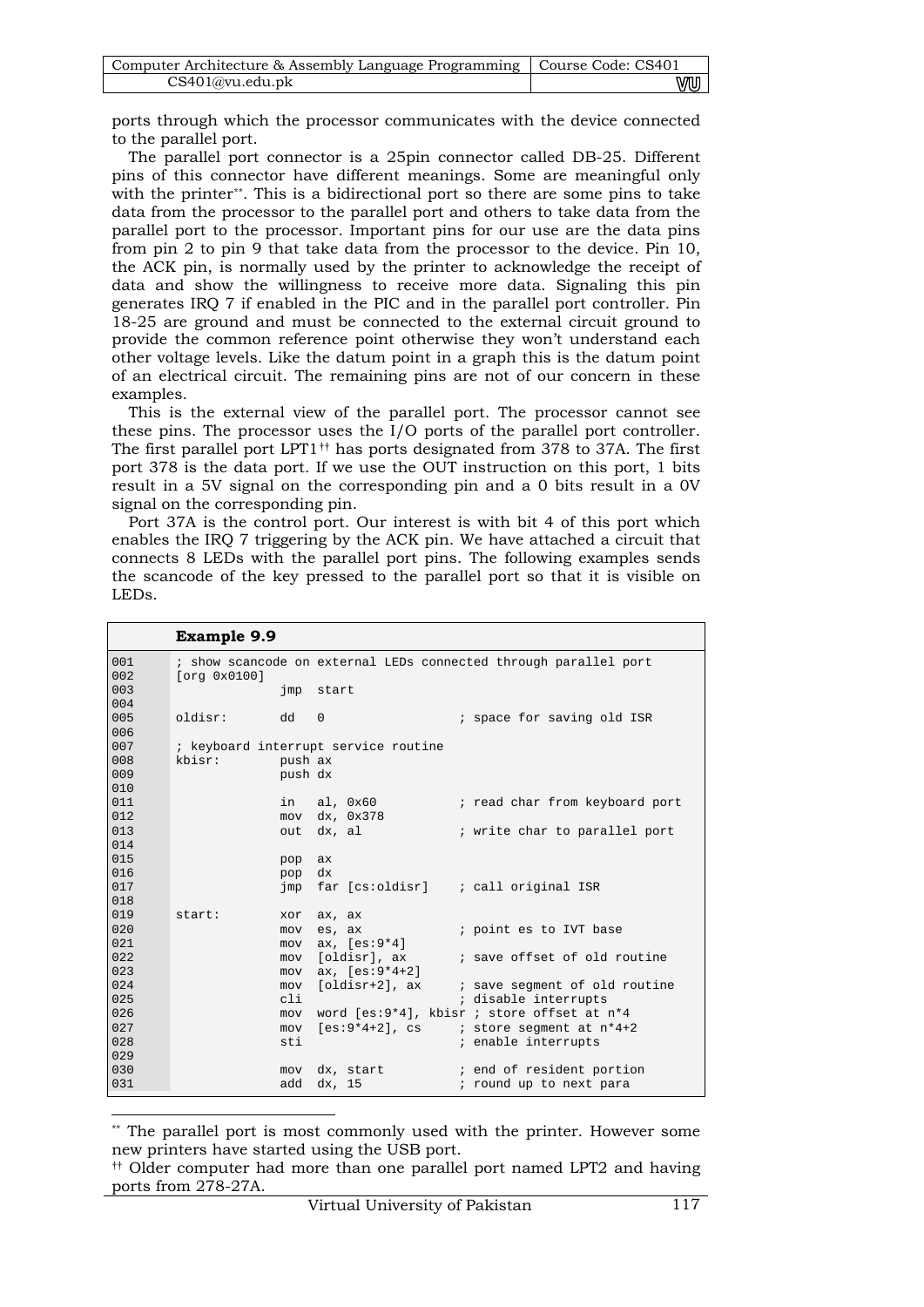ports through which the processor communicates with the device connected to the parallel port.

The parallel port connector is a 25pin connector called DB-25. Different pins of this connector have different meanings. Some are meaningful only with the printer[**]. This is a bidirectional port so there are some pins to take data from the processor to the parallel port and others to take data from the parallel port to the processor. Important pins for our use are the data pins from pin 2 to pin 9 that take data from the processor to the device. Pin 10, the ACK pin, is normally used by the printer to acknowledge the receipt of data and show the willingness to receive more data. Signaling this pin generates IRQ 7 if enabled in the PIC and in the parallel port controller. Pin 18-25 are ground and must be connected to the external circuit ground to provide the common reference point otherwise they won't understand each other voltage levels. Like the datum point in a graph this is the datum point of an electrical circuit. The remaining pins are not of our concern in these examples.

This is the external view of the parallel port. The processor cannot see these pins. The processor uses the I/O ports of the parallel port controller. The first parallel port LPT1[††] has ports designated from 378 to 37A. The first port 378 is the data port. If we use the OUT instruction on this port, 1 bits result in a 5V signal on the corresponding pin and a 0 bits result in a 0V signal on the corresponding pin.

Port 37A is the control port. Our interest is with bit 4 of this port which enables the IRQ 7 triggering by the ACK pin. We have attached a circuit that connects 8 LEDs with the parallel port pins. The following examples sends the scancode of the key pressed to the parallel port so that it is visible on LEDs.

**Example 9.9**

```
001         ; show scancode on external LEDs connected through parallel port
002         [org 0x0100]
003                         jmp  start
004
005         oldisr:         dd   0                   ; space for saving old ISR
006
007         ; keyboard interrupt service routine
008         kbisr:          push ax
009                         push dx
010
011                         in   al, 0x60            ; read char from keyboard port
012                         mov  dx, 0x378
013                         out  dx, al              ; write char to parallel port
014
015                         pop  ax
016                         pop  dx
017                         jmp  far [cs:oldisr]     ; call original ISR
018
019         start:          xor  ax, ax
020                         mov  es, ax              ; point es to IVT base
021                         mov  ax, [es:9*4]
022                         mov  [oldisr], ax        ; save offset of old routine
023                         mov  ax, [es:9*4+2]
024                         mov  [oldisr+2], ax      ; save segment of old routine
025                         cli                      ; disable interrupts
026                         mov  word [es:9*4], kbisr ; store offset at n*4
027                         mov  [es:9*4+2], cs      ; store segment at n*4+2
028                         sti                      ; enable interrupts
029
030                         mov  dx, start           ; end of resident portion
031                         add  dx, 15              ; round up to next para
```

[**] The parallel port is most commonly used with the printer. However some new printers have started using the USB port.

[††] Older computer had more than one parallel port named LPT2 and having ports from 278-27A.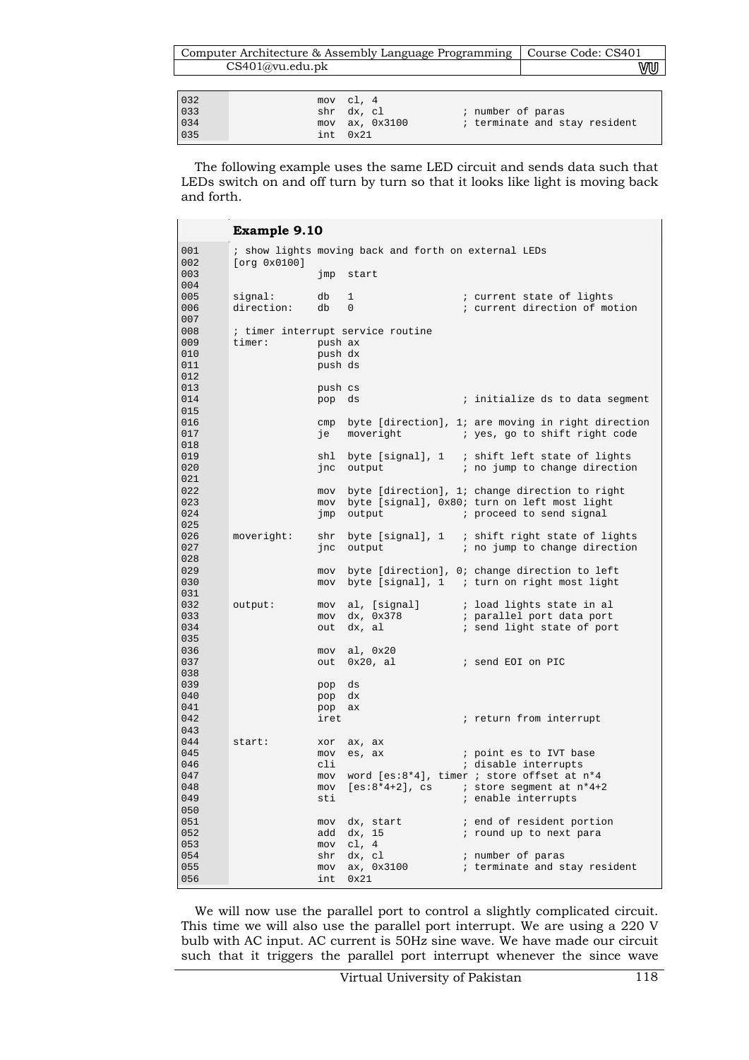```
032                 mov  cl, 4
033                 shr  dx, cl              ; number of paras
034                 mov  ax, 0x3100          ; terminate and stay resident
035                 int  0x21
```

The following example uses the same LED circuit and sends data such that LEDs switch on and off turn by turn so that it looks like light is moving back and forth.

**Example 9.10**

```
001   ; show lights moving back and forth on external LEDs
002   [org 0x0100]
003                 jmp  start
004
005   signal:       db   1                   ; current state of lights
006   direction:    db   0                   ; current direction of motion
007
008   ; timer interrupt service routine
009   timer:        push ax
010                 push dx
011                 push ds
012
013                 push cs
014                 pop  ds                  ; initialize ds to data segment
015
016                 cmp  byte [direction], 1; are moving in right direction
017                 je   moveright           ; yes, go to shift right code
018
019                 shl  byte [signal], 1    ; shift left state of lights
020                 jnc  output              ; no jump to change direction
021
022                 mov  byte [direction], 1; change direction to right
023                 mov  byte [signal], 0x80; turn on left most light
024                 jmp  output              ; proceed to send signal
025
026   moveright:    shr  byte [signal], 1    ; shift right state of lights
027                 jnc  output              ; no jump to change direction
028
029                 mov  byte [direction], 0; change direction to left
030                 mov  byte [signal], 1    ; turn on right most light
031
032   output:       mov  al, [signal]        ; load lights state in al
033                 mov  dx, 0x378           ; parallel port data port
034                 out  dx, al              ; send light state of port
035
036                 mov  al, 0x20
037                 out  0x20, al            ; send EOI on PIC
038
039                 pop  ds
040                 pop  dx
041                 pop  ax
042                 iret                     ; return from interrupt
043
044   start:        xor  ax, ax
045                 mov  es, ax              ; point es to IVT base
046                 cli                      ; disable interrupts
047                 mov  word [es:8*4], timer ; store offset at n*4
048                 mov  [es:8*4+2], cs      ; store segment at n*4+2
049                 sti                      ; enable interrupts
050
051                 mov  dx, start           ; end of resident portion
052                 add  dx, 15              ; round up to next para
053                 mov  cl, 4
054                 shr  dx, cl              ; number of paras
055                 mov  ax, 0x3100          ; terminate and stay resident
056                 int  0x21
```

We will now use the parallel port to control a slightly complicated circuit. This time we will also use the parallel port interrupt. We are using a 220 V bulb with AC input. AC current is 50Hz sine wave. We have made our circuit such that it triggers the parallel port interrupt whenever the since wave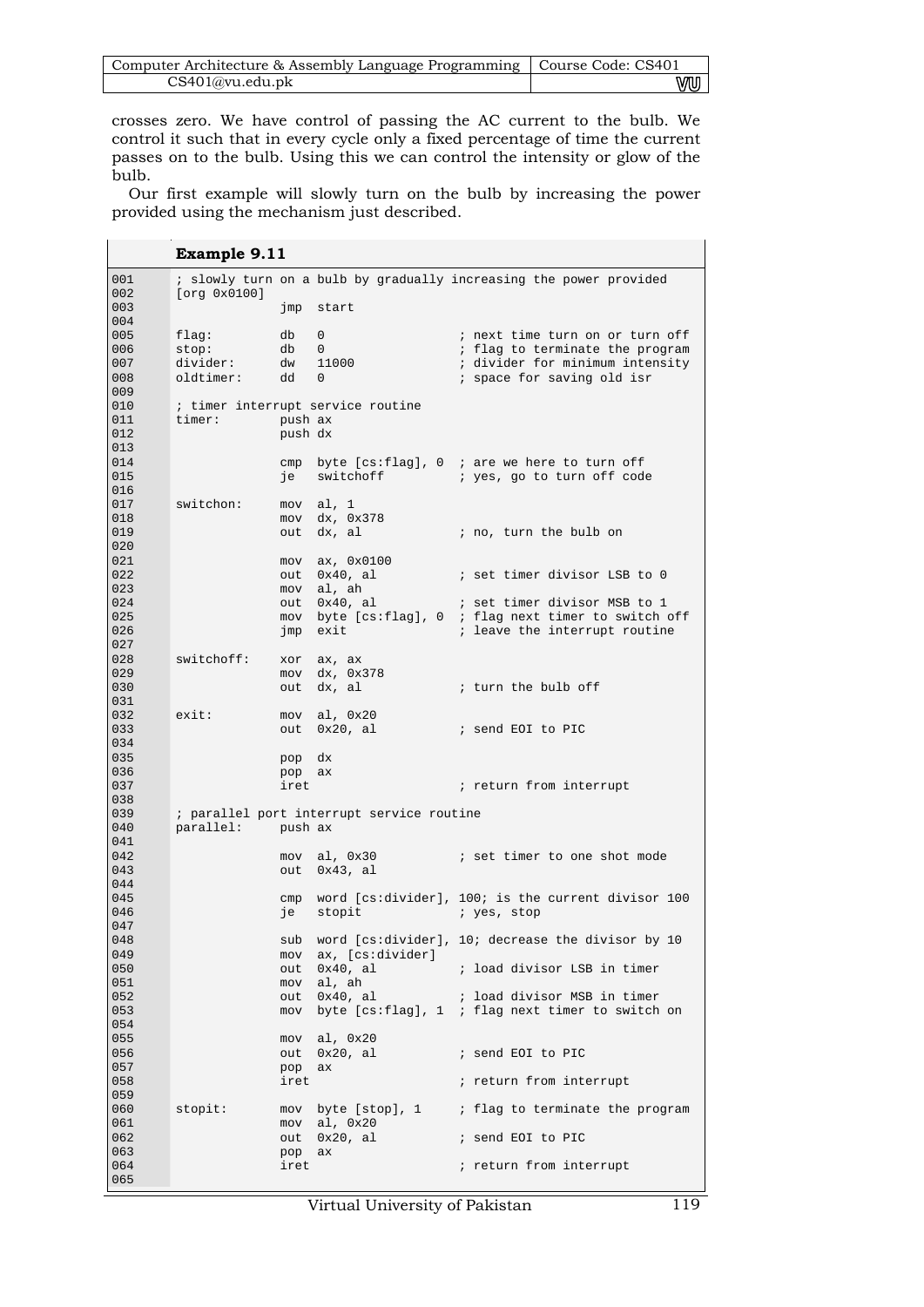crosses zero. We have control of passing the AC current to the bulb. We control it such that in every cycle only a fixed percentage of time the current passes on to the bulb. Using this we can control the intensity or glow of the bulb.

Our first example will slowly turn on the bulb by increasing the power provided using the mechanism just described.

**Example 9.11**

```
001     ; slowly turn on a bulb by gradually increasing the power provided
002     [org 0x0100]
003                   jmp  start
004
005     flag:         db   0                    ; next time turn on or turn off
006     stop:         db   0                    ; flag to terminate the program
007     divider:      dw   11000                ; divider for minimum intensity
008     oldtimer:     dd   0                    ; space for saving old isr
009
010     ; timer interrupt service routine
011     timer:        push ax
012                   push dx
013
014                   cmp  byte [cs:flag], 0  ; are we here to turn off
015                   je   switchoff          ; yes, go to turn off code
016
017     switchon:     mov  al, 1
018                   mov  dx, 0x378
019                   out  dx, al             ; no, turn the bulb on
020
021                   mov  ax, 0x0100
022                   out  0x40, al           ; set timer divisor LSB to 0
023                   mov  al, ah
024                   out  0x40, al           ; set timer divisor MSB to 1
025                   mov  byte [cs:flag], 0  ; flag next timer to switch off
026                   jmp  exit               ; leave the interrupt routine
027
028     switchoff:    xor  ax, ax
029                   mov  dx, 0x378
030                   out  dx, al             ; turn the bulb off
031
032     exit:         mov  al, 0x20
033                   out  0x20, al           ; send EOI to PIC
034
035                   pop  dx
036                   pop  ax
037                   iret                    ; return from interrupt
038
039     ; parallel port interrupt service routine
040     parallel:     push ax
041
042                   mov  al, 0x30           ; set timer to one shot mode
043                   out  0x43, al
044
045                   cmp  word [cs:divider], 100; is the current divisor 100
046                   je   stopit             ; yes, stop
047
048                   sub  word [cs:divider], 10; decrease the divisor by 10
049                   mov  ax, [cs:divider]
050                   out  0x40, al           ; load divisor LSB in timer
051                   mov  al, ah
052                   out  0x40, al           ; load divisor MSB in timer
053                   mov  byte [cs:flag], 1  ; flag next timer to switch on
054
055                   mov  al, 0x20
056                   out  0x20, al           ; send EOI to PIC
057                   pop  ax
058                   iret                    ; return from interrupt
059
060     stopit:       mov  byte [stop], 1     ; flag to terminate the program
061                   mov  al, 0x20
062                   out  0x20, al           ; send EOI to PIC
063                   pop  ax
064                   iret                    ; return from interrupt
065
```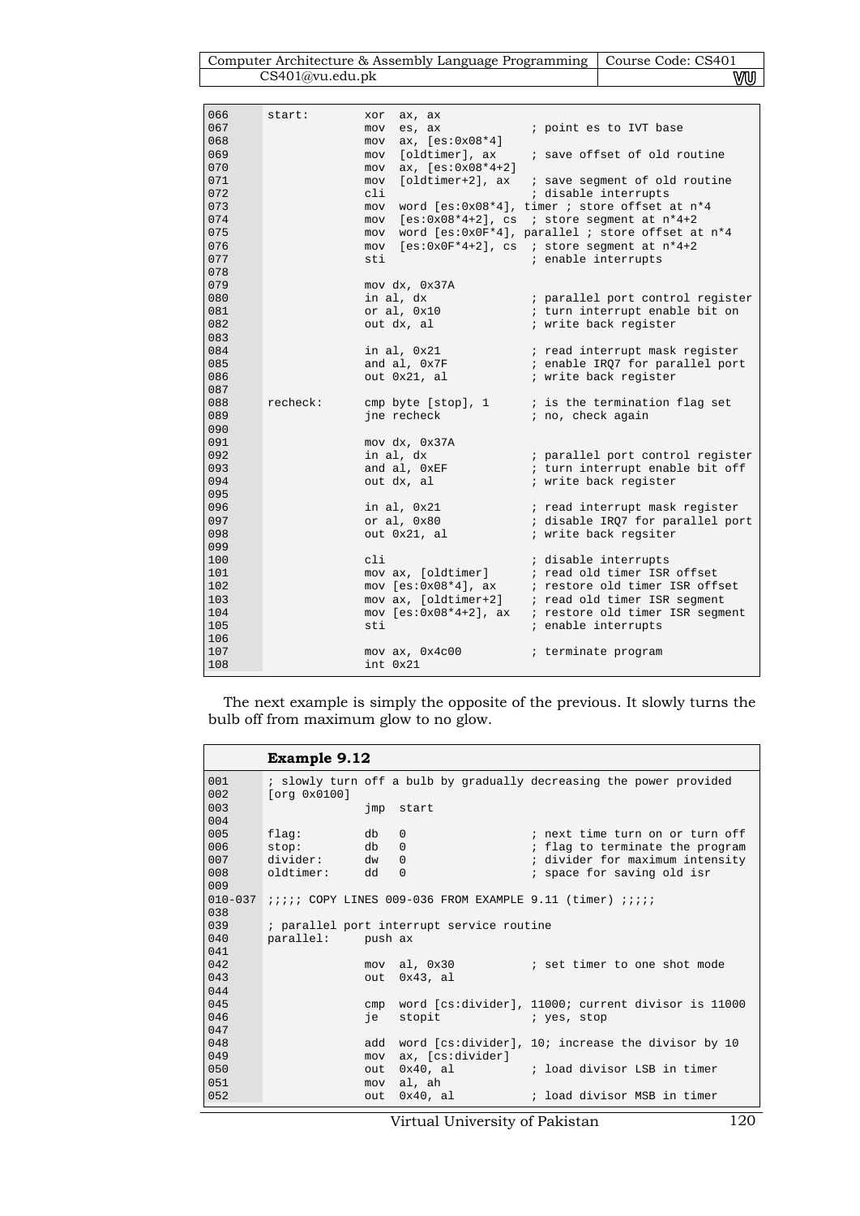```
066     start:        xor  ax, ax
067                   mov  es, ax              ; point es to IVT base
068                   mov  ax, [es:0x08*4]
069                   mov  [oldtimer], ax      ; save offset of old routine
070                   mov  ax, [es:0x08*4+2]
071                   mov  [oldtimer+2], ax    ; save segment of old routine
072                   cli                      ; disable interrupts
073                   mov  word [es:0x08*4], timer ; store offset at n*4
074                   mov  [es:0x08*4+2], cs  ; store segment at n*4+2
075                   mov  word [es:0x0F*4], parallel ; store offset at n*4
076                   mov  [es:0x0F*4+2], cs  ; store segment at n*4+2
077                   sti                      ; enable interrupts
078
079                   mov dx, 0x37A
080                   in al, dx                ; parallel port control register
081                   or al, 0x10              ; turn interrupt enable bit on
082                   out dx, al               ; write back register
083
084                   in al, 0x21              ; read interrupt mask register
085                   and al, 0x7F             ; enable IRQ7 for parallel port
086                   out 0x21, al             ; write back register
087
088     recheck:      cmp byte [stop], 1       ; is the termination flag set
089                   jne recheck              ; no, check again
090
091                   mov dx, 0x37A
092                   in al, dx                ; parallel port control register
093                   and al, 0xEF             ; turn interrupt enable bit off
094                   out dx, al               ; write back register
095
096                   in al, 0x21              ; read interrupt mask register
097                   or al, 0x80              ; disable IRQ7 for parallel port
098                   out 0x21, al             ; write back regsiter
099
100                   cli                      ; disable interrupts
101                   mov ax, [oldtimer]       ; read old timer ISR offset
102                   mov [es:0x08*4], ax      ; restore old timer ISR offset
103                   mov ax, [oldtimer+2]     ; read old timer ISR segment
104                   mov [es:0x08*4+2], ax    ; restore old timer ISR segment
105                   sti                      ; enable interrupts
106
107                   mov ax, 0x4c00           ; terminate program
108                   int 0x21
```

The next example is simply the opposite of the previous. It slowly turns the bulb off from maximum glow to no glow.

**Example 9.12**

```
001     ; slowly turn off a bulb by gradually decreasing the power provided
002     [org 0x0100]
003                   jmp  start
004
005     flag:         db   0                   ; next time turn on or turn off
006     stop:         db   0                   ; flag to terminate the program
007     divider:      dw   0                   ; divider for maximum intensity
008     oldtimer:     dd   0                   ; space for saving old isr
009
010-037 ;;;;; COPY LINES 009-036 FROM EXAMPLE 9.11 (timer) ;;;;;
038
039     ; parallel port interrupt service routine
040     parallel:     push ax
041
042                   mov  al, 0x30            ; set timer to one shot mode
043                   out  0x43, al
044
045                   cmp  word [cs:divider], 11000; current divisor is 11000
046                   je   stopit              ; yes, stop
047
048                   add  word [cs:divider], 10; increase the divisor by 10
049                   mov  ax, [cs:divider]
050                   out  0x40, al            ; load divisor LSB in timer
051                   mov  al, ah
052                   out  0x40, al            ; load divisor MSB in timer
```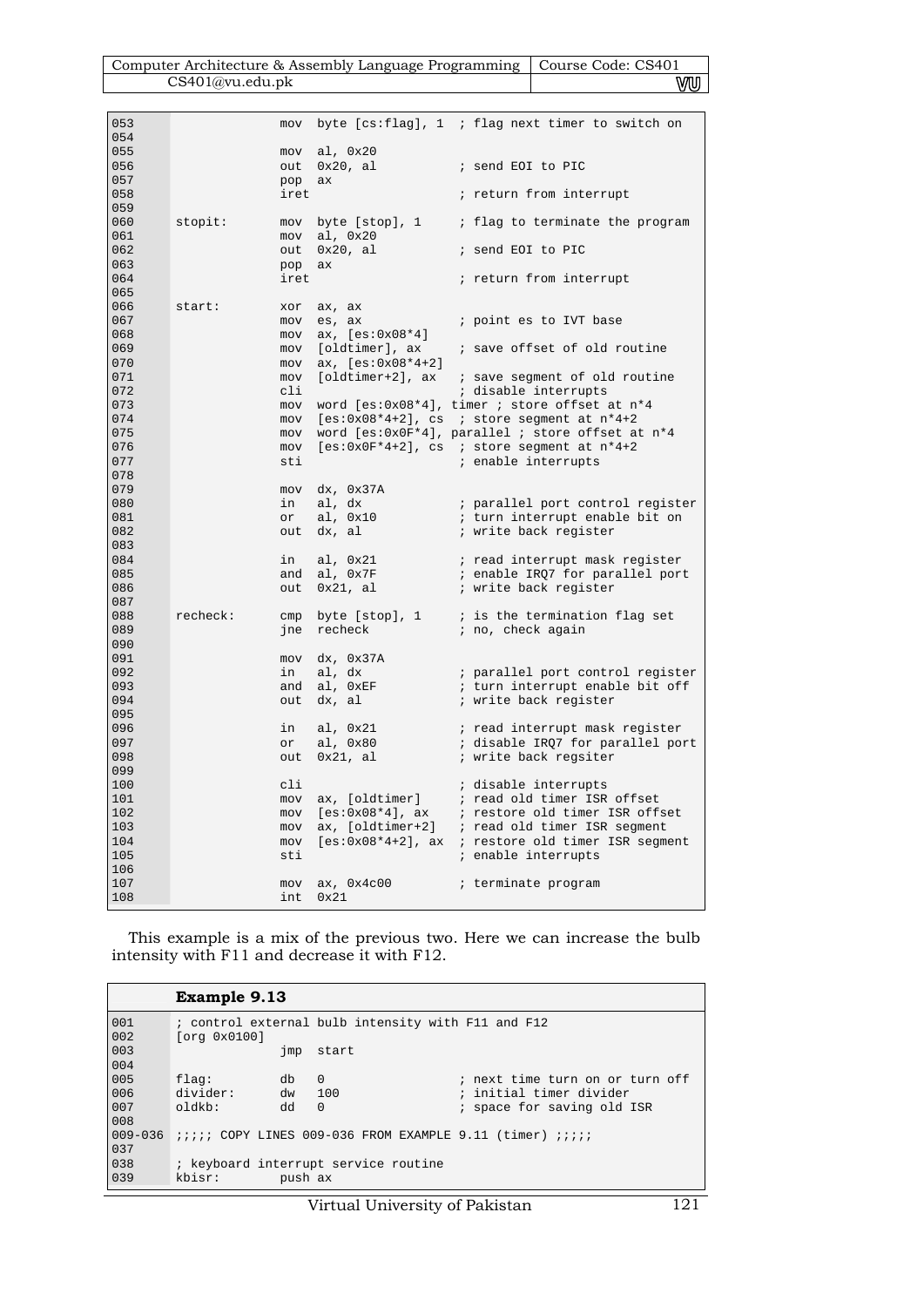```
053                 mov  byte [cs:flag], 1  ; flag next timer to switch on
054
055                 mov  al, 0x20
056                 out  0x20, al           ; send EOI to PIC
057                 pop  ax
058                 iret                    ; return from interrupt
059
060 stopit:         mov  byte [stop], 1     ; flag to terminate the program
061                 mov  al, 0x20
062                 out  0x20, al           ; send EOI to PIC
063                 pop  ax
064                 iret                    ; return from interrupt
065
066 start:          xor  ax, ax
067                 mov  es, ax             ; point es to IVT base
068                 mov  ax, [es:0x08*4]
069                 mov  [oldtimer], ax     ; save offset of old routine
070                 mov  ax, [es:0x08*4+2]
071                 mov  [oldtimer+2], ax   ; save segment of old routine
072                 cli                     ; disable interrupts
073                 mov  word [es:0x08*4], timer ; store offset at n*4
074                 mov  [es:0x08*4+2], cs  ; store segment at n*4+2
075                 mov  word [es:0x0F*4], parallel ; store offset at n*4
076                 mov  [es:0x0F*4+2], cs  ; store segment at n*4+2
077                 sti                     ; enable interrupts
078
079                 mov  dx, 0x37A
080                 in   al, dx             ; parallel port control register
081                 or   al, 0x10           ; turn interrupt enable bit on
082                 out  dx, al             ; write back register
083
084                 in   al, 0x21           ; read interrupt mask register
085                 and  al, 0x7F           ; enable IRQ7 for parallel port
086                 out  0x21, al           ; write back register
087
088 recheck:        cmp  byte [stop], 1     ; is the termination flag set
089                 jne  recheck            ; no, check again
090
091                 mov  dx, 0x37A
092                 in   al, dx             ; parallel port control register
093                 and  al, 0xEF           ; turn interrupt enable bit off
094                 out  dx, al             ; write back register
095
096                 in   al, 0x21           ; read interrupt mask register
097                 or   al, 0x80           ; disable IRQ7 for parallel port
098                 out  0x21, al           ; write back regsiter
099
100                 cli                     ; disable interrupts
101                 mov  ax, [oldtimer]     ; read old timer ISR offset
102                 mov  [es:0x08*4], ax    ; restore old timer ISR offset
103                 mov  ax, [oldtimer+2]   ; read old timer ISR segment
104                 mov  [es:0x08*4+2], ax  ; restore old timer ISR segment
105                 sti                     ; enable interrupts
106
107                 mov  ax, 0x4c00         ; terminate program
108                 int  0x21
```

This example is a mix of the previous two. Here we can increase the bulb intensity with F11 and decrease it with F12.

**Example 9.13**

```
001     ; control external bulb intensity with F11 and F12
002     [org 0x0100]
003                 jmp  start
004
005     flag:       db   0                  ; next time turn on or turn off
006     divider:    dw   100                ; initial timer divider
007     oldkb:      dd   0                  ; space for saving old ISR
008
009-036 ;;;;; COPY LINES 009-036 FROM EXAMPLE 9.11 (timer) ;;;;;
037
038     ; keyboard interrupt service routine
039     kbisr:      push ax
```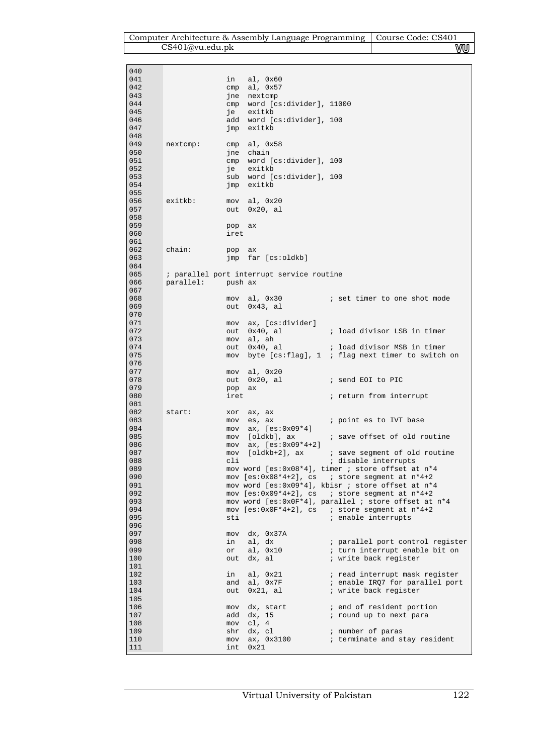```
040
041                 in   al, 0x60
042                 cmp  al, 0x57
043                 jne  nextcmp
044                 cmp  word [cs:divider], 11000
045                 je   exitkb
046                 add  word [cs:divider], 100
047                 jmp  exitkb
048
049     nextcmp:    cmp  al, 0x58
050                 jne  chain
051                 cmp  word [cs:divider], 100
052                 je   exitkb
053                 sub  word [cs:divider], 100
054                 jmp  exitkb
055
056     exitkb:     mov  al, 0x20
057                 out  0x20, al
058
059                 pop  ax
060                 iret
061
062     chain:      pop  ax
063                 jmp  far [cs:oldkb]
064
065     ; parallel port interrupt service routine
066     parallel:   push ax
067
068                 mov  al, 0x30           ; set timer to one shot mode
069                 out  0x43, al
070
071                 mov  ax, [cs:divider]
072                 out  0x40, al           ; load divisor LSB in timer
073                 mov  al, ah
074                 out  0x40, al           ; load divisor MSB in timer
075                 mov  byte [cs:flag], 1  ; flag next timer to switch on
076
077                 mov  al, 0x20
078                 out  0x20, al           ; send EOI to PIC
079                 pop  ax
080                 iret                    ; return from interrupt
081
082     start:      xor  ax, ax
083                 mov  es, ax             ; point es to IVT base
084                 mov  ax, [es:0x09*4]
085                 mov  [oldkb], ax        ; save offset of old routine
086                 mov  ax, [es:0x09*4+2]
087                 mov  [oldkb+2], ax      ; save segment of old routine
088                 cli                     ; disable interrupts
089                 mov word [es:0x08*4], timer ; store offset at n*4
090                 mov [es:0x08*4+2], cs   ; store segment at n*4+2
091                 mov word [es:0x09*4], kbisr ; store offset at n*4
092                 mov [es:0x09*4+2], cs   ; store segment at n*4+2
093                 mov word [es:0x0F*4], parallel ; store offset at n*4
094                 mov [es:0x0F*4+2], cs   ; store segment at n*4+2
095                 sti                     ; enable interrupts
096
097                 mov  dx, 0x37A
098                 in   al, dx             ; parallel port control register
099                 or   al, 0x10           ; turn interrupt enable bit on
100                 out  dx, al             ; write back register
101
102                 in   al, 0x21           ; read interrupt mask register
103                 and  al, 0x7F           ; enable IRQ7 for parallel port
104                 out  0x21, al           ; write back register
105
106                 mov  dx, start          ; end of resident portion
107                 add  dx, 15             ; round up to next para
108                 mov  cl, 4
109                 shr  dx, cl             ; number of paras
110                 mov  ax, 0x3100         ; terminate and stay resident
111                 int  0x21
```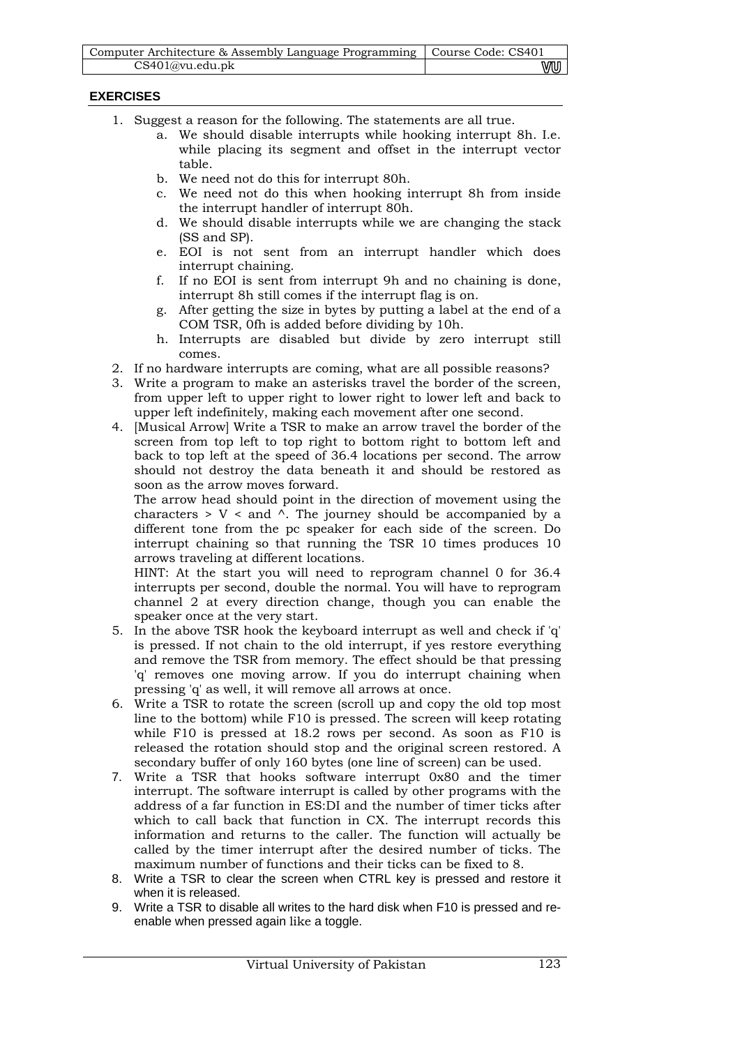## EXERCISES

1. Suggest a reason for the following. The statements are all true.
   a. We should disable interrupts while hooking interrupt 8h. I.e. while placing its segment and offset in the interrupt vector table.
   b. We need not do this for interrupt 80h.
   c. We need not do this when hooking interrupt 8h from inside the interrupt handler of interrupt 80h.
   d. We should disable interrupts while we are changing the stack (SS and SP).
   e. EOI is not sent from an interrupt handler which does interrupt chaining.
   f. If no EOI is sent from interrupt 9h and no chaining is done, interrupt 8h still comes if the interrupt flag is on.
   g. After getting the size in bytes by putting a label at the end of a COM TSR, 0fh is added before dividing by 10h.
   h. Interrupts are disabled but divide by zero interrupt still comes.
2. If no hardware interrupts are coming, what are all possible reasons?
3. Write a program to make an asterisks travel the border of the screen, from upper left to upper right to lower right to lower left and back to upper left indefinitely, making each movement after one second.
4. [Musical Arrow] Write a TSR to make an arrow travel the border of the screen from top left to top right to bottom right to bottom left and back to top left at the speed of 36.4 locations per second. The arrow should not destroy the data beneath it and should be restored as soon as the arrow moves forward.

   The arrow head should point in the direction of movement using the characters > V < and ^. The journey should be accompanied by a different tone from the pc speaker for each side of the screen. Do interrupt chaining so that running the TSR 10 times produces 10 arrows traveling at different locations.

   HINT: At the start you will need to reprogram channel 0 for 36.4 interrupts per second, double the normal. You will have to reprogram channel 2 at every direction change, though you can enable the speaker once at the very start.
5. In the above TSR hook the keyboard interrupt as well and check if 'q' is pressed. If not chain to the old interrupt, if yes restore everything and remove the TSR from memory. The effect should be that pressing 'q' removes one moving arrow. If you do interrupt chaining when pressing 'q' as well, it will remove all arrows at once.
6. Write a TSR to rotate the screen (scroll up and copy the old top most line to the bottom) while F10 is pressed. The screen will keep rotating while F10 is pressed at 18.2 rows per second. As soon as F10 is released the rotation should stop and the original screen restored. A secondary buffer of only 160 bytes (one line of screen) can be used.
7. Write a TSR that hooks software interrupt 0x80 and the timer interrupt. The software interrupt is called by other programs with the address of a far function in ES:DI and the number of timer ticks after which to call back that function in CX. The interrupt records this information and returns to the caller. The function will actually be called by the timer interrupt after the desired number of ticks. The maximum number of functions and their ticks can be fixed to 8.
8. Write a TSR to clear the screen when CTRL key is pressed and restore it when it is released.
9. Write a TSR to disable all writes to the hard disk when F10 is pressed and re-enable when pressed again like a toggle.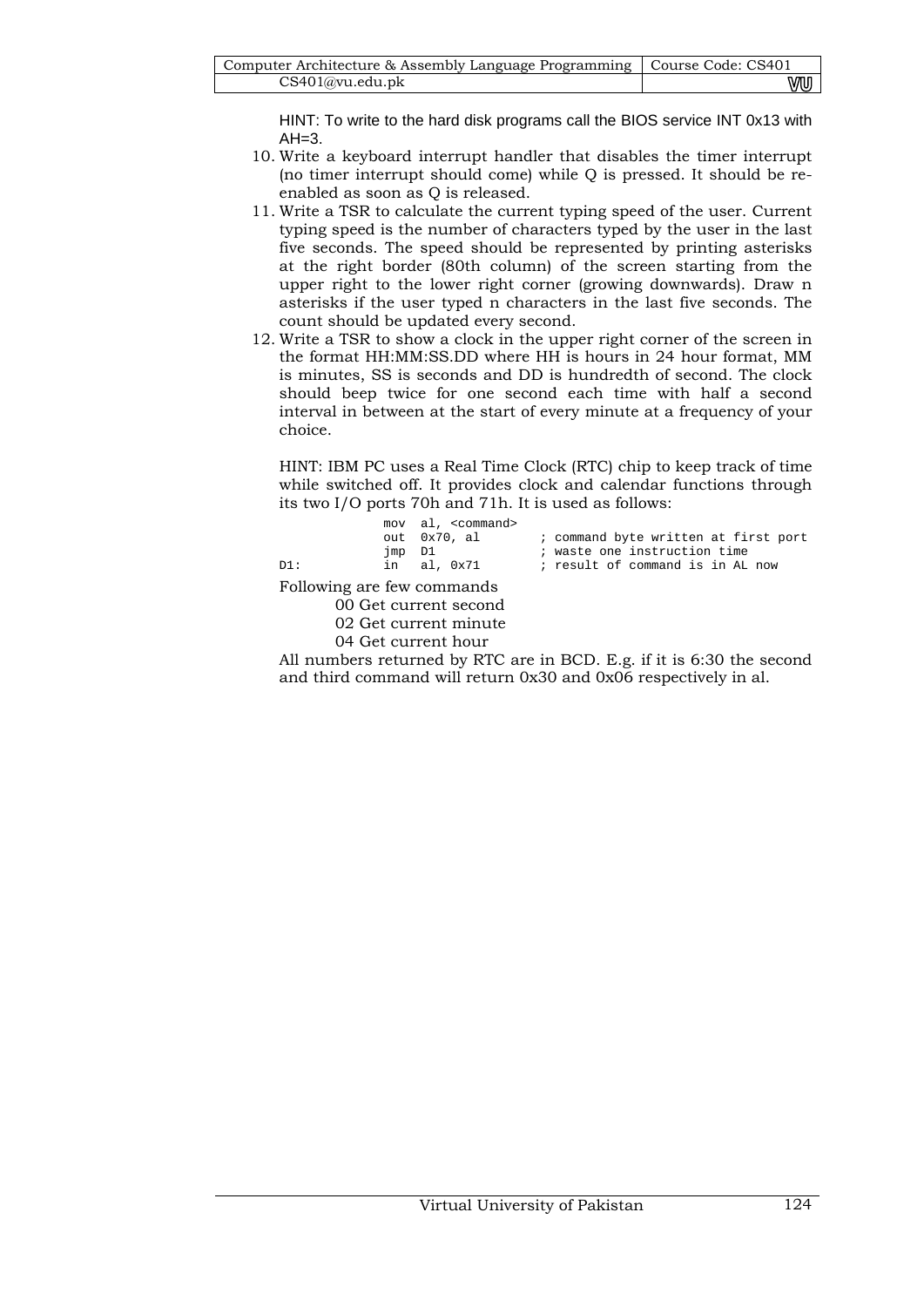HINT: To write to the hard disk programs call the BIOS service INT 0x13 with AH=3.

10. Write a keyboard interrupt handler that disables the timer interrupt (no timer interrupt should come) while Q is pressed. It should be re-enabled as soon as Q is released.
11. Write a TSR to calculate the current typing speed of the user. Current typing speed is the number of characters typed by the user in the last five seconds. The speed should be represented by printing asterisks at the right border (80th column) of the screen starting from the upper right to the lower right corner (growing downwards). Draw n asterisks if the user typed n characters in the last five seconds. The count should be updated every second.
12. Write a TSR to show a clock in the upper right corner of the screen in the format HH:MM:SS.DD where HH is hours in 24 hour format, MM is minutes, SS is seconds and DD is hundredth of second. The clock should beep twice for one second each time with half a second interval in between at the start of every minute at a frequency of your choice.

    HINT: IBM PC uses a Real Time Clock (RTC) chip to keep track of time while switched off. It provides clock and calendar functions through its two I/O ports 70h and 71h. It is used as follows:

```
            mov  al, <command>
            out  0x70, al          ; command byte written at first port
            jmp  D1                ; waste one instruction time
D1:         in   al, 0x71          ; result of command is in AL now
```

    Following are few commands

    00 Get current second
    02 Get current minute
    04 Get current hour

    All numbers returned by RTC are in BCD. E.g. if it is 6:30 the second and third command will return 0x30 and 0x06 respectively in al.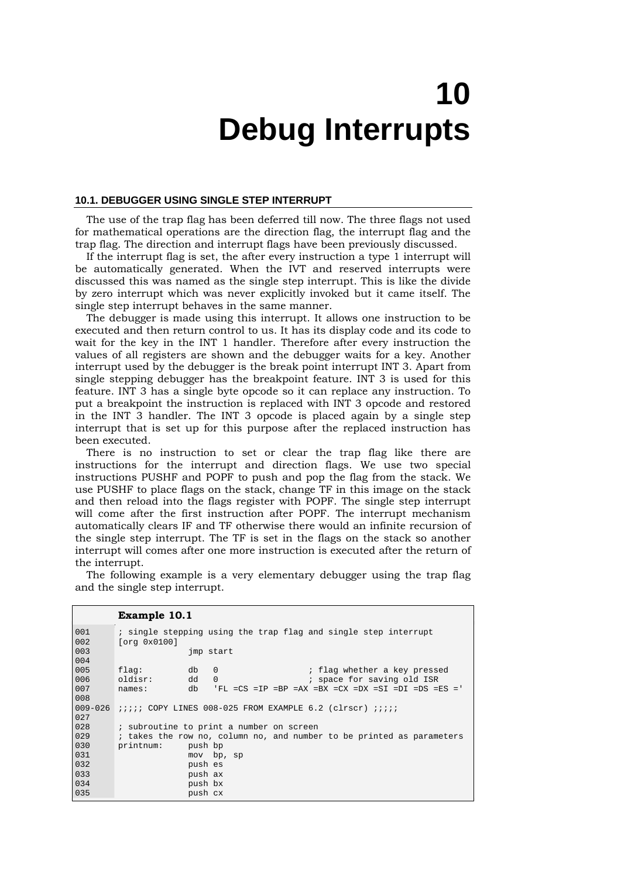# 10 Debug Interrupts

## 10.1. DEBUGGER USING SINGLE STEP INTERRUPT

The use of the trap flag has been deferred till now. The three flags not used for mathematical operations are the direction flag, the interrupt flag and the trap flag. The direction and interrupt flags have been previously discussed.

If the interrupt flag is set, the after every instruction a type 1 interrupt will be automatically generated. When the IVT and reserved interrupts were discussed this was named as the single step interrupt. This is like the divide by zero interrupt which was never explicitly invoked but it came itself. The single step interrupt behaves in the same manner.

The debugger is made using this interrupt. It allows one instruction to be executed and then return control to us. It has its display code and its code to wait for the key in the INT 1 handler. Therefore after every instruction the values of all registers are shown and the debugger waits for a key. Another interrupt used by the debugger is the break point interrupt INT 3. Apart from single stepping debugger has the breakpoint feature. INT 3 is used for this feature. INT 3 has a single byte opcode so it can replace any instruction. To put a breakpoint the instruction is replaced with INT 3 opcode and restored in the INT 3 handler. The INT 3 opcode is placed again by a single step interrupt that is set up for this purpose after the replaced instruction has been executed.

There is no instruction to set or clear the trap flag like there are instructions for the interrupt and direction flags. We use two special instructions PUSHF and POPF to push and pop the flag from the stack. We use PUSHF to place flags on the stack, change TF in this image on the stack and then reload into the flags register with POPF. The single step interrupt will come after the first instruction after POPF. The interrupt mechanism automatically clears IF and TF otherwise there would an infinite recursion of the single step interrupt. The TF is set in the flags on the stack so another interrupt will comes after one more instruction is executed after the return of the interrupt.

The following example is a very elementary debugger using the trap flag and the single step interrupt.

**Example 10.1**

```
001      ; single stepping using the trap flag and single step interrupt
002      [org 0x0100]
003                    jmp start
004
005      flag:         db   0                  ; flag whether a key pressed
006      oldisr:       dd   0                  ; space for saving old ISR
007      names:        db   'FL =CS =IP =BP =AX =BX =CX =DX =SI =DI =DS =ES ='
008
009-026  ;;;;; COPY LINES 008-025 FROM EXAMPLE 6.2 (clrscr) ;;;;;
027
028      ; subroutine to print a number on screen
029      ; takes the row no, column no, and number to be printed as parameters
030      printnum:     push bp
031                    mov  bp, sp
032                    push es
033                    push ax
034                    push bx
035                    push cx
```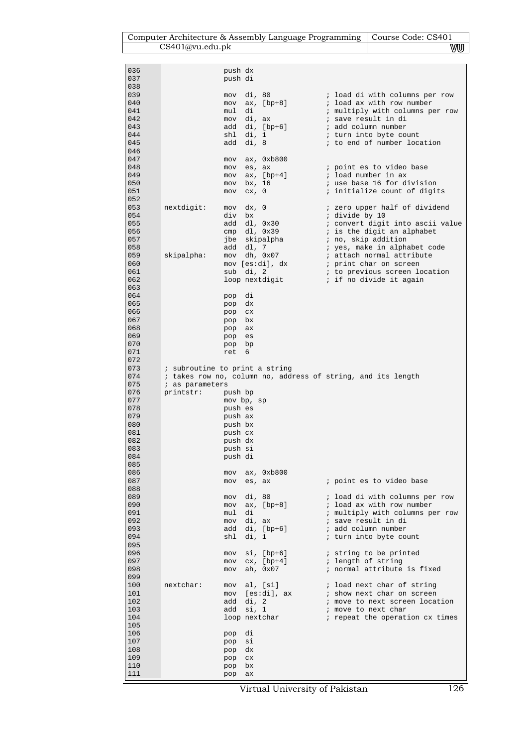```
036                 push dx
037                 push di
038
039                 mov  di, 80             ; load di with columns per row
040                 mov  ax, [bp+8]         ; load ax with row number
041                 mul  di                 ; multiply with columns per row
042                 mov  di, ax             ; save result in di
043                 add  di, [bp+6]         ; add column number
044                 shl  di, 1              ; turn into byte count
045                 add  di, 8              ; to end of number location
046
047                 mov  ax, 0xb800
048                 mov  es, ax             ; point es to video base
049                 mov  ax, [bp+4]         ; load number in ax
050                 mov  bx, 16             ; use base 16 for division
051                 mov  cx, 0              ; initialize count of digits
052
053     nextdigit:  mov  dx, 0              ; zero upper half of dividend
054                 div  bx                 ; divide by 10
055                 add  dl, 0x30           ; convert digit into ascii value
056                 cmp  dl, 0x39           ; is the digit an alphabet
057                 jbe  skipalpha          ; no, skip addition
058                 add  dl, 7              ; yes, make in alphabet code
059     skipalpha:  mov  dh, 0x07           ; attach normal attribute
060                 mov [es:di], dx         ; print char on screen
061                 sub  di, 2              ; to previous screen location
062                 loop nextdigit          ; if no divide it again
063
064                 pop  di
065                 pop  dx
066                 pop  cx
067                 pop  bx
068                 pop  ax
069                 pop  es
070                 pop  bp
071                 ret  6
072
073     ; subroutine to print a string
074     ; takes row no, column no, address of string, and its length
075     ; as parameters
076     printstr:   push bp
077                 mov bp, sp
078                 push es
079                 push ax
080                 push bx
081                 push cx
082                 push dx
083                 push si
084                 push di
085
086                 mov  ax, 0xb800
087                 mov  es, ax             ; point es to video base
088
089                 mov  di, 80             ; load di with columns per row
090                 mov  ax, [bp+8]         ; load ax with row number
091                 mul  di                 ; multiply with columns per row
092                 mov  di, ax             ; save result in di
093                 add  di, [bp+6]         ; add column number
094                 shl  di, 1              ; turn into byte count
095
096                 mov  si, [bp+6]         ; string to be printed
097                 mov  cx, [bp+4]         ; length of string
098                 mov  ah, 0x07           ; normal attribute is fixed
099
100     nextchar:   mov  al, [si]           ; load next char of string
101                 mov  [es:di], ax        ; show next char on screen
102                 add  di, 2              ; move to next screen location
103                 add  si, 1              ; move to next char
104                 loop nextchar           ; repeat the operation cx times
105
106                 pop  di
107                 pop  si
108                 pop  dx
109                 pop  cx
110                 pop  bx
111                 pop  ax
```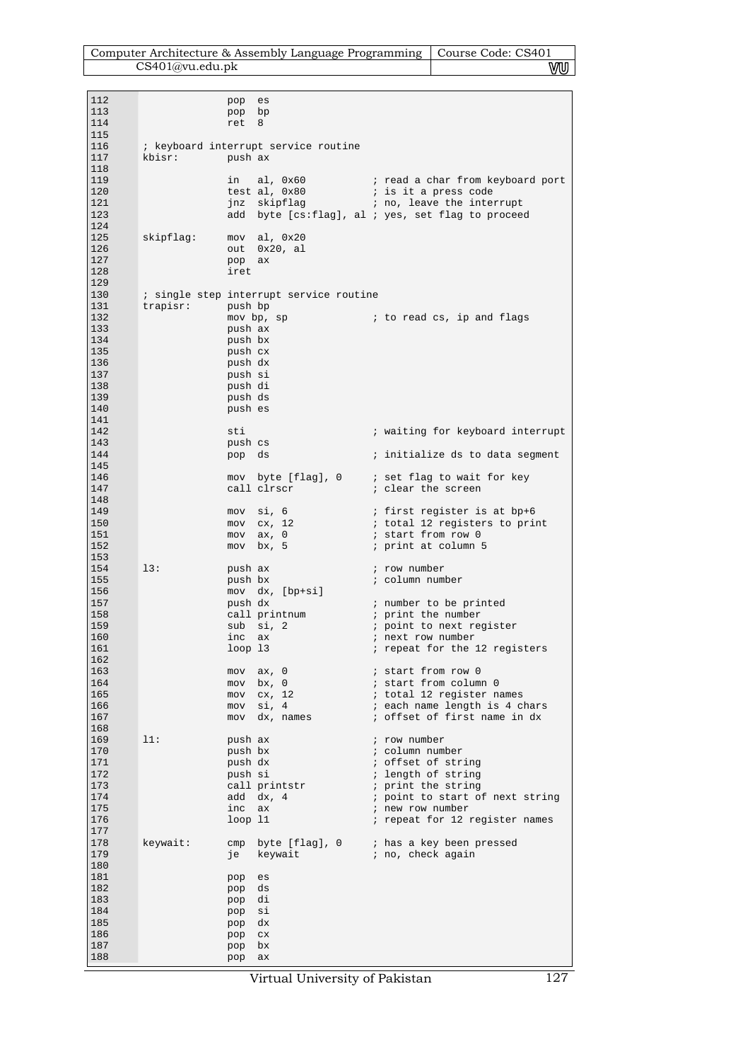```
112                 pop  es
113                 pop  bp
114                 ret  8
115
116     ; keyboard interrupt service routine
117     kbisr:      push ax
118
119                 in   al, 0x60           ; read a char from keyboard port
120                 test al, 0x80           ; is it a press code
121                 jnz  skipflag           ; no, leave the interrupt
123                 add  byte [cs:flag], al ; yes, set flag to proceed
124
125     skipflag:   mov  al, 0x20
126                 out  0x20, al
127                 pop  ax
128                 iret
129
130     ; single step interrupt service routine
131     trapisr:    push bp
132                 mov bp, sp              ; to read cs, ip and flags
133                 push ax
134                 push bx
135                 push cx
136                 push dx
137                 push si
138                 push di
139                 push ds
140                 push es
141
142                 sti                     ; waiting for keyboard interrupt
143                 push cs
144                 pop  ds                 ; initialize ds to data segment
145
146                 mov  byte [flag], 0     ; set flag to wait for key
147                 call clrscr             ; clear the screen
148
149                 mov  si, 6              ; first register is at bp+6
150                 mov  cx, 12             ; total 12 registers to print
151                 mov  ax, 0              ; start from row 0
152                 mov  bx, 5              ; print at column 5
153
154     l3:         push ax                 ; row number
155                 push bx                 ; column number
156                 mov  dx, [bp+si]
157                 push dx                 ; number to be printed
158                 call printnum           ; print the number
159                 sub  si, 2              ; point to next register
160                 inc  ax                 ; next row number
161                 loop l3                 ; repeat for the 12 registers
162
163                 mov  ax, 0              ; start from row 0
164                 mov  bx, 0              ; start from column 0
165                 mov  cx, 12             ; total 12 register names
166                 mov  si, 4              ; each name length is 4 chars
167                 mov  dx, names          ; offset of first name in dx
168
169     l1:         push ax                 ; row number
170                 push bx                 ; column number
171                 push dx                 ; offset of string
172                 push si                 ; length of string
173                 call printstr           ; print the string
174                 add  dx, 4              ; point to start of next string
175                 inc  ax                 ; new row number
176                 loop l1                 ; repeat for 12 register names
177
178     keywait:    cmp  byte [flag], 0     ; has a key been pressed
179                 je   keywait            ; no, check again
180
181                 pop  es
182                 pop  ds
183                 pop  di
184                 pop  si
185                 pop  dx
186                 pop  cx
187                 pop  bx
188                 pop  ax
```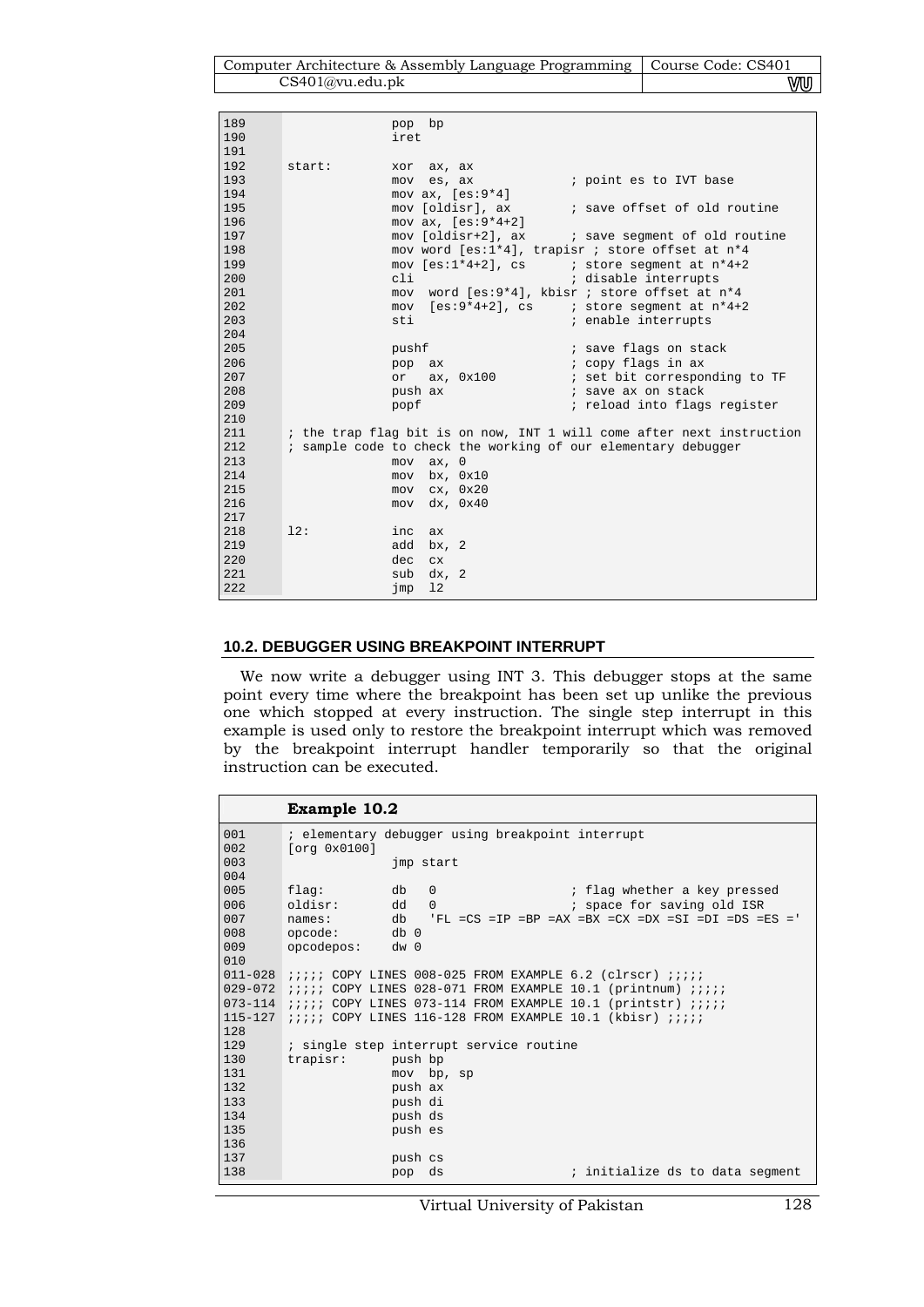```
189                 pop  bp
190                 iret
191
192     start:      xor  ax, ax
193                 mov  es, ax              ; point es to IVT base
194                 mov ax, [es:9*4]
195                 mov [oldisr], ax         ; save offset of old routine
196                 mov ax, [es:9*4+2]
197                 mov [oldisr+2], ax       ; save segment of old routine
198                 mov word [es:1*4], trapisr ; store offset at n*4
199                 mov [es:1*4+2], cs       ; store segment at n*4+2
200                 cli                      ; disable interrupts
201                 mov  word [es:9*4], kbisr ; store offset at n*4
202                 mov  [es:9*4+2], cs      ; store segment at n*4+2
203                 sti                      ; enable interrupts
204
205                 pushf                    ; save flags on stack
206                 pop  ax                  ; copy flags in ax
207                 or   ax, 0x100           ; set bit corresponding to TF
208                 push ax                  ; save ax on stack
209                 popf                     ; reload into flags register
210
211     ; the trap flag bit is on now, INT 1 will come after next instruction
212     ; sample code to check the working of our elementary debugger
213                 mov  ax, 0
214                 mov  bx, 0x10
215                 mov  cx, 0x20
216                 mov  dx, 0x40
217
218     l2:         inc  ax
219                 add  bx, 2
220                 dec  cx
221                 sub  dx, 2
222                 jmp  l2
```

## 10.2. DEBUGGER USING BREAKPOINT INTERRUPT

We now write a debugger using INT 3. This debugger stops at the same point every time where the breakpoint has been set up unlike the previous one which stopped at every instruction. The single step interrupt in this example is used only to restore the breakpoint interrupt which was removed by the breakpoint interrupt handler temporarily so that the original instruction can be executed.

**Example 10.2**

```
001     ; elementary debugger using breakpoint interrupt
002     [org 0x0100]
003                 jmp start
004
005     flag:       db   0                   ; flag whether a key pressed
006     oldisr:     dd   0                   ; space for saving old ISR
007     names:      db   'FL =CS =IP =BP =AX =BX =CX =DX =SI =DI =DS =ES ='
008     opcode:     db 0
009     opcodepos:  dw 0
010
011-028 ;;;;; COPY LINES 008-025 FROM EXAMPLE 6.2 (clrscr) ;;;;;
029-072 ;;;;; COPY LINES 028-071 FROM EXAMPLE 10.1 (printnum) ;;;;;
073-114 ;;;;; COPY LINES 073-114 FROM EXAMPLE 10.1 (printstr) ;;;;;
115-127 ;;;;; COPY LINES 116-128 FROM EXAMPLE 10.1 (kbisr) ;;;;;
128
129     ; single step interrupt service routine
130     trapisr:    push bp
131                 mov  bp, sp
132                 push ax
133                 push di
134                 push ds
135                 push es
136
137                 push cs
138                 pop  ds                  ; initialize ds to data segment
```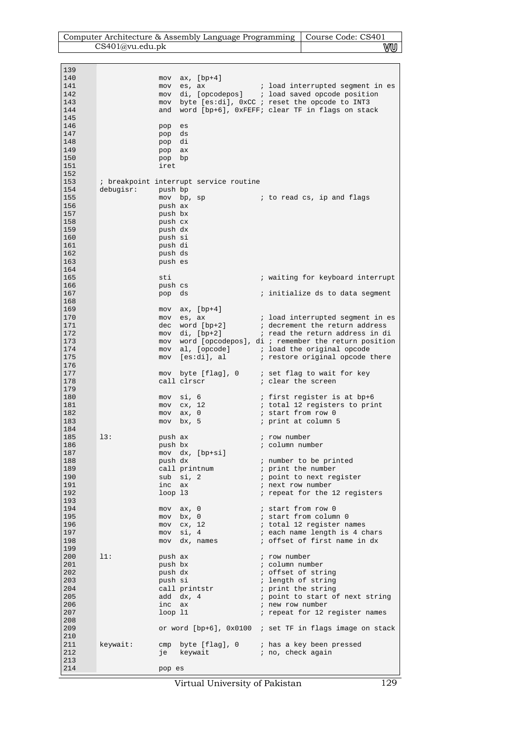```
139
140                 mov  ax, [bp+4]
141                 mov  es, ax             ; load interrupted segment in es
142                 mov  di, [opcodepos]    ; load saved opcode position
143                 mov  byte [es:di], 0xCC ; reset the opcode to INT3
144                 and  word [bp+6], 0xFEFF; clear TF in flags on stack
145
146                 pop  es
147                 pop  ds
148                 pop  di
149                 pop  ax
150                 pop  bp
151                 iret
152
153      ; breakpoint interrupt service routine
154      debugisr:  push bp
155                 mov  bp, sp             ; to read cs, ip and flags
156                 push ax
157                 push bx
158                 push cx
159                 push dx
160                 push si
161                 push di
162                 push ds
163                 push es
164
165                 sti                     ; waiting for keyboard interrupt
166                 push cs
167                 pop  ds                 ; initialize ds to data segment
168
169                 mov  ax, [bp+4]
170                 mov  es, ax             ; load interrupted segment in es
171                 dec  word [bp+2]        ; decrement the return address
172                 mov  di, [bp+2]         ; read the return address in di
173                 mov  word [opcodepos], di ; remember the return position
174                 mov  al, [opcode]       ; load the original opcode
175                 mov  [es:di], al        ; restore original opcode there
176
177                 mov  byte [flag], 0     ; set flag to wait for key
178                 call clrscr             ; clear the screen
179
180                 mov  si, 6              ; first register is at bp+6
181                 mov  cx, 12             ; total 12 registers to print
182                 mov  ax, 0              ; start from row 0
183                 mov  bx, 5              ; print at column 5
184
185      l3:        push ax                 ; row number
186                 push bx                 ; column number
187                 mov  dx, [bp+si]
188                 push dx                 ; number to be printed
189                 call printnum           ; print the number
190                 sub  si, 2              ; point to next register
191                 inc  ax                 ; next row number
192                 loop l3                 ; repeat for the 12 registers
193
194                 mov  ax, 0              ; start from row 0
195                 mov  bx, 0              ; start from column 0
196                 mov  cx, 12             ; total 12 register names
197                 mov  si, 4              ; each name length is 4 chars
198                 mov  dx, names          ; offset of first name in dx
199
200      l1:        push ax                 ; row number
201                 push bx                 ; column number
202                 push dx                 ; offset of string
203                 push si                 ; length of string
204                 call printstr           ; print the string
205                 add  dx, 4              ; point to start of next string
206                 inc  ax                 ; new row number
207                 loop l1                 ; repeat for 12 register names
208
209                 or word [bp+6], 0x0100  ; set TF in flags image on stack
210
211      keywait:   cmp  byte [flag], 0     ; has a key been pressed
212                 je   keywait            ; no, check again
213
214                 pop es
```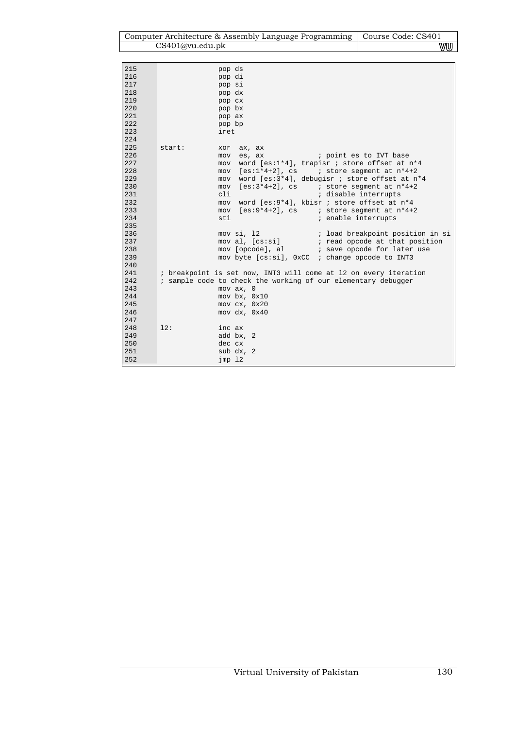```
215                 pop ds
216                 pop di
217                 pop si
218                 pop dx
219                 pop cx
220                 pop bx
221                 pop ax
222                 pop bp
223                 iret
224
225 start:          xor  ax, ax
226                 mov  es, ax              ; point es to IVT base
227                 mov  word [es:1*4], trapisr ; store offset at n*4
228                 mov  [es:1*4+2], cs      ; store segment at n*4+2
229                 mov  word [es:3*4], debugisr ; store offset at n*4
230                 mov  [es:3*4+2], cs      ; store segment at n*4+2
231                 cli                      ; disable interrupts
232                 mov  word [es:9*4], kbisr ; store offset at n*4
233                 mov  [es:9*4+2], cs      ; store segment at n*4+2
234                 sti                      ; enable interrupts
235
236                 mov si, l2               ; load breakpoint position in si
237                 mov al, [cs:si]          ; read opcode at that position
238                 mov [opcode], al         ; save opcode for later use
239                 mov byte [cs:si], 0xCC   ; change opcode to INT3
240
241 ; breakpoint is set now, INT3 will come at l2 on every iteration
242 ; sample code to check the working of our elementary debugger
243                 mov ax, 0
244                 mov bx, 0x10
245                 mov cx, 0x20
246                 mov dx, 0x40
247
248 l2:             inc ax
249                 add bx, 2
250                 dec cx
251                 sub dx, 2
252                 jmp l2
```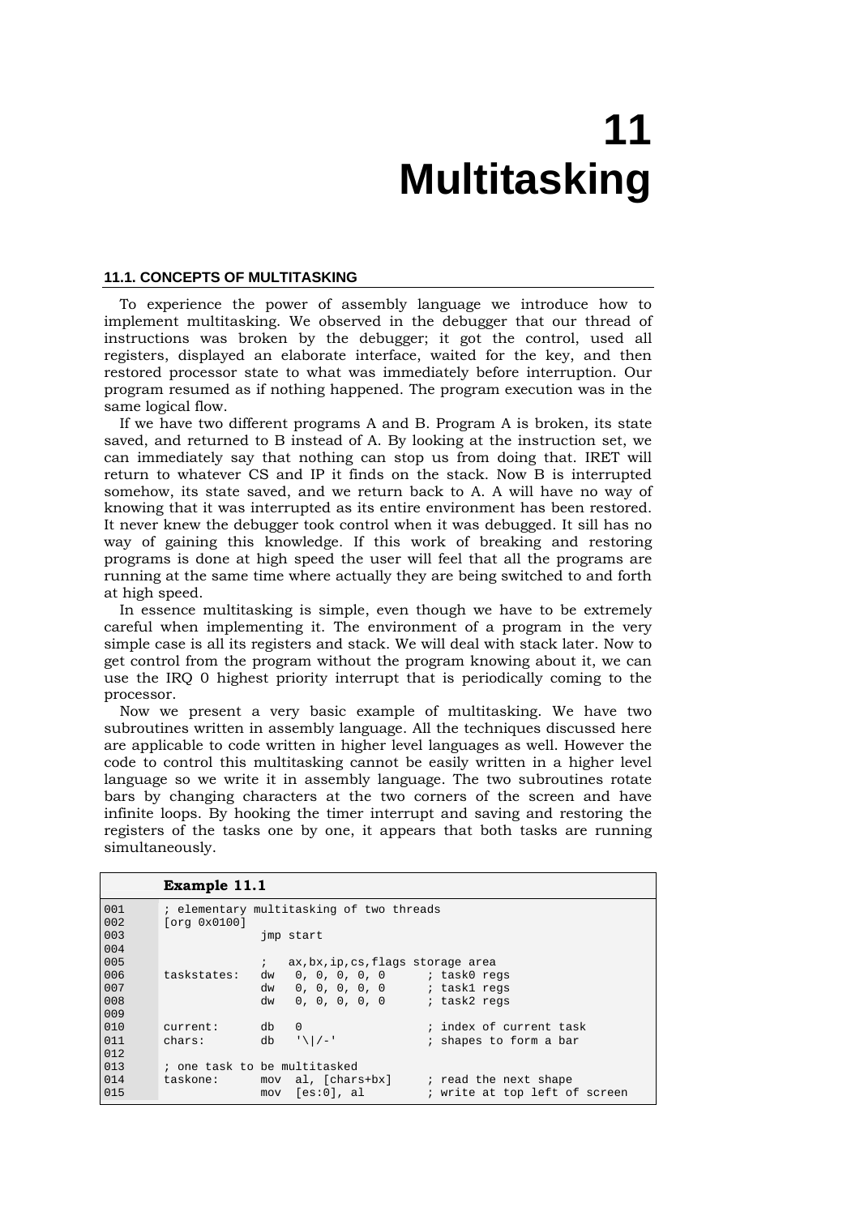# 11 Multitasking

### 11.1. CONCEPTS OF MULTITASKING

To experience the power of assembly language we introduce how to implement multitasking. We observed in the debugger that our thread of instructions was broken by the debugger; it got the control, used all registers, displayed an elaborate interface, waited for the key, and then restored processor state to what was immediately before interruption. Our program resumed as if nothing happened. The program execution was in the same logical flow.

If we have two different programs A and B. Program A is broken, its state saved, and returned to B instead of A. By looking at the instruction set, we can immediately say that nothing can stop us from doing that. IRET will return to whatever CS and IP it finds on the stack. Now B is interrupted somehow, its state saved, and we return back to A. A will have no way of knowing that it was interrupted as its entire environment has been restored. It never knew the debugger took control when it was debugged. It sill has no way of gaining this knowledge. If this work of breaking and restoring programs is done at high speed the user will feel that all the programs are running at the same time where actually they are being switched to and forth at high speed.

In essence multitasking is simple, even though we have to be extremely careful when implementing it. The environment of a program in the very simple case is all its registers and stack. We will deal with stack later. Now to get control from the program without the program knowing about it, we can use the IRQ 0 highest priority interrupt that is periodically coming to the processor.

Now we present a very basic example of multitasking. We have two subroutines written in assembly language. All the techniques discussed here are applicable to code written in higher level languages as well. However the code to control this multitasking cannot be easily written in a higher level language so we write it in assembly language. The two subroutines rotate bars by changing characters at the two corners of the screen and have infinite loops. By hooking the timer interrupt and saving and restoring the registers of the tasks one by one, it appears that both tasks are running simultaneously.

**Example 11.1**

```
001     ; elementary multitasking of two threads
002     [org 0x0100]
003                 jmp start
004
005                 ;   ax,bx,ip,cs,flags storage area
006     taskstates:  dw   0, 0, 0, 0, 0      ; task0 regs
007                  dw   0, 0, 0, 0, 0      ; task1 regs
008                  dw   0, 0, 0, 0, 0      ; task2 regs
009
010     current:     db   0                  ; index of current task
011     chars:       db   '\|/-'             ; shapes to form a bar
012
013     ; one task to be multitasked
014     taskone:     mov  al, [chars+bx]     ; read the next shape
015                  mov  [es:0], al         ; write at top left of screen
```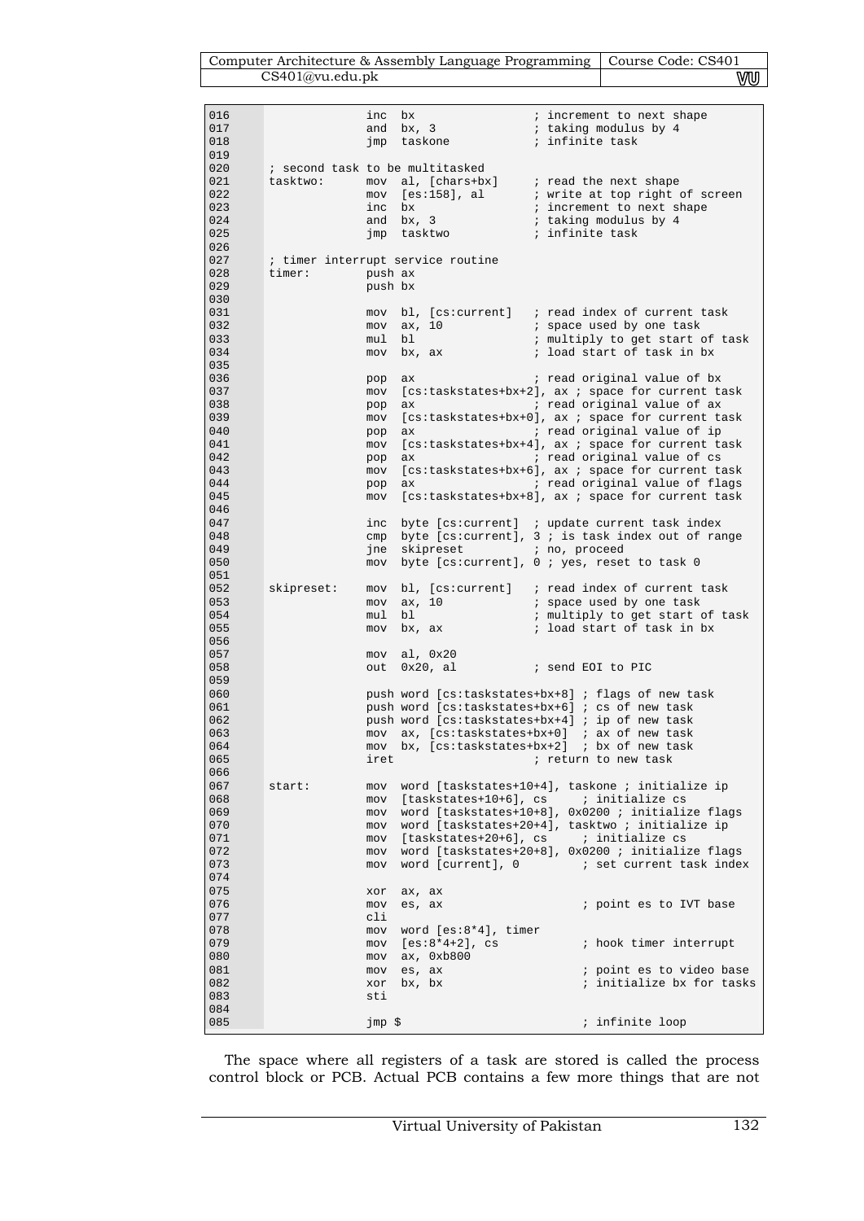```
016                 inc  bx                 ; increment to next shape
017                 and  bx, 3              ; taking modulus by 4
018                 jmp  taskone            ; infinite task
019
020     ; second task to be multitasked
021     tasktwo:    mov  al, [chars+bx]     ; read the next shape
022                 mov  [es:158], al       ; write at top right of screen
023                 inc  bx                 ; increment to next shape
024                 and  bx, 3              ; taking modulus by 4
025                 jmp  tasktwo            ; infinite task
026
027     ; timer interrupt service routine
028     timer:      push ax
029                 push bx
030
031                 mov  bl, [cs:current]   ; read index of current task
032                 mov  ax, 10             ; space used by one task
033                 mul  bl                 ; multiply to get start of task
034                 mov  bx, ax             ; load start of task in bx
035
036                 pop  ax                 ; read original value of bx
037                 mov  [cs:taskstates+bx+2], ax ; space for current task
038                 pop  ax                 ; read original value of ax
039                 mov  [cs:taskstates+bx+0], ax ; space for current task
040                 pop  ax                 ; read original value of ip
041                 mov  [cs:taskstates+bx+4], ax ; space for current task
042                 pop  ax                 ; read original value of cs
043                 mov  [cs:taskstates+bx+6], ax ; space for current task
044                 pop  ax                 ; read original value of flags
045                 mov  [cs:taskstates+bx+8], ax ; space for current task
046
047                 inc  byte [cs:current]  ; update current task index
048                 cmp  byte [cs:current], 3 ; is task index out of range
049                 jne  skipreset          ; no, proceed
050                 mov  byte [cs:current], 0 ; yes, reset to task 0
051
052     skipreset:  mov  bl, [cs:current]   ; read index of current task
053                 mov  ax, 10             ; space used by one task
054                 mul  bl                 ; multiply to get start of task
055                 mov  bx, ax             ; load start of task in bx
056
057                 mov  al, 0x20
058                 out  0x20, al           ; send EOI to PIC
059
060                 push word [cs:taskstates+bx+8] ; flags of new task
061                 push word [cs:taskstates+bx+6] ; cs of new task
062                 push word [cs:taskstates+bx+4] ; ip of new task
063                 mov  ax, [cs:taskstates+bx+0]  ; ax of new task
064                 mov  bx, [cs:taskstates+bx+2]  ; bx of new task
065                 iret                    ; return to new task
066
067     start:      mov  word [taskstates+10+4], taskone ; initialize ip
068                 mov  [taskstates+10+6], cs     ; initialize cs
069                 mov  word [taskstates+10+8], 0x0200 ; initialize flags
070                 mov  word [taskstates+20+4], tasktwo ; initialize ip
071                 mov  [taskstates+20+6], cs     ; initialize cs
072                 mov  word [taskstates+20+8], 0x0200 ; initialize flags
073                 mov  word [current], 0         ; set current task index
074
075                 xor  ax, ax
076                 mov  es, ax                    ; point es to IVT base
077                 cli
078                 mov  word [es:8*4], timer
079                 mov  [es:8*4+2], cs            ; hook timer interrupt
080                 mov  ax, 0xb800
081                 mov  es, ax                    ; point es to video base
082                 xor  bx, bx                    ; initialize bx for tasks
083                 sti
084
085                 jmp $                          ; infinite loop
```

The space where all registers of a task are stored is called the process control block or PCB. Actual PCB contains a few more things that are not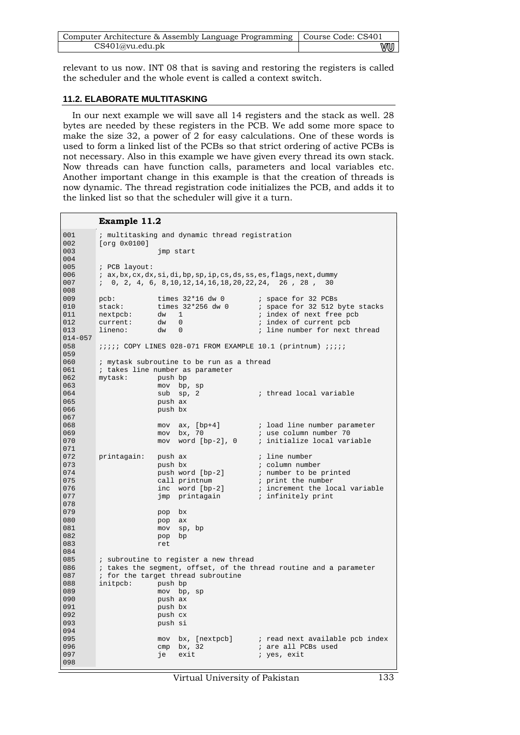relevant to us now. INT 08 that is saving and restoring the registers is called the scheduler and the whole event is called a context switch.

### 11.2. ELABORATE MULTITASKING

In our next example we will save all 14 registers and the stack as well. 28 bytes are needed by these registers in the PCB. We add some more space to make the size 32, a power of 2 for easy calculations. One of these words is used to form a linked list of the PCBs so that strict ordering of active PCBs is not necessary. Also in this example we have given every thread its own stack. Now threads can have function calls, parameters and local variables etc. Another important change in this example is that the creation of threads is now dynamic. The thread registration code initializes the PCB, and adds it to the linked list so that the scheduler will give it a turn.

**Example 11.2**

```
001         ; multitasking and dynamic thread registration
002         [org 0x0100]
003                     jmp start
004
005         ; PCB layout:
006         ; ax,bx,cx,dx,si,di,bp,sp,ip,cs,ds,ss,es,flags,next,dummy
007         ;  0, 2, 4, 6, 8,10,12,14,16,18,20,22,24,  26 , 28 ,  30
008
009         pcb:        times 32*16 dw 0        ; space for 32 PCBs
010         stack:      times 32*256 dw 0       ; space for 32 512 byte stacks
011         nextpcb:    dw   1                  ; index of next free pcb
012         current:    dw   0                  ; index of current pcb
013         lineno:     dw   0                  ; line number for next thread
014-057
058         ;;;;; COPY LINES 028-071 FROM EXAMPLE 10.1 (printnum) ;;;;;
059
060         ; mytask subroutine to be run as a thread
061         ; takes line number as parameter
062         mytask:     push bp
063                     mov  bp, sp
064                     sub  sp, 2              ; thread local variable
065                     push ax
066                     push bx
067
068                     mov  ax, [bp+4]         ; load line number parameter
069                     mov  bx, 70             ; use column number 70
070                     mov  word [bp-2], 0     ; initialize local variable
071
072         printagain: push ax                 ; line number
073                     push bx                 ; column number
074                     push word [bp-2]        ; number to be printed
075                     call printnum           ; print the number
076                     inc  word [bp-2]        ; increment the local variable
077                     jmp  printagain         ; infinitely print
078
079                     pop  bx
080                     pop  ax
081                     mov  sp, bp
082                     pop  bp
083                     ret
084
085         ; subroutine to register a new thread
086         ; takes the segment, offset, of the thread routine and a parameter
087         ; for the target thread subroutine
088         initpcb:    push bp
089                     mov  bp, sp
090                     push ax
091                     push bx
092                     push cx
093                     push si
094
095                     mov  bx, [nextpcb]      ; read next available pcb index
096                     cmp  bx, 32             ; are all PCBs used
097                     je   exit               ; yes, exit
098
```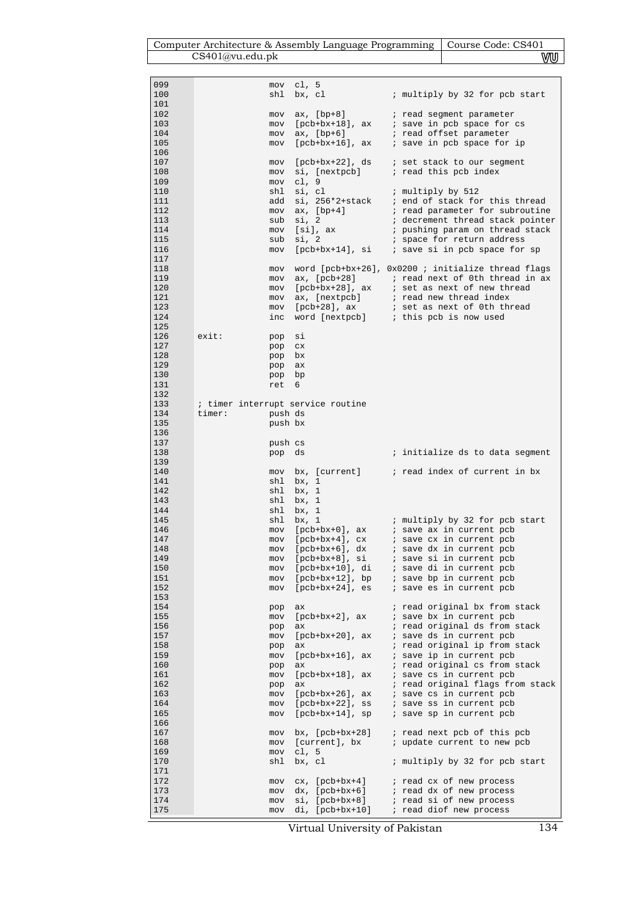```
099                 mov  cl, 5
100                 shl  bx, cl             ; multiply by 32 for pcb start
101
102                 mov  ax, [bp+8]         ; read segment parameter
103                 mov  [pcb+bx+18], ax    ; save in pcb space for cs
104                 mov  ax, [bp+6]         ; read offset parameter
105                 mov  [pcb+bx+16], ax    ; save in pcb space for ip
106
107                 mov  [pcb+bx+22], ds    ; set stack to our segment
108                 mov  si, [nextpcb]      ; read this pcb index
109                 mov  cl, 9
110                 shl  si, cl             ; multiply by 512
111                 add  si, 256*2+stack    ; end of stack for this thread
112                 mov  ax, [bp+4]         ; read parameter for subroutine
113                 sub  si, 2              ; decrement thread stack pointer
114                 mov  [si], ax           ; pushing param on thread stack
115                 sub  si, 2              ; space for return address
116                 mov  [pcb+bx+14], si    ; save si in pcb space for sp
117
118                 mov  word [pcb+bx+26], 0x0200 ; initialize thread flags
119                 mov  ax, [pcb+28]       ; read next of 0th thread in ax
120                 mov  [pcb+bx+28], ax    ; set as next of new thread
121                 mov  ax, [nextpcb]      ; read new thread index
123                 mov  [pcb+28], ax       ; set as next of 0th thread
124                 inc  word [nextpcb]     ; this pcb is now used
125
126  exit:          pop  si
127                 pop  cx
128                 pop  bx
129                 pop  ax
130                 pop  bp
131                 ret  6
132
133  ; timer interrupt service routine
134  timer:         push ds
135                 push bx
136
137                 push cs
138                 pop  ds                 ; initialize ds to data segment
139
140                 mov  bx, [current]      ; read index of current in bx
141                 shl  bx, 1
142                 shl  bx, 1
143                 shl  bx, 1
144                 shl  bx, 1
145                 shl  bx, 1              ; multiply by 32 for pcb start
146                 mov  [pcb+bx+0], ax     ; save ax in current pcb
147                 mov  [pcb+bx+4], cx     ; save cx in current pcb
148                 mov  [pcb+bx+6], dx     ; save dx in current pcb
149                 mov  [pcb+bx+8], si     ; save si in current pcb
150                 mov  [pcb+bx+10], di    ; save di in current pcb
151                 mov  [pcb+bx+12], bp    ; save bp in current pcb
152                 mov  [pcb+bx+24], es    ; save es in current pcb
153
154                 pop  ax                 ; read original bx from stack
155                 mov  [pcb+bx+2], ax     ; save bx in current pcb
156                 pop  ax                 ; read original ds from stack
157                 mov  [pcb+bx+20], ax    ; save ds in current pcb
158                 pop  ax                 ; read original ip from stack
159                 mov  [pcb+bx+16], ax    ; save ip in current pcb
160                 pop  ax                 ; read original cs from stack
161                 mov  [pcb+bx+18], ax    ; save cs in current pcb
162                 pop  ax                 ; read original flags from stack
163                 mov  [pcb+bx+26], ax    ; save cs in current pcb
164                 mov  [pcb+bx+22], ss    ; save ss in current pcb
165                 mov  [pcb+bx+14], sp    ; save sp in current pcb
166
167                 mov  bx, [pcb+bx+28]    ; read next pcb of this pcb
168                 mov  [current], bx      ; update current to new pcb
169                 mov  cl, 5
170                 shl  bx, cl             ; multiply by 32 for pcb start
171
172                 mov  cx, [pcb+bx+4]     ; read cx of new process
173                 mov  dx, [pcb+bx+6]     ; read dx of new process
174                 mov  si, [pcb+bx+8]     ; read si of new process
175                 mov  di, [pcb+bx+10]    ; read diof new process
```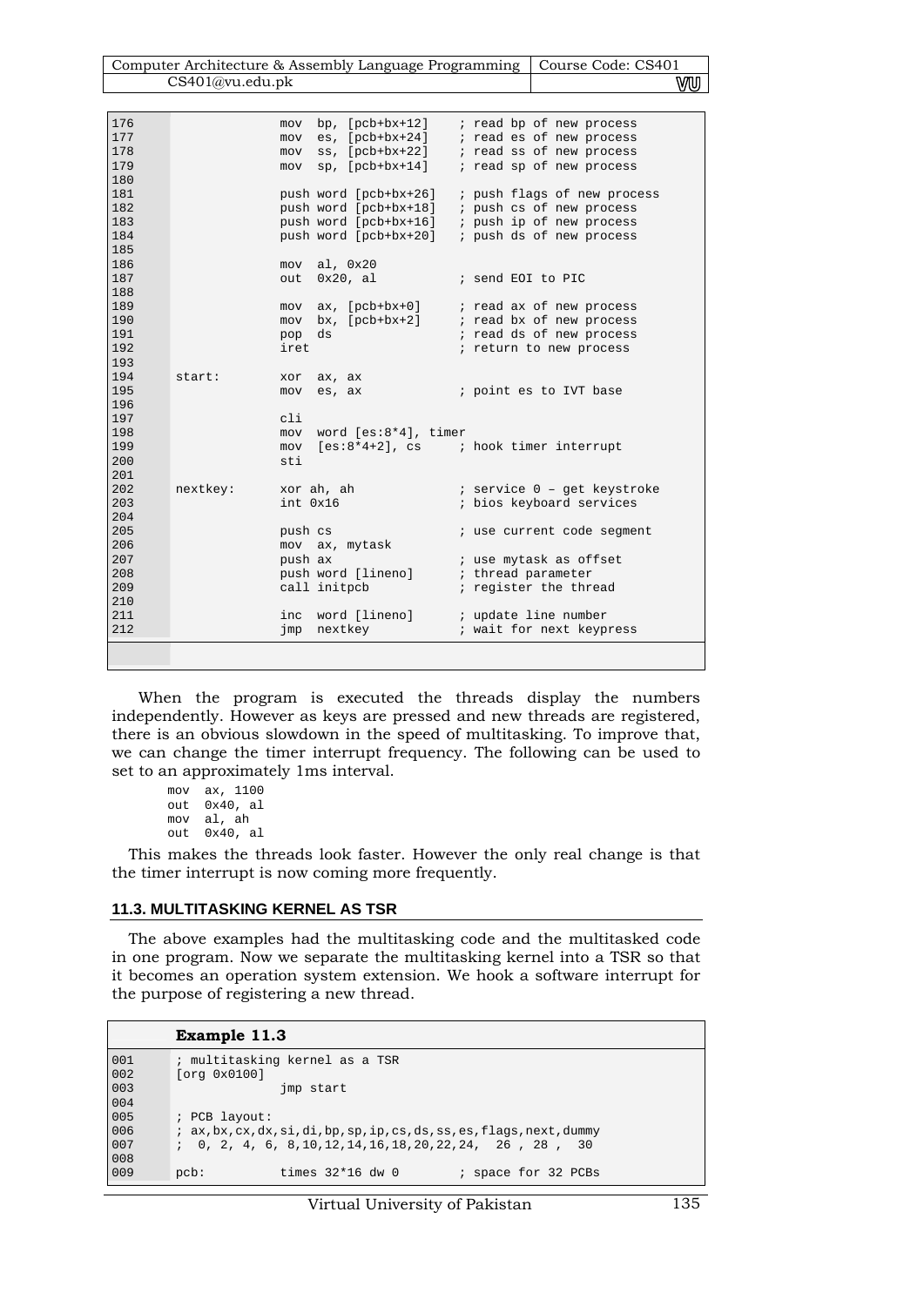```
176                 mov  bp, [pcb+bx+12]    ; read bp of new process
177                 mov  es, [pcb+bx+24]    ; read es of new process
178                 mov  ss, [pcb+bx+22]    ; read ss of new process
179                 mov  sp, [pcb+bx+14]    ; read sp of new process
180
181                 push word [pcb+bx+26]   ; push flags of new process
182                 push word [pcb+bx+18]   ; push cs of new process
183                 push word [pcb+bx+16]   ; push ip of new process
184                 push word [pcb+bx+20]   ; push ds of new process
185
186                 mov  al, 0x20
187                 out  0x20, al           ; send EOI to PIC
188
189                 mov  ax, [pcb+bx+0]     ; read ax of new process
190                 mov  bx, [pcb+bx+2]     ; read bx of new process
191                 pop  ds                 ; read ds of new process
192                 iret                    ; return to new process
193
194     start:      xor  ax, ax
195                 mov  es, ax             ; point es to IVT base
196
197                 cli
198                 mov  word [es:8*4], timer
199                 mov  [es:8*4+2], cs     ; hook timer interrupt
200                 sti
201
202     nextkey:    xor ah, ah              ; service 0 – get keystroke
203                 int 0x16                ; bios keyboard services
204
205                 push cs                 ; use current code segment
206                 mov  ax, mytask
207                 push ax                 ; use mytask as offset
208                 push word [lineno]      ; thread parameter
209                 call initpcb            ; register the thread
210
211                 inc  word [lineno]      ; update line number
212                 jmp  nextkey            ; wait for next keypress
```

When the program is executed the threads display the numbers independently. However as keys are pressed and new threads are registered, there is an obvious slowdown in the speed of multitasking. To improve that, we can change the timer interrupt frequency. The following can be used to set to an approximately 1ms interval.

```
mov  ax, 1100
out  0x40, al
mov  al, ah
out  0x40, al
```

This makes the threads look faster. However the only real change is that the timer interrupt is now coming more frequently.

## 11.3. MULTITASKING KERNEL AS TSR

The above examples had the multitasking code and the multitasked code in one program. Now we separate the multitasking kernel into a TSR so that it becomes an operation system extension. We hook a software interrupt for the purpose of registering a new thread.

**Example 11.3**

```
001     ; multitasking kernel as a TSR
002     [org 0x0100]
003                 jmp start
004
005     ; PCB layout:
006     ; ax,bx,cx,dx,si,di,bp,sp,ip,cs,ds,ss,es,flags,next,dummy
007     ;  0, 2, 4, 6, 8,10,12,14,16,18,20,22,24,  26 , 28 ,  30
008
009     pcb:        times 32*16 dw 0        ; space for 32 PCBs
```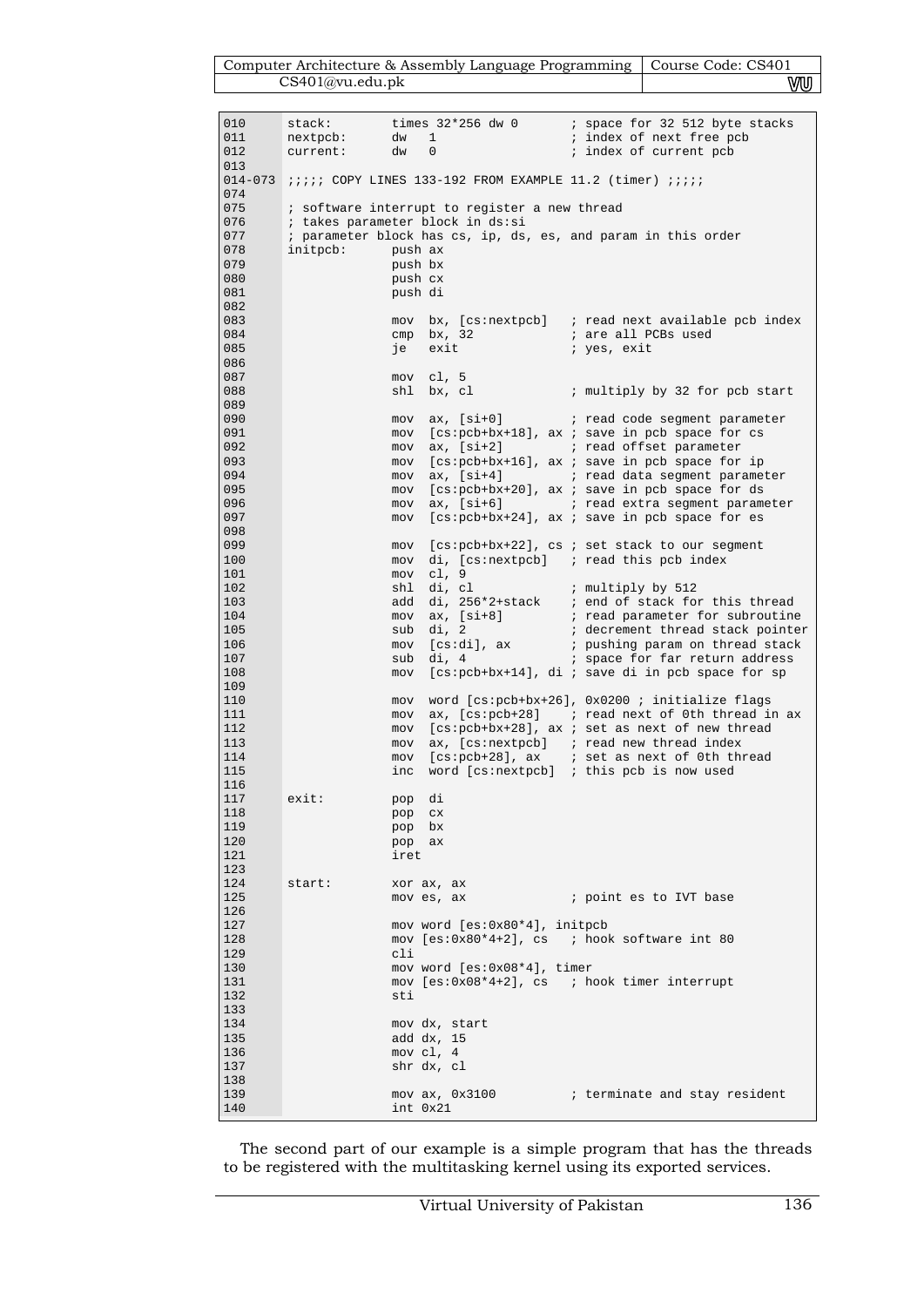```
010     stack:          times 32*256 dw 0       ; space for 32 512 byte stacks
011     nextpcb:        dw   1                  ; index of next free pcb
012     current:        dw   0                  ; index of current pcb
013
014-073 ;;;;; COPY LINES 133-192 FROM EXAMPLE 11.2 (timer) ;;;;;
074
075     ; software interrupt to register a new thread
076     ; takes parameter block in ds:si
077     ; parameter block has cs, ip, ds, es, and param in this order
078     initpcb:        push ax
079                     push bx
080                     push cx
081                     push di
082
083                     mov  bx, [cs:nextpcb]   ; read next available pcb index
084                     cmp  bx, 32             ; are all PCBs used
085                     je   exit               ; yes, exit
086
087                     mov  cl, 5
088                     shl  bx, cl             ; multiply by 32 for pcb start
089
090                     mov  ax, [si+0]         ; read code segment parameter
091                     mov  [cs:pcb+bx+18], ax ; save in pcb space for cs
092                     mov  ax, [si+2]         ; read offset parameter
093                     mov  [cs:pcb+bx+16], ax ; save in pcb space for ip
094                     mov  ax, [si+4]         ; read data segment parameter
095                     mov  [cs:pcb+bx+20], ax ; save in pcb space for ds
096                     mov  ax, [si+6]         ; read extra segment parameter
097                     mov  [cs:pcb+bx+24], ax ; save in pcb space for es
098
099                     mov  [cs:pcb+bx+22], cs ; set stack to our segment
100                     mov  di, [cs:nextpcb]   ; read this pcb index
101                     mov  cl, 9
102                     shl  di, cl             ; multiply by 512
103                     add  di, 256*2+stack    ; end of stack for this thread
104                     mov  ax, [si+8]         ; read parameter for subroutine
105                     sub  di, 2              ; decrement thread stack pointer
106                     mov  [cs:di], ax        ; pushing param on thread stack
107                     sub  di, 4              ; space for far return address
108                     mov  [cs:pcb+bx+14], di ; save di in pcb space for sp
109
110                     mov  word [cs:pcb+bx+26], 0x0200 ; initialize flags
111                     mov  ax, [cs:pcb+28]    ; read next of 0th thread in ax
112                     mov  [cs:pcb+bx+28], ax ; set as next of new thread
113                     mov  ax, [cs:nextpcb]   ; read new thread index
114                     mov  [cs:pcb+28], ax    ; set as next of 0th thread
115                     inc  word [cs:nextpcb]  ; this pcb is now used
116
117     exit:           pop  di
118                     pop  cx
119                     pop  bx
120                     pop  ax
121                     iret
123
124     start:          xor ax, ax
125                     mov es, ax              ; point es to IVT base
126
127                     mov word [es:0x80*4], initpcb
128                     mov [es:0x80*4+2], cs   ; hook software int 80
129                     cli
130                     mov word [es:0x08*4], timer
131                     mov [es:0x08*4+2], cs   ; hook timer interrupt
132                     sti
133
134                     mov dx, start
135                     add dx, 15
136                     mov cl, 4
137                     shr dx, cl
138
139                     mov ax, 0x3100          ; terminate and stay resident
140                     int 0x21
```

The second part of our example is a simple program that has the threads to be registered with the multitasking kernel using its exported services.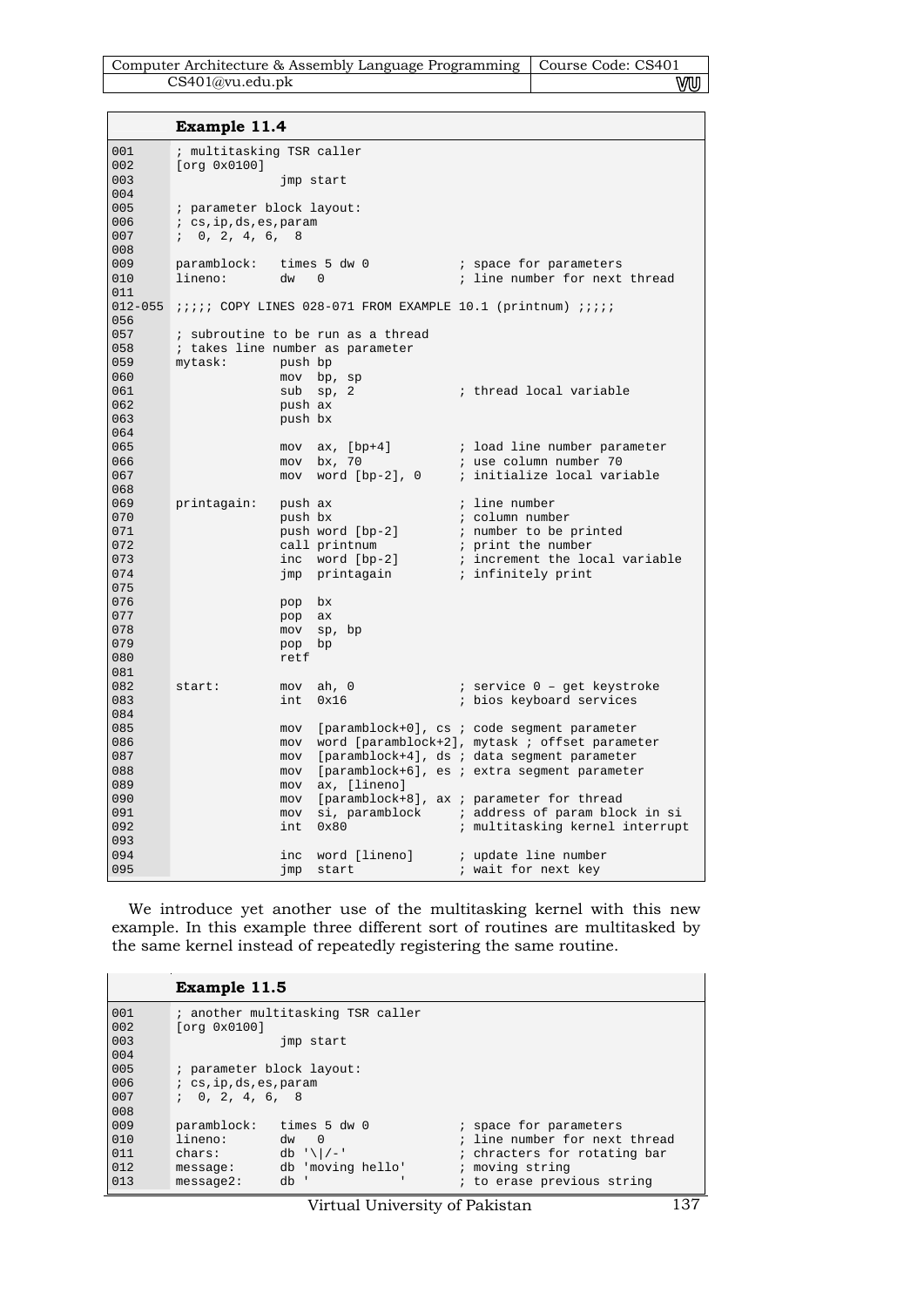**Example 11.4**

```
001       ; multitasking TSR caller
002       [org 0x0100]
003                     jmp start
004
005       ; parameter block layout:
006       ; cs,ip,ds,es,param
007       ;  0, 2, 4, 6,  8
008
009       paramblock:   times 5 dw 0            ; space for parameters
010       lineno:       dw   0                  ; line number for next thread
011
012-055   ;;;;; COPY LINES 028-071 FROM EXAMPLE 10.1 (printnum) ;;;;;
056
057       ; subroutine to be run as a thread
058       ; takes line number as parameter
059       mytask:       push bp
060                     mov  bp, sp
061                     sub  sp, 2              ; thread local variable
062                     push ax
063                     push bx
064
065                     mov  ax, [bp+4]         ; load line number parameter
066                     mov  bx, 70             ; use column number 70
067                     mov  word [bp-2], 0     ; initialize local variable
068
069       printagain:   push ax                 ; line number
070                     push bx                 ; column number
071                     push word [bp-2]        ; number to be printed
072                     call printnum           ; print the number
073                     inc  word [bp-2]        ; increment the local variable
074                     jmp  printagain         ; infinitely print
075
076                     pop  bx
077                     pop  ax
078                     mov  sp, bp
079                     pop  bp
080                     retf
081
082       start:        mov  ah, 0              ; service 0 – get keystroke
083                     int  0x16               ; bios keyboard services
084
085                     mov  [paramblock+0], cs ; code segment parameter
086                     mov  word [paramblock+2], mytask ; offset parameter
087                     mov  [paramblock+4], ds ; data segment parameter
088                     mov  [paramblock+6], es ; extra segment parameter
089                     mov  ax, [lineno]
090                     mov  [paramblock+8], ax ; parameter for thread
091                     mov  si, paramblock     ; address of param block in si
092                     int  0x80               ; multitasking kernel interrupt
093
094                     inc  word [lineno]      ; update line number
095                     jmp  start              ; wait for next key
```

We introduce yet another use of the multitasking kernel with this new example. In this example three different sort of routines are multitasked by the same kernel instead of repeatedly registering the same routine.

**Example 11.5**

```
001       ; another multitasking TSR caller
002       [org 0x0100]
003                     jmp start
004
005       ; parameter block layout:
006       ; cs,ip,ds,es,param
007       ;  0, 2, 4, 6,  8
008
009       paramblock:   times 5 dw 0            ; space for parameters
010       lineno:       dw   0                  ; line number for next thread
011       chars:        db '\|/-'               ; chracters for rotating bar
012       message:      db 'moving hello'       ; moving string
013       message2:     db '            '       ; to erase previous string
```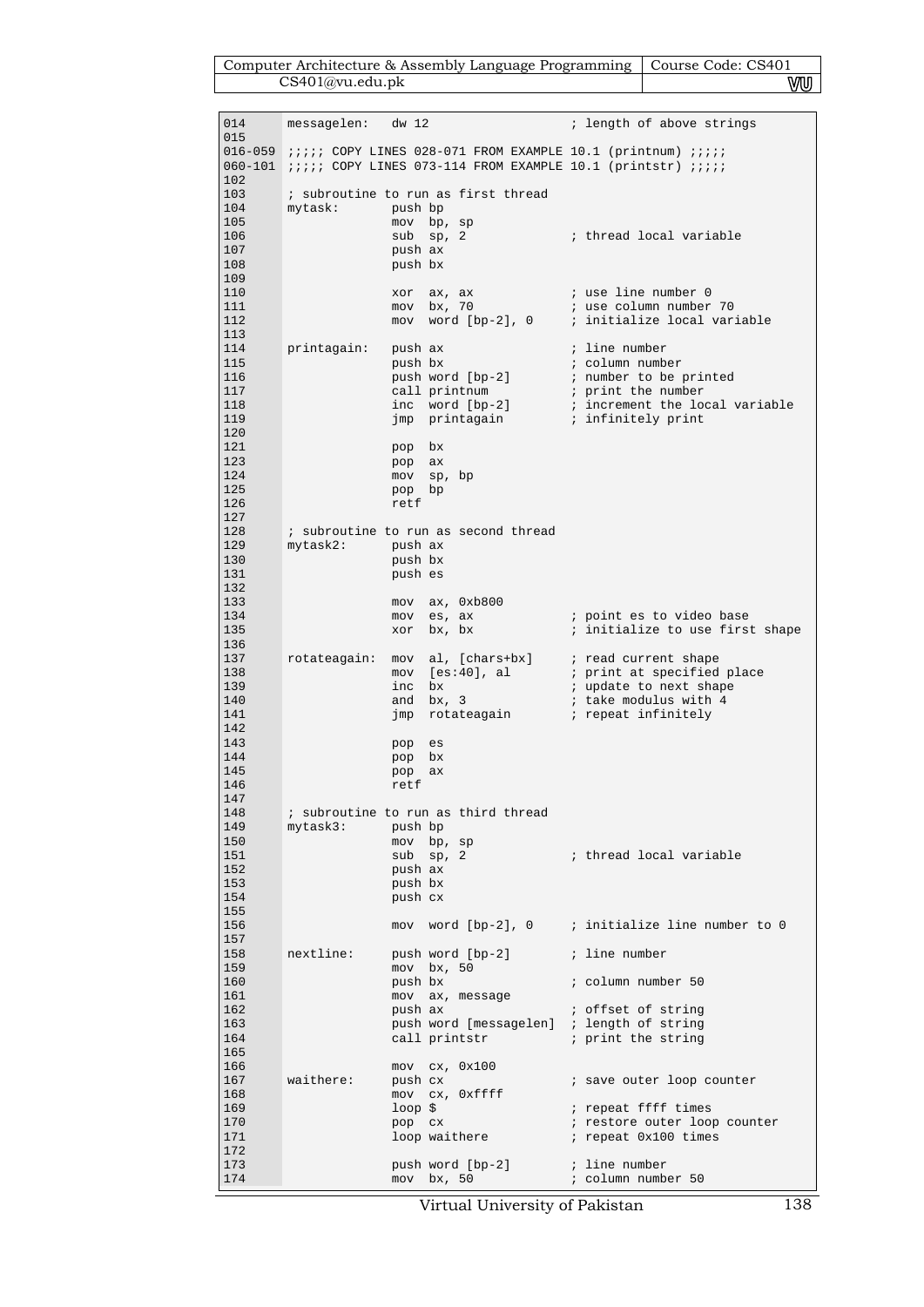```
014     messagelen:   dw 12                  ; length of above strings
015
016-059 ;;;;; COPY LINES 028-071 FROM EXAMPLE 10.1 (printnum) ;;;;;
060-101 ;;;;; COPY LINES 073-114 FROM EXAMPLE 10.1 (printstr) ;;;;;
102
103     ; subroutine to run as first thread
104     mytask:       push bp
105                   mov  bp, sp
106                   sub  sp, 2             ; thread local variable
107                   push ax
108                   push bx
109
110                   xor  ax, ax            ; use line number 0
111                   mov  bx, 70            ; use column number 70
112                   mov  word [bp-2], 0    ; initialize local variable
113
114     printagain:   push ax                ; line number
115                   push bx                ; column number
116                   push word [bp-2]       ; number to be printed
117                   call printnum          ; print the number
118                   inc  word [bp-2]       ; increment the local variable
119                   jmp  printagain        ; infinitely print
120
121                   pop  bx
123                   pop  ax
124                   mov  sp, bp
125                   pop  bp
126                   retf
127
128     ; subroutine to run as second thread
129     mytask2:      push ax
130                   push bx
131                   push es
132
133                   mov  ax, 0xb800
134                   mov  es, ax            ; point es to video base
135                   xor  bx, bx            ; initialize to use first shape
136
137     rotateagain:  mov  al, [chars+bx]    ; read current shape
138                   mov  [es:40], al       ; print at specified place
139                   inc  bx                ; update to next shape
140                   and  bx, 3             ; take modulus with 4
141                   jmp  rotateagain       ; repeat infinitely
142
143                   pop  es
144                   pop  bx
145                   pop  ax
146                   retf
147
148     ; subroutine to run as third thread
149     mytask3:      push bp
150                   mov  bp, sp
151                   sub  sp, 2             ; thread local variable
152                   push ax
153                   push bx
154                   push cx
155
156                   mov  word [bp-2], 0    ; initialize line number to 0
157
158     nextline:     push word [bp-2]       ; line number
159                   mov  bx, 50
160                   push bx                ; column number 50
161                   mov  ax, message
162                   push ax                ; offset of string
163                   push word [messagelen] ; length of string
164                   call printstr          ; print the string
165
166                   mov  cx, 0x100
167     waithere:     push cx                ; save outer loop counter
168                   mov  cx, 0xffff
169                   loop $                 ; repeat ffff times
170                   pop  cx                ; restore outer loop counter
171                   loop waithere          ; repeat 0x100 times
172
173                   push word [bp-2]       ; line number
174                   mov  bx, 50            ; column number 50
```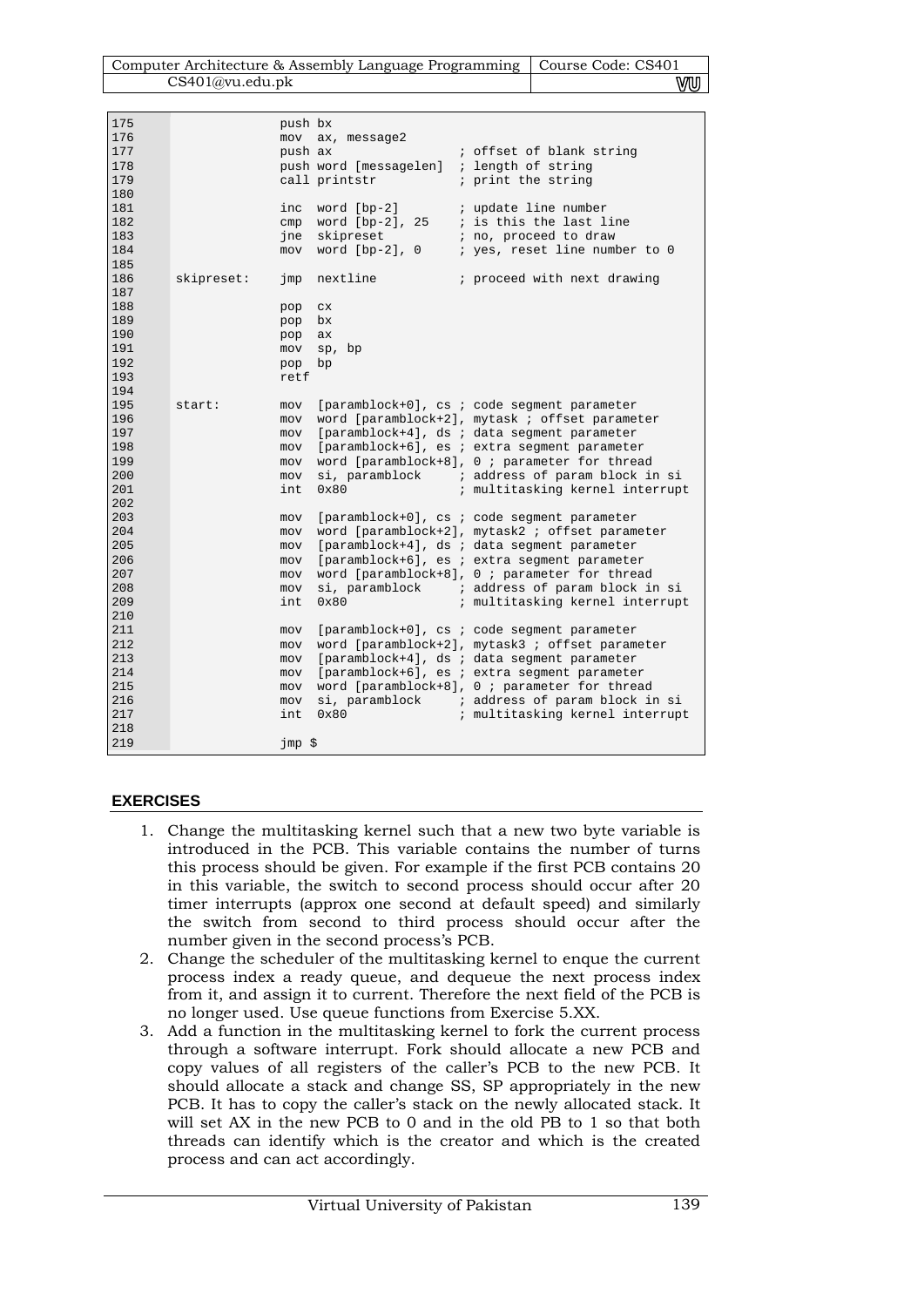```
175                 push bx
176                 mov  ax, message2
177                 push ax                ; offset of blank string
178                 push word [messagelen] ; length of string
179                 call printstr          ; print the string
180
181                 inc  word [bp-2]       ; update line number
182                 cmp  word [bp-2], 25   ; is this the last line
183                 jne  skipreset         ; no, proceed to draw
184                 mov  word [bp-2], 0    ; yes, reset line number to 0
185
186 skipreset:      jmp  nextline          ; proceed with next drawing
187
188                 pop  cx
189                 pop  bx
190                 pop  ax
191                 mov  sp, bp
192                 pop  bp
193                 retf
194
195 start:          mov  [paramblock+0], cs ; code segment parameter
196                 mov  word [paramblock+2], mytask ; offset parameter
197                 mov  [paramblock+4], ds ; data segment parameter
198                 mov  [paramblock+6], es ; extra segment parameter
199                 mov  word [paramblock+8], 0 ; parameter for thread
200                 mov  si, paramblock     ; address of param block in si
201                 int  0x80               ; multitasking kernel interrupt
202
203                 mov  [paramblock+0], cs ; code segment parameter
204                 mov  word [paramblock+2], mytask2 ; offset parameter
205                 mov  [paramblock+4], ds ; data segment parameter
206                 mov  [paramblock+6], es ; extra segment parameter
207                 mov  word [paramblock+8], 0 ; parameter for thread
208                 mov  si, paramblock     ; address of param block in si
209                 int  0x80               ; multitasking kernel interrupt
210
211                 mov  [paramblock+0], cs ; code segment parameter
212                 mov  word [paramblock+2], mytask3 ; offset parameter
213                 mov  [paramblock+4], ds ; data segment parameter
214                 mov  [paramblock+6], es ; extra segment parameter
215                 mov  word [paramblock+8], 0 ; parameter for thread
216                 mov  si, paramblock     ; address of param block in si
217                 int  0x80               ; multitasking kernel interrupt
218
219                 jmp $
```

## EXERCISES

1. Change the multitasking kernel such that a new two byte variable is introduced in the PCB. This variable contains the number of turns this process should be given. For example if the first PCB contains 20 in this variable, the switch to second process should occur after 20 timer interrupts (approx one second at default speed) and similarly the switch from second to third process should occur after the number given in the second process's PCB.
2. Change the scheduler of the multitasking kernel to enque the current process index a ready queue, and dequeue the next process index from it, and assign it to current. Therefore the next field of the PCB is no longer used. Use queue functions from Exercise 5.XX.
3. Add a function in the multitasking kernel to fork the current process through a software interrupt. Fork should allocate a new PCB and copy values of all registers of the caller's PCB to the new PCB. It should allocate a stack and change SS, SP appropriately in the new PCB. It has to copy the caller's stack on the newly allocated stack. It will set AX in the new PCB to 0 and in the old PB to 1 so that both threads can identify which is the creator and which is the created process and can act accordingly.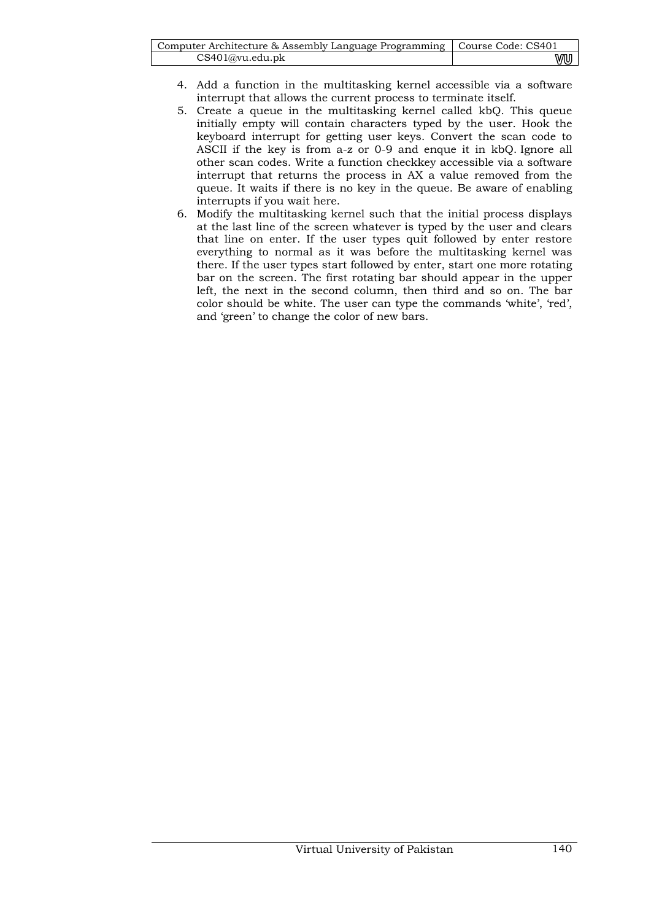4. Add a function in the multitasking kernel accessible via a software interrupt that allows the current process to terminate itself.
5. Create a queue in the multitasking kernel called kbQ. This queue initially empty will contain characters typed by the user. Hook the keyboard interrupt for getting user keys. Convert the scan code to ASCII if the key is from a-z or 0-9 and enque it in kbQ. Ignore all other scan codes. Write a function checkkey accessible via a software interrupt that returns the process in AX a value removed from the queue. It waits if there is no key in the queue. Be aware of enabling interrupts if you wait here.
6. Modify the multitasking kernel such that the initial process displays at the last line of the screen whatever is typed by the user and clears that line on enter. If the user types quit followed by enter restore everything to normal as it was before the multitasking kernel was there. If the user types start followed by enter, start one more rotating bar on the screen. The first rotating bar should appear in the upper left, the next in the second column, then third and so on. The bar color should be white. The user can type the commands 'white', 'red', and 'green' to change the color of new bars.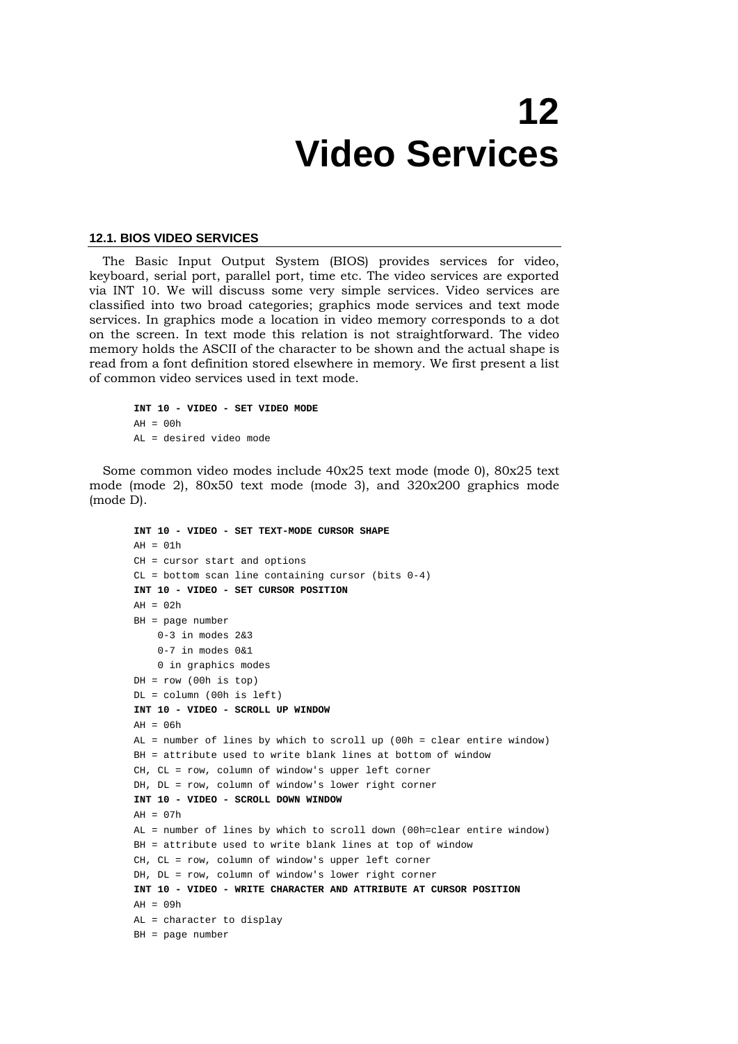# 12 Video Services

### 12.1. BIOS VIDEO SERVICES

The Basic Input Output System (BIOS) provides services for video, keyboard, serial port, parallel port, time etc. The video services are exported via INT 10. We will discuss some very simple services. Video services are classified into two broad categories; graphics mode services and text mode services. In graphics mode a location in video memory corresponds to a dot on the screen. In text mode this relation is not straightforward. The video memory holds the ASCII of the character to be shown and the actual shape is read from a font definition stored elsewhere in memory. We first present a list of common video services used in text mode.

```
INT 10 - VIDEO - SET VIDEO MODE
AH = 00h
AL = desired video mode
```

Some common video modes include 40x25 text mode (mode 0), 80x25 text mode (mode 2), 80x50 text mode (mode 3), and 320x200 graphics mode (mode D).

```
INT 10 - VIDEO - SET TEXT-MODE CURSOR SHAPE
AH = 01h
CH = cursor start and options
CL = bottom scan line containing cursor (bits 0-4)
INT 10 - VIDEO - SET CURSOR POSITION
AH = 02h
BH = page number
    0-3 in modes 2&3
    0-7 in modes 0&1
    0 in graphics modes
DH = row (00h is top)
DL = column (00h is left)
INT 10 - VIDEO - SCROLL UP WINDOW
AH = 06h
AL = number of lines by which to scroll up (00h = clear entire window)
BH = attribute used to write blank lines at bottom of window
CH, CL = row, column of window's upper left corner
DH, DL = row, column of window's lower right corner
INT 10 - VIDEO - SCROLL DOWN WINDOW
AH = 07h
AL = number of lines by which to scroll down (00h=clear entire window)
BH = attribute used to write blank lines at top of window
CH, CL = row, column of window's upper left corner
DH, DL = row, column of window's lower right corner
INT 10 - VIDEO - WRITE CHARACTER AND ATTRIBUTE AT CURSOR POSITION
AH = 09h
AL = character to display
BH = page number
```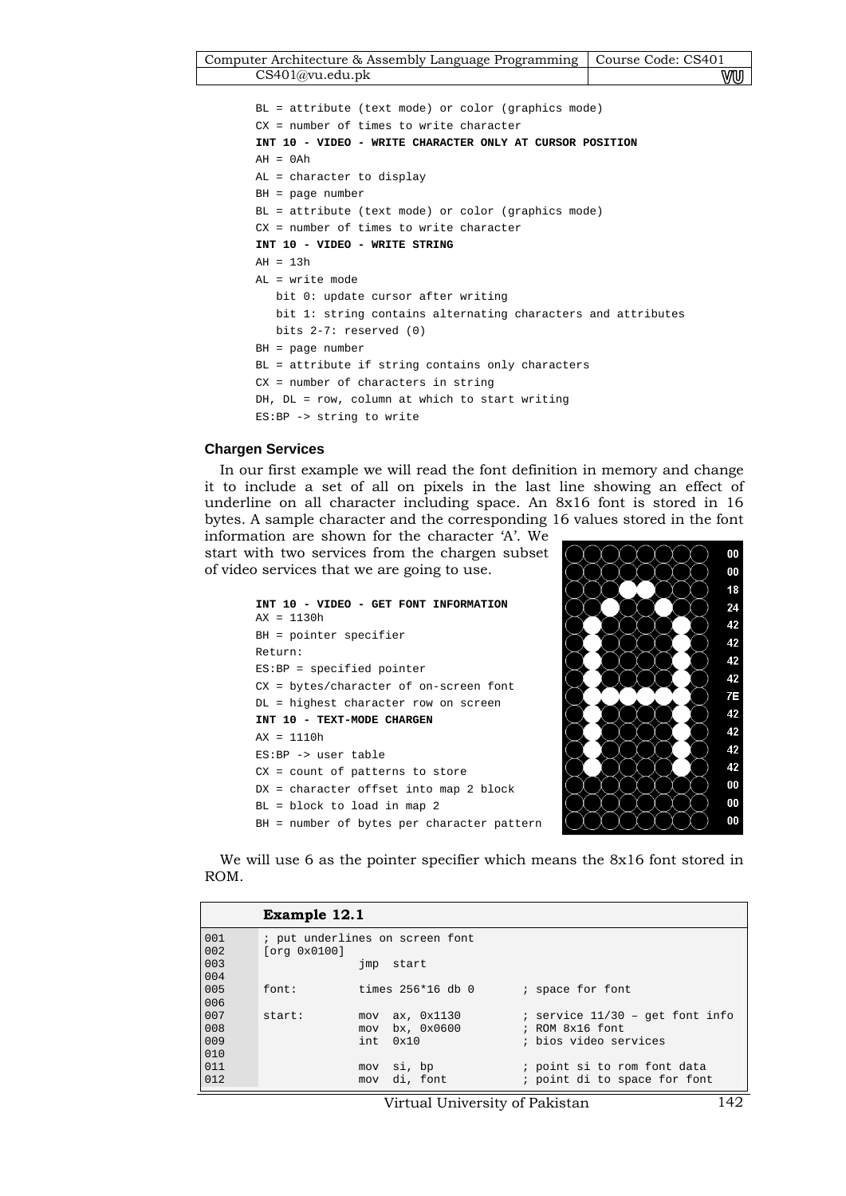```
BL = attribute (text mode) or color (graphics mode)
CX = number of times to write character
INT 10 - VIDEO - WRITE CHARACTER ONLY AT CURSOR POSITION
AH = 0Ah
AL = character to display
BH = page number
BL = attribute (text mode) or color (graphics mode)
CX = number of times to write character
INT 10 - VIDEO - WRITE STRING
AH = 13h
AL = write mode
   bit 0: update cursor after writing
   bit 1: string contains alternating characters and attributes
   bits 2-7: reserved (0)
BH = page number
BL = attribute if string contains only characters
CX = number of characters in string
DH, DL = row, column at which to start writing
ES:BP -> string to write
```

### Chargen Services

In our first example we will read the font definition in memory and change it to include a set of all on pixels in the last line showing an effect of underline on all character including space. An 8x16 font is stored in 16 bytes. A sample character and the corresponding 16 values stored in the font information are shown for the character 'A'. We start with two services from the chargen subset of video services that we are going to use.

```
INT 10 - VIDEO - GET FONT INFORMATION
AX = 1130h
BH = pointer specifier
Return:
ES:BP = specified pointer
CX = bytes/character of on-screen font
DL = highest character row on screen
INT 10 - TEXT-MODE CHARGEN
AX = 1110h
ES:BP -> user table
CX = count of patterns to store
DX = character offset into map 2 block
BL = block to load in map 2
BH = number of bytes per character pattern
```

00
00
18
24
42
42
42
42
7E
42
42
42
42
00
00
00

We will use 6 as the pointer specifier which means the 8x16 font stored in ROM.

**Example 12.1**

```
001     ; put underlines on screen font
002     [org 0x0100]
003                 jmp  start
004
005     font:       times 256*16 db 0      ; space for font
006
007     start:      mov  ax, 0x1130        ; service 11/30 – get font info
008                 mov  bx, 0x0600        ; ROM 8x16 font
009                 int  0x10              ; bios video services
010
011                 mov  si, bp            ; point si to rom font data
012                 mov  di, font          ; point di to space for font
```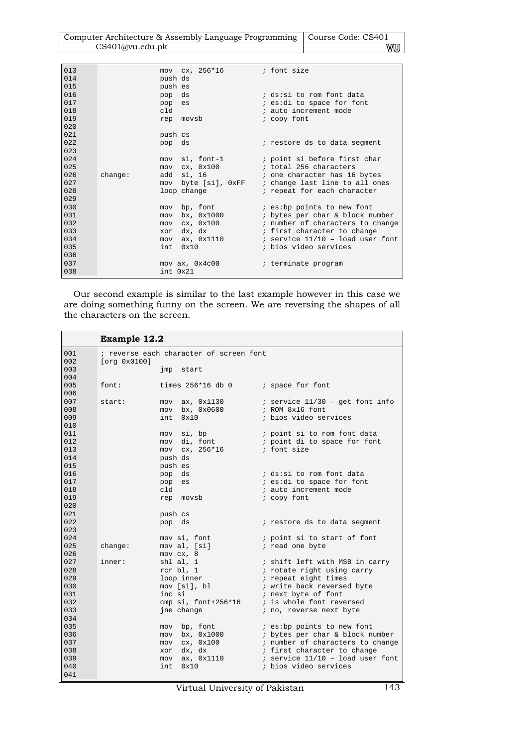```
013                 mov  cx, 256*16         ; font size
014                 push ds
015                 push es
016                 pop  ds                 ; ds:si to rom font data
017                 pop  es                 ; es:di to space for font
018                 cld                     ; auto increment mode
019                 rep  movsb              ; copy font
020
021                 push cs
022                 pop  ds                 ; restore ds to data segment
023
024                 mov  si, font-1         ; point si before first char
025                 mov  cx, 0x100          ; total 256 characters
026     change:     add  si, 16             ; one character has 16 bytes
027                 mov  byte [si], 0xFF    ; change last line to all ones
028                 loop change             ; repeat for each character
029
030                 mov  bp, font           ; es:bp points to new font
031                 mov  bx, 0x1000         ; bytes per char & block number
032                 mov  cx, 0x100          ; number of characters to change
033                 xor  dx, dx             ; first character to change
034                 mov  ax, 0x1110         ; service 11/10 – load user font
035                 int  0x10               ; bios video services
036
037                 mov ax, 0x4c00          ; terminate program
038                 int 0x21
```

Our second example is similar to the last example however in this case we are doing something funny on the screen. We are reversing the shapes of all the characters on the screen.

**Example 12.2**

```
001     ; reverse each character of screen font
002     [org 0x0100]
003                 jmp  start
004
005     font:       times 256*16 db 0       ; space for font
006
007     start:      mov  ax, 0x1130         ; service 11/30 – get font info
008                 mov  bx, 0x0600         ; ROM 8x16 font
009                 int  0x10               ; bios video services
010
011                 mov  si, bp             ; point si to rom font data
012                 mov  di, font           ; point di to space for font
013                 mov  cx, 256*16         ; font size
014                 push ds
015                 push es
016                 pop  ds                 ; ds:si to rom font data
017                 pop  es                 ; es:di to space for font
018                 cld                     ; auto increment mode
019                 rep  movsb              ; copy font
020
021                 push cs
022                 pop  ds                 ; restore ds to data segment
023
024                 mov si, font            ; point si to start of font
025     change:     mov al, [si]            ; read one byte
026                 mov cx, 8
027     inner:      shl al, 1               ; shift left with MSB in carry
028                 rcr bl, 1               ; rotate right using carry
029                 loop inner              ; repeat eight times
030                 mov [si], bl            ; write back reversed byte
031                 inc si                  ; next byte of font
032                 cmp si, font+256*16     ; is whole font reversed
033                 jne change              ; no, reverse next byte
034
035                 mov  bp, font           ; es:bp points to new font
036                 mov  bx, 0x1000         ; bytes per char & block number
037                 mov  cx, 0x100          ; number of characters to change
038                 xor  dx, dx             ; first character to change
039                 mov  ax, 0x1110         ; service 11/10 – load user font
040                 int  0x10               ; bios video services
041
```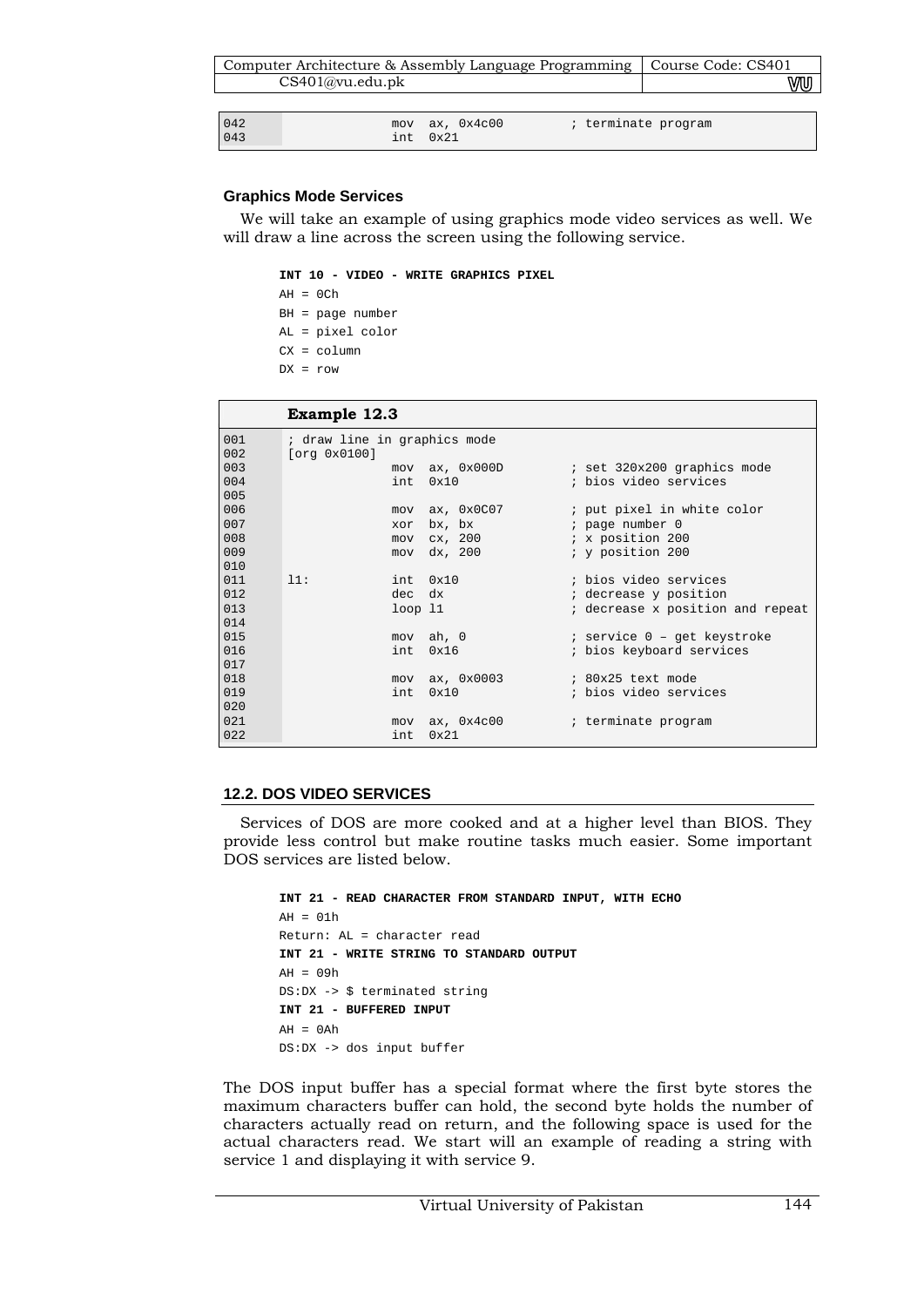```
042                mov  ax, 0x4c00          ; terminate program
043                int  0x21
```

### Graphics Mode Services

We will take an example of using graphics mode video services as well. We will draw a line across the screen using the following service.

```
INT 10 - VIDEO - WRITE GRAPHICS PIXEL
AH = 0Ch
BH = page number
AL = pixel color
CX = column
DX = row
```

**Example 12.3**

```
001     ; draw line in graphics mode
002     [org 0x0100]
003                  mov  ax, 0x000D        ; set 320x200 graphics mode
004                  int  0x10              ; bios video services
005
006                  mov  ax, 0x0C07        ; put pixel in white color
007                  xor  bx, bx            ; page number 0
008                  mov  cx, 200           ; x position 200
009                  mov  dx, 200           ; y position 200
010
011     l1:          int  0x10              ; bios video services
012                  dec  dx                ; decrease y position
013                  loop l1                ; decrease x position and repeat
014
015                  mov  ah, 0             ; service 0 – get keystroke
016                  int  0x16              ; bios keyboard services
017
018                  mov  ax, 0x0003        ; 80x25 text mode
019                  int  0x10              ; bios video services
020
021                  mov  ax, 0x4c00        ; terminate program
022                  int  0x21
```

## 12.2. DOS VIDEO SERVICES

Services of DOS are more cooked and at a higher level than BIOS. They provide less control but make routine tasks much easier. Some important DOS services are listed below.

```
INT 21 - READ CHARACTER FROM STANDARD INPUT, WITH ECHO
AH = 01h
Return: AL = character read
INT 21 - WRITE STRING TO STANDARD OUTPUT
AH = 09h
DS:DX -> $ terminated string
INT 21 - BUFFERED INPUT
AH = 0Ah
DS:DX -> dos input buffer
```

The DOS input buffer has a special format where the first byte stores the maximum characters buffer can hold, the second byte holds the number of characters actually read on return, and the following space is used for the actual characters read. We start will an example of reading a string with service 1 and displaying it with service 9.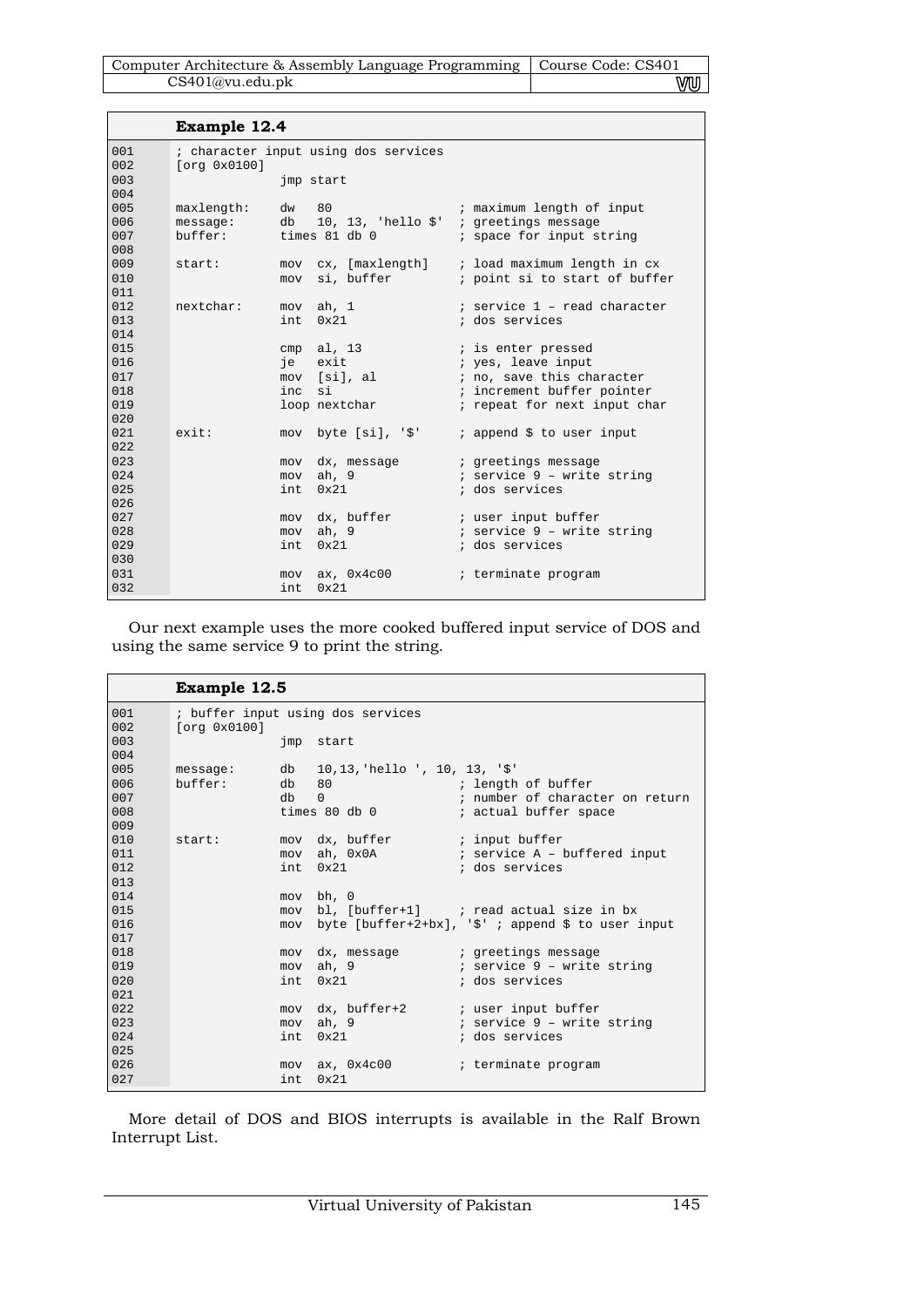**Example 12.4**

```
001     ; character input using dos services
002     [org 0x0100]
003                   jmp start
004
005     maxlength:    dw   80                 ; maximum length of input
006     message:      db   10, 13, 'hello $'  ; greetings message
007     buffer:       times 81 db 0           ; space for input string
008
009     start:        mov  cx, [maxlength]    ; load maximum length in cx
010                   mov  si, buffer         ; point si to start of buffer
011
012     nextchar:     mov  ah, 1              ; service 1 – read character
013                   int  0x21               ; dos services
014
015                   cmp  al, 13             ; is enter pressed
016                   je   exit               ; yes, leave input
017                   mov  [si], al           ; no, save this character
018                   inc  si                 ; increment buffer pointer
019                   loop nextchar           ; repeat for next input char
020
021     exit:         mov  byte [si], '$'     ; append $ to user input
022
023                   mov  dx, message        ; greetings message
024                   mov  ah, 9              ; service 9 – write string
025                   int  0x21               ; dos services
026
027                   mov  dx, buffer         ; user input buffer
028                   mov  ah, 9              ; service 9 – write string
029                   int  0x21               ; dos services
030
031                   mov  ax, 0x4c00         ; terminate program
032                   int  0x21
```

Our next example uses the more cooked buffered input service of DOS and using the same service 9 to print the string.

**Example 12.5**

```
001     ; buffer input using dos services
002     [org 0x0100]
003                   jmp  start
004
005     message:      db   10,13,'hello ', 10, 13, '$'
006     buffer:       db   80                 ; length of buffer
007                   db   0                  ; number of character on return
008                   times 80 db 0           ; actual buffer space
009
010     start:        mov  dx, buffer         ; input buffer
011                   mov  ah, 0x0A           ; service A – buffered input
012                   int  0x21               ; dos services
013
014                   mov  bh, 0
015                   mov  bl, [buffer+1]     ; read actual size in bx
016                   mov  byte [buffer+2+bx], '$' ; append $ to user input
017
018                   mov  dx, message        ; greetings message
019                   mov  ah, 9              ; service 9 – write string
020                   int  0x21               ; dos services
021
022                   mov  dx, buffer+2       ; user input buffer
023                   mov  ah, 9              ; service 9 – write string
024                   int  0x21               ; dos services
025
026                   mov  ax, 0x4c00         ; terminate program
027                   int  0x21
```

More detail of DOS and BIOS interrupts is available in the Ralf Brown Interrupt List.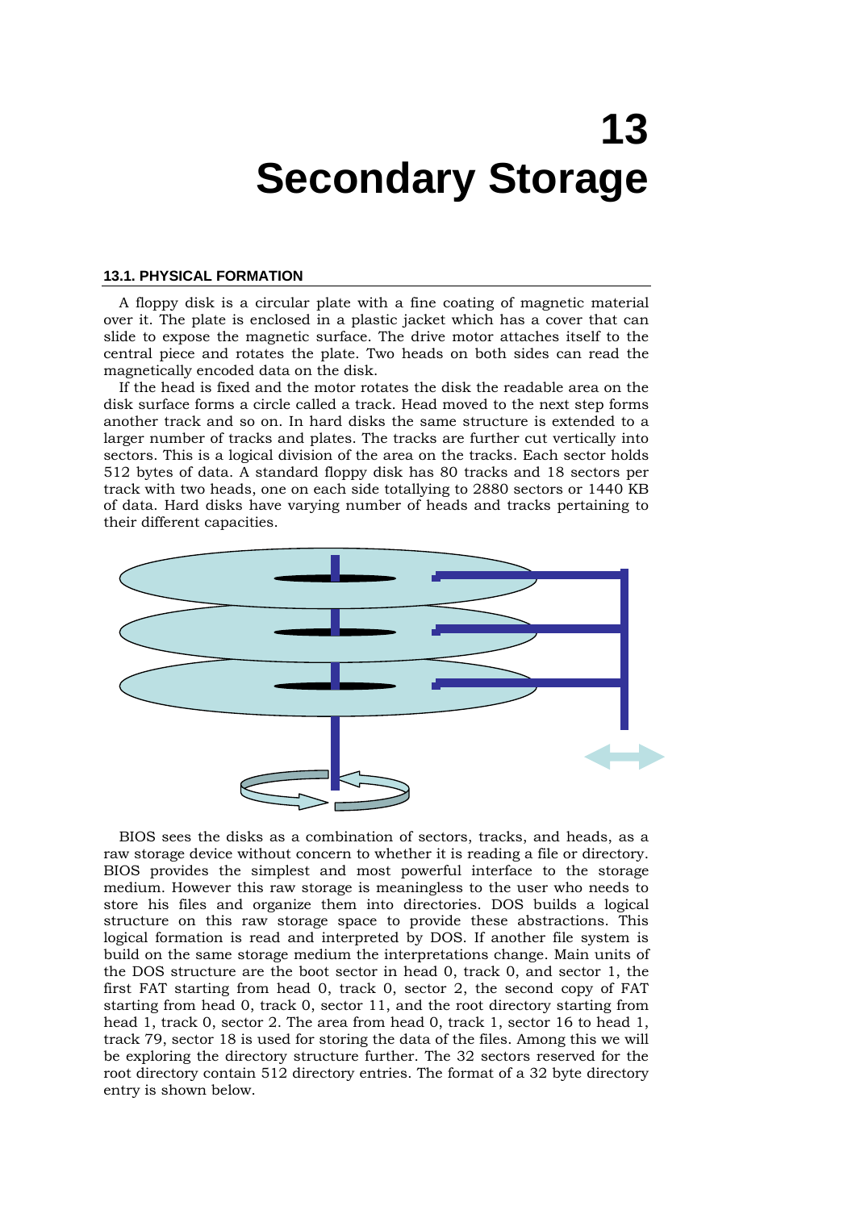# 13
# Secondary Storage

## 13.1. PHYSICAL FORMATION

A floppy disk is a circular plate with a fine coating of magnetic material over it. The plate is enclosed in a plastic jacket which has a cover that can slide to expose the magnetic surface. The drive motor attaches itself to the central piece and rotates the plate. Two heads on both sides can read the magnetically encoded data on the disk.

If the head is fixed and the motor rotates the disk the readable area on the disk surface forms a circle called a track. Head moved to the next step forms another track and so on. In hard disks the same structure is extended to a larger number of tracks and plates. The tracks are further cut vertically into sectors. This is a logical division of the area on the tracks. Each sector holds 512 bytes of data. A standard floppy disk has 80 tracks and 18 sectors per track with two heads, one on each side totalling to 2880 sectors or 1440 KB of data. Hard disks have varying number of heads and tracks pertaining to their different capacities.

BIOS sees the disks as a combination of sectors, tracks, and heads, as a raw storage device without concern to whether it is reading a file or directory. BIOS provides the simplest and most powerful interface to the storage medium. However this raw storage is meaningless to the user who needs to store his files and organize them into directories. DOS builds a logical structure on this raw storage space to provide these abstractions. This logical formation is read and interpreted by DOS. If another file system is build on the same storage medium the interpretations change. Main units of the DOS structure are the boot sector in head 0, track 0, and sector 1, the first FAT starting from head 0, track 0, sector 2, the second copy of FAT starting from head 0, track 0, sector 11, and the root directory starting from head 1, track 0, sector 2. The area from head 0, track 1, sector 16 to head 1, track 79, sector 18 is used for storing the data of the files. Among this we will be exploring the directory structure further. The 32 sectors reserved for the root directory contain 512 directory entries. The format of a 32 byte directory entry is shown below.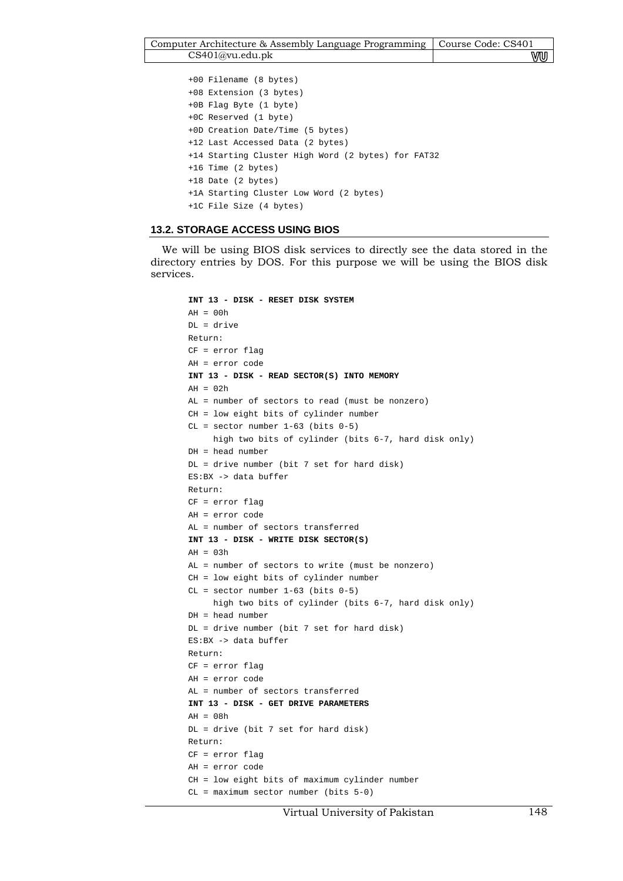```
+00 Filename (8 bytes)
+08 Extension (3 bytes)
+0B Flag Byte (1 byte)
+0C Reserved (1 byte)
+0D Creation Date/Time (5 bytes)
+12 Last Accessed Data (2 bytes)
+14 Starting Cluster High Word (2 bytes) for FAT32
+16 Time (2 bytes)
+18 Date (2 bytes)
+1A Starting Cluster Low Word (2 bytes)
+1C File Size (4 bytes)
```

### 13.2. STORAGE ACCESS USING BIOS

We will be using BIOS disk services to directly see the data stored in the directory entries by DOS. For this purpose we will be using the BIOS disk services.

```
INT 13 - DISK - RESET DISK SYSTEM
AH = 00h
DL = drive
Return:
CF = error flag
AH = error code
INT 13 - DISK - READ SECTOR(S) INTO MEMORY
AH = 02h
AL = number of sectors to read (must be nonzero)
CH = low eight bits of cylinder number
CL = sector number 1-63 (bits 0-5)
     high two bits of cylinder (bits 6-7, hard disk only)
DH = head number
DL = drive number (bit 7 set for hard disk)
ES:BX -> data buffer
Return:
CF = error flag
AH = error code
AL = number of sectors transferred
INT 13 - DISK - WRITE DISK SECTOR(S)
AH = 03h
AL = number of sectors to write (must be nonzero)
CH = low eight bits of cylinder number
CL = sector number 1-63 (bits 0-5)
     high two bits of cylinder (bits 6-7, hard disk only)
DH = head number
DL = drive number (bit 7 set for hard disk)
ES:BX -> data buffer
Return:
CF = error flag
AH = error code
AL = number of sectors transferred
INT 13 - DISK - GET DRIVE PARAMETERS
AH = 08h
DL = drive (bit 7 set for hard disk)
Return:
CF = error flag
AH = error code
CH = low eight bits of maximum cylinder number
CL = maximum sector number (bits 5-0)
```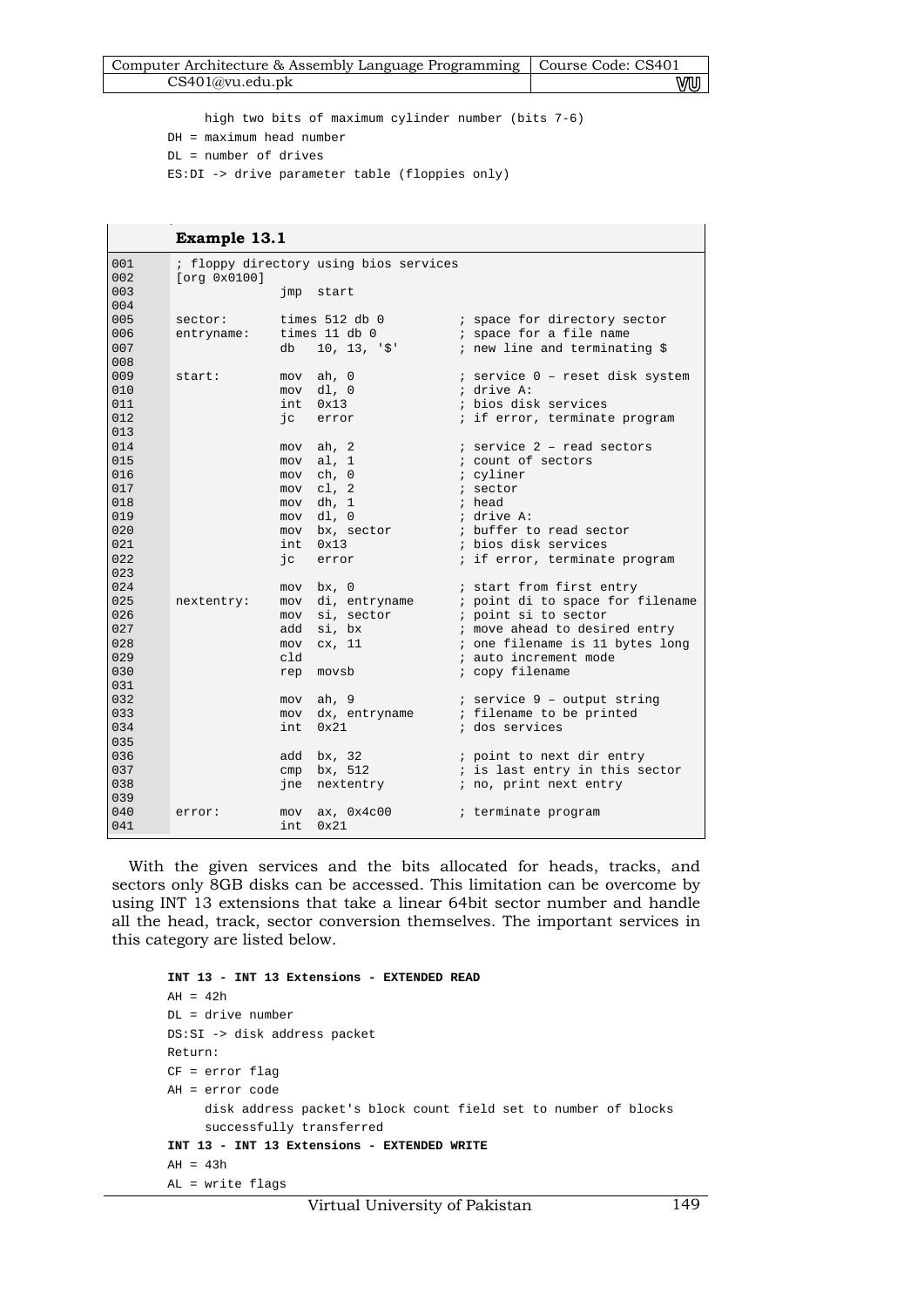```
     high two bits of maximum cylinder number (bits 7-6)
DH = maximum head number
DL = number of drives
ES:DI -> drive parameter table (floppies only)
```

**Example 13.1**

```
001        ; floppy directory using bios services
002        [org 0x0100]
003                      jmp  start
004
005        sector:       times 512 db 0           ; space for directory sector
006        entryname:    times 11 db 0            ; space for a file name
007                      db   10, 13, '$'         ; new line and terminating $
008
009        start:        mov  ah, 0               ; service 0 – reset disk system
010                      mov  dl, 0               ; drive A:
011                      int  0x13                ; bios disk services
012                      jc   error               ; if error, terminate program
013
014                      mov  ah, 2               ; service 2 – read sectors
015                      mov  al, 1               ; count of sectors
016                      mov  ch, 0               ; cyliner
017                      mov  cl, 2               ; sector
018                      mov  dh, 1               ; head
019                      mov  dl, 0               ; drive A:
020                      mov  bx, sector          ; buffer to read sector
021                      int  0x13                ; bios disk services
022                      jc   error               ; if error, terminate program
023
024                      mov  bx, 0               ; start from first entry
025        nextentry:    mov  di, entryname       ; point di to space for filename
026                      mov  si, sector          ; point si to sector
027                      add  si, bx              ; move ahead to desired entry
028                      mov  cx, 11              ; one filename is 11 bytes long
029                      cld                      ; auto increment mode
030                      rep  movsb               ; copy filename
031
032                      mov  ah, 9               ; service 9 – output string
033                      mov  dx, entryname       ; filename to be printed
034                      int  0x21                ; dos services
035
036                      add  bx, 32              ; point to next dir entry
037                      cmp  bx, 512             ; is last entry in this sector
038                      jne  nextentry           ; no, print next entry
039
040        error:        mov  ax, 0x4c00          ; terminate program
041                      int  0x21
```

With the given services and the bits allocated for heads, tracks, and sectors only 8GB disks can be accessed. This limitation can be overcome by using INT 13 extensions that take a linear 64bit sector number and handle all the head, track, sector conversion themselves. The important services in this category are listed below.

```
INT 13 - INT 13 Extensions - EXTENDED READ
AH = 42h
DL = drive number
DS:SI -> disk address packet
Return:
CF = error flag
AH = error code
     disk address packet's block count field set to number of blocks
     successfully transferred
INT 13 - INT 13 Extensions - EXTENDED WRITE
AH = 43h
AL = write flags
```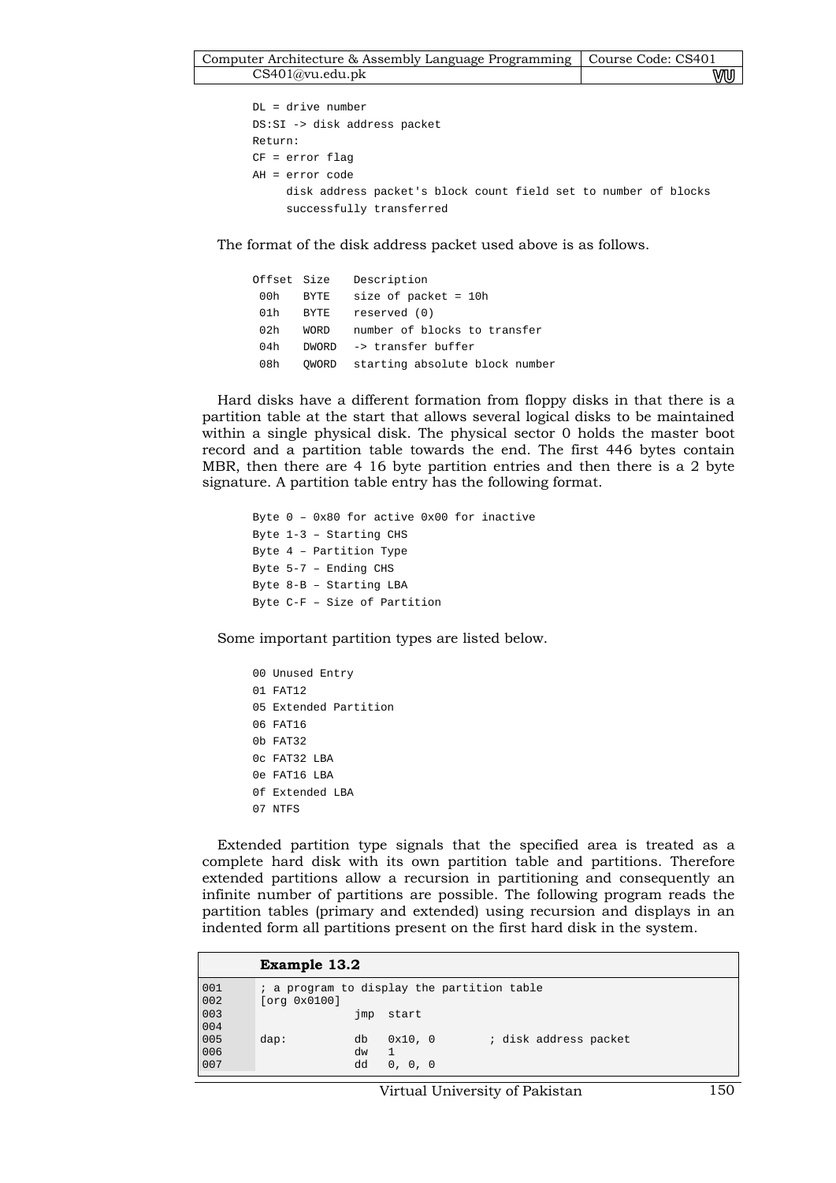```
DL = drive number
DS:SI -> disk address packet
Return:
CF = error flag
AH = error code
     disk address packet's block count field set to number of blocks
     successfully transferred
```

The format of the disk address packet used above is as follows.

```
Offset Size   Description
 00h   BYTE   size of packet = 10h
 01h   BYTE   reserved (0)
 02h   WORD   number of blocks to transfer
 04h   DWORD  -> transfer buffer
 08h   QWORD  starting absolute block number
```

Hard disks have a different formation from floppy disks in that there is a partition table at the start that allows several logical disks to be maintained within a single physical disk. The physical sector 0 holds the master boot record and a partition table towards the end. The first 446 bytes contain MBR, then there are 4 16 byte partition entries and then there is a 2 byte signature. A partition table entry has the following format.

```
Byte 0 – 0x80 for active 0x00 for inactive
Byte 1-3 – Starting CHS
Byte 4 – Partition Type
Byte 5-7 – Ending CHS
Byte 8-B – Starting LBA
Byte C-F – Size of Partition
```

Some important partition types are listed below.

```
00 Unused Entry
01 FAT12
05 Extended Partition
06 FAT16
0b FAT32
0c FAT32 LBA
0e FAT16 LBA
0f Extended LBA
07 NTFS
```

Extended partition type signals that the specified area is treated as a complete hard disk with its own partition table and partitions. Therefore extended partitions allow a recursion in partitioning and consequently an infinite number of partitions are possible. The following program reads the partition tables (primary and extended) using recursion and displays in an indented form all partitions present on the first hard disk in the system.

**Example 13.2**

```
001     ; a program to display the partition table
002     [org 0x0100]
003                     jmp  start
004
005     dap:            db   0x10, 0        ; disk address packet
006                     dw   1
007                     dd   0, 0, 0
```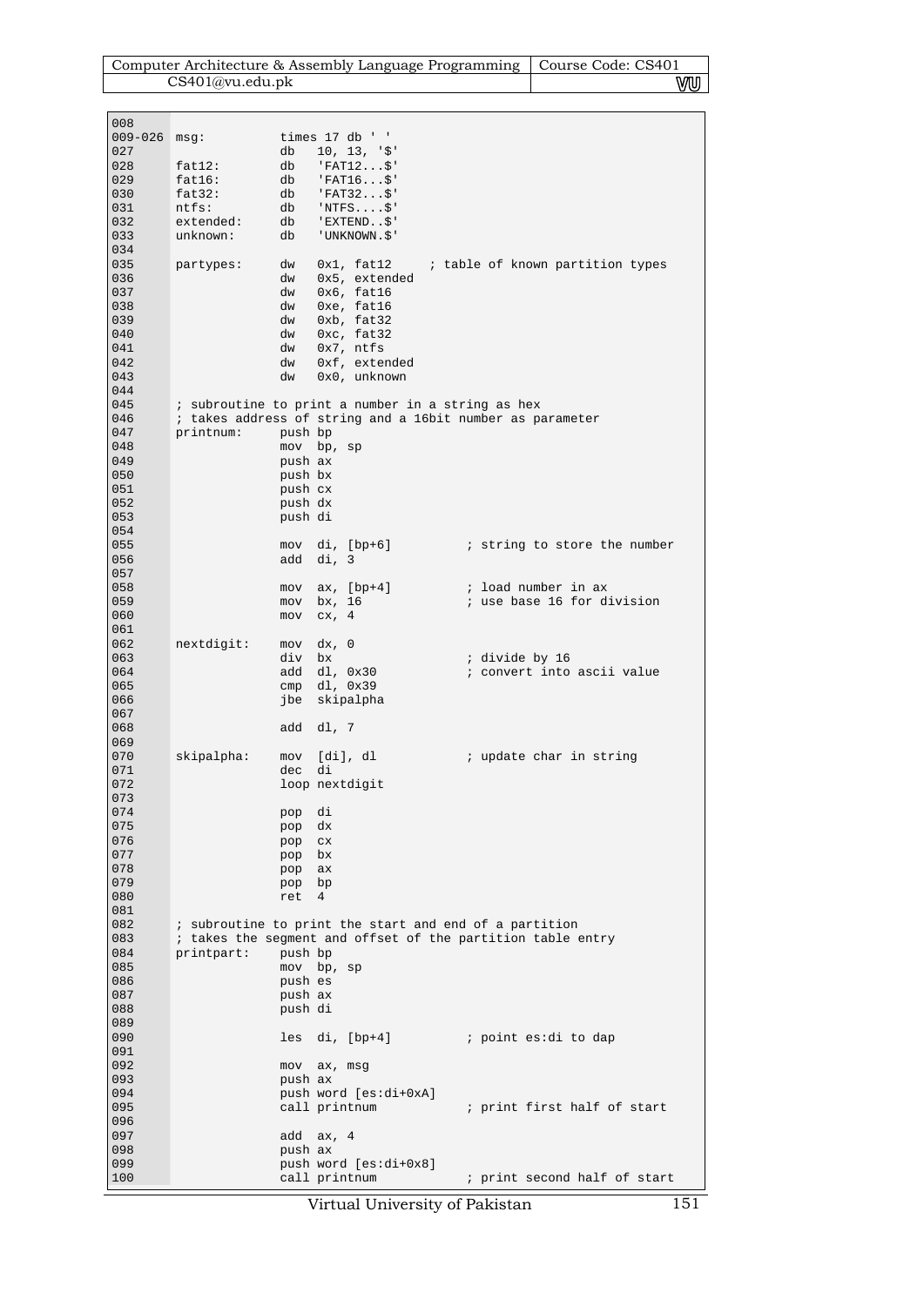```
008
009-026 msg:          times 17 db ' '
027                   db   10, 13, '$'
028     fat12:        db   'FAT12...$'
029     fat16:        db   'FAT16...$'
030     fat32:        db   'FAT32...$'
031     ntfs:         db   'NTFS....$'
032     extended:     db   'EXTEND..$'
033     unknown:      db   'UNKNOWN.$'
034
035     partypes:     dw   0x1, fat12     ; table of known partition types
036                   dw   0x5, extended
037                   dw   0x6, fat16
038                   dw   0xe, fat16
039                   dw   0xb, fat32
040                   dw   0xc, fat32
041                   dw   0x7, ntfs
042                   dw   0xf, extended
043                   dw   0x0, unknown
044
045     ; subroutine to print a number in a string as hex
046     ; takes address of string and a 16bit number as parameter
047     printnum:     push bp
048                   mov  bp, sp
049                   push ax
050                   push bx
051                   push cx
052                   push dx
053                   push di
054
055                   mov  di, [bp+6]          ; string to store the number
056                   add  di, 3
057
058                   mov  ax, [bp+4]          ; load number in ax
059                   mov  bx, 16              ; use base 16 for division
060                   mov  cx, 4
061
062     nextdigit:    mov  dx, 0
063                   div  bx                  ; divide by 16
064                   add  dl, 0x30            ; convert into ascii value
065                   cmp  dl, 0x39
066                   jbe  skipalpha
067
068                   add  dl, 7
069
070     skipalpha:    mov  [di], dl            ; update char in string
071                   dec  di
072                   loop nextdigit
073
074                   pop  di
075                   pop  dx
076                   pop  cx
077                   pop  bx
078                   pop  ax
079                   pop  bp
080                   ret  4
081
082     ; subroutine to print the start and end of a partition
083     ; takes the segment and offset of the partition table entry
084     printpart:    push bp
085                   mov  bp, sp
086                   push es
087                   push ax
088                   push di
089
090                   les  di, [bp+4]          ; point es:di to dap
091
092                   mov  ax, msg
093                   push ax
094                   push word [es:di+0xA]
095                   call printnum            ; print first half of start
096
097                   add  ax, 4
098                   push ax
099                   push word [es:di+0x8]
100                   call printnum            ; print second half of start
```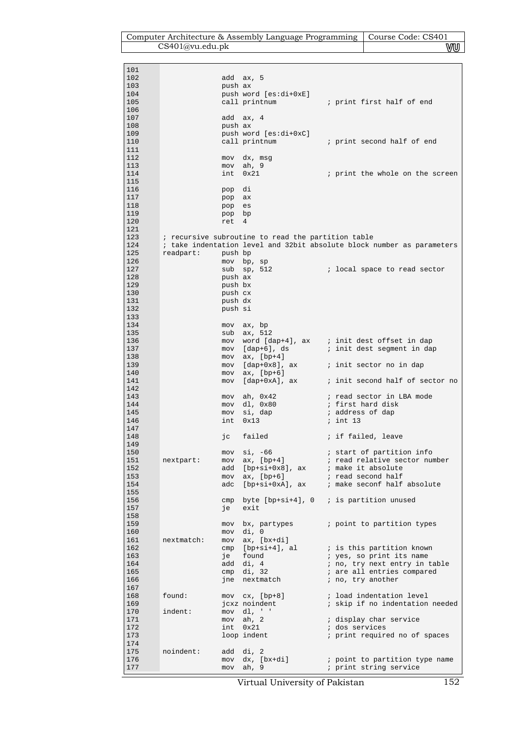```
101
102                 add  ax, 5
103                 push ax
104                 push word [es:di+0xE]
105                 call printnum           ; print first half of end
106
107                 add  ax, 4
108                 push ax
109                 push word [es:di+0xC]
110                 call printnum           ; print second half of end
111
112                 mov  dx, msg
113                 mov  ah, 9
114                 int  0x21               ; print the whole on the screen
115
116                 pop  di
117                 pop  ax
118                 pop  es
119                 pop  bp
120                 ret  4
121
123     ; recursive subroutine to read the partition table
124     ; take indentation level and 32bit absolute block number as parameters
125     readpart:   push bp
126                 mov  bp, sp
127                 sub  sp, 512            ; local space to read sector
128                 push ax
129                 push bx
130                 push cx
131                 push dx
132                 push si
133
134                 mov  ax, bp
135                 sub  ax, 512
136                 mov  word [dap+4], ax   ; init dest offset in dap
137                 mov  [dap+6], ds        ; init dest segment in dap
138                 mov  ax, [bp+4]
139                 mov  [dap+0x8], ax      ; init sector no in dap
140                 mov  ax, [bp+6]
141                 mov  [dap+0xA], ax      ; init second half of sector no
142
143                 mov  ah, 0x42           ; read sector in LBA mode
144                 mov  dl, 0x80           ; first hard disk
145                 mov  si, dap            ; address of dap
146                 int  0x13               ; int 13
147
148                 jc   failed             ; if failed, leave
149
150                 mov  si, -66            ; start of partition info
151     nextpart:   mov  ax, [bp+4]         ; read relative sector number
152                 add  [bp+si+0x8], ax    ; make it absolute
153                 mov  ax, [bp+6]         ; read second half
154                 adc  [bp+si+0xA], ax    ; make seconf half absolute
155
156                 cmp  byte [bp+si+4], 0  ; is partition unused
157                 je   exit
158
159                 mov  bx, partypes       ; point to partition types
160                 mov  di, 0
161     nextmatch:  mov  ax, [bx+di]
162                 cmp  [bp+si+4], al      ; is this partition known
163                 je   found              ; yes, so print its name
164                 add  di, 4              ; no, try next entry in table
165                 cmp  di, 32             ; are all entries compared
166                 jne  nextmatch          ; no, try another
167
168     found:      mov  cx, [bp+8]         ; load indentation level
169                 jcxz noindent           ; skip if no indentation needed
170     indent:     mov  dl, ' '
171                 mov  ah, 2              ; display char service
172                 int  0x21               ; dos services
173                 loop indent             ; print required no of spaces
174
175     noindent:   add  di, 2
176                 mov  dx, [bx+di]        ; point to partition type name
177                 mov  ah, 9              ; print string service
```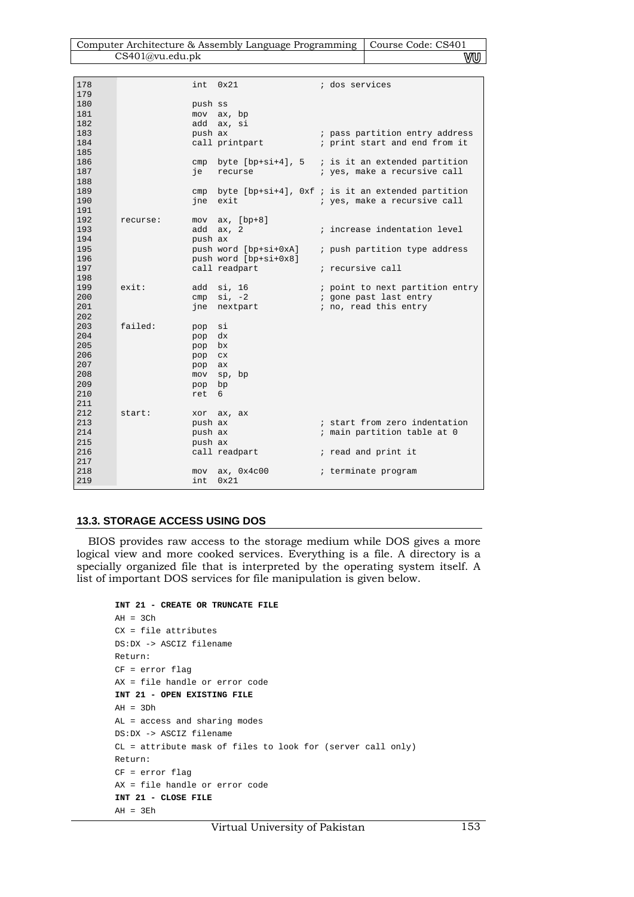```
178                 int  0x21                 ; dos services
179
180                 push ss
181                 mov  ax, bp
182                 add  ax, si
183                 push ax                   ; pass partition entry address
184                 call printpart            ; print start and end from it
185
186                 cmp  byte [bp+si+4], 5   ; is it an extended partition
187                 je   recurse              ; yes, make a recursive call
188
189                 cmp  byte [bp+si+4], 0xf ; is it an extended partition
190                 jne  exit                 ; yes, make a recursive call
191
192 recurse:        mov  ax, [bp+8]
193                 add  ax, 2                ; increase indentation level
194                 push ax
195                 push word [bp+si+0xA]     ; push partition type address
196                 push word [bp+si+0x8]
197                 call readpart             ; recursive call
198
199 exit:           add  si, 16               ; point to next partition entry
200                 cmp  si, -2               ; gone past last entry
201                 jne  nextpart             ; no, read this entry
202
203 failed:         pop  si
204                 pop  dx
205                 pop  bx
206                 pop  cx
207                 pop  ax
208                 mov  sp, bp
209                 pop  bp
210                 ret  6
211
212 start:          xor  ax, ax
213                 push ax                   ; start from zero indentation
214                 push ax                   ; main partition table at 0
215                 push ax
216                 call readpart             ; read and print it
217
218                 mov  ax, 0x4c00           ; terminate program
219                 int  0x21
```

## 13.3. STORAGE ACCESS USING DOS

BIOS provides raw access to the storage medium while DOS gives a more logical view and more cooked services. Everything is a file. A directory is a specially organized file that is interpreted by the operating system itself. A list of important DOS services for file manipulation is given below.

```
INT 21 - CREATE OR TRUNCATE FILE
AH = 3Ch
CX = file attributes
DS:DX -> ASCIZ filename
Return:
CF = error flag
AX = file handle or error code
INT 21 - OPEN EXISTING FILE
AH = 3Dh
AL = access and sharing modes
DS:DX -> ASCIZ filename
CL = attribute mask of files to look for (server call only)
Return:
CF = error flag
AX = file handle or error code
INT 21 - CLOSE FILE
AH = 3Eh
```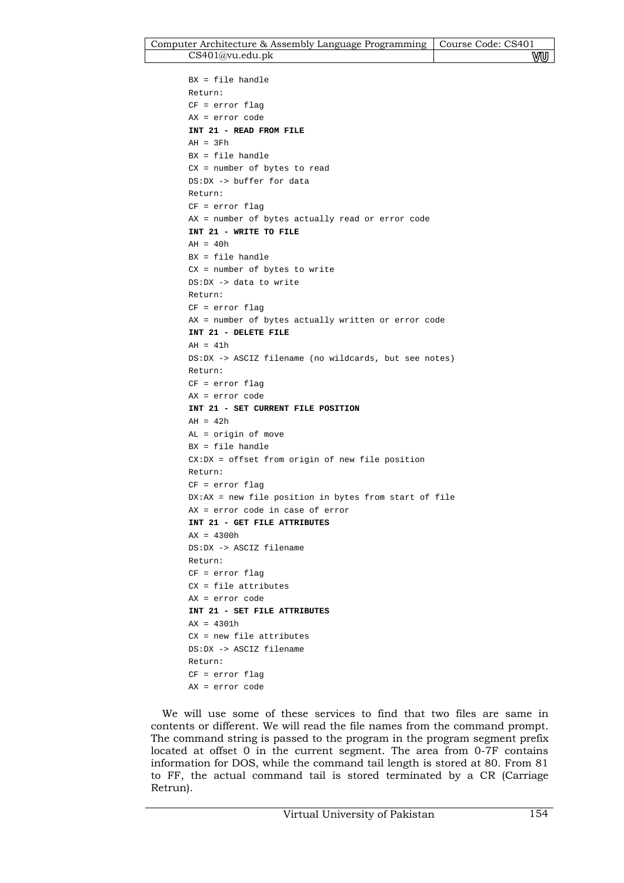```
BX = file handle
Return:
CF = error flag
AX = error code
```

**INT 21 - READ FROM FILE**

```
AH = 3Fh
BX = file handle
CX = number of bytes to read
DS:DX -> buffer for data
Return:
CF = error flag
AX = number of bytes actually read or error code
```

**INT 21 - WRITE TO FILE**

```
AH = 40h
BX = file handle
CX = number of bytes to write
DS:DX -> data to write
Return:
CF = error flag
AX = number of bytes actually written or error code
```

**INT 21 - DELETE FILE**

```
AH = 41h
DS:DX -> ASCIZ filename (no wildcards, but see notes)
Return:
CF = error flag
AX = error code
```

**INT 21 - SET CURRENT FILE POSITION**

```
AH = 42h
AL = origin of move
BX = file handle
CX:DX = offset from origin of new file position
Return:
CF = error flag
DX:AX = new file position in bytes from start of file
AX = error code in case of error
```

**INT 21 - GET FILE ATTRIBUTES**

```
AX = 4300h
DS:DX -> ASCIZ filename
Return:
CF = error flag
CX = file attributes
AX = error code
```

**INT 21 - SET FILE ATTRIBUTES**

```
AX = 4301h
CX = new file attributes
DS:DX -> ASCIZ filename
Return:
CF = error flag
AX = error code
```

We will use some of these services to find that two files are same in contents or different. We will read the file names from the command prompt. The command string is passed to the program in the program segment prefix located at offset 0 in the current segment. The area from 0-7F contains information for DOS, while the command tail length is stored at 80. From 81 to FF, the actual command tail is stored terminated by a CR (Carriage Retrun).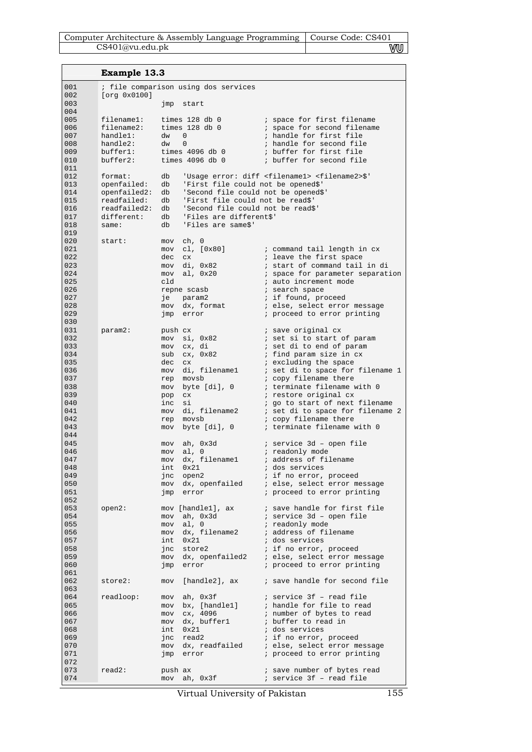**Example 13.3**

```
001       ; file comparison using dos services
002       [org 0x0100]
003                     jmp  start
004
005       filename1:    times 128 db 0          ; space for first filename
006       filename2:    times 128 db 0          ; space for second filename
007       handle1:      dw   0                  ; handle for first file
008       handle2:      dw   0                  ; handle for second file
009       buffer1:      times 4096 db 0         ; buffer for first file
010       buffer2:      times 4096 db 0         ; buffer for second file
011
012       format:       db   'Usage error: diff <filename1> <filename2>$'
013       openfailed:   db   'First file could not be opened$'
014       openfailed2:  db   'Second file could not be opened$'
015       readfailed:   db   'First file could not be read$'
016       readfailed2:  db   'Second file could not be read$'
017       different:    db   'Files are different$'
018       same:         db   'Files are same$'
019
020       start:        mov  ch, 0
021                     mov  cl, [0x80]         ; command tail length in cx
022                     dec  cx                 ; leave the first space
023                     mov  di, 0x82           ; start of command tail in di
024                     mov  al, 0x20           ; space for parameter separation
025                     cld                     ; auto increment mode
026                     repne scasb             ; search space
027                     je   param2             ; if found, proceed
028                     mov  dx, format         ; else, select error message
029                     jmp  error              ; proceed to error printing
030
031       param2:       push cx                 ; save original cx
032                     mov  si, 0x82           ; set si to start of param
033                     mov  cx, di             ; set di to end of param
034                     sub  cx, 0x82           ; find param size in cx
035                     dec  cx                 ; excluding the space
036                     mov  di, filename1      ; set di to space for filename 1
037                     rep  movsb              ; copy filename there
038                     mov  byte [di], 0       ; terminate filename with 0
039                     pop  cx                 ; restore original cx
040                     inc  si                 ; go to start of next filename
041                     mov  di, filename2      ; set di to space for filename 2
042                     rep  movsb              ; copy filename there
043                     mov  byte [di], 0       ; terminate filename with 0
044
045                     mov  ah, 0x3d           ; service 3d – open file
046                     mov  al, 0              ; readonly mode
047                     mov  dx, filename1      ; address of filename
048                     int  0x21               ; dos services
049                     jnc  open2              ; if no error, proceed
050                     mov  dx, openfailed     ; else, select error message
051                     jmp  error              ; proceed to error printing
052
053       open2:        mov [handle1], ax       ; save handle for first file
054                     mov  ah, 0x3d           ; service 3d – open file
055                     mov  al, 0              ; readonly mode
056                     mov  dx, filename2      ; address of filename
057                     int  0x21               ; dos services
058                     jnc  store2             ; if no error, proceed
059                     mov  dx, openfailed2    ; else, select error message
060                     jmp  error              ; proceed to error printing
061
062       store2:       mov  [handle2], ax      ; save handle for second file
063
064       readloop:     mov  ah, 0x3f           ; service 3f – read file
065                     mov  bx, [handle1]      ; handle for file to read
066                     mov  cx, 4096           ; number of bytes to read
067                     mov  dx, buffer1        ; buffer to read in
068                     int  0x21               ; dos services
069                     jnc  read2              ; if no error, proceed
070                     mov  dx, readfailed     ; else, select error message
071                     jmp  error              ; proceed to error printing
072
073       read2:        push ax                 ; save number of bytes read
074                     mov  ah, 0x3f           ; service 3f – read file
```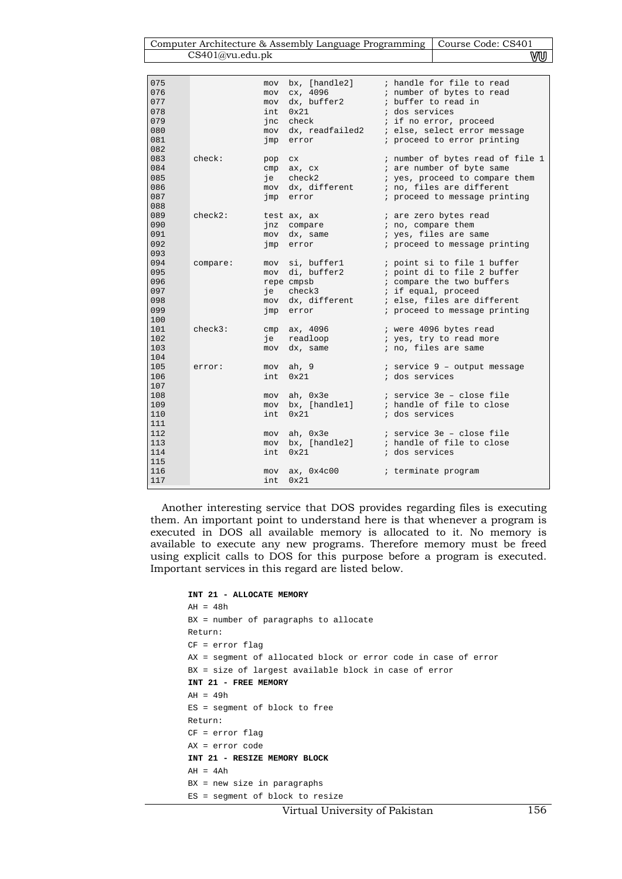```
075                 mov  bx, [handle2]     ; handle for file to read
076                 mov  cx, 4096          ; number of bytes to read
077                 mov  dx, buffer2       ; buffer to read in
078                 int  0x21              ; dos services
079                 jnc  check             ; if no error, proceed
080                 mov  dx, readfailed2   ; else, select error message
081                 jmp  error             ; proceed to error printing
082
083 check:          pop  cx                ; number of bytes read of file 1
084                 cmp  ax, cx            ; are number of byte same
085                 je   check2            ; yes, proceed to compare them
086                 mov  dx, different     ; no, files are different
087                 jmp  error             ; proceed to message printing
088
089 check2:         test ax, ax            ; are zero bytes read
090                 jnz  compare           ; no, compare them
091                 mov  dx, same          ; yes, files are same
092                 jmp  error             ; proceed to message printing
093
094 compare:        mov  si, buffer1       ; point si to file 1 buffer
095                 mov  di, buffer2       ; point di to file 2 buffer
096                 repe cmpsb             ; compare the two buffers
097                 je   check3            ; if equal, proceed
098                 mov  dx, different     ; else, files are different
099                 jmp  error             ; proceed to message printing
100
101 check3:         cmp  ax, 4096          ; were 4096 bytes read
102                 je   readloop          ; yes, try to read more
103                 mov  dx, same          ; no, files are same
104
105 error:          mov  ah, 9             ; service 9 – output message
106                 int  0x21              ; dos services
107
108                 mov  ah, 0x3e          ; service 3e – close file
109                 mov  bx, [handle1]     ; handle of file to close
110                 int  0x21              ; dos services
111
112                 mov  ah, 0x3e          ; service 3e – close file
113                 mov  bx, [handle2]     ; handle of file to close
114                 int  0x21              ; dos services
115
116                 mov  ax, 0x4c00        ; terminate program
117                 int  0x21
```

Another interesting service that DOS provides regarding files is executing them. An important point to understand here is that whenever a program is executed in DOS all available memory is allocated to it. No memory is available to execute any new programs. Therefore memory must be freed using explicit calls to DOS for this purpose before a program is executed. Important services in this regard are listed below.

```
INT 21 - ALLOCATE MEMORY
AH = 48h
BX = number of paragraphs to allocate
Return:
CF = error flag
AX = segment of allocated block or error code in case of error
BX = size of largest available block in case of error
INT 21 - FREE MEMORY
AH = 49h
ES = segment of block to free
Return:
CF = error flag
AX = error code
INT 21 - RESIZE MEMORY BLOCK
AH = 4Ah
BX = new size in paragraphs
ES = segment of block to resize
```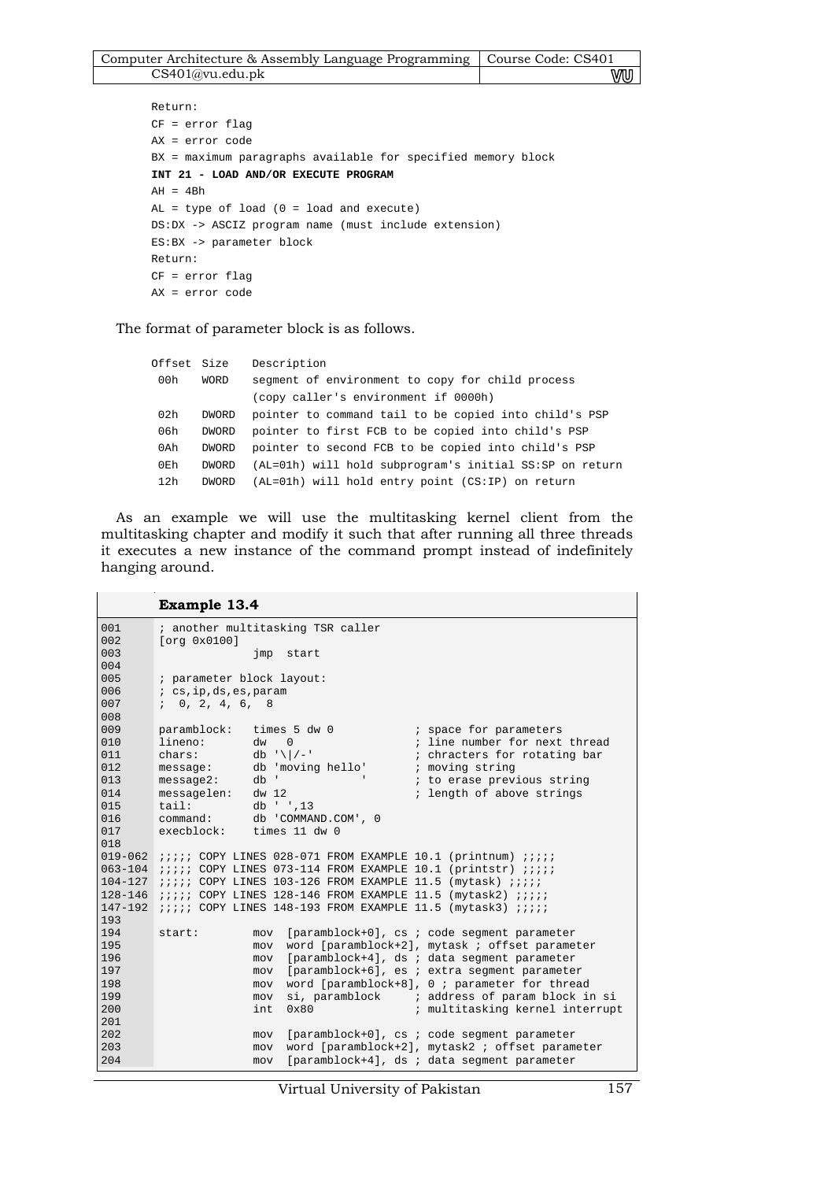```
Return:
CF = error flag
AX = error code
BX = maximum paragraphs available for specified memory block
INT 21 - LOAD AND/OR EXECUTE PROGRAM
AH = 4Bh
AL = type of load (0 = load and execute)
DS:DX -> ASCIZ program name (must include extension)
ES:BX -> parameter block
Return:
CF = error flag
AX = error code
```

The format of parameter block is as follows.

```
Offset Size   Description
 00h   WORD   segment of environment to copy for child process
              (copy caller's environment if 0000h)
 02h   DWORD  pointer to command tail to be copied into child's PSP
 06h   DWORD  pointer to first FCB to be copied into child's PSP
 0Ah   DWORD  pointer to second FCB to be copied into child's PSP
 0Eh   DWORD  (AL=01h) will hold subprogram's initial SS:SP on return
 12h   DWORD  (AL=01h) will hold entry point (CS:IP) on return
```

As an example we will use the multitasking kernel client from the multitasking chapter and modify it such that after running all three threads it executes a new instance of the command prompt instead of indefinitely hanging around.

**Example 13.4**

```
001      ; another multitasking TSR caller
002      [org 0x0100]
003                    jmp  start
004
005      ; parameter block layout:
006      ; cs,ip,ds,es,param
007      ;  0, 2, 4, 6,  8
008
009      paramblock:   times 5 dw 0           ; space for parameters
010      lineno:       dw   0                 ; line number for next thread
011      chars:        db '\|/-'              ; chracters for rotating bar
012      message:      db 'moving hello'      ; moving string
013      message2:     db '            '      ; to erase previous string
014      messagelen:   dw 12                  ; length of above strings
015      tail:         db ' ',13
016      command:      db 'COMMAND.COM', 0
017      execblock:    times 11 dw 0
018
019-062  ;;;;; COPY LINES 028-071 FROM EXAMPLE 10.1 (printnum) ;;;;;
063-104  ;;;;; COPY LINES 073-114 FROM EXAMPLE 10.1 (printstr) ;;;;;
104-127  ;;;;; COPY LINES 103-126 FROM EXAMPLE 11.5 (mytask) ;;;;;
128-146  ;;;;; COPY LINES 128-146 FROM EXAMPLE 11.5 (mytask2) ;;;;;
147-192  ;;;;; COPY LINES 148-193 FROM EXAMPLE 11.5 (mytask3) ;;;;;
193
194      start:        mov  [paramblock+0], cs ; code segment parameter
195                    mov  word [paramblock+2], mytask ; offset parameter
196                    mov  [paramblock+4], ds ; data segment parameter
197                    mov  [paramblock+6], es ; extra segment parameter
198                    mov  word [paramblock+8], 0 ; parameter for thread
199                    mov  si, paramblock     ; address of param block in si
200                    int  0x80               ; multitasking kernel interrupt
201
202                    mov  [paramblock+0], cs ; code segment parameter
203                    mov  word [paramblock+2], mytask2 ; offset parameter
204                    mov  [paramblock+4], ds ; data segment parameter
```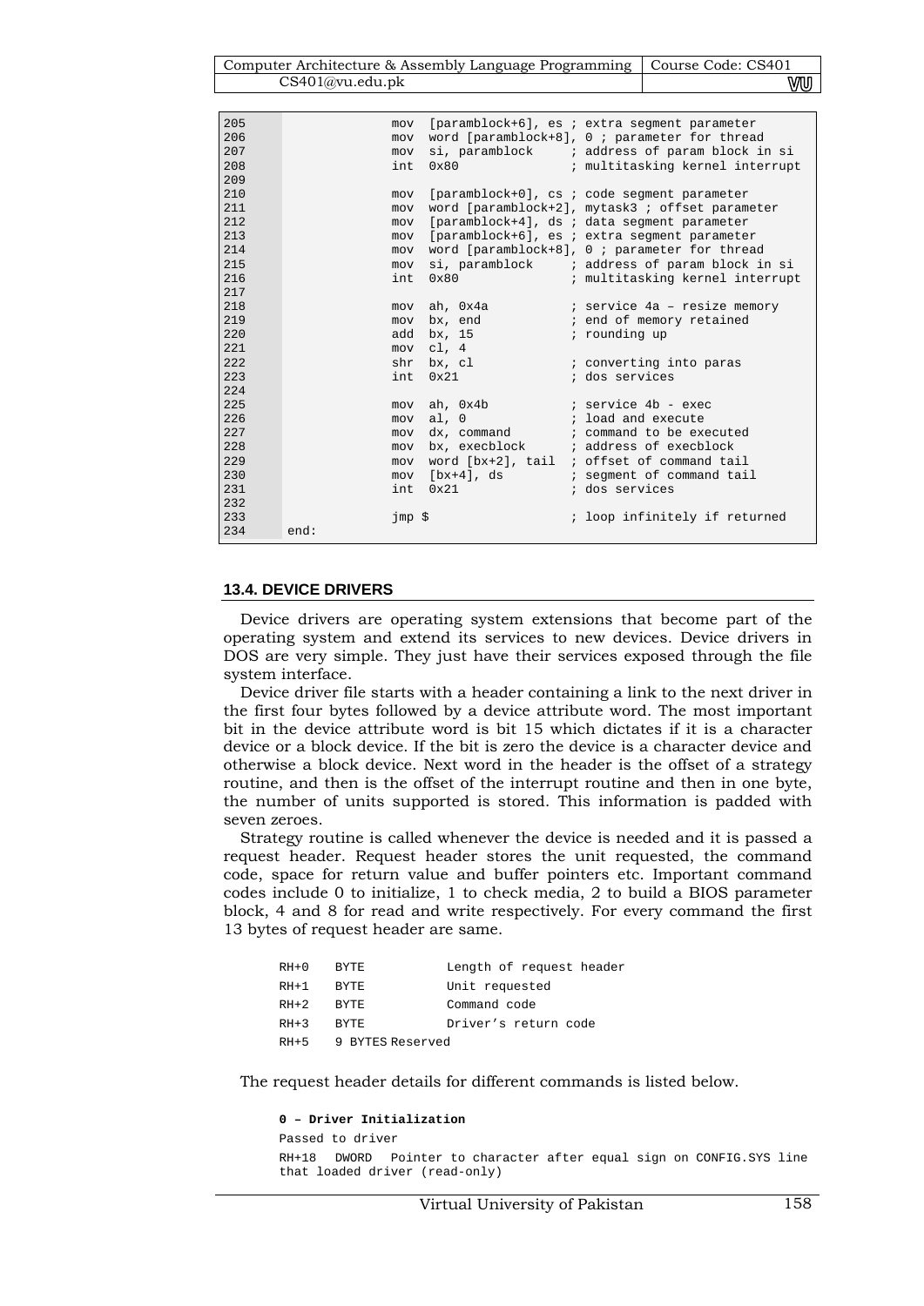```
205                 mov  [paramblock+6], es ; extra segment parameter
206                 mov  word [paramblock+8], 0 ; parameter for thread
207                 mov  si, paramblock     ; address of param block in si
208                 int  0x80               ; multitasking kernel interrupt
209
210                 mov  [paramblock+0], cs ; code segment parameter
211                 mov  word [paramblock+2], mytask3 ; offset parameter
212                 mov  [paramblock+4], ds ; data segment parameter
213                 mov  [paramblock+6], es ; extra segment parameter
214                 mov  word [paramblock+8], 0 ; parameter for thread
215                 mov  si, paramblock     ; address of param block in si
216                 int  0x80               ; multitasking kernel interrupt
217
218                 mov  ah, 0x4a           ; service 4a – resize memory
219                 mov  bx, end            ; end of memory retained
220                 add  bx, 15             ; rounding up
221                 mov  cl, 4
222                 shr  bx, cl             ; converting into paras
223                 int  0x21               ; dos services
224
225                 mov  ah, 0x4b           ; service 4b - exec
226                 mov  al, 0              ; load and execute
227                 mov  dx, command        ; command to be executed
228                 mov  bx, execblock      ; address of execblock
229                 mov  word [bx+2], tail  ; offset of command tail
230                 mov  [bx+4], ds         ; segment of command tail
231                 int  0x21               ; dos services
232
233                 jmp $                   ; loop infinitely if returned
234     end:
```

### 13.4. DEVICE DRIVERS

Device drivers are operating system extensions that become part of the operating system and extend its services to new devices. Device drivers in DOS are very simple. They just have their services exposed through the file system interface.

Device driver file starts with a header containing a link to the next driver in the first four bytes followed by a device attribute word. The most important bit in the device attribute word is bit 15 which dictates if it is a character device or a block device. If the bit is zero the device is a character device and otherwise a block device. Next word in the header is the offset of a strategy routine, and then is the offset of the interrupt routine and then in one byte, the number of units supported is stored. This information is padded with seven zeroes.

Strategy routine is called whenever the device is needed and it is passed a request header. Request header stores the unit requested, the command code, space for return value and buffer pointers etc. Important command codes include 0 to initialize, 1 to check media, 2 to build a BIOS parameter block, 4 and 8 for read and write respectively. For every command the first 13 bytes of request header are same.

```
RH+0    BYTE            Length of request header
RH+1    BYTE            Unit requested
RH+2    BYTE            Command code
RH+3    BYTE            Driver's return code
RH+5    9 BYTES Reserved
```

The request header details for different commands is listed below.

```
0 – Driver Initialization
Passed to driver
RH+18   DWORD   Pointer to character after equal sign on CONFIG.SYS line
that loaded driver (read-only)
```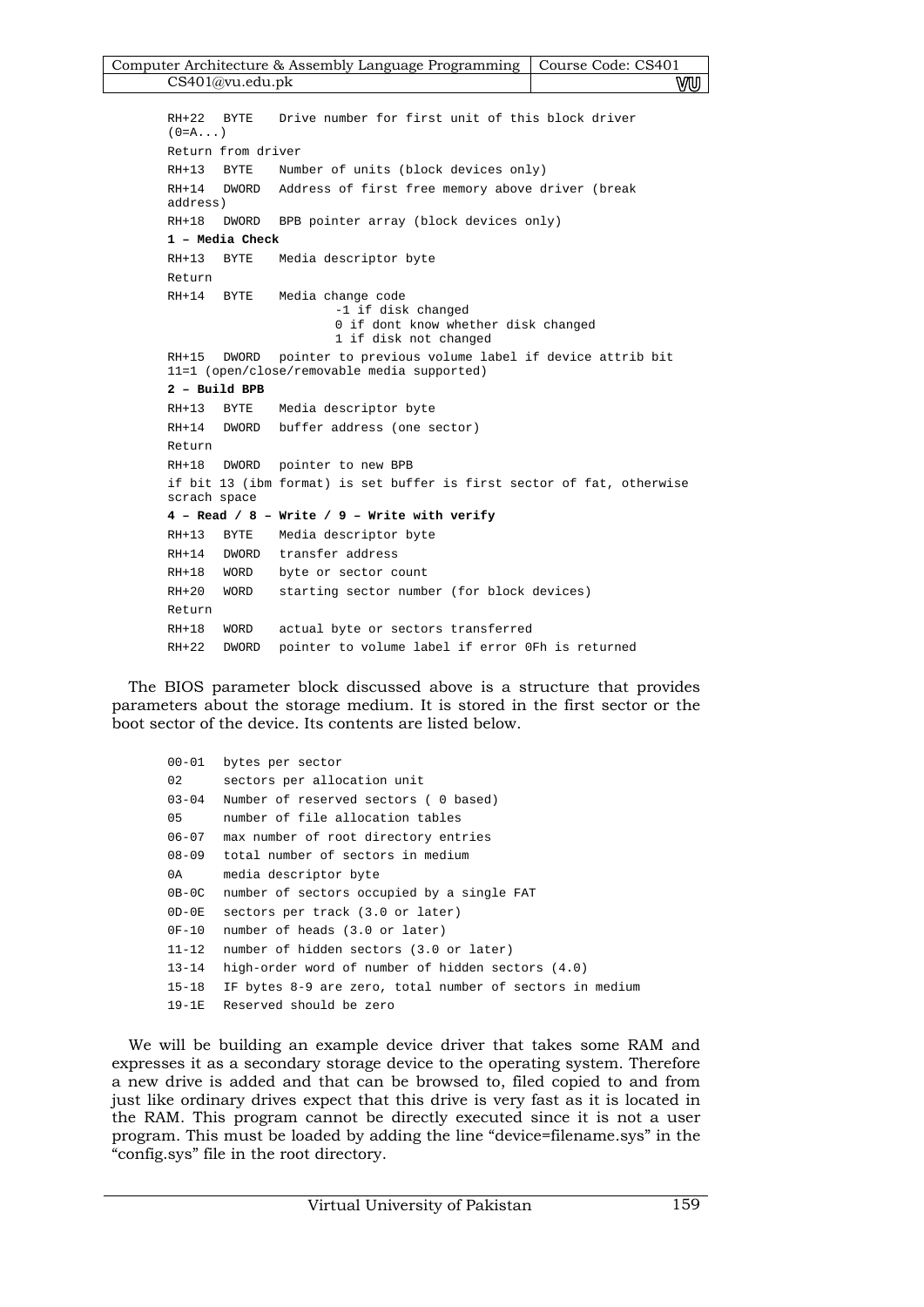```
RH+22  BYTE   Drive number for first unit of this block driver
(0=A...)
Return from driver
RH+13  BYTE   Number of units (block devices only)
RH+14  DWORD  Address of first free memory above driver (break
address)
RH+18  DWORD  BPB pointer array (block devices only)
```

**1 – Media Check**

```
RH+13  BYTE   Media descriptor byte
Return
RH+14  BYTE   Media change code
                -1 if disk changed
                0 if dont know whether disk changed
                1 if disk not changed
RH+15  DWORD  pointer to previous volume label if device attrib bit
11=1 (open/close/removable media supported)
```

**2 – Build BPB**

```
RH+13  BYTE   Media descriptor byte
RH+14  DWORD  buffer address (one sector)
Return
RH+18  DWORD  pointer to new BPB
if bit 13 (ibm format) is set buffer is first sector of fat, otherwise
scrach space
```

**4 – Read / 8 – Write / 9 – Write with verify**

```
RH+13  BYTE   Media descriptor byte
RH+14  DWORD  transfer address
RH+18  WORD   byte or sector count
RH+20  WORD   starting sector number (for block devices)
Return
RH+18  WORD   actual byte or sectors transferred
RH+22  DWORD  pointer to volume label if error 0Fh is returned
```

The BIOS parameter block discussed above is a structure that provides parameters about the storage medium. It is stored in the first sector or the boot sector of the device. Its contents are listed below.

```
00-01  bytes per sector
02     sectors per allocation unit
03-04  Number of reserved sectors ( 0 based)
05     number of file allocation tables
06-07  max number of root directory entries
08-09  total number of sectors in medium
0A     media descriptor byte
0B-0C  number of sectors occupied by a single FAT
0D-0E  sectors per track (3.0 or later)
0F-10  number of heads (3.0 or later)
11-12  number of hidden sectors (3.0 or later)
13-14  high-order word of number of hidden sectors (4.0)
15-18  IF bytes 8-9 are zero, total number of sectors in medium
19-1E  Reserved should be zero
```

We will be building an example device driver that takes some RAM and expresses it as a secondary storage device to the operating system. Therefore a new drive is added and that can be browsed to, filed copied to and from just like ordinary drives expect that this drive is very fast as it is located in the RAM. This program cannot be directly executed since it is not a user program. This must be loaded by adding the line "device=filename.sys" in the "config.sys" file in the root directory.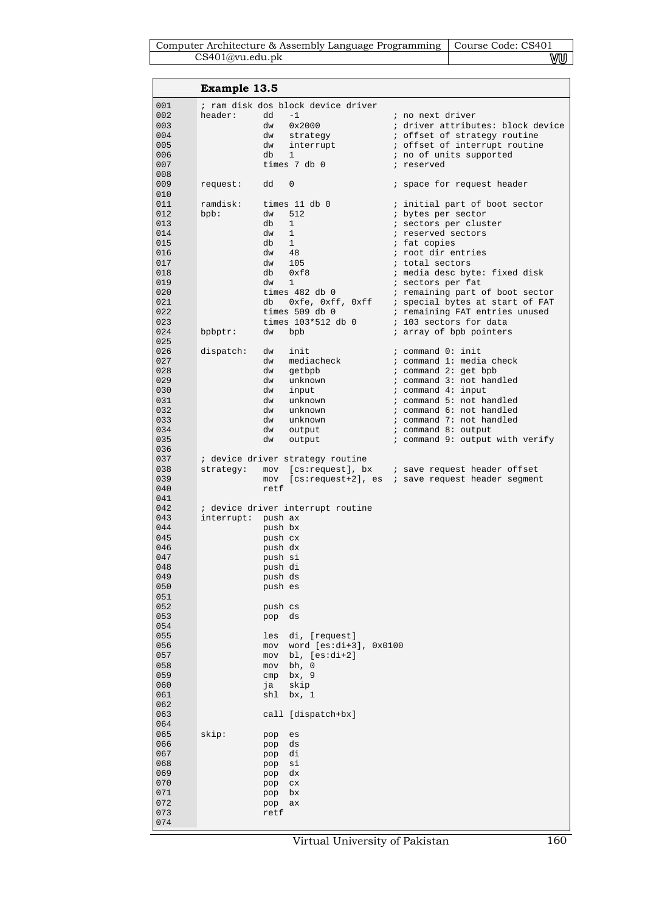**Example 13.5**

```
001     ; ram disk dos block device driver
002     header:     dd   -1                   ; no next driver
003                 dw   0x2000               ; driver attributes: block device
004                 dw   strategy             ; offset of strategy routine
005                 dw   interrupt            ; offset of interrupt routine
006                 db   1                    ; no of units supported
007                 times 7 db 0              ; reserved
008
009     request:    dd   0                    ; space for request header
010
011     ramdisk:    times 11 db 0             ; initial part of boot sector
012     bpb:        dw   512                  ; bytes per sector
013                 db   1                    ; sectors per cluster
014                 dw   1                    ; reserved sectors
015                 db   1                    ; fat copies
016                 dw   48                   ; root dir entries
017                 dw   105                  ; total sectors
018                 db   0xf8                 ; media desc byte: fixed disk
019                 dw   1                    ; sectors per fat
020                 times 482 db 0            ; remaining part of boot sector
021                 db   0xfe, 0xff, 0xff     ; special bytes at start of FAT
022                 times 509 db 0            ; remaining FAT entries unused
023                 times 103*512 db 0        ; 103 sectors for data
024     bpbptr:     dw   bpb                  ; array of bpb pointers
025
026     dispatch:   dw   init                 ; command 0: init
027                 dw   mediacheck           ; command 1: media check
028                 dw   getbpb               ; command 2: get bpb
029                 dw   unknown              ; command 3: not handled
030                 dw   input                ; command 4: input
031                 dw   unknown              ; command 5: not handled
032                 dw   unknown              ; command 6: not handled
033                 dw   unknown              ; command 7: not handled
034                 dw   output               ; command 8: output
035                 dw   output               ; command 9: output with verify
036
037     ; device driver strategy routine
038     strategy:   mov  [cs:request], bx     ; save request header offset
039                 mov  [cs:request+2], es   ; save request header segment
040                 retf
041
042     ; device driver interrupt routine
043     interrupt:  push ax
044                 push bx
045                 push cx
046                 push dx
047                 push si
048                 push di
049                 push ds
050                 push es
051
052                 push cs
053                 pop  ds
054
055                 les  di, [request]
056                 mov  word [es:di+3], 0x0100
057                 mov  bl, [es:di+2]
058                 mov  bh, 0
059                 cmp  bx, 9
060                 ja   skip
061                 shl  bx, 1
062
063                 call [dispatch+bx]
064
065     skip:       pop  es
066                 pop  ds
067                 pop  di
068                 pop  si
069                 pop  dx
070                 pop  cx
071                 pop  bx
072                 pop  ax
073                 retf
074
```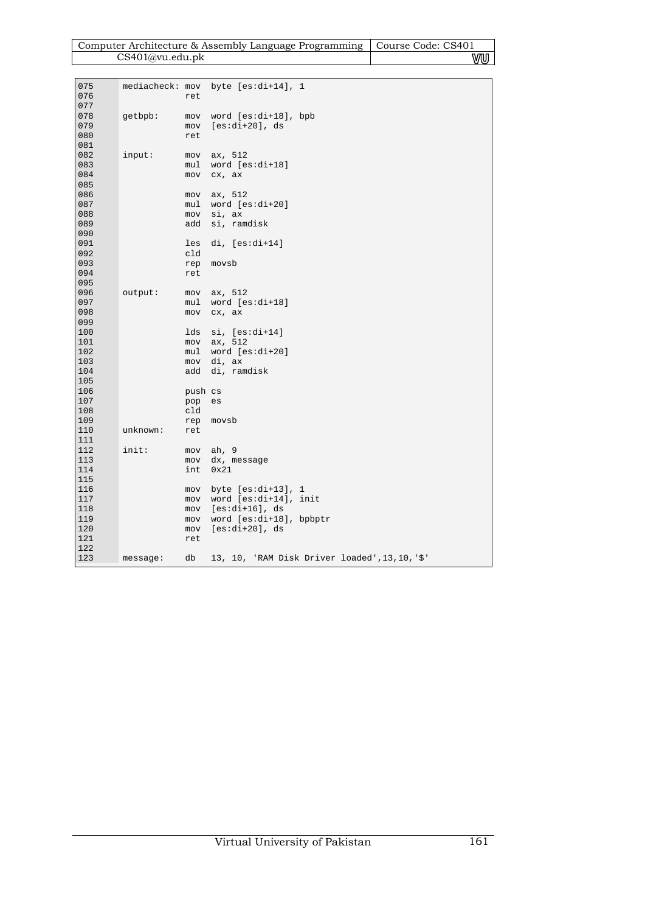```
075     mediacheck: mov  byte [es:di+14], 1
076                 ret
077
078     getbpb:     mov  word [es:di+18], bpb
079                 mov  [es:di+20], ds
080                 ret
081
082     input:      mov  ax, 512
083                 mul  word [es:di+18]
084                 mov  cx, ax
085
086                 mov  ax, 512
087                 mul  word [es:di+20]
088                 mov  si, ax
089                 add  si, ramdisk
090
091                 les  di, [es:di+14]
092                 cld
093                 rep  movsb
094                 ret
095
096     output:     mov  ax, 512
097                 mul  word [es:di+18]
098                 mov  cx, ax
099
100                 lds  si, [es:di+14]
101                 mov  ax, 512
102                 mul  word [es:di+20]
103                 mov  di, ax
104                 add  di, ramdisk
105
106                 push cs
107                 pop  es
108                 cld
109                 rep  movsb
110     unknown:    ret
111
112     init:       mov  ah, 9
113                 mov  dx, message
114                 int  0x21
115
116                 mov  byte [es:di+13], 1
117                 mov  word [es:di+14], init
118                 mov  [es:di+16], ds
119                 mov  word [es:di+18], bpbptr
120                 mov  [es:di+20], ds
121                 ret
122
123     message:    db   13, 10, 'RAM Disk Driver loaded',13,10,'$'
```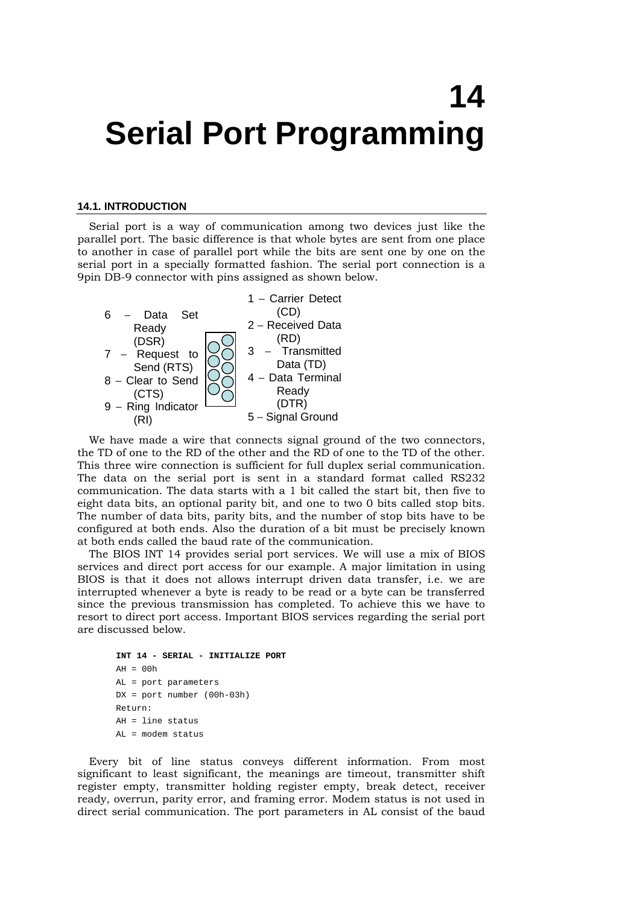#### 14
# Serial Port Programming

## 14.1. INTRODUCTION

Serial port is a way of communication among two devices just like the parallel port. The basic difference is that whole bytes are sent from one place to another in case of parallel port while the bits are sent one by one on the serial port in a specially formatted fashion. The serial port connection is a 9pin DB-9 connector with pins assigned as shown below.

- 1 – Carrier Detect (CD)
- 2 – Received Data (RD)
- 3 – Transmitted Data (TD)
- 4 – Data Terminal Ready (DTR)
- 5 – Signal Ground
- 6 – Data Set Ready (DSR)
- 7 – Request to Send (RTS)
- 8 – Clear to Send (CTS)
- 9 – Ring Indicator (RI)

We have made a wire that connects signal ground of the two connectors, the TD of one to the RD of the other and the RD of one to the TD of the other. This three wire connection is sufficient for full duplex serial communication. The data on the serial port is sent in a standard format called RS232 communication. The data starts with a 1 bit called the start bit, then five to eight data bits, an optional parity bit, and one to two 0 bits called stop bits. The number of data bits, parity bits, and the number of stop bits have to be configured at both ends. Also the duration of a bit must be precisely known at both ends called the baud rate of the communication.

The BIOS INT 14 provides serial port services. We will use a mix of BIOS services and direct port access for our example. A major limitation in using BIOS is that it does not allows interrupt driven data transfer, i.e. we are interrupted whenever a byte is ready to be read or a byte can be transferred since the previous transmission has completed. To achieve this we have to resort to direct port access. Important BIOS services regarding the serial port are discussed below.

```
INT 14 - SERIAL - INITIALIZE PORT
AH = 00h
AL = port parameters
DX = port number (00h-03h)
Return:
AH = line status
AL = modem status
```

Every bit of line status conveys different information. From most significant to least significant, the meanings are timeout, transmitter shift register empty, transmitter holding register empty, break detect, receiver ready, overrun, parity error, and framing error. Modem status is not used in direct serial communication. The port parameters in AL consist of the baud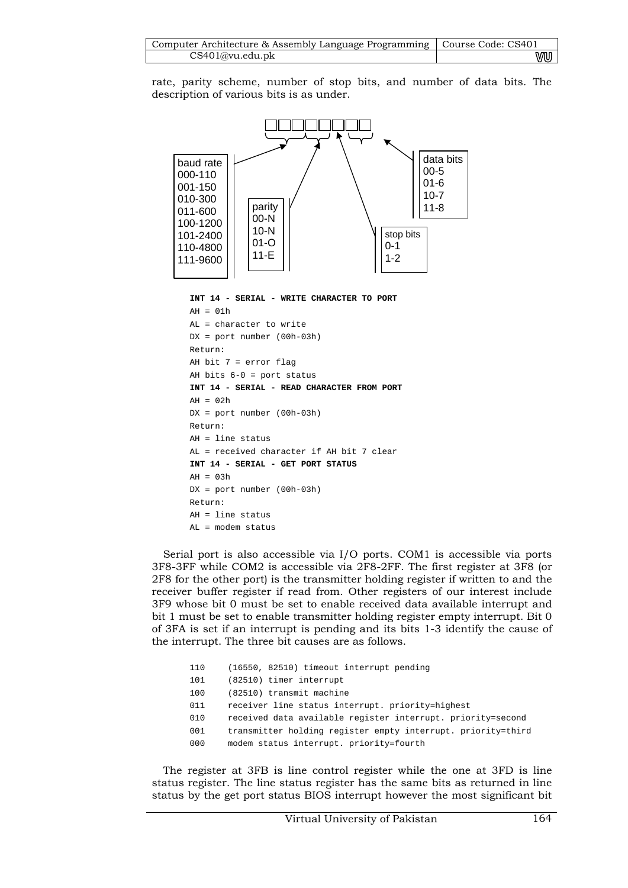rate, parity scheme, number of stop bits, and number of data bits. The description of various bits is as under.

baud rate
000-110
001-150
010-300
011-600
100-1200
101-2400
110-4800
111-9600

parity
00-N
10-N
01-O
11-E

stop bits
0-1
1-2

data bits
00-5
01-6
10-7
11-8

```
INT 14 - SERIAL - WRITE CHARACTER TO PORT
AH = 01h
AL = character to write
DX = port number (00h-03h)
Return:
AH bit 7 = error flag
AH bits 6-0 = port status
INT 14 - SERIAL - READ CHARACTER FROM PORT
AH = 02h
DX = port number (00h-03h)
Return:
AH = line status
AL = received character if AH bit 7 clear
INT 14 - SERIAL - GET PORT STATUS
AH = 03h
DX = port number (00h-03h)
Return:
AH = line status
AL = modem status
```

Serial port is also accessible via I/O ports. COM1 is accessible via ports 3F8-3FF while COM2 is accessible via 2F8-2FF. The first register at 3F8 (or 2F8 for the other port) is the transmitter holding register if written to and the receiver buffer register if read from. Other registers of our interest include 3F9 whose bit 0 must be set to enable received data available interrupt and bit 1 must be set to enable transmitter holding register empty interrupt. Bit 0 of 3FA is set if an interrupt is pending and its bits 1-3 identify the cause of the interrupt. The three bit causes are as follows.

```
110    (16550, 82510) timeout interrupt pending
101    (82510) timer interrupt
100    (82510) transmit machine
011    receiver line status interrupt. priority=highest
010    received data available register interrupt. priority=second
001    transmitter holding register empty interrupt. priority=third
000    modem status interrupt. priority=fourth
```

The register at 3FB is line control register while the one at 3FD is line status register. The line status register has the same bits as returned in line status by the get port status BIOS interrupt however the most significant bit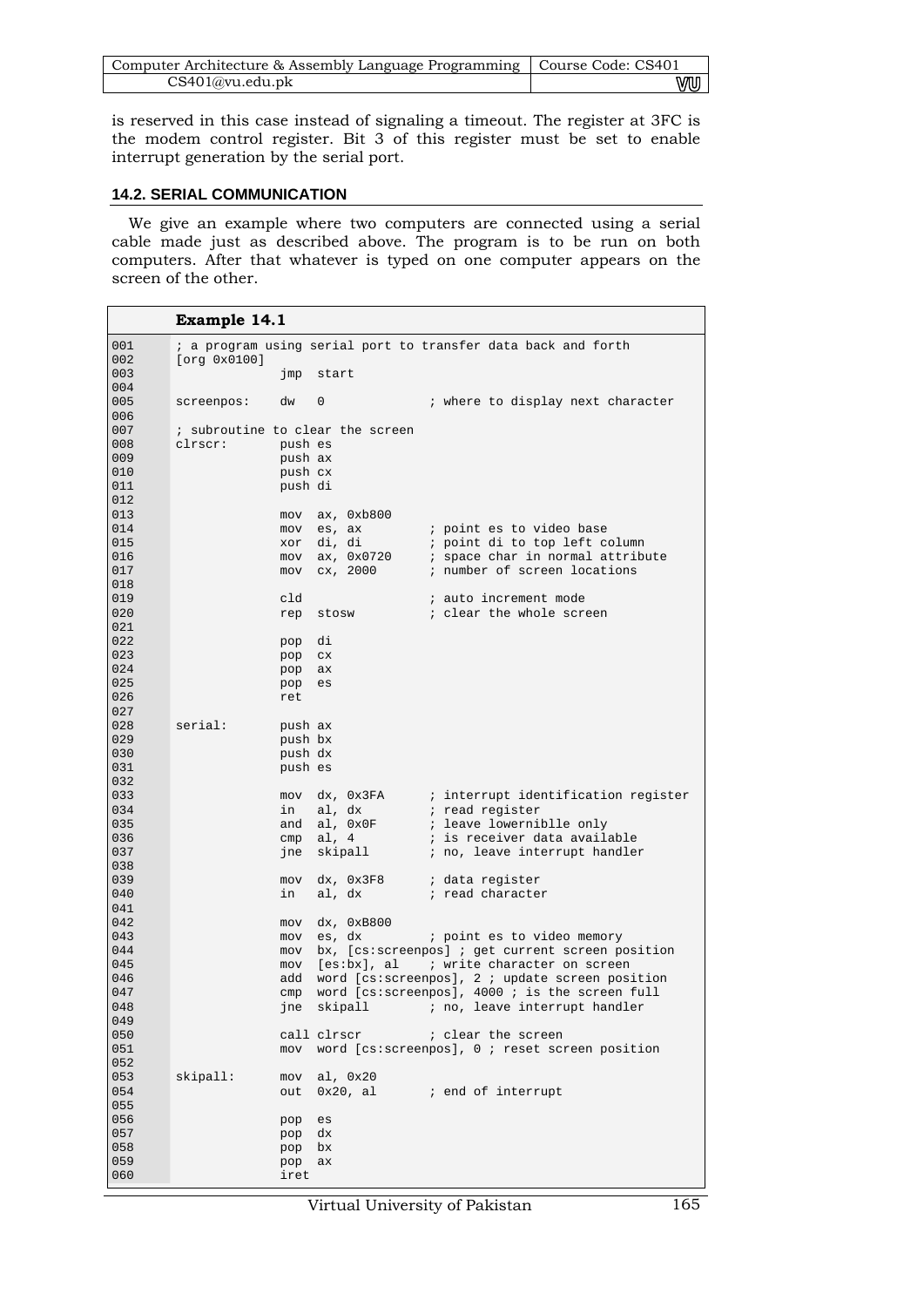is reserved in this case instead of signaling a timeout. The register at 3FC is the modem control register. Bit 3 of this register must be set to enable interrupt generation by the serial port.

### 14.2. SERIAL COMMUNICATION

We give an example where two computers are connected using a serial cable made just as described above. The program is to be run on both computers. After that whatever is typed on one computer appears on the screen of the other.

**Example 14.1**

```
001     ; a program using serial port to transfer data back and forth
002     [org 0x0100]
003                 jmp  start
004
005     screenpos:    dw   0              ; where to display next character
006
007     ; subroutine to clear the screen
008     clrscr:       push es
009                   push ax
010                   push cx
011                   push di
012
013                   mov  ax, 0xb800
014                   mov  es, ax         ; point es to video base
015                   xor  di, di         ; point di to top left column
016                   mov  ax, 0x0720     ; space char in normal attribute
017                   mov  cx, 2000       ; number of screen locations
018
019                   cld                 ; auto increment mode
020                   rep  stosw          ; clear the whole screen
021
022                   pop  di
023                   pop  cx
024                   pop  ax
025                   pop  es
026                   ret
027
028     serial:       push ax
029                   push bx
030                   push dx
031                   push es
032
033                   mov  dx, 0x3FA      ; interrupt identification register
034                   in   al, dx         ; read register
035                   and  al, 0x0F       ; leave lowerniblle only
036                   cmp  al, 4          ; is receiver data available
037                   jne  skipall        ; no, leave interrupt handler
038
039                   mov  dx, 0x3F8      ; data register
040                   in   al, dx         ; read character
041
042                   mov  dx, 0xB800
043                   mov  es, dx         ; point es to video memory
044                   mov  bx, [cs:screenpos] ; get current screen position
045                   mov  [es:bx], al    ; write character on screen
046                   add  word [cs:screenpos], 2 ; update screen position
047                   cmp  word [cs:screenpos], 4000 ; is the screen full
048                   jne  skipall        ; no, leave interrupt handler
049
050                   call clrscr         ; clear the screen
051                   mov  word [cs:screenpos], 0 ; reset screen position
052
053     skipall:      mov  al, 0x20
054                   out  0x20, al       ; end of interrupt
055
056                   pop  es
057                   pop  dx
058                   pop  bx
059                   pop  ax
060                   iret
```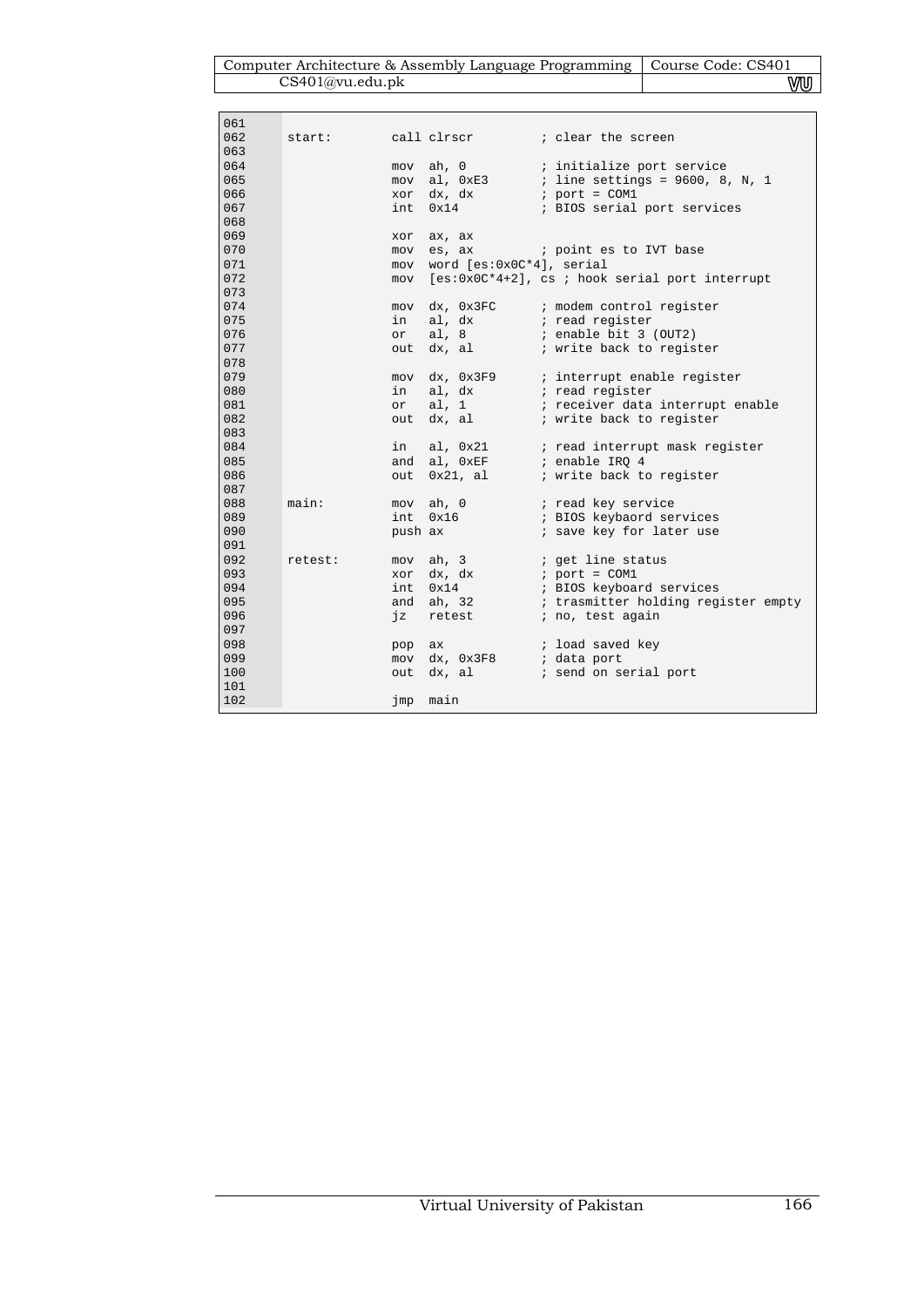```
061
062   start:        call clrscr          ; clear the screen
063
064                 mov  ah, 0           ; initialize port service
065                 mov  al, 0xE3        ; line settings = 9600, 8, N, 1
066                 xor  dx, dx          ; port = COM1
067                 int  0x14            ; BIOS serial port services
068
069                 xor  ax, ax
070                 mov  es, ax          ; point es to IVT base
071                 mov  word [es:0x0C*4], serial
072                 mov  [es:0x0C*4+2], cs ; hook serial port interrupt
073
074                 mov  dx, 0x3FC       ; modem control register
075                 in   al, dx          ; read register
076                 or   al, 8           ; enable bit 3 (OUT2)
077                 out  dx, al          ; write back to register
078
079                 mov  dx, 0x3F9       ; interrupt enable register
080                 in   al, dx          ; read register
081                 or   al, 1           ; receiver data interrupt enable
082                 out  dx, al          ; write back to register
083
084                 in   al, 0x21        ; read interrupt mask register
085                 and  al, 0xEF        ; enable IRQ 4
086                 out  0x21, al        ; write back to register
087
088   main:         mov  ah, 0           ; read key service
089                 int  0x16            ; BIOS keybaord services
090                 push ax              ; save key for later use
091
092   retest:       mov  ah, 3           ; get line status
093                 xor  dx, dx          ; port = COM1
094                 int  0x14            ; BIOS keyboard services
095                 and  ah, 32          ; trasmitter holding register empty
096                 jz   retest          ; no, test again
097
098                 pop  ax              ; load saved key
099                 mov  dx, 0x3F8       ; data port
100                 out  dx, al          ; send on serial port
101
102                 jmp  main
```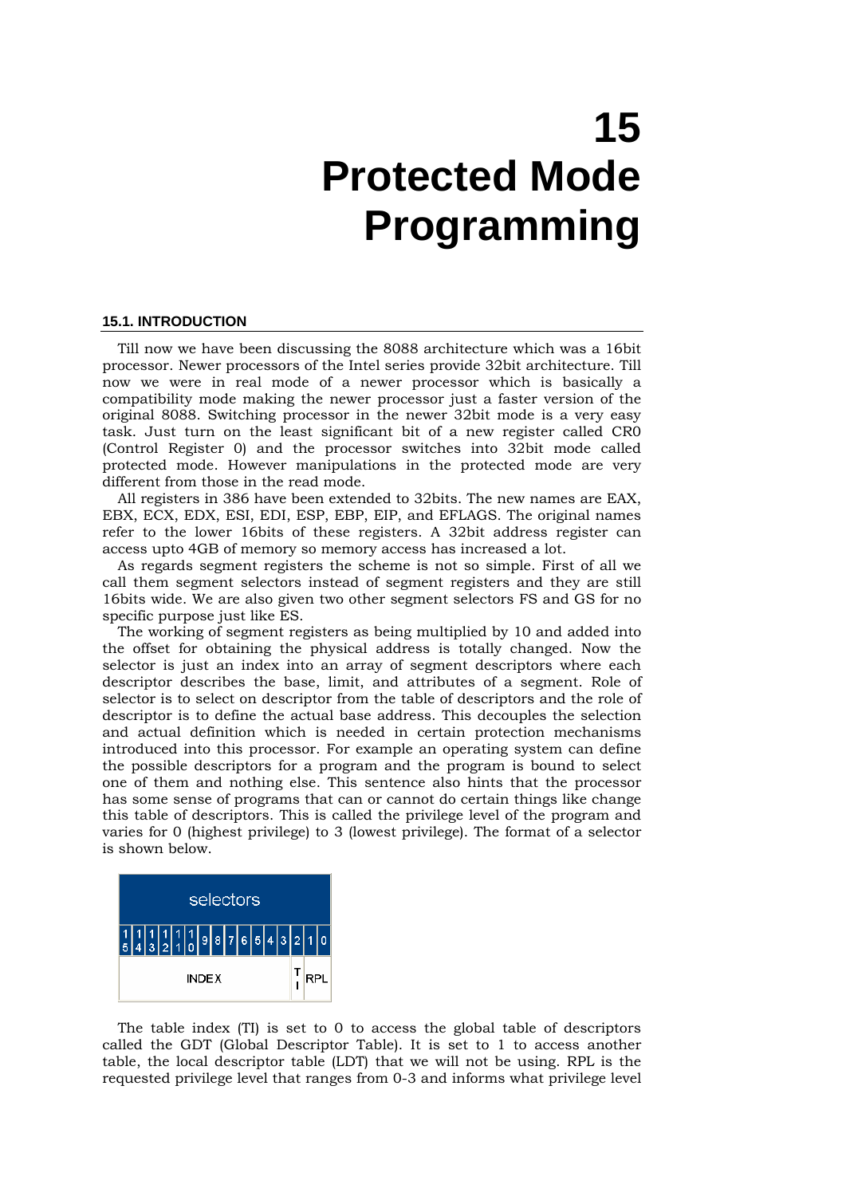# 15
# Protected Mode Programming

## 15.1. INTRODUCTION

Till now we have been discussing the 8088 architecture which was a 16bit processor. Newer processors of the Intel series provide 32bit architecture. Till now we were in real mode of a newer processor which is basically a compatibility mode making the newer processor just a faster version of the original 8088. Switching processor in the newer 32bit mode is a very easy task. Just turn on the least significant bit of a new register called CR0 (Control Register 0) and the processor switches into 32bit mode called protected mode. However manipulations in the protected mode are very different from those in the read mode.

All registers in 386 have been extended to 32bits. The new names are EAX, EBX, ECX, EDX, ESI, EDI, ESP, EBP, EIP, and EFLAGS. The original names refer to the lower 16bits of these registers. A 32bit address register can access upto 4GB of memory so memory access has increased a lot.

As regards segment registers the scheme is not so simple. First of all we call them segment selectors instead of segment registers and they are still 16bits wide. We are also given two other segment selectors FS and GS for no specific purpose just like ES.

The working of segment registers as being multiplied by 10 and added into the offset for obtaining the physical address is totally changed. Now the selector is just an index into an array of segment descriptors where each descriptor describes the base, limit, and attributes of a segment. Role of selector is to select on descriptor from the table of descriptors and the role of descriptor is to define the actual base address. This decouples the selection and actual definition which is needed in certain protection mechanisms introduced into this processor. For example an operating system can define the possible descriptors for a program and the program is bound to select one of them and nothing else. This sentence also hints that the processor has some sense of programs that can or cannot do certain things like change this table of descriptors. This is called the privilege level of the program and varies for 0 (highest privilege) to 3 (lowest privilege). The format of a selector is shown below.

| selectors | | | | | | | | | | | | | | | |
|---|---|---|---|---|---|---|---|---|---|---|---|---|---|---|---|
| 15 | 14 | 13 | 12 | 11 | 10 | 9 | 8 | 7 | 6 | 5 | 4 | 3 | 2 | 1 | 0 |
| INDEX | | | | | | | | | | | | | TI | RPL | |

The table index (TI) is set to 0 to access the global table of descriptors called the GDT (Global Descriptor Table). It is set to 1 to access another table, the local descriptor table (LDT) that we will not be using. RPL is the requested privilege level that ranges from 0-3 and informs what privilege level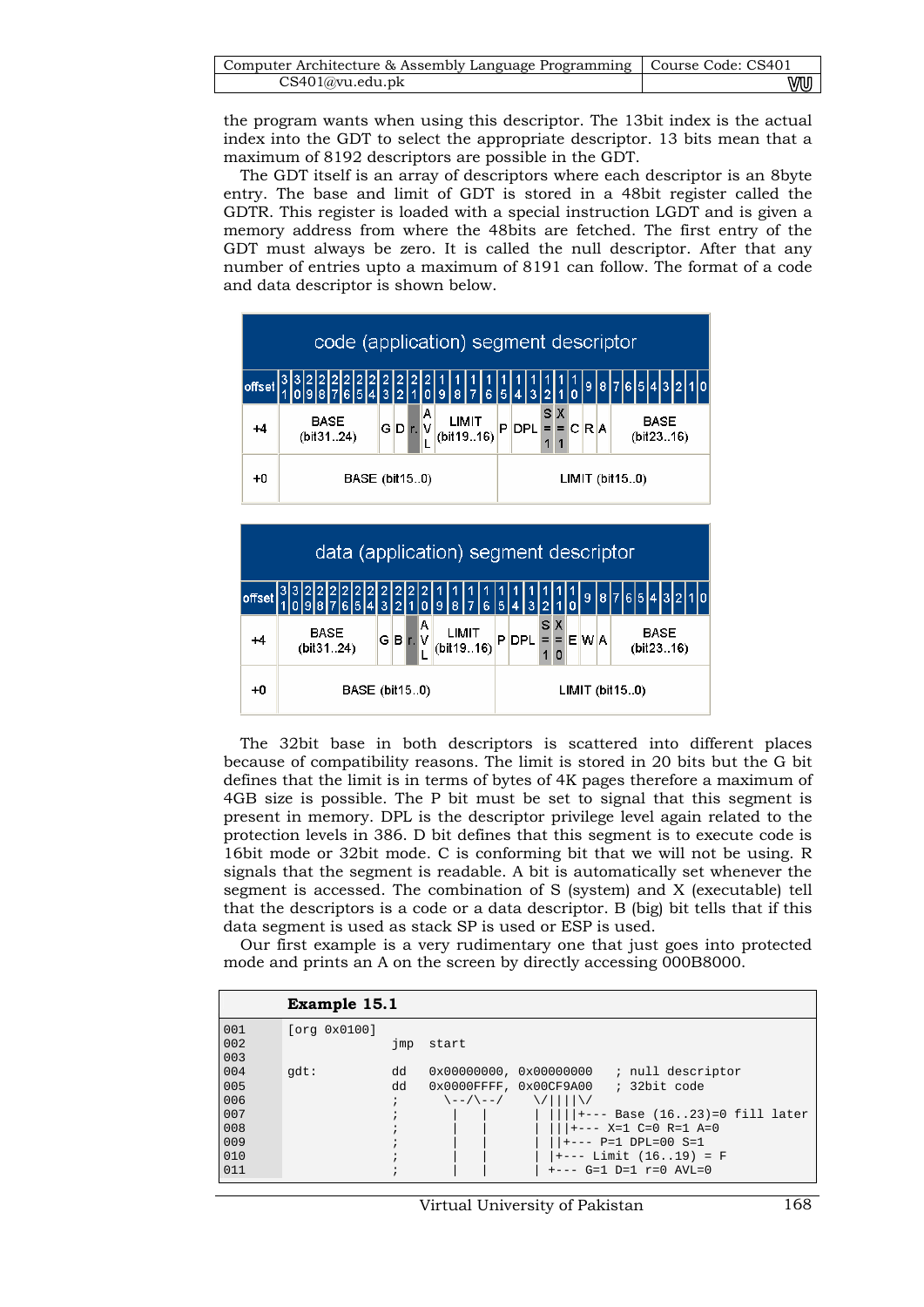the program wants when using this descriptor. The 13bit index is the actual index into the GDT to select the appropriate descriptor. 13 bits mean that a maximum of 8192 descriptors are possible in the GDT.

The GDT itself is an array of descriptors where each descriptor is an 8byte entry. The base and limit of GDT is stored in a 48bit register called the GDTR. This register is loaded with a special instruction LGDT and is given a memory address from where the 48bits are fetched. The first entry of the GDT must always be zero. It is called the null descriptor. After that any number of entries upto a maximum of 8191 can follow. The format of a code and data descriptor is shown below.

**code (application) segment descriptor**

| offset | 31..24 | 23 | 22 | 21 | 20 | 19..16 | 15 | 14..13 | 12 | 11 | 10 | 9 | 8 | 7..0 |
|---|---|---|---|---|---|---|---|---|---|---|---|---|---|---|
| +4 | BASE (bit31..24) | G | D | r. | AVL | LIMIT (bit19..16) | P | DPL | S = 1 | X = 1 | C | R | A | BASE (bit23..16) |
| +0 | BASE (bit15..0) | | | | | | LIMIT (bit15..0) | | | | | | | |

**data (application) segment descriptor**

| offset | 31..24 | 23 | 22 | 21 | 20 | 19..16 | 15 | 14..13 | 12 | 11 | 10 | 9 | 8 | 7..0 |
|---|---|---|---|---|---|---|---|---|---|---|---|---|---|---|
| +4 | BASE (bit31..24) | G | B | r. | AVL | LIMIT (bit19..16) | P | DPL | S = 1 | X = 0 | E | W | A | BASE (bit23..16) |
| +0 | BASE (bit15..0) | | | | | | LIMIT (bit15..0) | | | | | | | |

The 32bit base in both descriptors is scattered into different places because of compatibility reasons. The limit is stored in 20 bits but the G bit defines that the limit is in terms of bytes of 4K pages therefore a maximum of 4GB size is possible. The P bit must be set to signal that this segment is present in memory. DPL is the descriptor privilege level again related to the protection levels in 386. D bit defines that this segment is to execute code is 16bit mode or 32bit mode. C is conforming bit that we will not be using. R signals that the segment is readable. A bit is automatically set whenever the segment is accessed. The combination of S (system) and X (executable) tell that the descriptors is a code or a data descriptor. B (big) bit tells that if this data segment is used as stack SP is used or ESP is used.

Our first example is a very rudimentary one that just goes into protected mode and prints an A on the screen by directly accessing 000B8000.

**Example 15.1**

```
001     [org 0x0100]
002                   jmp  start
003
004     gdt:          dd   0x00000000, 0x00000000   ; null descriptor
005                   dd   0x0000FFFF, 0x00CF9A00   ; 32bit code
006                   ;      \--/\--/     \/||||\/
007                   ;       |   |       | ||||+--- Base (16..23)=0 fill later
008                   ;       |   |       | |||+--- X=1 C=0 R=1 A=0
009                   ;       |   |       | ||+--- P=1 DPL=00 S=1
010                   ;       |   |       | |+--- Limit (16..19) = F
011                   ;       |   |       | +--- G=1 D=1 r=0 AVL=0
```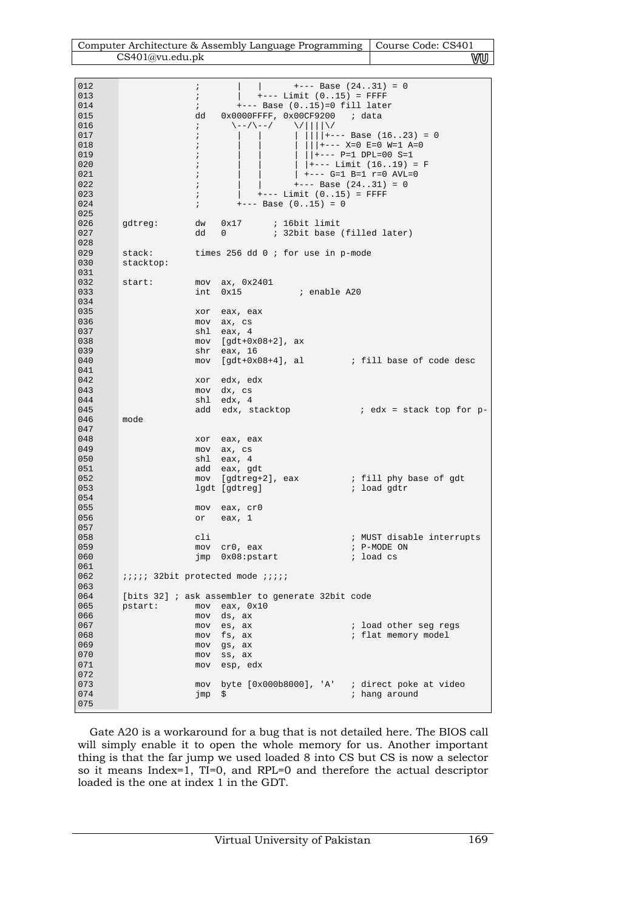```
012                 ;       |   |       +--- Base (24..31) = 0
013                 ;       |   +--- Limit (0..15) = FFFF
014                 ;       +--- Base (0..15)=0 fill later
015                 dd   0x0000FFFF, 0x00CF9200   ; data
016                 ;      \--/\--/    \/||||\/
017                 ;       |   |       | ||||+--- Base (16..23) = 0
018                 ;       |   |       | |||+--- X=0 E=0 W=1 A=0
019                 ;       |   |       | ||+--- P=1 DPL=00 S=1
020                 ;       |   |       | |+--- Limit (16..19) = F
021                 ;       |   |       | +--- G=1 B=1 r=0 AVL=0
022                 ;       |   |       +--- Base (24..31) = 0
023                 ;       |   +--- Limit (0..15) = FFFF
024                 ;       +--- Base (0..15) = 0
025
026     gdtreg:     dw   0x17      ; 16bit limit
027                 dd   0         ; 32bit base (filled later)
028
029     stack:      times 256 dd 0 ; for use in p-mode
030     stacktop:
031
032     start:      mov  ax, 0x2401
033                 int  0x15           ; enable A20
034
035                 xor  eax, eax
036                 mov  ax, cs
037                 shl  eax, 4
038                 mov  [gdt+0x08+2], ax
039                 shr  eax, 16
040                 mov  [gdt+0x08+4], al        ; fill base of code desc
041
042                 xor  edx, edx
043                 mov  dx, cs
044                 shl  edx, 4
045                 add  edx, stacktop             ; edx = stack top for p-
046     mode
047
048                 xor  eax, eax
049                 mov  ax, cs
050                 shl  eax, 4
051                 add  eax, gdt
052                 mov  [gdtreg+2], eax          ; fill phy base of gdt
053                 lgdt [gdtreg]                 ; load gdtr
054
055                 mov  eax, cr0
056                 or   eax, 1
057
058                 cli                           ; MUST disable interrupts
059                 mov  cr0, eax                 ; P-MODE ON
060                 jmp  0x08:pstart              ; load cs
061
062     ;;;;; 32bit protected mode ;;;;;
063
064     [bits 32] ; ask assembler to generate 32bit code
065     pstart:     mov  eax, 0x10
066                 mov  ds, ax
067                 mov  es, ax                   ; load other seg regs
068                 mov  fs, ax                   ; flat memory model
069                 mov  gs, ax
070                 mov  ss, ax
071                 mov  esp, edx
072
073                 mov  byte [0x000b8000], 'A'   ; direct poke at video
074                 jmp  $                        ; hang around
075
```

Gate A20 is a workaround for a bug that is not detailed here. The BIOS call will simply enable it to open the whole memory for us. Another important thing is that the far jump we used loaded 8 into CS but CS is now a selector so it means Index=1, TI=0, and RPL=0 and therefore the actual descriptor loaded is the one at index 1 in the GDT.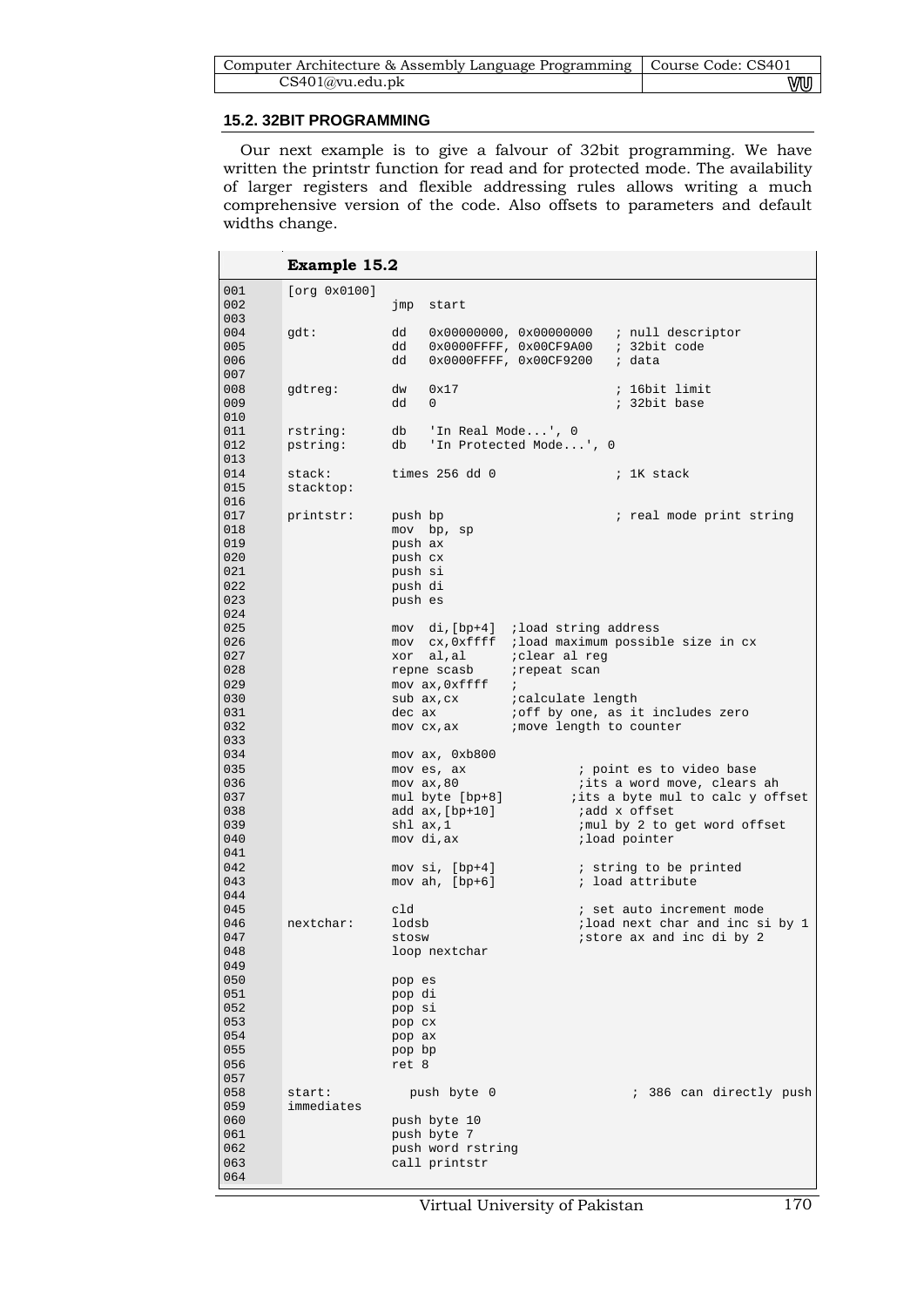### 15.2. 32BIT PROGRAMMING

Our next example is to give a falvour of 32bit programming. We have written the printstr function for read and for protected mode. The availability of larger registers and flexible addressing rules allows writing a much comprehensive version of the code. Also offsets to parameters and default widths change.

**Example 15.2**

```
001     [org 0x0100]
002                  jmp  start
003
004     gdt:         dd   0x00000000, 0x00000000   ; null descriptor
005                  dd   0x0000FFFF, 0x00CF9A00   ; 32bit code
006                  dd   0x0000FFFF, 0x00CF9200   ; data
007
008     gdtreg:      dw   0x17                     ; 16bit limit
009                  dd   0                        ; 32bit base
010
011     rstring:     db   'In Real Mode...', 0
012     pstring:     db   'In Protected Mode...', 0
013
014     stack:       times 256 dd 0                ; 1K stack
015     stacktop:
016
017     printstr:    push bp                       ; real mode print string
018                  mov  bp, sp
019                  push ax
020                  push cx
021                  push si
022                  push di
023                  push es
024
025                  mov  di,[bp+4]  ;load string address
026                  mov  cx,0xffff  ;load maximum possible size in cx
027                  xor  al,al      ;clear al reg
028                  repne scasb     ;repeat scan
029                  mov ax,0xffff   ;
030                  sub ax,cx       ;calculate length
031                  dec ax          ;off by one, as it includes zero
032                  mov cx,ax       ;move length to counter
033
034                  mov ax, 0xb800
035                  mov es, ax                ; point es to video base
036                  mov ax,80                 ;its a word move, clears ah
037                  mul byte [bp+8]          ;its a byte mul to calc y offset
038                  add ax,[bp+10]            ;add x offset
039                  shl ax,1                  ;mul by 2 to get word offset
040                  mov di,ax                 ;load pointer
041
042                  mov si, [bp+4]            ; string to be printed
043                  mov ah, [bp+6]            ; load attribute
044
045                  cld                       ; set auto increment mode
046     nextchar:    lodsb                     ;load next char and inc si by 1
047                  stosw                     ;store ax and inc di by 2
048                  loop nextchar
049
050                  pop es
051                  pop di
052                  pop si
053                  pop cx
054                  pop ax
055                  pop bp
056                  ret 8
057
058     start:         push byte 0                 ; 386 can directly push
059     immediates
060                  push byte 10
061                  push byte 7
062                  push word rstring
063                  call printstr
064
```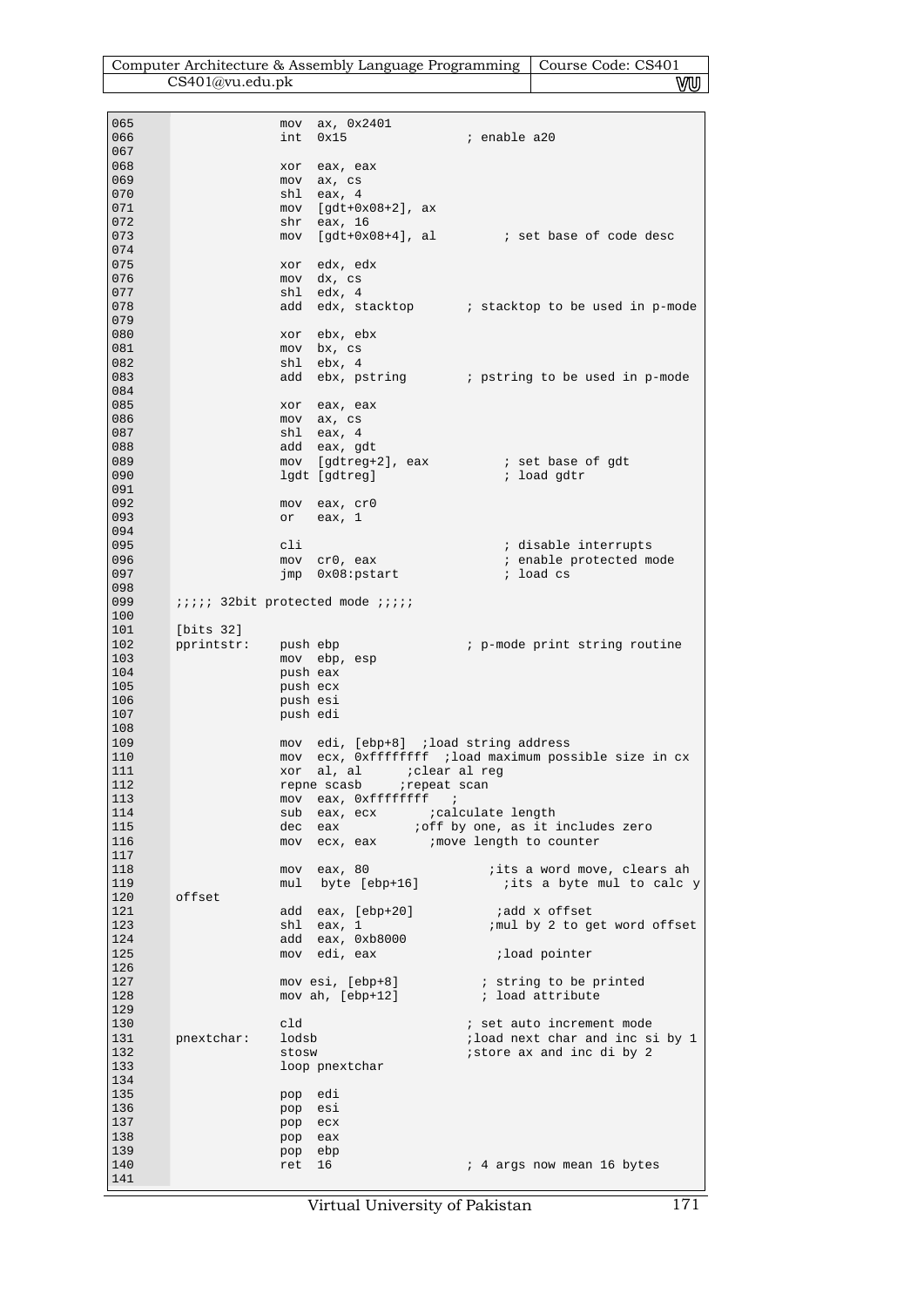```
065                 mov  ax, 0x2401
066                 int  0x15                ; enable a20
067
068                 xor  eax, eax
069                 mov  ax, cs
070                 shl  eax, 4
071                 mov  [gdt+0x08+2], ax
072                 shr  eax, 16
073                 mov  [gdt+0x08+4], al         ; set base of code desc
074
075                 xor  edx, edx
076                 mov  dx, cs
077                 shl  edx, 4
078                 add  edx, stacktop       ; stacktop to be used in p-mode
079
080                 xor  ebx, ebx
081                 mov  bx, cs
082                 shl  ebx, 4
083                 add  ebx, pstring        ; pstring to be used in p-mode
084
085                 xor  eax, eax
086                 mov  ax, cs
087                 shl  eax, 4
088                 add  eax, gdt
089                 mov  [gdtreg+2], eax          ; set base of gdt
090                 lgdt [gdtreg]                 ; load gdtr
091
092                 mov  eax, cr0
093                 or   eax, 1
094
095                 cli                           ; disable interrupts
096                 mov  cr0, eax                 ; enable protected mode
097                 jmp  0x08:pstart              ; load cs
098
099       ;;;;; 32bit protected mode ;;;;;
100
101       [bits 32]
102       pprintstr:    push ebp                 ; p-mode print string routine
103                 mov  ebp, esp
104                 push eax
105                 push ecx
106                 push esi
107                 push edi
108
109                 mov  edi, [ebp+8]  ;load string address
110                 mov  ecx, 0xffffffff  ;load maximum possible size in cx
111                 xor  al, al      ;clear al reg
112                 repne scasb     ;repeat scan
113                 mov  eax, 0xffffffff   ;
114                 sub  eax, ecx       ;calculate length
115                 dec  eax          ;off by one, as it includes zero
116                 mov  ecx, eax       ;move length to counter
117
118                 mov  eax, 80                ;its a word move, clears ah
119                 mul  byte [ebp+16]           ;its a byte mul to calc y
120       offset
121                 add  eax, [ebp+20]           ;add x offset
123                 shl  eax, 1                 ;mul by 2 to get word offset
124                 add  eax, 0xb8000
125                 mov  edi, eax                ;load pointer
126
127                 mov esi, [ebp+8]           ; string to be printed
128                 mov ah, [ebp+12]           ; load attribute
129
130                 cld                        ; set auto increment mode
131       pnextchar:    lodsb                      ;load next char and inc si by 1
132                 stosw                      ;store ax and inc di by 2
133                 loop pnextchar
134
135                 pop  edi
136                 pop  esi
137                 pop  ecx
138                 pop  eax
139                 pop  ebp
140                 ret  16                    ; 4 args now mean 16 bytes
141
```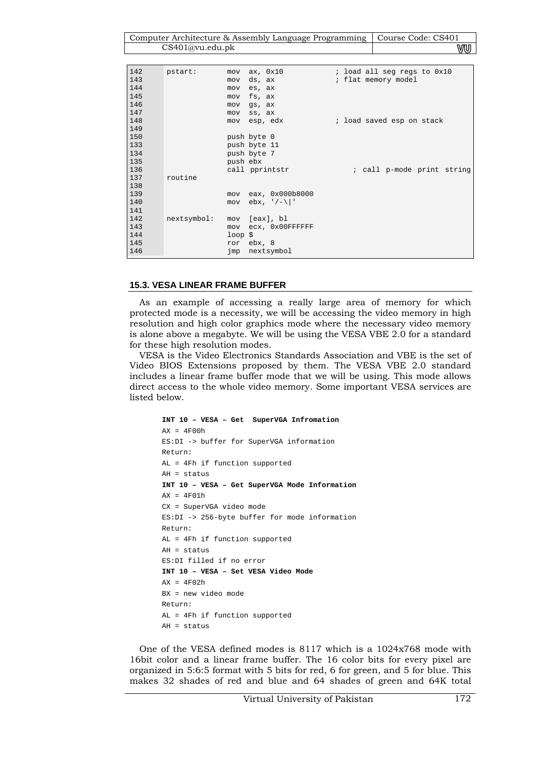```
142   pstart:       mov  ax, 0x10            ; load all seg regs to 0x10
143                 mov  ds, ax              ; flat memory model
144                 mov  es, ax
145                 mov  fs, ax
146                 mov  gs, ax
147                 mov  ss, ax
148                 mov  esp, edx            ; load saved esp on stack
149
150                 push byte 0
133                 push byte 11
134                 push byte 7
135                 push ebx
136                 call pprintstr               ; call p-mode print string
137   routine
138
139                 mov  eax, 0x000b8000
140                 mov  ebx, '/-\|'
141
142   nextsymbol:   mov  [eax], bl
143                 mov  ecx, 0x00FFFFFF
144                 loop $
145                 ror  ebx, 8
146                 jmp  nextsymbol
```

## 15.3. VESA LINEAR FRAME BUFFER

As an example of accessing a really large area of memory for which protected mode is a necessity, we will be accessing the video memory in high resolution and high color graphics mode where the necessary video memory is alone above a megabyte. We will be using the VESA VBE 2.0 for a standard for these high resolution modes.

VESA is the Video Electronics Standards Association and VBE is the set of Video BIOS Extensions proposed by them. The VESA VBE 2.0 standard includes a linear frame buffer mode that we will be using. This mode allows direct access to the whole video memory. Some important VESA services are listed below.

```
INT 10 – VESA – Get  SuperVGA Infromation
AX = 4F00h
ES:DI -> buffer for SuperVGA information
Return:
AL = 4Fh if function supported
AH = status
INT 10 – VESA – Get SuperVGA Mode Information
AX = 4F01h
CX = SuperVGA video mode
ES:DI -> 256-byte buffer for mode information
Return:
AL = 4Fh if function supported
AH = status
ES:DI filled if no error
INT 10 – VESA – Set VESA Video Mode
AX = 4F02h
BX = new video mode
Return:
AL = 4Fh if function supported
AH = status
```

One of the VESA defined modes is 8117 which is a 1024x768 mode with 16bit color and a linear frame buffer. The 16 color bits for every pixel are organized in 5:6:5 format with 5 bits for red, 6 for green, and 5 for blue. This makes 32 shades of red and blue and 64 shades of green and 64K total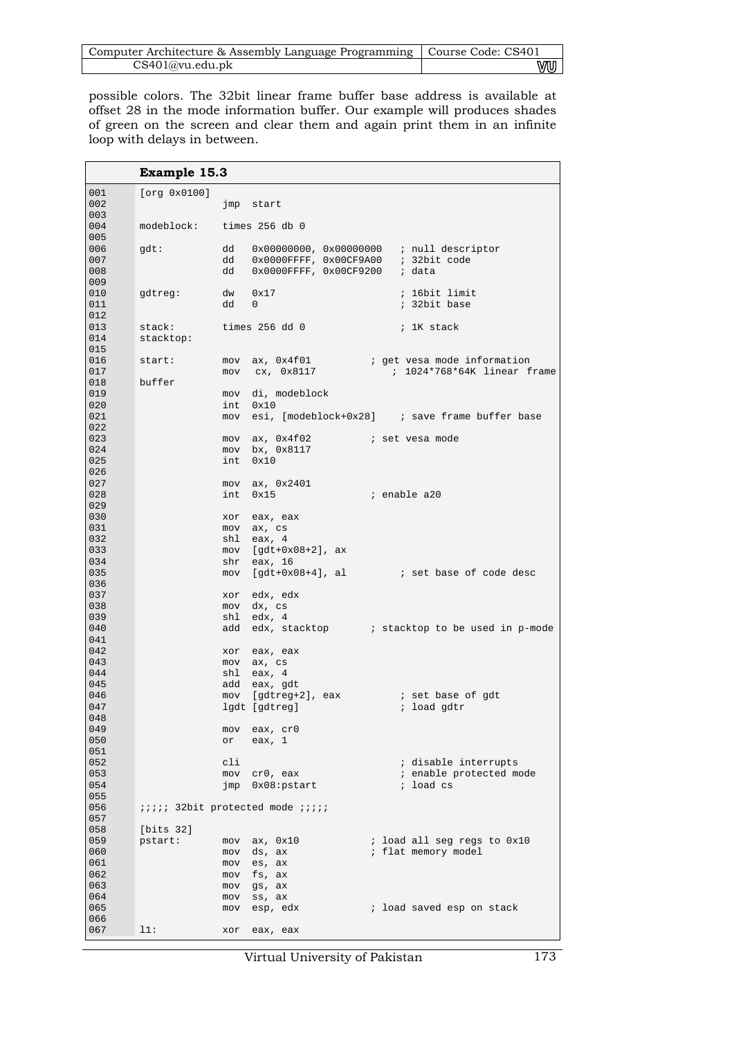possible colors. The 32bit linear frame buffer base address is available at offset 28 in the mode information buffer. Our example will produces shades of green on the screen and clear them and again print them in an infinite loop with delays in between.

**Example 15.3**

```
001     [org 0x0100]
002                 jmp  start
003
004     modeblock:    times 256 db 0
005
006     gdt:          dd   0x00000000, 0x00000000   ; null descriptor
007                   dd   0x0000FFFF, 0x00CF9A00   ; 32bit code
008                   dd   0x0000FFFF, 0x00CF9200   ; data
009
010     gdtreg:       dw   0x17                     ; 16bit limit
011                   dd   0                        ; 32bit base
012
013     stack:        times 256 dd 0                ; 1K stack
014     stacktop:
015
016     start:        mov  ax, 0x4f01          ; get vesa mode information
017                   mov   cx, 0x8117            ; 1024*768*64K linear frame
018     buffer
019                   mov  di, modeblock
020                   int  0x10
021                   mov  esi, [modeblock+0x28]    ; save frame buffer base
022
023                   mov  ax, 0x4f02          ; set vesa mode
024                   mov  bx, 0x8117
025                   int  0x10
026
027                   mov  ax, 0x2401
028                   int  0x15                ; enable a20
029
030                   xor  eax, eax
031                   mov  ax, cs
032                   shl  eax, 4
033                   mov  [gdt+0x08+2], ax
034                   shr  eax, 16
035                   mov  [gdt+0x08+4], al         ; set base of code desc
036
037                   xor  edx, edx
038                   mov  dx, cs
039                   shl  edx, 4
040                   add  edx, stacktop       ; stacktop to be used in p-mode
041
042                   xor  eax, eax
043                   mov  ax, cs
044                   shl  eax, 4
045                   add  eax, gdt
046                   mov  [gdtreg+2], eax          ; set base of gdt
047                   lgdt [gdtreg]                 ; load gdtr
048
049                   mov  eax, cr0
050                   or   eax, 1
051
052                   cli                           ; disable interrupts
053                   mov  cr0, eax                 ; enable protected mode
054                   jmp  0x08:pstart              ; load cs
055
056     ;;;;; 32bit protected mode ;;;;;
057
058     [bits 32]
059     pstart:       mov  ax, 0x10            ; load all seg regs to 0x10
060                   mov  ds, ax              ; flat memory model
061                   mov  es, ax
062                   mov  fs, ax
063                   mov  gs, ax
064                   mov  ss, ax
065                   mov  esp, edx            ; load saved esp on stack
066
067     l1:           xor  eax, eax
```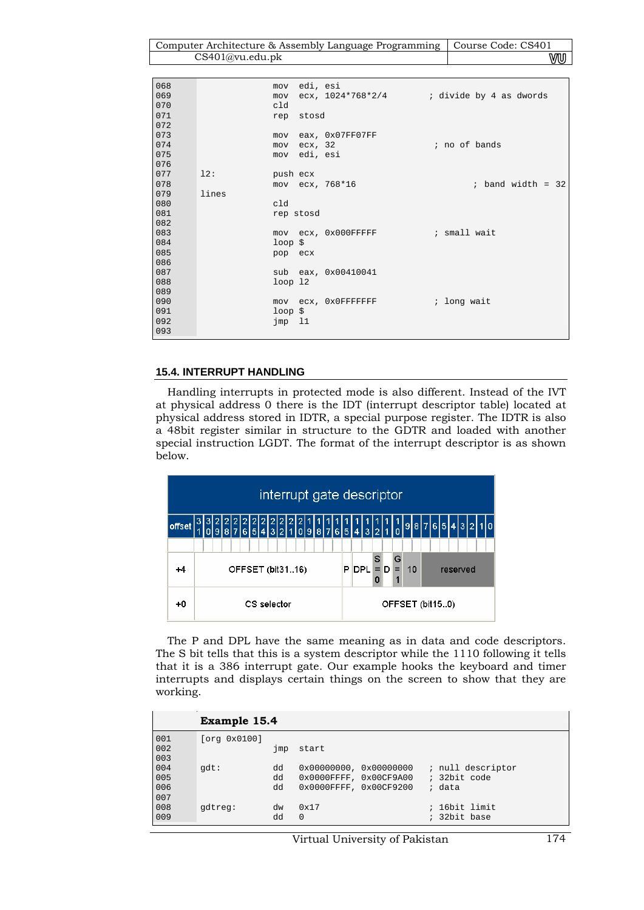```
068                 mov  edi, esi
069                 mov  ecx, 1024*768*2/4       ; divide by 4 as dwords
070                 cld
071                 rep  stosd
072
073                 mov  eax, 0x07FF07FF
074                 mov  ecx, 32                 ; no of bands
075                 mov  edi, esi
076
077     l2:         push ecx
078                 mov  ecx, 768*16                    ; band width = 32
079     lines
080                 cld
081                 rep stosd
082
083                 mov  ecx, 0x000FFFFF         ; small wait
084                 loop $
085                 pop  ecx
086
087                 sub  eax, 0x00410041
088                 loop l2
089
090                 mov  ecx, 0x0FFFFFFF         ; long wait
091                 loop $
092                 jmp  l1
093
```

### 15.4. INTERRUPT HANDLING

Handling interrupts in protected mode is also different. Instead of the IVT at physical address 0 there is the IDT (interrupt descriptor table) located at physical address stored in IDTR, a special purpose register. The IDTR is also a 48bit register similar in structure to the GDTR and loaded with another special instruction LGDT. The format of the interrupt descriptor is as shown below.

**interrupt gate descriptor**

| offset | 31..16 | 15 | 14..13 | 12 | 11 | 10 | 9..8 | 7..0 |
|---|---|---|---|---|---|---|---|---|
| +4 | OFFSET (bit31..16) | P | DPL | S = 0 | D | G = 1 | 10 | reserved |
| +0 | CS selector | OFFSET (bit15..0) | | | | | | |

The P and DPL have the same meaning as in data and code descriptors. The S bit tells that this is a system descriptor while the 1110 following it tells that it is a 386 interrupt gate. Our example hooks the keyboard and timer interrupts and displays certain things on the screen to show that they are working.

**Example 15.4**

```
001     [org 0x0100]
002                 jmp  start
003
004     gdt:        dd   0x00000000, 0x00000000   ; null descriptor
005                 dd   0x0000FFFF, 0x00CF9A00   ; 32bit code
006                 dd   0x0000FFFF, 0x00CF9200   ; data
007
008     gdtreg:     dw   0x17                     ; 16bit limit
009                 dd   0                        ; 32bit base
```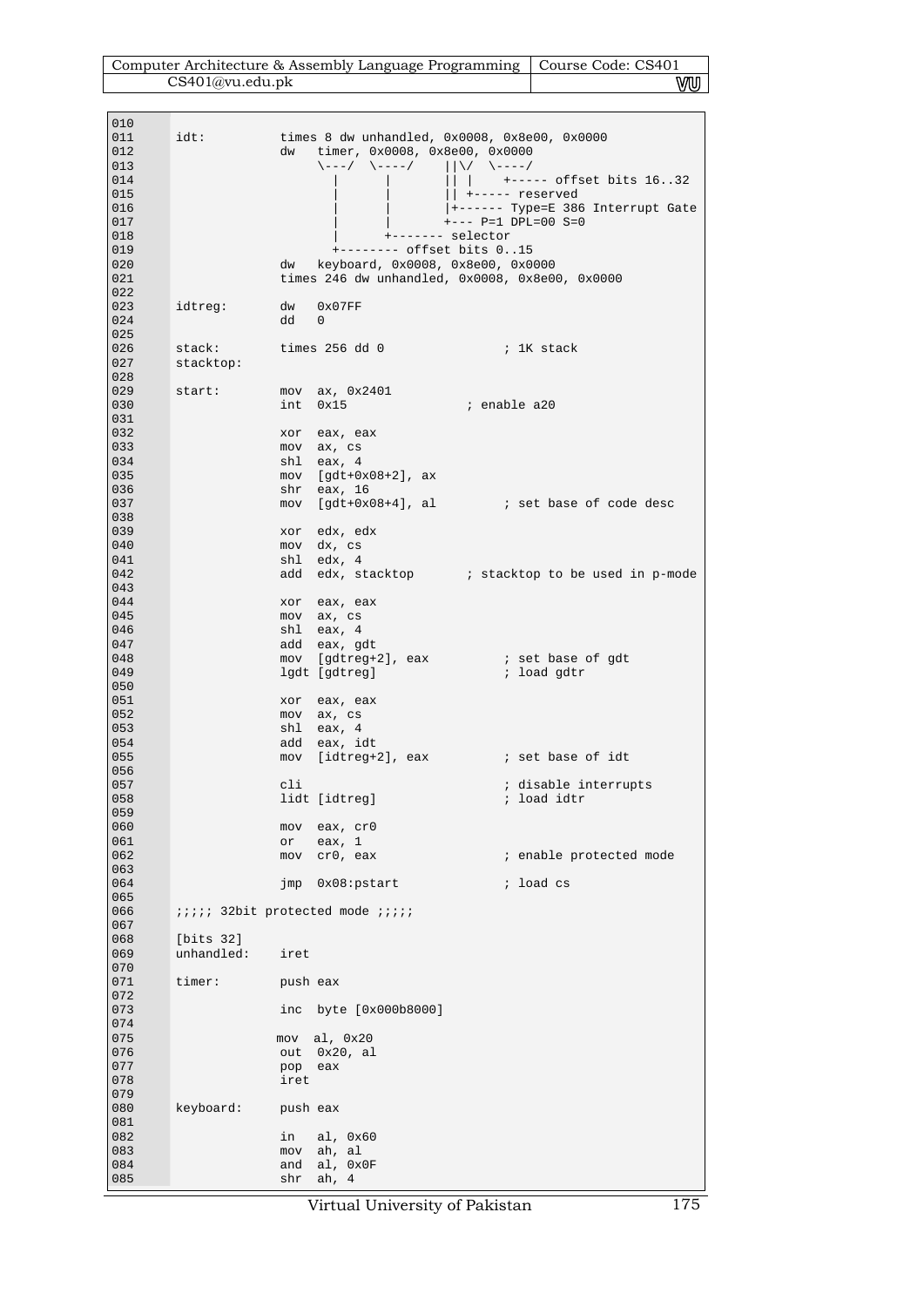```
010
011     idt:          times 8 dw unhandled, 0x0008, 0x8e00, 0x0000
012                   dw   timer, 0x0008, 0x8e00, 0x0000
013                        \---/  \----/    ||\/  \----/
014                          |      |       || |    +----- offset bits 16..32
015                          |      |       || +----- reserved
016                          |      |       |+------ Type=E 386 Interrupt Gate
017                          |      |       +--- P=1 DPL=00 S=0
018                          |      +------- selector
019                          +-------- offset bits 0..15
020                   dw   keyboard, 0x0008, 0x8e00, 0x0000
021                   times 246 dw unhandled, 0x0008, 0x8e00, 0x0000
022
023     idtreg:       dw   0x07FF
024                   dd   0
025
026     stack:        times 256 dd 0               ; 1K stack
027     stacktop:
028
029     start:        mov  ax, 0x2401
030                   int  0x15                ; enable a20
031
032                   xor  eax, eax
033                   mov  ax, cs
034                   shl  eax, 4
035                   mov  [gdt+0x08+2], ax
036                   shr  eax, 16
037                   mov  [gdt+0x08+4], al         ; set base of code desc
038
039                   xor  edx, edx
040                   mov  dx, cs
041                   shl  edx, 4
042                   add  edx, stacktop       ; stacktop to be used in p-mode
043
044                   xor  eax, eax
045                   mov  ax, cs
046                   shl  eax, 4
047                   add  eax, gdt
048                   mov  [gdtreg+2], eax          ; set base of gdt
049                   lgdt [gdtreg]                 ; load gdtr
050
051                   xor  eax, eax
052                   mov  ax, cs
053                   shl  eax, 4
054                   add  eax, idt
055                   mov  [idtreg+2], eax          ; set base of idt
056
057                   cli                           ; disable interrupts
058                   lidt [idtreg]                 ; load idtr
059
060                   mov  eax, cr0
061                   or   eax, 1
062                   mov  cr0, eax                 ; enable protected mode
063
064                   jmp  0x08:pstart              ; load cs
065
066     ;;;;; 32bit protected mode ;;;;;
067
068     [bits 32]
069     unhandled:    iret
070
071     timer:        push eax
072
073                   inc  byte [0x000b8000]
074
075                   mov  al, 0x20
076                   out  0x20, al
077                   pop  eax
078                   iret
079
080     keyboard:     push eax
081
082                   in   al, 0x60
083                   mov  ah, al
084                   and  al, 0x0F
085                   shr  ah, 4
```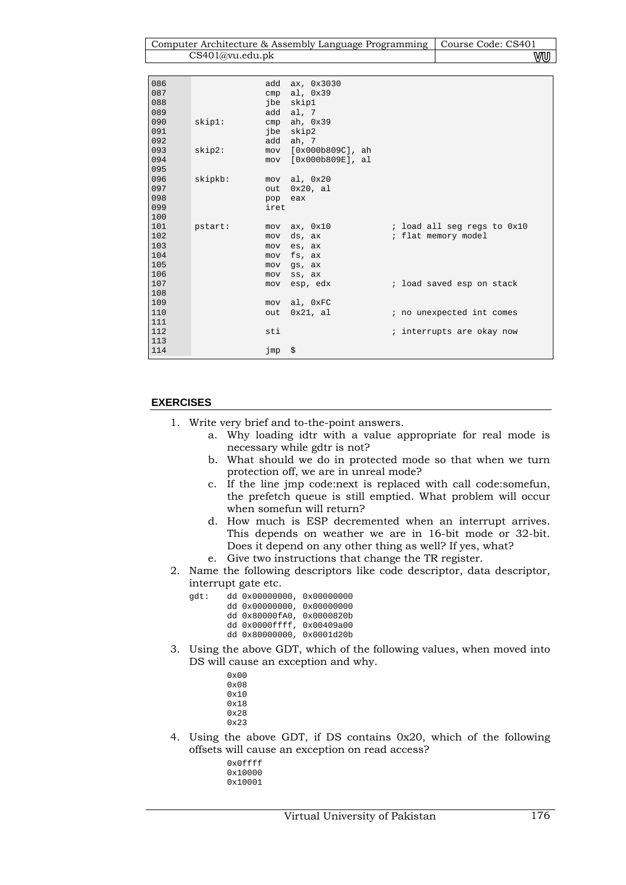```
086                 add  ax, 0x3030
087                 cmp  al, 0x39
088                 jbe  skip1
089                 add  al, 7
090     skip1:      cmp  ah, 0x39
091                 jbe  skip2
092                 add  ah, 7
093     skip2:      mov  [0x000b809C], ah
094                 mov  [0x000b809E], al
095
096     skipkb:     mov  al, 0x20
097                 out  0x20, al
098                 pop  eax
099                 iret
100
101     pstart:     mov  ax, 0x10           ; load all seg regs to 0x10
102                 mov  ds, ax             ; flat memory model
103                 mov  es, ax
104                 mov  fs, ax
105                 mov  gs, ax
106                 mov  ss, ax
107                 mov  esp, edx           ; load saved esp on stack
108
109                 mov  al, 0xFC
110                 out  0x21, al           ; no unexpected int comes
111
112                 sti                     ; interrupts are okay now
113
114                 jmp  $
```

## EXERCISES

1. Write very brief and to-the-point answers.
   a. Why loading idtr with a value appropriate for real mode is necessary while gdtr is not?
   b. What should we do in protected mode so that when we turn protection off, we are in unreal mode?
   c. If the line jmp code:next is replaced with call code:somefun, the prefetch queue is still emptied. What problem will occur when somefun will return?
   d. How much is ESP decremented when an interrupt arrives. This depends on weather we are in 16-bit mode or 32-bit. Does it depend on any other thing as well? If yes, what?
   e. Give two instructions that change the TR register.
2. Name the following descriptors like code descriptor, data descriptor, interrupt gate etc.

```
gdt:    dd 0x00000000, 0x00000000
        dd 0x00000000, 0x00000000
        dd 0x80000fA0, 0x0000820b
        dd 0x0000ffff, 0x00409a00
        dd 0x80000000, 0x0001d20b
```

3. Using the above GDT, which of the following values, when moved into DS will cause an exception and why.

```
0x00
0x08
0x10
0x18
0x28
0x23
```

4. Using the above GDT, if DS contains 0x20, which of the following offsets will cause an exception on read access?

```
0x0ffff
0x10000
0x10001
```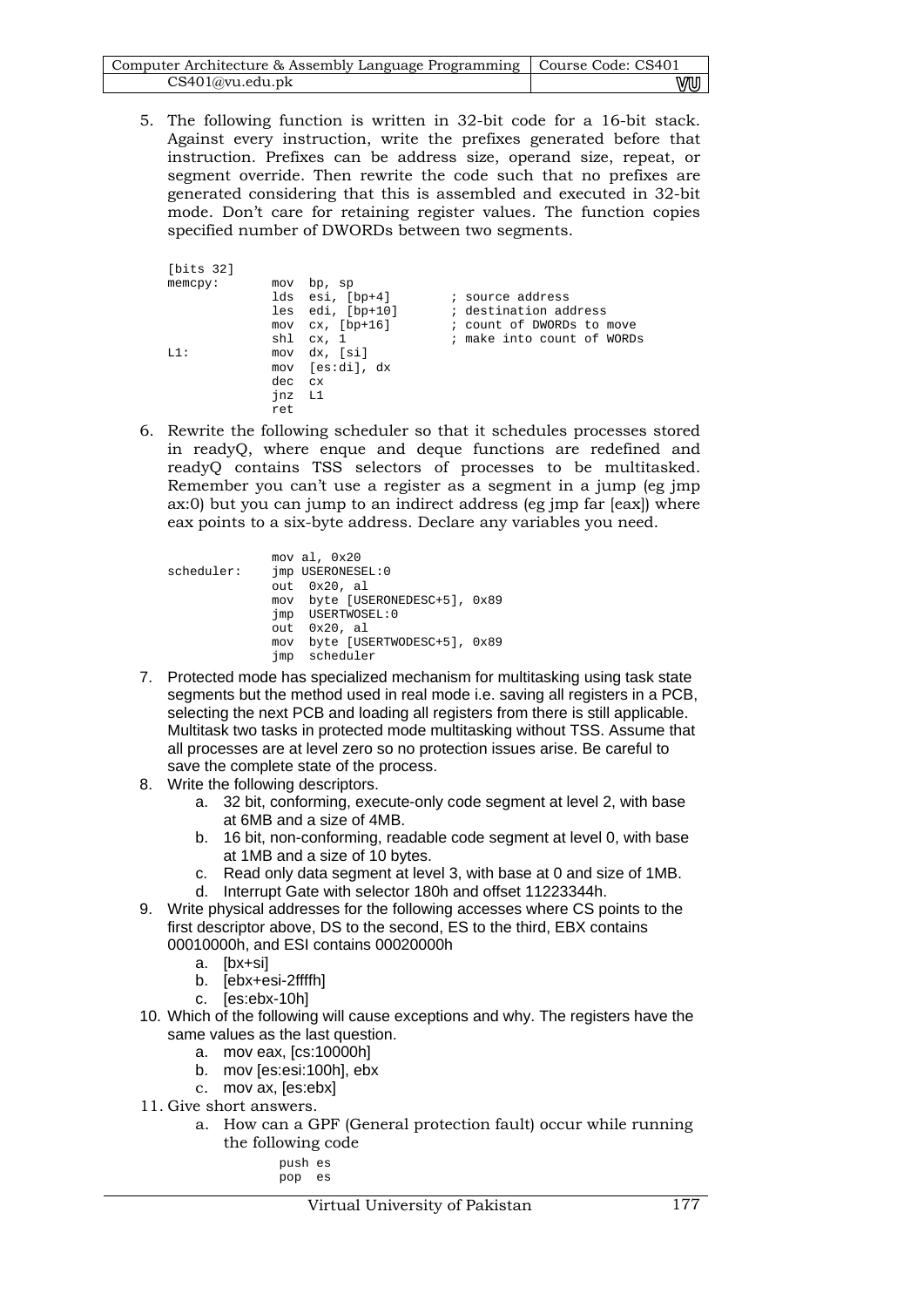5. The following function is written in 32-bit code for a 16-bit stack. Against every instruction, write the prefixes generated before that instruction. Prefixes can be address size, operand size, repeat, or segment override. Then rewrite the code such that no prefixes are generated considering that this is assembled and executed in 32-bit mode. Don't care for retaining register values. The function copies specified number of DWORDs between two segments.

```
[bits 32]
memcpy:         mov  bp, sp
                lds  esi, [bp+4]        ; source address
                les  edi, [bp+10]       ; destination address
                mov  cx, [bp+16]        ; count of DWORDs to move
                shl  cx, 1              ; make into count of WORDs
L1:             mov  dx, [si]
                mov  [es:di], dx
                dec  cx
                jnz  L1
                ret
```

6. Rewrite the following scheduler so that it schedules processes stored in readyQ, where enque and deque functions are redefined and readyQ contains TSS selectors of processes to be multitasked. Remember you can't use a register as a segment in a jump (eg jmp ax:0) but you can jump to an indirect address (eg jmp far [eax]) where eax points to a six-byte address. Declare any variables you need.

```
                mov al, 0x20
scheduler:      jmp USERONESEL:0
                out  0x20, al
                mov  byte [USERONEDESC+5], 0x89
                jmp  USERTWOSEL:0
                out  0x20, al
                mov  byte [USERTWODESC+5], 0x89
                jmp  scheduler
```

7. Protected mode has specialized mechanism for multitasking using task state segments but the method used in real mode i.e. saving all registers in a PCB, selecting the next PCB and loading all registers from there is still applicable. Multitask two tasks in protected mode multitasking without TSS. Assume that all processes are at level zero so no protection issues arise. Be careful to save the complete state of the process.
8. Write the following descriptors.
    a. 32 bit, conforming, execute-only code segment at level 2, with base at 6MB and a size of 4MB.
    b. 16 bit, non-conforming, readable code segment at level 0, with base at 1MB and a size of 10 bytes.
    c. Read only data segment at level 3, with base at 0 and size of 1MB.
    d. Interrupt Gate with selector 180h and offset 11223344h.
9. Write physical addresses for the following accesses where CS points to the first descriptor above, DS to the second, ES to the third, EBX contains 00010000h, and ESI contains 00020000h
    a. [bx+si]
    b. [ebx+esi-2ffffh]
    c. [es:ebx-10h]
10. Which of the following will cause exceptions and why. The registers have the same values as the last question.
    a. mov eax, [cs:10000h]
    b. mov [es:esi:100h], ebx
    c. mov ax, [es:ebx]
11. Give short answers.
    a. How can a GPF (General protection fault) occur while running the following code

```
push es
pop  es
```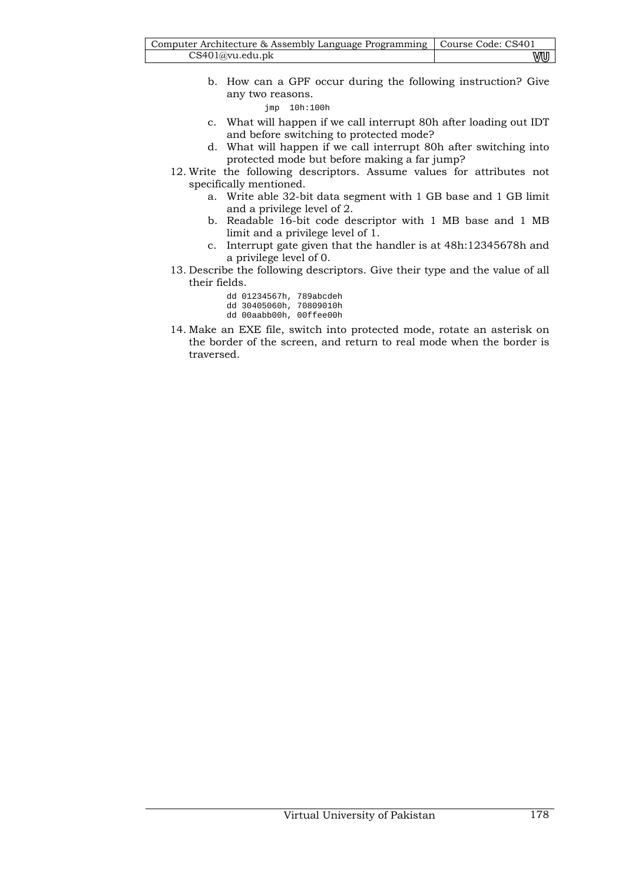b. How can a GPF occur during the following instruction? Give any two reasons.

```
jmp  10h:100h
```

   c. What will happen if we call interrupt 80h after loading out IDT and before switching to protected mode?
   d. What will happen if we call interrupt 80h after switching into protected mode but before making a far jump?

12. Write the following descriptors. Assume values for attributes not specifically mentioned.
    a. Write able 32-bit data segment with 1 GB base and 1 GB limit and a privilege level of 2.
    b. Readable 16-bit code descriptor with 1 MB base and 1 MB limit and a privilege level of 1.
    c. Interrupt gate given that the handler is at 48h:12345678h and a privilege level of 0.
13. Describe the following descriptors. Give their type and the value of all their fields.

```
dd 01234567h, 789abcdeh
dd 30405060h, 70809010h
dd 00aabb00h, 00ffee00h
```

14. Make an EXE file, switch into protected mode, rotate an asterisk on the border of the screen, and return to real mode when the border is traversed.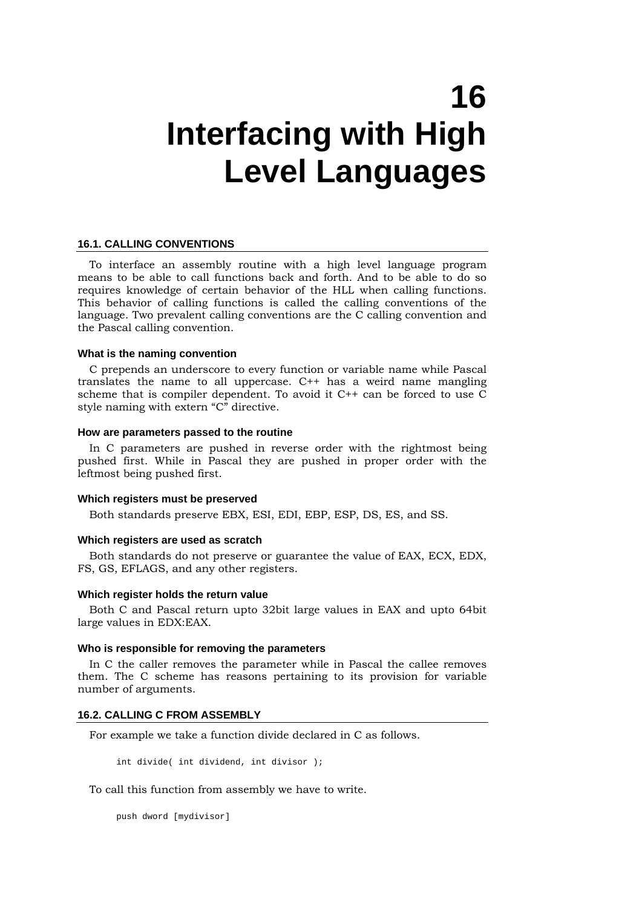# 16 Interfacing with High Level Languages

## 16.1. CALLING CONVENTIONS

To interface an assembly routine with a high level language program means to be able to call functions back and forth. And to be able to do so requires knowledge of certain behavior of the HLL when calling functions. This behavior of calling functions is called the calling conventions of the language. Two prevalent calling conventions are the C calling convention and the Pascal calling convention.

#### What is the naming convention

C prepends an underscore to every function or variable name while Pascal translates the name to all uppercase. C++ has a weird name mangling scheme that is compiler dependent. To avoid it C++ can be forced to use C style naming with extern "C" directive.

#### How are parameters passed to the routine

In C parameters are pushed in reverse order with the rightmost being pushed first. While in Pascal they are pushed in proper order with the leftmost being pushed first.

#### Which registers must be preserved

Both standards preserve EBX, ESI, EDI, EBP, ESP, DS, ES, and SS.

#### Which registers are used as scratch

Both standards do not preserve or guarantee the value of EAX, ECX, EDX, FS, GS, EFLAGS, and any other registers.

#### Which register holds the return value

Both C and Pascal return upto 32bit large values in EAX and upto 64bit large values in EDX:EAX.

#### Who is responsible for removing the parameters

In C the caller removes the parameter while in Pascal the callee removes them. The C scheme has reasons pertaining to its provision for variable number of arguments.

## 16.2. CALLING C FROM ASSEMBLY

For example we take a function divide declared in C as follows.

```
int divide( int dividend, int divisor );
```

To call this function from assembly we have to write.

```
push dword [mydivisor]
```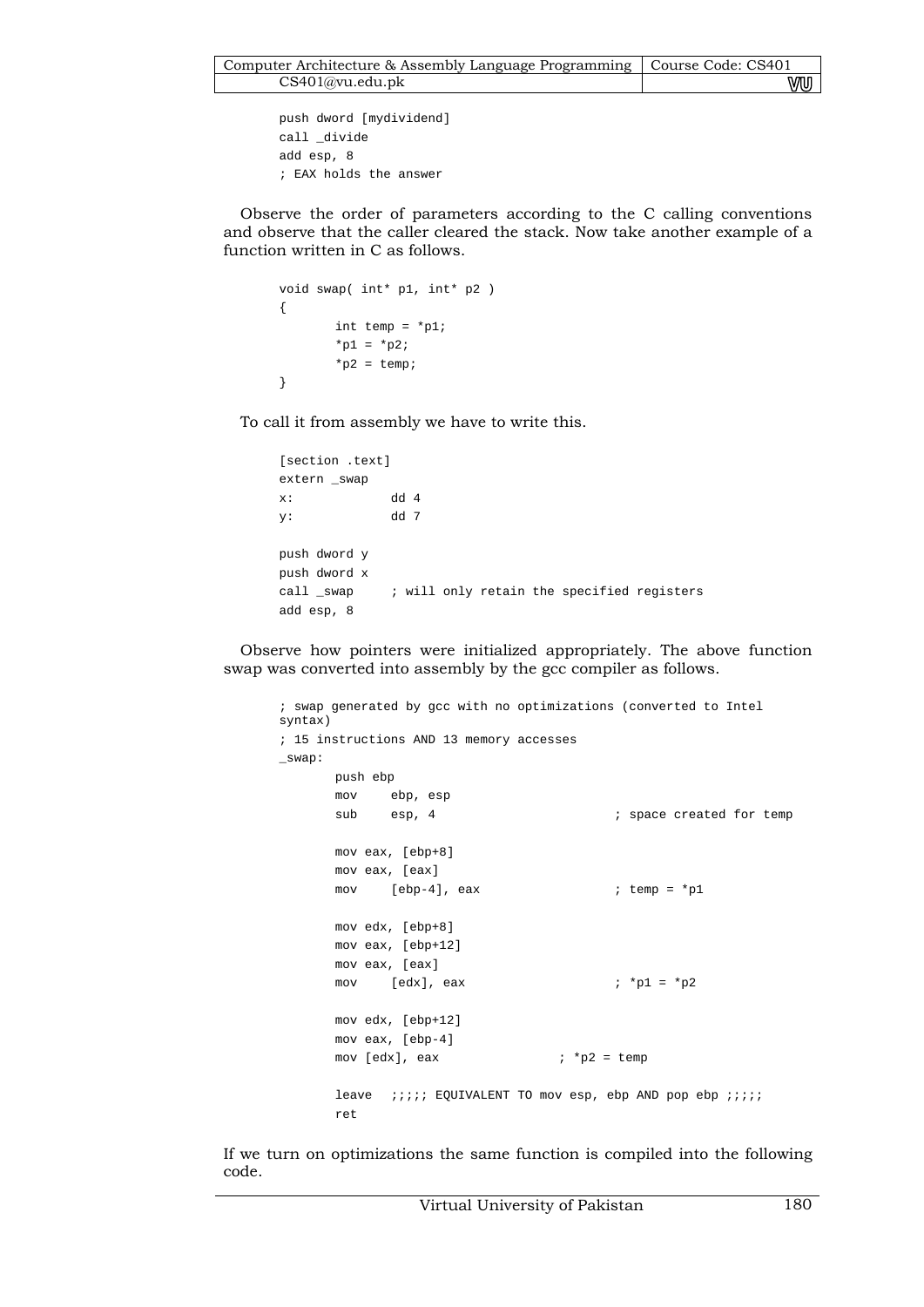```
push dword [mydividend]
call _divide
add esp, 8
; EAX holds the answer
```

Observe the order of parameters according to the C calling conventions and observe that the caller cleared the stack. Now take another example of a function written in C as follows.

```
void swap( int* p1, int* p2 )
{
        int temp = *p1;
        *p1 = *p2;
        *p2 = temp;
}
```

To call it from assembly we have to write this.

```
[section .text]
extern _swap
x:              dd 4
y:              dd 7

push dword y
push dword x
call _swap      ; will only retain the specified registers
add esp, 8
```

Observe how pointers were initialized appropriately. The above function swap was converted into assembly by the gcc compiler as follows.

```
; swap generated by gcc with no optimizations (converted to Intel
syntax)
; 15 instructions AND 13 memory accesses
_swap:
        push ebp
        mov     ebp, esp
        sub     esp, 4                  ; space created for temp

        mov eax, [ebp+8]
        mov eax, [eax]
        mov     [ebp-4], eax            ; temp = *p1

        mov edx, [ebp+8]
        mov eax, [ebp+12]
        mov eax, [eax]
        mov     [edx], eax              ; *p1 = *p2

        mov edx, [ebp+12]
        mov eax, [ebp-4]
        mov [edx], eax              ; *p2 = temp

        leave  ;;;;; EQUIVALENT TO mov esp, ebp AND pop ebp ;;;;;
        ret
```

If we turn on optimizations the same function is compiled into the following code.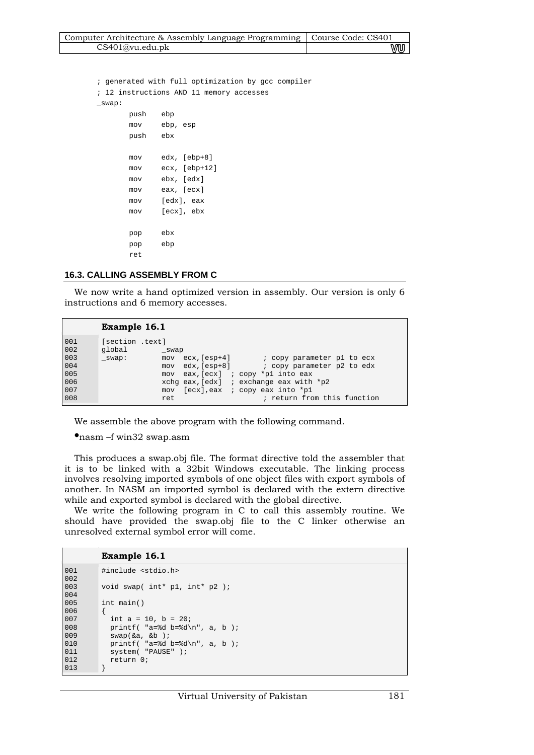```
; generated with full optimization by gcc compiler
; 12 instructions AND 11 memory accesses
_swap:
        push    ebp
        mov     ebp, esp
        push    ebx

        mov     edx, [ebp+8]
        mov     ecx, [ebp+12]
        mov     ebx, [edx]
        mov     eax, [ecx]
        mov     [edx], eax
        mov     [ecx], ebx

        pop     ebx
        pop     ebp
        ret
```

### 16.3. CALLING ASSEMBLY FROM C

We now write a hand optimized version in assembly. Our version is only 6 instructions and 6 memory accesses.

**Example 16.1**

```
001  [section .text]
002  global      _swap
003  _swap:          mov  ecx,[esp+4]      ; copy parameter p1 to ecx
004                  mov  edx,[esp+8]      ; copy parameter p2 to edx
005                  mov  eax,[ecx]  ; copy *p1 into eax
006                  xchg eax,[edx]  ; exchange eax with *p2
007                  mov  [ecx],eax  ; copy eax into *p1
008                  ret                   ; return from this function
```

We assemble the above program with the following command.

- nasm –f win32 swap.asm

This produces a swap.obj file. The format directive told the assembler that it is to be linked with a 32bit Windows executable. The linking process involves resolving imported symbols of one object files with export symbols of another. In NASM an imported symbol is declared with the extern directive while and exported symbol is declared with the global directive.

We write the following program in C to call this assembly routine. We should have provided the swap.obj file to the C linker otherwise an unresolved external symbol error will come.

**Example 16.1**

```
001  #include <stdio.h>
002
003  void swap( int* p1, int* p2 );
004
005  int main()
006  {
007    int a = 10, b = 20;
008    printf( "a=%d b=%d\n", a, b );
009    swap(&a, &b );
010    printf( "a=%d b=%d\n", a, b );
011    system( "PAUSE" );
012    return 0;
013  }
```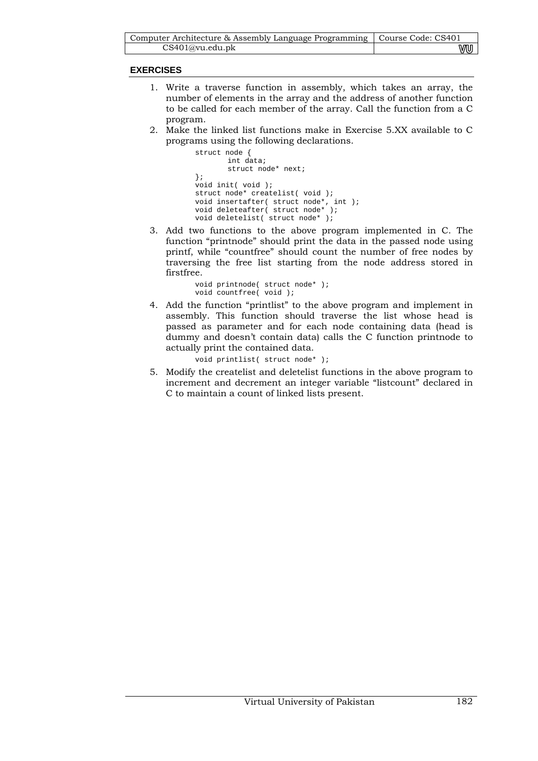## EXERCISES

1. Write a traverse function in assembly, which takes an array, the number of elements in the array and the address of another function to be called for each member of the array. Call the function from a C program.
2. Make the linked list functions make in Exercise 5.XX available to C programs using the following declarations.

```
struct node {
        int data;
        struct node* next;
};
void init( void );
struct node* createlist( void );
void insertafter( struct node*, int );
void deleteafter( struct node* );
void deletelist( struct node* );
```

3. Add two functions to the above program implemented in C. The function “printnode” should print the data in the passed node using printf, while “countfree” should count the number of free nodes by traversing the free list starting from the node address stored in firstfree.

```
void printnode( struct node* );
void countfree( void );
```

4. Add the function “printlist” to the above program and implement in assembly. This function should traverse the list whose head is passed as parameter and for each node containing data (head is dummy and doesn’t contain data) calls the C function printnode to actually print the contained data.

```
void printlist( struct node* );
```

5. Modify the createlist and deletelist functions in the above program to increment and decrement an integer variable “listcount” declared in C to maintain a count of linked lists present.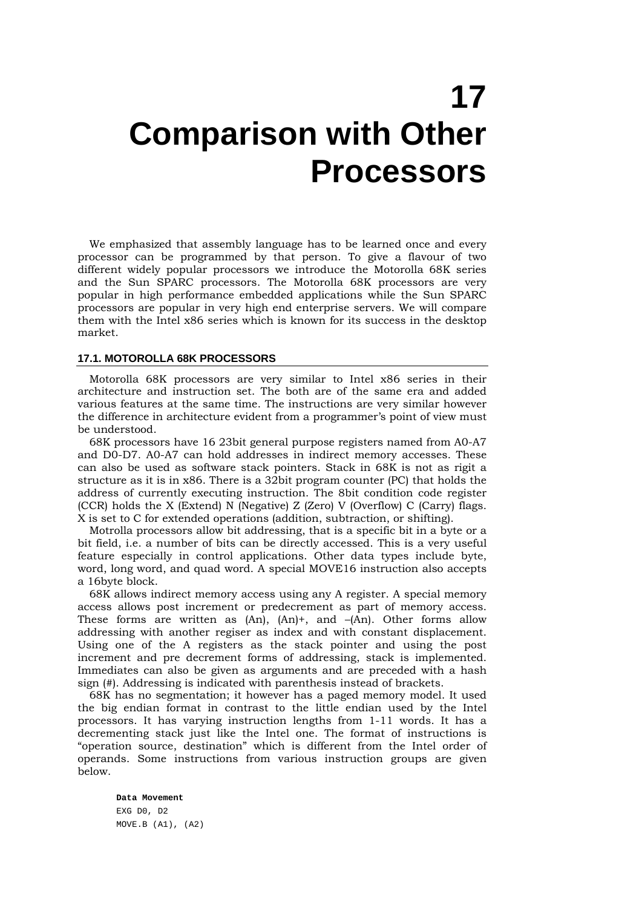# 17 Comparison with Other Processors

We emphasized that assembly language has to be learned once and every processor can be programmed by that person. To give a flavour of two different widely popular processors we introduce the Motorolla 68K series and the Sun SPARC processors. The Motorolla 68K processors are very popular in high performance embedded applications while the Sun SPARC processors are popular in very high end enterprise servers. We will compare them with the Intel x86 series which is known for its success in the desktop market.

## 17.1. MOTOROLLA 68K PROCESSORS

Motorolla 68K processors are very similar to Intel x86 series in their architecture and instruction set. The both are of the same era and added various features at the same time. The instructions are very similar however the difference in architecture evident from a programmer's point of view must be understood.

68K processors have 16 23bit general purpose registers named from A0-A7 and D0-D7. A0-A7 can hold addresses in indirect memory accesses. These can also be used as software stack pointers. Stack in 68K is not as rigit a structure as it is in x86. There is a 32bit program counter (PC) that holds the address of currently executing instruction. The 8bit condition code register (CCR) holds the X (Extend) N (Negative) Z (Zero) V (Overflow) C (Carry) flags. X is set to C for extended operations (addition, subtraction, or shifting).

Motrolla processors allow bit addressing, that is a specific bit in a byte or a bit field, i.e. a number of bits can be directly accessed. This is a very useful feature especially in control applications. Other data types include byte, word, long word, and quad word. A special MOVE16 instruction also accepts a 16byte block.

68K allows indirect memory access using any A register. A special memory access allows post increment or predecrement as part of memory access. These forms are written as (An), (An)+, and –(An). Other forms allow addressing with another regiser as index and with constant displacement. Using one of the A registers as the stack pointer and using the post increment and pre decrement forms of addressing, stack is implemented. Immediates can also be given as arguments and are preceded with a hash sign (#). Addressing is indicated with parenthesis instead of brackets.

68K has no segmentation; it however has a paged memory model. It used the big endian format in contrast to the little endian used by the Intel processors. It has varying instruction lengths from 1-11 words. It has a decrementing stack just like the Intel one. The format of instructions is "operation source, destination" which is different from the Intel order of operands. Some instructions from various instruction groups are given below.

```
Data Movement
EXG D0, D2
MOVE.B (A1), (A2)
```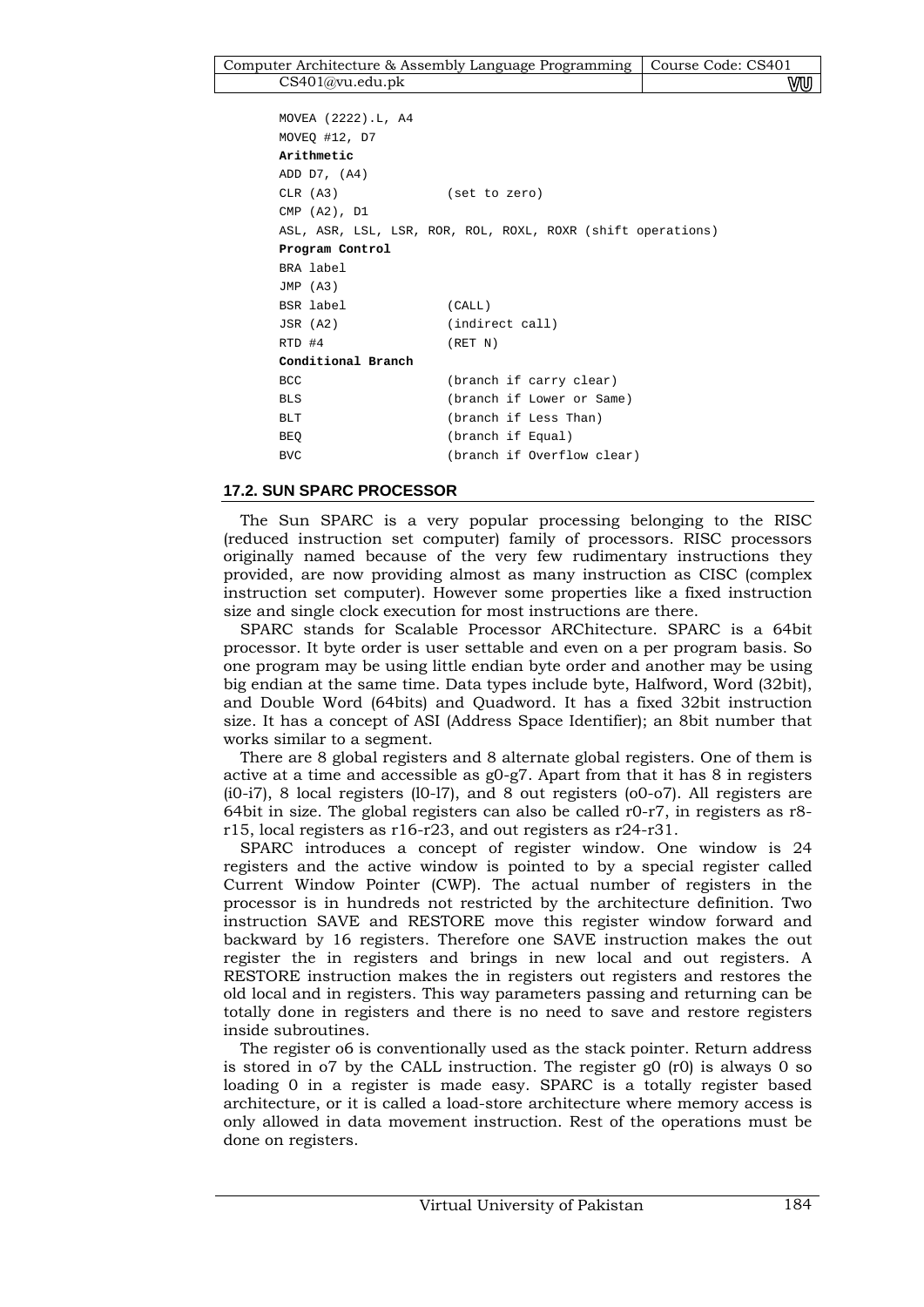```
MOVEA (2222).L, A4
MOVEQ #12, D7
```

**Arithmetic**

```
ADD D7, (A4)
CLR (A3)             (set to zero)
CMP (A2), D1
ASL, ASR, LSL, LSR, ROR, ROL, ROXL, ROXR (shift operations)
```

**Program Control**

```
BRA label
JMP (A3)
BSR label            (CALL)
JSR (A2)             (indirect call)
RTD #4               (RET N)
```

**Conditional Branch**

```
BCC                  (branch if carry clear)
BLS                  (branch if Lower or Same)
BLT                  (branch if Less Than)
BEQ                  (branch if Equal)
BVC                  (branch if Overflow clear)
```

### 17.2. SUN SPARC PROCESSOR

The Sun SPARC is a very popular processing belonging to the RISC (reduced instruction set computer) family of processors. RISC processors originally named because of the very few rudimentary instructions they provided, are now providing almost as many instruction as CISC (complex instruction set computer). However some properties like a fixed instruction size and single clock execution for most instructions are there.

SPARC stands for Scalable Processor ARChitecture. SPARC is a 64bit processor. It byte order is user settable and even on a per program basis. So one program may be using little endian byte order and another may be using big endian at the same time. Data types include byte, Halfword, Word (32bit), and Double Word (64bits) and Quadword. It has a fixed 32bit instruction size. It has a concept of ASI (Address Space Identifier); an 8bit number that works similar to a segment.

There are 8 global registers and 8 alternate global registers. One of them is active at a time and accessible as g0-g7. Apart from that it has 8 in registers (i0-i7), 8 local registers (l0-l7), and 8 out registers (o0-o7). All registers are 64bit in size. The global registers can also be called r0-r7, in registers as r8-r15, local registers as r16-r23, and out registers as r24-r31.

SPARC introduces a concept of register window. One window is 24 registers and the active window is pointed to by a special register called Current Window Pointer (CWP). The actual number of registers in the processor is in hundreds not restricted by the architecture definition. Two instruction SAVE and RESTORE move this register window forward and backward by 16 registers. Therefore one SAVE instruction makes the out register the in registers and brings in new local and out registers. A RESTORE instruction makes the in registers out registers and restores the old local and in registers. This way parameters passing and returning can be totally done in registers and there is no need to save and restore registers inside subroutines.

The register o6 is conventionally used as the stack pointer. Return address is stored in o7 by the CALL instruction. The register g0 (r0) is always 0 so loading 0 in a register is made easy. SPARC is a totally register based architecture, or it is called a load-store architecture where memory access is only allowed in data movement instruction. Rest of the operations must be done on registers.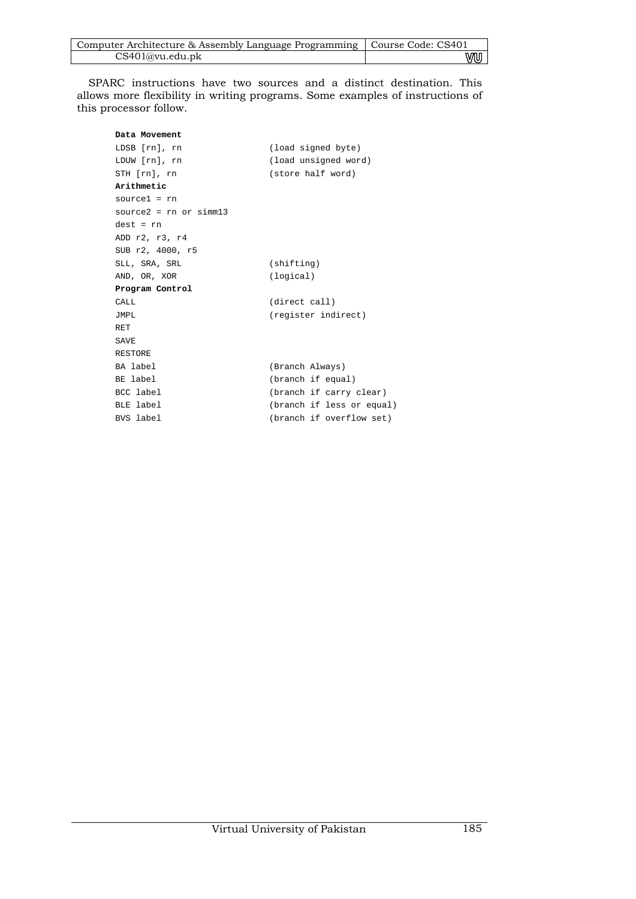SPARC instructions have two sources and a distinct destination. This allows more flexibility in writing programs. Some examples of instructions of this processor follow.

```
Data Movement
LDSB [rn], rn              (load signed byte)
LDUW [rn], rn              (load unsigned word)
STH [rn], rn               (store half word)
Arithmetic
source1 = rn
source2 = rn or simm13
dest = rn
ADD r2, r3, r4
SUB r2, 4000, r5
SLL, SRA, SRL              (shifting)
AND, OR, XOR               (logical)
Program Control
CALL                       (direct call)
JMPL                       (register indirect)
RET
SAVE
RESTORE
BA label                   (Branch Always)
BE label                   (branch if equal)
BCC label                  (branch if carry clear)
BLE label                  (branch if less or equal)
BVS label                  (branch if overflow set)
```